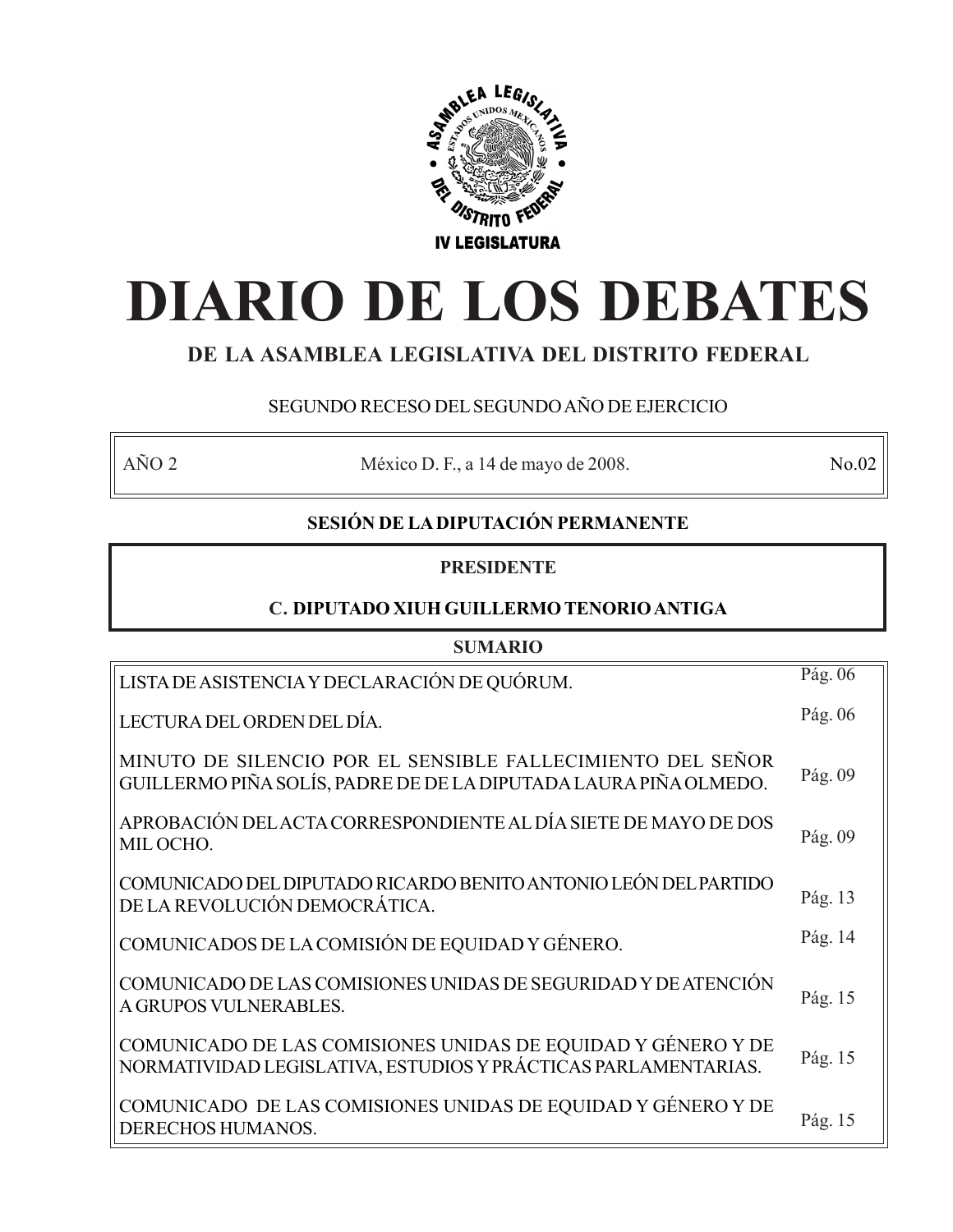ASAMBLEA LEGISLATIVA DEL DISTRITO FEDERAL

IV LEGISLATURA

# DIARIO DE LOS DEBATES

## DE LA ASAMBLEA LEGISLATIVA DEL DISTRITO FEDERAL

SEGUNDO RECESO DEL SEGUNDO AÑO DE EJERCICIO

| AÑO 2 | México D. F., a 14 de mayo de 2008. | No.02 |
|---|---|---|

**SESIÓN DE LA DIPUTACIÓN PERMANENTE**

**PRESIDENTE**

**C. DIPUTADO XIUH GUILLERMO TENORIO ANTIGA**

**SUMARIO**

| | |
|---|---|
| LISTA DE ASISTENCIA Y DECLARACIÓN DE QUÓRUM. | Pág. 06 |
| LECTURA DEL ORDEN DEL DÍA. | Pág. 06 |
| MINUTO DE SILENCIO POR EL SENSIBLE FALLECIMIENTO DEL SEÑOR GUILLERMO PIÑA SOLÍS, PADRE DE DE LA DIPUTADA LAURA PIÑA OLMEDO. | Pág. 09 |
| APROBACIÓN DEL ACTA CORRESPONDIENTE AL DÍA SIETE DE MAYO DE DOS MIL OCHO. | Pág. 09 |
| COMUNICADO DEL DIPUTADO RICARDO BENITO ANTONIO LEÓN DEL PARTIDO DE LA REVOLUCIÓN DEMOCRÁTICA. | Pág. 13 |
| COMUNICADOS DE LA COMISIÓN DE EQUIDAD Y GÉNERO. | Pág. 14 |
| COMUNICADO DE LAS COMISIONES UNIDAS DE SEGURIDAD Y DE ATENCIÓN A GRUPOS VULNERABLES. | Pág. 15 |
| COMUNICADO DE LAS COMISIONES UNIDAS DE EQUIDAD Y GÉNERO Y DE NORMATIVIDAD LEGISLATIVA, ESTUDIOS Y PRÁCTICAS PARLAMENTARIAS. | Pág. 15 |
| COMUNICADO DE LAS COMISIONES UNIDAS DE EQUIDAD Y GÉNERO Y DE DERECHOS HUMANOS. | Pág. 15 |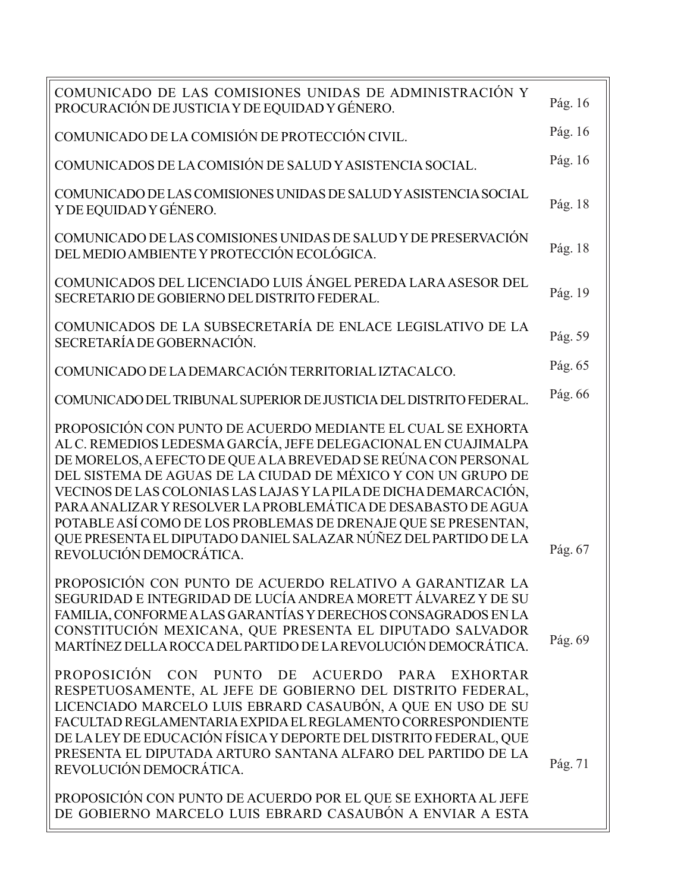| | |
|---|---|
| COMUNICADO DE LAS COMISIONES UNIDAS DE ADMINISTRACIÓN Y PROCURACIÓN DE JUSTICIA Y DE EQUIDAD Y GÉNERO. | Pág. 16 |
| COMUNICADO DE LA COMISIÓN DE PROTECCIÓN CIVIL. | Pág. 16 |
| COMUNICADOS DE LA COMISIÓN DE SALUD Y ASISTENCIA SOCIAL. | Pág. 16 |
| COMUNICADO DE LAS COMISIONES UNIDAS DE SALUD Y ASISTENCIA SOCIAL Y DE EQUIDAD Y GÉNERO. | Pág. 18 |
| COMUNICADO DE LAS COMISIONES UNIDAS DE SALUD Y DE PRESERVACIÓN DEL MEDIO AMBIENTE Y PROTECCIÓN ECOLÓGICA. | Pág. 18 |
| COMUNICADOS DEL LICENCIADO LUIS ÁNGEL PEREDA LARA ASESOR DEL SECRETARIO DE GOBIERNO DEL DISTRITO FEDERAL. | Pág. 19 |
| COMUNICADOS DE LA SUBSECRETARÍA DE ENLACE LEGISLATIVO DE LA SECRETARÍA DE GOBERNACIÓN. | Pág. 59 |
| COMUNICADO DE LA DEMARCACIÓN TERRITORIAL IZTACALCO. | Pág. 65 |
| COMUNICADO DEL TRIBUNAL SUPERIOR DE JUSTICIA DEL DISTRITO FEDERAL. | Pág. 66 |
| PROPOSICIÓN CON PUNTO DE ACUERDO MEDIANTE EL CUAL SE EXHORTA AL C. REMEDIOS LEDESMA GARCÍA, JEFE DELEGACIONAL EN CUAJIMALPA DE MORELOS, A EFECTO DE QUE A LA BREVEDAD SE REÚNA CON PERSONAL DEL SISTEMA DE AGUAS DE LA CIUDAD DE MÉXICO Y CON UN GRUPO DE VECINOS DE LAS COLONIAS LAS LAJAS Y LA PILA DE DICHA DEMARCACIÓN, PARA ANALIZAR Y RESOLVER LA PROBLEMÁTICA DE DESABASTO DE AGUA POTABLE ASÍ COMO DE LOS PROBLEMAS DE DRENAJE QUE SE PRESENTAN, QUE PRESENTA EL DIPUTADO DANIEL SALAZAR NÚÑEZ DEL PARTIDO DE LA REVOLUCIÓN DEMOCRÁTICA. | Pág. 67 |
| PROPOSICIÓN CON PUNTO DE ACUERDO RELATIVO A GARANTIZAR LA SEGURIDAD E INTEGRIDAD DE LUCÍA ANDREA MORETT ÁLVAREZ Y DE SU FAMILIA, CONFORME A LAS GARANTÍAS Y DERECHOS CONSAGRADOS EN LA CONSTITUCIÓN MEXICANA, QUE PRESENTA EL DIPUTADO SALVADOR MARTÍNEZ DELLA ROCCA DEL PARTIDO DE LA REVOLUCIÓN DEMOCRÁTICA. | Pág. 69 |
| PROPOSICIÓN CON PUNTO DE ACUERDO PARA EXHORTAR RESPETUOSAMENTE, AL JEFE DE GOBIERNO DEL DISTRITO FEDERAL, LICENCIADO MARCELO LUIS EBRARD CASAUBÓN, A QUE EN USO DE SU FACULTAD REGLAMENTARIA EXPIDA EL REGLAMENTO CORRESPONDIENTE DE LA LEY DE EDUCACIÓN FÍSICA Y DEPORTE DEL DISTRITO FEDERAL, QUE PRESENTA EL DIPUTADA ARTURO SANTANA ALFARO DEL PARTIDO DE LA REVOLUCIÓN DEMOCRÁTICA. | Pág. 71 |
| PROPOSICIÓN CON PUNTO DE ACUERDO POR EL QUE SE EXHORTA AL JEFE DE GOBIERNO MARCELO LUIS EBRARD CASAUBÓN A ENVIAR A ESTA | |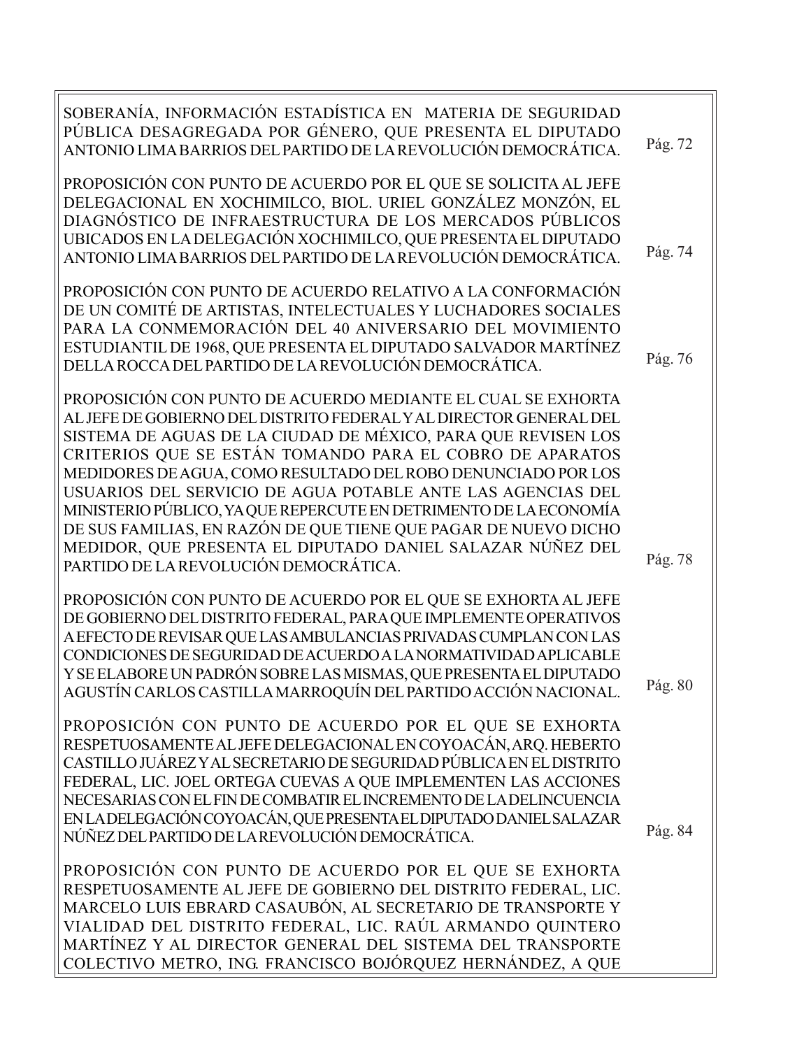SOBERANÍA, INFORMACIÓN ESTADÍSTICA EN MATERIA DE SEGURIDAD PÚBLICA DESAGREGADA POR GÉNERO, QUE PRESENTA EL DIPUTADO ANTONIO LIMA BARRIOS DEL PARTIDO DE LA REVOLUCIÓN DEMOCRÁTICA. Pág. 72

PROPOSICIÓN CON PUNTO DE ACUERDO POR EL QUE SE SOLICITA AL JEFE DELEGACIONAL EN XOCHIMILCO, BIOL. URIEL GONZÁLEZ MONZÓN, EL DIAGNÓSTICO DE INFRAESTRUCTURA DE LOS MERCADOS PÚBLICOS UBICADOS EN LA DELEGACIÓN XOCHIMILCO, QUE PRESENTA EL DIPUTADO ANTONIO LIMA BARRIOS DEL PARTIDO DE LA REVOLUCIÓN DEMOCRÁTICA. Pág. 74

PROPOSICIÓN CON PUNTO DE ACUERDO RELATIVO A LA CONFORMACIÓN DE UN COMITÉ DE ARTISTAS, INTELECTUALES Y LUCHADORES SOCIALES PARA LA CONMEMORACIÓN DEL 40 ANIVERSARIO DEL MOVIMIENTO ESTUDIANTIL DE 1968, QUE PRESENTA EL DIPUTADO SALVADOR MARTÍNEZ DELLA ROCCA DEL PARTIDO DE LA REVOLUCIÓN DEMOCRÁTICA. Pág. 76

PROPOSICIÓN CON PUNTO DE ACUERDO MEDIANTE EL CUAL SE EXHORTA AL JEFE DE GOBIERNO DEL DISTRITO FEDERAL Y AL DIRECTOR GENERAL DEL SISTEMA DE AGUAS DE LA CIUDAD DE MÉXICO, PARA QUE REVISEN LOS CRITERIOS QUE SE ESTÁN TOMANDO PARA EL COBRO DE APARATOS MEDIDORES DE AGUA, COMO RESULTADO DEL ROBO DENUNCIADO POR LOS USUARIOS DEL SERVICIO DE AGUA POTABLE ANTE LAS AGENCIAS DEL MINISTERIO PÚBLICO, YA QUE REPERCUTE EN DETRIMENTO DE LA ECONOMÍA DE SUS FAMILIAS, EN RAZÓN DE QUE TIENE QUE PAGAR DE NUEVO DICHO MEDIDOR, QUE PRESENTA EL DIPUTADO DANIEL SALAZAR NÚÑEZ DEL PARTIDO DE LA REVOLUCIÓN DEMOCRÁTICA. Pág. 78

PROPOSICIÓN CON PUNTO DE ACUERDO POR EL QUE SE EXHORTA AL JEFE DE GOBIERNO DEL DISTRITO FEDERAL, PARA QUE IMPLEMENTE OPERATIVOS A EFECTO DE REVISAR QUE LAS AMBULANCIAS PRIVADAS CUMPLAN CON LAS CONDICIONES DE SEGURIDAD DE ACUERDO A LA NORMATIVIDAD APLICABLE Y SE ELABORE UN PADRÓN SOBRE LAS MISMAS, QUE PRESENTA EL DIPUTADO AGUSTÍN CARLOS CASTILLA MARROQUÍN DEL PARTIDO ACCIÓN NACIONAL. Pág. 80

PROPOSICIÓN CON PUNTO DE ACUERDO POR EL QUE SE EXHORTA RESPETUOSAMENTE AL JEFE DELEGACIONAL EN COYOACÁN, ARQ. HEBERTO CASTILLO JUÁREZ Y AL SECRETARIO DE SEGURIDAD PÚBLICA EN EL DISTRITO FEDERAL, LIC. JOEL ORTEGA CUEVAS A QUE IMPLEMENTEN LAS ACCIONES NECESARIAS CON EL FIN DE COMBATIR EL INCREMENTO DE LA DELINCUENCIA EN LA DELEGACIÓN COYOACÁN, QUE PRESENTA EL DIPUTADO DANIEL SALAZAR NÚÑEZ DEL PARTIDO DE LA REVOLUCIÓN DEMOCRÁTICA. Pág. 84

PROPOSICIÓN CON PUNTO DE ACUERDO POR EL QUE SE EXHORTA RESPETUOSAMENTE AL JEFE DE GOBIERNO DEL DISTRITO FEDERAL, LIC. MARCELO LUIS EBRARD CASAUBÓN, AL SECRETARIO DE TRANSPORTE Y VIALIDAD DEL DISTRITO FEDERAL, LIC. RAÚL ARMANDO QUINTERO MARTÍNEZ Y AL DIRECTOR GENERAL DEL SISTEMA DEL TRANSPORTE COLECTIVO METRO, ING. FRANCISCO BOJÓRQUEZ HERNÁNDEZ, A QUE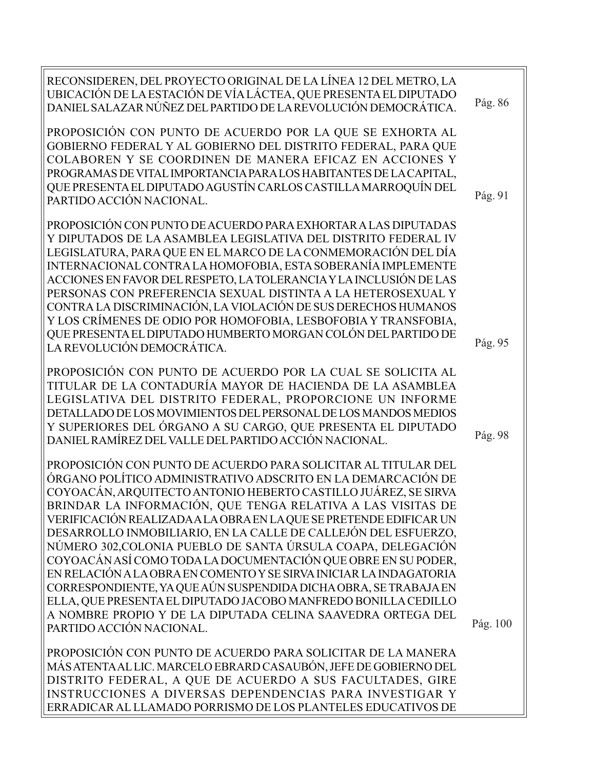| | |
|---|---|
| RECONSIDEREN, DEL PROYECTO ORIGINAL DE LA LÍNEA 12 DEL METRO, LA UBICACIÓN DE LA ESTACIÓN DE VÍA LÁCTEA, QUE PRESENTA EL DIPUTADO DANIEL SALAZAR NÚÑEZ DEL PARTIDO DE LA REVOLUCIÓN DEMOCRÁTICA. | Pág. 86 |
| PROPOSICIÓN CON PUNTO DE ACUERDO POR LA QUE SE EXHORTA AL GOBIERNO FEDERAL Y AL GOBIERNO DEL DISTRITO FEDERAL, PARA QUE COLABOREN Y SE COORDINEN DE MANERA EFICAZ EN ACCIONES Y PROGRAMAS DE VITAL IMPORTANCIA PARA LOS HABITANTES DE LA CAPITAL, QUE PRESENTA EL DIPUTADO AGUSTÍN CARLOS CASTILLA MARROQUÍN DEL PARTIDO ACCIÓN NACIONAL. | Pág. 91 |
| PROPOSICIÓN CON PUNTO DE ACUERDO PARA EXHORTAR A LAS DIPUTADAS Y DIPUTADOS DE LA ASAMBLEA LEGISLATIVA DEL DISTRITO FEDERAL IV LEGISLATURA, PARA QUE EN EL MARCO DE LA CONMEMORACIÓN DEL DÍA INTERNACIONAL CONTRA LA HOMOFOBIA, ESTA SOBERANÍA IMPLEMENTE ACCIONES EN FAVOR DEL RESPETO, LA TOLERANCIA Y LA INCLUSIÓN DE LAS PERSONAS CON PREFERENCIA SEXUAL DISTINTA A LA HETEROSEXUAL Y CONTRA LA DISCRIMINACIÓN, LA VIOLACIÓN DE SUS DERECHOS HUMANOS Y LOS CRÍMENES DE ODIO POR HOMOFOBIA, LESBOFOBIA Y TRANSFOBIA, QUE PRESENTA EL DIPUTADO HUMBERTO MORGAN COLÓN DEL PARTIDO DE LA REVOLUCIÓN DEMOCRÁTICA. | Pág. 95 |
| PROPOSICIÓN CON PUNTO DE ACUERDO POR LA CUAL SE SOLICITA AL TITULAR DE LA CONTADURÍA MAYOR DE HACIENDA DE LA ASAMBLEA LEGISLATIVA DEL DISTRITO FEDERAL, PROPORCIONE UN INFORME DETALLADO DE LOS MOVIMIENTOS DEL PERSONAL DE LOS MANDOS MEDIOS Y SUPERIORES DEL ÓRGANO A SU CARGO, QUE PRESENTA EL DIPUTADO DANIEL RAMÍREZ DEL VALLE DEL PARTIDO ACCIÓN NACIONAL. | Pág. 98 |
| PROPOSICIÓN CON PUNTO DE ACUERDO PARA SOLICITAR AL TITULAR DEL ÓRGANO POLÍTICO ADMINISTRATIVO ADSCRITO EN LA DEMARCACIÓN DE COYOACÁN, ARQUITECTO ANTONIO HEBERTO CASTILLO JUÁREZ, SE SIRVA BRINDAR LA INFORMACIÓN, QUE TENGA RELATIVA A LAS VISITAS DE VERIFICACIÓN REALIZADA A LA OBRA EN LA QUE SE PRETENDE EDIFICAR UN DESARROLLO INMOBILIARIO, EN LA CALLE DE CALLEJÓN DEL ESFUERZO, NÚMERO 302,COLONIA PUEBLO DE SANTA ÚRSULA COAPA, DELEGACIÓN COYOACÁN ASÍ COMO TODA LA DOCUMENTACIÓN QUE OBRE EN SU PODER, EN RELACIÓN A LA OBRA EN COMENTO Y SE SIRVA INICIAR LA INDAGATORIA CORRESPONDIENTE, YA QUE AÚN SUSPENDIDA DICHA OBRA, SE TRABAJA EN ELLA, QUE PRESENTA EL DIPUTADO JACOBO MANFREDO BONILLA CEDILLO A NOMBRE PROPIO Y DE LA DIPUTADA CELINA SAAVEDRA ORTEGA DEL PARTIDO ACCIÓN NACIONAL. | Pág. 100 |
| PROPOSICIÓN CON PUNTO DE ACUERDO PARA SOLICITAR DE LA MANERA MÁS ATENTA AL LIC. MARCELO EBRARD CASAUBÓN, JEFE DE GOBIERNO DEL DISTRITO FEDERAL, A QUE DE ACUERDO A SUS FACULTADES, GIRE INSTRUCCIONES A DIVERSAS DEPENDENCIAS PARA INVESTIGAR Y ERRADICAR AL LLAMADO PORRISMO DE LOS PLANTELES EDUCATIVOS DE | |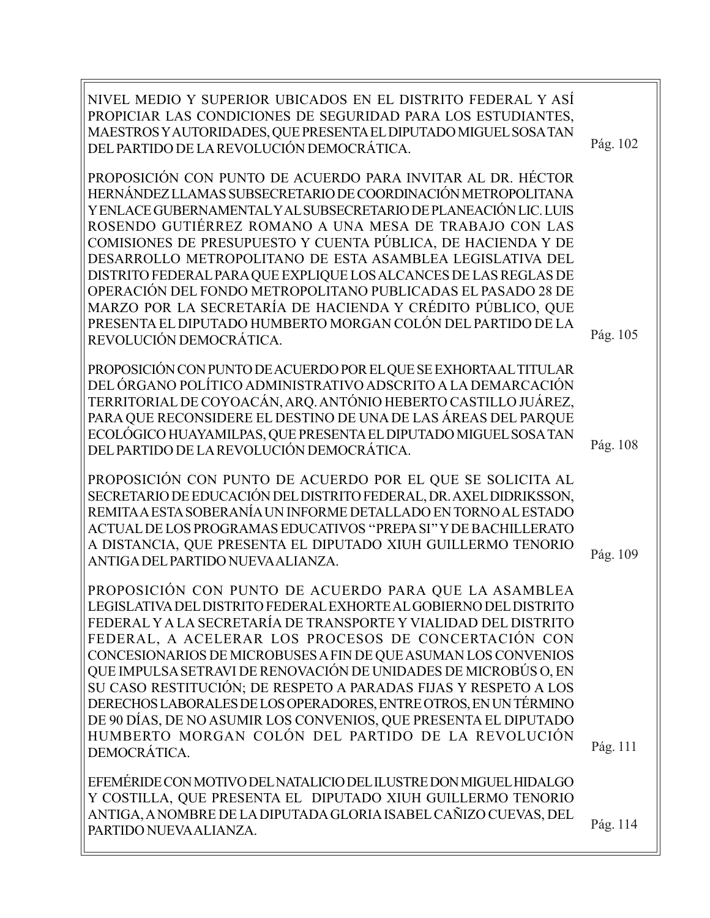NIVEL MEDIO Y SUPERIOR UBICADOS EN EL DISTRITO FEDERAL Y ASÍ PROPICIAR LAS CONDICIONES DE SEGURIDAD PARA LOS ESTUDIANTES, MAESTROS Y AUTORIDADES, QUE PRESENTA EL DIPUTADO MIGUEL SOSA TAN DEL PARTIDO DE LA REVOLUCIÓN DEMOCRÁTICA. Pág. 102

PROPOSICIÓN CON PUNTO DE ACUERDO PARA INVITAR AL DR. HÉCTOR HERNÁNDEZ LLAMAS SUBSECRETARIO DE COORDINACIÓN METROPOLITANA Y ENLACE GUBERNAMENTAL Y AL SUBSECRETARIO DE PLANEACIÓN LIC. LUIS ROSENDO GUTIÉRREZ ROMANO A UNA MESA DE TRABAJO CON LAS COMISIONES DE PRESUPUESTO Y CUENTA PÚBLICA, DE HACIENDA Y DE DESARROLLO METROPOLITANO DE ESTA ASAMBLEA LEGISLATIVA DEL DISTRITO FEDERAL PARA QUE EXPLIQUE LOS ALCANCES DE LAS REGLAS DE OPERACIÓN DEL FONDO METROPOLITANO PUBLICADAS EL PASADO 28 DE MARZO POR LA SECRETARÍA DE HACIENDA Y CRÉDITO PÚBLICO, QUE PRESENTA EL DIPUTADO HUMBERTO MORGAN COLÓN DEL PARTIDO DE LA REVOLUCIÓN DEMOCRÁTICA. Pág. 105

PROPOSICIÓN CON PUNTO DE ACUERDO POR EL QUE SE EXHORTA AL TITULAR DEL ÓRGANO POLÍTICO ADMINISTRATIVO ADSCRITO A LA DEMARCACIÓN TERRITORIAL DE COYOACÁN, ARQ. ANTÓNIO HEBERTO CASTILLO JUÁREZ, PARA QUE RECONSIDERE EL DESTINO DE UNA DE LAS ÁREAS DEL PARQUE ECOLÓGICO HUAYAMILPAS, QUE PRESENTA EL DIPUTADO MIGUEL SOSA TAN DEL PARTIDO DE LA REVOLUCIÓN DEMOCRÁTICA. Pág. 108

PROPOSICIÓN CON PUNTO DE ACUERDO POR EL QUE SE SOLICITA AL SECRETARIO DE EDUCACIÓN DEL DISTRITO FEDERAL, DR. AXEL DIDRIKSSON, REMITA A ESTA SOBERANÍA UN INFORME DETALLADO EN TORNO AL ESTADO ACTUAL DE LOS PROGRAMAS EDUCATIVOS "PREPA SI" Y DE BACHILLERATO A DISTANCIA, QUE PRESENTA EL DIPUTADO XIUH GUILLERMO TENORIO ANTIGA DEL PARTIDO NUEVA ALIANZA. Pág. 109

PROPOSICIÓN CON PUNTO DE ACUERDO PARA QUE LA ASAMBLEA LEGISLATIVA DEL DISTRITO FEDERAL EXHORTE AL GOBIERNO DEL DISTRITO FEDERAL Y A LA SECRETARÍA DE TRANSPORTE Y VIALIDAD DEL DISTRITO FEDERAL, A ACELERAR LOS PROCESOS DE CONCERTACIÓN CON CONCESIONARIOS DE MICROBUSES A FIN DE QUE ASUMAN LOS CONVENIOS QUE IMPULSA SETRAVI DE RENOVACIÓN DE UNIDADES DE MICROBÚS O, EN SU CASO RESTITUCIÓN; DE RESPETO A PARADAS FIJAS Y RESPETO A LOS DERECHOS LABORALES DE LOS OPERADORES, ENTRE OTROS, EN UN TÉRMINO DE 90 DÍAS, DE NO ASUMIR LOS CONVENIOS, QUE PRESENTA EL DIPUTADO HUMBERTO MORGAN COLÓN DEL PARTIDO DE LA REVOLUCIÓN DEMOCRÁTICA. Pág. 111

EFEMÉRIDE CON MOTIVO DEL NATALICIO DEL ILUSTRE DON MIGUEL HIDALGO Y COSTILLA, QUE PRESENTA EL DIPUTADO XIUH GUILLERMO TENORIO ANTIGA, A NOMBRE DE LA DIPUTADA GLORIA ISABEL CAÑIZO CUEVAS, DEL PARTIDO NUEVA ALIANZA. Pág. 114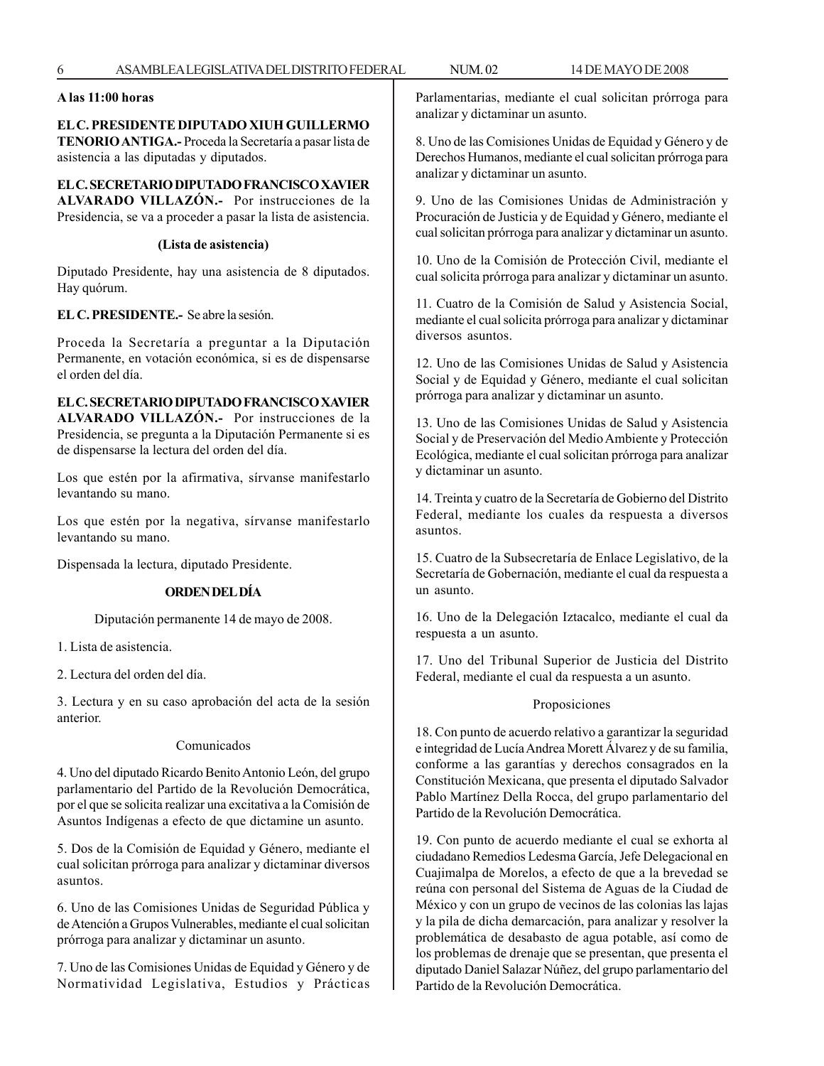**A las 11:00 horas**

**EL C. PRESIDENTE DIPUTADO XIUH GUILLERMO TENORIO ANTIGA.-** Proceda la Secretaría a pasar lista de asistencia a las diputadas y diputados.

**EL C. SECRETARIO DIPUTADO FRANCISCO XAVIER ALVARADO VILLAZÓN.-** Por instrucciones de la Presidencia, se va a proceder a pasar la lista de asistencia.

**(Lista de asistencia)**

Diputado Presidente, hay una asistencia de 8 diputados. Hay quórum.

**EL C. PRESIDENTE.-** Se abre la sesión.

Proceda la Secretaría a preguntar a la Diputación Permanente, en votación económica, si es de dispensarse el orden del día.

**EL C. SECRETARIO DIPUTADO FRANCISCO XAVIER ALVARADO VILLAZÓN.-** Por instrucciones de la Presidencia, se pregunta a la Diputación Permanente si es de dispensarse la lectura del orden del día.

Los que estén por la afirmativa, sírvanse manifestarlo levantando su mano.

Los que estén por la negativa, sírvanse manifestarlo levantando su mano.

Dispensada la lectura, diputado Presidente.

**ORDEN DEL DÍA**

Diputación permanente 14 de mayo de 2008.

1. Lista de asistencia.

2. Lectura del orden del día.

3. Lectura y en su caso aprobación del acta de la sesión anterior.

Comunicados

4. Uno del diputado Ricardo Benito Antonio León, del grupo parlamentario del Partido de la Revolución Democrática, por el que se solicita realizar una excitativa a la Comisión de Asuntos Indígenas a efecto de que dictamine un asunto.

5. Dos de la Comisión de Equidad y Género, mediante el cual solicitan prórroga para analizar y dictaminar diversos asuntos.

6. Uno de las Comisiones Unidas de Seguridad Pública y de Atención a Grupos Vulnerables, mediante el cual solicitan prórroga para analizar y dictaminar un asunto.

7. Uno de las Comisiones Unidas de Equidad y Género y de Normatividad Legislativa, Estudios y Prácticas Parlamentarias, mediante el cual solicitan prórroga para analizar y dictaminar un asunto.

8. Uno de las Comisiones Unidas de Equidad y Género y de Derechos Humanos, mediante el cual solicitan prórroga para analizar y dictaminar un asunto.

9. Uno de las Comisiones Unidas de Administración y Procuración de Justicia y de Equidad y Género, mediante el cual solicitan prórroga para analizar y dictaminar un asunto.

10. Uno de la Comisión de Protección Civil, mediante el cual solicita prórroga para analizar y dictaminar un asunto.

11. Cuatro de la Comisión de Salud y Asistencia Social, mediante el cual solicita prórroga para analizar y dictaminar diversos asuntos.

12. Uno de las Comisiones Unidas de Salud y Asistencia Social y de Equidad y Género, mediante el cual solicitan prórroga para analizar y dictaminar un asunto.

13. Uno de las Comisiones Unidas de Salud y Asistencia Social y de Preservación del Medio Ambiente y Protección Ecológica, mediante el cual solicitan prórroga para analizar y dictaminar un asunto.

14. Treinta y cuatro de la Secretaría de Gobierno del Distrito Federal, mediante los cuales da respuesta a diversos asuntos.

15. Cuatro de la Subsecretaría de Enlace Legislativo, de la Secretaría de Gobernación, mediante el cual da respuesta a un asunto.

16. Uno de la Delegación Iztacalco, mediante el cual da respuesta a un asunto.

17. Uno del Tribunal Superior de Justicia del Distrito Federal, mediante el cual da respuesta a un asunto.

Proposiciones

18. Con punto de acuerdo relativo a garantizar la seguridad e integridad de Lucía Andrea Morett Álvarez y de su familia, conforme a las garantías y derechos consagrados en la Constitución Mexicana, que presenta el diputado Salvador Pablo Martínez Della Rocca, del grupo parlamentario del Partido de la Revolución Democrática.

19. Con punto de acuerdo mediante el cual se exhorta al ciudadano Remedios Ledesma García, Jefe Delegacional en Cuajimalpa de Morelos, a efecto de que a la brevedad se reúna con personal del Sistema de Aguas de la Ciudad de México y con un grupo de vecinos de las colonias las lajas y la pila de dicha demarcación, para analizar y resolver la problemática de desabasto de agua potable, así como de los problemas de drenaje que se presentan, que presenta el diputado Daniel Salazar Núñez, del grupo parlamentario del Partido de la Revolución Democrática.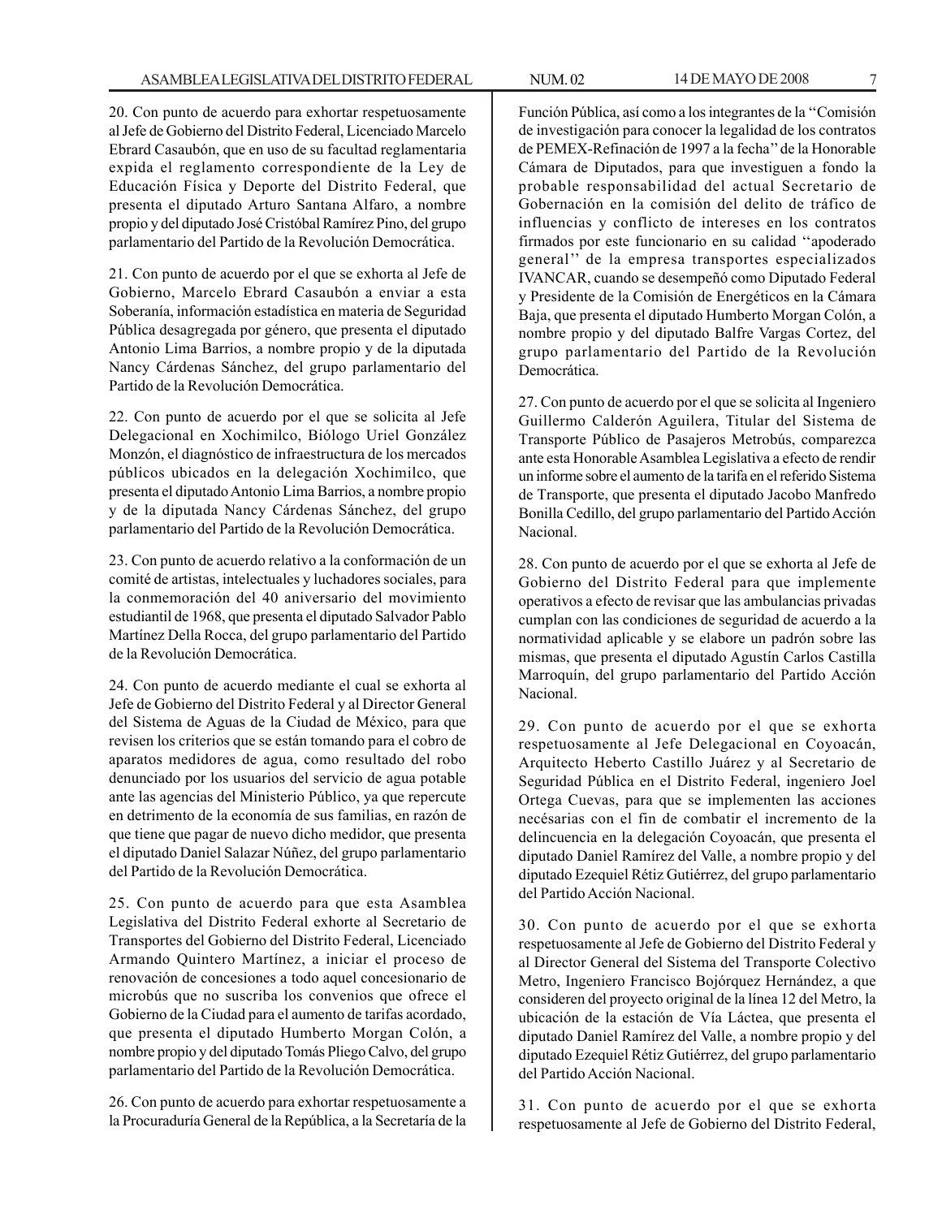20. Con punto de acuerdo para exhortar respetuosamente al Jefe de Gobierno del Distrito Federal, Licenciado Marcelo Ebrard Casaubón, que en uso de su facultad reglamentaria expida el reglamento correspondiente de la Ley de Educación Física y Deporte del Distrito Federal, que presenta el diputado Arturo Santana Alfaro, a nombre propio y del diputado José Cristóbal Ramírez Pino, del grupo parlamentario del Partido de la Revolución Democrática.

21. Con punto de acuerdo por el que se exhorta al Jefe de Gobierno, Marcelo Ebrard Casaubón a enviar a esta Soberanía, información estadística en materia de Seguridad Pública desagregada por género, que presenta el diputado Antonio Lima Barrios, a nombre propio y de la diputada Nancy Cárdenas Sánchez, del grupo parlamentario del Partido de la Revolución Democrática.

22. Con punto de acuerdo por el que se solicita al Jefe Delegacional en Xochimilco, Biólogo Uriel González Monzón, el diagnóstico de infraestructura de los mercados públicos ubicados en la delegación Xochimilco, que presenta el diputado Antonio Lima Barrios, a nombre propio y de la diputada Nancy Cárdenas Sánchez, del grupo parlamentario del Partido de la Revolución Democrática.

23. Con punto de acuerdo relativo a la conformación de un comité de artistas, intelectuales y luchadores sociales, para la conmemoración del 40 aniversario del movimiento estudiantil de 1968, que presenta el diputado Salvador Pablo Martínez Della Rocca, del grupo parlamentario del Partido de la Revolución Democrática.

24. Con punto de acuerdo mediante el cual se exhorta al Jefe de Gobierno del Distrito Federal y al Director General del Sistema de Aguas de la Ciudad de México, para que revisen los criterios que se están tomando para el cobro de aparatos medidores de agua, como resultado del robo denunciado por los usuarios del servicio de agua potable ante las agencias del Ministerio Público, ya que repercute en detrimento de la economía de sus familias, en razón de que tiene que pagar de nuevo dicho medidor, que presenta el diputado Daniel Salazar Núñez, del grupo parlamentario del Partido de la Revolución Democrática.

25. Con punto de acuerdo para que esta Asamblea Legislativa del Distrito Federal exhorte al Secretario de Transportes del Gobierno del Distrito Federal, Licenciado Armando Quintero Martínez, a iniciar el proceso de renovación de concesiones a todo aquel concesionario de microbús que no suscriba los convenios que ofrece el Gobierno de la Ciudad para el aumento de tarifas acordado, que presenta el diputado Humberto Morgan Colón, a nombre propio y del diputado Tomás Pliego Calvo, del grupo parlamentario del Partido de la Revolución Democrática.

26. Con punto de acuerdo para exhortar respetuosamente a la Procuraduría General de la República, a la Secretaría de la Función Pública, así como a los integrantes de la "Comisión de investigación para conocer la legalidad de los contratos de PEMEX-Refinación de 1997 a la fecha" de la Honorable Cámara de Diputados, para que investiguen a fondo la probable responsabilidad del actual Secretario de Gobernación en la comisión del delito de tráfico de influencias y conflicto de intereses en los contratos firmados por este funcionario en su calidad "apoderado general" de la empresa transportes especializados IVANCAR, cuando se desempeñó como Diputado Federal y Presidente de la Comisión de Energéticos en la Cámara Baja, que presenta el diputado Humberto Morgan Colón, a nombre propio y del diputado Balfre Vargas Cortez, del grupo parlamentario del Partido de la Revolución Democrática.

27. Con punto de acuerdo por el que se solicita al Ingeniero Guillermo Calderón Aguilera, Titular del Sistema de Transporte Público de Pasajeros Metrobús, comparezca ante esta Honorable Asamblea Legislativa a efecto de rendir un informe sobre el aumento de la tarifa en el referido Sistema de Transporte, que presenta el diputado Jacobo Manfredo Bonilla Cedillo, del grupo parlamentario del Partido Acción Nacional.

28. Con punto de acuerdo por el que se exhorta al Jefe de Gobierno del Distrito Federal para que implemente operativos a efecto de revisar que las ambulancias privadas cumplan con las condiciones de seguridad de acuerdo a la normatividad aplicable y se elabore un padrón sobre las mismas, que presenta el diputado Agustín Carlos Castilla Marroquín, del grupo parlamentario del Partido Acción Nacional.

29. Con punto de acuerdo por el que se exhorta respetuosamente al Jefe Delegacional en Coyoacán, Arquitecto Heberto Castillo Juárez y al Secretario de Seguridad Pública en el Distrito Federal, ingeniero Joel Ortega Cuevas, para que se implementen las acciones necésarias con el fin de combatir el incremento de la delincuencia en la delegación Coyoacán, que presenta el diputado Daniel Ramírez del Valle, a nombre propio y del diputado Ezequiel Rétiz Gutiérrez, del grupo parlamentario del Partido Acción Nacional.

30. Con punto de acuerdo por el que se exhorta respetuosamente al Jefe de Gobierno del Distrito Federal y al Director General del Sistema del Transporte Colectivo Metro, Ingeniero Francisco Bojórquez Hernández, a que consideren del proyecto original de la línea 12 del Metro, la ubicación de la estación de Vía Láctea, que presenta el diputado Daniel Ramírez del Valle, a nombre propio y del diputado Ezequiel Rétiz Gutiérrez, del grupo parlamentario del Partido Acción Nacional.

31. Con punto de acuerdo por el que se exhorta respetuosamente al Jefe de Gobierno del Distrito Federal,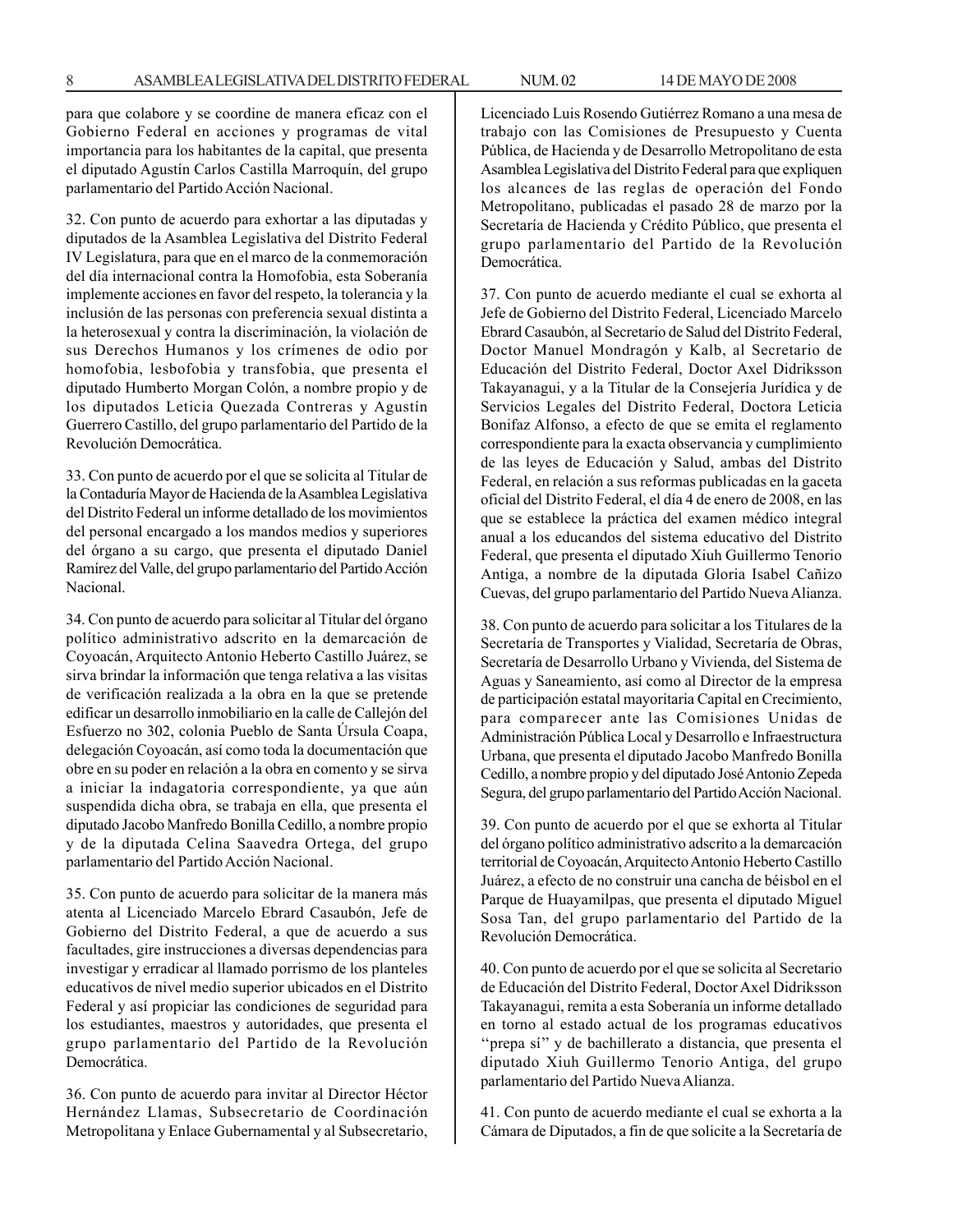para que colabore y se coordine de manera eficaz con el Gobierno Federal en acciones y programas de vital importancia para los habitantes de la capital, que presenta el diputado Agustín Carlos Castilla Marroquín, del grupo parlamentario del Partido Acción Nacional.

32. Con punto de acuerdo para exhortar a las diputadas y diputados de la Asamblea Legislativa del Distrito Federal IV Legislatura, para que en el marco de la conmemoración del día internacional contra la Homofobia, esta Soberanía implemente acciones en favor del respeto, la tolerancia y la inclusión de las personas con preferencia sexual distinta a la heterosexual y contra la discriminación, la violación de sus Derechos Humanos y los crímenes de odio por homofobia, lesbofobia y transfobia, que presenta el diputado Humberto Morgan Colón, a nombre propio y de los diputados Leticia Quezada Contreras y Agustín Guerrero Castillo, del grupo parlamentario del Partido de la Revolución Democrática.

33. Con punto de acuerdo por el que se solicita al Titular de la Contaduría Mayor de Hacienda de la Asamblea Legislativa del Distrito Federal un informe detallado de los movimientos del personal encargado a los mandos medios y superiores del órgano a su cargo, que presenta el diputado Daniel Ramírez del Valle, del grupo parlamentario del Partido Acción Nacional.

34. Con punto de acuerdo para solicitar al Titular del órgano político administrativo adscrito en la demarcación de Coyoacán, Arquitecto Antonio Heberto Castillo Juárez, se sirva brindar la información que tenga relativa a las visitas de verificación realizada a la obra en la que se pretende edificar un desarrollo inmobiliario en la calle de Callejón del Esfuerzo no 302, colonia Pueblo de Santa Úrsula Coapa, delegación Coyoacán, así como toda la documentación que obre en su poder en relación a la obra en comento y se sirva a iniciar la indagatoria correspondiente, ya que aún suspendida dicha obra, se trabaja en ella, que presenta el diputado Jacobo Manfredo Bonilla Cedillo, a nombre propio y de la diputada Celina Saavedra Ortega, del grupo parlamentario del Partido Acción Nacional.

35. Con punto de acuerdo para solicitar de la manera más atenta al Licenciado Marcelo Ebrard Casaubón, Jefe de Gobierno del Distrito Federal, a que de acuerdo a sus facultades, gire instrucciones a diversas dependencias para investigar y erradicar al llamado porrismo de los planteles educativos de nivel medio superior ubicados en el Distrito Federal y así propiciar las condiciones de seguridad para los estudiantes, maestros y autoridades, que presenta el grupo parlamentario del Partido de la Revolución Democrática.

36. Con punto de acuerdo para invitar al Director Héctor Hernández Llamas, Subsecretario de Coordinación Metropolitana y Enlace Gubernamental y al Subsecretario, Licenciado Luis Rosendo Gutiérrez Romano a una mesa de trabajo con las Comisiones de Presupuesto y Cuenta Pública, de Hacienda y de Desarrollo Metropolitano de esta Asamblea Legislativa del Distrito Federal para que expliquen los alcances de las reglas de operación del Fondo Metropolitano, publicadas el pasado 28 de marzo por la Secretaría de Hacienda y Crédito Público, que presenta el grupo parlamentario del Partido de la Revolución Democrática.

37. Con punto de acuerdo mediante el cual se exhorta al Jefe de Gobierno del Distrito Federal, Licenciado Marcelo Ebrard Casaubón, al Secretario de Salud del Distrito Federal, Doctor Manuel Mondragón y Kalb, al Secretario de Educación del Distrito Federal, Doctor Axel Didriksson Takayanagui, y a la Titular de la Consejería Jurídica y de Servicios Legales del Distrito Federal, Doctora Leticia Bonifaz Alfonso, a efecto de que se emita el reglamento correspondiente para la exacta observancia y cumplimiento de las leyes de Educación y Salud, ambas del Distrito Federal, en relación a sus reformas publicadas en la gaceta oficial del Distrito Federal, el día 4 de enero de 2008, en las que se establece la práctica del examen médico integral anual a los educandos del sistema educativo del Distrito Federal, que presenta el diputado Xiuh Guillermo Tenorio Antiga, a nombre de la diputada Gloria Isabel Cañizo Cuevas, del grupo parlamentario del Partido Nueva Alianza.

38. Con punto de acuerdo para solicitar a los Titulares de la Secretaría de Transportes y Vialidad, Secretaría de Obras, Secretaría de Desarrollo Urbano y Vivienda, del Sistema de Aguas y Saneamiento, así como al Director de la empresa de participación estatal mayoritaria Capital en Crecimiento, para comparecer ante las Comisiones Unidas de Administración Pública Local y Desarrollo e Infraestructura Urbana, que presenta el diputado Jacobo Manfredo Bonilla Cedillo, a nombre propio y del diputado José Antonio Zepeda Segura, del grupo parlamentario del Partido Acción Nacional.

39. Con punto de acuerdo por el que se exhorta al Titular del órgano político administrativo adscrito a la demarcación territorial de Coyoacán, Arquitecto Antonio Heberto Castillo Juárez, a efecto de no construir una cancha de béisbol en el Parque de Huayamilpas, que presenta el diputado Miguel Sosa Tan, del grupo parlamentario del Partido de la Revolución Democrática.

40. Con punto de acuerdo por el que se solicita al Secretario de Educación del Distrito Federal, Doctor Axel Didriksson Takayanagui, remita a esta Soberanía un informe detallado en torno al estado actual de los programas educativos "prepa sí" y de bachillerato a distancia, que presenta el diputado Xiuh Guillermo Tenorio Antiga, del grupo parlamentario del Partido Nueva Alianza.

41. Con punto de acuerdo mediante el cual se exhorta a la Cámara de Diputados, a fin de que solicite a la Secretaría de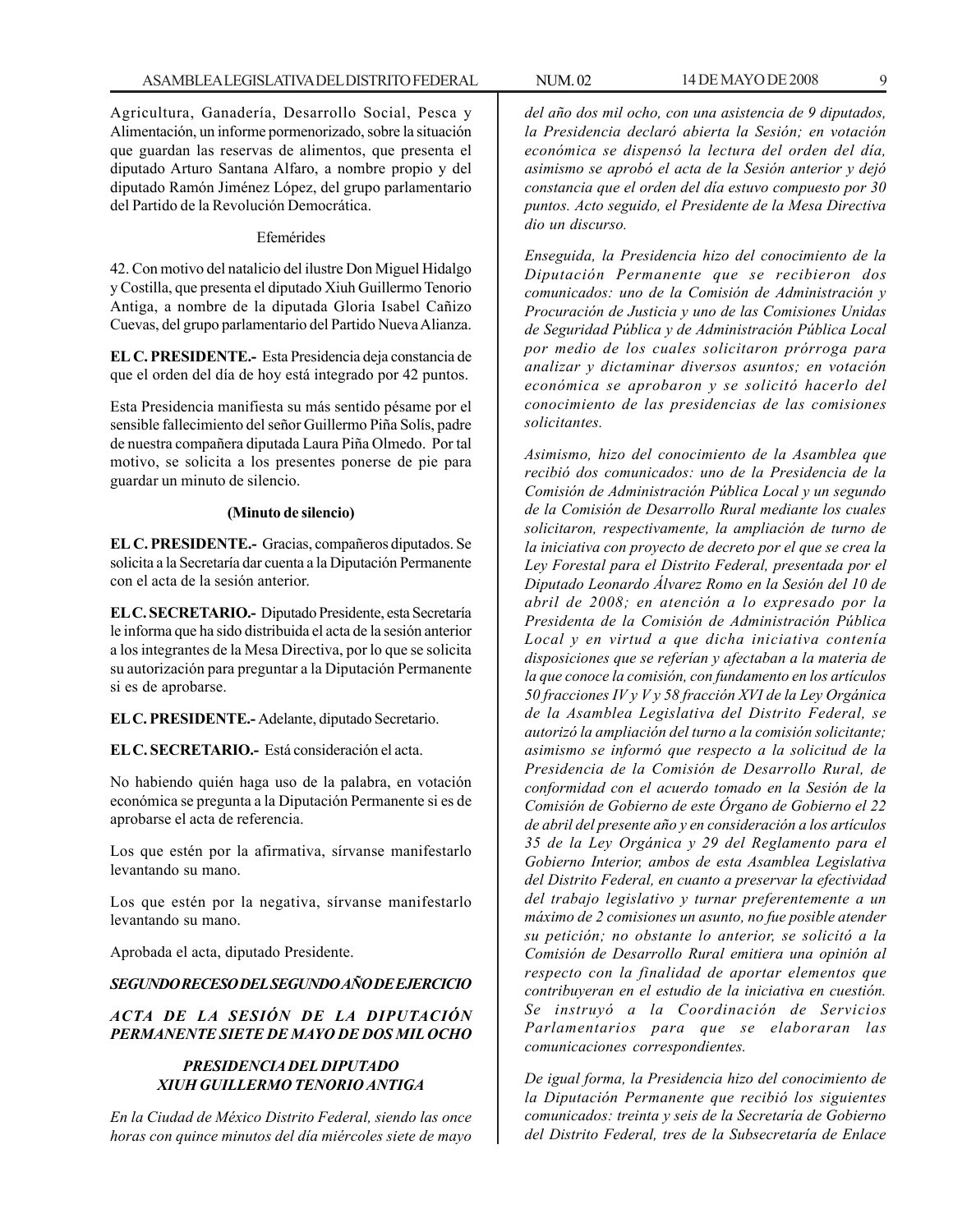Agricultura, Ganadería, Desarrollo Social, Pesca y Alimentación, un informe pormenorizado, sobre la situación que guardan las reservas de alimentos, que presenta el diputado Arturo Santana Alfaro, a nombre propio y del diputado Ramón Jiménez López, del grupo parlamentario del Partido de la Revolución Democrática.

Efemérides

42. Con motivo del natalicio del ilustre Don Miguel Hidalgo y Costilla, que presenta el diputado Xiuh Guillermo Tenorio Antiga, a nombre de la diputada Gloria Isabel Cañizo Cuevas, del grupo parlamentario del Partido Nueva Alianza.

**EL C. PRESIDENTE.-** Esta Presidencia deja constancia de que el orden del día de hoy está integrado por 42 puntos.

Esta Presidencia manifiesta su más sentido pésame por el sensible fallecimiento del señor Guillermo Piña Solís, padre de nuestra compañera diputada Laura Piña Olmedo. Por tal motivo, se solicita a los presentes ponerse de pie para guardar un minuto de silencio.

**(Minuto de silencio)**

**EL C. PRESIDENTE.-** Gracias, compañeros diputados. Se solicita a la Secretaría dar cuenta a la Diputación Permanente con el acta de la sesión anterior.

**EL C. SECRETARIO.-** Diputado Presidente, esta Secretaría le informa que ha sido distribuida el acta de la sesión anterior a los integrantes de la Mesa Directiva, por lo que se solicita su autorización para preguntar a la Diputación Permanente si es de aprobarse.

**EL C. PRESIDENTE.-** Adelante, diputado Secretario.

**EL C. SECRETARIO.-** Está consideración el acta.

No habiendo quién haga uso de la palabra, en votación económica se pregunta a la Diputación Permanente si es de aprobarse el acta de referencia.

Los que estén por la afirmativa, sírvanse manifestarlo levantando su mano.

Los que estén por la negativa, sírvanse manifestarlo levantando su mano.

Aprobada el acta, diputado Presidente.

***SEGUNDO RECESO DEL SEGUNDO AÑO DE EJERCICIO***

***ACTA DE LA SESIÓN DE LA DIPUTACIÓN PERMANENTE SIETE DE MAYO DE DOS MIL OCHO***

***PRESIDENCIA DEL DIPUTADO XIUH GUILLERMO TENORIO ANTIGA***

*En la Ciudad de México Distrito Federal, siendo las once horas con quince minutos del día miércoles siete de mayo del año dos mil ocho, con una asistencia de 9 diputados, la Presidencia declaró abierta la Sesión; en votación económica se dispensó la lectura del orden del día, asimismo se aprobó el acta de la Sesión anterior y dejó constancia que el orden del día estuvo compuesto por 30 puntos. Acto seguido, el Presidente de la Mesa Directiva dio un discurso.*

*Enseguida, la Presidencia hizo del conocimiento de la Diputación Permanente que se recibieron dos comunicados: uno de la Comisión de Administración y Procuración de Justicia y uno de las Comisiones Unidas de Seguridad Pública y de Administración Pública Local por medio de los cuales solicitaron prórroga para analizar y dictaminar diversos asuntos; en votación económica se aprobaron y se solicitó hacerlo del conocimiento de las presidencias de las comisiones solicitantes.*

*Asimismo, hizo del conocimiento de la Asamblea que recibió dos comunicados: uno de la Presidencia de la Comisión de Administración Pública Local y un segundo de la Comisión de Desarrollo Rural mediante los cuales solicitaron, respectivamente, la ampliación de turno de la iniciativa con proyecto de decreto por el que se crea la Ley Forestal para el Distrito Federal, presentada por el Diputado Leonardo Álvarez Romo en la Sesión del 10 de abril de 2008; en atención a lo expresado por la Presidenta de la Comisión de Administración Pública Local y en virtud a que dicha iniciativa contenía disposiciones que se referían y afectaban a la materia de la que conoce la comisión, con fundamento en los artículos 50 fracciones IV y V y 58 fracción XVI de la Ley Orgánica de la Asamblea Legislativa del Distrito Federal, se autorizó la ampliación del turno a la comisión solicitante; asimismo se informó que respecto a la solicitud de la Presidencia de la Comisión de Desarrollo Rural, de conformidad con el acuerdo tomado en la Sesión de la Comisión de Gobierno de este Órgano de Gobierno el 22 de abril del presente año y en consideración a los artículos 35 de la Ley Orgánica y 29 del Reglamento para el Gobierno Interior, ambos de esta Asamblea Legislativa del Distrito Federal, en cuanto a preservar la efectividad del trabajo legislativo y turnar preferentemente a un máximo de 2 comisiones un asunto, no fue posible atender su petición; no obstante lo anterior, se solicitó a la Comisión de Desarrollo Rural emitiera una opinión al respecto con la finalidad de aportar elementos que contribuyeran en el estudio de la iniciativa en cuestión. Se instruyó a la Coordinación de Servicios Parlamentarios para que se elaboraran las comunicaciones correspondientes.*

*De igual forma, la Presidencia hizo del conocimiento de la Diputación Permanente que recibió los siguientes comunicados: treinta y seis de la Secretaría de Gobierno del Distrito Federal, tres de la Subsecretaría de Enlace*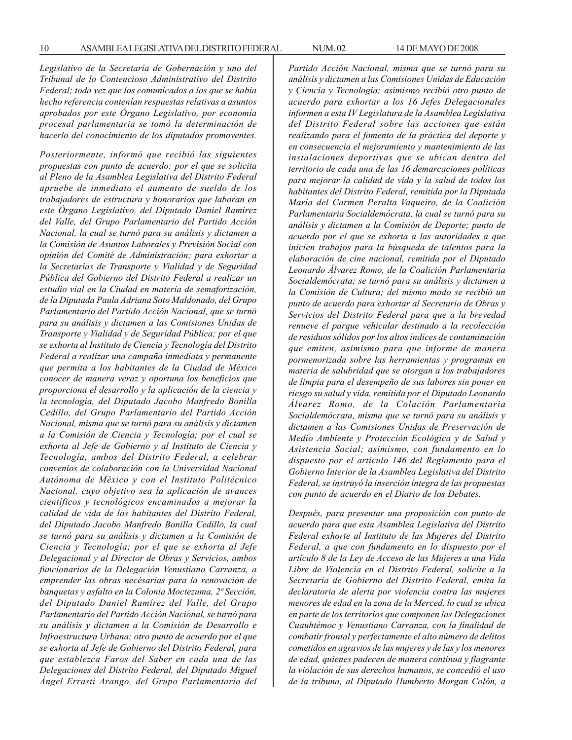*Legislativo de la Secretaría de Gobernación y uno del Tribunal de lo Contencioso Administrativo del Distrito Federal; toda vez que los comunicados a los que se había hecho referencia contenían respuestas relativas a asuntos aprobados por este Órgano Legislativo, por economía procesal parlamentaria se tomó la determinación de hacerlo del conocimiento de los diputados promoventes.*

*Posteriormente, informó que recibió las siguientes propuestas con punto de acuerdo: por el que se solicita al Pleno de la Asamblea Legislativa del Distrito Federal apruebe de inmediato el aumento de sueldo de los trabajadores de estructura y honorarios que laboran en este Órgano Legislativo, del Diputado Daniel Ramírez del Valle, del Grupo Parlamentario del Partido Acción Nacional, la cual se turnó para su análisis y dictamen a la Comisión de Asuntos Laborales y Previsión Social con opinión del Comité de Administración; para exhortar a la Secretarías de Transporte y Vialidad y de Seguridad Pública del Gobierno del Distrito Federal a realizar un estudio vial en la Ciudad en materia de semaforización, de la Diputada Paula Adriana Soto Maldonado, del Grupo Parlamentario del Partido Acción Nacional, que se turnó para su análisis y dictamen a las Comisiones Unidas de Transporte y Vialidad y de Seguridad Pública; por el que se exhorta al Instituto de Ciencia y Tecnología del Distrito Federal a realizar una campaña inmediata y permanente que permita a los habitantes de la Ciudad de México conocer de manera veraz y oportuna los beneficios que proporciona el desarrollo y la aplicación de la ciencia y la tecnología, del Diputado Jacobo Manfredo Bonilla Cedillo, del Grupo Parlamentario del Partido Acción Nacional, misma que se turnó para su análisis y dictamen a la Comisión de Ciencia y Tecnología; por el cual se exhorta al Jefe de Gobierno y al Instituto de Ciencia y Tecnología, ambos del Distrito Federal, a celebrar convenios de colaboración con la Universidad Nacional Autónoma de México y con el Instituto Politécnico Nacional, cuyo objetivo sea la aplicación de avances científicos y tecnológicos encaminados a mejorar la calidad de vida de los habitantes del Distrito Federal, del Diputado Jacobo Manfredo Bonilla Cedillo, la cual se turnó para su análisis y dictamen a la Comisión de Ciencia y Tecnología; por el que se exhorta al Jefe Delegacional y al Director de Obras y Servicios, ambos funcionarios de la Delegación Venustiano Carranza, a emprender las obras necésarias para la renovación de banquetas y asfalto en la Colonia Moctezuma, 2ª Sección, del Diputado Daniel Ramírez del Valle, del Grupo Parlamentario del Partido Acción Nacional, se turnó para su análisis y dictamen a la Comisión de Desarrollo e Infraestructura Urbana; otro punto de acuerdo por el que se exhorta al Jefe de Gobierno del Distrito Federal, para que establezca Faros del Saber en cada una de las Delegaciones del Distrito Federal, del Diputado Miguel Ángel Errasti Arango, del Grupo Parlamentario del Partido Acción Nacional, misma que se turnó para su análisis y dictamen a las Comisiones Unidas de Educación y Ciencia y Tecnología; asimismo recibió otro punto de acuerdo para exhortar a los 16 Jefes Delegacionales informen a esta IV Legislatura de la Asamblea Legislativa del Distrito Federal sobre las acciones que están realizando para el fomento de la práctica del deporte y en consecuencia el mejoramiento y mantenimiento de las instalaciones deportivas que se ubican dentro del territorio de cada una de las 16 demarcaciones políticas para mejorar la calidad de vida y la salud de todos los habitantes del Distrito Federal, remitida por la Diputada María del Carmen Peralta Vaqueiro, de la Coalición Parlamentaria Socialdemócrata, la cual se turnó para su análisis y dictamen a la Comisión de Deporte; punto de acuerdo por el que se exhorta a las autoridades a que inicien trabajos para la búsqueda de talentos para la elaboración de cine nacional, remitida por el Diputado Leonardo Álvarez Romo, de la Coalición Parlamentaria Socialdemócrata; se turnó para su análisis y dictamen a la Comisión de Cultura; del mismo modo se recibió un punto de acuerdo para exhortar al Secretario de Obras y Servicios del Distrito Federal para que a la brevedad renueve el parque vehicular destinado a la recolección de residuos sólidos por los altos índices de contaminación que emiten, asimismo para que informe de manera pormenorizada sobre las herramientas y programas en materia de salubridad que se otorgan a los trabajadores de limpia para el desempeño de sus labores sin poner en riesgo su salud y vida, remitida por el Diputado Leonardo Álvarez Romo, de la Colación Parlamentaria Socialdemócrata, misma que se turnó para su análisis y dictamen a las Comisiones Unidas de Preservación de Medio Ambiente y Protección Ecológica y de Salud y Asistencia Social; asimismo, con fundamento en lo dispuesto por el artículo 146 del Reglamento para el Gobierno Interior de la Asamblea Legislativa del Distrito Federal, se instruyó la inserción íntegra de las propuestas con punto de acuerdo en el Diario de los Debates.*

*Después, para presentar una proposición con punto de acuerdo para que esta Asamblea Legislativa del Distrito Federal exhorte al Instituto de las Mujeres del Distrito Federal, a que con fundamento en lo dispuesto por el artículo 8 de la Ley de Acceso de las Mujeres a una Vida Libre de Violencia en el Distrito Federal, solicite a la Secretaría de Gobierno del Distrito Federal, emita la declaratoria de alerta por violencia contra las mujeres menores de edad en la zona de la Merced, lo cual se ubica en parte de los territorios que componen las Delegaciones Cuauhtémoc y Venustiano Carranza, con la finalidad de combatir frontal y perfectamente el alto número de delitos cometidos en agravios de las mujeres y de las y los menores de edad, quienes padecen de manera continua y flagrante la violación de sus derechos humanos, se concedió el uso de la tribuna, al Diputado Humberto Morgan Colón, a*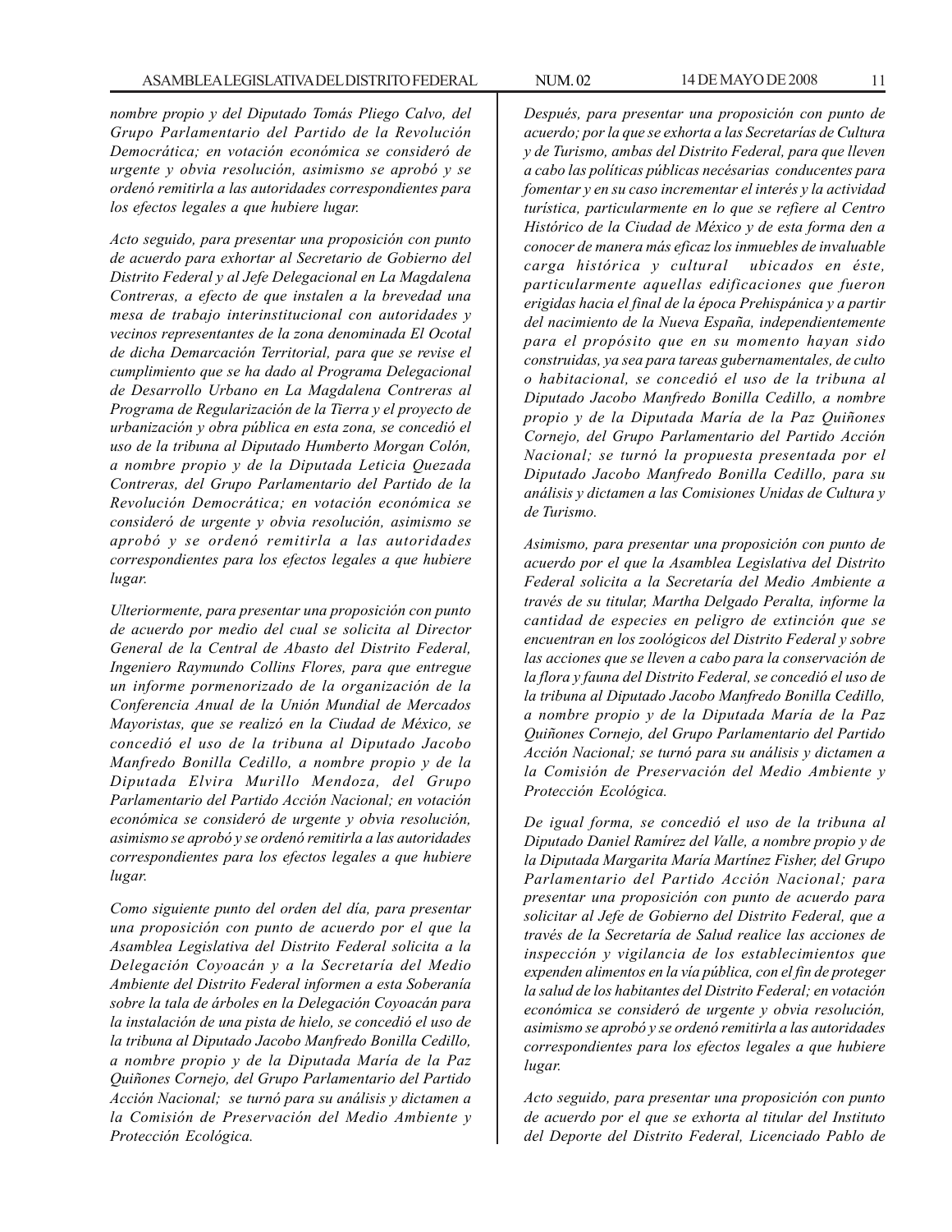*nombre propio y del Diputado Tomás Pliego Calvo, del Grupo Parlamentario del Partido de la Revolución Democrática; en votación económica se consideró de urgente y obvia resolución, asimismo se aprobó y se ordenó remitirla a las autoridades correspondientes para los efectos legales a que hubiere lugar.*

*Acto seguido, para presentar una proposición con punto de acuerdo para exhortar al Secretario de Gobierno del Distrito Federal y al Jefe Delegacional en La Magdalena Contreras, a efecto de que instalen a la brevedad una mesa de trabajo interinstitucional con autoridades y vecinos representantes de la zona denominada El Ocotal de dicha Demarcación Territorial, para que se revise el cumplimiento que se ha dado al Programa Delegacional de Desarrollo Urbano en La Magdalena Contreras al Programa de Regularización de la Tierra y el proyecto de urbanización y obra pública en esta zona, se concedió el uso de la tribuna al Diputado Humberto Morgan Colón, a nombre propio y de la Diputada Leticia Quezada Contreras, del Grupo Parlamentario del Partido de la Revolución Democrática; en votación económica se consideró de urgente y obvia resolución, asimismo se aprobó y se ordenó remitirla a las autoridades correspondientes para los efectos legales a que hubiere lugar.*

*Ulteriormente, para presentar una proposición con punto de acuerdo por medio del cual se solicita al Director General de la Central de Abasto del Distrito Federal, Ingeniero Raymundo Collins Flores, para que entregue un informe pormenorizado de la organización de la Conferencia Anual de la Unión Mundial de Mercados Mayoristas, que se realizó en la Ciudad de México, se concedió el uso de la tribuna al Diputado Jacobo Manfredo Bonilla Cedillo, a nombre propio y de la Diputada Elvira Murillo Mendoza, del Grupo Parlamentario del Partido Acción Nacional; en votación económica se consideró de urgente y obvia resolución, asimismo se aprobó y se ordenó remitirla a las autoridades correspondientes para los efectos legales a que hubiere lugar.*

*Como siguiente punto del orden del día, para presentar una proposición con punto de acuerdo por el que la Asamblea Legislativa del Distrito Federal solicita a la Delegación Coyoacán y a la Secretaría del Medio Ambiente del Distrito Federal informen a esta Soberanía sobre la tala de árboles en la Delegación Coyoacán para la instalación de una pista de hielo, se concedió el uso de la tribuna al Diputado Jacobo Manfredo Bonilla Cedillo, a nombre propio y de la Diputada María de la Paz Quiñones Cornejo, del Grupo Parlamentario del Partido Acción Nacional; se turnó para su análisis y dictamen a la Comisión de Preservación del Medio Ambiente y Protección Ecológica.*

*Después, para presentar una proposición con punto de acuerdo; por la que se exhorta a las Secretarías de Cultura y de Turismo, ambas del Distrito Federal, para que lleven a cabo las políticas públicas necésarias conducentes para fomentar y en su caso incrementar el interés y la actividad turística, particularmente en lo que se refiere al Centro Histórico de la Ciudad de México y de esta forma den a conocer de manera más eficaz los inmuebles de invaluable carga histórica y cultural ubicados en éste, particularmente aquellas edificaciones que fueron erigidas hacia el final de la época Prehispánica y a partir del nacimiento de la Nueva España, independientemente para el propósito que en su momento hayan sido construidas, ya sea para tareas gubernamentales, de culto o habitacional, se concedió el uso de la tribuna al Diputado Jacobo Manfredo Bonilla Cedillo, a nombre propio y de la Diputada María de la Paz Quiñones Cornejo, del Grupo Parlamentario del Partido Acción Nacional; se turnó la propuesta presentada por el Diputado Jacobo Manfredo Bonilla Cedillo, para su análisis y dictamen a las Comisiones Unidas de Cultura y de Turismo.*

*Asimismo, para presentar una proposición con punto de acuerdo por el que la Asamblea Legislativa del Distrito Federal solicita a la Secretaría del Medio Ambiente a través de su titular, Martha Delgado Peralta, informe la cantidad de especies en peligro de extinción que se encuentran en los zoológicos del Distrito Federal y sobre las acciones que se lleven a cabo para la conservación de la flora y fauna del Distrito Federal, se concedió el uso de la tribuna al Diputado Jacobo Manfredo Bonilla Cedillo, a nombre propio y de la Diputada María de la Paz Quiñones Cornejo, del Grupo Parlamentario del Partido Acción Nacional; se turnó para su análisis y dictamen a la Comisión de Preservación del Medio Ambiente y Protección Ecológica.*

*De igual forma, se concedió el uso de la tribuna al Diputado Daniel Ramírez del Valle, a nombre propio y de la Diputada Margarita María Martínez Fisher, del Grupo Parlamentario del Partido Acción Nacional; para presentar una proposición con punto de acuerdo para solicitar al Jefe de Gobierno del Distrito Federal, que a través de la Secretaría de Salud realice las acciones de inspección y vigilancia de los establecimientos que expenden alimentos en la vía pública, con el fin de proteger la salud de los habitantes del Distrito Federal; en votación económica se consideró de urgente y obvia resolución, asimismo se aprobó y se ordenó remitirla a las autoridades correspondientes para los efectos legales a que hubiere lugar.*

*Acto seguido, para presentar una proposición con punto de acuerdo por el que se exhorta al titular del Instituto del Deporte del Distrito Federal, Licenciado Pablo de*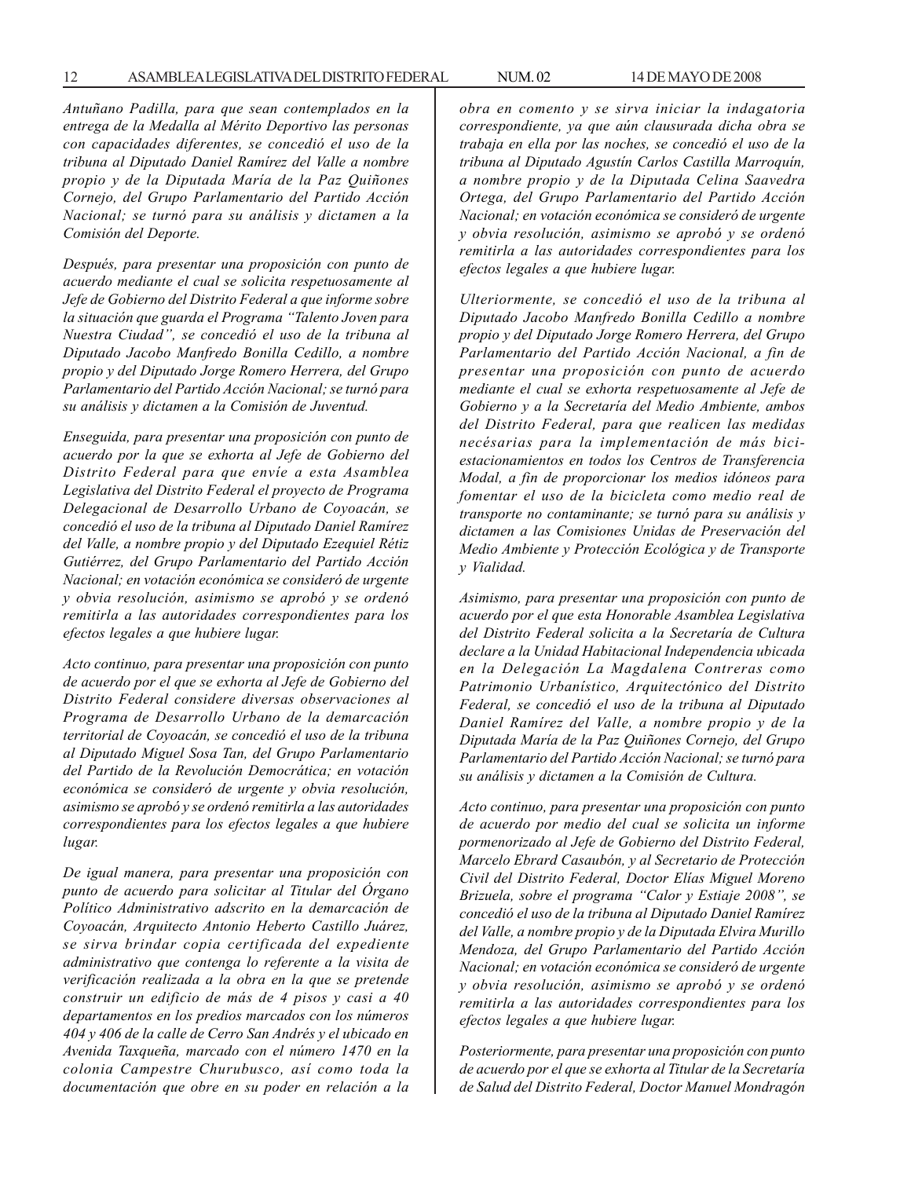*Antuñano Padilla, para que sean contemplados en la entrega de la Medalla al Mérito Deportivo las personas con capacidades diferentes, se concedió el uso de la tribuna al Diputado Daniel Ramírez del Valle a nombre propio y de la Diputada María de la Paz Quiñones Cornejo, del Grupo Parlamentario del Partido Acción Nacional; se turnó para su análisis y dictamen a la Comisión del Deporte.*

*Después, para presentar una proposición con punto de acuerdo mediante el cual se solicita respetuosamente al Jefe de Gobierno del Distrito Federal a que informe sobre la situación que guarda el Programa "Talento Joven para Nuestra Ciudad", se concedió el uso de la tribuna al Diputado Jacobo Manfredo Bonilla Cedillo, a nombre propio y del Diputado Jorge Romero Herrera, del Grupo Parlamentario del Partido Acción Nacional; se turnó para su análisis y dictamen a la Comisión de Juventud.*

*Enseguida, para presentar una proposición con punto de acuerdo por la que se exhorta al Jefe de Gobierno del Distrito Federal para que envíe a esta Asamblea Legislativa del Distrito Federal el proyecto de Programa Delegacional de Desarrollo Urbano de Coyoacán, se concedió el uso de la tribuna al Diputado Daniel Ramírez del Valle, a nombre propio y del Diputado Ezequiel Rétiz Gutiérrez, del Grupo Parlamentario del Partido Acción Nacional; en votación económica se consideró de urgente y obvia resolución, asimismo se aprobó y se ordenó remitirla a las autoridades correspondientes para los efectos legales a que hubiere lugar.*

*Acto continuo, para presentar una proposición con punto de acuerdo por el que se exhorta al Jefe de Gobierno del Distrito Federal considere diversas observaciones al Programa de Desarrollo Urbano de la demarcación territorial de Coyoacán, se concedió el uso de la tribuna al Diputado Miguel Sosa Tan, del Grupo Parlamentario del Partido de la Revolución Democrática; en votación económica se consideró de urgente y obvia resolución, asimismo se aprobó y se ordenó remitirla a las autoridades correspondientes para los efectos legales a que hubiere lugar.*

*De igual manera, para presentar una proposición con punto de acuerdo para solicitar al Titular del Órgano Político Administrativo adscrito en la demarcación de Coyoacán, Arquitecto Antonio Heberto Castillo Juárez, se sirva brindar copia certificada del expediente administrativo que contenga lo referente a la visita de verificación realizada a la obra en la que se pretende construir un edificio de más de 4 pisos y casi a 40 departamentos en los predios marcados con los números 404 y 406 de la calle de Cerro San Andrés y el ubicado en Avenida Taxqueña, marcado con el número 1470 en la colonia Campestre Churubusco, así como toda la documentación que obre en su poder en relación a la obra en comento y se sirva iniciar la indagatoria correspondiente, ya que aún clausurada dicha obra se trabaja en ella por las noches, se concedió el uso de la tribuna al Diputado Agustín Carlos Castilla Marroquín, a nombre propio y de la Diputada Celina Saavedra Ortega, del Grupo Parlamentario del Partido Acción Nacional; en votación económica se consideró de urgente y obvia resolución, asimismo se aprobó y se ordenó remitirla a las autoridades correspondientes para los efectos legales a que hubiere lugar.*

*Ulteriormente, se concedió el uso de la tribuna al Diputado Jacobo Manfredo Bonilla Cedillo a nombre propio y del Diputado Jorge Romero Herrera, del Grupo Parlamentario del Partido Acción Nacional, a fin de presentar una proposición con punto de acuerdo mediante el cual se exhorta respetuosamente al Jefe de Gobierno y a la Secretaría del Medio Ambiente, ambos del Distrito Federal, para que realicen las medidas necésarias para la implementación de más bici-estacionamientos en todos los Centros de Transferencia Modal, a fin de proporcionar los medios idóneos para fomentar el uso de la bicicleta como medio real de transporte no contaminante; se turnó para su análisis y dictamen a las Comisiones Unidas de Preservación del Medio Ambiente y Protección Ecológica y de Transporte y Vialidad.*

*Asimismo, para presentar una proposición con punto de acuerdo por el que esta Honorable Asamblea Legislativa del Distrito Federal solicita a la Secretaría de Cultura declare a la Unidad Habitacional Independencia ubicada en la Delegación La Magdalena Contreras como Patrimonio Urbanístico, Arquitectónico del Distrito Federal, se concedió el uso de la tribuna al Diputado Daniel Ramírez del Valle, a nombre propio y de la Diputada María de la Paz Quiñones Cornejo, del Grupo Parlamentario del Partido Acción Nacional; se turnó para su análisis y dictamen a la Comisión de Cultura.*

*Acto continuo, para presentar una proposición con punto de acuerdo por medio del cual se solicita un informe pormenorizado al Jefe de Gobierno del Distrito Federal, Marcelo Ebrard Casaubón, y al Secretario de Protección Civil del Distrito Federal, Doctor Elías Miguel Moreno Brizuela, sobre el programa "Calor y Estiaje 2008", se concedió el uso de la tribuna al Diputado Daniel Ramírez del Valle, a nombre propio y de la Diputada Elvira Murillo Mendoza, del Grupo Parlamentario del Partido Acción Nacional; en votación económica se consideró de urgente y obvia resolución, asimismo se aprobó y se ordenó remitirla a las autoridades correspondientes para los efectos legales a que hubiere lugar.*

*Posteriormente, para presentar una proposición con punto de acuerdo por el que se exhorta al Titular de la Secretaría de Salud del Distrito Federal, Doctor Manuel Mondragón*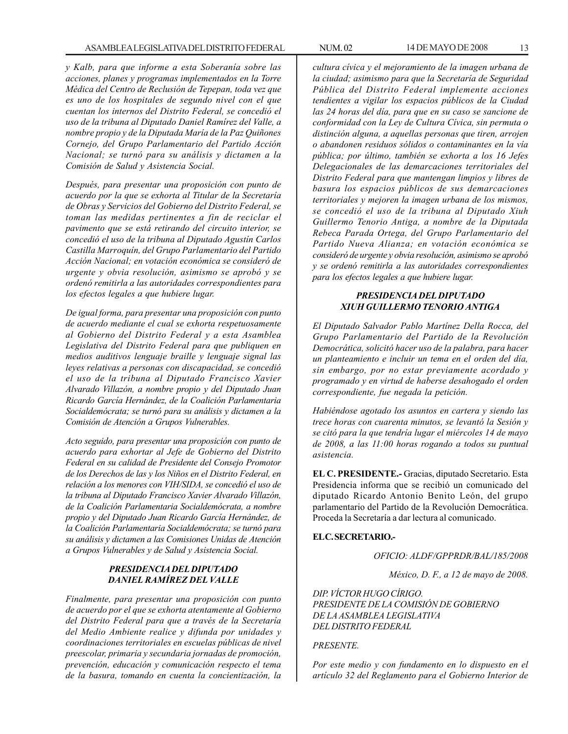*y Kalb, para que informe a esta Soberanía sobre las acciones, planes y programas implementados en la Torre Médica del Centro de Reclusión de Tepepan, toda vez que es uno de los hospitales de segundo nivel con el que cuentan los internos del Distrito Federal, se concedió el uso de la tribuna al Diputado Daniel Ramírez del Valle, a nombre propio y de la Diputada María de la Paz Quiñones Cornejo, del Grupo Parlamentario del Partido Acción Nacional; se turnó para su análisis y dictamen a la Comisión de Salud y Asistencia Social.*

*Después, para presentar una proposición con punto de acuerdo por la que se exhorta al Titular de la Secretaría de Obras y Servicios del Gobierno del Distrito Federal, se toman las medidas pertinentes a fin de reciclar el pavimento que se está retirando del circuito interior, se concedió el uso de la tribuna al Diputado Agustín Carlos Castilla Marroquín, del Grupo Parlamentario del Partido Acción Nacional; en votación económica se consideró de urgente y obvia resolución, asimismo se aprobó y se ordenó remitirla a las autoridades correspondientes para los efectos legales a que hubiere lugar.*

*De igual forma, para presentar una proposición con punto de acuerdo mediante el cual se exhorta respetuosamente al Gobierno del Distrito Federal y a esta Asamblea Legislativa del Distrito Federal para que publiquen en medios auditivos lenguaje braille y lenguaje signal las leyes relativas a personas con discapacidad, se concedió el uso de la tribuna al Diputado Francisco Xavier Alvarado Villazón, a nombre propio y del Diputado Juan Ricardo García Hernández, de la Coalición Parlamentaria Socialdemócrata; se turnó para su análisis y dictamen a la Comisión de Atención a Grupos Vulnerables.*

*Acto seguido, para presentar una proposición con punto de acuerdo para exhortar al Jefe de Gobierno del Distrito Federal en su calidad de Presidente del Consejo Promotor de los Derechos de las y los Niños en el Distrito Federal, en relación a los menores con VIH/SIDA, se concedió el uso de la tribuna al Diputado Francisco Xavier Alvarado Villazón, de la Coalición Parlamentaria Socialdemócrata, a nombre propio y del Diputado Juan Ricardo García Hernández, de la Coalición Parlamentaria Socialdemócrata; se turnó para su análisis y dictamen a las Comisiones Unidas de Atención a Grupos Vulnerables y de Salud y Asistencia Social.*

***PRESIDENCIA DEL DIPUTADO DANIEL RAMÍREZ DEL VALLE***

*Finalmente, para presentar una proposición con punto de acuerdo por el que se exhorta atentamente al Gobierno del Distrito Federal para que a través de la Secretaría del Medio Ambiente realice y difunda por unidades y coordinaciones territoriales en escuelas públicas de nivel preescolar, primaria y secundaria jornadas de promoción, prevención, educación y comunicación respecto el tema de la basura, tomando en cuenta la concientización, la cultura cívica y el mejoramiento de la imagen urbana de la ciudad; asimismo para que la Secretaría de Seguridad Pública del Distrito Federal implemente acciones tendientes a vigilar los espacios públicos de la Ciudad las 24 horas del día, para que en su caso se sancione de conformidad con la Ley de Cultura Cívica, sin permuta o distinción alguna, a aquellas personas que tiren, arrojen o abandonen residuos sólidos o contaminantes en la vía pública; por último, también se exhorta a los 16 Jefes Delegacionales de las demarcaciones territoriales del Distrito Federal para que mantengan limpios y libres de basura los espacios públicos de sus demarcaciones territoriales y mejoren la imagen urbana de los mismos, se concedió el uso de la tribuna al Diputado Xiuh Guillermo Tenorio Antiga, a nombre de la Diputada Rebeca Parada Ortega, del Grupo Parlamentario del Partido Nueva Alianza; en votación económica se consideró de urgente y obvia resolución, asimismo se aprobó y se ordenó remitirla a las autoridades correspondientes para los efectos legales a que hubiere lugar.*

***PRESIDENCIA DEL DIPUTADO XIUH GUILLERMO TENORIO ANTIGA***

*El Diputado Salvador Pablo Martínez Della Rocca, del Grupo Parlamentario del Partido de la Revolución Democrática, solicitó hacer uso de la palabra, para hacer un planteamiento e incluir un tema en el orden del día, sin embargo, por no estar previamente acordado y programado y en virtud de haberse desahogado el orden correspondiente, fue negada la petición.*

*Habiéndose agotado los asuntos en cartera y siendo las trece horas con cuarenta minutos, se levantó la Sesión y se citó para la que tendría lugar el miércoles 14 de mayo de 2008, a las 11:00 horas rogando a todos su puntual asistencia.*

**EL C. PRESIDENTE.-** Gracias, diputado Secretario. Esta Presidencia informa que se recibió un comunicado del diputado Ricardo Antonio Benito León, del grupo parlamentario del Partido de la Revolución Democrática. Proceda la Secretaría a dar lectura al comunicado.

**EL C. SECRETARIO.-**

*OFICIO: ALDF/GPPRDR/BAL/185/2008*

*México, D. F., a 12 de mayo de 2008.*

*DIP. VÍCTOR HUGO CÍRIGO.*
*PRESIDENTE DE LA COMISIÓN DE GOBIERNO*
*DE LA ASAMBLEA LEGISLATIVA*
*DEL DISTRITO FEDERAL*

*PRESENTE.*

*Por este medio y con fundamento en lo dispuesto en el artículo 32 del Reglamento para el Gobierno Interior de*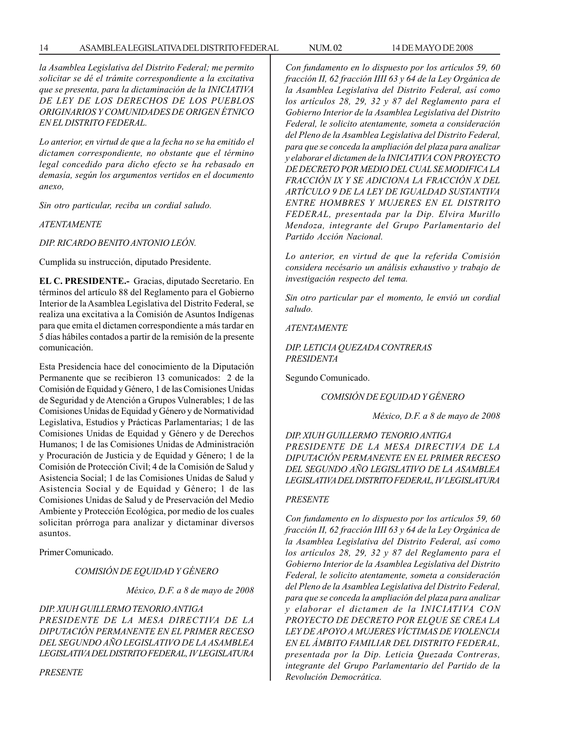*la Asamblea Legislativa del Distrito Federal; me permito solicitar se dé el trámite correspondiente a la excitativa que se presenta, para la dictaminación de la INICIATIVA DE LEY DE LOS DERECHOS DE LOS PUEBLOS ORIGINARIOS Y COMUNIDADES DE ORIGEN ÉTNICO EN EL DISTRITO FEDERAL.*

*Lo anterior, en virtud de que a la fecha no se ha emitido el dictamen correspondiente, no obstante que el término legal concedido para dicho efecto se ha rebasado en demasía, según los argumentos vertidos en el documento anexo,*

*Sin otro particular, reciba un cordial saludo.*

*ATENTAMENTE*

*DIP. RICARDO BENITO ANTONIO LEÓN.*

Cumplida su instrucción, diputado Presidente.

**EL C. PRESIDENTE.-** Gracias, diputado Secretario. En términos del artículo 88 del Reglamento para el Gobierno Interior de la Asamblea Legislativa del Distrito Federal, se realiza una excitativa a la Comisión de Asuntos Indígenas para que emita el dictamen correspondiente a más tardar en 5 días hábiles contados a partir de la remisión de la presente comunicación.

Esta Presidencia hace del conocimiento de la Diputación Permanente que se recibieron 13 comunicados: 2 de la Comisión de Equidad y Género, 1 de las Comisiones Unidas de Seguridad y de Atención a Grupos Vulnerables; 1 de las Comisiones Unidas de Equidad y Género y de Normatividad Legislativa, Estudios y Prácticas Parlamentarias; 1 de las Comisiones Unidas de Equidad y Género y de Derechos Humanos; 1 de las Comisiones Unidas de Administración y Procuración de Justicia y de Equidad y Género; 1 de la Comisión de Protección Civil; 4 de la Comisión de Salud y Asistencia Social; 1 de las Comisiones Unidas de Salud y Asistencia Social y de Equidad y Género; 1 de las Comisiones Unidas de Salud y de Preservación del Medio Ambiente y Protección Ecológica, por medio de los cuales solicitan prórroga para analizar y dictaminar diversos asuntos.

Primer Comunicado.

*COMISIÓN DE EQUIDAD Y GÉNERO*

*México, D.F. a 8 de mayo de 2008*

*DIP. XIUH GUILLERMO TENORIO ANTIGA*
*PRESIDENTE DE LA MESA DIRECTIVA DE LA DIPUTACIÓN PERMANENTE EN EL PRIMER RECESO DEL SEGUNDO AÑO LEGISLATIVO DE LA ASAMBLEA LEGISLATIVA DEL DISTRITO FEDERAL, IV LEGISLATURA*

*PRESENTE*

*Con fundamento en lo dispuesto por los artículos 59, 60 fracción II, 62 fracción IIII 63 y 64 de la Ley Orgánica de la Asamblea Legislativa del Distrito Federal, así como los artículos 28, 29, 32 y 87 del Reglamento para el Gobierno Interior de la Asamblea Legislativa del Distrito Federal, le solicito atentamente, someta a consideración del Pleno de la Asamblea Legislativa del Distrito Federal, para que se conceda la ampliación del plaza para analizar y elaborar el dictamen de la INICIATIVA CON PROYECTO DE DECRETO POR MEDIO DEL CUAL SE MODIFICA LA FRACCIÓN IX Y SE ADICIONA LA FRACCIÓN X DEL ARTÍCULO 9 DE LA LEY DE IGUALDAD SUSTANTIVA ENTRE HOMBRES Y MUJERES EN EL DISTRITO FEDERAL, presentada par la Dip. Elvira Murillo Mendoza, integrante del Grupo Parlamentario del Partido Acción Nacional.*

*Lo anterior, en virtud de que la referida Comisión considera necésario un análisis exhaustivo y trabajo de investigación respecto del tema.*

*Sin otro particular par el momento, le envió un cordial saludo.*

*ATENTAMENTE*

*DIP. LETICIA QUEZADA CONTRERAS*
*PRESIDENTA*

Segundo Comunicado.

*COMISIÓN DE EQUIDAD Y GÉNERO*

*México, D.F. a 8 de mayo de 2008*

*DIP. XIUH GUILLERMO TENORIO ANTIGA*
*PRESIDENTE DE LA MESA DIRECTIVA DE LA DIPUTACIÓN PERMANENTE EN EL PRIMER RECESO DEL SEGUNDO AÑO LEGISLATIVO DE LA ASAMBLEA LEGISLATIVA DEL DISTRITO FEDERAL, IV LEGISLATURA*

*PRESENTE*

*Con fundamento en lo dispuesto por los artículos 59, 60 fracción II, 62 fracción IIII 63 y 64 de la Ley Orgánica de la Asamblea Legislativa del Distrito Federal, así como los artículos 28, 29, 32 y 87 del Reglamento para el Gobierno Interior de la Asamblea Legislativa del Distrito Federal, le solicito atentamente, someta a consideración del Pleno de la Asamblea Legislativa del Distrito Federal, para que se conceda la ampliación del plaza para analizar y elaborar el dictamen de la INICIATIVA CON PROYECTO DE DECRETO POR ELQUE SE CREA LA LEY DE APOYO A MUJERES VÍCTIMAS DE VIOLENCIA EN EL ÁMBITO FAMILIAR DEL DISTRITO FEDERAL, presentada por la Dip. Leticia Quezada Contreras, integrante del Grupo Parlamentario del Partido de la Revolución Democrática.*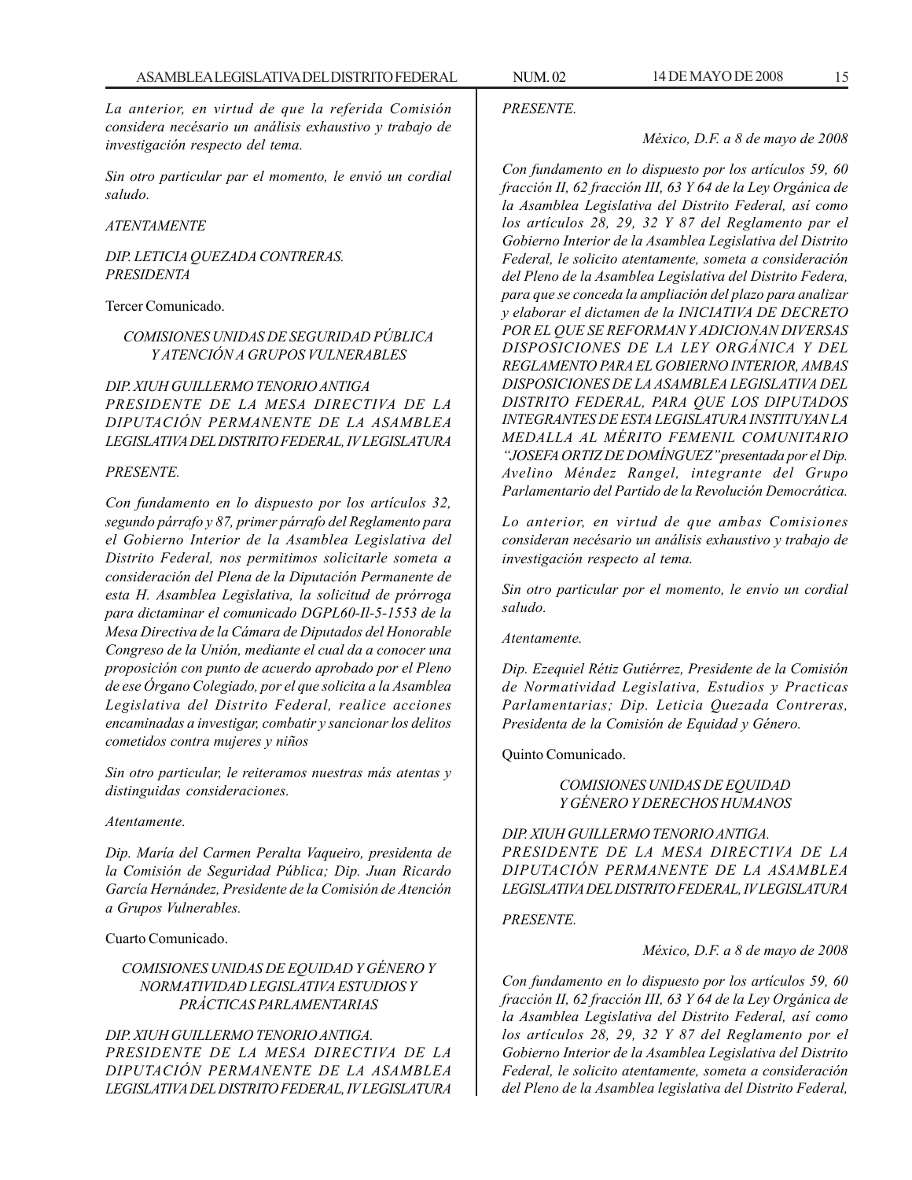*La anterior, en virtud de que la referida Comisión considera necésario un análisis exhaustivo y trabajo de investigación respecto del tema.*

*Sin otro particular par el momento, le envió un cordial saludo.*

*ATENTAMENTE*

*DIP. LETICIA QUEZADA CONTRERAS.*
*PRESIDENTA*

Tercer Comunicado.

*COMISIONES UNIDAS DE SEGURIDAD PÚBLICA Y ATENCIÓN A GRUPOS VULNERABLES*

*DIP. XIUH GUILLERMO TENORIO ANTIGA*
*PRESIDENTE DE LA MESA DIRECTIVA DE LA DIPUTACIÓN PERMANENTE DE LA ASAMBLEA LEGISLATIVA DEL DISTRITO FEDERAL, IV LEGISLATURA*

*PRESENTE.*

*Con fundamento en lo dispuesto por los artículos 32, segundo párrafo y 87, primer párrafo del Reglamento para el Gobierno Interior de la Asamblea Legislativa del Distrito Federal, nos permitimos solicitarle someta a consideración del Plena de la Diputación Permanente de esta H. Asamblea Legislativa, la solicitud de prórroga para dictaminar el comunicado DGPL60-Il-5-1553 de la Mesa Directiva de la Cámara de Diputados del Honorable Congreso de la Unión, mediante el cual da a conocer una proposición con punto de acuerdo aprobado por el Pleno de ese Órgano Colegiado, por el que solicita a la Asamblea Legislativa del Distrito Federal, realice acciones encaminadas a investigar, combatir y sancionar los delitos cometidos contra mujeres y niños*

*Sin otro particular, le reiteramos nuestras más atentas y distinguidas consideraciones.*

*Atentamente.*

*Dip. María del Carmen Peralta Vaqueiro, presidenta de la Comisión de Seguridad Pública; Dip. Juan Ricardo García Hernández, Presidente de la Comisión de Atención a Grupos Vulnerables.*

Cuarto Comunicado.

*COMISIONES UNIDAS DE EQUIDAD Y GÉNERO Y NORMATIVIDAD LEGISLATIVA ESTUDIOS Y PRÁCTICAS PARLAMENTARIAS*

*DIP. XIUH GUILLERMO TENORIO ANTIGA.*
*PRESIDENTE DE LA MESA DIRECTIVA DE LA DIPUTACIÓN PERMANENTE DE LA ASAMBLEA LEGISLATIVA DEL DISTRITO FEDERAL, IV LEGISLATURA*

*PRESENTE.*

*México, D.F. a 8 de mayo de 2008*

*Con fundamento en lo dispuesto por los artículos 59, 60 fracción II, 62 fracción III, 63 Y 64 de la Ley Orgánica de la Asamblea Legislativa del Distrito Federal, así como los artículos 28, 29, 32 Y 87 del Reglamento par el Gobierno Interior de la Asamblea Legislativa del Distrito Federal, le solicito atentamente, someta a consideración del Pleno de la Asamblea Legislativa del Distrito Federa, para que se conceda la ampliación del plazo para analizar y elaborar el dictamen de la INICIATIVA DE DECRETO POR EL QUE SE REFORMAN Y ADICIONAN DIVERSAS DISPOSICIONES DE LA LEY ORGÁNICA Y DEL REGLAMENTO PARA EL GOBIERNO INTERIOR, AMBAS DISPOSICIONES DE LA ASAMBLEA LEGISLATIVA DEL DISTRITO FEDERAL, PARA QUE LOS DIPUTADOS INTEGRANTES DE ESTA LEGISLATURA INSTITUYAN LA MEDALLA AL MÉRITO FEMENIL COMUNITARIO "JOSEFA ORTIZ DE DOMÍNGUEZ" presentada por el Dip. Avelino Méndez Rangel, integrante del Grupo Parlamentario del Partido de la Revolución Democrática.*

*Lo anterior, en virtud de que ambas Comisiones consideran necésario un análisis exhaustivo y trabajo de investigación respecto al tema.*

*Sin otro particular por el momento, le envío un cordial saludo.*

*Atentamente.*

*Dip. Ezequiel Rétiz Gutiérrez, Presidente de la Comisión de Normatividad Legislativa, Estudios y Practicas Parlamentarias; Dip. Leticia Quezada Contreras, Presidenta de la Comisión de Equidad y Género.*

Quinto Comunicado.

*COMISIONES UNIDAS DE EQUIDAD Y GÉNERO Y DERECHOS HUMANOS*

*DIP. XIUH GUILLERMO TENORIO ANTIGA.*
*PRESIDENTE DE LA MESA DIRECTIVA DE LA DIPUTACIÓN PERMANENTE DE LA ASAMBLEA LEGISLATIVA DEL DISTRITO FEDERAL, IV LEGISLATURA*

*PRESENTE.*

*México, D.F. a 8 de mayo de 2008*

*Con fundamento en lo dispuesto por los artículos 59, 60 fracción II, 62 fracción III, 63 Y 64 de la Ley Orgánica de la Asamblea Legislativa del Distrito Federal, así como los artículos 28, 29, 32 Y 87 del Reglamento por el Gobierno Interior de la Asamblea Legislativa del Distrito Federal, le solicito atentamente, someta a consideración del Pleno de la Asamblea legislativa del Distrito Federal,*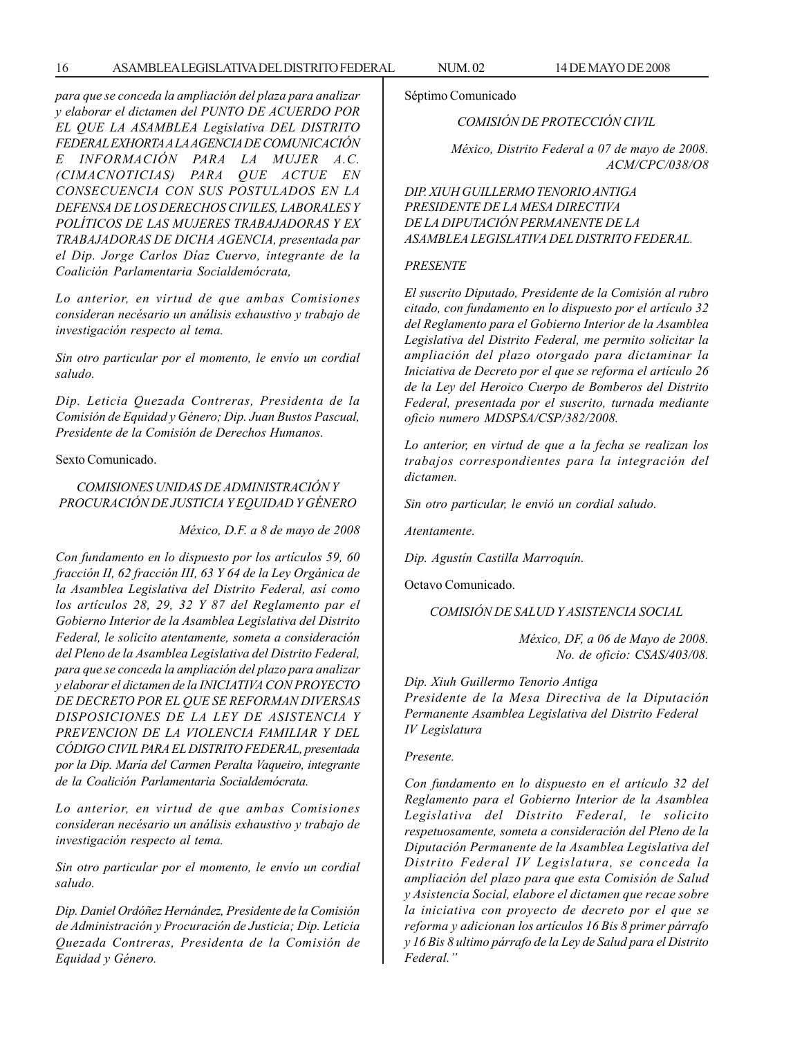*para que se conceda la ampliación del plaza para analizar y elaborar el dictamen del PUNTO DE ACUERDO POR EL QUE LA ASAMBLEA Legislativa DEL DISTRITO FEDERAL EXHORTA A LA AGENCIA DE COMUNICACIÓN E INFORMACIÓN PARA LA MUJER A.C. (CIMACNOTICIAS) PARA QUE ACTUE EN CONSECUENCIA CON SUS POSTULADOS EN LA DEFENSA DE LOS DERECHOS CIVILES, LABORALES Y POLÍTICOS DE LAS MUJERES TRABAJADORAS Y EX TRABAJADORAS DE DICHA AGENCIA, presentada par el Dip. Jorge Carlos Díaz Cuervo, integrante de la Coalición Parlamentaria Socialdemócrata,*

*Lo anterior, en virtud de que ambas Comisiones consideran necésario un análisis exhaustivo y trabajo de investigación respecto al tema.*

*Sin otro particular por el momento, le envío un cordial saludo.*

*Dip. Leticia Quezada Contreras, Presidenta de la Comisión de Equidad y Género; Dip. Juan Bustos Pascual, Presidente de la Comisión de Derechos Humanos.*

Sexto Comunicado.

*COMISIONES UNIDAS DE ADMINISTRACIÓN Y PROCURACIÓN DE JUSTICIA Y EQUIDAD Y GÉNERO*

*México, D.F. a 8 de mayo de 2008*

*Con fundamento en lo dispuesto por los artículos 59, 60 fracción II, 62 fracción III, 63 Y 64 de la Ley Orgánica de la Asamblea Legislativa del Distrito Federal, así como los artículos 28, 29, 32 Y 87 del Reglamento par el Gobierno Interior de la Asamblea Legislativa del Distrito Federal, le solicito atentamente, someta a consideración del Pleno de la Asamblea Legislativa del Distrito Federal, para que se conceda la ampliación del plazo para analizar y elaborar el dictamen de la INICIATIVA CON PROYECTO DE DECRETO POR EL QUE SE REFORMAN DIVERSAS DISPOSICIONES DE LA LEY DE ASISTENCIA Y PREVENCION DE LA VIOLENCIA FAMILIAR Y DEL CÓDIGO CIVIL PARA EL DISTRITO FEDERAL, presentada por la Dip. María del Carmen Peralta Vaqueiro, integrante de la Coalición Parlamentaria Socialdemócrata.*

*Lo anterior, en virtud de que ambas Comisiones consideran necésario un análisis exhaustivo y trabajo de investigación respecto al tema.*

*Sin otro particular por el momento, le envío un cordial saludo.*

*Dip. Daniel Ordóñez Hernández, Presidente de la Comisión de Administración y Procuración de Justicia; Dip. Leticia Quezada Contreras, Presidenta de la Comisión de Equidad y Género.*

Séptimo Comunicado

*COMISIÓN DE PROTECCIÓN CIVIL*

*México, Distrito Federal a 07 de mayo de 2008.*
*ACM/CPC/038/O8*

*DIP. XIUH GUILLERMO TENORIO ANTIGA*
*PRESIDENTE DE LA MESA DIRECTIVA*
*DE LA DIPUTACIÓN PERMANENTE DE LA*
*ASAMBLEA LEGISLATIVA DEL DISTRITO FEDERAL.*

*PRESENTE*

*El suscrito Diputado, Presidente de la Comisión al rubro citado, con fundamento en lo dispuesto por el artículo 32 del Reglamento para el Gobierno Interior de la Asamblea Legislativa del Distrito Federal, me permito solicitar la ampliación del plazo otorgado para dictaminar la Iniciativa de Decreto por el que se reforma el artículo 26 de la Ley del Heroico Cuerpo de Bomberos del Distrito Federal, presentada por el suscrito, turnada mediante oficio numero MDSPSA/CSP/382/2008.*

*Lo anterior, en virtud de que a la fecha se realizan los trabajos correspondientes para la integración del dictamen.*

*Sin otro particular, le envió un cordial saludo.*

*Atentamente.*

*Dip. Agustín Castilla Marroquín.*

Octavo Comunicado.

*COMISIÓN DE SALUD Y ASISTENCIA SOCIAL*

*México, DF, a 06 de Mayo de 2008.*
*No. de oficio: CSAS/403/08.*

*Dip. Xiuh Guillermo Tenorio Antiga*
*Presidente de la Mesa Directiva de la Diputación Permanente Asamblea Legislativa del Distrito Federal IV Legislatura*

*Presente.*

*Con fundamento en lo dispuesto en el artículo 32 del Reglamento para el Gobierno Interior de la Asamblea Legislativa del Distrito Federal, le solicito respetuosamente, someta a consideración del Pleno de la Diputación Permanente de la Asamblea Legislativa del Distrito Federal IV Legislatura, se conceda la ampliación del plazo para que esta Comisión de Salud y Asistencia Social, elabore el dictamen que recae sobre la iniciativa con proyecto de decreto por el que se reforma y adicionan los artículos 16 Bis 8 primer párrafo y 16 Bis 8 ultimo párrafo de la Ley de Salud para el Distrito Federal."*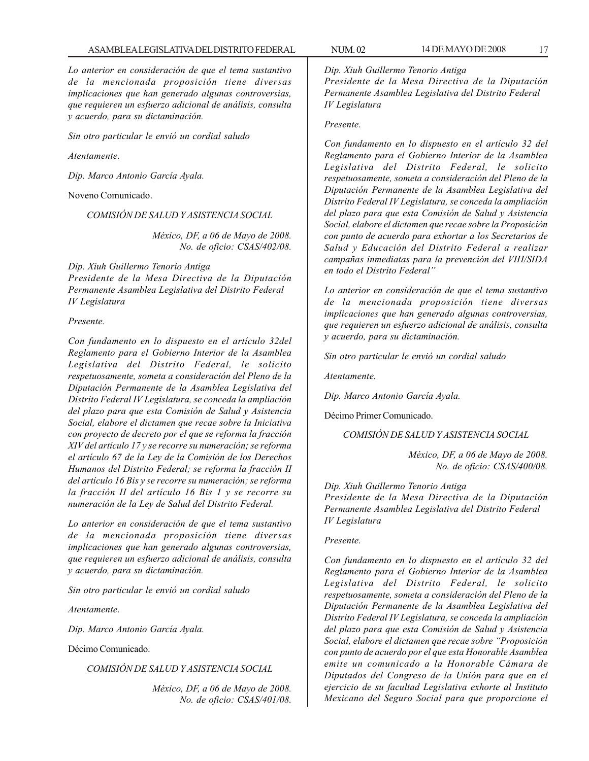*Lo anterior en consideración de que el tema sustantivo de la mencionada proposición tiene diversas implicaciones que han generado algunas controversias, que requieren un esfuerzo adicional de análisis, consulta y acuerdo, para su dictaminación.*

*Sin otro particular le envió un cordial saludo*

*Atentamente.*

*Dip. Marco Antonio García Ayala.*

Noveno Comunicado.

*COMISIÓN DE SALUD Y ASISTENCIA SOCIAL*

*México, DF, a 06 de Mayo de 2008.*
*No. de oficio: CSAS/402/08.*

*Dip. Xiuh Guillermo Tenorio Antiga*
*Presidente de la Mesa Directiva de la Diputación Permanente Asamblea Legislativa del Distrito Federal IV Legislatura*

*Presente.*

*Con fundamento en lo dispuesto en el artículo 32del Reglamento para el Gobierno Interior de la Asamblea Legislativa del Distrito Federal, le solicito respetuosamente, someta a consideración del Pleno de la Diputación Permanente de la Asamblea Legislativa del Distrito Federal IV Legislatura, se conceda la ampliación del plazo para que esta Comisión de Salud y Asistencia Social, elabore el dictamen que recae sobre la Iniciativa con proyecto de decreto por el que se reforma la fracción XIV del artículo 17 y se recorre su numeración; se reforma el artículo 67 de la Ley de la Comisión de los Derechos Humanos del Distrito Federal; se reforma la fracción II del artículo 16 Bis y se recorre su numeración; se reforma la fracción II del artículo 16 Bis 1 y se recorre su numeración de la Ley de Salud del Distrito Federal.*

*Lo anterior en consideración de que el tema sustantivo de la mencionada proposición tiene diversas implicaciones que han generado algunas controversias, que requieren un esfuerzo adicional de análisis, consulta y acuerdo, para su dictaminación.*

*Sin otro particular le envió un cordial saludo*

*Atentamente.*

*Dip. Marco Antonio García Ayala.*

Décimo Comunicado.

*COMISIÓN DE SALUD Y ASISTENCIA SOCIAL*

*México, DF, a 06 de Mayo de 2008.*
*No. de oficio: CSAS/401/08.*

*Dip. Xiuh Guillermo Tenorio Antiga*
*Presidente de la Mesa Directiva de la Diputación Permanente Asamblea Legislativa del Distrito Federal IV Legislatura*

*Presente.*

*Con fundamento en lo dispuesto en el artículo 32 del Reglamento para el Gobierno Interior de la Asamblea Legislativa del Distrito Federal, le solicito respetuosamente, someta a consideración del Pleno de la Diputación Permanente de la Asamblea Legislativa del Distrito Federal IV Legislatura, se conceda la ampliación del plazo para que esta Comisión de Salud y Asistencia Social, elabore el dictamen que recae sobre la Proposición con punto de acuerdo para exhortar a los Secretarios de Salud y Educación del Distrito Federal a realizar campañas inmediatas para la prevención del VIH/SIDA en todo el Distrito Federal"*

*Lo anterior en consideración de que el tema sustantivo de la mencionada proposición tiene diversas implicaciones que han generado algunas controversias, que requieren un esfuerzo adicional de análisis, consulta y acuerdo, para su dictaminación.*

*Sin otro particular le envió un cordial saludo*

*Atentamente.*

*Dip. Marco Antonio García Ayala.*

Décimo Primer Comunicado.

*COMISIÓN DE SALUD Y ASISTENCIA SOCIAL*

*México, DF, a 06 de Mayo de 2008.*
*No. de oficio: CSAS/400/08.*

*Dip. Xiuh Guillermo Tenorio Antiga*
*Presidente de la Mesa Directiva de la Diputación Permanente Asamblea Legislativa del Distrito Federal IV Legislatura*

*Presente.*

*Con fundamento en lo dispuesto en el artículo 32 del Reglamento para el Gobierno Interior de la Asamblea Legislativa del Distrito Federal, le solicito respetuosamente, someta a consideración del Pleno de la Diputación Permanente de la Asamblea Legislativa del Distrito Federal IV Legislatura, se conceda la ampliación del plazo para que esta Comisión de Salud y Asistencia Social, elabore el dictamen que recae sobre "Proposición con punto de acuerdo por el que esta Honorable Asamblea emite un comunicado a la Honorable Cámara de Diputados del Congreso de la Unión para que en el ejercicio de su facultad Legislativa exhorte al Instituto Mexicano del Seguro Social para que proporcione el*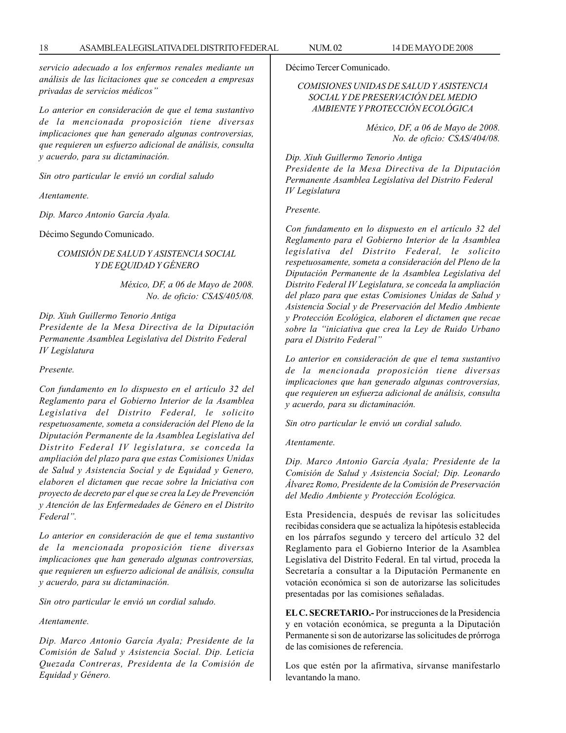*servicio adecuado a los enfermos renales mediante un análisis de las licitaciones que se conceden a empresas privadas de servicios médicos"*

*Lo anterior en consideración de que el tema sustantivo de la mencionada proposición tiene diversas implicaciones que han generado algunas controversias, que requieren un esfuerzo adicional de análisis, consulta y acuerdo, para su dictaminación.*

*Sin otro particular le envió un cordial saludo*

*Atentamente.*

*Dip. Marco Antonio García Ayala.*

Décimo Segundo Comunicado.

*COMISIÓN DE SALUD Y ASISTENCIA SOCIAL Y DE EQUIDAD Y GÉNERO*

*México, DF, a 06 de Mayo de 2008.*
*No. de oficio: CSAS/405/08.*

*Dip. Xiuh Guillermo Tenorio Antiga*
*Presidente de la Mesa Directiva de la Diputación Permanente Asamblea Legislativa del Distrito Federal IV Legislatura*

*Presente.*

*Con fundamento en lo dispuesto en el artículo 32 del Reglamento para el Gobierno Interior de la Asamblea Legislativa del Distrito Federal, le solicito respetuosamente, someta a consideración del Pleno de la Diputación Permanente de la Asamblea Legislativa del Distrito Federal IV legislatura, se conceda la ampliación del plazo para que estas Comisiones Unidas de Salud y Asistencia Social y de Equidad y Genero, elaboren el dictamen que recae sobre la Iniciativa con proyecto de decreto par el que se crea la Ley de Prevención y Atención de las Enfermedades de Género en el Distrito Federal".*

*Lo anterior en consideración de que el tema sustantivo de la mencionada proposición tiene diversas implicaciones que han generado algunas controversias, que requieren un esfuerzo adicional de análisis, consulta y acuerdo, para su dictaminación.*

*Sin otro particular le envió un cordial saludo.*

*Atentamente.*

*Dip. Marco Antonio García Ayala; Presidente de la Comisión de Salud y Asistencia Social. Dip. Leticia Quezada Contreras, Presidenta de la Comisión de Equidad y Género.*

Décimo Tercer Comunicado.

*COMISIONES UNIDAS DE SALUD Y ASISTENCIA SOCIAL Y DE PRESERVACIÓN DEL MEDIO AMBIENTE Y PROTECCIÓN ECOLÓGICA*

*México, DF, a 06 de Mayo de 2008.*
*No. de oficio: CSAS/404/08.*

*Dip. Xiuh Guillermo Tenorio Antiga*
*Presidente de la Mesa Directiva de la Diputación Permanente Asamblea Legislativa del Distrito Federal IV Legislatura*

*Presente.*

*Con fundamento en lo dispuesto en el artículo 32 del Reglamento para el Gobierno Interior de la Asamblea legislativa del Distrito Federal, le solicito respetuosamente, someta a consideración del Pleno de la Diputación Permanente de la Asamblea Legislativa del Distrito Federal IV Legislatura, se conceda la ampliación del plazo para que estas Comisiones Unidas de Salud y Asistencia Social y de Preservación del Medio Ambiente y Protección Ecológica, elaboren el dictamen que recae sobre la "iniciativa que crea la Ley de Ruido Urbano para el Distrito Federal"*

*Lo anterior en consideración de que el tema sustantivo de la mencionada proposición tiene diversas implicaciones que han generado algunas controversias, que requieren un esfuerza adicional de análisis, consulta y acuerdo, para su dictaminación.*

*Sin otro particular le envió un cordial saludo.*

*Atentamente.*

*Dip. Marco Antonio García Ayala; Presidente de la Comisión de Salud y Asistencia Social; Dip. Leonardo Álvarez Romo, Presidente de la Comisión de Preservación del Medio Ambiente y Protección Ecológica.*

Esta Presidencia, después de revisar las solicitudes recibidas considera que se actualiza la hipótesis establecida en los párrafos segundo y tercero del artículo 32 del Reglamento para el Gobierno Interior de la Asamblea Legislativa del Distrito Federal. En tal virtud, proceda la Secretaría a consultar a la Diputación Permanente en votación económica si son de autorizarse las solicitudes presentadas por las comisiones señaladas.

**EL C. SECRETARIO.-** Por instrucciones de la Presidencia y en votación económica, se pregunta a la Diputación Permanente si son de autorizarse las solicitudes de prórroga de las comisiones de referencia.

Los que estén por la afirmativa, sírvanse manifestarlo levantando la mano.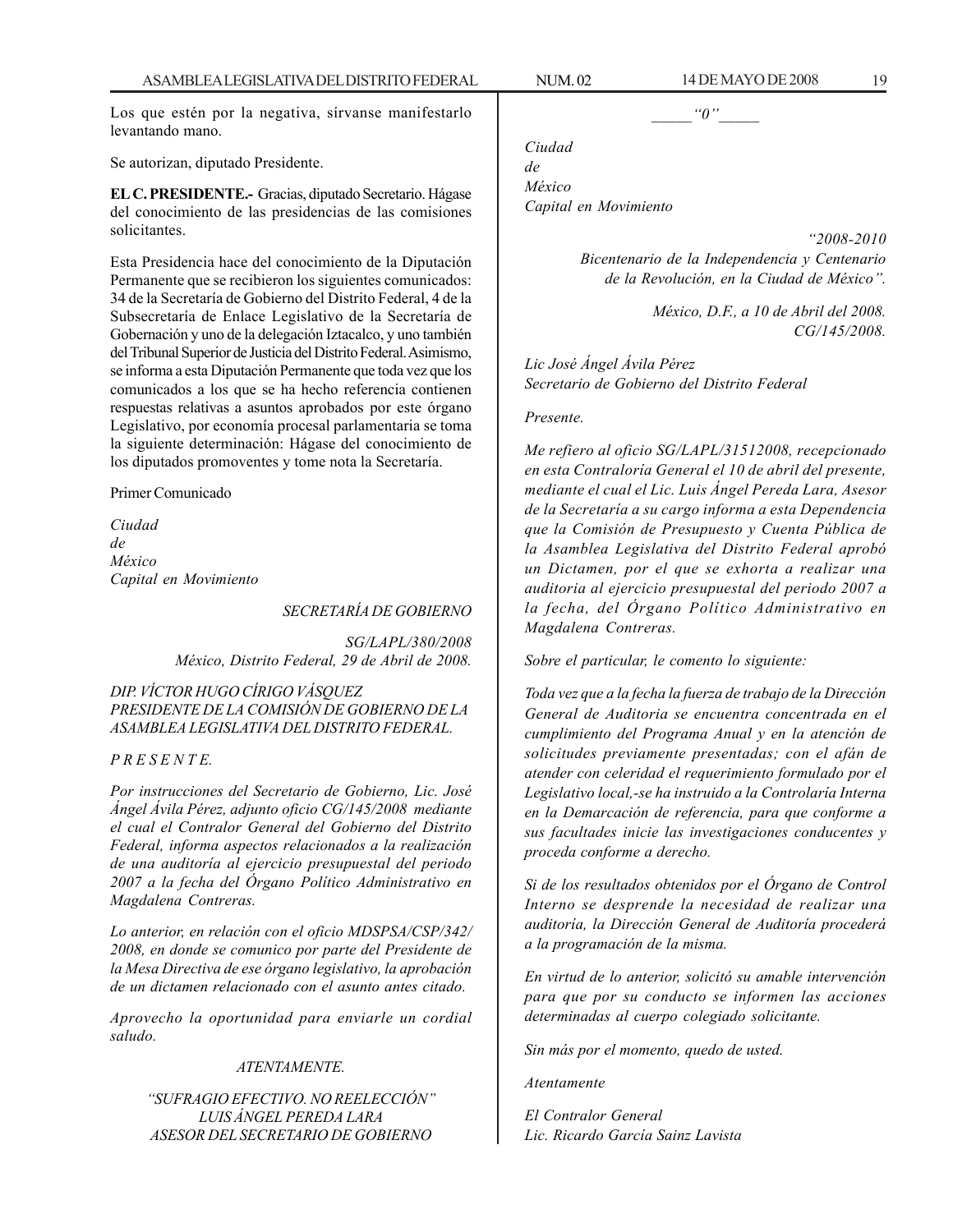Los que estén por la negativa, sírvanse manifestarlo levantando mano.

Se autorizan, diputado Presidente.

**EL C. PRESIDENTE.-** Gracias, diputado Secretario. Hágase del conocimiento de las presidencias de las comisiones solicitantes.

Esta Presidencia hace del conocimiento de la Diputación Permanente que se recibieron los siguientes comunicados: 34 de la Secretaría de Gobierno del Distrito Federal, 4 de la Subsecretaría de Enlace Legislativo de la Secretaría de Gobernación y uno de la delegación Iztacalco, y uno también del Tribunal Superior de Justicia del Distrito Federal. Asimismo, se informa a esta Diputación Permanente que toda vez que los comunicados a los que se ha hecho referencia contienen respuestas relativas a asuntos aprobados por este órgano Legislativo, por economía procesal parlamentaria se toma la siguiente determinación: Hágase del conocimiento de los diputados promoventes y tome nota la Secretaría.

Primer Comunicado

*Ciudad*
*de*
*México*
*Capital en Movimiento*

*SECRETARÍA DE GOBIERNO*

*SG/LAPL/380/2008*
*México, Distrito Federal, 29 de Abril de 2008.*

*DIP. VÍCTOR HUGO CÍRIGO VÁSQUEZ*
*PRESIDENTE DE LA COMISIÓN DE GOBIERNO DE LA ASAMBLEA LEGISLATIVA DEL DISTRITO FEDERAL.*

*P R E S E N T E.*

*Por instrucciones del Secretario de Gobierno, Lic. José Ángel Ávila Pérez, adjunto oficio CG/145/2008 mediante el cual el Contralor General del Gobierno del Distrito Federal, informa aspectos relacionados a la realización de una auditoría al ejercicio presupuestal del periodo 2007 a la fecha del Órgano Político Administrativo en Magdalena Contreras.*

*Lo anterior, en relación con el oficio MDSPSA/CSP/342/2008, en donde se comunico por parte del Presidente de la Mesa Directiva de ese órgano legislativo, la aprobación de un dictamen relacionado con el asunto antes citado.*

*Aprovecho la oportunidad para enviarle un cordial saludo.*

*ATENTAMENTE.*

*"SUFRAGIO EFECTIVO. NO REELECCIÓN"*
*LUIS ÁNGEL PEREDA LARA*
*ASESOR DEL SECRETARIO DE GOBIERNO*

_____ *"0"* _____

*Ciudad*
*de*
*México*
*Capital en Movimiento*

*"2008-2010*
*Bicentenario de la Independencia y Centenario de la Revolución, en la Ciudad de México".*

*México, D.F., a 10 de Abril del 2008.*
*CG/145/2008.*

*Lic José Ángel Ávila Pérez*
*Secretario de Gobierno del Distrito Federal*

*Presente.*

*Me refiero al oficio SG/LAPL/31512008, recepcionado en esta Contraloría General el 10 de abril del presente, mediante el cual el Lic. Luis Ángel Pereda Lara, Asesor de la Secretaría a su cargo informa a esta Dependencia que la Comisión de Presupuesto y Cuenta Pública de la Asamblea Legislativa del Distrito Federal aprobó un Dictamen, por el que se exhorta a realizar una auditoria al ejercicio presupuestal del periodo 2007 a la fecha, del Órgano Político Administrativo en Magdalena Contreras.*

*Sobre el particular, le comento lo siguiente:*

*Toda vez que a la fecha la fuerza de trabajo de la Dirección General de Auditoria se encuentra concentrada en el cumplimiento del Programa Anual y en la atención de solicitudes previamente presentadas; con el afán de atender con celeridad el requerimiento formulado por el Legislativo local,-se ha instruido a la Controlaría Interna en la Demarcación de referencia, para que conforme a sus facultades inicie las investigaciones conducentes y proceda conforme a derecho.*

*Si de los resultados obtenidos por el Órgano de Control Interno se desprende la necesidad de realizar una auditoría, la Dirección General de Auditoría procederá a la programación de la misma.*

*En virtud de lo anterior, solicitó su amable intervención para que por su conducto se informen las acciones determinadas al cuerpo colegiado solicitante.*

*Sin más por el momento, quedo de usted.*

*Atentamente*

*El Contralor General*
*Lic. Ricardo García Sainz Lavista*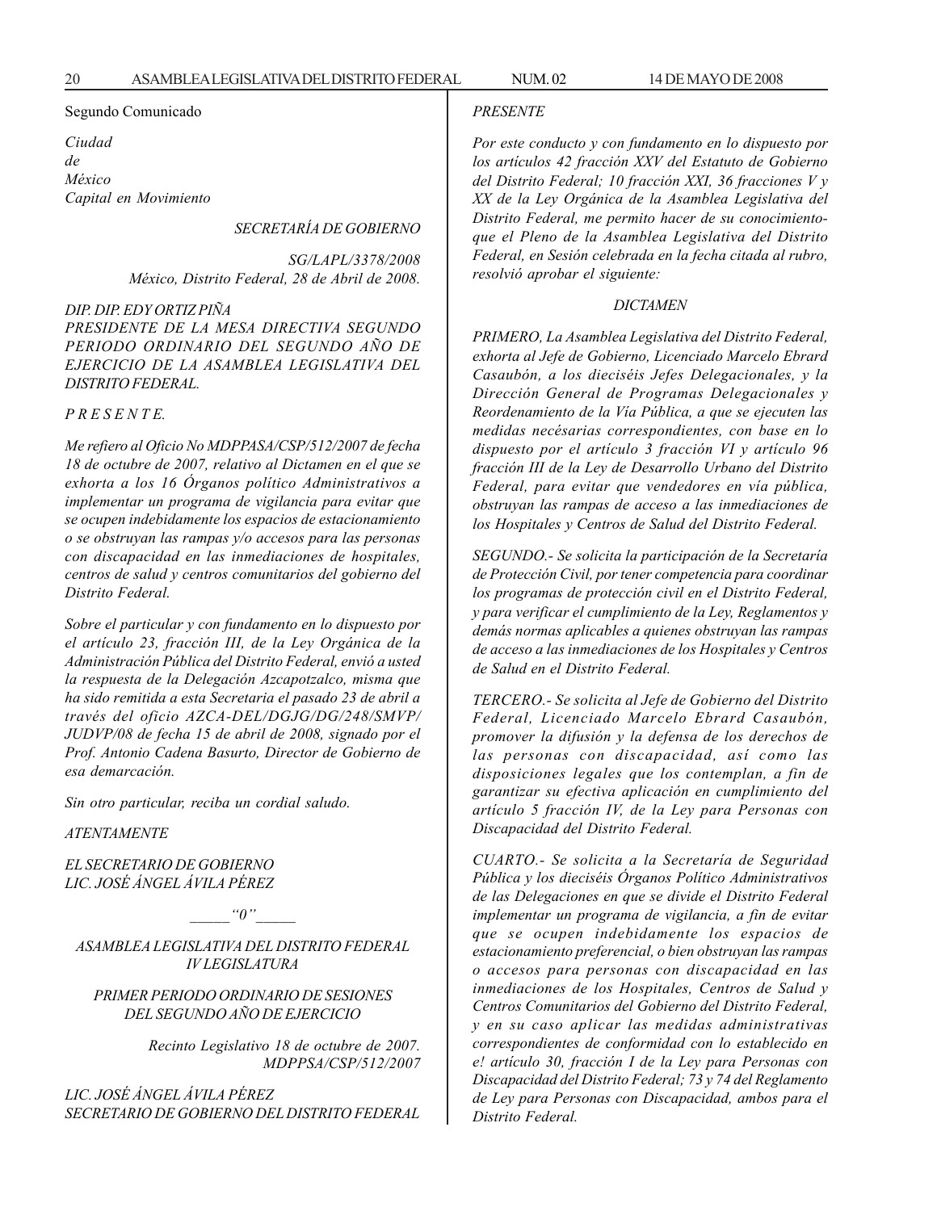Segundo Comunicado

*Ciudad*
*de*
*México*
*Capital en Movimiento*

*SECRETARÍA DE GOBIERNO*

*SG/LAPL/3378/2008*
*México, Distrito Federal, 28 de Abril de 2008.*

*DIP. DIP. EDY ORTIZ PIÑA*
*PRESIDENTE DE LA MESA DIRECTIVA SEGUNDO PERIODO ORDINARIO DEL SEGUNDO AÑO DE EJERCICIO DE LA ASAMBLEA LEGISLATIVA DEL DISTRITO FEDERAL.*

*P R E S E N T E.*

*Me refiero al Oficio No MDPPASA/CSP/512/2007 de fecha 18 de octubre de 2007, relativo al Dictamen en el que se exhorta a los 16 Órganos político Administrativos a implementar un programa de vigilancia para evitar que se ocupen indebidamente los espacios de estacionamiento o se obstruyan las rampas y/o accesos para las personas con discapacidad en las inmediaciones de hospitales, centros de salud y centros comunitarios del gobierno del Distrito Federal.*

*Sobre el particular y con fundamento en lo dispuesto por el artículo 23, fracción III, de la Ley Orgánica de la Administración Pública del Distrito Federal, envió a usted la respuesta de la Delegación Azcapotzalco, misma que ha sido remitida a esta Secretaria el pasado 23 de abril a través del oficio AZCA-DEL/DGJG/DG/248/SMVP/JUDVP/08 de fecha 15 de abril de 2008, signado por el Prof. Antonio Cadena Basurto, Director de Gobierno de esa demarcación.*

*Sin otro particular, reciba un cordial saludo.*

*ATENTAMENTE*

*EL SECRETARIO DE GOBIERNO*
*LIC. JOSÉ ÁNGEL ÁVILA PÉREZ*

_____“0”_____

*ASAMBLEA LEGISLATIVA DEL DISTRITO FEDERAL*
*IV LEGISLATURA*

*PRIMER PERIODO ORDINARIO DE SESIONES DEL SEGUNDO AÑO DE EJERCICIO*

*Recinto Legislativo 18 de octubre de 2007.*
*MDPPSA/CSP/512/2007*

*LIC. JOSÉ ÁNGEL ÁVILA PÉREZ*
*SECRETARIO DE GOBIERNO DEL DISTRITO FEDERAL*

*PRESENTE*

*Por este conducto y con fundamento en lo dispuesto por los artículos 42 fracción XXV del Estatuto de Gobierno del Distrito Federal; 10 fracción XXI, 36 fracciones V y XX de la Ley Orgánica de la Asamblea Legislativa del Distrito Federal, me permito hacer de su conocimiento-que el Pleno de la Asamblea Legislativa del Distrito Federal, en Sesión celebrada en la fecha citada al rubro, resolvió aprobar el siguiente:*

*DICTAMEN*

*PRIMERO, La Asamblea Legislativa del Distrito Federal, exhorta al Jefe de Gobierno, Licenciado Marcelo Ebrard Casaubón, a los dieciséis Jefes Delegacionales, y la Dirección General de Programas Delegacionales y Reordenamiento de la Vía Pública, a que se ejecuten las medidas necésarias correspondientes, con base en lo dispuesto por el artículo 3 fracción VI y artículo 96 fracción III de la Ley de Desarrollo Urbano del Distrito Federal, para evitar que vendedores en vía pública, obstruyan las rampas de acceso a las inmediaciones de los Hospitales y Centros de Salud del Distrito Federal.*

*SEGUNDO.- Se solicita la participación de la Secretaría de Protección Civil, por tener competencia para coordinar los programas de protección civil en el Distrito Federal, y para verificar el cumplimiento de la Ley, Reglamentos y demás normas aplicables a quienes obstruyan las rampas de acceso a las inmediaciones de los Hospitales y Centros de Salud en el Distrito Federal.*

*TERCERO.- Se solicita al Jefe de Gobierno del Distrito Federal, Licenciado Marcelo Ebrard Casaubón, promover la difusión y la defensa de los derechos de las personas con discapacidad, así como las disposiciones legales que los contemplan, a fin de garantizar su efectiva aplicación en cumplimiento del artículo 5 fracción IV, de la Ley para Personas con Discapacidad del Distrito Federal.*

*CUARTO.- Se solicita a la Secretaría de Seguridad Pública y los dieciséis Órganos Político Administrativos de las Delegaciones en que se divide el Distrito Federal implementar un programa de vigilancia, a fin de evitar que se ocupen indebidamente los espacios de estacionamiento preferencial, o bien obstruyan las rampas o accesos para personas con discapacidad en las inmediaciones de los Hospitales, Centros de Salud y Centros Comunitarios del Gobierno del Distrito Federal, y en su caso aplicar las medidas administrativas correspondientes de conformidad con lo establecido en e! artículo 30, fracción I de la Ley para Personas con Discapacidad del Distrito Federal; 73 y 74 del Reglamento de Ley para Personas con Discapacidad, ambos para el Distrito Federal.*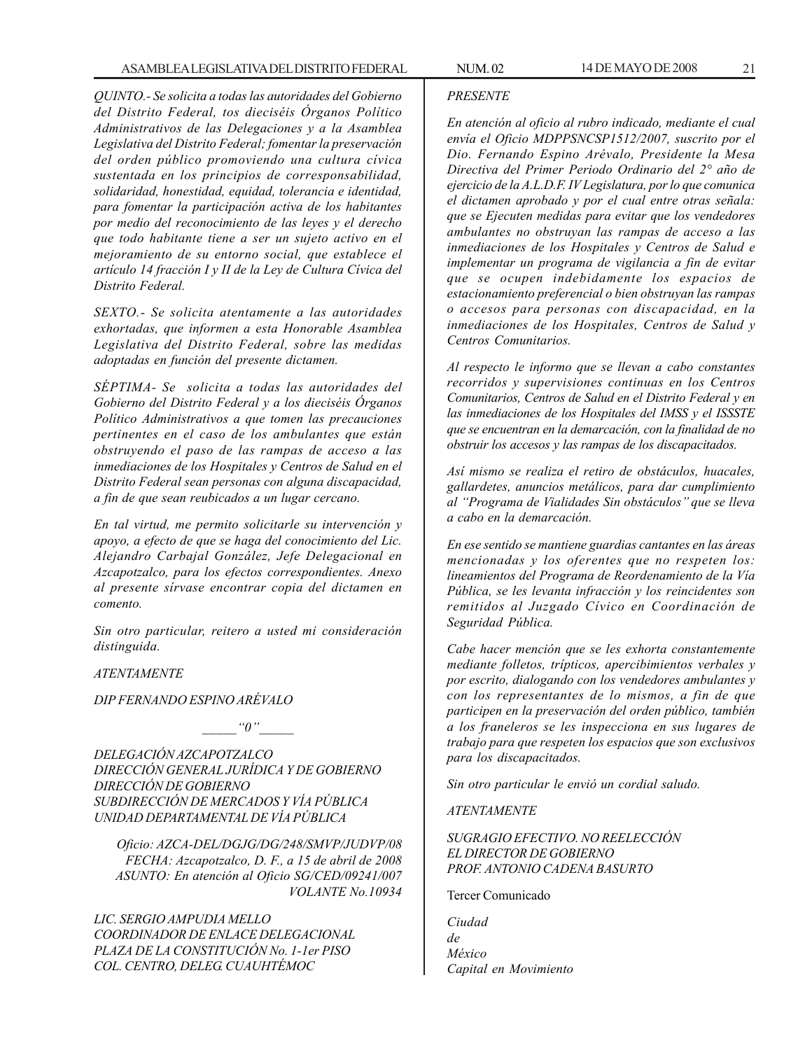*QUINTO.- Se solicita a todas las autoridades del Gobierno del Distrito Federal, tos dieciséis Órganos Político Administrativos de las Delegaciones y a la Asamblea Legislativa del Distrito Federal; fomentar la preservación del orden público promoviendo una cultura cívica sustentada en los principios de corresponsabilidad, solidaridad, honestidad, equidad, tolerancia e identidad, para fomentar la participación activa de los habitantes por medio del reconocimiento de las leyes y el derecho que todo habitante tiene a ser un sujeto activo en el mejoramiento de su entorno social, que establece el artículo 14 fracción I y II de la Ley de Cultura Cívica del Distrito Federal.*

*SEXTO.- Se solicita atentamente a las autoridades exhortadas, que informen a esta Honorable Asamblea Legislativa del Distrito Federal, sobre las medidas adoptadas en función del presente dictamen.*

*SÉPTIMA- Se solicita a todas las autoridades del Gobierno del Distrito Federal y a los dieciséis Órganos Político Administrativos a que tomen las precauciones pertinentes en el caso de los ambulantes que están obstruyendo el paso de las rampas de acceso a las inmediaciones de los Hospitales y Centros de Salud en el Distrito Federal sean personas con alguna discapacidad, a fin de que sean reubicados a un lugar cercano.*

*En tal virtud, me permito solicitarle su intervención y apoyo, a efecto de que se haga del conocimiento del Lic. Alejandro Carbajal González, Jefe Delegacional en Azcapotzalco, para los efectos correspondientes. Anexo al presente sírvase encontrar copia del dictamen en comento.*

*Sin otro particular, reitero a usted mi consideración distinguida.*

*ATENTAMENTE*

*DIP FERNANDO ESPINO ARÉVALO*

*_____“0”_____*

*DELEGACIÓN AZCAPOTZALCO*
*DIRECCIÓN GENERAL JURÍDICA Y DE GOBIERNO*
*DIRECCIÓN DE GOBIERNO*
*SUBDIRECCIÓN DE MERCADOS Y VÍA PÚBLICA*
*UNIDAD DEPARTAMENTAL DE VÍA PÚBLICA*

*Oficio: AZCA-DEL/DGJG/DG/248/SMVP/JUDVP/08*
*FECHA: Azcapotzalco, D. F., a 15 de abril de 2008*
*ASUNTO: En atención al Oficio SG/CED/09241/007*
*VOLANTE No.10934*

*LIC. SERGIO AMPUDIA MELLO*
*COORDINADOR DE ENLACE DELEGACIONAL*
*PLAZA DE LA CONSTITUCIÓN No. 1-1er PISO*
*COL. CENTRO, DELEG. CUAUHTÉMOC*
*PRESENTE*

*En atención al oficio al rubro indicado, mediante el cual envía el Oficio MDPPSNCSP1512/2007, suscrito por el Dio. Fernando Espino Arévalo, Presidente la Mesa Directiva del Primer Periodo Ordinario del 2° año de ejercicio de la A.L.D.F. IV Legislatura, por lo que comunica el dictamen aprobado y por el cual entre otras señala: que se Ejecuten medidas para evitar que los vendedores ambulantes no obstruyan las rampas de acceso a las inmediaciones de los Hospitales y Centros de Salud e implementar un programa de vigilancia a fin de evitar que se ocupen indebidamente los espacios de estacionamiento preferencial o bien obstruyan las rampas o accesos para personas con discapacidad, en la inmediaciones de los Hospitales, Centros de Salud y Centros Comunitarios.*

*Al respecto le informo que se llevan a cabo constantes recorridos y supervisiones continuas en los Centros Comunitarios, Centros de Salud en el Distrito Federal y en las inmediaciones de los Hospitales del IMSS y el ISSSTE que se encuentran en la demarcación, con la finalidad de no obstruir los accesos y las rampas de los discapacitados.*

*Así mismo se realiza el retiro de obstáculos, huacales, gallardetes, anuncios metálicos, para dar cumplimiento al “Programa de Vialidades Sin obstáculos” que se lleva a cabo en la demarcación.*

*En ese sentido se mantiene guardias cantantes en las áreas mencionadas y los oferentes que no respeten los: lineamientos del Programa de Reordenamiento de la Vía Pública, se les levanta infracción y los reincidentes son remitidos al Juzgado Cívico en Coordinación de Seguridad Pública.*

*Cabe hacer mención que se les exhorta constantemente mediante folletos, trípticos, apercibimientos verbales y por escrito, dialogando con los vendedores ambulantes y con los representantes de lo mismos, a fin de que participen en la preservación del orden público, también a los franeleros se les inspecciona en sus lugares de trabajo para que respeten los espacios que son exclusivos para los discapacitados.*

*Sin otro particular le envió un cordial saludo.*

*ATENTAMENTE*

*SUGRAGIO EFECTIVO. NO REELECCIÓN*
*EL DIRECTOR DE GOBIERNO*
*PROF. ANTONIO CADENA BASURTO*

Tercer Comunicado

*Ciudad*
*de*
*México*
*Capital en Movimiento*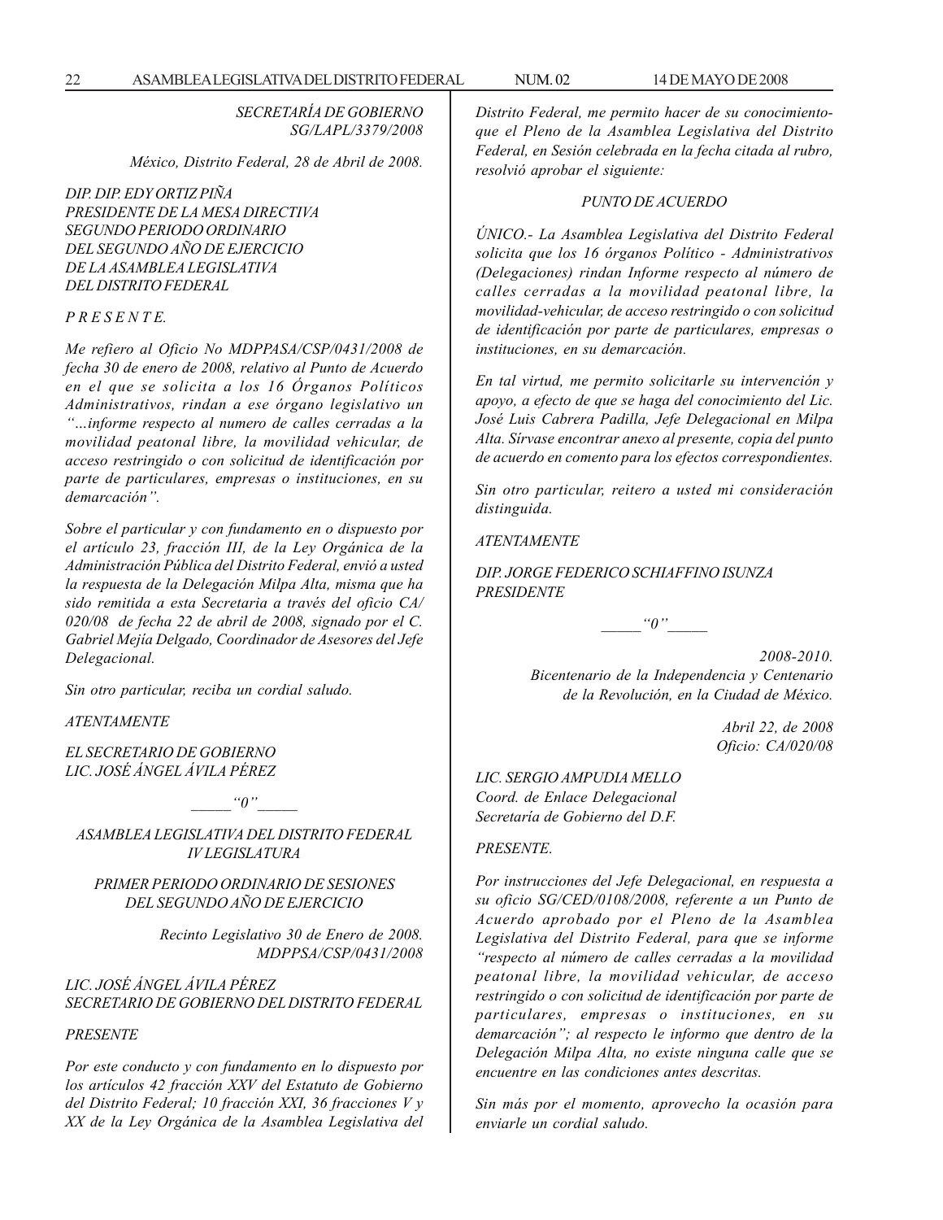*SECRETARÍA DE GOBIERNO*
*SG/LAPL/3379/2008*

*México, Distrito Federal, 28 de Abril de 2008.*

*DIP. DIP. EDY ORTIZ PIÑA*
*PRESIDENTE DE LA MESA DIRECTIVA*
*SEGUNDO PERIODO ORDINARIO*
*DEL SEGUNDO AÑO DE EJERCICIO*
*DE LA ASAMBLEA LEGISLATIVA*
*DEL DISTRITO FEDERAL*

*P R E S E N T E.*

*Me refiero al Oficio No MDPPASA/CSP/0431/2008 de fecha 30 de enero de 2008, relativo al Punto de Acuerdo en el que se solicita a los 16 Órganos Políticos Administrativos, rindan a ese órgano legislativo un "…informe respecto al numero de calles cerradas a la movilidad peatonal libre, la movilidad vehicular, de acceso restringido o con solicitud de identificación por parte de particulares, empresas o instituciones, en su demarcación".*

*Sobre el particular y con fundamento en o dispuesto por el artículo 23, fracción III, de la Ley Orgánica de la Administración Pública del Distrito Federal, envió a usted la respuesta de la Delegación Milpa Alta, misma que ha sido remitida a esta Secretaria a través del oficio CA/020/08 de fecha 22 de abril de 2008, signado por el C. Gabriel Mejía Delgado, Coordinador de Asesores del Jefe Delegacional.*

*Sin otro particular, reciba un cordial saludo.*

*ATENTAMENTE*

*EL SECRETARIO DE GOBIERNO*
*LIC. JOSÉ ÁNGEL ÁVILA PÉREZ*

*_____"0"_____*

*ASAMBLEA LEGISLATIVA DEL DISTRITO FEDERAL*
*IV LEGISLATURA*

*PRIMER PERIODO ORDINARIO DE SESIONES*
*DEL SEGUNDO AÑO DE EJERCICIO*

*Recinto Legislativo 30 de Enero de 2008.*
*MDPPSA/CSP/0431/2008*

*LIC. JOSÉ ÁNGEL ÁVILA PÉREZ*
*SECRETARIO DE GOBIERNO DEL DISTRITO FEDERAL*

*PRESENTE*

*Por este conducto y con fundamento en lo dispuesto por los artículos 42 fracción XXV del Estatuto de Gobierno del Distrito Federal; 10 fracción XXI, 36 fracciones V y XX de la Ley Orgánica de la Asamblea Legislativa del Distrito Federal, me permito hacer de su conocimiento-que el Pleno de la Asamblea Legislativa del Distrito Federal, en Sesión celebrada en la fecha citada al rubro, resolvió aprobar el siguiente:*

*PUNTO DE ACUERDO*

*ÚNICO.- La Asamblea Legislativa del Distrito Federal solicita que los 16 órganos Político - Administrativos (Delegaciones) rindan Informe respecto al número de calles cerradas a la movilidad peatonal libre, la movilidad-vehicular, de acceso restringido o con solicitud de identificación por parte de particulares, empresas o instituciones, en su demarcación.*

*En tal virtud, me permito solicitarle su intervención y apoyo, a efecto de que se haga del conocimiento del Lic. José Luis Cabrera Padilla, Jefe Delegacional en Milpa Alta. Sírvase encontrar anexo al presente, copia del punto de acuerdo en comento para los efectos correspondientes.*

*Sin otro particular, reitero a usted mi consideración distinguida.*

*ATENTAMENTE*

*DIP. JORGE FEDERICO SCHIAFFINO ISUNZA*
*PRESIDENTE*

*_____"0"_____*

*2008-2010.*
*Bicentenario de la Independencia y Centenario de la Revolución, en la Ciudad de México.*

*Abril 22, de 2008*
*Oficio: CA/020/08*

*LIC. SERGIO AMPUDIA MELLO*
*Coord. de Enlace Delegacional*
*Secretaría de Gobierno del D.F.*

*PRESENTE.*

*Por instrucciones del Jefe Delegacional, en respuesta a su oficio SG/CED/0108/2008, referente a un Punto de Acuerdo aprobado por el Pleno de la Asamblea Legislativa del Distrito Federal, para que se informe "respecto al número de calles cerradas a la movilidad peatonal libre, la movilidad vehicular, de acceso restringido o con solicitud de identificación por parte de particulares, empresas o instituciones, en su demarcación"; al respecto le informo que dentro de la Delegación Milpa Alta, no existe ninguna calle que se encuentre en las condiciones antes descritas.*

*Sin más por el momento, aprovecho la ocasión para enviarle un cordial saludo.*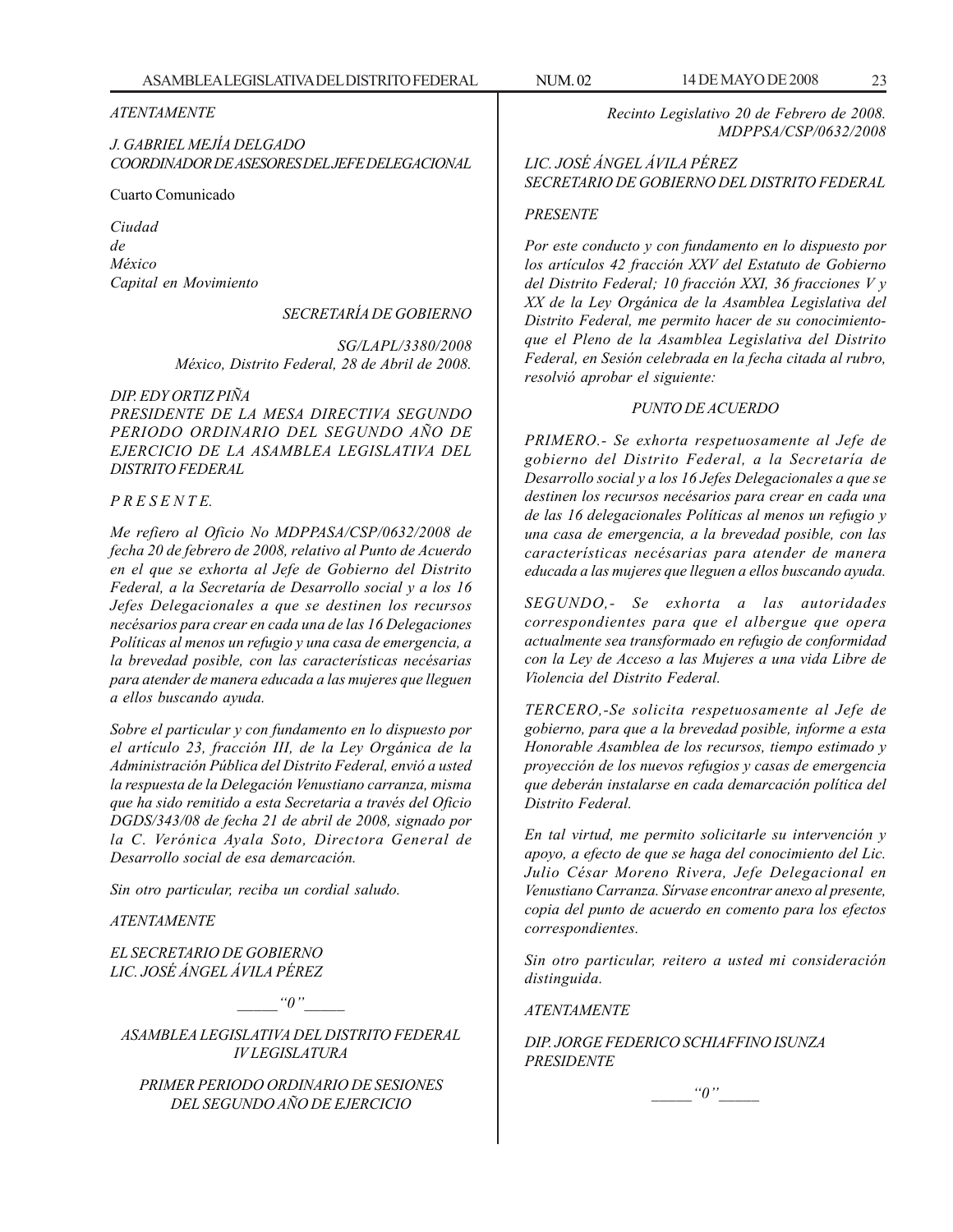*ATENTAMENTE*

*J. GABRIEL MEJÍA DELGADO*
*COORDINADOR DE ASESORES DEL JEFE DELEGACIONAL*

Cuarto Comunicado

*Ciudad*
*de*
*México*
*Capital en Movimiento*

*SECRETARÍA DE GOBIERNO*

*SG/LAPL/3380/2008*
*México, Distrito Federal, 28 de Abril de 2008.*

*DIP. EDY ORTIZ PIÑA*
*PRESIDENTE DE LA MESA DIRECTIVA SEGUNDO PERIODO ORDINARIO DEL SEGUNDO AÑO DE EJERCICIO DE LA ASAMBLEA LEGISLATIVA DEL DISTRITO FEDERAL*

*P R E S E N T E.*

*Me refiero al Oficio No MDPPASA/CSP/0632/2008 de fecha 20 de febrero de 2008, relativo al Punto de Acuerdo en el que se exhorta al Jefe de Gobierno del Distrito Federal, a la Secretaría de Desarrollo social y a los 16 Jefes Delegacionales a que se destinen los recursos necésarios para crear en cada una de las 16 Delegaciones Políticas al menos un refugio y una casa de emergencia, a la brevedad posible, con las características necésarias para atender de manera educada a las mujeres que lleguen a ellos buscando ayuda.*

*Sobre el particular y con fundamento en lo dispuesto por el artículo 23, fracción III, de la Ley Orgánica de la Administración Pública del Distrito Federal, envió a usted la respuesta de la Delegación Venustiano carranza, misma que ha sido remitido a esta Secretaria a través del Oficio DGDS/343/08 de fecha 21 de abril de 2008, signado por la C. Verónica Ayala Soto, Directora General de Desarrollo social de esa demarcación.*

*Sin otro particular, reciba un cordial saludo.*

*ATENTAMENTE*

*EL SECRETARIO DE GOBIERNO*
*LIC. JOSÉ ÁNGEL ÁVILA PÉREZ*

*_____"0"_____*

*ASAMBLEA LEGISLATIVA DEL DISTRITO FEDERAL*
*IV LEGISLATURA*

*PRIMER PERIODO ORDINARIO DE SESIONES DEL SEGUNDO AÑO DE EJERCICIO*

*Recinto Legislativo 20 de Febrero de 2008.*
*MDPPSA/CSP/0632/2008*

*LIC. JOSÉ ÁNGEL ÁVILA PÉREZ*
*SECRETARIO DE GOBIERNO DEL DISTRITO FEDERAL*

*PRESENTE*

*Por este conducto y con fundamento en lo dispuesto por los artículos 42 fracción XXV del Estatuto de Gobierno del Distrito Federal; 10 fracción XXI, 36 fracciones V y XX de la Ley Orgánica de la Asamblea Legislativa del Distrito Federal, me permito hacer de su conocimiento-que el Pleno de la Asamblea Legislativa del Distrito Federal, en Sesión celebrada en la fecha citada al rubro, resolvió aprobar el siguiente:*

*PUNTO DE ACUERDO*

*PRIMERO.- Se exhorta respetuosamente al Jefe de gobierno del Distrito Federal, a la Secretaría de Desarrollo social y a los 16 Jefes Delegacionales a que se destinen los recursos necésarios para crear en cada una de las 16 delegacionales Políticas al menos un refugio y una casa de emergencia, a la brevedad posible, con las características necésarias para atender de manera educada a las mujeres que lleguen a ellos buscando ayuda.*

*SEGUNDO,- Se exhorta a las autoridades correspondientes para que el albergue que opera actualmente sea transformado en refugio de conformidad con la Ley de Acceso a las Mujeres a una vida Libre de Violencia del Distrito Federal.*

*TERCERO,-Se solicita respetuosamente al Jefe de gobierno, para que a la brevedad posible, informe a esta Honorable Asamblea de los recursos, tiempo estimado y proyección de los nuevos refugios y casas de emergencia que deberán instalarse en cada demarcación política del Distrito Federal.*

*En tal virtud, me permito solicitarle su intervención y apoyo, a efecto de que se haga del conocimiento del Lic. Julio César Moreno Rivera, Jefe Delegacional en Venustiano Carranza. Sírvase encontrar anexo al presente, copia del punto de acuerdo en comento para los efectos correspondientes.*

*Sin otro particular, reitero a usted mi consideración distinguida.*

*ATENTAMENTE*

*DIP. JORGE FEDERICO SCHIAFFINO ISUNZA*
*PRESIDENTE*

*_____"0"_____*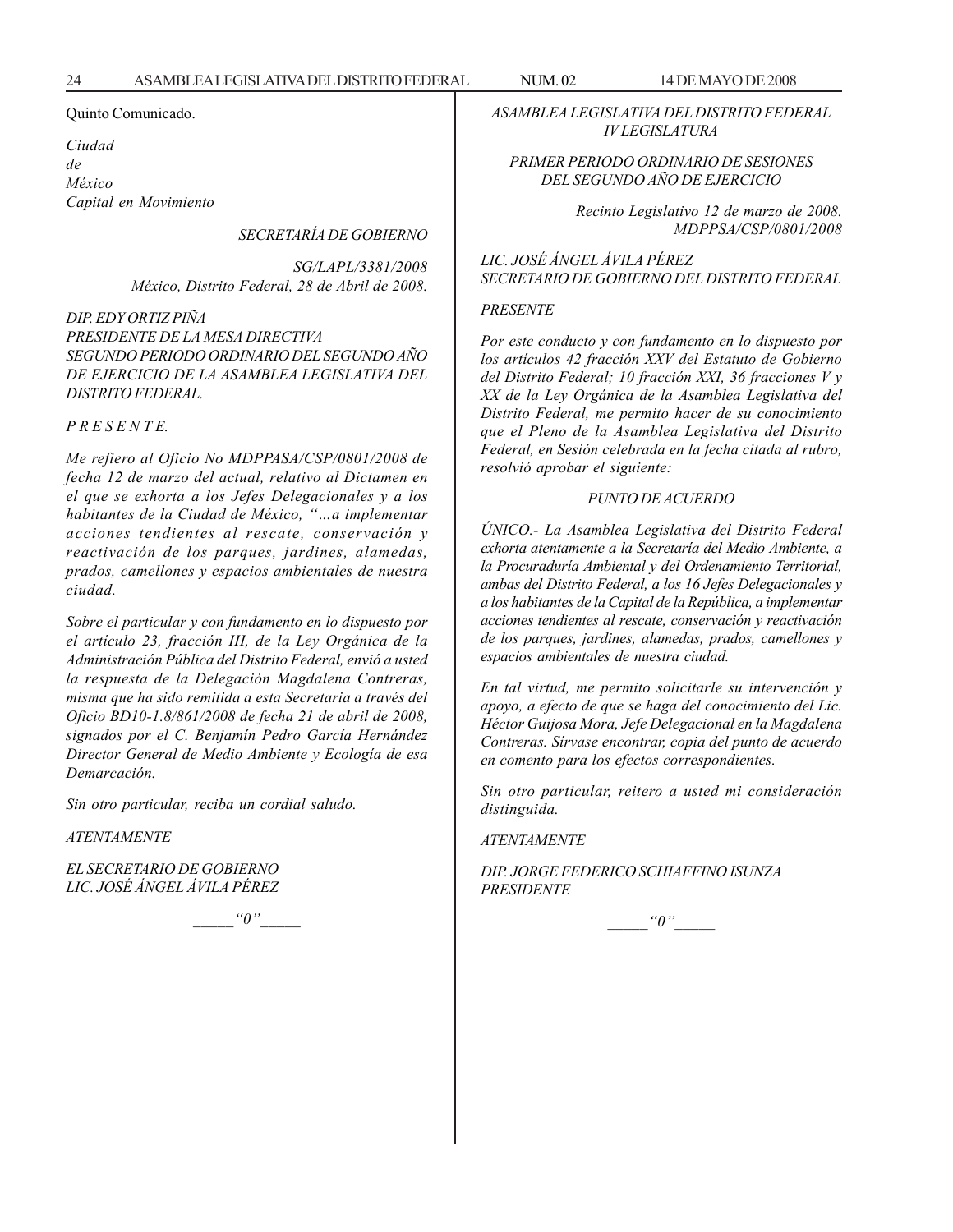Quinto Comunicado.

*Ciudad*
*de*
*México*
*Capital en Movimiento*

*SECRETARÍA DE GOBIERNO*

*SG/LAPL/3381/2008*
*México, Distrito Federal, 28 de Abril de 2008.*

*DIP. EDY ORTIZ PIÑA*
*PRESIDENTE DE LA MESA DIRECTIVA*
*SEGUNDO PERIODO ORDINARIO DEL SEGUNDO AÑO DE EJERCICIO DE LA ASAMBLEA LEGISLATIVA DEL DISTRITO FEDERAL.*

*P R E S E N T E.*

*Me refiero al Oficio No MDPPASA/CSP/0801/2008 de fecha 12 de marzo del actual, relativo al Dictamen en el que se exhorta a los Jefes Delegacionales y a los habitantes de la Ciudad de México, "…a implementar acciones tendientes al rescate, conservación y reactivación de los parques, jardines, alamedas, prados, camellones y espacios ambientales de nuestra ciudad.*

*Sobre el particular y con fundamento en lo dispuesto por el artículo 23, fracción III, de la Ley Orgánica de la Administración Pública del Distrito Federal, envió a usted la respuesta de la Delegación Magdalena Contreras, misma que ha sido remitida a esta Secretaria a través del Oficio BD10-1.8/861/2008 de fecha 21 de abril de 2008, signados por el C. Benjamín Pedro García Hernández Director General de Medio Ambiente y Ecología de esa Demarcación.*

*Sin otro particular, reciba un cordial saludo.*

*ATENTAMENTE*

*EL SECRETARIO DE GOBIERNO*
*LIC. JOSÉ ÁNGEL ÁVILA PÉREZ*

_____"0"_____

*ASAMBLEA LEGISLATIVA DEL DISTRITO FEDERAL*
*IV LEGISLATURA*

*PRIMER PERIODO ORDINARIO DE SESIONES*
*DEL SEGUNDO AÑO DE EJERCICIO*

*Recinto Legislativo 12 de marzo de 2008.*
*MDPPSA/CSP/0801/2008*

*LIC. JOSÉ ÁNGEL ÁVILA PÉREZ*
*SECRETARIO DE GOBIERNO DEL DISTRITO FEDERAL*

*PRESENTE*

*Por este conducto y con fundamento en lo dispuesto por los artículos 42 fracción XXV del Estatuto de Gobierno del Distrito Federal; 10 fracción XXI, 36 fracciones V y XX de la Ley Orgánica de la Asamblea Legislativa del Distrito Federal, me permito hacer de su conocimiento que el Pleno de la Asamblea Legislativa del Distrito Federal, en Sesión celebrada en la fecha citada al rubro, resolvió aprobar el siguiente:*

*PUNTO DE ACUERDO*

*ÚNICO.- La Asamblea Legislativa del Distrito Federal exhorta atentamente a la Secretaría del Medio Ambiente, a la Procuraduría Ambiental y del Ordenamiento Territorial, ambas del Distrito Federal, a los 16 Jefes Delegacionales y a los habitantes de la Capital de la República, a implementar acciones tendientes al rescate, conservación y reactivación de los parques, jardines, alamedas, prados, camellones y espacios ambientales de nuestra ciudad.*

*En tal virtud, me permito solicitarle su intervención y apoyo, a efecto de que se haga del conocimiento del Lic. Héctor Guijosa Mora, Jefe Delegacional en la Magdalena Contreras. Sírvase encontrar, copia del punto de acuerdo en comento para los efectos correspondientes.*

*Sin otro particular, reitero a usted mi consideración distinguida.*

*ATENTAMENTE*

*DIP. JORGE FEDERICO SCHIAFFINO ISUNZA*
*PRESIDENTE*

_____"0"_____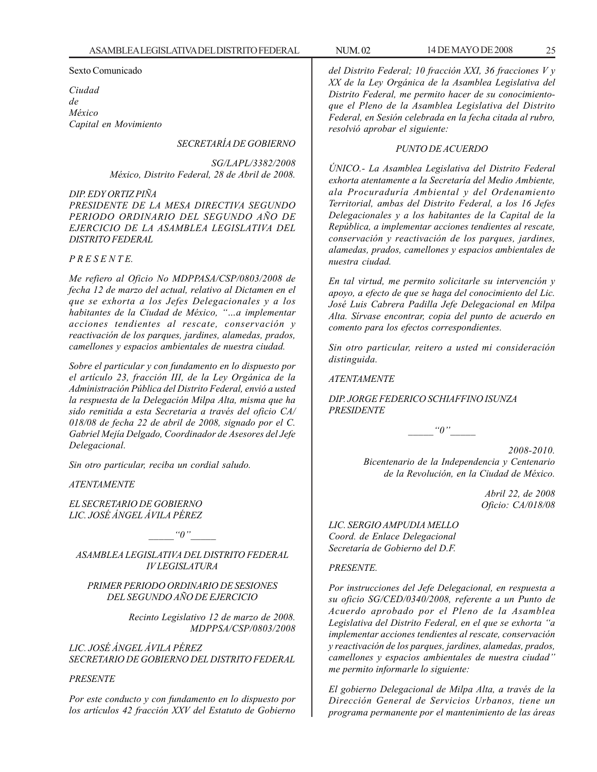Sexto Comunicado

*Ciudad*
*de*
*México*
*Capital en Movimiento*

*SECRETARÍA DE GOBIERNO*

*SG/LAPL/3382/2008*
*México, Distrito Federal, 28 de Abril de 2008.*

*DIP. EDY ORTIZ PIÑA*
*PRESIDENTE DE LA MESA DIRECTIVA SEGUNDO PERIODO ORDINARIO DEL SEGUNDO AÑO DE EJERCICIO DE LA ASAMBLEA LEGISLATIVA DEL DISTRITO FEDERAL*

*P R E S E N T E.*

*Me refiero al Oficio No MDPPASA/CSP/0803/2008 de fecha 12 de marzo del actual, relativo al Dictamen en el que se exhorta a los Jefes Delegacionales y a los habitantes de la Ciudad de México, "…a implementar acciones tendientes al rescate, conservación y reactivación de los parques, jardines, alamedas, prados, camellones y espacios ambientales de nuestra ciudad.*

*Sobre el particular y con fundamento en lo dispuesto por el artículo 23, fracción III, de la Ley Orgánica de la Administración Pública del Distrito Federal, envió a usted la respuesta de la Delegación Milpa Alta, misma que ha sido remitida a esta Secretaria a través del oficio CA/018/08 de fecha 22 de abril de 2008, signado por el C. Gabriel Mejía Delgado, Coordinador de Asesores del Jefe Delegacional.*

*Sin otro particular, reciba un cordial saludo.*

*ATENTAMENTE*

*EL SECRETARIO DE GOBIERNO*
*LIC. JOSÉ ÁNGEL ÁVILA PÉREZ*

_____"0"_____

*ASAMBLEA LEGISLATIVA DEL DISTRITO FEDERAL*
*IV LEGISLATURA*

*PRIMER PERIODO ORDINARIO DE SESIONES DEL SEGUNDO AÑO DE EJERCICIO*

*Recinto Legislativo 12 de marzo de 2008.*
*MDPPSA/CSP/0803/2008*

*LIC. JOSÉ ÁNGEL ÁVILA PÉREZ*
*SECRETARIO DE GOBIERNO DEL DISTRITO FEDERAL*

*PRESENTE*

*Por este conducto y con fundamento en lo dispuesto por los artículos 42 fracción XXV del Estatuto de Gobierno del Distrito Federal; 10 fracción XXI, 36 fracciones V y XX de la Ley Orgánica de la Asamblea Legislativa del Distrito Federal, me permito hacer de su conocimiento que el Pleno de la Asamblea Legislativa del Distrito Federal, en Sesión celebrada en la fecha citada al rubro, resolvió aprobar el siguiente:*

*PUNTO DE ACUERDO*

*ÚNICO.- La Asamblea Legislativa del Distrito Federal exhorta atentamente a la Secretaría del Medio Ambiente, ala Procuraduría Ambiental y del Ordenamiento Territorial, ambas del Distrito Federal, a los 16 Jefes Delegacionales y a los habitantes de la Capital de la República, a implementar acciones tendientes al rescate, conservación y reactivación de los parques, jardines, alamedas, prados, camellones y espacios ambientales de nuestra ciudad.*

*En tal virtud, me permito solicitarle su intervención y apoyo, a efecto de que se haga del conocimiento del Lic. José Luis Cabrera Padilla Jefe Delegacional en Milpa Alta. Sírvase encontrar, copia del punto de acuerdo en comento para los efectos correspondientes.*

*Sin otro particular, reitero a usted mi consideración distinguida.*

*ATENTAMENTE*

*DIP. JORGE FEDERICO SCHIAFFINO ISUNZA*
*PRESIDENTE*

_____"0"_____

*2008-2010.*
*Bicentenario de la Independencia y Centenario de la Revolución, en la Ciudad de México.*

*Abril 22, de 2008*
*Oficio: CA/018/08*

*LIC. SERGIO AMPUDIA MELLO*
*Coord. de Enlace Delegacional*
*Secretaría de Gobierno del D.F.*

*PRESENTE.*

*Por instrucciones del Jefe Delegacional, en respuesta a su oficio SG/CED/0340/2008, referente a un Punto de Acuerdo aprobado por el Pleno de la Asamblea Legislativa del Distrito Federal, en el que se exhorta "a implementar acciones tendientes al rescate, conservación y reactivación de los parques, jardines, alamedas, prados, camellones y espacios ambientales de nuestra ciudad" me permito informarle lo siguiente:*

*El gobierno Delegacional de Milpa Alta, a través de la Dirección General de Servicios Urbanos, tiene un programa permanente por el mantenimiento de las áreas*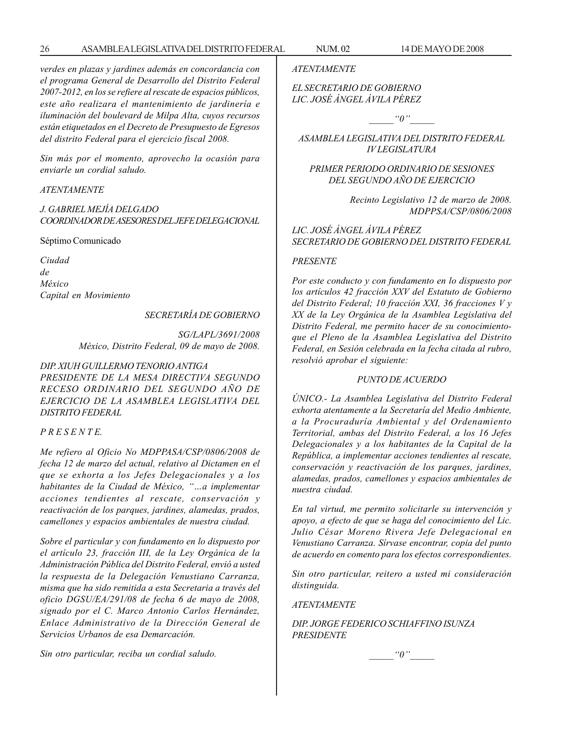*verdes en plazas y jardines además en concordancia con el programa General de Desarrollo del Distrito Federal 2007-2012, en los se refiere al rescate de espacios públicos, este año realizara el mantenimiento de jardinería e iluminación del boulevard de Milpa Alta, cuyos recursos están etiquetados en el Decreto de Presupuesto de Egresos del distrito Federal para el ejercicio fiscal 2008.*

*Sin más por el momento, aprovecho la ocasión para enviarle un cordial saludo.*

*ATENTAMENTE*

*J. GABRIEL MEJÍA DELGADO*
*COORDINADOR DE ASESORES DEL JEFE DELEGACIONAL*

Séptimo Comunicado

*Ciudad*
*de*
*México*
*Capital en Movimiento*

*SECRETARÍA DE GOBIERNO*

*SG/LAPL/3691/2008*
*México, Distrito Federal, 09 de mayo de 2008.*

*DIP. XIUH GUILLERMO TENORIO ANTIGA*
*PRESIDENTE DE LA MESA DIRECTIVA SEGUNDO RECESO ORDINARIO DEL SEGUNDO AÑO DE EJERCICIO DE LA ASAMBLEA LEGISLATIVA DEL DISTRITO FEDERAL*

*P R E S E N T E.*

*Me refiero al Oficio No MDPPASA/CSP/0806/2008 de fecha 12 de marzo del actual, relativo al Dictamen en el que se exhorta a los Jefes Delegacionales y a los habitantes de la Ciudad de México, "…a implementar acciones tendientes al rescate, conservación y reactivación de los parques, jardines, alamedas, prados, camellones y espacios ambientales de nuestra ciudad.*

*Sobre el particular y con fundamento en lo dispuesto por el artículo 23, fracción III, de la Ley Orgánica de la Administración Pública del Distrito Federal, envió a usted la respuesta de la Delegación Venustiano Carranza, misma que ha sido remitida a esta Secretaria a través del oficio DGSU/EA/291/08 de fecha 6 de mayo de 2008, signado por el C. Marco Antonio Carlos Hernández, Enlace Administrativo de la Dirección General de Servicios Urbanos de esa Demarcación.*

*Sin otro particular, reciba un cordial saludo.*

*ATENTAMENTE*

*EL SECRETARIO DE GOBIERNO*
*LIC. JOSÉ ÁNGEL ÁVILA PÉREZ*

_____"0"_____

*ASAMBLEA LEGISLATIVA DEL DISTRITO FEDERAL*
*IV LEGISLATURA*

*PRIMER PERIODO ORDINARIO DE SESIONES*
*DEL SEGUNDO AÑO DE EJERCICIO*

*Recinto Legislativo 12 de marzo de 2008.*
*MDPPSA/CSP/0806/2008*

*LIC. JOSÉ ÁNGEL ÁVILA PÉREZ*
*SECRETARIO DE GOBIERNO DEL DISTRITO FEDERAL*

*PRESENTE*

*Por este conducto y con fundamento en lo dispuesto por los artículos 42 fracción XXV del Estatuto de Gobierno del Distrito Federal; 10 fracción XXI, 36 fracciones V y XX de la Ley Orgánica de la Asamblea Legislativa del Distrito Federal, me permito hacer de su conocimiento-que el Pleno de la Asamblea Legislativa del Distrito Federal, en Sesión celebrada en la fecha citada al rubro, resolvió aprobar el siguiente:*

*PUNTO DE ACUERDO*

*ÚNICO.- La Asamblea Legislativa del Distrito Federal exhorta atentamente a la Secretaría del Medio Ambiente, a la Procuraduría Ambiental y del Ordenamiento Territorial, ambas del Distrito Federal, a los 16 Jefes Delegacionales y a los habitantes de la Capital de la República, a implementar acciones tendientes al rescate, conservación y reactivación de los parques, jardines, alamedas, prados, camellones y espacios ambientales de nuestra ciudad.*

*En tal virtud, me permito solicitarle su intervención y apoyo, a efecto de que se haga del conocimiento del Lic. Julio César Moreno Rivera Jefe Delegacional en Venustiano Carranza. Sírvase encontrar, copia del punto de acuerdo en comento para los efectos correspondientes.*

*Sin otro particular, reitero a usted mi consideración distinguida.*

*ATENTAMENTE*

*DIP. JORGE FEDERICO SCHIAFFINO ISUNZA*
*PRESIDENTE*

_____"0"_____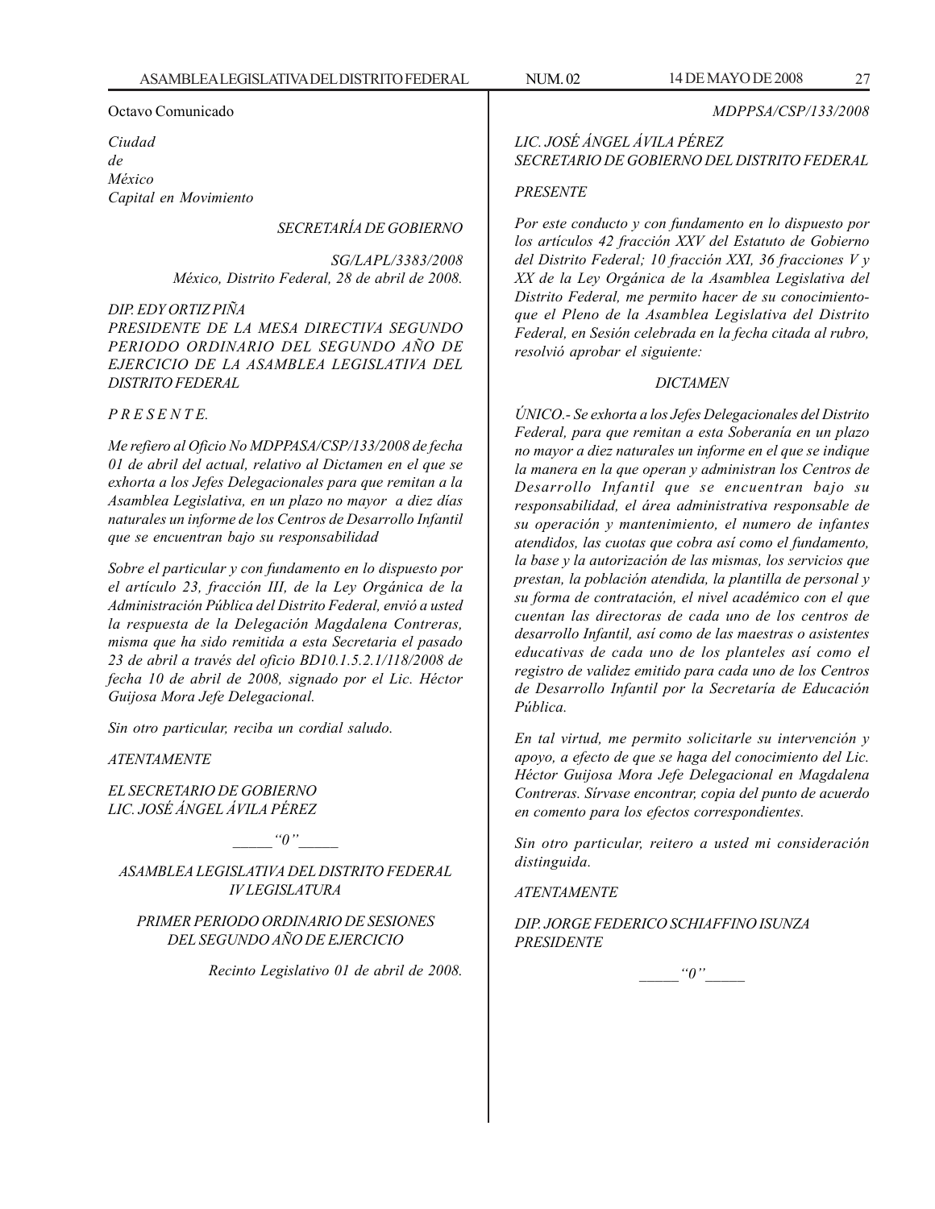Octavo Comunicado

*Ciudad*
*de*
*México*
*Capital en Movimiento*

*SECRETARÍA DE GOBIERNO*

*SG/LAPL/3383/2008*
*México, Distrito Federal, 28 de abril de 2008.*

*DIP. EDY ORTIZ PIÑA*
*PRESIDENTE DE LA MESA DIRECTIVA SEGUNDO PERIODO ORDINARIO DEL SEGUNDO AÑO DE EJERCICIO DE LA ASAMBLEA LEGISLATIVA DEL DISTRITO FEDERAL*

*P R E S E N T E.*

*Me refiero al Oficio No MDPPASA/CSP/133/2008 de fecha 01 de abril del actual, relativo al Dictamen en el que se exhorta a los Jefes Delegacionales para que remitan a la Asamblea Legislativa, en un plazo no mayor a diez días naturales un informe de los Centros de Desarrollo Infantil que se encuentran bajo su responsabilidad*

*Sobre el particular y con fundamento en lo dispuesto por el artículo 23, fracción III, de la Ley Orgánica de la Administración Pública del Distrito Federal, envió a usted la respuesta de la Delegación Magdalena Contreras, misma que ha sido remitida a esta Secretaria el pasado 23 de abril a través del oficio BD10.1.5.2.1/118/2008 de fecha 10 de abril de 2008, signado por el Lic. Héctor Guijosa Mora Jefe Delegacional.*

*Sin otro particular, reciba un cordial saludo.*

*ATENTAMENTE*

*EL SECRETARIO DE GOBIERNO*
*LIC. JOSÉ ÁNGEL ÁVILA PÉREZ*

*_____"0"_____*

*ASAMBLEA LEGISLATIVA DEL DISTRITO FEDERAL*
*IV LEGISLATURA*

*PRIMER PERIODO ORDINARIO DE SESIONES*
*DEL SEGUNDO AÑO DE EJERCICIO*

*Recinto Legislativo 01 de abril de 2008.*

*MDPPSA/CSP/133/2008*

*LIC. JOSÉ ÁNGEL ÁVILA PÉREZ*
*SECRETARIO DE GOBIERNO DEL DISTRITO FEDERAL*

*PRESENTE*

*Por este conducto y con fundamento en lo dispuesto por los artículos 42 fracción XXV del Estatuto de Gobierno del Distrito Federal; 10 fracción XXI, 36 fracciones V y XX de la Ley Orgánica de la Asamblea Legislativa del Distrito Federal, me permito hacer de su conocimiento que el Pleno de la Asamblea Legislativa del Distrito Federal, en Sesión celebrada en la fecha citada al rubro, resolvió aprobar el siguiente:*

*DICTAMEN*

*ÚNICO.- Se exhorta a los Jefes Delegacionales del Distrito Federal, para que remitan a esta Soberanía en un plazo no mayor a diez naturales un informe en el que se indique la manera en la que operan y administran los Centros de Desarrollo Infantil que se encuentran bajo su responsabilidad, el área administrativa responsable de su operación y mantenimiento, el numero de infantes atendidos, las cuotas que cobra así como el fundamento, la base y la autorización de las mismas, los servicios que prestan, la población atendida, la plantilla de personal y su forma de contratación, el nivel académico con el que cuentan las directoras de cada uno de los centros de desarrollo Infantil, así como de las maestras o asistentes educativas de cada uno de los planteles así como el registro de validez emitido para cada uno de los Centros de Desarrollo Infantil por la Secretaría de Educación Pública.*

*En tal virtud, me permito solicitarle su intervención y apoyo, a efecto de que se haga del conocimiento del Lic. Héctor Guijosa Mora Jefe Delegacional en Magdalena Contreras. Sírvase encontrar, copia del punto de acuerdo en comento para los efectos correspondientes.*

*Sin otro particular, reitero a usted mi consideración distinguida.*

*ATENTAMENTE*

*DIP. JORGE FEDERICO SCHIAFFINO ISUNZA*
*PRESIDENTE*

*_____"0"_____*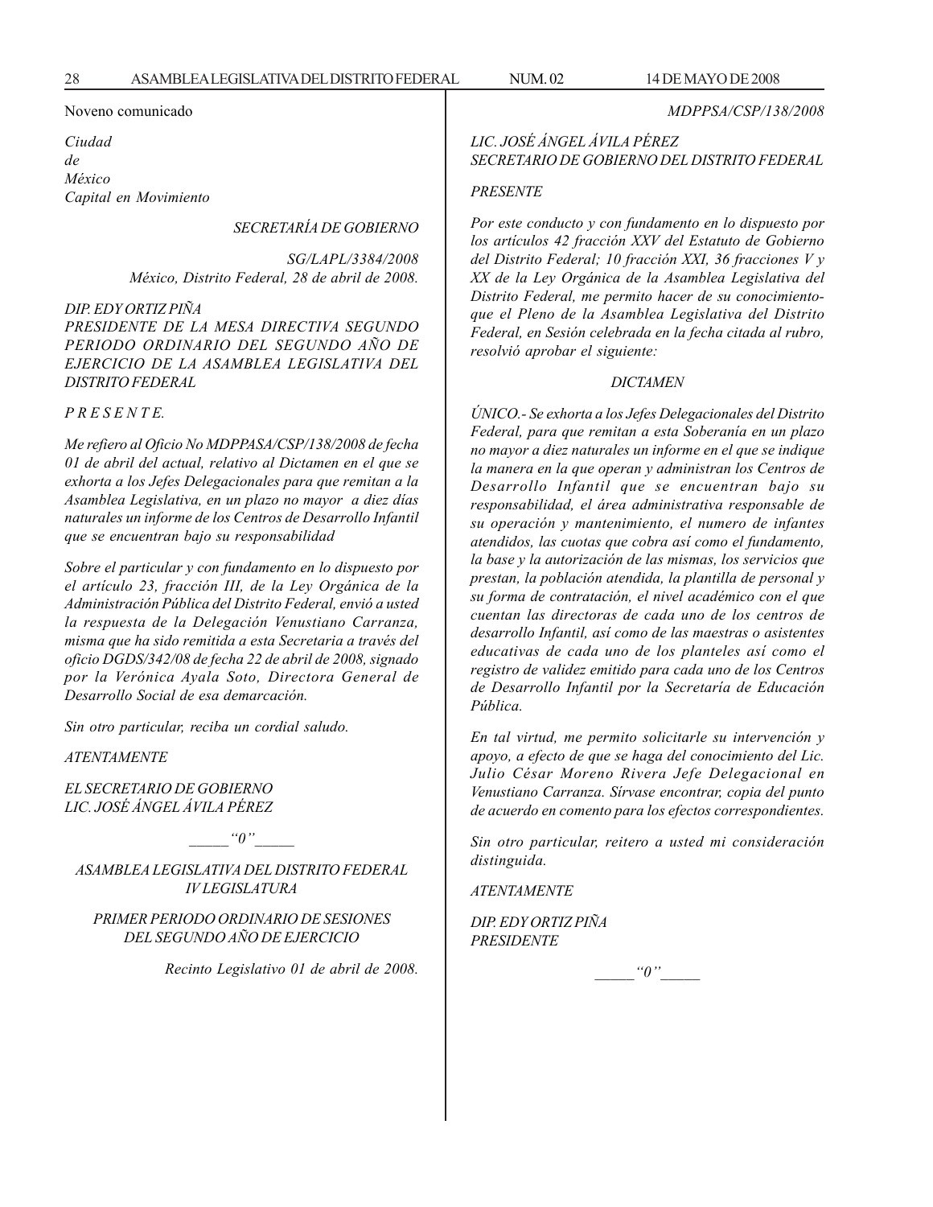Noveno comunicado

*Ciudad*
*de*
*México*
*Capital en Movimiento*

*SECRETARÍA DE GOBIERNO*

*SG/LAPL/3384/2008*
*México, Distrito Federal, 28 de abril de 2008.*

*DIP. EDY ORTIZ PIÑA*
*PRESIDENTE DE LA MESA DIRECTIVA SEGUNDO PERIODO ORDINARIO DEL SEGUNDO AÑO DE EJERCICIO DE LA ASAMBLEA LEGISLATIVA DEL DISTRITO FEDERAL*

*P R E S E N T E.*

*Me refiero al Oficio No MDPPASA/CSP/138/2008 de fecha 01 de abril del actual, relativo al Dictamen en el que se exhorta a los Jefes Delegacionales para que remitan a la Asamblea Legislativa, en un plazo no mayor a diez días naturales un informe de los Centros de Desarrollo Infantil que se encuentran bajo su responsabilidad*

*Sobre el particular y con fundamento en lo dispuesto por el artículo 23, fracción III, de la Ley Orgánica de la Administración Pública del Distrito Federal, envió a usted la respuesta de la Delegación Venustiano Carranza, misma que ha sido remitida a esta Secretaria a través del oficio DGDS/342/08 de fecha 22 de abril de 2008, signado por la Verónica Ayala Soto, Directora General de Desarrollo Social de esa demarcación.*

*Sin otro particular, reciba un cordial saludo.*

*ATENTAMENTE*

*EL SECRETARIO DE GOBIERNO*
*LIC. JOSÉ ÁNGEL ÁVILA PÉREZ*

_____“0”_____

*ASAMBLEA LEGISLATIVA DEL DISTRITO FEDERAL*
*IV LEGISLATURA*

*PRIMER PERIODO ORDINARIO DE SESIONES DEL SEGUNDO AÑO DE EJERCICIO*

*Recinto Legislativo 01 de abril de 2008.*

*MDPPSA/CSP/138/2008*

*LIC. JOSÉ ÁNGEL ÁVILA PÉREZ*
*SECRETARIO DE GOBIERNO DEL DISTRITO FEDERAL*

*PRESENTE*

*Por este conducto y con fundamento en lo dispuesto por los artículos 42 fracción XXV del Estatuto de Gobierno del Distrito Federal; 10 fracción XXI, 36 fracciones V y XX de la Ley Orgánica de la Asamblea Legislativa del Distrito Federal, me permito hacer de su conocimiento-que el Pleno de la Asamblea Legislativa del Distrito Federal, en Sesión celebrada en la fecha citada al rubro, resolvió aprobar el siguiente:*

*DICTAMEN*

*ÚNICO.- Se exhorta a los Jefes Delegacionales del Distrito Federal, para que remitan a esta Soberanía en un plazo no mayor a diez naturales un informe en el que se indique la manera en la que operan y administran los Centros de Desarrollo Infantil que se encuentran bajo su responsabilidad, el área administrativa responsable de su operación y mantenimiento, el numero de infantes atendidos, las cuotas que cobra así como el fundamento, la base y la autorización de las mismas, los servicios que prestan, la población atendida, la plantilla de personal y su forma de contratación, el nivel académico con el que cuentan las directoras de cada uno de los centros de desarrollo Infantil, así como de las maestras o asistentes educativas de cada uno de los planteles así como el registro de validez emitido para cada uno de los Centros de Desarrollo Infantil por la Secretaría de Educación Pública.*

*En tal virtud, me permito solicitarle su intervención y apoyo, a efecto de que se haga del conocimiento del Lic. Julio César Moreno Rivera Jefe Delegacional en Venustiano Carranza. Sírvase encontrar, copia del punto de acuerdo en comento para los efectos correspondientes.*

*Sin otro particular, reitero a usted mi consideración distinguida.*

*ATENTAMENTE*

*DIP. EDY ORTIZ PIÑA*
*PRESIDENTE*

_____“0”_____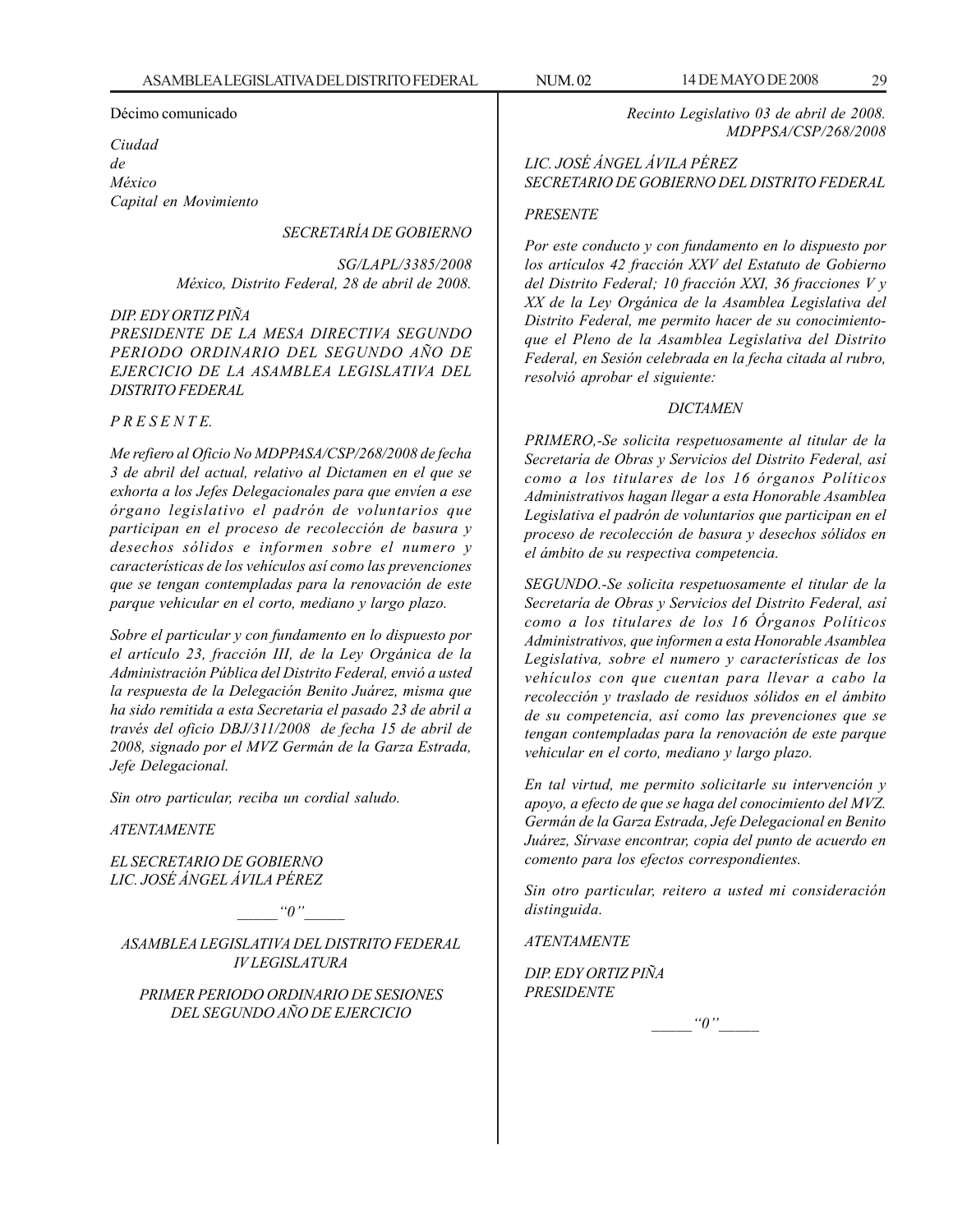Décimo comunicado

*Ciudad*
*de*
*México*
*Capital en Movimiento*

*SECRETARÍA DE GOBIERNO*

*SG/LAPL/3385/2008*
*México, Distrito Federal, 28 de abril de 2008.*

*DIP. EDY ORTIZ PIÑA*
*PRESIDENTE DE LA MESA DIRECTIVA SEGUNDO PERIODO ORDINARIO DEL SEGUNDO AÑO DE EJERCICIO DE LA ASAMBLEA LEGISLATIVA DEL DISTRITO FEDERAL*

*P R E S E N T E.*

*Me refiero al Oficio No MDPPASA/CSP/268/2008 de fecha 3 de abril del actual, relativo al Dictamen en el que se exhorta a los Jefes Delegacionales para que envíen a ese órgano legislativo el padrón de voluntarios que participan en el proceso de recolección de basura y desechos sólidos e informen sobre el numero y características de los vehículos así como las prevenciones que se tengan contempladas para la renovación de este parque vehicular en el corto, mediano y largo plazo.*

*Sobre el particular y con fundamento en lo dispuesto por el artículo 23, fracción III, de la Ley Orgánica de la Administración Pública del Distrito Federal, envió a usted la respuesta de la Delegación Benito Juárez, misma que ha sido remitida a esta Secretaria el pasado 23 de abril a través del oficio DBJ/311/2008 de fecha 15 de abril de 2008, signado por el MVZ Germán de la Garza Estrada, Jefe Delegacional.*

*Sin otro particular, reciba un cordial saludo.*

*ATENTAMENTE*

*EL SECRETARIO DE GOBIERNO*
*LIC. JOSÉ ÁNGEL ÁVILA PÉREZ*

_____“0”_____

*ASAMBLEA LEGISLATIVA DEL DISTRITO FEDERAL*
*IV LEGISLATURA*

*PRIMER PERIODO ORDINARIO DE SESIONES DEL SEGUNDO AÑO DE EJERCICIO*

*Recinto Legislativo 03 de abril de 2008.*
*MDPPSA/CSP/268/2008*

*LIC. JOSÉ ÁNGEL ÁVILA PÉREZ*
*SECRETARIO DE GOBIERNO DEL DISTRITO FEDERAL*

*PRESENTE*

*Por este conducto y con fundamento en lo dispuesto por los artículos 42 fracción XXV del Estatuto de Gobierno del Distrito Federal; 10 fracción XXI, 36 fracciones V y XX de la Ley Orgánica de la Asamblea Legislativa del Distrito Federal, me permito hacer de su conocimiento- que el Pleno de la Asamblea Legislativa del Distrito Federal, en Sesión celebrada en la fecha citada al rubro, resolvió aprobar el siguiente:*

*DICTAMEN*

*PRIMERO,-Se solicita respetuosamente al titular de la Secretaría de Obras y Servicios del Distrito Federal, así como a los titulares de los 16 órganos Políticos Administrativos hagan llegar a esta Honorable Asamblea Legislativa el padrón de voluntarios que participan en el proceso de recolección de basura y desechos sólidos en el ámbito de su respectiva competencia.*

*SEGUNDO.-Se solicita respetuosamente el titular de la Secretaría de Obras y Servicios del Distrito Federal, así como a los titulares de los 16 Órganos Políticos Administrativos, que informen a esta Honorable Asamblea Legislativa, sobre el numero y características de los vehículos con que cuentan para llevar a cabo la recolección y traslado de residuos sólidos en el ámbito de su competencia, así como las prevenciones que se tengan contempladas para la renovación de este parque vehicular en el corto, mediano y largo plazo.*

*En tal virtud, me permito solicitarle su intervención y apoyo, a efecto de que se haga del conocimiento del MVZ. Germán de la Garza Estrada, Jefe Delegacional en Benito Juárez, Sírvase encontrar, copia del punto de acuerdo en comento para los efectos correspondientes.*

*Sin otro particular, reitero a usted mi consideración distinguida.*

*ATENTAMENTE*

*DIP. EDY ORTIZ PIÑA*
*PRESIDENTE*

_____“0”_____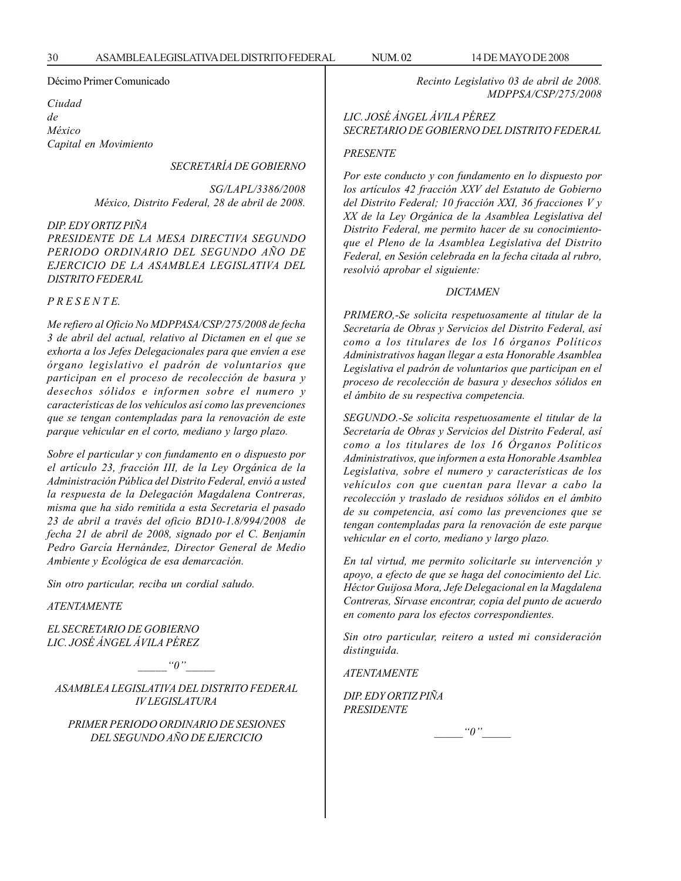Décimo Primer Comunicado

*Ciudad*
*de*
*México*
*Capital en Movimiento*

*SECRETARÍA DE GOBIERNO*

*SG/LAPL/3386/2008*
*México, Distrito Federal, 28 de abril de 2008.*

*DIP. EDY ORTIZ PIÑA*
*PRESIDENTE DE LA MESA DIRECTIVA SEGUNDO PERIODO ORDINARIO DEL SEGUNDO AÑO DE EJERCICIO DE LA ASAMBLEA LEGISLATIVA DEL DISTRITO FEDERAL*

*P R E S E N T E.*

*Me refiero al Oficio No MDPPASA/CSP/275/2008 de fecha 3 de abril del actual, relativo al Dictamen en el que se exhorta a los Jefes Delegacionales para que envíen a ese órgano legislativo el padrón de voluntarios que participan en el proceso de recolección de basura y desechos sólidos e informen sobre el numero y características de los vehículos así como las prevenciones que se tengan contempladas para la renovación de este parque vehicular en el corto, mediano y largo plazo.*

*Sobre el particular y con fundamento en o dispuesto por el artículo 23, fracción III, de la Ley Orgánica de la Administración Pública del Distrito Federal, envió a usted la respuesta de la Delegación Magdalena Contreras, misma que ha sido remitida a esta Secretaria el pasado 23 de abril a través del oficio BD10-1.8/994/2008 de fecha 21 de abril de 2008, signado por el C. Benjamín Pedro García Hernández, Director General de Medio Ambiente y Ecológica de esa demarcación.*

*Sin otro particular, reciba un cordial saludo.*

*ATENTAMENTE*

*EL SECRETARIO DE GOBIERNO*
*LIC. JOSÉ ÁNGEL ÁVILA PÉREZ*

_____“0”_____

*ASAMBLEA LEGISLATIVA DEL DISTRITO FEDERAL*
*IV LEGISLATURA*

*PRIMER PERIODO ORDINARIO DE SESIONES*
*DEL SEGUNDO AÑO DE EJERCICIO*

*Recinto Legislativo 03 de abril de 2008.*
*MDPPSA/CSP/275/2008*

*LIC. JOSÉ ÁNGEL ÁVILA PÉREZ*
*SECRETARIO DE GOBIERNO DEL DISTRITO FEDERAL*

*PRESENTE*

*Por este conducto y con fundamento en lo dispuesto por los artículos 42 fracción XXV del Estatuto de Gobierno del Distrito Federal; 10 fracción XXI, 36 fracciones V y XX de la Ley Orgánica de la Asamblea Legislativa del Distrito Federal, me permito hacer de su conocimiento-que el Pleno de la Asamblea Legislativa del Distrito Federal, en Sesión celebrada en la fecha citada al rubro, resolvió aprobar el siguiente:*

*DICTAMEN*

*PRIMERO,-Se solicita respetuosamente al titular de la Secretaría de Obras y Servicios del Distrito Federal, así como a los titulares de los 16 órganos Políticos Administrativos hagan llegar a esta Honorable Asamblea Legislativa el padrón de voluntarios que participan en el proceso de recolección de basura y desechos sólidos en el ámbito de su respectiva competencia.*

*SEGUNDO.-Se solicita respetuosamente el titular de la Secretaría de Obras y Servicios del Distrito Federal, así como a los titulares de los 16 Órganos Políticos Administrativos, que informen a esta Honorable Asamblea Legislativa, sobre el numero y características de los vehículos con que cuentan para llevar a cabo la recolección y traslado de residuos sólidos en el ámbito de su competencia, así como las prevenciones que se tengan contempladas para la renovación de este parque vehicular en el corto, mediano y largo plazo.*

*En tal virtud, me permito solicitarle su intervención y apoyo, a efecto de que se haga del conocimiento del Lic. Héctor Guijosa Mora, Jefe Delegacional en la Magdalena Contreras, Sírvase encontrar, copia del punto de acuerdo en comento para los efectos correspondientes.*

*Sin otro particular, reitero a usted mi consideración distinguida.*

*ATENTAMENTE*

*DIP. EDY ORTIZ PIÑA*
*PRESIDENTE*

_____“0”_____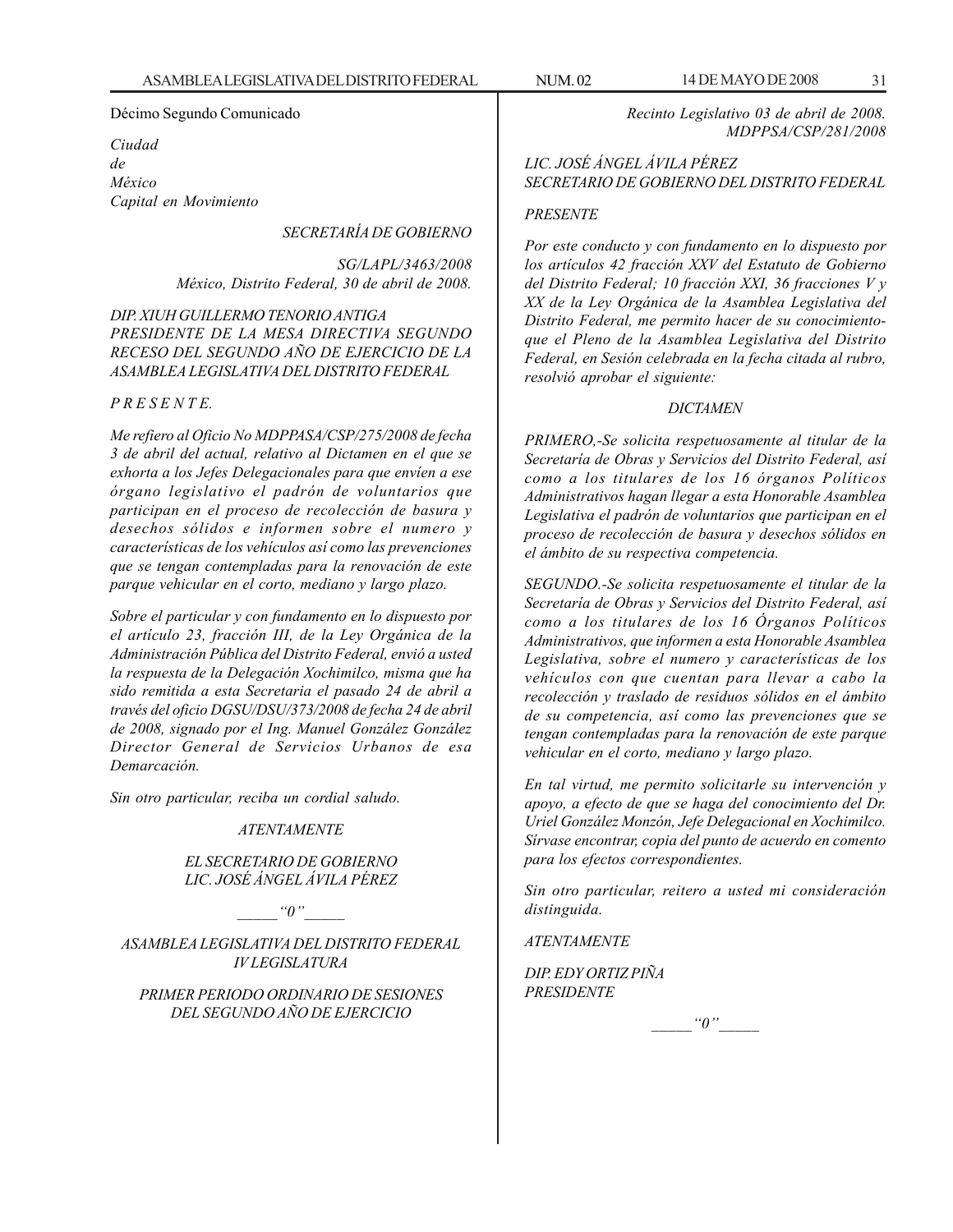Décimo Segundo Comunicado

*Ciudad*
*de*
*México*
*Capital en Movimiento*

*SECRETARÍA DE GOBIERNO*

*SG/LAPL/3463/2008*
*México, Distrito Federal, 30 de abril de 2008.*

*DIP. XIUH GUILLERMO TENORIO ANTIGA*
*PRESIDENTE DE LA MESA DIRECTIVA SEGUNDO RECESO DEL SEGUNDO AÑO DE EJERCICIO DE LA ASAMBLEA LEGISLATIVA DEL DISTRITO FEDERAL*

*P R E S E N T E.*

*Me refiero al Oficio No MDPPASA/CSP/275/2008 de fecha 3 de abril del actual, relativo al Dictamen en el que se exhorta a los Jefes Delegacionales para que envíen a ese órgano legislativo el padrón de voluntarios que participan en el proceso de recolección de basura y desechos sólidos e informen sobre el numero y características de los vehículos así como las prevenciones que se tengan contempladas para la renovación de este parque vehicular en el corto, mediano y largo plazo.*

*Sobre el particular y con fundamento en lo dispuesto por el artículo 23, fracción III, de la Ley Orgánica de la Administración Pública del Distrito Federal, envió a usted la respuesta de la Delegación Xochimilco, misma que ha sido remitida a esta Secretaria el pasado 24 de abril a través del oficio DGSU/DSU/373/2008 de fecha 24 de abril de 2008, signado por el Ing. Manuel González González Director General de Servicios Urbanos de esa Demarcación.*

*Sin otro particular, reciba un cordial saludo.*

*ATENTAMENTE*

*EL SECRETARIO DE GOBIERNO*
*LIC. JOSÉ ÁNGEL ÁVILA PÉREZ*

*\_\_\_\_\_ "0" \_\_\_\_\_*

*ASAMBLEA LEGISLATIVA DEL DISTRITO FEDERAL*
*IV LEGISLATURA*

*PRIMER PERIODO ORDINARIO DE SESIONES DEL SEGUNDO AÑO DE EJERCICIO*

*Recinto Legislativo 03 de abril de 2008.*
*MDPPSA/CSP/281/2008*

*LIC. JOSÉ ÁNGEL ÁVILA PÉREZ*
*SECRETARIO DE GOBIERNO DEL DISTRITO FEDERAL*

*PRESENTE*

*Por este conducto y con fundamento en lo dispuesto por los artículos 42 fracción XXV del Estatuto de Gobierno del Distrito Federal; 10 fracción XXI, 36 fracciones V y XX de la Ley Orgánica de la Asamblea Legislativa del Distrito Federal, me permito hacer de su conocimiento-que el Pleno de la Asamblea Legislativa del Distrito Federal, en Sesión celebrada en la fecha citada al rubro, resolvió aprobar el siguiente:*

*DICTAMEN*

*PRIMERO,-Se solicita respetuosamente al titular de la Secretaría de Obras y Servicios del Distrito Federal, así como a los titulares de los 16 órganos Políticos Administrativos hagan llegar a esta Honorable Asamblea Legislativa el padrón de voluntarios que participan en el proceso de recolección de basura y desechos sólidos en el ámbito de su respectiva competencia.*

*SEGUNDO.-Se solicita respetuosamente el titular de la Secretaría de Obras y Servicios del Distrito Federal, así como a los titulares de los 16 Órganos Políticos Administrativos, que informen a esta Honorable Asamblea Legislativa, sobre el numero y características de los vehículos con que cuentan para llevar a cabo la recolección y traslado de residuos sólidos en el ámbito de su competencia, así como las prevenciones que se tengan contempladas para la renovación de este parque vehicular en el corto, mediano y largo plazo.*

*En tal virtud, me permito solicitarle su intervención y apoyo, a efecto de que se haga del conocimiento del Dr. Uriel González Monzón, Jefe Delegacional en Xochimilco. Sírvase encontrar, copia del punto de acuerdo en comento para los efectos correspondientes.*

*Sin otro particular, reitero a usted mi consideración distinguida.*

*ATENTAMENTE*

*DIP. EDY ORTIZ PIÑA*
*PRESIDENTE*

*\_\_\_\_\_ "0" \_\_\_\_\_*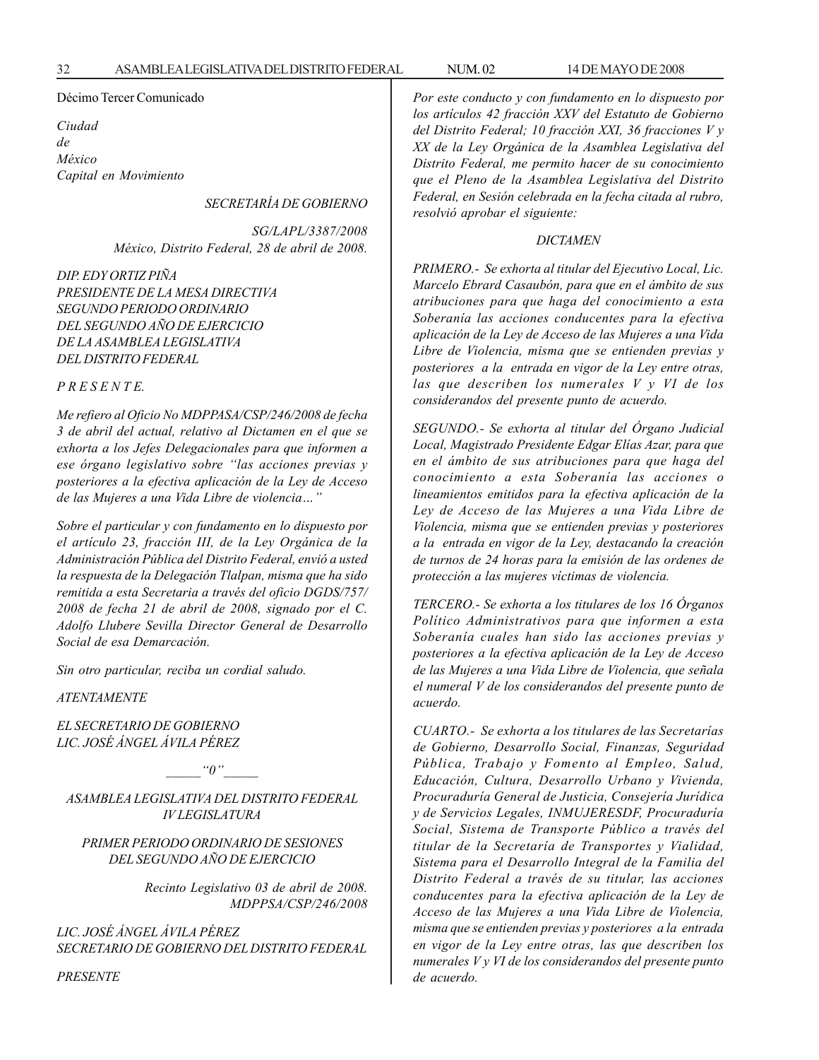Décimo Tercer Comunicado

*Ciudad*
*de*
*México*
*Capital en Movimiento*

*SECRETARÍA DE GOBIERNO*

*SG/LAPL/3387/2008*
*México, Distrito Federal, 28 de abril de 2008.*

*DIP. EDY ORTIZ PIÑA*
*PRESIDENTE DE LA MESA DIRECTIVA*
*SEGUNDO PERIODO ORDINARIO*
*DEL SEGUNDO AÑO DE EJERCICIO*
*DE LA ASAMBLEA LEGISLATIVA*
*DEL DISTRITO FEDERAL*

*P R E S E N T E.*

*Me refiero al Oficio No MDPPASA/CSP/246/2008 de fecha 3 de abril del actual, relativo al Dictamen en el que se exhorta a los Jefes Delegacionales para que informen a ese órgano legislativo sobre "las acciones previas y posteriores a la efectiva aplicación de la Ley de Acceso de las Mujeres a una Vida Libre de violencia…"*

*Sobre el particular y con fundamento en lo dispuesto por el artículo 23, fracción III, de la Ley Orgánica de la Administración Pública del Distrito Federal, envió a usted la respuesta de la Delegación Tlalpan, misma que ha sido remitida a esta Secretaria a través del oficio DGDS/757/2008 de fecha 21 de abril de 2008, signado por el C. Adolfo Llubere Sevilla Director General de Desarrollo Social de esa Demarcación.*

*Sin otro particular, reciba un cordial saludo.*

*ATENTAMENTE*

*EL SECRETARIO DE GOBIERNO*
*LIC. JOSÉ ÁNGEL ÁVILA PÉREZ*

_____"0"_____

*ASAMBLEA LEGISLATIVA DEL DISTRITO FEDERAL*
*IV LEGISLATURA*

*PRIMER PERIODO ORDINARIO DE SESIONES*
*DEL SEGUNDO AÑO DE EJERCICIO*

*Recinto Legislativo 03 de abril de 2008.*
*MDPPSA/CSP/246/2008*

*LIC. JOSÉ ÁNGEL ÁVILA PÉREZ*
*SECRETARIO DE GOBIERNO DEL DISTRITO FEDERAL*

*PRESENTE*

*Por este conducto y con fundamento en lo dispuesto por los artículos 42 fracción XXV del Estatuto de Gobierno del Distrito Federal; 10 fracción XXI, 36 fracciones V y XX de la Ley Orgánica de la Asamblea Legislativa del Distrito Federal, me permito hacer de su conocimiento que el Pleno de la Asamblea Legislativa del Distrito Federal, en Sesión celebrada en la fecha citada al rubro, resolvió aprobar el siguiente:*

*DICTAMEN*

*PRIMERO.- Se exhorta al titular del Ejecutivo Local, Lic. Marcelo Ebrard Casaubón, para que en el ámbito de sus atribuciones para que haga del conocimiento a esta Soberanía las acciones conducentes para la efectiva aplicación de la Ley de Acceso de las Mujeres a una Vida Libre de Violencia, misma que se entienden previas y posteriores a la entrada en vigor de la Ley entre otras, las que describen los numerales V y VI de los considerandos del presente punto de acuerdo.*

*SEGUNDO.- Se exhorta al titular del Órgano Judicial Local, Magistrado Presidente Edgar Elías Azar, para que en el ámbito de sus atribuciones para que haga del conocimiento a esta Soberanía las acciones o lineamientos emitidos para la efectiva aplicación de la Ley de Acceso de las Mujeres a una Vida Libre de Violencia, misma que se entienden previas y posteriores a la entrada en vigor de la Ley, destacando la creación de turnos de 24 horas para la emisión de las ordenes de protección a las mujeres víctimas de violencia.*

*TERCERO.- Se exhorta a los titulares de los 16 Órganos Político Administrativos para que informen a esta Soberanía cuales han sido las acciones previas y posteriores a la efectiva aplicación de la Ley de Acceso de las Mujeres a una Vida Libre de Violencia, que señala el numeral V de los considerandos del presente punto de acuerdo.*

*CUARTO.- Se exhorta a los titulares de las Secretarías de Gobierno, Desarrollo Social, Finanzas, Seguridad Pública, Trabajo y Fomento al Empleo, Salud, Educación, Cultura, Desarrollo Urbano y Vivienda, Procuraduría General de Justicia, Consejería Jurídica y de Servicios Legales, INMUJERESDF, Procuraduría Social, Sistema de Transporte Público a través del titular de la Secretaría de Transportes y Vialidad, Sistema para el Desarrollo Integral de la Familia del Distrito Federal a través de su titular, las acciones conducentes para la efectiva aplicación de la Ley de Acceso de las Mujeres a una Vida Libre de Violencia, misma que se entienden previas y posteriores a la entrada en vigor de la Ley entre otras, las que describen los numerales V y VI de los considerandos del presente punto de acuerdo.*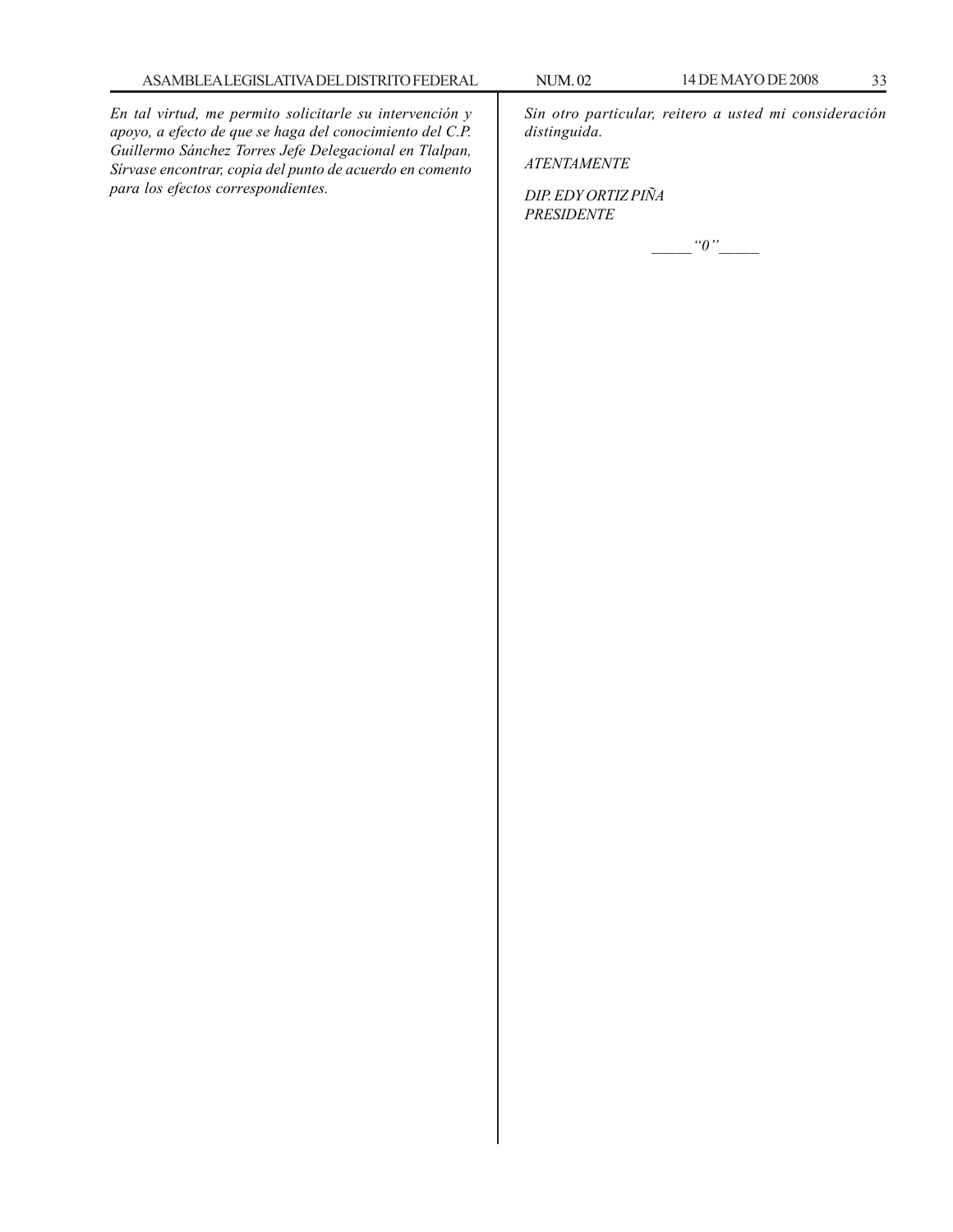*En tal virtud, me permito solicitarle su intervención y apoyo, a efecto de que se haga del conocimiento del C.P. Guillermo Sánchez Torres Jefe Delegacional en Tlalpan, Sírvase encontrar, copia del punto de acuerdo en comento para los efectos correspondientes.*

*Sin otro particular, reitero a usted mi consideración distinguida.*

*ATENTAMENTE*

*DIP. EDY ORTIZ PIÑA*
*PRESIDENTE*

*_____"0"_____*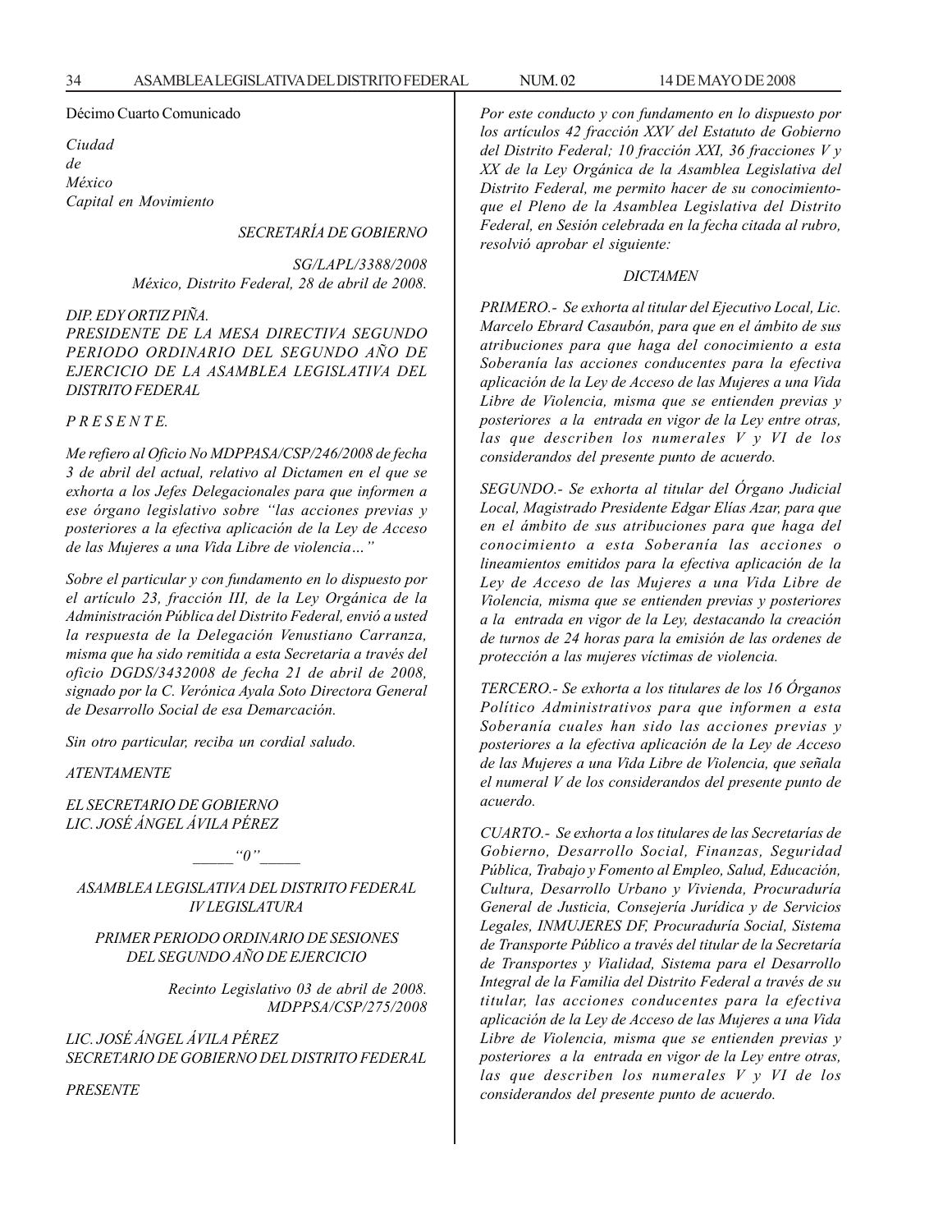Décimo Cuarto Comunicado

*Ciudad*
*de*
*México*
*Capital en Movimiento*

*SECRETARÍA DE GOBIERNO*

*SG/LAPL/3388/2008*
*México, Distrito Federal, 28 de abril de 2008.*

*DIP. EDY ORTIZ PIÑA.*
*PRESIDENTE DE LA MESA DIRECTIVA SEGUNDO PERIODO ORDINARIO DEL SEGUNDO AÑO DE EJERCICIO DE LA ASAMBLEA LEGISLATIVA DEL DISTRITO FEDERAL*

*P R E S E N T E.*

*Me refiero al Oficio No MDPPASA/CSP/246/2008 de fecha 3 de abril del actual, relativo al Dictamen en el que se exhorta a los Jefes Delegacionales para que informen a ese órgano legislativo sobre "las acciones previas y posteriores a la efectiva aplicación de la Ley de Acceso de las Mujeres a una Vida Libre de violencia…"*

*Sobre el particular y con fundamento en lo dispuesto por el artículo 23, fracción III, de la Ley Orgánica de la Administración Pública del Distrito Federal, envió a usted la respuesta de la Delegación Venustiano Carranza, misma que ha sido remitida a esta Secretaria a través del oficio DGDS/3432008 de fecha 21 de abril de 2008, signado por la C. Verónica Ayala Soto Directora General de Desarrollo Social de esa Demarcación.*

*Sin otro particular, reciba un cordial saludo.*

*ATENTAMENTE*

*EL SECRETARIO DE GOBIERNO*
*LIC. JOSÉ ÁNGEL ÁVILA PÉREZ*

*_____"0"_____*

*ASAMBLEA LEGISLATIVA DEL DISTRITO FEDERAL*
*IV LEGISLATURA*

*PRIMER PERIODO ORDINARIO DE SESIONES DEL SEGUNDO AÑO DE EJERCICIO*

*Recinto Legislativo 03 de abril de 2008.*
*MDPPSA/CSP/275/2008*

*LIC. JOSÉ ÁNGEL ÁVILA PÉREZ*
*SECRETARIO DE GOBIERNO DEL DISTRITO FEDERAL*

*PRESENTE*

*Por este conducto y con fundamento en lo dispuesto por los artículos 42 fracción XXV del Estatuto de Gobierno del Distrito Federal; 10 fracción XXI, 36 fracciones V y XX de la Ley Orgánica de la Asamblea Legislativa del Distrito Federal, me permito hacer de su conocimiento-que el Pleno de la Asamblea Legislativa del Distrito Federal, en Sesión celebrada en la fecha citada al rubro, resolvió aprobar el siguiente:*

*DICTAMEN*

*PRIMERO.- Se exhorta al titular del Ejecutivo Local, Lic. Marcelo Ebrard Casaubón, para que en el ámbito de sus atribuciones para que haga del conocimiento a esta Soberanía las acciones conducentes para la efectiva aplicación de la Ley de Acceso de las Mujeres a una Vida Libre de Violencia, misma que se entienden previas y posteriores a la entrada en vigor de la Ley entre otras, las que describen los numerales V y VI de los considerandos del presente punto de acuerdo.*

*SEGUNDO.- Se exhorta al titular del Órgano Judicial Local, Magistrado Presidente Edgar Elías Azar, para que en el ámbito de sus atribuciones para que haga del conocimiento a esta Soberanía las acciones o lineamientos emitidos para la efectiva aplicación de la Ley de Acceso de las Mujeres a una Vida Libre de Violencia, misma que se entienden previas y posteriores a la entrada en vigor de la Ley, destacando la creación de turnos de 24 horas para la emisión de las ordenes de protección a las mujeres víctimas de violencia.*

*TERCERO.- Se exhorta a los titulares de los 16 Órganos Político Administrativos para que informen a esta Soberanía cuales han sido las acciones previas y posteriores a la efectiva aplicación de la Ley de Acceso de las Mujeres a una Vida Libre de Violencia, que señala el numeral V de los considerandos del presente punto de acuerdo.*

*CUARTO.- Se exhorta a los titulares de las Secretarías de Gobierno, Desarrollo Social, Finanzas, Seguridad Pública, Trabajo y Fomento al Empleo, Salud, Educación, Cultura, Desarrollo Urbano y Vivienda, Procuraduría General de Justicia, Consejería Jurídica y de Servicios Legales, INMUJERES DF, Procuraduría Social, Sistema de Transporte Público a través del titular de la Secretaría de Transportes y Vialidad, Sistema para el Desarrollo Integral de la Familia del Distrito Federal a través de su titular, las acciones conducentes para la efectiva aplicación de la Ley de Acceso de las Mujeres a una Vida Libre de Violencia, misma que se entienden previas y posteriores a la entrada en vigor de la Ley entre otras, las que describen los numerales V y VI de los considerandos del presente punto de acuerdo.*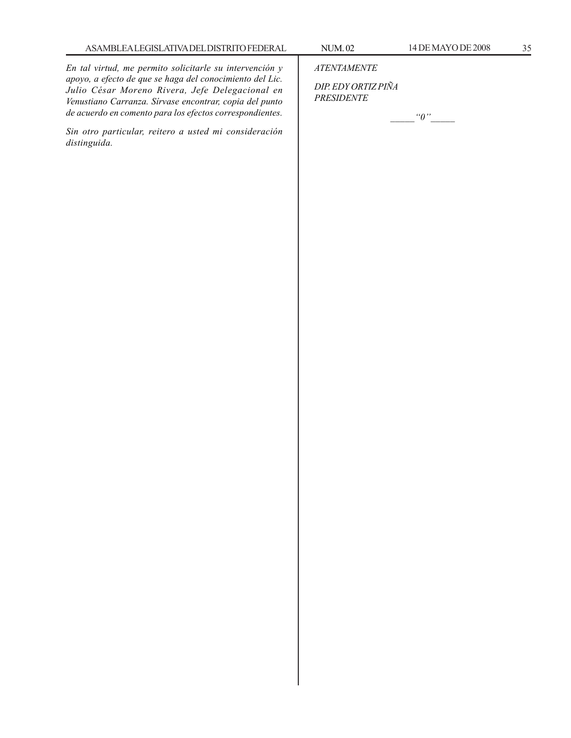*En tal virtud, me permito solicitarle su intervención y apoyo, a efecto de que se haga del conocimiento del Lic. Julio César Moreno Rivera, Jefe Delegacional en Venustiano Carranza. Sírvase encontrar, copia del punto de acuerdo en comento para los efectos correspondientes.*

*Sin otro particular, reitero a usted mi consideración distinguida.*

*ATENTAMENTE*

*DIP. EDY ORTIZ PIÑA*
*PRESIDENTE*

_____ "0" _____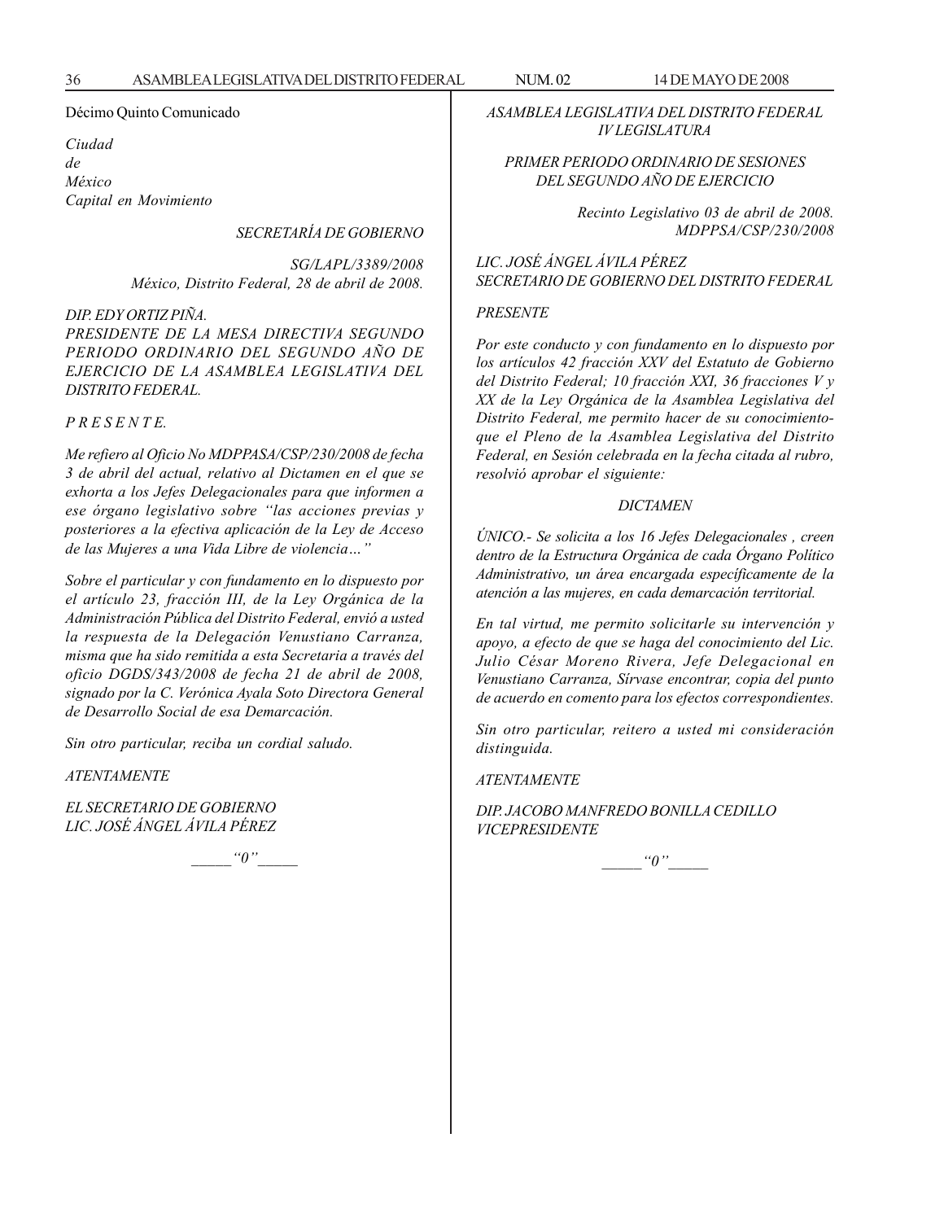Décimo Quinto Comunicado

*Ciudad*
*de*
*México*
*Capital en Movimiento*

*SECRETARÍA DE GOBIERNO*

*SG/LAPL/3389/2008*
*México, Distrito Federal, 28 de abril de 2008.*

*DIP. EDY ORTIZ PIÑA.*
*PRESIDENTE DE LA MESA DIRECTIVA SEGUNDO PERIODO ORDINARIO DEL SEGUNDO AÑO DE EJERCICIO DE LA ASAMBLEA LEGISLATIVA DEL DISTRITO FEDERAL.*

*P R E S E N T E.*

*Me refiero al Oficio No MDPPASA/CSP/230/2008 de fecha 3 de abril del actual, relativo al Dictamen en el que se exhorta a los Jefes Delegacionales para que informen a ese órgano legislativo sobre "las acciones previas y posteriores a la efectiva aplicación de la Ley de Acceso de las Mujeres a una Vida Libre de violencia…"*

*Sobre el particular y con fundamento en lo dispuesto por el artículo 23, fracción III, de la Ley Orgánica de la Administración Pública del Distrito Federal, envió a usted la respuesta de la Delegación Venustiano Carranza, misma que ha sido remitida a esta Secretaria a través del oficio DGDS/343/2008 de fecha 21 de abril de 2008, signado por la C. Verónica Ayala Soto Directora General de Desarrollo Social de esa Demarcación.*

*Sin otro particular, reciba un cordial saludo.*

*ATENTAMENTE*

*EL SECRETARIO DE GOBIERNO*
*LIC. JOSÉ ÁNGEL ÁVILA PÉREZ*

_____"0"_____

*ASAMBLEA LEGISLATIVA DEL DISTRITO FEDERAL*
*IV LEGISLATURA*

*PRIMER PERIODO ORDINARIO DE SESIONES DEL SEGUNDO AÑO DE EJERCICIO*

*Recinto Legislativo 03 de abril de 2008.*
*MDPPSA/CSP/230/2008*

*LIC. JOSÉ ÁNGEL ÁVILA PÉREZ*
*SECRETARIO DE GOBIERNO DEL DISTRITO FEDERAL*

*PRESENTE*

*Por este conducto y con fundamento en lo dispuesto por los artículos 42 fracción XXV del Estatuto de Gobierno del Distrito Federal; 10 fracción XXI, 36 fracciones V y XX de la Ley Orgánica de la Asamblea Legislativa del Distrito Federal, me permito hacer de su conocimiento-que el Pleno de la Asamblea Legislativa del Distrito Federal, en Sesión celebrada en la fecha citada al rubro, resolvió aprobar el siguiente:*

*DICTAMEN*

*ÚNICO.- Se solicita a los 16 Jefes Delegacionales , creen dentro de la Estructura Orgánica de cada Órgano Político Administrativo, un área encargada específicamente de la atención a las mujeres, en cada demarcación territorial.*

*En tal virtud, me permito solicitarle su intervención y apoyo, a efecto de que se haga del conocimiento del Lic. Julio César Moreno Rivera, Jefe Delegacional en Venustiano Carranza, Sírvase encontrar, copia del punto de acuerdo en comento para los efectos correspondientes.*

*Sin otro particular, reitero a usted mi consideración distinguida.*

*ATENTAMENTE*

*DIP. JACOBO MANFREDO BONILLA CEDILLO*
*VICEPRESIDENTE*

_____"0"_____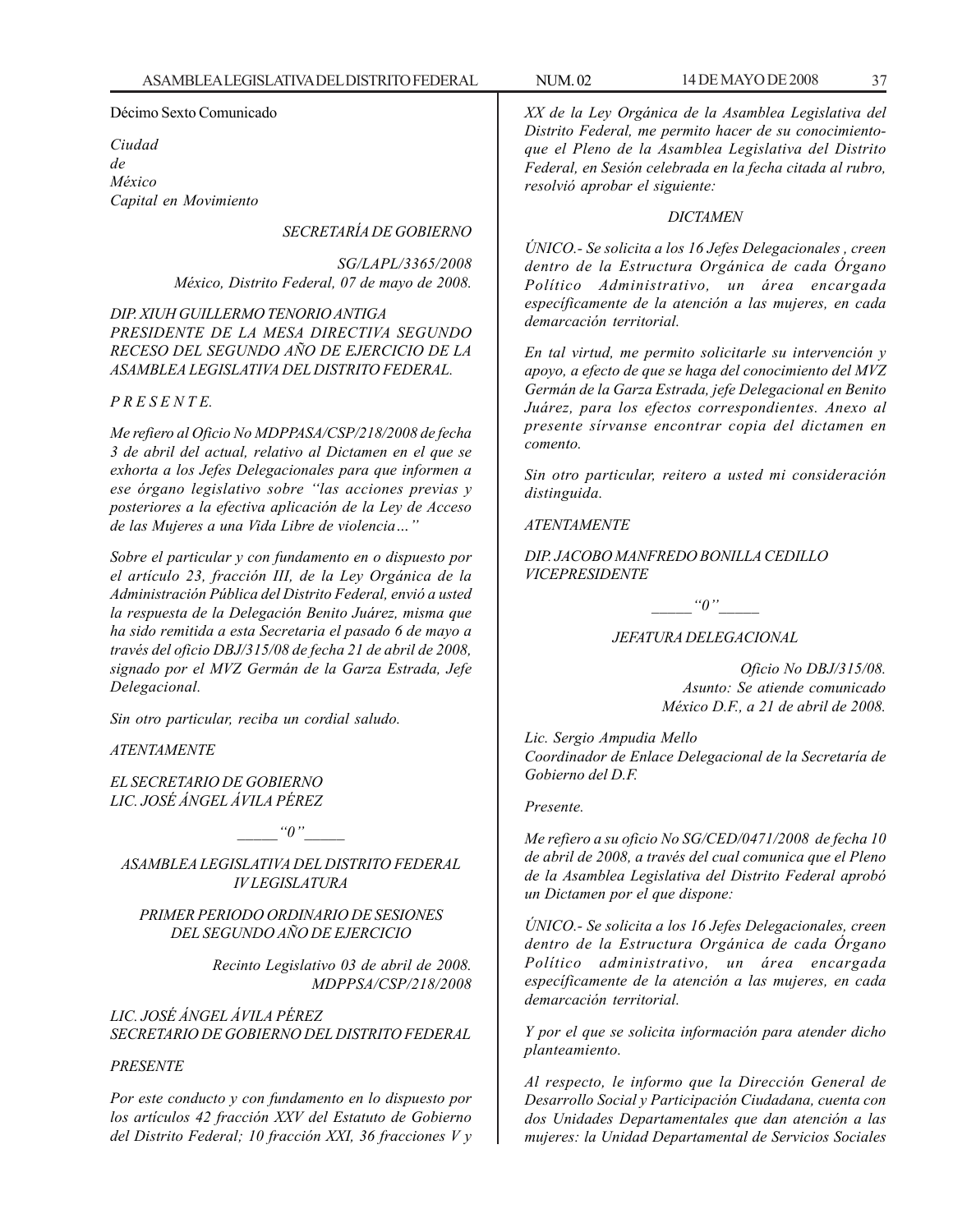Décimo Sexto Comunicado

*Ciudad*
*de*
*México*
*Capital en Movimiento*

*SECRETARÍA DE GOBIERNO*

*SG/LAPL/3365/2008*
*México, Distrito Federal, 07 de mayo de 2008.*

*DIP. XIUH GUILLERMO TENORIO ANTIGA*
*PRESIDENTE DE LA MESA DIRECTIVA SEGUNDO RECESO DEL SEGUNDO AÑO DE EJERCICIO DE LA ASAMBLEA LEGISLATIVA DEL DISTRITO FEDERAL.*

*P R E S E N T E.*

*Me refiero al Oficio No MDPPASA/CSP/218/2008 de fecha 3 de abril del actual, relativo al Dictamen en el que se exhorta a los Jefes Delegacionales para que informen a ese órgano legislativo sobre "las acciones previas y posteriores a la efectiva aplicación de la Ley de Acceso de las Mujeres a una Vida Libre de violencia…"*

*Sobre el particular y con fundamento en o dispuesto por el artículo 23, fracción III, de la Ley Orgánica de la Administración Pública del Distrito Federal, envió a usted la respuesta de la Delegación Benito Juárez, misma que ha sido remitida a esta Secretaria el pasado 6 de mayo a través del oficio DBJ/315/08 de fecha 21 de abril de 2008, signado por el MVZ Germán de la Garza Estrada, Jefe Delegacional.*

*Sin otro particular, reciba un cordial saludo.*

*ATENTAMENTE*

*EL SECRETARIO DE GOBIERNO*
*LIC. JOSÉ ÁNGEL ÁVILA PÉREZ*

*_____"0"_____*

*ASAMBLEA LEGISLATIVA DEL DISTRITO FEDERAL*
*IV LEGISLATURA*

*PRIMER PERIODO ORDINARIO DE SESIONES DEL SEGUNDO AÑO DE EJERCICIO*

*Recinto Legislativo 03 de abril de 2008.*
*MDPPSA/CSP/218/2008*

*LIC. JOSÉ ÁNGEL ÁVILA PÉREZ*
*SECRETARIO DE GOBIERNO DEL DISTRITO FEDERAL*

*PRESENTE*

*Por este conducto y con fundamento en lo dispuesto por los artículos 42 fracción XXV del Estatuto de Gobierno del Distrito Federal; 10 fracción XXI, 36 fracciones V y XX de la Ley Orgánica de la Asamblea Legislativa del Distrito Federal, me permito hacer de su conocimiento- que el Pleno de la Asamblea Legislativa del Distrito Federal, en Sesión celebrada en la fecha citada al rubro, resolvió aprobar el siguiente:*

*DICTAMEN*

*ÚNICO.- Se solicita a los 16 Jefes Delegacionales , creen dentro de la Estructura Orgánica de cada Órgano Político Administrativo, un área encargada específicamente de la atención a las mujeres, en cada demarcación territorial.*

*En tal virtud, me permito solicitarle su intervención y apoyo, a efecto de que se haga del conocimiento del MVZ Germán de la Garza Estrada, jefe Delegacional en Benito Juárez, para los efectos correspondientes. Anexo al presente sírvanse encontrar copia del dictamen en comento.*

*Sin otro particular, reitero a usted mi consideración distinguida.*

*ATENTAMENTE*

*DIP. JACOBO MANFREDO BONILLA CEDILLO*
*VICEPRESIDENTE*

*_____"0"_____*

*JEFATURA DELEGACIONAL*

*Oficio No DBJ/315/08.*
*Asunto: Se atiende comunicado*
*México D.F., a 21 de abril de 2008.*

*Lic. Sergio Ampudia Mello*
*Coordinador de Enlace Delegacional de la Secretaría de Gobierno del D.F.*

*Presente.*

*Me refiero a su oficio No SG/CED/0471/2008 de fecha 10 de abril de 2008, a través del cual comunica que el Pleno de la Asamblea Legislativa del Distrito Federal aprobó un Dictamen por el que dispone:*

*ÚNICO.- Se solicita a los 16 Jefes Delegacionales, creen dentro de la Estructura Orgánica de cada Órgano Político administrativo, un área encargada específicamente de la atención a las mujeres, en cada demarcación territorial.*

*Y por el que se solicita información para atender dicho planteamiento.*

*Al respecto, le informo que la Dirección General de Desarrollo Social y Participación Ciudadana, cuenta con dos Unidades Departamentales que dan atención a las mujeres: la Unidad Departamental de Servicios Sociales*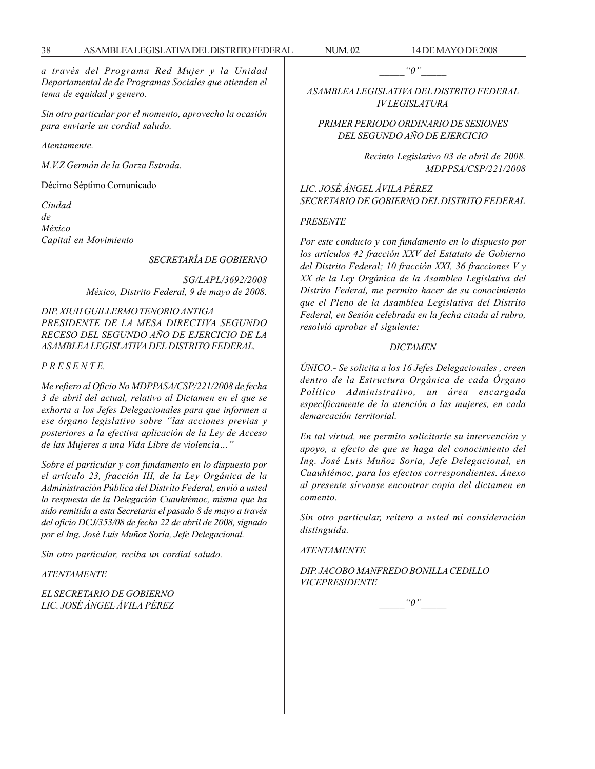*a través del Programa Red Mujer y la Unidad Departamental de de Programas Sociales que atienden el tema de equidad y genero.*

*Sin otro particular por el momento, aprovecho la ocasión para enviarle un cordial saludo.*

*Atentamente.*

*M.V.Z Germán de la Garza Estrada.*

Décimo Séptimo Comunicado

*Ciudad*
*de*
*México*
*Capital en Movimiento*

*SECRETARÍA DE GOBIERNO*

*SG/LAPL/3692/2008*
*México, Distrito Federal, 9 de mayo de 2008.*

*DIP. XIUH GUILLERMO TENORIO ANTIGA*
*PRESIDENTE DE LA MESA DIRECTIVA SEGUNDO RECESO DEL SEGUNDO AÑO DE EJERCICIO DE LA ASAMBLEA LEGISLATIVA DEL DISTRITO FEDERAL.*

*P R E S E N T E.*

*Me refiero al Oficio No MDPPASA/CSP/221/2008 de fecha 3 de abril del actual, relativo al Dictamen en el que se exhorta a los Jefes Delegacionales para que informen a ese órgano legislativo sobre "las acciones previas y posteriores a la efectiva aplicación de la Ley de Acceso de las Mujeres a una Vida Libre de violencia…"*

*Sobre el particular y con fundamento en lo dispuesto por el artículo 23, fracción III, de la Ley Orgánica de la Administración Pública del Distrito Federal, envió a usted la respuesta de la Delegación Cuauhtémoc, misma que ha sido remitida a esta Secretaria el pasado 8 de mayo a través del oficio DCJ/353/08 de fecha 22 de abril de 2008, signado por el Ing. José Luis Muñoz Soria, Jefe Delegacional.*

*Sin otro particular, reciba un cordial saludo.*

*ATENTAMENTE*

*EL SECRETARIO DE GOBIERNO*
*LIC. JOSÉ ÁNGEL ÁVILA PÉREZ*

*_____"0"_____*

*ASAMBLEA LEGISLATIVA DEL DISTRITO FEDERAL*
*IV LEGISLATURA*

*PRIMER PERIODO ORDINARIO DE SESIONES DEL SEGUNDO AÑO DE EJERCICIO*

*Recinto Legislativo 03 de abril de 2008.*
*MDPPSA/CSP/221/2008*

*LIC. JOSÉ ÁNGEL ÁVILA PÉREZ*
*SECRETARIO DE GOBIERNO DEL DISTRITO FEDERAL*

*PRESENTE*

*Por este conducto y con fundamento en lo dispuesto por los artículos 42 fracción XXV del Estatuto de Gobierno del Distrito Federal; 10 fracción XXI, 36 fracciones V y XX de la Ley Orgánica de la Asamblea Legislativa del Distrito Federal, me permito hacer de su conocimiento que el Pleno de la Asamblea Legislativa del Distrito Federal, en Sesión celebrada en la fecha citada al rubro, resolvió aprobar el siguiente:*

*DICTAMEN*

*ÚNICO.- Se solicita a los 16 Jefes Delegacionales , creen dentro de la Estructura Orgánica de cada Órgano Político Administrativo, un área encargada específicamente de la atención a las mujeres, en cada demarcación territorial.*

*En tal virtud, me permito solicitarle su intervención y apoyo, a efecto de que se haga del conocimiento del Ing. José Luis Muñoz Soria, Jefe Delegacional, en Cuauhtémoc, para los efectos correspondientes. Anexo al presente sírvanse encontrar copia del dictamen en comento.*

*Sin otro particular, reitero a usted mi consideración distinguida.*

*ATENTAMENTE*

*DIP. JACOBO MANFREDO BONILLA CEDILLO*
*VICEPRESIDENTE*

*_____"0"_____*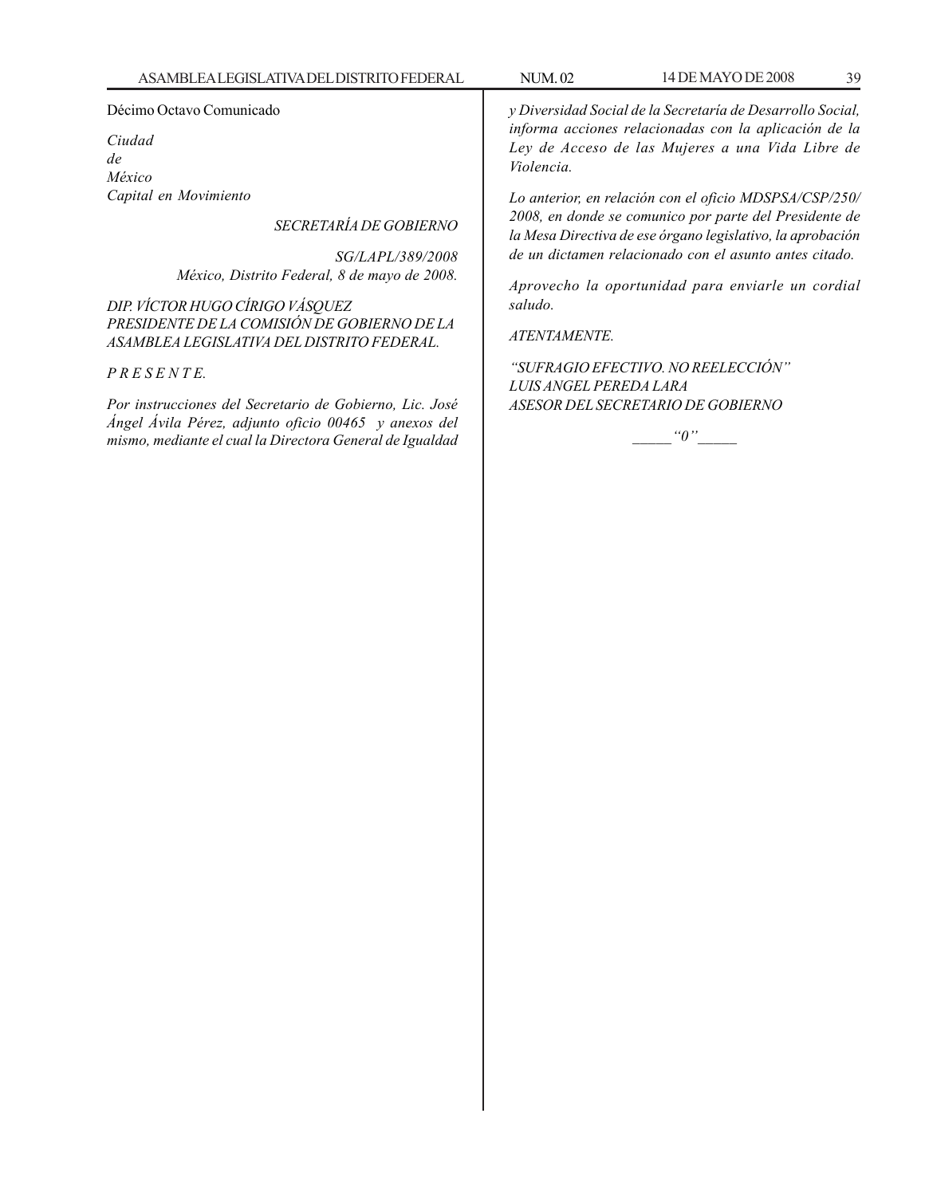Décimo Octavo Comunicado

*Ciudad*
*de*
*México*
*Capital en Movimiento*

*SECRETARÍA DE GOBIERNO*

*SG/LAPL/389/2008*
*México, Distrito Federal, 8 de mayo de 2008.*

*DIP. VÍCTOR HUGO CÍRIGO VÁSQUEZ*
*PRESIDENTE DE LA COMISIÓN DE GOBIERNO DE LA ASAMBLEA LEGISLATIVA DEL DISTRITO FEDERAL.*

*P R E S E N T E.*

*Por instrucciones del Secretario de Gobierno, Lic. José Ángel Ávila Pérez, adjunto oficio 00465 y anexos del mismo, mediante el cual la Directora General de Igualdad y Diversidad Social de la Secretaría de Desarrollo Social, informa acciones relacionadas con la aplicación de la Ley de Acceso de las Mujeres a una Vida Libre de Violencia.*

*Lo anterior, en relación con el oficio MDSPSA/CSP/250/2008, en donde se comunico por parte del Presidente de la Mesa Directiva de ese órgano legislativo, la aprobación de un dictamen relacionado con el asunto antes citado.*

*Aprovecho la oportunidad para enviarle un cordial saludo.*

*ATENTAMENTE.*

*"SUFRAGIO EFECTIVO. NO REELECCIÓN"*
*LUIS ANGEL PEREDA LARA*
*ASESOR DEL SECRETARIO DE GOBIERNO*

_____ "0" _____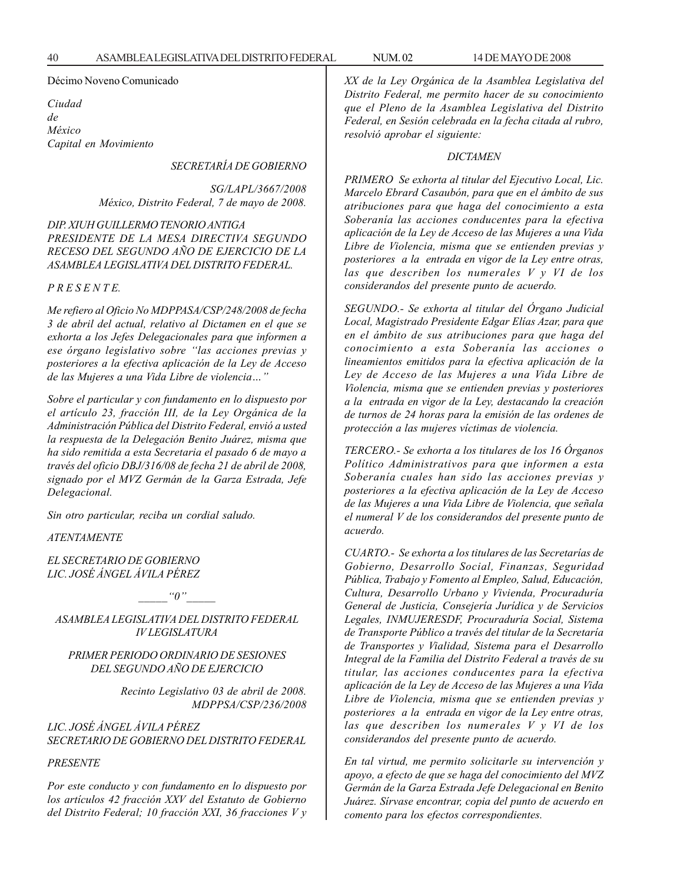Décimo Noveno Comunicado

*Ciudad*
*de*
*México*
*Capital en Movimiento*

*SECRETARÍA DE GOBIERNO*

*SG/LAPL/3667/2008*
*México, Distrito Federal, 7 de mayo de 2008.*

*DIP. XIUH GUILLERMO TENORIO ANTIGA*
*PRESIDENTE DE LA MESA DIRECTIVA SEGUNDO RECESO DEL SEGUNDO AÑO DE EJERCICIO DE LA ASAMBLEA LEGISLATIVA DEL DISTRITO FEDERAL.*

*P R E S E N T E.*

*Me refiero al Oficio No MDPPASA/CSP/248/2008 de fecha 3 de abril del actual, relativo al Dictamen en el que se exhorta a los Jefes Delegacionales para que informen a ese órgano legislativo sobre "las acciones previas y posteriores a la efectiva aplicación de la Ley de Acceso de las Mujeres a una Vida Libre de violencia…"*

*Sobre el particular y con fundamento en lo dispuesto por el artículo 23, fracción III, de la Ley Orgánica de la Administración Pública del Distrito Federal, envió a usted la respuesta de la Delegación Benito Juárez, misma que ha sido remitida a esta Secretaria el pasado 6 de mayo a través del oficio DBJ/316/08 de fecha 21 de abril de 2008, signado por el MVZ Germán de la Garza Estrada, Jefe Delegacional.*

*Sin otro particular, reciba un cordial saludo.*

*ATENTAMENTE*

*EL SECRETARIO DE GOBIERNO*
*LIC. JOSÉ ÁNGEL ÁVILA PÉREZ*

*_____"0"_____*

*ASAMBLEA LEGISLATIVA DEL DISTRITO FEDERAL*
*IV LEGISLATURA*

*PRIMER PERIODO ORDINARIO DE SESIONES DEL SEGUNDO AÑO DE EJERCICIO*

*Recinto Legislativo 03 de abril de 2008.*
*MDPPSA/CSP/236/2008*

*LIC. JOSÉ ÁNGEL ÁVILA PÉREZ*
*SECRETARIO DE GOBIERNO DEL DISTRITO FEDERAL*

*PRESENTE*

*Por este conducto y con fundamento en lo dispuesto por los artículos 42 fracción XXV del Estatuto de Gobierno del Distrito Federal; 10 fracción XXI, 36 fracciones V y XX de la Ley Orgánica de la Asamblea Legislativa del Distrito Federal, me permito hacer de su conocimiento que el Pleno de la Asamblea Legislativa del Distrito Federal, en Sesión celebrada en la fecha citada al rubro, resolvió aprobar el siguiente:*

*DICTAMEN*

*PRIMERO Se exhorta al titular del Ejecutivo Local, Lic. Marcelo Ebrard Casaubón, para que en el ámbito de sus atribuciones para que haga del conocimiento a esta Soberanía las acciones conducentes para la efectiva aplicación de la Ley de Acceso de las Mujeres a una Vida Libre de Violencia, misma que se entienden previas y posteriores a la entrada en vigor de la Ley entre otras, las que describen los numerales V y VI de los considerandos del presente punto de acuerdo.*

*SEGUNDO.- Se exhorta al titular del Órgano Judicial Local, Magistrado Presidente Edgar Elías Azar, para que en el ámbito de sus atribuciones para que haga del conocimiento a esta Soberanía las acciones o lineamientos emitidos para la efectiva aplicación de la Ley de Acceso de las Mujeres a una Vida Libre de Violencia, misma que se entienden previas y posteriores a la entrada en vigor de la Ley, destacando la creación de turnos de 24 horas para la emisión de las ordenes de protección a las mujeres víctimas de violencia.*

*TERCERO.- Se exhorta a los titulares de los 16 Órganos Político Administrativos para que informen a esta Soberanía cuales han sido las acciones previas y posteriores a la efectiva aplicación de la Ley de Acceso de las Mujeres a una Vida Libre de Violencia, que señala el numeral V de los considerandos del presente punto de acuerdo.*

*CUARTO.- Se exhorta a los titulares de las Secretarías de Gobierno, Desarrollo Social, Finanzas, Seguridad Pública, Trabajo y Fomento al Empleo, Salud, Educación, Cultura, Desarrollo Urbano y Vivienda, Procuraduría General de Justicia, Consejería Jurídica y de Servicios Legales, INMUJERESDF, Procuraduría Social, Sistema de Transporte Público a través del titular de la Secretaría de Transportes y Vialidad, Sistema para el Desarrollo Integral de la Familia del Distrito Federal a través de su titular, las acciones conducentes para la efectiva aplicación de la Ley de Acceso de las Mujeres a una Vida Libre de Violencia, misma que se entienden previas y posteriores a la entrada en vigor de la Ley entre otras, las que describen los numerales V y VI de los considerandos del presente punto de acuerdo.*

*En tal virtud, me permito solicitarle su intervención y apoyo, a efecto de que se haga del conocimiento del MVZ Germán de la Garza Estrada Jefe Delegacional en Benito Juárez. Sírvase encontrar, copia del punto de acuerdo en comento para los efectos correspondientes.*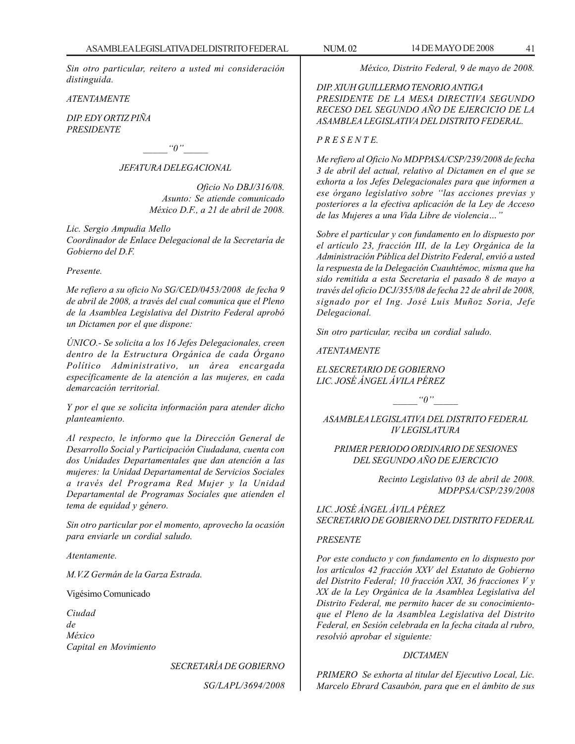*Sin otro particular, reitero a usted mi consideración distinguida.*

*ATENTAMENTE*

*DIP. EDY ORTIZ PIÑA*
*PRESIDENTE*

_____ "0" _____

*JEFATURA DELEGACIONAL*

*Oficio No DBJ/316/08.*
*Asunto: Se atiende comunicado*
*México D.F., a 21 de abril de 2008.*

*Lic. Sergio Ampudia Mello*
*Coordinador de Enlace Delegacional de la Secretaría de Gobierno del D.F.*

*Presente.*

*Me refiero a su oficio No SG/CED/0453/2008 de fecha 9 de abril de 2008, a través del cual comunica que el Pleno de la Asamblea Legislativa del Distrito Federal aprobó un Dictamen por el que dispone:*

*ÚNICO.- Se solicita a los 16 Jefes Delegacionales, creen dentro de la Estructura Orgánica de cada Órgano Político Administrativo, un área encargada específicamente de la atención a las mujeres, en cada demarcación territorial.*

*Y por el que se solicita información para atender dicho planteamiento.*

*Al respecto, le informo que la Dirección General de Desarrollo Social y Participación Ciudadana, cuenta con dos Unidades Departamentales que dan atención a las mujeres: la Unidad Departamental de Servicios Sociales a través del Programa Red Mujer y la Unidad Departamental de Programas Sociales que atienden el tema de equidad y género.*

*Sin otro particular por el momento, aprovecho la ocasión para enviarle un cordial saludo.*

*Atentamente.*

*M.V.Z Germán de la Garza Estrada.*

Vigésimo Comunicado

*Ciudad*
*de*
*México*
*Capital en Movimiento*

*SECRETARÍA DE GOBIERNO*

*SG/LAPL/3694/2008*

*México, Distrito Federal, 9 de mayo de 2008.*

*DIP. XIUH GUILLERMO TENORIO ANTIGA*
*PRESIDENTE DE LA MESA DIRECTIVA SEGUNDO RECESO DEL SEGUNDO AÑO DE EJERCICIO DE LA ASAMBLEA LEGISLATIVA DEL DISTRITO FEDERAL.*

*P R E S E N T E.*

*Me refiero al Oficio No MDPPASA/CSP/239/2008 de fecha 3 de abril del actual, relativo al Dictamen en el que se exhorta a los Jefes Delegacionales para que informen a ese órgano legislativo sobre "las acciones previas y posteriores a la efectiva aplicación de la Ley de Acceso de las Mujeres a una Vida Libre de violencia…"*

*Sobre el particular y con fundamento en lo dispuesto por el artículo 23, fracción III, de la Ley Orgánica de la Administración Pública del Distrito Federal, envió a usted la respuesta de la Delegación Cuauhtémoc, misma que ha sido remitida a esta Secretaria el pasado 8 de mayo a través del oficio DCJ/355/08 de fecha 22 de abril de 2008, signado por el Ing. José Luis Muñoz Soria, Jefe Delegacional.*

*Sin otro particular, reciba un cordial saludo.*

*ATENTAMENTE*

*EL SECRETARIO DE GOBIERNO*
*LIC. JOSÉ ÁNGEL ÁVILA PÉREZ*

_____ "0" _____

*ASAMBLEA LEGISLATIVA DEL DISTRITO FEDERAL*
*IV LEGISLATURA*

*PRIMER PERIODO ORDINARIO DE SESIONES DEL SEGUNDO AÑO DE EJERCICIO*

*Recinto Legislativo 03 de abril de 2008.*
*MDPPSA/CSP/239/2008*

*LIC. JOSÉ ÁNGEL ÁVILA PÉREZ*
*SECRETARIO DE GOBIERNO DEL DISTRITO FEDERAL*

*PRESENTE*

*Por este conducto y con fundamento en lo dispuesto por los artículos 42 fracción XXV del Estatuto de Gobierno del Distrito Federal; 10 fracción XXI, 36 fracciones V y XX de la Ley Orgánica de la Asamblea Legislativa del Distrito Federal, me permito hacer de su conocimiento que el Pleno de la Asamblea Legislativa del Distrito Federal, en Sesión celebrada en la fecha citada al rubro, resolvió aprobar el siguiente:*

*DICTAMEN*

*PRIMERO Se exhorta al titular del Ejecutivo Local, Lic. Marcelo Ebrard Casaubón, para que en el ámbito de sus*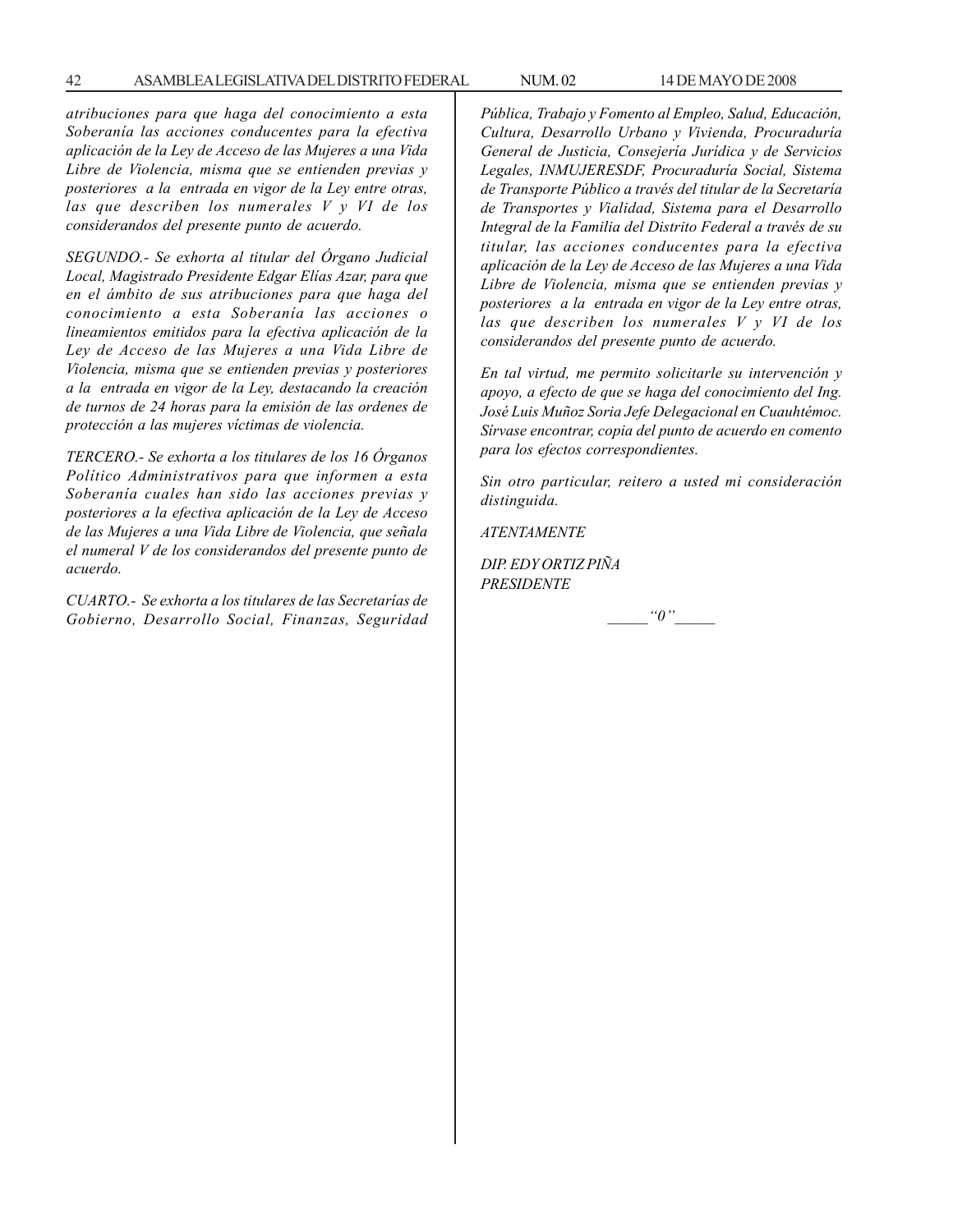*atribuciones para que haga del conocimiento a esta Soberanía las acciones conducentes para la efectiva aplicación de la Ley de Acceso de las Mujeres a una Vida Libre de Violencia, misma que se entienden previas y posteriores a la entrada en vigor de la Ley entre otras, las que describen los numerales V y VI de los considerandos del presente punto de acuerdo.*

*SEGUNDO.- Se exhorta al titular del Órgano Judicial Local, Magistrado Presidente Edgar Elías Azar, para que en el ámbito de sus atribuciones para que haga del conocimiento a esta Soberanía las acciones o lineamientos emitidos para la efectiva aplicación de la Ley de Acceso de las Mujeres a una Vida Libre de Violencia, misma que se entienden previas y posteriores a la entrada en vigor de la Ley, destacando la creación de turnos de 24 horas para la emisión de las ordenes de protección a las mujeres víctimas de violencia.*

*TERCERO.- Se exhorta a los titulares de los 16 Órganos Político Administrativos para que informen a esta Soberanía cuales han sido las acciones previas y posteriores a la efectiva aplicación de la Ley de Acceso de las Mujeres a una Vida Libre de Violencia, que señala el numeral V de los considerandos del presente punto de acuerdo.*

*CUARTO.- Se exhorta a los titulares de las Secretarías de Gobierno, Desarrollo Social, Finanzas, Seguridad Pública, Trabajo y Fomento al Empleo, Salud, Educación, Cultura, Desarrollo Urbano y Vivienda, Procuraduría General de Justicia, Consejería Jurídica y de Servicios Legales, INMUJERESDF, Procuraduría Social, Sistema de Transporte Público a través del titular de la Secretaría de Transportes y Vialidad, Sistema para el Desarrollo Integral de la Familia del Distrito Federal a través de su titular, las acciones conducentes para la efectiva aplicación de la Ley de Acceso de las Mujeres a una Vida Libre de Violencia, misma que se entienden previas y posteriores a la entrada en vigor de la Ley entre otras, las que describen los numerales V y VI de los considerandos del presente punto de acuerdo.*

*En tal virtud, me permito solicitarle su intervención y apoyo, a efecto de que se haga del conocimiento del Ing. José Luis Muñoz Soria Jefe Delegacional en Cuauhtémoc. Sírvase encontrar, copia del punto de acuerdo en comento para los efectos correspondientes.*

*Sin otro particular, reitero a usted mi consideración distinguida.*

*ATENTAMENTE*

*DIP. EDY ORTIZ PIÑA*
*PRESIDENTE*

_____“0”_____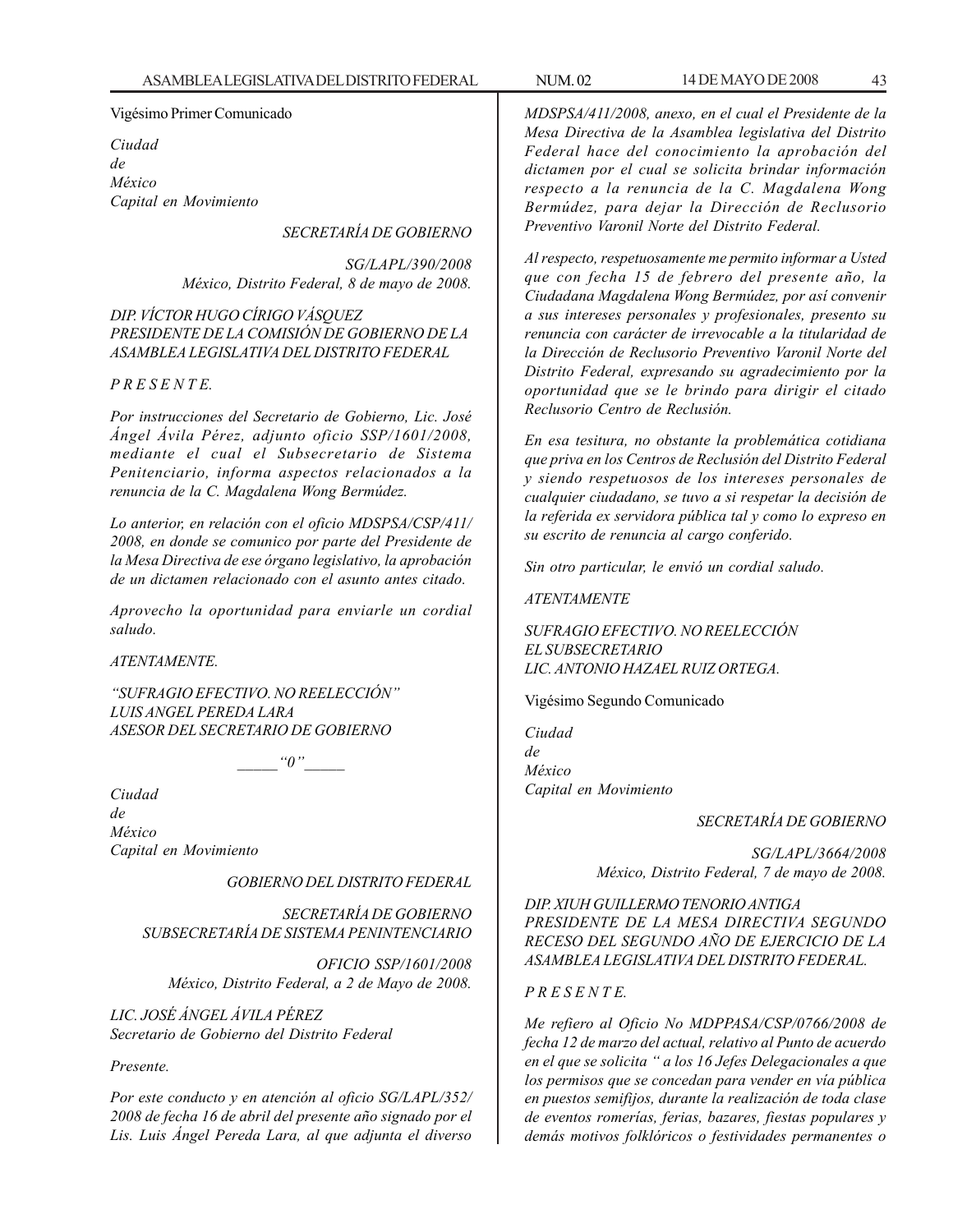Vigésimo Primer Comunicado

*Ciudad*
*de*
*México*
*Capital en Movimiento*

*SECRETARÍA DE GOBIERNO*

*SG/LAPL/390/2008*
*México, Distrito Federal, 8 de mayo de 2008.*

*DIP. VÍCTOR HUGO CÍRIGO VÁSQUEZ*
*PRESIDENTE DE LA COMISIÓN DE GOBIERNO DE LA ASAMBLEA LEGISLATIVA DEL DISTRITO FEDERAL*

*P R E S E N T E.*

*Por instrucciones del Secretario de Gobierno, Lic. José Ángel Ávila Pérez, adjunto oficio SSP/1601/2008, mediante el cual el Subsecretario de Sistema Penitenciario, informa aspectos relacionados a la renuncia de la C. Magdalena Wong Bermúdez.*

*Lo anterior, en relación con el oficio MDSPSA/CSP/411/2008, en donde se comunico por parte del Presidente de la Mesa Directiva de ese órgano legislativo, la aprobación de un dictamen relacionado con el asunto antes citado.*

*Aprovecho la oportunidad para enviarle un cordial saludo.*

*ATENTAMENTE.*

*"SUFRAGIO EFECTIVO. NO REELECCIÓN"*
*LUIS ANGEL PEREDA LARA*
*ASESOR DEL SECRETARIO DE GOBIERNO*

*_____"0"_____*

*Ciudad*
*de*
*México*
*Capital en Movimiento*

*GOBIERNO DEL DISTRITO FEDERAL*

*SECRETARÍA DE GOBIERNO*
*SUBSECRETARÍA DE SISTEMA PENINTENCIARIO*

*OFICIO SSP/1601/2008*
*México, Distrito Federal, a 2 de Mayo de 2008.*

*LIC. JOSÉ ÁNGEL ÁVILA PÉREZ*
*Secretario de Gobierno del Distrito Federal*

*Presente.*

*Por este conducto y en atención al oficio SG/LAPL/352/2008 de fecha 16 de abril del presente año signado por el Lis. Luis Ángel Pereda Lara, al que adjunta el diverso MDSPSA/411/2008, anexo, en el cual el Presidente de la Mesa Directiva de la Asamblea legislativa del Distrito Federal hace del conocimiento la aprobación del dictamen por el cual se solicita brindar información respecto a la renuncia de la C. Magdalena Wong Bermúdez, para dejar la Dirección de Reclusorio Preventivo Varonil Norte del Distrito Federal.*

*Al respecto, respetuosamente me permito informar a Usted que con fecha 15 de febrero del presente año, la Ciudadana Magdalena Wong Bermúdez, por así convenir a sus intereses personales y profesionales, presento su renuncia con carácter de irrevocable a la titularidad de la Dirección de Reclusorio Preventivo Varonil Norte del Distrito Federal, expresando su agradecimiento por la oportunidad que se le brindo para dirigir el citado Reclusorio Centro de Reclusión.*

*En esa tesitura, no obstante la problemática cotidiana que priva en los Centros de Reclusión del Distrito Federal y siendo respetuosos de los intereses personales de cualquier ciudadano, se tuvo a si respetar la decisión de la referida ex servidora pública tal y como lo expreso en su escrito de renuncia al cargo conferido.*

*Sin otro particular, le envió un cordial saludo.*

*ATENTAMENTE*

*SUFRAGIO EFECTIVO. NO REELECCIÓN*
*EL SUBSECRETARIO*
*LIC. ANTONIO HAZAEL RUIZ ORTEGA.*

Vigésimo Segundo Comunicado

*Ciudad*
*de*
*México*
*Capital en Movimiento*

*SECRETARÍA DE GOBIERNO*

*SG/LAPL/3664/2008*
*México, Distrito Federal, 7 de mayo de 2008.*

*DIP. XIUH GUILLERMO TENORIO ANTIGA*
*PRESIDENTE DE LA MESA DIRECTIVA SEGUNDO RECESO DEL SEGUNDO AÑO DE EJERCICIO DE LA ASAMBLEA LEGISLATIVA DEL DISTRITO FEDERAL.*

*P R E S E N T E.*

*Me refiero al Oficio No MDPPASA/CSP/0766/2008 de fecha 12 de marzo del actual, relativo al Punto de acuerdo en el que se solicita " a los 16 Jefes Delegacionales a que los permisos que se concedan para vender en vía pública en puestos semifijos, durante la realización de toda clase de eventos romerías, ferias, bazares, fiestas populares y demás motivos folklóricos o festividades permanentes o*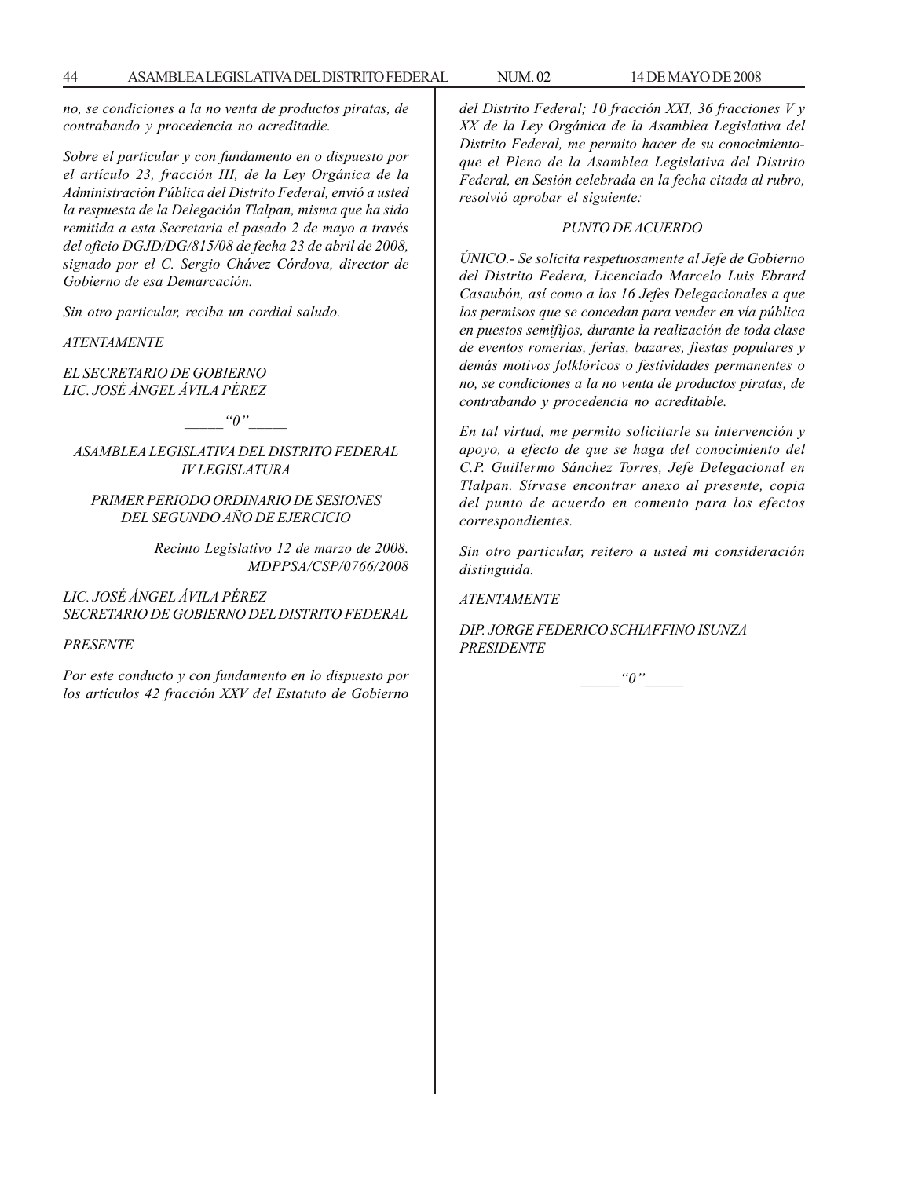*no, se condiciones a la no venta de productos piratas, de contrabando y procedencia no acreditadle.*

*Sobre el particular y con fundamento en o dispuesto por el artículo 23, fracción III, de la Ley Orgánica de la Administración Pública del Distrito Federal, envió a usted la respuesta de la Delegación Tlalpan, misma que ha sido remitida a esta Secretaria el pasado 2 de mayo a través del oficio DGJD/DG/815/08 de fecha 23 de abril de 2008, signado por el C. Sergio Chávez Córdova, director de Gobierno de esa Demarcación.*

*Sin otro particular, reciba un cordial saludo.*

*ATENTAMENTE*

*EL SECRETARIO DE GOBIERNO*
*LIC. JOSÉ ÁNGEL ÁVILA PÉREZ*

*_____"0"_____*

*ASAMBLEA LEGISLATIVA DEL DISTRITO FEDERAL*
*IV LEGISLATURA*

*PRIMER PERIODO ORDINARIO DE SESIONES*
*DEL SEGUNDO AÑO DE EJERCICIO*

*Recinto Legislativo 12 de marzo de 2008.*
*MDPPSA/CSP/0766/2008*

*LIC. JOSÉ ÁNGEL ÁVILA PÉREZ*
*SECRETARIO DE GOBIERNO DEL DISTRITO FEDERAL*

*PRESENTE*

*Por este conducto y con fundamento en lo dispuesto por los artículos 42 fracción XXV del Estatuto de Gobierno del Distrito Federal; 10 fracción XXI, 36 fracciones V y XX de la Ley Orgánica de la Asamblea Legislativa del Distrito Federal, me permito hacer de su conocimiento- que el Pleno de la Asamblea Legislativa del Distrito Federal, en Sesión celebrada en la fecha citada al rubro, resolvió aprobar el siguiente:*

*PUNTO DE ACUERDO*

*ÚNICO.- Se solicita respetuosamente al Jefe de Gobierno del Distrito Federa, Licenciado Marcelo Luis Ebrard Casaubón, así como a los 16 Jefes Delegacionales a que los permisos que se concedan para vender en vía pública en puestos semifijos, durante la realización de toda clase de eventos romerías, ferias, bazares, fiestas populares y demás motivos folklóricos o festividades permanentes o no, se condiciones a la no venta de productos piratas, de contrabando y procedencia no acreditable.*

*En tal virtud, me permito solicitarle su intervención y apoyo, a efecto de que se haga del conocimiento del C.P. Guillermo Sánchez Torres, Jefe Delegacional en Tlalpan. Sírvase encontrar anexo al presente, copia del punto de acuerdo en comento para los efectos correspondientes.*

*Sin otro particular, reitero a usted mi consideración distinguida.*

*ATENTAMENTE*

*DIP. JORGE FEDERICO SCHIAFFINO ISUNZA*
*PRESIDENTE*

*_____"0"_____*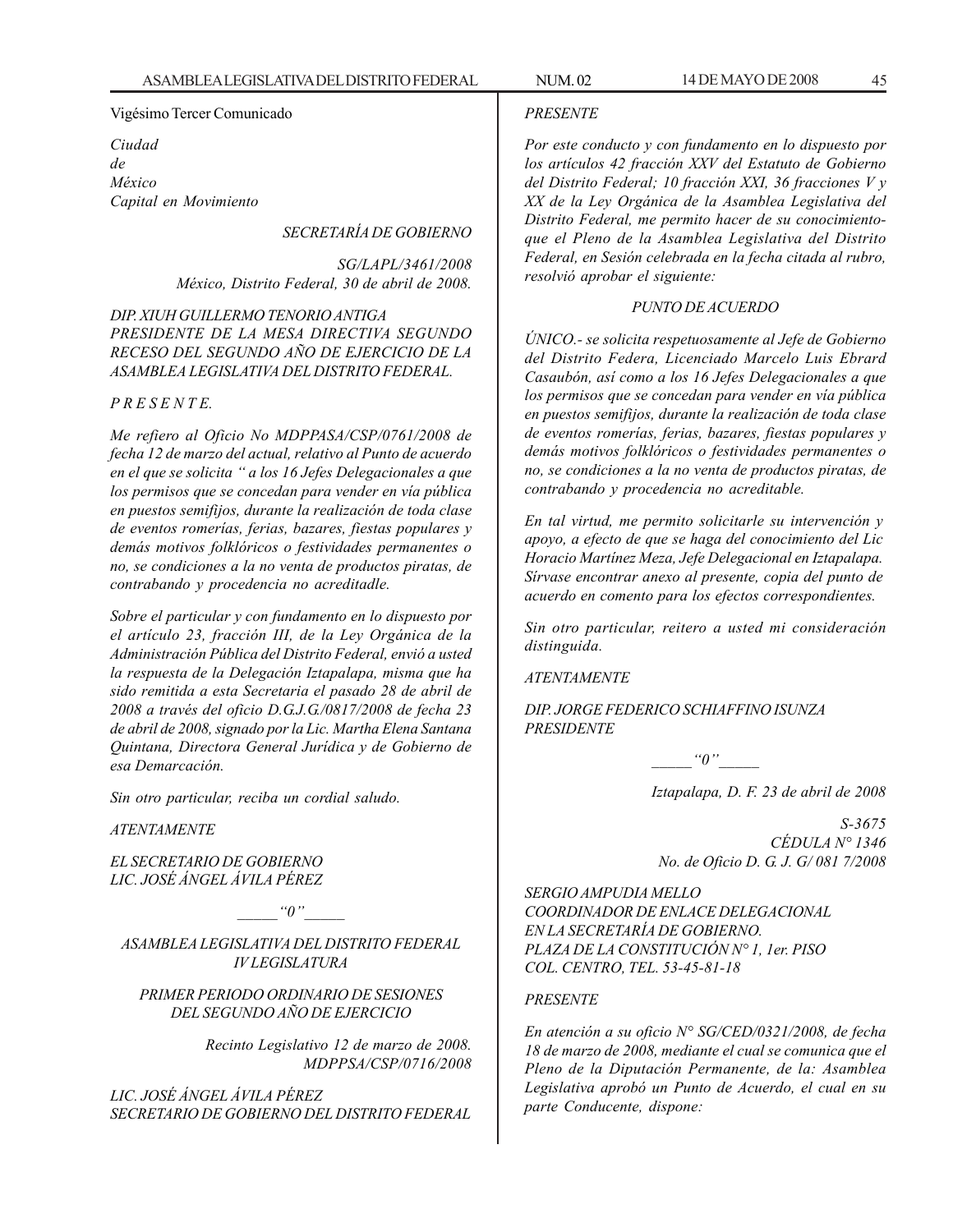Vigésimo Tercer Comunicado

*Ciudad*
*de*
*México*
*Capital en Movimiento*

*SECRETARÍA DE GOBIERNO*

*SG/LAPL/3461/2008*
*México, Distrito Federal, 30 de abril de 2008.*

*DIP. XIUH GUILLERMO TENORIO ANTIGA*
*PRESIDENTE DE LA MESA DIRECTIVA SEGUNDO RECESO DEL SEGUNDO AÑO DE EJERCICIO DE LA ASAMBLEA LEGISLATIVA DEL DISTRITO FEDERAL.*

*P R E S E N T E.*

*Me refiero al Oficio No MDPPASA/CSP/0761/2008 de fecha 12 de marzo del actual, relativo al Punto de acuerdo en el que se solicita " a los 16 Jefes Delegacionales a que los permisos que se concedan para vender en vía pública en puestos semifijos, durante la realización de toda clase de eventos romerías, ferias, bazares, fiestas populares y demás motivos folklóricos o festividades permanentes o no, se condiciones a la no venta de productos piratas, de contrabando y procedencia no acreditadle.*

*Sobre el particular y con fundamento en lo dispuesto por el artículo 23, fracción III, de la Ley Orgánica de la Administración Pública del Distrito Federal, envió a usted la respuesta de la Delegación Iztapalapa, misma que ha sido remitida a esta Secretaria el pasado 28 de abril de 2008 a través del oficio D.G.J.G./0817/2008 de fecha 23 de abril de 2008, signado por la Lic. Martha Elena Santana Quintana, Directora General Jurídica y de Gobierno de esa Demarcación.*

*Sin otro particular, reciba un cordial saludo.*

*ATENTAMENTE*

*EL SECRETARIO DE GOBIERNO*
*LIC. JOSÉ ÁNGEL ÁVILA PÉREZ*

*_____"0"_____*

*ASAMBLEA LEGISLATIVA DEL DISTRITO FEDERAL*
*IV LEGISLATURA*

*PRIMER PERIODO ORDINARIO DE SESIONES*
*DEL SEGUNDO AÑO DE EJERCICIO*

*Recinto Legislativo 12 de marzo de 2008.*
*MDPPSA/CSP/0716/2008*

*LIC. JOSÉ ÁNGEL ÁVILA PÉREZ*
*SECRETARIO DE GOBIERNO DEL DISTRITO FEDERAL*

*PRESENTE*

*Por este conducto y con fundamento en lo dispuesto por los artículos 42 fracción XXV del Estatuto de Gobierno del Distrito Federal; 10 fracción XXI, 36 fracciones V y XX de la Ley Orgánica de la Asamblea Legislativa del Distrito Federal, me permito hacer de su conocimiento-que el Pleno de la Asamblea Legislativa del Distrito Federal, en Sesión celebrada en la fecha citada al rubro, resolvió aprobar el siguiente:*

*PUNTO DE ACUERDO*

*ÚNICO.- se solicita respetuosamente al Jefe de Gobierno del Distrito Federa, Licenciado Marcelo Luis Ebrard Casaubón, así como a los 16 Jefes Delegacionales a que los permisos que se concedan para vender en vía pública en puestos semifijos, durante la realización de toda clase de eventos romerías, ferias, bazares, fiestas populares y demás motivos folklóricos o festividades permanentes o no, se condiciones a la no venta de productos piratas, de contrabando y procedencia no acreditable.*

*En tal virtud, me permito solicitarle su intervención y apoyo, a efecto de que se haga del conocimiento del Lic Horacio Martínez Meza, Jefe Delegacional en Iztapalapa. Sírvase encontrar anexo al presente, copia del punto de acuerdo en comento para los efectos correspondientes.*

*Sin otro particular, reitero a usted mi consideración distinguida.*

*ATENTAMENTE*

*DIP. JORGE FEDERICO SCHIAFFINO ISUNZA*
*PRESIDENTE*

*_____"0"_____*

*Iztapalapa, D. F. 23 de abril de 2008*

*S-3675*
*CÉDULA N° 1346*
*No. de Oficio D. G. J. G/ 081 7/2008*

*SERGIO AMPUDIA MELLO*
*COORDINADOR DE ENLACE DELEGACIONAL EN LA SECRETARÍA DE GOBIERNO.*
*PLAZA DE LA CONSTITUCIÓN N° 1, 1er. PISO*
*COL. CENTRO, TEL. 53-45-81-18*

*PRESENTE*

*En atención a su oficio N° SG/CED/0321/2008, de fecha 18 de marzo de 2008, mediante el cual se comunica que el Pleno de la Diputación Permanente, de la: Asamblea Legislativa aprobó un Punto de Acuerdo, el cual en su parte Conducente, dispone:*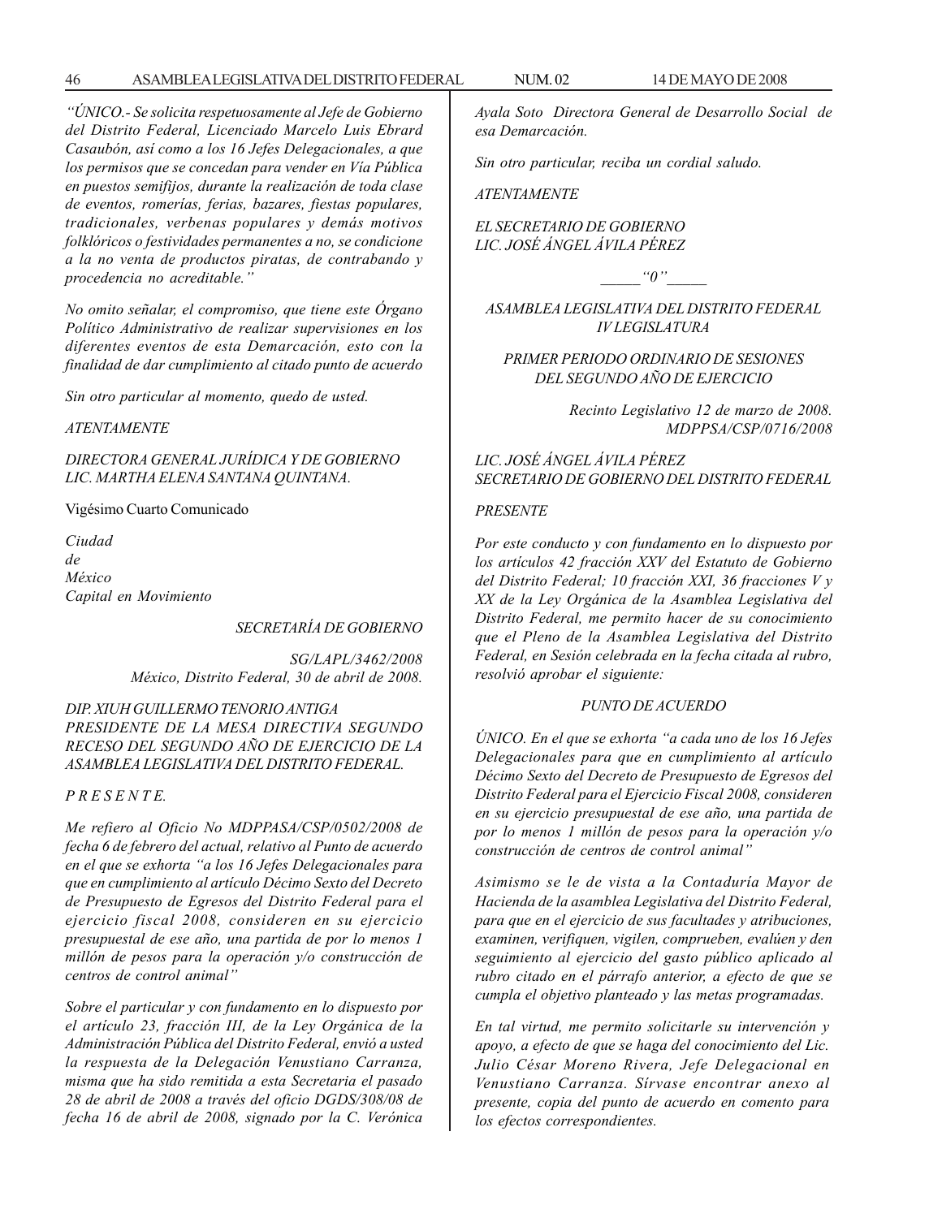*"ÚNICO.- Se solicita respetuosamente al Jefe de Gobierno del Distrito Federal, Licenciado Marcelo Luis Ebrard Casaubón, así como a los 16 Jefes Delegacionales, a que los permisos que se concedan para vender en Vía Pública en puestos semifijos, durante la realización de toda clase de eventos, romerías, ferias, bazares, fiestas populares, tradicionales, verbenas populares y demás motivos folklóricos o festividades permanentes a no, se condicione a la no venta de productos piratas, de contrabando y procedencia no acreditable."*

*No omito señalar, el compromiso, que tiene este Órgano Político Administrativo de realizar supervisiones en los diferentes eventos de esta Demarcación, esto con la finalidad de dar cumplimiento al citado punto de acuerdo*

*Sin otro particular al momento, quedo de usted.*

*ATENTAMENTE*

*DIRECTORA GENERAL JURÍDICA Y DE GOBIERNO*
*LIC. MARTHA ELENA SANTANA QUINTANA.*

Vigésimo Cuarto Comunicado

*Ciudad*
*de*
*México*
*Capital en Movimiento*

*SECRETARÍA DE GOBIERNO*

*SG/LAPL/3462/2008*
*México, Distrito Federal, 30 de abril de 2008.*

*DIP. XIUH GUILLERMO TENORIO ANTIGA*
*PRESIDENTE DE LA MESA DIRECTIVA SEGUNDO RECESO DEL SEGUNDO AÑO DE EJERCICIO DE LA ASAMBLEA LEGISLATIVA DEL DISTRITO FEDERAL.*

*P R E S E N T E.*

*Me refiero al Oficio No MDPPASA/CSP/0502/2008 de fecha 6 de febrero del actual, relativo al Punto de acuerdo en el que se exhorta "a los 16 Jefes Delegacionales para que en cumplimiento al artículo Décimo Sexto del Decreto de Presupuesto de Egresos del Distrito Federal para el ejercicio fiscal 2008, consideren en su ejercicio presupuestal de ese año, una partida de por lo menos 1 millón de pesos para la operación y/o construcción de centros de control animal"*

*Sobre el particular y con fundamento en lo dispuesto por el artículo 23, fracción III, de la Ley Orgánica de la Administración Pública del Distrito Federal, envió a usted la respuesta de la Delegación Venustiano Carranza, misma que ha sido remitida a esta Secretaria el pasado 28 de abril de 2008 a través del oficio DGDS/308/08 de fecha 16 de abril de 2008, signado por la C. Verónica Ayala Soto Directora General de Desarrollo Social de esa Demarcación.*

*Sin otro particular, reciba un cordial saludo.*

*ATENTAMENTE*

*EL SECRETARIO DE GOBIERNO*
*LIC. JOSÉ ÁNGEL ÁVILA PÉREZ*

*_____"0"_____*

*ASAMBLEA LEGISLATIVA DEL DISTRITO FEDERAL*
*IV LEGISLATURA*

*PRIMER PERIODO ORDINARIO DE SESIONES*
*DEL SEGUNDO AÑO DE EJERCICIO*

*Recinto Legislativo 12 de marzo de 2008.*
*MDPPSA/CSP/0716/2008*

*LIC. JOSÉ ÁNGEL ÁVILA PÉREZ*
*SECRETARIO DE GOBIERNO DEL DISTRITO FEDERAL*

*PRESENTE*

*Por este conducto y con fundamento en lo dispuesto por los artículos 42 fracción XXV del Estatuto de Gobierno del Distrito Federal; 10 fracción XXI, 36 fracciones V y XX de la Ley Orgánica de la Asamblea Legislativa del Distrito Federal, me permito hacer de su conocimiento que el Pleno de la Asamblea Legislativa del Distrito Federal, en Sesión celebrada en la fecha citada al rubro, resolvió aprobar el siguiente:*

*PUNTO DE ACUERDO*

*ÚNICO. En el que se exhorta "a cada uno de los 16 Jefes Delegacionales para que en cumplimiento al artículo Décimo Sexto del Decreto de Presupuesto de Egresos del Distrito Federal para el Ejercicio Fiscal 2008, consideren en su ejercicio presupuestal de ese año, una partida de por lo menos 1 millón de pesos para la operación y/o construcción de centros de control animal"*

*Asimismo se le de vista a la Contaduría Mayor de Hacienda de la asamblea Legislativa del Distrito Federal, para que en el ejercicio de sus facultades y atribuciones, examinen, verifiquen, vigilen, comprueben, evalúen y den seguimiento al ejercicio del gasto público aplicado al rubro citado en el párrafo anterior, a efecto de que se cumpla el objetivo planteado y las metas programadas.*

*En tal virtud, me permito solicitarle su intervención y apoyo, a efecto de que se haga del conocimiento del Lic. Julio César Moreno Rivera, Jefe Delegacional en Venustiano Carranza. Sírvase encontrar anexo al presente, copia del punto de acuerdo en comento para los efectos correspondientes.*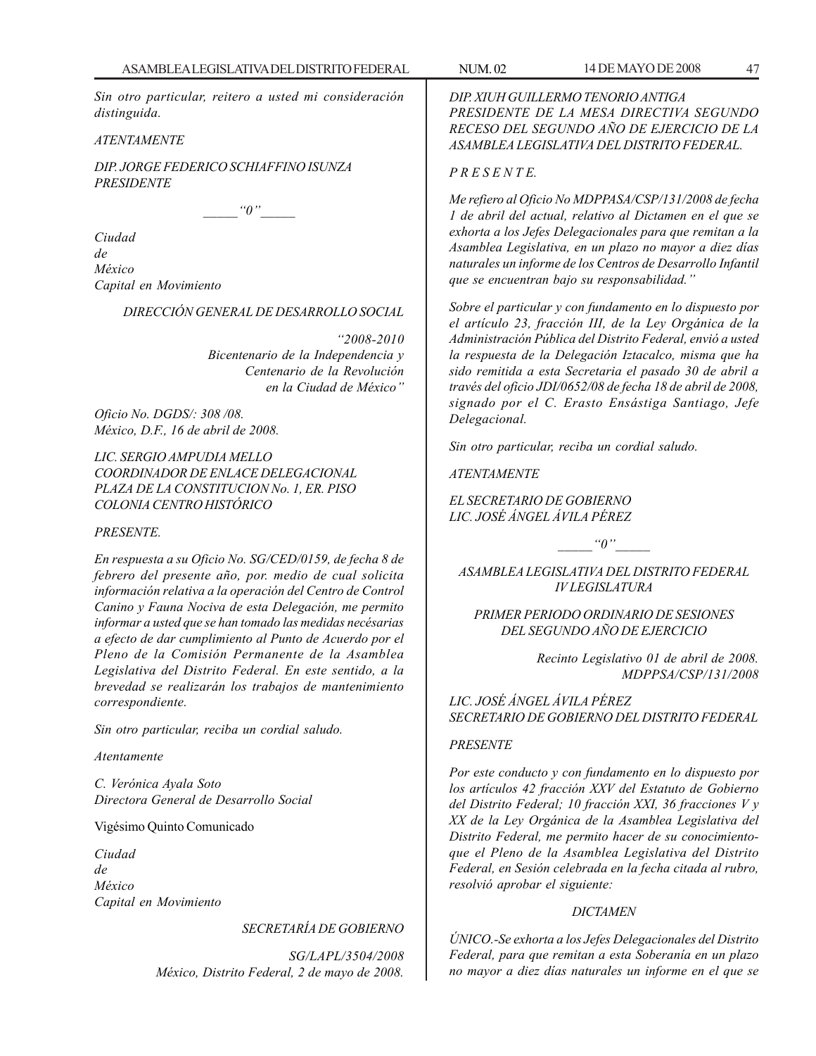*Sin otro particular, reitero a usted mi consideración distinguida.*

*ATENTAMENTE*

*DIP. JORGE FEDERICO SCHIAFFINO ISUNZA*
*PRESIDENTE*

_____“0”_____

*Ciudad*
*de*
*México*
*Capital en Movimiento*

*DIRECCIÓN GENERAL DE DESARROLLO SOCIAL*

*“2008-2010*
*Bicentenario de la Independencia y*
*Centenario de la Revolución*
*en la Ciudad de México”*

*Oficio No. DGDS/: 308 /08.*
*México, D.F., 16 de abril de 2008.*

*LIC. SERGIO AMPUDIA MELLO*
*COORDINADOR DE ENLACE DELEGACIONAL*
*PLAZA DE LA CONSTITUCION No. 1, ER. PISO*
*COLONIA CENTRO HISTÓRICO*

*PRESENTE.*

*En respuesta a su Oficio No. SG/CED/0159, de fecha 8 de febrero del presente año, por medio de cual solicita información relativa a la operación del Centro de Control Canino y Fauna Nociva de esta Delegación, me permito informar a usted que se han tomado las medidas necésarias a efecto de dar cumplimiento al Punto de Acuerdo por el Pleno de la Comisión Permanente de la Asamblea Legislativa del Distrito Federal. En este sentido, a la brevedad se realizarán los trabajos de mantenimiento correspondiente.*

*Sin otro particular, reciba un cordial saludo.*

*Atentamente*

*C. Verónica Ayala Soto*
*Directora General de Desarrollo Social*

Vigésimo Quinto Comunicado

*Ciudad*
*de*
*México*
*Capital en Movimiento*

*SECRETARÍA DE GOBIERNO*

*SG/LAPL/3504/2008*
*México, Distrito Federal, 2 de mayo de 2008.*

*DIP. XIUH GUILLERMO TENORIO ANTIGA*
*PRESIDENTE DE LA MESA DIRECTIVA SEGUNDO RECESO DEL SEGUNDO AÑO DE EJERCICIO DE LA ASAMBLEA LEGISLATIVA DEL DISTRITO FEDERAL.*

*P R E S E N T E.*

*Me refiero al Oficio No MDPPASA/CSP/131/2008 de fecha 1 de abril del actual, relativo al Dictamen en el que se exhorta a los Jefes Delegacionales para que remitan a la Asamblea Legislativa, en un plazo no mayor a diez días naturales un informe de los Centros de Desarrollo Infantil que se encuentran bajo su responsabilidad.”*

*Sobre el particular y con fundamento en lo dispuesto por el artículo 23, fracción III, de la Ley Orgánica de la Administración Pública del Distrito Federal, envió a usted la respuesta de la Delegación Iztacalco, misma que ha sido remitida a esta Secretaria el pasado 30 de abril a través del oficio JDI/0652/08 de fecha 18 de abril de 2008, signado por el C. Erasto Ensástiga Santiago, Jefe Delegacional.*

*Sin otro particular, reciba un cordial saludo.*

*ATENTAMENTE*

*EL SECRETARIO DE GOBIERNO*
*LIC. JOSÉ ÁNGEL ÁVILA PÉREZ*

_____“0”_____

*ASAMBLEA LEGISLATIVA DEL DISTRITO FEDERAL*
*IV LEGISLATURA*

*PRIMER PERIODO ORDINARIO DE SESIONES*
*DEL SEGUNDO AÑO DE EJERCICIO*

*Recinto Legislativo 01 de abril de 2008.*
*MDPPSA/CSP/131/2008*

*LIC. JOSÉ ÁNGEL ÁVILA PÉREZ*
*SECRETARIO DE GOBIERNO DEL DISTRITO FEDERAL*

*PRESENTE*

*Por este conducto y con fundamento en lo dispuesto por los artículos 42 fracción XXV del Estatuto de Gobierno del Distrito Federal; 10 fracción XXI, 36 fracciones V y XX de la Ley Orgánica de la Asamblea Legislativa del Distrito Federal, me permito hacer de su conocimientoque el Pleno de la Asamblea Legislativa del Distrito Federal, en Sesión celebrada en la fecha citada al rubro, resolvió aprobar el siguiente:*

*DICTAMEN*

*ÚNICO.-Se exhorta a los Jefes Delegacionales del Distrito Federal, para que remitan a esta Soberanía en un plazo no mayor a diez días naturales un informe en el que se*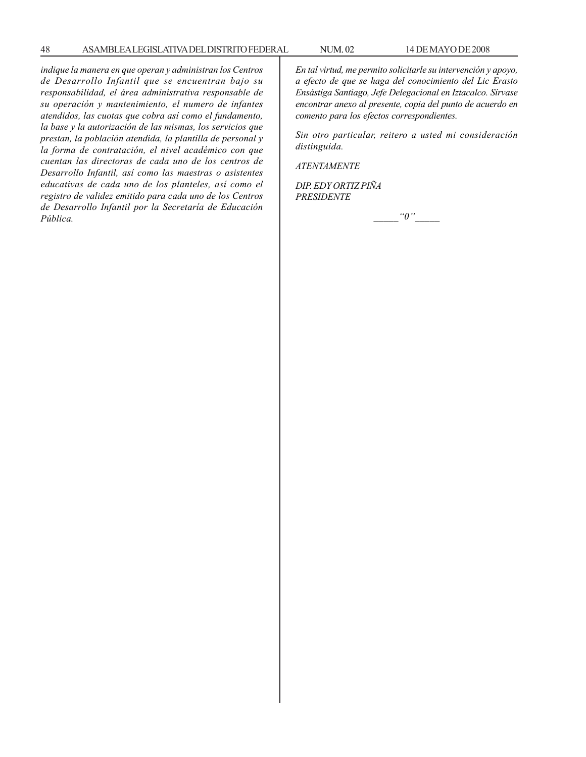*indique la manera en que operan y administran los Centros de Desarrollo Infantil que se encuentran bajo su responsabilidad, el área administrativa responsable de su operación y mantenimiento, el numero de infantes atendidos, las cuotas que cobra así como el fundamento, la base y la autorización de las mismas, los servicios que prestan, la población atendida, la plantilla de personal y la forma de contratación, el nivel académico con que cuentan las directoras de cada uno de los centros de Desarrollo Infantil, así como las maestras o asistentes educativas de cada uno de los planteles, así como el registro de validez emitido para cada uno de los Centros de Desarrollo Infantil por la Secretaría de Educación Pública.*

*En tal virtud, me permito solicitarle su intervención y apoyo, a efecto de que se haga del conocimiento del Lic Erasto Ensástiga Santiago, Jefe Delegacional en Iztacalco. Sírvase encontrar anexo al presente, copia del punto de acuerdo en comento para los efectos correspondientes.*

*Sin otro particular, reitero a usted mi consideración distinguida.*

*ATENTAMENTE*

*DIP. EDY ORTIZ PIÑA*
*PRESIDENTE*

_____“0”_____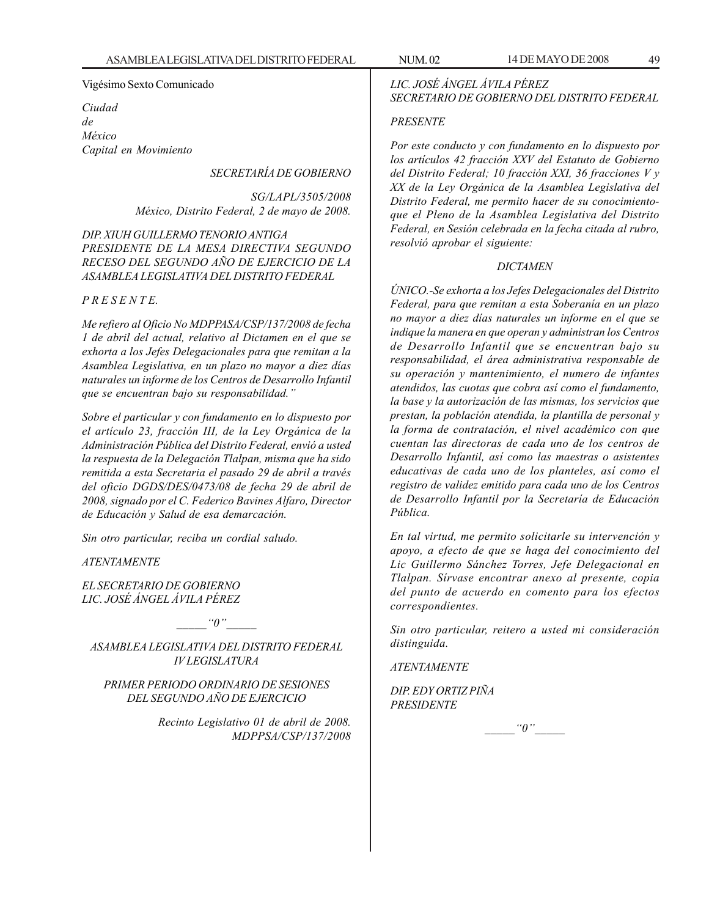Vigésimo Sexto Comunicado

*Ciudad*
*de*
*México*
*Capital en Movimiento*

*SECRETARÍA DE GOBIERNO*

*SG/LAPL/3505/2008*
*México, Distrito Federal, 2 de mayo de 2008.*

*DIP. XIUH GUILLERMO TENORIO ANTIGA*
*PRESIDENTE DE LA MESA DIRECTIVA SEGUNDO RECESO DEL SEGUNDO AÑO DE EJERCICIO DE LA ASAMBLEA LEGISLATIVA DEL DISTRITO FEDERAL*

*P R E S E N T E.*

*Me refiero al Oficio No MDPPASA/CSP/137/2008 de fecha 1 de abril del actual, relativo al Dictamen en el que se exhorta a los Jefes Delegacionales para que remitan a la Asamblea Legislativa, en un plazo no mayor a diez días naturales un informe de los Centros de Desarrollo Infantil que se encuentran bajo su responsabilidad."*

*Sobre el particular y con fundamento en lo dispuesto por el artículo 23, fracción III, de la Ley Orgánica de la Administración Pública del Distrito Federal, envió a usted la respuesta de la Delegación Tlalpan, misma que ha sido remitida a esta Secretaria el pasado 29 de abril a través del oficio DGDS/DES/0473/08 de fecha 29 de abril de 2008, signado por el C. Federico Bavines Alfaro, Director de Educación y Salud de esa demarcación.*

*Sin otro particular, reciba un cordial saludo.*

*ATENTAMENTE*

*EL SECRETARIO DE GOBIERNO*
*LIC. JOSÉ ÁNGEL ÁVILA PÉREZ*

_____"0"_____

*ASAMBLEA LEGISLATIVA DEL DISTRITO FEDERAL*
*IV LEGISLATURA*

*PRIMER PERIODO ORDINARIO DE SESIONES DEL SEGUNDO AÑO DE EJERCICIO*

*Recinto Legislativo 01 de abril de 2008.*
*MDPPSA/CSP/137/2008*

*LIC. JOSÉ ÁNGEL ÁVILA PÉREZ*
*SECRETARIO DE GOBIERNO DEL DISTRITO FEDERAL*

*PRESENTE*

*Por este conducto y con fundamento en lo dispuesto por los artículos 42 fracción XXV del Estatuto de Gobierno del Distrito Federal; 10 fracción XXI, 36 fracciones V y XX de la Ley Orgánica de la Asamblea Legislativa del Distrito Federal, me permito hacer de su conocimiento-que el Pleno de la Asamblea Legislativa del Distrito Federal, en Sesión celebrada en la fecha citada al rubro, resolvió aprobar el siguiente:*

*DICTAMEN*

*ÚNICO.-Se exhorta a los Jefes Delegacionales del Distrito Federal, para que remitan a esta Soberanía en un plazo no mayor a diez días naturales un informe en el que se indique la manera en que operan y administran los Centros de Desarrollo Infantil que se encuentran bajo su responsabilidad, el área administrativa responsable de su operación y mantenimiento, el numero de infantes atendidos, las cuotas que cobra así como el fundamento, la base y la autorización de las mismas, los servicios que prestan, la población atendida, la plantilla de personal y la forma de contratación, el nivel académico con que cuentan las directoras de cada uno de los centros de Desarrollo Infantil, así como las maestras o asistentes educativas de cada uno de los planteles, así como el registro de validez emitido para cada uno de los Centros de Desarrollo Infantil por la Secretaría de Educación Pública.*

*En tal virtud, me permito solicitarle su intervención y apoyo, a efecto de que se haga del conocimiento del Lic Guillermo Sánchez Torres, Jefe Delegacional en Tlalpan. Sírvase encontrar anexo al presente, copia del punto de acuerdo en comento para los efectos correspondientes.*

*Sin otro particular, reitero a usted mi consideración distinguida.*

*ATENTAMENTE*

*DIP. EDY ORTIZ PIÑA*
*PRESIDENTE*

_____"0"_____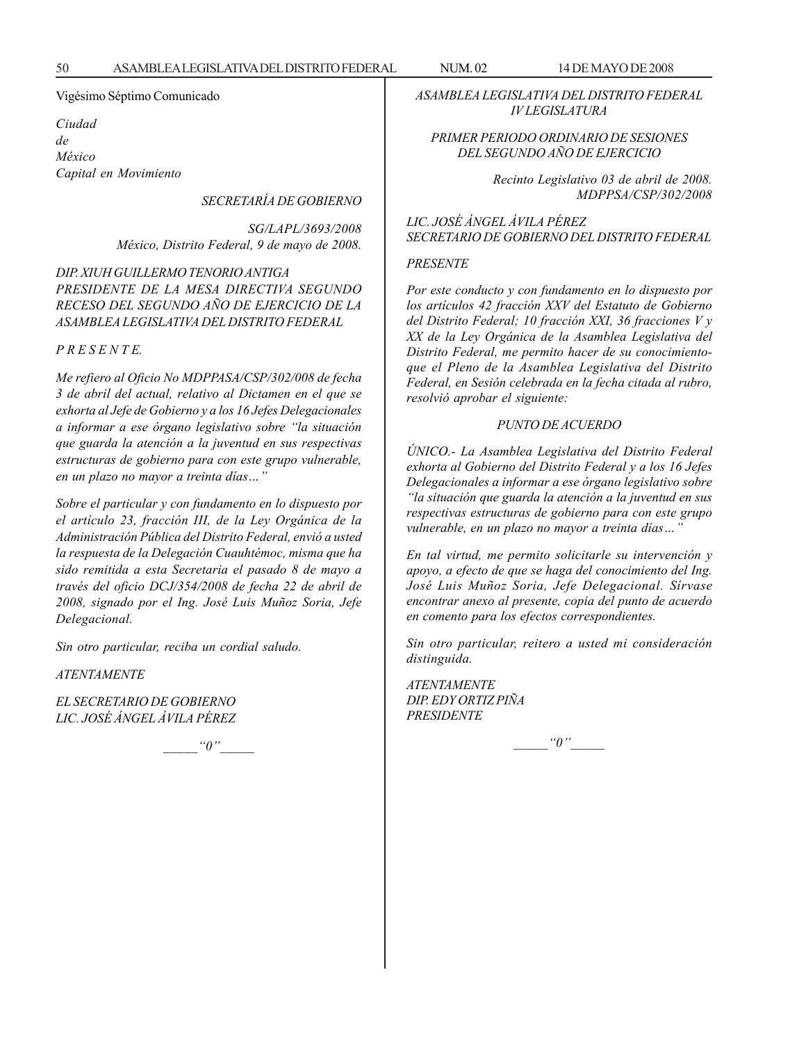Vigésimo Séptimo Comunicado

*Ciudad*
*de*
*México*
*Capital en Movimiento*

*SECRETARÍA DE GOBIERNO*

*SG/LAPL/3693/2008*
*México, Distrito Federal, 9 de mayo de 2008.*

*DIP. XIUH GUILLERMO TENORIO ANTIGA*
*PRESIDENTE DE LA MESA DIRECTIVA SEGUNDO RECESO DEL SEGUNDO AÑO DE EJERCICIO DE LA ASAMBLEA LEGISLATIVA DEL DISTRITO FEDERAL*

*P R E S E N T E.*

*Me refiero al Oficio No MDPPASA/CSP/302/008 de fecha 3 de abril del actual, relativo al Dictamen en el que se exhorta al Jefe de Gobierno y a los 16 Jefes Delegacionales a informar a ese órgano legislativo sobre "la situación que guarda la atención a la juventud en sus respectivas estructuras de gobierno para con este grupo vulnerable, en un plazo no mayor a treinta días…"*

*Sobre el particular y con fundamento en lo dispuesto por el artículo 23, fracción III, de la Ley Orgánica de la Administración Pública del Distrito Federal, envió a usted la respuesta de la Delegación Cuauhtémoc, misma que ha sido remitida a esta Secretaria el pasado 8 de mayo a través del oficio DCJ/354/2008 de fecha 22 de abril de 2008, signado por el Ing. José Luis Muñoz Soria, Jefe Delegacional.*

*Sin otro particular, reciba un cordial saludo.*

*ATENTAMENTE*

*EL SECRETARIO DE GOBIERNO*
*LIC. JOSÉ ÁNGEL ÁVILA PÉREZ*

_____"0"_____

*ASAMBLEA LEGISLATIVA DEL DISTRITO FEDERAL*
*IV LEGISLATURA*

*PRIMER PERIODO ORDINARIO DE SESIONES DEL SEGUNDO AÑO DE EJERCICIO*

*Recinto Legislativo 03 de abril de 2008.*
*MDPPSA/CSP/302/2008*

*LIC. JOSÉ ÁNGEL ÁVILA PÉREZ*
*SECRETARIO DE GOBIERNO DEL DISTRITO FEDERAL*

*PRESENTE*

*Por este conducto y con fundamento en lo dispuesto por los artículos 42 fracción XXV del Estatuto de Gobierno del Distrito Federal; 10 fracción XXI, 36 fracciones V y XX de la Ley Orgánica de la Asamblea Legislativa del Distrito Federal, me permito hacer de su conocimiento-que el Pleno de la Asamblea Legislativa del Distrito Federal, en Sesión celebrada en la fecha citada al rubro, resolvió aprobar el siguiente:*

*PUNTO DE ACUERDO*

*ÚNICO.- La Asamblea Legislativa del Distrito Federal exhorta al Gobierno del Distrito Federal y a los 16 Jefes Delegacionales a informar a ese órgano legislativo sobre "la situación que guarda la atención a la juventud en sus respectivas estructuras de gobierno para con este grupo vulnerable, en un plazo no mayor a treinta días…"*

*En tal virtud, me permito solicitarle su intervención y apoyo, a efecto de que se haga del conocimiento del Ing. José Luis Muñoz Soria, Jefe Delegacional. Sírvase encontrar anexo al presente, copia del punto de acuerdo en comento para los efectos correspondientes.*

*Sin otro particular, reitero a usted mi consideración distinguida.*

*ATENTAMENTE*
*DIP. EDY ORTIZ PIÑA*
*PRESIDENTE*

_____"0"_____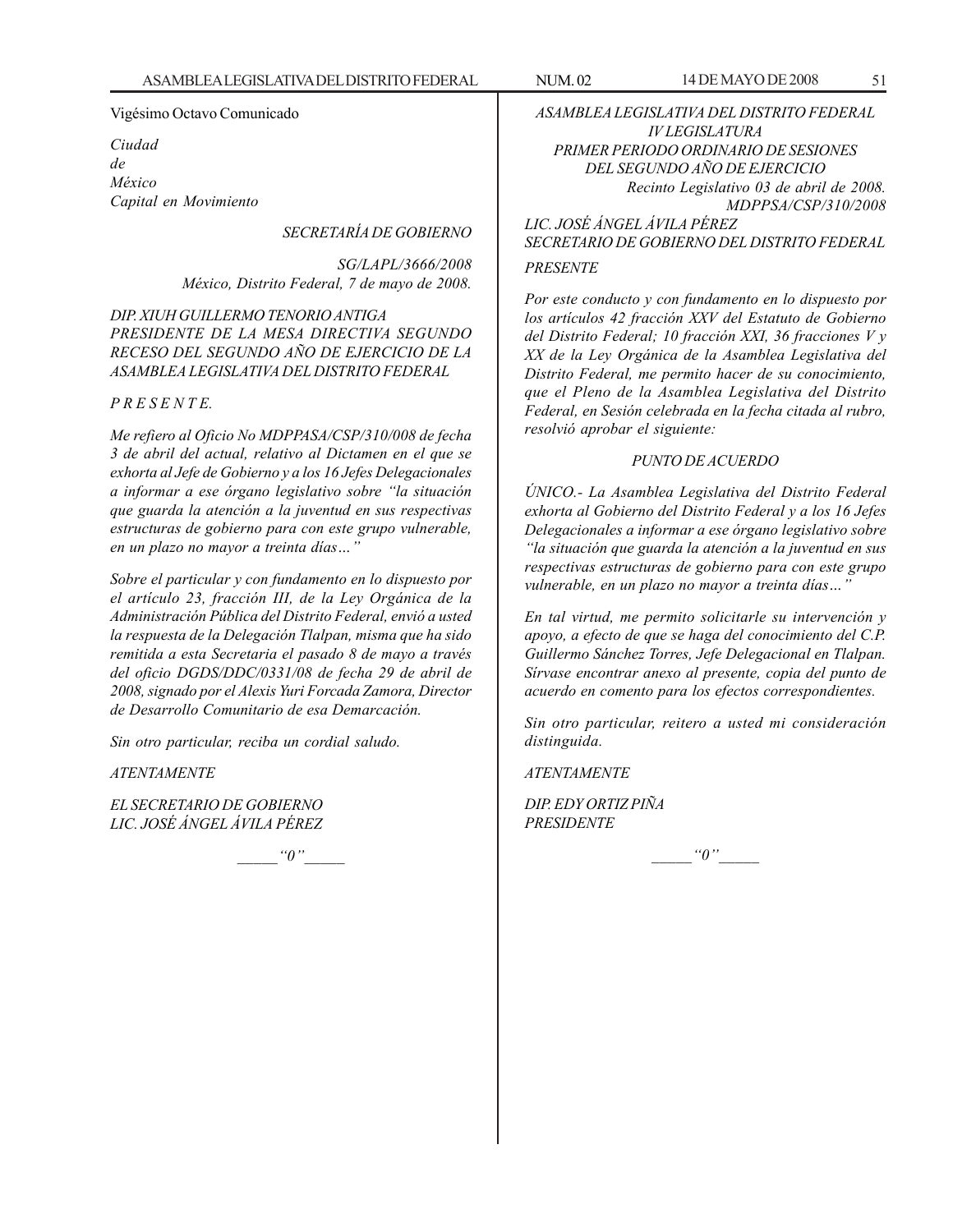Vigésimo Octavo Comunicado

*Ciudad*
*de*
*México*
*Capital en Movimiento*

*SECRETARÍA DE GOBIERNO*

*SG/LAPL/3666/2008*
*México, Distrito Federal, 7 de mayo de 2008.*

*DIP. XIUH GUILLERMO TENORIO ANTIGA*
*PRESIDENTE DE LA MESA DIRECTIVA SEGUNDO RECESO DEL SEGUNDO AÑO DE EJERCICIO DE LA ASAMBLEA LEGISLATIVA DEL DISTRITO FEDERAL*

*P R E S E N T E.*

*Me refiero al Oficio No MDPPASA/CSP/310/008 de fecha 3 de abril del actual, relativo al Dictamen en el que se exhorta al Jefe de Gobierno y a los 16 Jefes Delegacionales a informar a ese órgano legislativo sobre "la situación que guarda la atención a la juventud en sus respectivas estructuras de gobierno para con este grupo vulnerable, en un plazo no mayor a treinta días…"*

*Sobre el particular y con fundamento en lo dispuesto por el artículo 23, fracción III, de la Ley Orgánica de la Administración Pública del Distrito Federal, envió a usted la respuesta de la Delegación Tlalpan, misma que ha sido remitida a esta Secretaria el pasado 8 de mayo a través del oficio DGDS/DDC/0331/08 de fecha 29 de abril de 2008, signado por el Alexis Yuri Forcada Zamora, Director de Desarrollo Comunitario de esa Demarcación.*

*Sin otro particular, reciba un cordial saludo.*

*ATENTAMENTE*

*EL SECRETARIO DE GOBIERNO*
*LIC. JOSÉ ÁNGEL ÁVILA PÉREZ*

_____"0"_____

*ASAMBLEA LEGISLATIVA DEL DISTRITO FEDERAL*
*IV LEGISLATURA*
*PRIMER PERIODO ORDINARIO DE SESIONES*
*DEL SEGUNDO AÑO DE EJERCICIO*

*Recinto Legislativo 03 de abril de 2008.*
*MDPPSA/CSP/310/2008*

*LIC. JOSÉ ÁNGEL ÁVILA PÉREZ*
*SECRETARIO DE GOBIERNO DEL DISTRITO FEDERAL*

*PRESENTE*

*Por este conducto y con fundamento en lo dispuesto por los artículos 42 fracción XXV del Estatuto de Gobierno del Distrito Federal; 10 fracción XXI, 36 fracciones V y XX de la Ley Orgánica de la Asamblea Legislativa del Distrito Federal, me permito hacer de su conocimiento, que el Pleno de la Asamblea Legislativa del Distrito Federal, en Sesión celebrada en la fecha citada al rubro, resolvió aprobar el siguiente:*

*PUNTO DE ACUERDO*

*ÚNICO.- La Asamblea Legislativa del Distrito Federal exhorta al Gobierno del Distrito Federal y a los 16 Jefes Delegacionales a informar a ese órgano legislativo sobre "la situación que guarda la atención a la juventud en sus respectivas estructuras de gobierno para con este grupo vulnerable, en un plazo no mayor a treinta días…"*

*En tal virtud, me permito solicitarle su intervención y apoyo, a efecto de que se haga del conocimiento del C.P. Guillermo Sánchez Torres, Jefe Delegacional en Tlalpan. Sírvase encontrar anexo al presente, copia del punto de acuerdo en comento para los efectos correspondientes.*

*Sin otro particular, reitero a usted mi consideración distinguida.*

*ATENTAMENTE*

*DIP. EDY ORTIZ PIÑA*
*PRESIDENTE*

_____"0"_____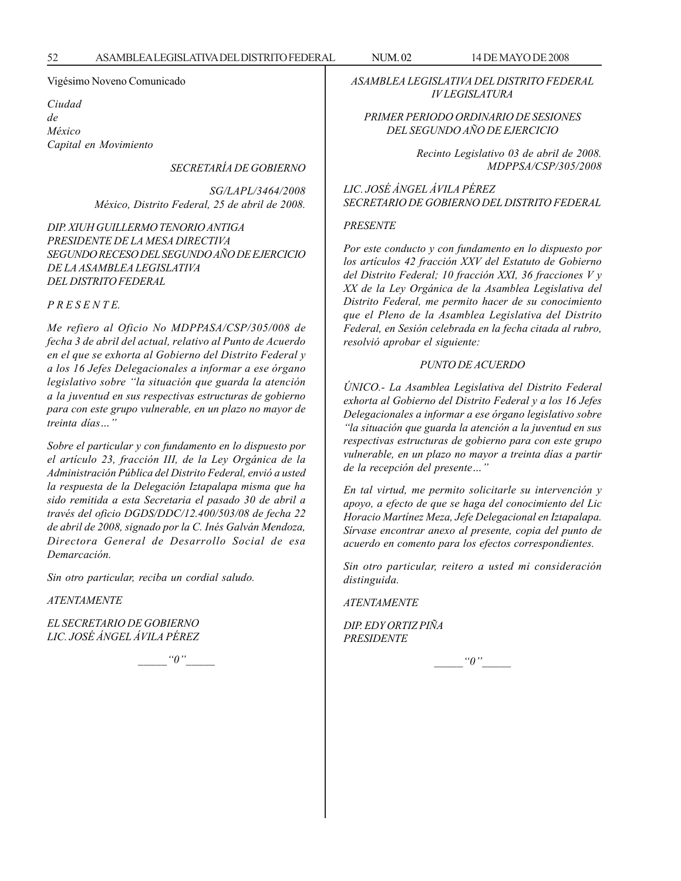Vigésimo Noveno Comunicado

*Ciudad*
*de*
*México*
*Capital en Movimiento*

*SECRETARÍA DE GOBIERNO*

*SG/LAPL/3464/2008*
*México, Distrito Federal, 25 de abril de 2008.*

*DIP. XIUH GUILLERMO TENORIO ANTIGA*
*PRESIDENTE DE LA MESA DIRECTIVA*
*SEGUNDO RECESO DEL SEGUNDO AÑO DE EJERCICIO*
*DE LA ASAMBLEA LEGISLATIVA*
*DEL DISTRITO FEDERAL*

*P R E S E N T E.*

*Me refiero al Oficio No MDPPASA/CSP/305/008 de fecha 3 de abril del actual, relativo al Punto de Acuerdo en el que se exhorta al Gobierno del Distrito Federal y a los 16 Jefes Delegacionales a informar a ese órgano legislativo sobre "la situación que guarda la atención a la juventud en sus respectivas estructuras de gobierno para con este grupo vulnerable, en un plazo no mayor de treinta días…"*

*Sobre el particular y con fundamento en lo dispuesto por el artículo 23, fracción III, de la Ley Orgánica de la Administración Pública del Distrito Federal, envió a usted la respuesta de la Delegación Iztapalapa misma que ha sido remitida a esta Secretaria el pasado 30 de abril a través del oficio DGDS/DDC/12.400/503/08 de fecha 22 de abril de 2008, signado por la C. Inés Galván Mendoza, Directora General de Desarrollo Social de esa Demarcación.*

*Sin otro particular, reciba un cordial saludo.*

*ATENTAMENTE*

*EL SECRETARIO DE GOBIERNO*
*LIC. JOSÉ ÁNGEL ÁVILA PÉREZ*

_____"0"_____

*ASAMBLEA LEGISLATIVA DEL DISTRITO FEDERAL*
*IV LEGISLATURA*

*PRIMER PERIODO ORDINARIO DE SESIONES*
*DEL SEGUNDO AÑO DE EJERCICIO*

*Recinto Legislativo 03 de abril de 2008.*
*MDPPSA/CSP/305/2008*

*LIC. JOSÉ ÁNGEL ÁVILA PÉREZ*
*SECRETARIO DE GOBIERNO DEL DISTRITO FEDERAL*

*PRESENTE*

*Por este conducto y con fundamento en lo dispuesto por los artículos 42 fracción XXV del Estatuto de Gobierno del Distrito Federal; 10 fracción XXI, 36 fracciones V y XX de la Ley Orgánica de la Asamblea Legislativa del Distrito Federal, me permito hacer de su conocimiento que el Pleno de la Asamblea Legislativa del Distrito Federal, en Sesión celebrada en la fecha citada al rubro, resolvió aprobar el siguiente:*

*PUNTO DE ACUERDO*

*ÚNICO.- La Asamblea Legislativa del Distrito Federal exhorta al Gobierno del Distrito Federal y a los 16 Jefes Delegacionales a informar a ese órgano legislativo sobre "la situación que guarda la atención a la juventud en sus respectivas estructuras de gobierno para con este grupo vulnerable, en un plazo no mayor a treinta días a partir de la recepción del presente…"*

*En tal virtud, me permito solicitarle su intervención y apoyo, a efecto de que se haga del conocimiento del Lic Horacio Martínez Meza, Jefe Delegacional en Iztapalapa. Sírvase encontrar anexo al presente, copia del punto de acuerdo en comento para los efectos correspondientes.*

*Sin otro particular, reitero a usted mi consideración distinguida.*

*ATENTAMENTE*

*DIP. EDY ORTIZ PIÑA*
*PRESIDENTE*

_____"0"_____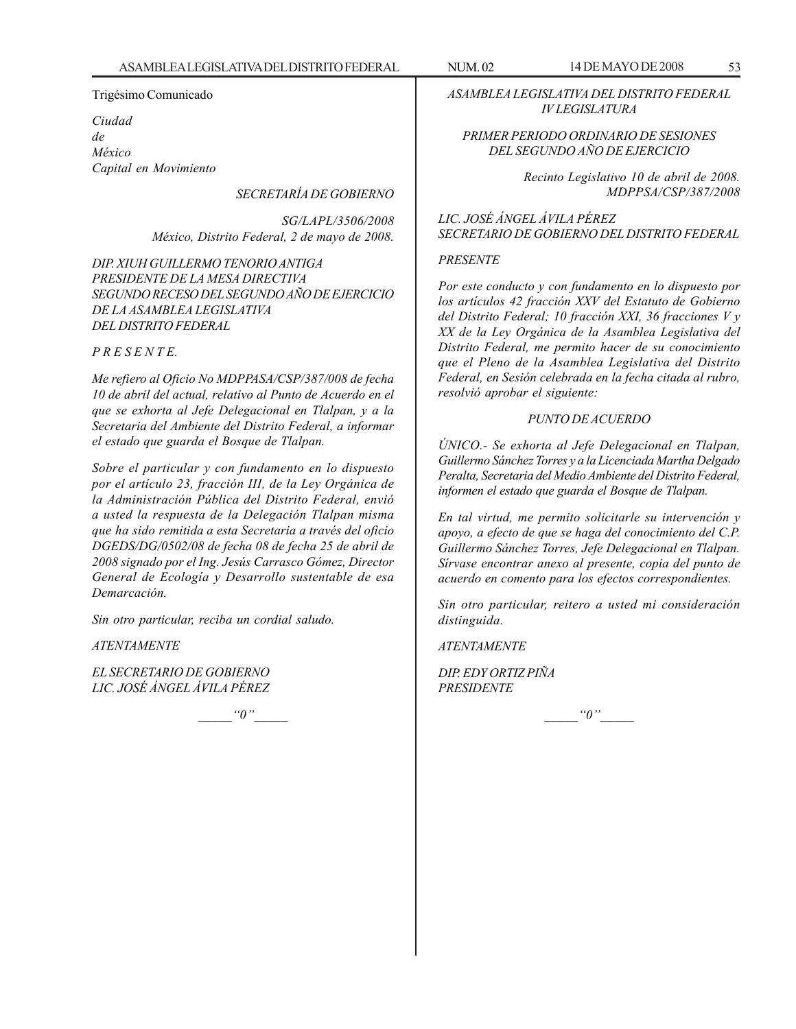Trigésimo Comunicado

*Ciudad*
*de*
*México*
*Capital en Movimiento*

*SECRETARÍA DE GOBIERNO*

*SG/LAPL/3506/2008*
*México, Distrito Federal, 2 de mayo de 2008.*

*DIP. XIUH GUILLERMO TENORIO ANTIGA*
*PRESIDENTE DE LA MESA DIRECTIVA*
*SEGUNDO RECESO DEL SEGUNDO AÑO DE EJERCICIO*
*DE LA ASAMBLEA LEGISLATIVA*
*DEL DISTRITO FEDERAL*

*P R E S E N T E.*

*Me refiero al Oficio No MDPPASA/CSP/387/008 de fecha 10 de abril del actual, relativo al Punto de Acuerdo en el que se exhorta al Jefe Delegacional en Tlalpan, y a la Secretaria del Ambiente del Distrito Federal, a informar el estado que guarda el Bosque de Tlalpan.*

*Sobre el particular y con fundamento en lo dispuesto por el artículo 23, fracción III, de la Ley Orgánica de la Administración Pública del Distrito Federal, envió a usted la respuesta de la Delegación Tlalpan misma que ha sido remitida a esta Secretaria a través del oficio DGEDS/DG/0502/08 de fecha 08 de fecha 25 de abril de 2008 signado por el Ing. Jesús Carrasco Gómez, Director General de Ecología y Desarrollo sustentable de esa Demarcación.*

*Sin otro particular, reciba un cordial saludo.*

*ATENTAMENTE*

*EL SECRETARIO DE GOBIERNO*
*LIC. JOSÉ ÁNGEL ÁVILA PÉREZ*

_____"0"_____

*ASAMBLEA LEGISLATIVA DEL DISTRITO FEDERAL*
*IV LEGISLATURA*

*PRIMER PERIODO ORDINARIO DE SESIONES*
*DEL SEGUNDO AÑO DE EJERCICIO*

*Recinto Legislativo 10 de abril de 2008.*
*MDPPSA/CSP/387/2008*

*LIC. JOSÉ ÁNGEL ÁVILA PÉREZ*
*SECRETARIO DE GOBIERNO DEL DISTRITO FEDERAL*

*PRESENTE*

*Por este conducto y con fundamento en lo dispuesto por los artículos 42 fracción XXV del Estatuto de Gobierno del Distrito Federal; 10 fracción XXI, 36 fracciones V y XX de la Ley Orgánica de la Asamblea Legislativa del Distrito Federal, me permito hacer de su conocimiento que el Pleno de la Asamblea Legislativa del Distrito Federal, en Sesión celebrada en la fecha citada al rubro, resolvió aprobar el siguiente:*

*PUNTO DE ACUERDO*

*ÚNICO.- Se exhorta al Jefe Delegacional en Tlalpan, Guillermo Sánchez Torres y a la Licenciada Martha Delgado Peralta, Secretaria del Medio Ambiente del Distrito Federal, informen el estado que guarda el Bosque de Tlalpan.*

*En tal virtud, me permito solicitarle su intervención y apoyo, a efecto de que se haga del conocimiento del C.P. Guillermo Sánchez Torres, Jefe Delegacional en Tlalpan. Sírvase encontrar anexo al presente, copia del punto de acuerdo en comento para los efectos correspondientes.*

*Sin otro particular, reitero a usted mi consideración distinguida.*

*ATENTAMENTE*

*DIP. EDY ORTIZ PIÑA*
*PRESIDENTE*

_____"0"_____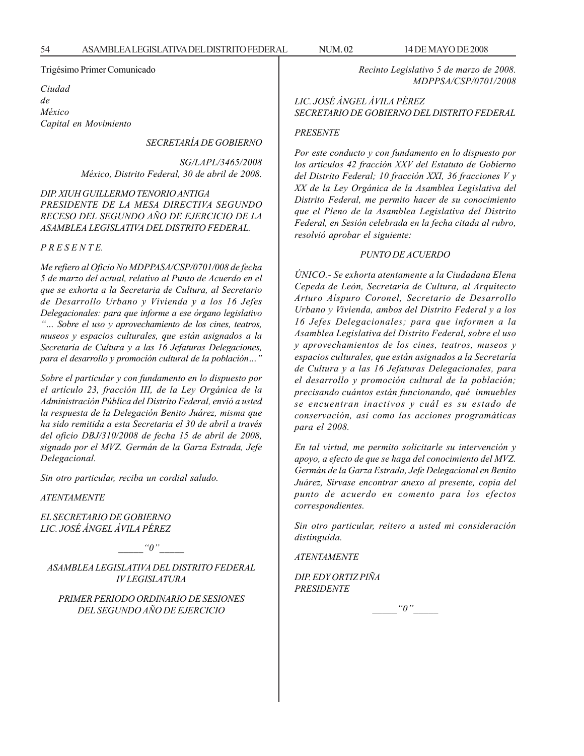Trigésimo Primer Comunicado

*Ciudad*
*de*
*México*
*Capital en Movimiento*

*SECRETARÍA DE GOBIERNO*

*SG/LAPL/3465/2008*
*México, Distrito Federal, 30 de abril de 2008.*

*DIP. XIUH GUILLERMO TENORIO ANTIGA*
*PRESIDENTE DE LA MESA DIRECTIVA SEGUNDO RECESO DEL SEGUNDO AÑO DE EJERCICIO DE LA ASAMBLEA LEGISLATIVA DEL DISTRITO FEDERAL.*

*P R E S E N T E.*

*Me refiero al Oficio No MDPPASA/CSP/0701/008 de fecha 5 de marzo del actual, relativo al Punto de Acuerdo en el que se exhorta a la Secretaria de Cultura, al Secretario de Desarrollo Urbano y Vivienda y a los 16 Jefes Delegacionales: para que informe a ese órgano legislativo "… Sobre el uso y aprovechamiento de los cines, teatros, museos y espacios culturales, que están asignados a la Secretaría de Cultura y a las 16 Jefaturas Delegaciones, para el desarrollo y promoción cultural de la población…"*

*Sobre el particular y con fundamento en lo dispuesto por el artículo 23, fracción III, de la Ley Orgánica de la Administración Pública del Distrito Federal, envió a usted la respuesta de la Delegación Benito Juárez, misma que ha sido remitida a esta Secretaria el 30 de abril a través del oficio DBJ/310/2008 de fecha 15 de abril de 2008, signado por el MVZ. Germán de la Garza Estrada, Jefe Delegacional.*

*Sin otro particular, reciba un cordial saludo.*

*ATENTAMENTE*

*EL SECRETARIO DE GOBIERNO*
*LIC. JOSÉ ÁNGEL ÁVILA PÉREZ*

*_____"0"_____*

*ASAMBLEA LEGISLATIVA DEL DISTRITO FEDERAL*
*IV LEGISLATURA*

*PRIMER PERIODO ORDINARIO DE SESIONES*
*DEL SEGUNDO AÑO DE EJERCICIO*

*Recinto Legislativo 5 de marzo de 2008.*
*MDPPSA/CSP/0701/2008*

*LIC. JOSÉ ÁNGEL ÁVILA PÉREZ*
*SECRETARIO DE GOBIERNO DEL DISTRITO FEDERAL*

*PRESENTE*

*Por este conducto y con fundamento en lo dispuesto por los artículos 42 fracción XXV del Estatuto de Gobierno del Distrito Federal; 10 fracción XXI, 36 fracciones V y XX de la Ley Orgánica de la Asamblea Legislativa del Distrito Federal, me permito hacer de su conocimiento que el Pleno de la Asamblea Legislativa del Distrito Federal, en Sesión celebrada en la fecha citada al rubro, resolvió aprobar el siguiente:*

*PUNTO DE ACUERDO*

*ÚNICO.- Se exhorta atentamente a la Ciudadana Elena Cepeda de León, Secretaria de Cultura, al Arquitecto Arturo Aíspuro Coronel, Secretario de Desarrollo Urbano y Vivienda, ambos del Distrito Federal y a los 16 Jefes Delegacionales; para que informen a la Asamblea Legislativa del Distrito Federal, sobre el uso y aprovechamientos de los cines, teatros, museos y espacios culturales, que están asignados a la Secretaría de Cultura y a las 16 Jefaturas Delegacionales, para el desarrollo y promoción cultural de la población; precisando cuántos están funcionando, qué inmuebles se encuentran inactivos y cuál es su estado de conservación, así como las acciones programáticas para el 2008.*

*En tal virtud, me permito solicitarle su intervención y apoyo, a efecto de que se haga del conocimiento del MVZ. Germán de la Garza Estrada, Jefe Delegacional en Benito Juárez, Sírvase encontrar anexo al presente, copia del punto de acuerdo en comento para los efectos correspondientes.*

*Sin otro particular, reitero a usted mi consideración distinguida.*

*ATENTAMENTE*

*DIP. EDY ORTIZ PIÑA*
*PRESIDENTE*

*_____"0"_____*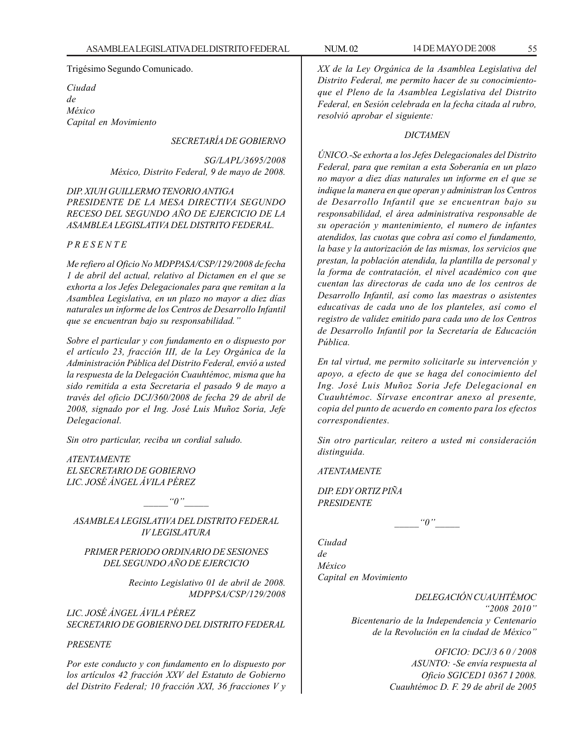Trigésimo Segundo Comunicado.

*Ciudad*
*de*
*México*
*Capital en Movimiento*

*SECRETARÍA DE GOBIERNO*

*SG/LAPL/3695/2008*
*México, Distrito Federal, 9 de mayo de 2008.*

*DIP. XIUH GUILLERMO TENORIO ANTIGA*
*PRESIDENTE DE LA MESA DIRECTIVA SEGUNDO RECESO DEL SEGUNDO AÑO DE EJERCICIO DE LA ASAMBLEA LEGISLATIVA DEL DISTRITO FEDERAL.*

*P R E S E N T E*

*Me refiero al Oficio No MDPPASA/CSP/129/2008 de fecha 1 de abril del actual, relativo al Dictamen en el que se exhorta a los Jefes Delegacionales para que remitan a la Asamblea Legislativa, en un plazo no mayor a diez días naturales un informe de los Centros de Desarrollo Infantil que se encuentran bajo su responsabilidad."*

*Sobre el particular y con fundamento en o dispuesto por el artículo 23, fracción III, de la Ley Orgánica de la Administración Pública del Distrito Federal, envió a usted la respuesta de la Delegación Cuauhtémoc, misma que ha sido remitida a esta Secretaria el pasado 9 de mayo a través del oficio DCJ/360/2008 de fecha 29 de abril de 2008, signado por el Ing. José Luis Muñoz Soria, Jefe Delegacional.*

*Sin otro particular, reciba un cordial saludo.*

*ATENTAMENTE*
*EL SECRETARIO DE GOBIERNO*
*LIC. JOSÉ ÁNGEL ÁVILA PÉREZ*

*\_\_\_\_\_"0"\_\_\_\_\_*

*ASAMBLEA LEGISLATIVA DEL DISTRITO FEDERAL*
*IV LEGISLATURA*

*PRIMER PERIODO ORDINARIO DE SESIONES DEL SEGUNDO AÑO DE EJERCICIO*

*Recinto Legislativo 01 de abril de 2008.*
*MDPPSA/CSP/129/2008*

*LIC. JOSÉ ÁNGEL ÁVILA PÉREZ*
*SECRETARIO DE GOBIERNO DEL DISTRITO FEDERAL*

*PRESENTE*

*Por este conducto y con fundamento en lo dispuesto por los artículos 42 fracción XXV del Estatuto de Gobierno del Distrito Federal; 10 fracción XXI, 36 fracciones V y XX de la Ley Orgánica de la Asamblea Legislativa del Distrito Federal, me permito hacer de su conocimiento- que el Pleno de la Asamblea Legislativa del Distrito Federal, en Sesión celebrada en la fecha citada al rubro, resolvió aprobar el siguiente:*

*DICTAMEN*

*ÚNICO.-Se exhorta a los Jefes Delegacionales del Distrito Federal, para que remitan a esta Soberanía en un plazo no mayor a diez días naturales un informe en el que se indique la manera en que operan y administran los Centros de Desarrollo Infantil que se encuentran bajo su responsabilidad, el área administrativa responsable de su operación y mantenimiento, el numero de infantes atendidos, las cuotas que cobra así como el fundamento, la base y la autorización de las mismas, los servicios que prestan, la población atendida, la plantilla de personal y la forma de contratación, el nivel académico con que cuentan las directoras de cada uno de los centros de Desarrollo Infantil, así como las maestras o asistentes educativas de cada uno de los planteles, así como el registro de validez emitido para cada uno de los Centros de Desarrollo Infantil por la Secretaría de Educación Pública.*

*En tal virtud, me permito solicitarle su intervención y apoyo, a efecto de que se haga del conocimiento del Ing. José Luis Muñoz Soria Jefe Delegacional en Cuauhtémoc. Sírvase encontrar anexo al presente, copia del punto de acuerdo en comento para los efectos correspondientes.*

*Sin otro particular, reitero a usted mi consideración distinguida.*

*ATENTAMENTE*

*DIP. EDY ORTIZ PIÑA*
*PRESIDENTE*

*\_\_\_\_\_"0"\_\_\_\_\_*

*Ciudad*
*de*
*México*
*Capital en Movimiento*

*DELEGACIÓN CUAUHTÉMOC*
*"2008 2010"*
*Bicentenario de la Independencia y Centenario de la Revolución en la ciudad de México"*

*OFICIO: DCJ/3 6 0 / 2008*
*ASUNTO: -Se envía respuesta al Oficio SGICED1 0367 I 2008.*
*Cuauhtémoc D. F. 29 de abril de 2005*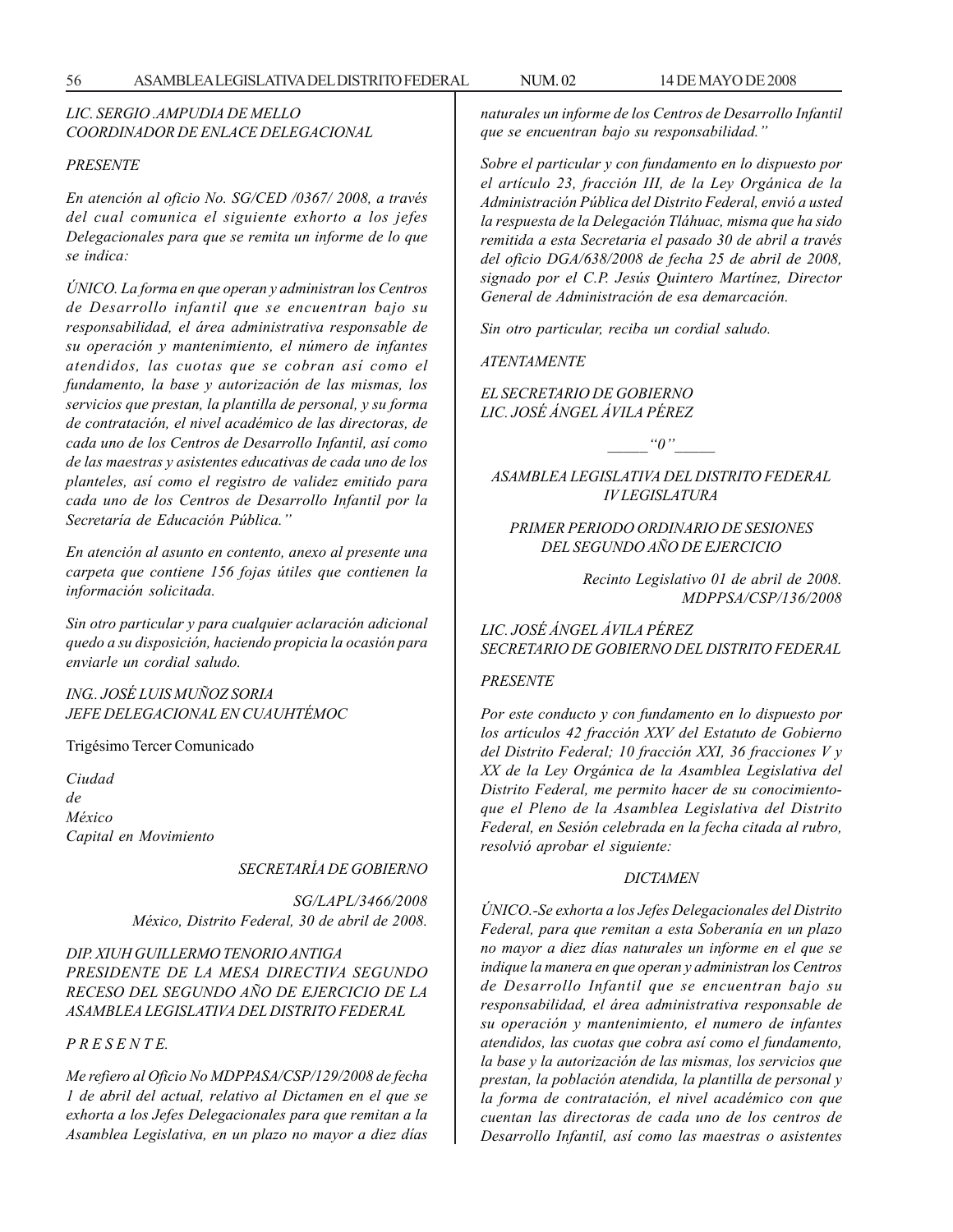*LIC. SERGIO .AMPUDIA DE MELLO*
*COORDINADOR DE ENLACE DELEGACIONAL*

*PRESENTE*

*En atención al oficio No. SG/CED /0367/ 2008, a través del cual comunica el siguiente exhorto a los jefes Delegacionales para que se remita un informe de lo que se indica:*

*ÚNICO. La forma en que operan y administran los Centros de Desarrollo infantil que se encuentran bajo su responsabilidad, el área administrativa responsable de su operación y mantenimiento, el número de infantes atendidos, las cuotas que se cobran así como el fundamento, la base y autorización de las mismas, los servicios que prestan, la plantilla de personal, y su forma de contratación, el nivel académico de las directoras, de cada uno de los Centros de Desarrollo Infantil, así como de las maestras y asistentes educativas de cada uno de los planteles, así como el registro de validez emitido para cada uno de los Centros de Desarrollo Infantil por la Secretaría de Educación Pública."*

*En atención al asunto en contento, anexo al presente una carpeta que contiene 156 fojas útiles que contienen la información solicitada.*

*Sin otro particular y para cualquier aclaración adicional quedo a su disposición, haciendo propicia la ocasión para enviarle un cordial saludo.*

*ING. JOSÉ LUIS MUÑOZ SORIA*
*JEFE DELEGACIONAL EN CUAUHTÉMOC*

Trigésimo Tercer Comunicado

*Ciudad*
*de*
*México*
*Capital en Movimiento*

*SECRETARÍA DE GOBIERNO*

*SG/LAPL/3466/2008*
*México, Distrito Federal, 30 de abril de 2008.*

*DIP. XIUH GUILLERMO TENORIO ANTIGA*
*PRESIDENTE DE LA MESA DIRECTIVA SEGUNDO RECESO DEL SEGUNDO AÑO DE EJERCICIO DE LA ASAMBLEA LEGISLATIVA DEL DISTRITO FEDERAL*

*P R E S E N T E.*

*Me refiero al Oficio No MDPPASA/CSP/129/2008 de fecha 1 de abril del actual, relativo al Dictamen en el que se exhorta a los Jefes Delegacionales para que remitan a la Asamblea Legislativa, en un plazo no mayor a diez días naturales un informe de los Centros de Desarrollo Infantil que se encuentran bajo su responsabilidad."*

*Sobre el particular y con fundamento en lo dispuesto por el artículo 23, fracción III, de la Ley Orgánica de la Administración Pública del Distrito Federal, envió a usted la respuesta de la Delegación Tláhuac, misma que ha sido remitida a esta Secretaria el pasado 30 de abril a través del oficio DGA/638/2008 de fecha 25 de abril de 2008, signado por el C.P. Jesús Quintero Martínez, Director General de Administración de esa demarcación.*

*Sin otro particular, reciba un cordial saludo.*

*ATENTAMENTE*

*EL SECRETARIO DE GOBIERNO*
*LIC. JOSÉ ÁNGEL ÁVILA PÉREZ*

_____"0"_____

*ASAMBLEA LEGISLATIVA DEL DISTRITO FEDERAL*
*IV LEGISLATURA*

*PRIMER PERIODO ORDINARIO DE SESIONES*
*DEL SEGUNDO AÑO DE EJERCICIO*

*Recinto Legislativo 01 de abril de 2008.*
*MDPPSA/CSP/136/2008*

*LIC. JOSÉ ÁNGEL ÁVILA PÉREZ*
*SECRETARIO DE GOBIERNO DEL DISTRITO FEDERAL*

*PRESENTE*

*Por este conducto y con fundamento en lo dispuesto por los artículos 42 fracción XXV del Estatuto de Gobierno del Distrito Federal; 10 fracción XXI, 36 fracciones V y XX de la Ley Orgánica de la Asamblea Legislativa del Distrito Federal, me permito hacer de su conocimientoque el Pleno de la Asamblea Legislativa del Distrito Federal, en Sesión celebrada en la fecha citada al rubro, resolvió aprobar el siguiente:*

*DICTAMEN*

*ÚNICO.-Se exhorta a los Jefes Delegacionales del Distrito Federal, para que remitan a esta Soberanía en un plazo no mayor a diez días naturales un informe en el que se indique la manera en que operan y administran los Centros de Desarrollo Infantil que se encuentran bajo su responsabilidad, el área administrativa responsable de su operación y mantenimiento, el numero de infantes atendidos, las cuotas que cobra así como el fundamento, la base y la autorización de las mismas, los servicios que prestan, la población atendida, la plantilla de personal y la forma de contratación, el nivel académico con que cuentan las directoras de cada uno de los centros de Desarrollo Infantil, así como las maestras o asistentes*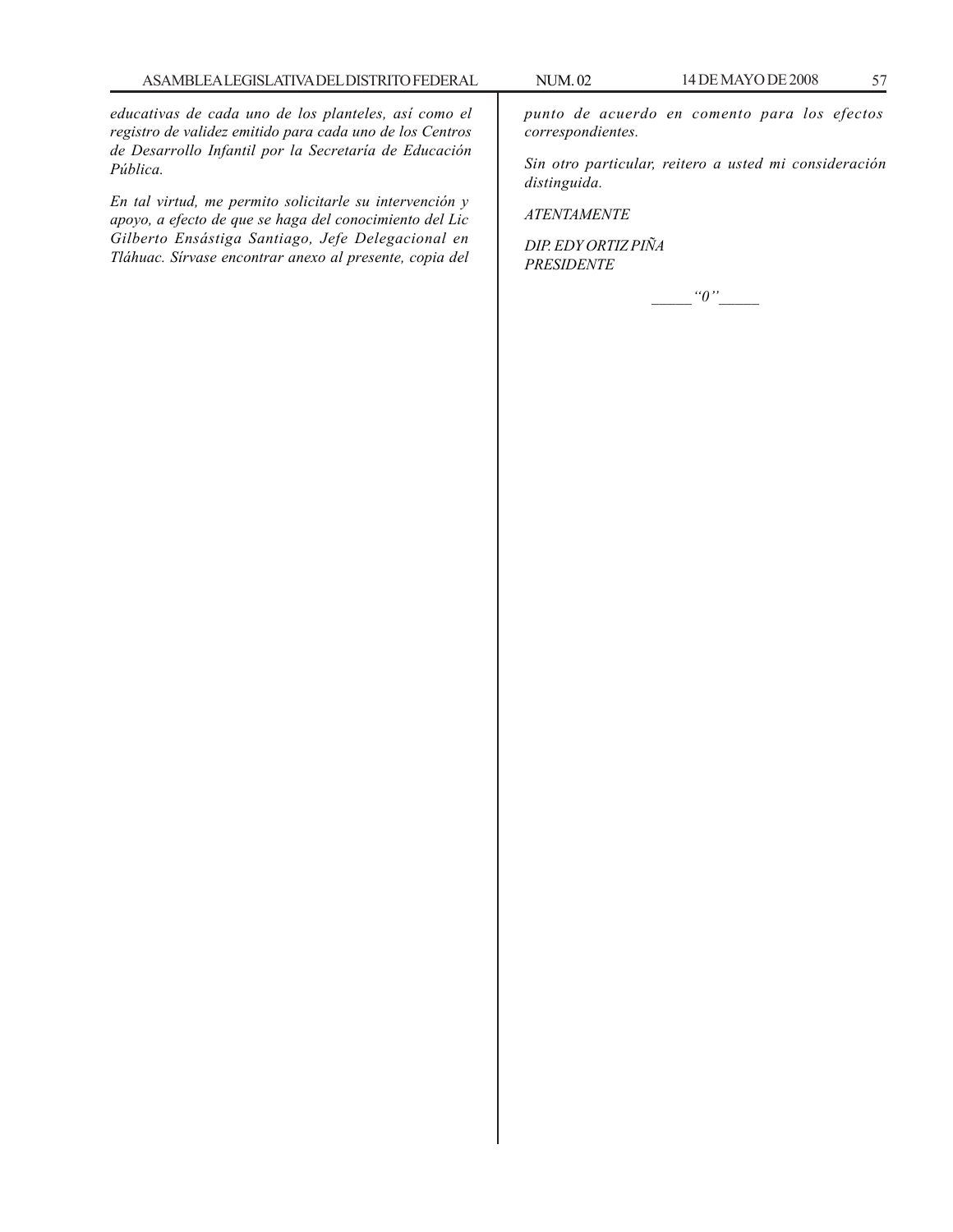*educativas de cada uno de los planteles, así como el registro de validez emitido para cada uno de los Centros de Desarrollo Infantil por la Secretaría de Educación Pública.*

*En tal virtud, me permito solicitarle su intervención y apoyo, a efecto de que se haga del conocimiento del Lic Gilberto Ensástiga Santiago, Jefe Delegacional en Tláhuac. Sírvase encontrar anexo al presente, copia del punto de acuerdo en comento para los efectos correspondientes.*

*Sin otro particular, reitero a usted mi consideración distinguida.*

*ATENTAMENTE*

*DIP. EDY ORTIZ PIÑA*
*PRESIDENTE*

_____ *"0"* _____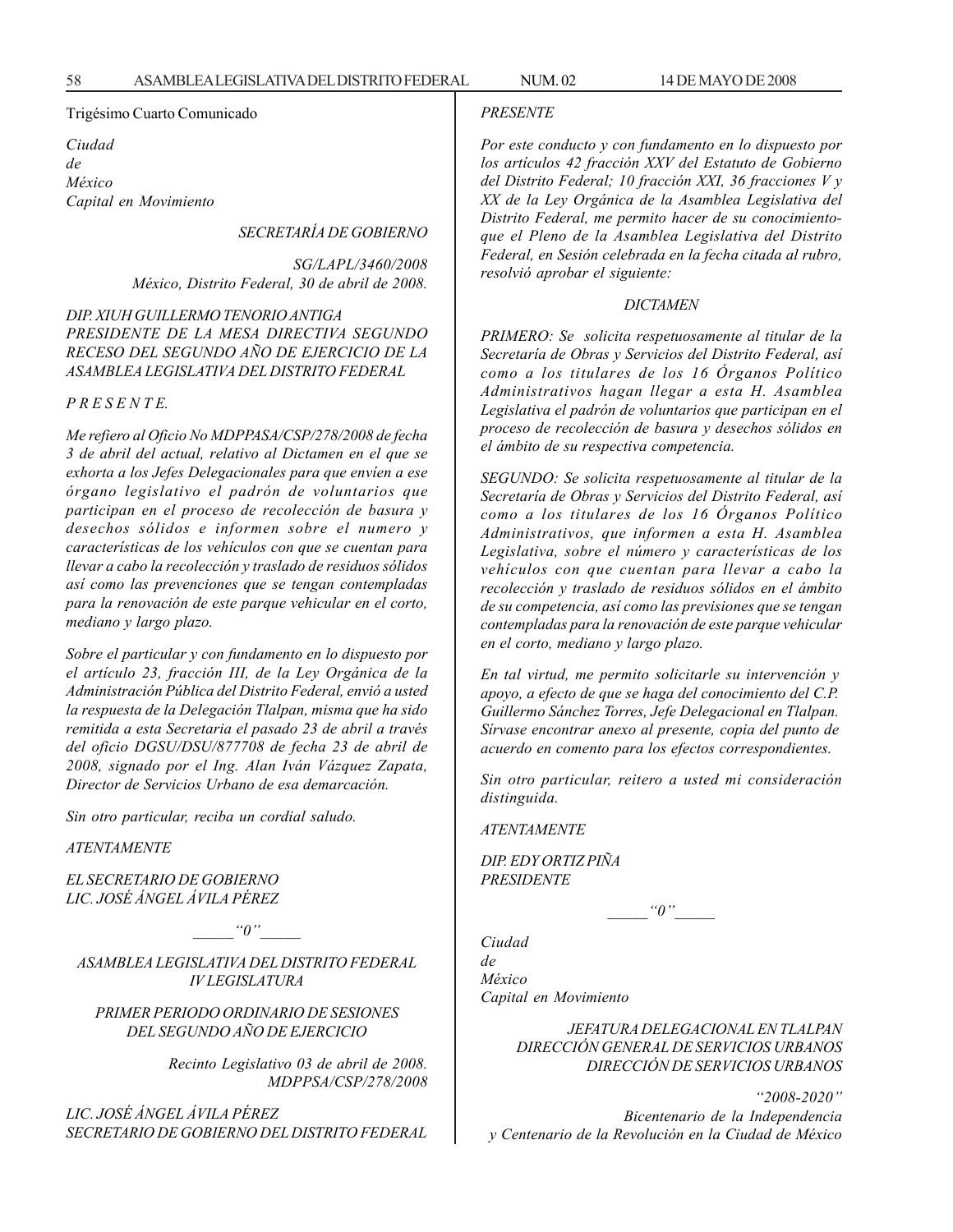Trigésimo Cuarto Comunicado

*Ciudad*
*de*
*México*
*Capital en Movimiento*

*SECRETARÍA DE GOBIERNO*

*SG/LAPL/3460/2008*
*México, Distrito Federal, 30 de abril de 2008.*

*DIP. XIUH GUILLERMO TENORIO ANTIGA*
*PRESIDENTE DE LA MESA DIRECTIVA SEGUNDO RECESO DEL SEGUNDO AÑO DE EJERCICIO DE LA ASAMBLEA LEGISLATIVA DEL DISTRITO FEDERAL*

*P R E S E N T E.*

*Me refiero al Oficio No MDPPASA/CSP/278/2008 de fecha 3 de abril del actual, relativo al Dictamen en el que se exhorta a los Jefes Delegacionales para que envíen a ese órgano legislativo el padrón de voluntarios que participan en el proceso de recolección de basura y desechos sólidos e informen sobre el numero y características de los vehículos con que se cuentan para llevar a cabo la recolección y traslado de residuos sólidos así como las prevenciones que se tengan contempladas para la renovación de este parque vehicular en el corto, mediano y largo plazo.*

*Sobre el particular y con fundamento en lo dispuesto por el artículo 23, fracción III, de la Ley Orgánica de la Administración Pública del Distrito Federal, envió a usted la respuesta de la Delegación Tlalpan, misma que ha sido remitida a esta Secretaria el pasado 23 de abril a través del oficio DGSU/DSU/877708 de fecha 23 de abril de 2008, signado por el Ing. Alan Iván Vázquez Zapata, Director de Servicios Urbano de esa demarcación.*

*Sin otro particular, reciba un cordial saludo.*

*ATENTAMENTE*

*EL SECRETARIO DE GOBIERNO*
*LIC. JOSÉ ÁNGEL ÁVILA PÉREZ*

_____“0”_____

*ASAMBLEA LEGISLATIVA DEL DISTRITO FEDERAL*
*IV LEGISLATURA*

*PRIMER PERIODO ORDINARIO DE SESIONES DEL SEGUNDO AÑO DE EJERCICIO*

*Recinto Legislativo 03 de abril de 2008.*
*MDPPSA/CSP/278/2008*

*LIC. JOSÉ ÁNGEL ÁVILA PÉREZ*
*SECRETARIO DE GOBIERNO DEL DISTRITO FEDERAL*

*PRESENTE*

*Por este conducto y con fundamento en lo dispuesto por los artículos 42 fracción XXV del Estatuto de Gobierno del Distrito Federal; 10 fracción XXI, 36 fracciones V y XX de la Ley Orgánica de la Asamblea Legislativa del Distrito Federal, me permito hacer de su conocimiento que el Pleno de la Asamblea Legislativa del Distrito Federal, en Sesión celebrada en la fecha citada al rubro, resolvió aprobar el siguiente:*

*DICTAMEN*

*PRIMERO: Se solicita respetuosamente al titular de la Secretaría de Obras y Servicios del Distrito Federal, así como a los titulares de los 16 Órganos Político Administrativos hagan llegar a esta H. Asamblea Legislativa el padrón de voluntarios que participan en el proceso de recolección de basura y desechos sólidos en el ámbito de su respectiva competencia.*

*SEGUNDO: Se solicita respetuosamente al titular de la Secretaría de Obras y Servicios del Distrito Federal, así como a los titulares de los 16 Órganos Político Administrativos, que informen a esta H. Asamblea Legislativa, sobre el número y características de los vehículos con que cuentan para llevar a cabo la recolección y traslado de residuos sólidos en el ámbito de su competencia, así como las previsiones que se tengan contempladas para la renovación de este parque vehicular en el corto, mediano y largo plazo.*

*En tal virtud, me permito solicitarle su intervención y apoyo, a efecto de que se haga del conocimiento del C.P. Guillermo Sánchez Torres, Jefe Delegacional en Tlalpan. Sírvase encontrar anexo al presente, copia del punto de acuerdo en comento para los efectos correspondientes.*

*Sin otro particular, reitero a usted mi consideración distinguida.*

*ATENTAMENTE*

*DIP. EDY ORTIZ PIÑA*
*PRESIDENTE*

_____“0”_____

*Ciudad*
*de*
*México*
*Capital en Movimiento*

*JEFATURA DELEGACIONAL EN TLALPAN*
*DIRECCIÓN GENERAL DE SERVICIOS URBANOS*
*DIRECCIÓN DE SERVICIOS URBANOS*

*“2008-2020”*
*Bicentenario de la Independencia y Centenario de la Revolución en la Ciudad de México*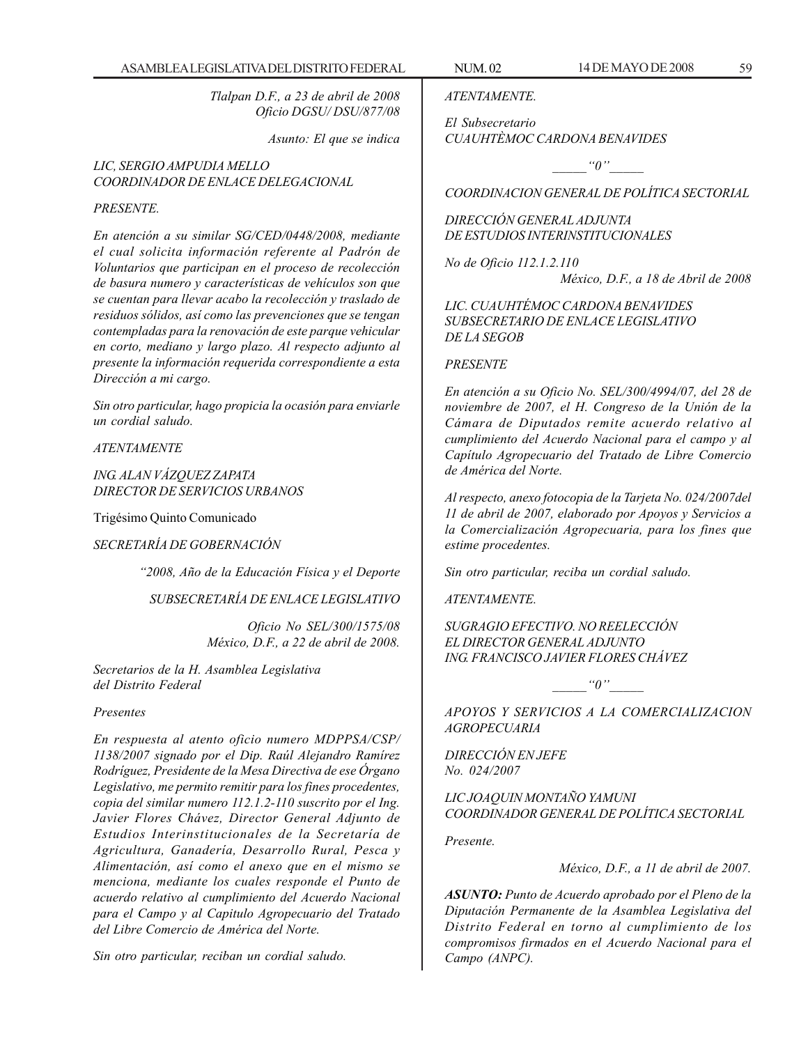*Tlalpan D.F., a 23 de abril de 2008*
*Oficio DGSU/ DSU/877/08*

*Asunto: El que se indica*

*LIC, SERGIO AMPUDIA MELLO*
*COORDINADOR DE ENLACE DELEGACIONAL*

*PRESENTE.*

*En atención a su similar SG/CED/0448/2008, mediante el cual solicita información referente al Padrón de Voluntarios que participan en el proceso de recolección de basura numero y características de vehículos son que se cuentan para llevar acabo la recolección y traslado de residuos sólidos, así como las prevenciones que se tengan contempladas para la renovación de este parque vehicular en corto, mediano y largo plazo. Al respecto adjunto al presente la información requerida correspondiente a esta Dirección a mi cargo.*

*Sin otro particular, hago propicia la ocasión para enviarle un cordial saludo.*

*ATENTAMENTE*

*ING. ALAN VÁZQUEZ ZAPATA*
*DIRECTOR DE SERVICIOS URBANOS*

Trigésimo Quinto Comunicado

*SECRETARÍA DE GOBERNACIÓN*

*"2008, Año de la Educación Física y el Deporte*

*SUBSECRETARÍA DE ENLACE LEGISLATIVO*

*Oficio No SEL/300/1575/08*
*México, D.F., a 22 de abril de 2008.*

*Secretarios de la H. Asamblea Legislativa*
*del Distrito Federal*

*Presentes*

*En respuesta al atento oficio numero MDPPSA/CSP/1138/2007 signado por el Dip. Raúl Alejandro Ramírez Rodríguez, Presidente de la Mesa Directiva de ese Órgano Legislativo, me permito remitir para los fines procedentes, copia del similar numero 112.1.2-110 suscrito por el Ing. Javier Flores Chávez, Director General Adjunto de Estudios Interinstitucionales de la Secretaría de Agricultura, Ganadería, Desarrollo Rural, Pesca y Alimentación, así como el anexo que en el mismo se menciona, mediante los cuales responde el Punto de acuerdo relativo al cumplimiento del Acuerdo Nacional para el Campo y al Capitulo Agropecuario del Tratado del Libre Comercio de América del Norte.*

*Sin otro particular, reciban un cordial saludo.*

*ATENTAMENTE.*

*El Subsecretario*
*CUAUHTÈMOC CARDONA BENAVIDES*

*_____"0"_____*

*COORDINACION GENERAL DE POLÍTICA SECTORIAL*

*DIRECCIÓN GENERAL ADJUNTA*
*DE ESTUDIOS INTERINSTITUCIONALES*

*No de Oficio 112.1.2.110*
*México, D.F., a 18 de Abril de 2008*

*LIC. CUAUHTÉMOC CARDONA BENAVIDES*
*SUBSECRETARIO DE ENLACE LEGISLATIVO*
*DE LA SEGOB*

*PRESENTE*

*En atención a su Oficio No. SEL/300/4994/07, del 28 de noviembre de 2007, el H. Congreso de la Unión de la Cámara de Diputados remite acuerdo relativo al cumplimiento del Acuerdo Nacional para el campo y al Capítulo Agropecuario del Tratado de Libre Comercio de América del Norte.*

*Al respecto, anexo fotocopia de la Tarjeta No. 024/2007del 11 de abril de 2007, elaborado por Apoyos y Servicios a la Comercialización Agropecuaria, para los fines que estime procedentes.*

*Sin otro particular, reciba un cordial saludo.*

*ATENTAMENTE.*

*SUGRAGIO EFECTIVO. NO REELECCIÓN*
*EL DIRECTOR GENERAL ADJUNTO*
*ING. FRANCISCO JAVIER FLORES CHÁVEZ*

*_____"0"_____*

*APOYOS Y SERVICIOS A LA COMERCIALIZACION AGROPECUARIA*

*DIRECCIÓN EN JEFE*
*No. 024/2007*

*LIC JOAQUIN MONTAÑO YAMUNI*
*COORDINADOR GENERAL DE POLÍTICA SECTORIAL*

*Presente.*

*México, D.F., a 11 de abril de 2007.*

***ASUNTO:*** *Punto de Acuerdo aprobado por el Pleno de la Diputación Permanente de la Asamblea Legislativa del Distrito Federal en torno al cumplimiento de los compromisos firmados en el Acuerdo Nacional para el Campo (ANPC).*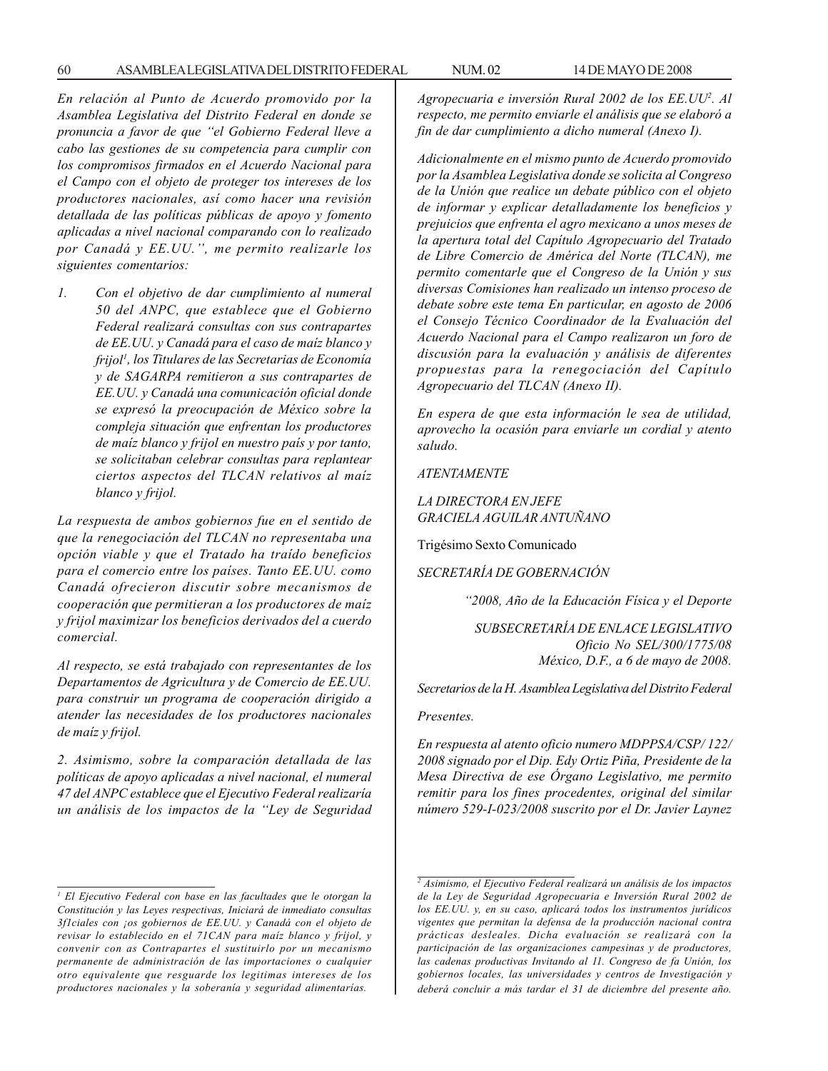*En relación al Punto de Acuerdo promovido por la Asamblea Legislativa del Distrito Federal en donde se pronuncia a favor de que "el Gobierno Federal lleve a cabo las gestiones de su competencia para cumplir con los compromisos firmados en el Acuerdo Nacional para el Campo con el objeto de proteger tos intereses de los productores nacionales, así como hacer una revisión detallada de las políticas públicas de apoyo y fomento aplicadas a nivel nacional comparando con lo realizado por Canadá y EE.UU.", me permito realizarle los siguientes comentarios:*

1. *Con el objetivo de dar cumplimiento al numeral 50 del ANPC, que establece que el Gobierno Federal realizará consultas con sus contrapartes de EE.UU. y Canadá para el caso de maíz blanco y frijol[1], los Titulares de las Secretarias de Economía y de SAGARPA remitieron a sus contrapartes de EE.UU. y Canadá una comunicación oficial donde se expresó la preocupación de México sobre la compleja situación que enfrentan los productores de maíz blanco y frijol en nuestro país y por tanto, se solicitaban celebrar consultas para replantear ciertos aspectos del TLCAN relativos al maíz blanco y frijol.*

*La respuesta de ambos gobiernos fue en el sentido de que la renegociación del TLCAN no representaba una opción viable y que el Tratado ha traído beneficios para el comercio entre los países. Tanto EE.UU. como Canadá ofrecieron discutir sobre mecanismos de cooperación que permitieran a los productores de maíz y frijol maximizar los beneficios derivados del a cuerdo comercial.*

*Al respecto, se está trabajado con representantes de los Departamentos de Agricultura y de Comercio de EE.UU. para construir un programa de cooperación dirigido a atender las necesidades de los productores nacionales de maíz y frijol.*

*2. Asimismo, sobre la comparación detallada de las políticas de apoyo aplicadas a nivel nacional, el numeral 47 del ANPC establece que el Ejecutivo Federal realizaría un análisis de los impactos de la "Ley de Seguridad Agropecuaria e inversión Rural 2002 de los EE.UU[2]. Al respecto, me permito enviarle el análisis que se elaboró a fin de dar cumplimiento a dicho numeral (Anexo I).*

*Adicionalmente en el mismo punto de Acuerdo promovido por la Asamblea Legislativa donde se solicita al Congreso de la Unión que realice un debate público con el objeto de informar y explicar detalladamente los beneficios y prejuicios que enfrenta el agro mexicano a unos meses de la apertura total del Capítulo Agropecuario del Tratado de Libre Comercio de América del Norte (TLCAN), me permito comentarle que el Congreso de la Unión y sus diversas Comisiones han realizado un intenso proceso de debate sobre este tema En particular, en agosto de 2006 el Consejo Técnico Coordinador de la Evaluación del Acuerdo Nacional para el Campo realizaron un foro de discusión para la evaluación y análisis de diferentes propuestas para la renegociación del Capítulo Agropecuario del TLCAN (Anexo II).*

*En espera de que esta información le sea de utilidad, aprovecho la ocasión para enviarle un cordial y atento saludo.*

*ATENTAMENTE*

*LA DIRECTORA EN JEFE*
*GRACIELA AGUILAR ANTUÑANO*

Trigésimo Sexto Comunicado

*SECRETARÍA DE GOBERNACIÓN*

*"2008, Año de la Educación Física y el Deporte*

*SUBSECRETARÍA DE ENLACE LEGISLATIVO*
*Oficio No SEL/300/1775/08*
*México, D.F., a 6 de mayo de 2008.*

*Secretarios de la H. Asamblea Legislativa del Distrito Federal*

*Presentes.*

*En respuesta al atento oficio numero MDPPSA/CSP/ 122/ 2008 signado por el Dip. Edy Ortiz Piña, Presidente de la Mesa Directiva de ese Órgano Legislativo, me permito remitir para los fines procedentes, original del similar número 529-I-023/2008 suscrito por el Dr. Javier Laynez*

---

*[1] El Ejecutivo Federal con base en las facultades que le otorgan la Constitución y las Leyes respectivas, Iniciará de inmediato consultas 3f1ciales con ¡os gobiernos de EE.UU. y Canadá con el objeto de revisar lo establecido en el 71CAN para maíz blanco y frijol, y convenir con as Contrapartes el sustituirlo por un mecanismo permanente de administración de las importaciones o cualquier otro equivalente que resguarde los legítimas intereses de los productores nacionales y la soberanía y seguridad alimentarías.*

*[2] Asimismo, el Ejecutivo Federal realizará un análisis de los impactos de la Ley de Seguridad Agropecuaria e Inversión Rural 2002 de los EE.UU. y, en su caso, aplicará todos los instrumentos jurídicos vigentes que permitan la defensa de la producción nacional contra prácticas desleales. Dicha evaluación se realizará con la participación de las organizaciones campesinas y de productores, las cadenas productivas Invitando al 11. Congreso de fa Unión, los gobiernos locales, las universidades y centros de Investigación y deberá concluir a más tardar el 31 de diciembre del presente año.*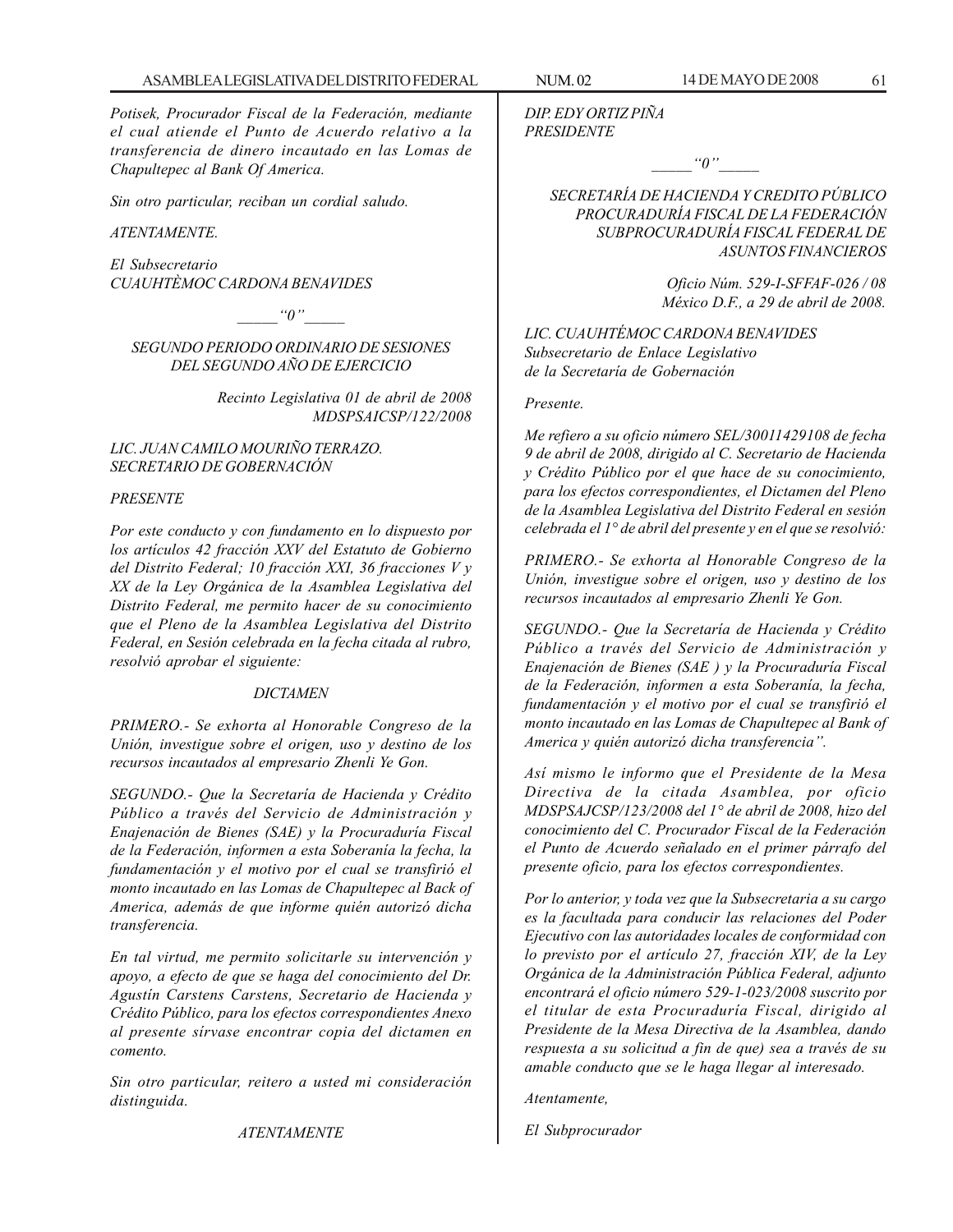*Potisek, Procurador Fiscal de la Federación, mediante el cual atiende el Punto de Acuerdo relativo a la transferencia de dinero incautado en las Lomas de Chapultepec al Bank Of America.*

*Sin otro particular, reciban un cordial saludo.*

*ATENTAMENTE.*

*El Subsecretario*
*CUAUHTÈMOC CARDONA BENAVIDES*

*_____"0"_____*

*SEGUNDO PERIODO ORDINARIO DE SESIONES DEL SEGUNDO AÑO DE EJERCICIO*

*Recinto Legislativa 01 de abril de 2008*
*MDSPSAICSP/122/2008*

*LIC. JUAN CAMILO MOURIÑO TERRAZO.*
*SECRETARIO DE GOBERNACIÓN*

*PRESENTE*

*Por este conducto y con fundamento en lo dispuesto por los artículos 42 fracción XXV del Estatuto de Gobierno del Distrito Federal; 10 fracción XXI, 36 fracciones V y XX de la Ley Orgánica de la Asamblea Legislativa del Distrito Federal, me permito hacer de su conocimiento que el Pleno de la Asamblea Legislativa del Distrito Federal, en Sesión celebrada en la fecha citada al rubro, resolvió aprobar el siguiente:*

*DICTAMEN*

*PRIMERO.- Se exhorta al Honorable Congreso de la Unión, investigue sobre el origen, uso y destino de los recursos incautados al empresario Zhenli Ye Gon.*

*SEGUNDO.- Que la Secretaría de Hacienda y Crédito Público a través del Servicio de Administración y Enajenación de Bienes (SAE) y la Procuraduría Fiscal de la Federación, informen a esta Soberanía la fecha, la fundamentación y el motivo por el cual se transfirió el monto incautado en las Lomas de Chapultepec al Back of America, además de que informe quién autorizó dicha transferencia.*

*En tal virtud, me permito solicitarle su intervención y apoyo, a efecto de que se haga del conocimiento del Dr. Agustín Carstens Carstens, Secretario de Hacienda y Crédito Público, para los efectos correspondientes Anexo al presente sírvase encontrar copia del dictamen en comento.*

*Sin otro particular, reitero a usted mi consideración distinguida.*

*ATENTAMENTE*

*DIP. EDY ORTIZ PIÑA*
*PRESIDENTE*

*_____"0"_____*

*SECRETARÍA DE HACIENDA Y CREDITO PÚBLICO*
*PROCURADURÍA FISCAL DE LA FEDERACIÓN*
*SUBPROCURADURÍA FISCAL FEDERAL DE ASUNTOS FINANCIEROS*

*Oficio Núm. 529-I-SFFAF-026 / 08*
*México D.F., a 29 de abril de 2008.*

*LIC. CUAUHTÉMOC CARDONA BENAVIDES*
*Subsecretario de Enlace Legislativo*
*de la Secretaría de Gobernación*

*Presente.*

*Me refiero a su oficio número SEL/30011429108 de fecha 9 de abril de 2008, dirigido al C. Secretario de Hacienda y Crédito Público por el que hace de su conocimiento, para los efectos correspondientes, el Dictamen del Pleno de la Asamblea Legislativa del Distrito Federal en sesión celebrada el 1° de abril del presente y en el que se resolvió:*

*PRIMERO.- Se exhorta al Honorable Congreso de la Unión, investigue sobre el origen, uso y destino de los recursos incautados al empresario Zhenli Ye Gon.*

*SEGUNDO.- Que la Secretaría de Hacienda y Crédito Público a través del Servicio de Administración y Enajenación de Bienes (SAE ) y la Procuraduría Fiscal de la Federación, informen a esta Soberanía, la fecha, fundamentación y el motivo por el cual se transfirió el monto incautado en las Lomas de Chapultepec al Bank of America y quién autorizó dicha transferencia".*

*Así mismo le informo que el Presidente de la Mesa Directiva de la citada Asamblea, por oficio MDSPSAJCSP/123/2008 del 1° de abril de 2008, hizo del conocimiento del C. Procurador Fiscal de la Federación el Punto de Acuerdo señalado en el primer párrafo del presente oficio, para los efectos correspondientes.*

*Por lo anterior, y toda vez que la Subsecretaria a su cargo es la facultada para conducir las relaciones del Poder Ejecutivo con las autoridades locales de conformidad con lo previsto por el artículo 27, fracción XIV, de la Ley Orgánica de la Administración Pública Federal, adjunto encontrará el oficio número 529-1-023/2008 suscrito por el titular de esta Procuraduría Fiscal, dirigido al Presidente de la Mesa Directiva de la Asamblea, dando respuesta a su solicitud a fin de que) sea a través de su amable conducto que se le haga llegar al interesado.*

*Atentamente,*

*El Subprocurador*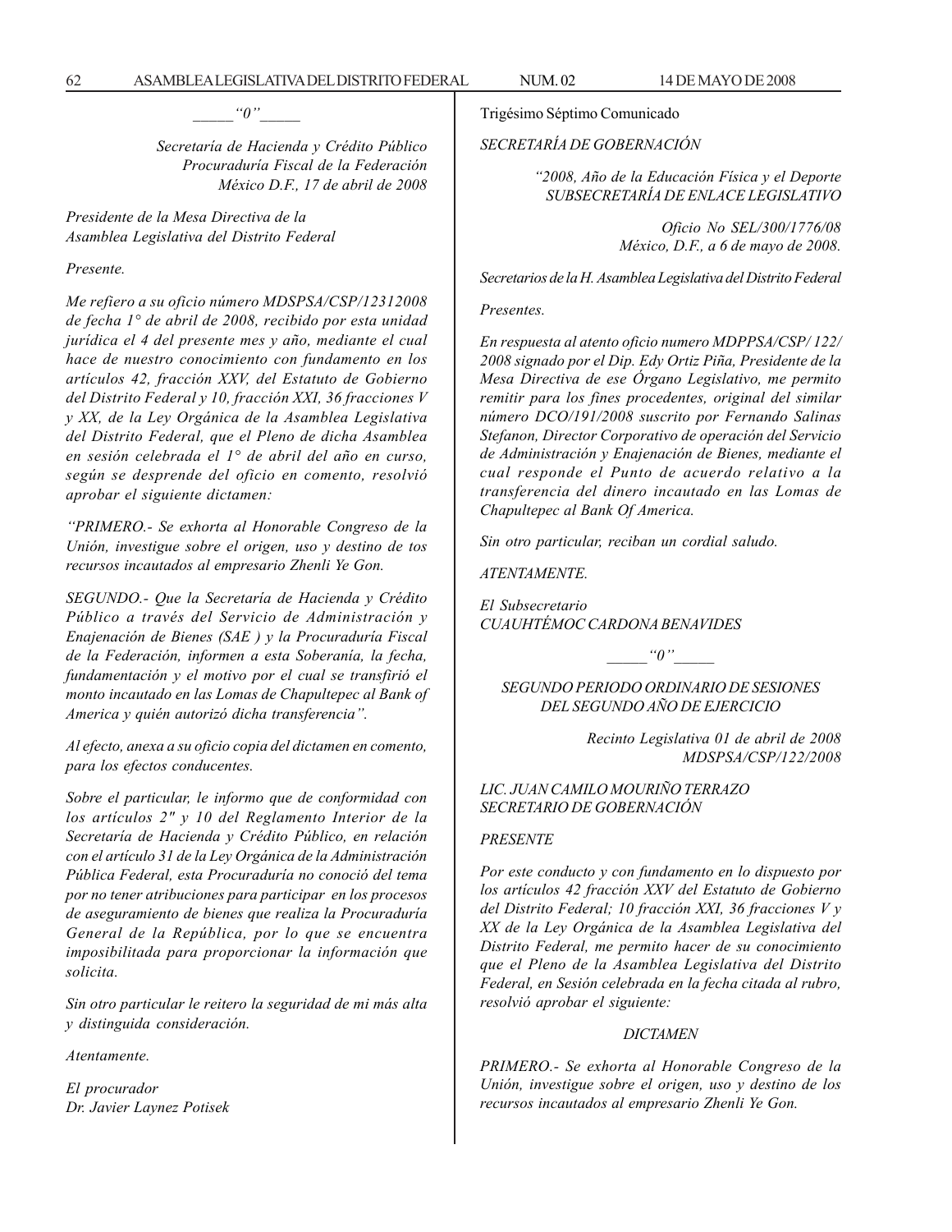_____“0”_____

*Secretaría de Hacienda y Crédito Público*
*Procuraduría Fiscal de la Federación*
*México D.F., 17 de abril de 2008*

*Presidente de la Mesa Directiva de la*
*Asamblea Legislativa del Distrito Federal*

*Presente.*

*Me refiero a su oficio número MDSPSA/CSP/12312008 de fecha 1° de abril de 2008, recibido por esta unidad jurídica el 4 del presente mes y año, mediante el cual hace de nuestro conocimiento con fundamento en los artículos 42, fracción XXV, del Estatuto de Gobierno del Distrito Federal y 10, fracción XXI, 36 fracciones V y XX, de la Ley Orgánica de la Asamblea Legislativa del Distrito Federal, que el Pleno de dicha Asamblea en sesión celebrada el 1° de abril del año en curso, según se desprende del oficio en comento, resolvió aprobar el siguiente dictamen:*

*“PRIMERO.- Se exhorta al Honorable Congreso de la Unión, investigue sobre el origen, uso y destino de tos recursos incautados al empresario Zhenli Ye Gon.*

*SEGUNDO.- Que la Secretaría de Hacienda y Crédito Público a través del Servicio de Administración y Enajenación de Bienes (SAE ) y la Procuraduría Fiscal de la Federación, informen a esta Soberanía, la fecha, fundamentación y el motivo por el cual se transfirió el monto incautado en las Lomas de Chapultepec al Bank of America y quién autorizó dicha transferencia”.*

*Al efecto, anexa a su oficio copia del dictamen en comento, para los efectos conducentes.*

*Sobre el particular, le informo que de conformidad con los artículos 2" y 10 del Reglamento Interior de la Secretaría de Hacienda y Crédito Público, en relación con el artículo 31 de la Ley Orgánica de la Administración Pública Federal, esta Procuraduría no conoció del tema por no tener atribuciones para participar en los procesos de aseguramiento de bienes que realiza la Procuraduría General de la República, por lo que se encuentra imposibilitada para proporcionar la información que solicita.*

*Sin otro particular le reitero la seguridad de mi más alta y distinguida consideración.*

*Atentamente.*

*El procurador*
*Dr. Javier Laynez Potisek*

Trigésimo Séptimo Comunicado

*SECRETARÍA DE GOBERNACIÓN*

*“2008, Año de la Educación Física y el Deporte*
*SUBSECRETARÍA DE ENLACE LEGISLATIVO*

*Oficio No SEL/300/1776/08*
*México, D.F., a 6 de mayo de 2008.*

*Secretarios de la H. Asamblea Legislativa del Distrito Federal*

*Presentes.*

*En respuesta al atento oficio numero MDPPSA/CSP/ 122/ 2008 signado por el Dip. Edy Ortiz Piña, Presidente de la Mesa Directiva de ese Órgano Legislativo, me permito remitir para los fines procedentes, original del similar número DCO/191/2008 suscrito por Fernando Salinas Stefanon, Director Corporativo de operación del Servicio de Administración y Enajenación de Bienes, mediante el cual responde el Punto de acuerdo relativo a la transferencia del dinero incautado en las Lomas de Chapultepec al Bank Of America.*

*Sin otro particular, reciban un cordial saludo.*

*ATENTAMENTE.*

*El Subsecretario*
*CUAUHTÉMOC CARDONA BENAVIDES*

_____“0”_____

*SEGUNDO PERIODO ORDINARIO DE SESIONES*
*DEL SEGUNDO AÑO DE EJERCICIO*

*Recinto Legislativa 01 de abril de 2008*
*MDSPSA/CSP/122/2008*

*LIC. JUAN CAMILO MOURIÑO TERRAZO*
*SECRETARIO DE GOBERNACIÓN*

*PRESENTE*

*Por este conducto y con fundamento en lo dispuesto por los artículos 42 fracción XXV del Estatuto de Gobierno del Distrito Federal; 10 fracción XXI, 36 fracciones V y XX de la Ley Orgánica de la Asamblea Legislativa del Distrito Federal, me permito hacer de su conocimiento que el Pleno de la Asamblea Legislativa del Distrito Federal, en Sesión celebrada en la fecha citada al rubro, resolvió aprobar el siguiente:*

*DICTAMEN*

*PRIMERO.- Se exhorta al Honorable Congreso de la Unión, investigue sobre el origen, uso y destino de los recursos incautados al empresario Zhenli Ye Gon.*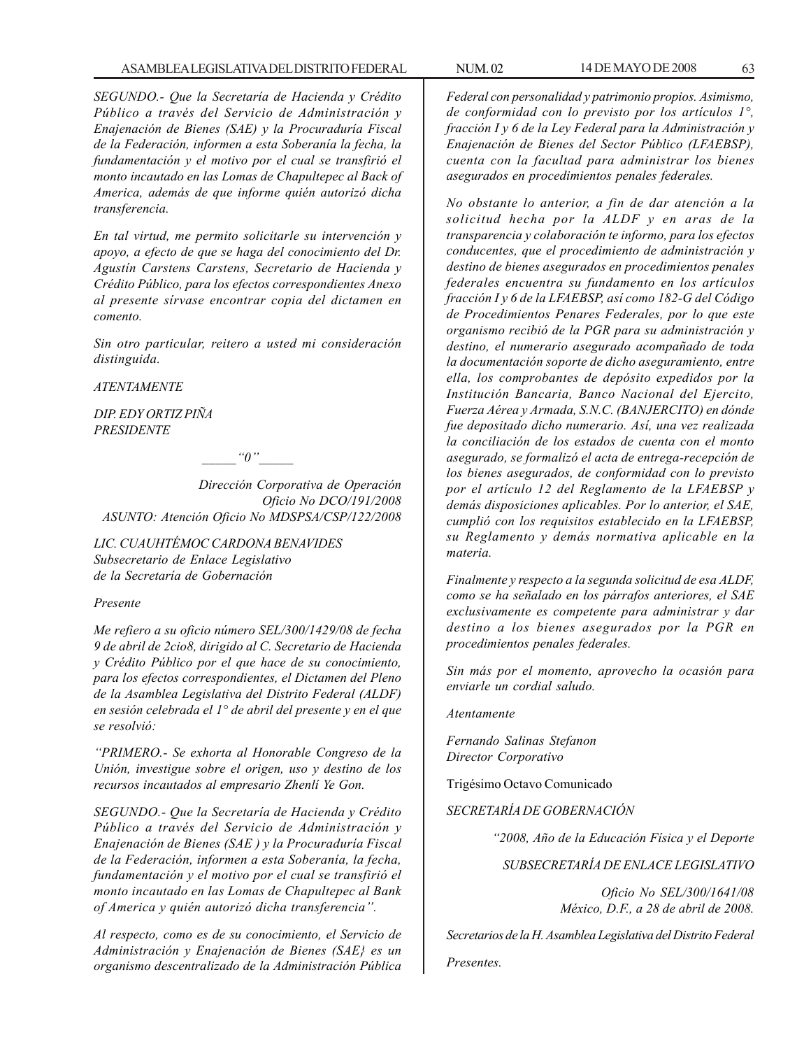*SEGUNDO.- Que la Secretaría de Hacienda y Crédito Público a través del Servicio de Administración y Enajenación de Bienes (SAE) y la Procuraduría Fiscal de la Federación, informen a esta Soberanía la fecha, la fundamentación y el motivo por el cual se transfirió el monto incautado en las Lomas de Chapultepec al Back of America, además de que informe quién autorizó dicha transferencia.*

*En tal virtud, me permito solicitarle su intervención y apoyo, a efecto de que se haga del conocimiento del Dr. Agustín Carstens Carstens, Secretario de Hacienda y Crédito Público, para los efectos correspondientes Anexo al presente sírvase encontrar copia del dictamen en comento.*

*Sin otro particular, reitero a usted mi consideración distinguida.*

*ATENTAMENTE*

*DIP. EDY ORTIZ PIÑA*
*PRESIDENTE*

*_____"0"_____*

*Dirección Corporativa de Operación*
*Oficio No DCO/191/2008*
*ASUNTO: Atención Oficio No MDSPSA/CSP/122/2008*

*LIC. CUAUHTÉMOC CARDONA BENAVIDES*
*Subsecretario de Enlace Legislativo*
*de la Secretaría de Gobernación*

*Presente*

*Me refiero a su oficio número SEL/300/1429/08 de fecha 9 de abril de 2cio8, dirigido al C. Secretario de Hacienda y Crédito Público por el que hace de su conocimiento, para los efectos correspondientes, el Dictamen del Pleno de la Asamblea Legislativa del Distrito Federal (ALDF) en sesión celebrada el 1° de abril del presente y en el que se resolvió:*

*"PRIMERO.- Se exhorta al Honorable Congreso de la Unión, investigue sobre el origen, uso y destino de los recursos incautados al empresario Zhenlí Ye Gon.*

*SEGUNDO.- Que la Secretaría de Hacienda y Crédito Público a través del Servicio de Administración y Enajenación de Bienes (SAE ) y la Procuraduría Fiscal de la Federación, informen a esta Soberanía, la fecha, fundamentación y el motivo por el cual se transfirió el monto incautado en las Lomas de Chapultepec al Bank of America y quién autorizó dicha transferencia".*

*Al respecto, como es de su conocimiento, el Servicio de Administración y Enajenación de Bienes (SAE} es un organismo descentralizado de la Administración Pública Federal con personalidad y patrimonio propios. Asimismo, de conformidad con lo previsto por los artículos 1°, fracción I y 6 de la Ley Federal para la Administración y Enajenación de Bienes del Sector Público (LFAEBSP), cuenta con la facultad para administrar los bienes asegurados en procedimientos penales federales.*

*No obstante lo anterior, a fin de dar atención a la solicitud hecha por la ALDF y en aras de la transparencia y colaboración te informo, para los efectos conducentes, que el procedimiento de administración y destino de bienes asegurados en procedimientos penales federales encuentra su fundamento en los artículos fracción I y 6 de la LFAEBSP, así como 182-G del Código de Procedimientos Penares Federales, por lo que este organismo recibió de la PGR para su administración y destino, el numerario asegurado acompañado de toda la documentación soporte de dicho aseguramiento, entre ella, los comprobantes de depósito expedidos por la Institución Bancaria, Banco Nacional del Ejercito, Fuerza Aérea y Armada, S.N.C. (BANJERCITO) en dónde fue depositado dicho numerario. Así, una vez realizada la conciliación de los estados de cuenta con el monto asegurado, se formalizó el acta de entrega-recepción de los bienes asegurados, de conformidad con lo previsto por el artículo 12 del Reglamento de la LFAEBSP y demás disposiciones aplicables. Por lo anterior, el SAE, cumplió con los requisitos establecido en la LFAEBSP, su Reglamento y demás normativa aplicable en la materia.*

*Finalmente y respecto a la segunda solicitud de esa ALDF, como se ha señalado en los párrafos anteriores, el SAE exclusivamente es competente para administrar y dar destino a los bienes asegurados por la PGR en procedimientos penales federales.*

*Sin más por el momento, aprovecho la ocasión para enviarle un cordial saludo.*

*Atentamente*

*Fernando Salinas Stefanon*
*Director Corporativo*

Trigésimo Octavo Comunicado

*SECRETARÍA DE GOBERNACIÓN*

*"2008, Año de la Educación Física y el Deporte*

*SUBSECRETARÍA DE ENLACE LEGISLATIVO*

*Oficio No SEL/300/1641/08*
*México, D.F., a 28 de abril de 2008.*

*Secretarios de la H. Asamblea Legislativa del Distrito Federal*

*Presentes.*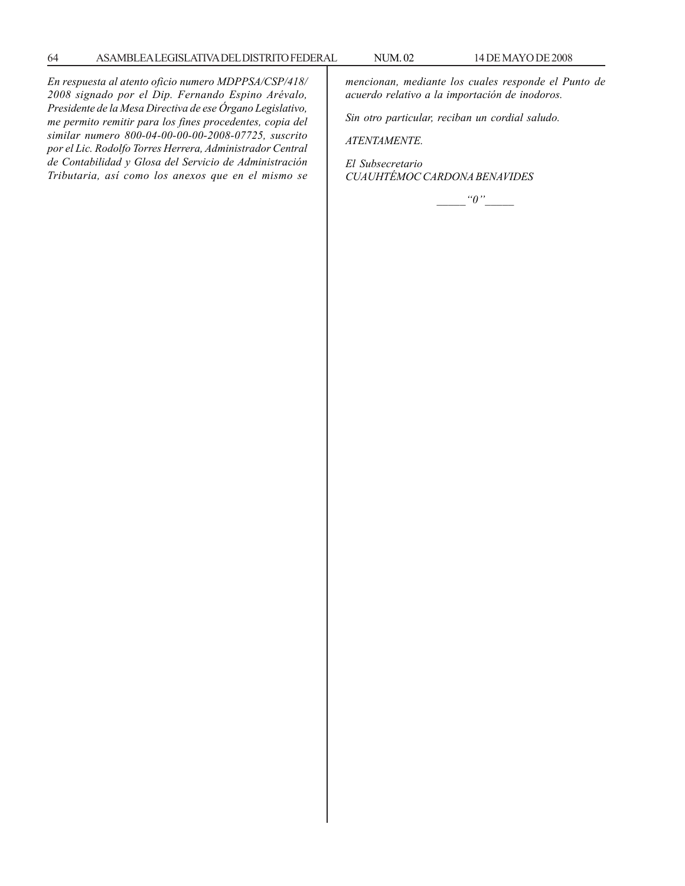*En respuesta al atento oficio numero MDPPSA/CSP/418/2008 signado por el Dip. Fernando Espino Arévalo, Presidente de la Mesa Directiva de ese Órgano Legislativo, me permito remitir para los fines procedentes, copia del similar numero 800-04-00-00-00-2008-07725, suscrito por el Lic. Rodolfo Torres Herrera, Administrador Central de Contabilidad y Glosa del Servicio de Administración Tributaria, así como los anexos que en el mismo se mencionan, mediante los cuales responde el Punto de acuerdo relativo a la importación de inodoros.*

*Sin otro particular, reciban un cordial saludo.*

*ATENTAMENTE.*

*El Subsecretario*
*CUAUHTÉMOC CARDONA BENAVIDES*

_____“0”_____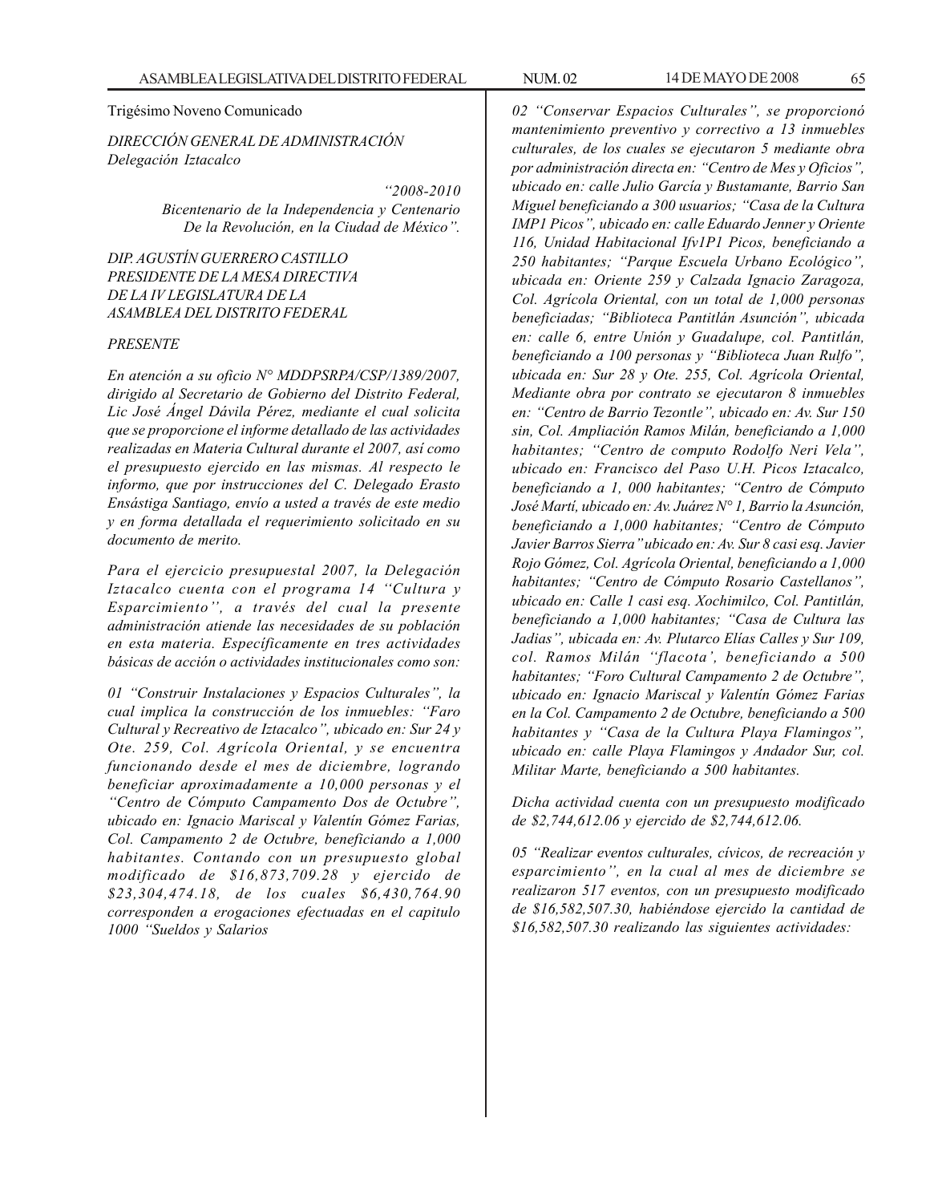Trigésimo Noveno Comunicado

*DIRECCIÓN GENERAL DE ADMINISTRACIÓN*
*Delegación Iztacalco*

*"2008-2010*
*Bicentenario de la Independencia y Centenario*
*De la Revolución, en la Ciudad de México".*

*DIP. AGUSTÍN GUERRERO CASTILLO*
*PRESIDENTE DE LA MESA DIRECTIVA*
*DE LA IV LEGISLATURA DE LA*
*ASAMBLEA DEL DISTRITO FEDERAL*

*PRESENTE*

*En atención a su oficio N° MDDPSRPA/CSP/1389/2007, dirigido al Secretario de Gobierno del Distrito Federal, Lic José Ángel Dávila Pérez, mediante el cual solicita que se proporcione el informe detallado de las actividades realizadas en Materia Cultural durante el 2007, así como el presupuesto ejercido en las mismas. Al respecto le informo, que por instrucciones del C. Delegado Erasto Ensástiga Santiago, envío a usted a través de este medio y en forma detallada el requerimiento solicitado en su documento de merito.*

*Para el ejercicio presupuestal 2007, la Delegación Iztacalco cuenta con el programa 14 "Cultura y Esparcimiento", a través del cual la presente administración atiende las necesidades de su población en esta materia. Especificamente en tres actividades básicas de acción o actividades institucionales como son:*

*01 "Construir Instalaciones y Espacios Culturales", la cual implica la construcción de los inmuebles: "Faro Cultural y Recreativo de Iztacalco", ubicado en: Sur 24 y Ote. 259, Col. Agrícola Oriental, y se encuentra funcionando desde el mes de diciembre, logrando beneficiar aproximadamente a 10,000 personas y el "Centro de Cómputo Campamento Dos de Octubre", ubicado en: Ignacio Mariscal y Valentín Gómez Farias, Col. Campamento 2 de Octubre, beneficiando a 1,000 habitantes. Contando con un presupuesto global modificado de $16,873,709.28 y ejercido de $23,304,474.18, de los cuales $6,430,764.90 corresponden a erogaciones efectuadas en el capitulo 1000 "Sueldos y Salarios*

*02 "Conservar Espacios Culturales", se proporcionó mantenimiento preventivo y correctivo a 13 inmuebles culturales, de los cuales se ejecutaron 5 mediante obra por administración directa en: "Centro de Mes y Oficios", ubicado en: calle Julio García y Bustamante, Barrio San Miguel beneficiando a 300 usuarios; "Casa de la Cultura IMP1 Picos", ubicado en: calle Eduardo Jenner y Oriente 116, Unidad Habitacional Ifv1P1 Picos, beneficiando a 250 habitantes; "Parque Escuela Urbano Ecológico", ubicada en: Oriente 259 y Calzada Ignacio Zaragoza, Col. Agrícola Oriental, con un total de 1,000 personas beneficiadas; "Biblioteca Pantitlán Asunción", ubicada en: calle 6, entre Unión y Guadalupe, col. Pantitlán, beneficiando a 100 personas y "Biblioteca Juan Rulfo", ubicada en: Sur 28 y Ote. 255, Col. Agrícola Oriental, Mediante obra por contrato se ejecutaron 8 inmuebles en: "Centro de Barrio Tezontle", ubicado en: Av. Sur 150 sin, Col. Ampliación Ramos Milán, beneficiando a 1,000 habitantes; "Centro de computo Rodolfo Neri Vela", ubicado en: Francisco del Paso U.H. Picos Iztacalco, beneficiando a 1, 000 habitantes; "Centro de Cómputo José Martí, ubicado en: Av. Juárez N° 1, Barrio la Asunción, beneficiando a 1,000 habitantes; "Centro de Cómputo Javier Barros Sierra" ubicado en: Av. Sur 8 casi esq. Javier Rojo Gómez, Col. Agrícola Oriental, beneficiando a 1,000 habitantes; "Centro de Cómputo Rosario Castellanos", ubicado en: Calle 1 casi esq. Xochimilco, Col. Pantitlán, beneficiando a 1,000 habitantes; "Casa de Cultura las Jadias", ubicada en: Av. Plutarco Elías Calles y Sur 109, col. Ramos Milán "flacota', beneficiando a 500 habitantes; "Foro Cultural Campamento 2 de Octubre", ubicado en: Ignacio Mariscal y Valentín Gómez Farias en la Col. Campamento 2 de Octubre, beneficiando a 500 habitantes y "Casa de la Cultura Playa Flamingos", ubicado en: calle Playa Flamingos y Andador Sur, col. Militar Marte, beneficiando a 500 habitantes.*

*Dicha actividad cuenta con un presupuesto modificado de $2,744,612.06 y ejercido de $2,744,612.06.*

*05 "Realizar eventos culturales, cívicos, de recreación y esparcimiento", en la cual al mes de diciembre se realizaron 517 eventos, con un presupuesto modificado de $16,582,507.30, habiéndose ejercido la cantidad de $16,582,507.30 realizando las siguientes actividades:*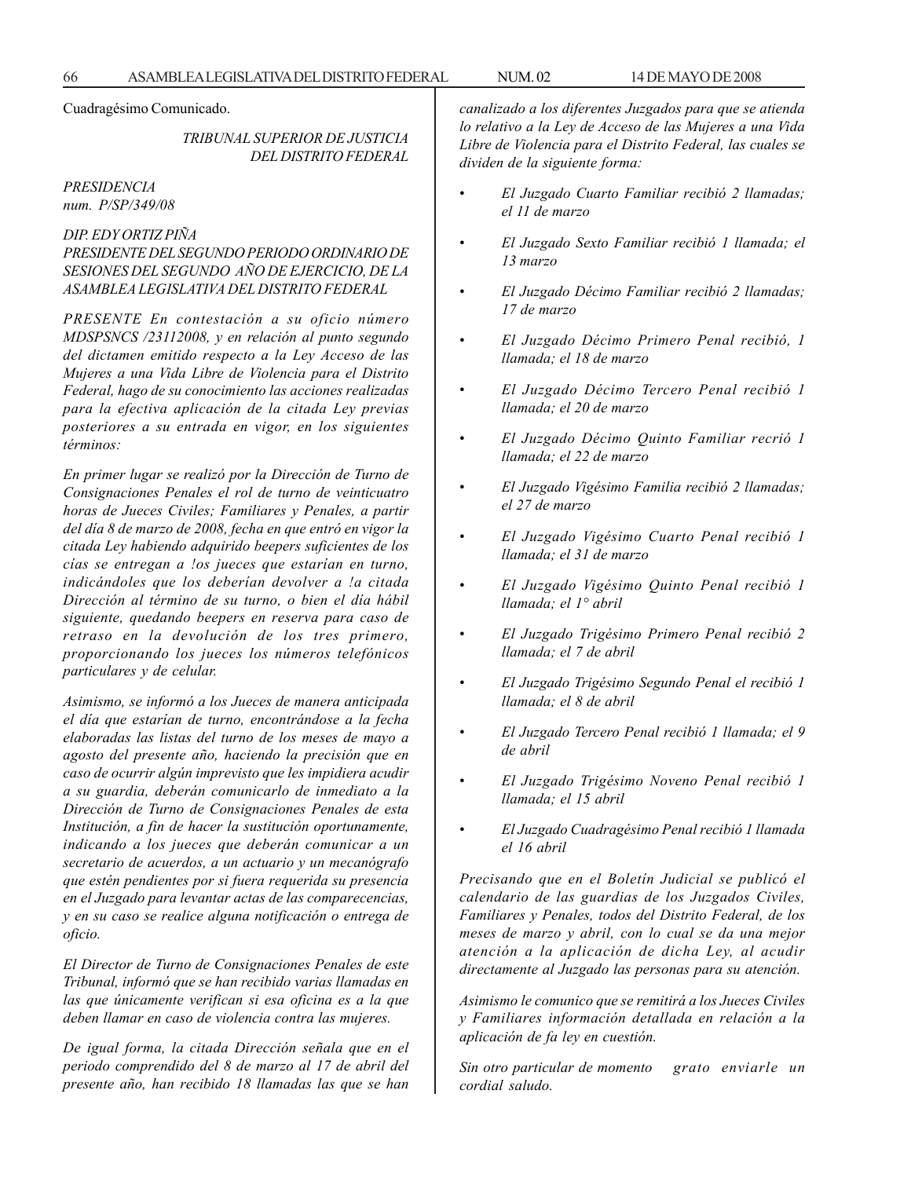Cuadragésimo Comunicado.

*TRIBUNAL SUPERIOR DE JUSTICIA DEL DISTRITO FEDERAL*

*PRESIDENCIA*
*num. P/SP/349/08*

*DIP. EDY ORTIZ PIÑA*
*PRESIDENTE DEL SEGUNDO PERIODO ORDINARIO DE SESIONES DEL SEGUNDO AÑO DE EJERCICIO, DE LA ASAMBLEA LEGISLATIVA DEL DISTRITO FEDERAL*

*PRESENTE En contestación a su oficio número MDSPSNCS /23112008, y en relación al punto segundo del dictamen emitido respecto a la Ley Acceso de las Mujeres a una Vida Libre de Violencia para el Distrito Federal, hago de su conocimiento las acciones realizadas para la efectiva aplicación de la citada Ley previas posteriores a su entrada en vigor, en los siguientes términos:*

*En primer lugar se realizó por la Dirección de Turno de Consignaciones Penales el rol de turno de veinticuatro horas de Jueces Civiles; Familiares y Penales, a partir del día 8 de marzo de 2008, fecha en que entró en vigor la citada Ley habiendo adquirido beepers suficientes de los cías se entregan a !os jueces que estarían en turno, indicándoles que los deberían devolver a !a citada Dirección al término de su turno, o bien el día hábil siguiente, quedando beepers en reserva para caso de retraso en la devolución de los tres primero, proporcionando los jueces los números telefónicos particulares y de celular.*

*Asimismo, se informó a los Jueces de manera anticipada el día que estarían de turno, encontrándose a la fecha elaboradas las listas del turno de los meses de mayo a agosto del presente año, haciendo la precisión que en caso de ocurrir algún imprevisto que les impidiera acudir a su guardia, deberán comunicarlo de inmediato a la Dirección de Turno de Consignaciones Penales de esta Institución, a fin de hacer la sustitución oportunamente, indicando a los jueces que deberán comunicar a un secretario de acuerdos, a un actuario y un mecanógrafo que estén pendientes por si fuera requerida su presencia en el Juzgado para levantar actas de las comparecencias, y en su caso se realice alguna notificación o entrega de oficio.*

*El Director de Turno de Consignaciones Penales de este Tribunal, informó que se han recibido varias llamadas en las que únicamente verifican si esa oficina es a la que deben llamar en caso de violencia contra las mujeres.*

*De igual forma, la citada Dirección señala que en el periodo comprendido del 8 de marzo al 17 de abril del presente año, han recibido 18 llamadas las que se han canalizado a los diferentes Juzgados para que se atienda lo relativo a la Ley de Acceso de las Mujeres a una Vida Libre de Violencia para el Distrito Federal, las cuales se dividen de la siguiente forma:*

- *El Juzgado Cuarto Familiar recibió 2 llamadas; el 11 de marzo*
- *El Juzgado Sexto Familiar recibió 1 llamada; el 13 marzo*
- *El Juzgado Décimo Familiar recibió 2 llamadas; 17 de marzo*
- *El Juzgado Décimo Primero Penal recibió, 1 llamada; el 18 de marzo*
- *El Juzgado Décimo Tercero Penal recibió 1 llamada; el 20 de marzo*
- *El Juzgado Décimo Quinto Familiar recrió 1 llamada; el 22 de marzo*
- *El Juzgado Vigésimo Familia recibió 2 llamadas; el 27 de marzo*
- *El Juzgado Vigésimo Cuarto Penal recibió 1 llamada; el 31 de marzo*
- *El Juzgado Vigésimo Quinto Penal recibió 1 llamada; el 1° abril*
- *El Juzgado Trigésimo Primero Penal recibió 2 llamada; el 7 de abril*
- *El Juzgado Trigésimo Segundo Penal el recibió 1 llamada; el 8 de abril*
- *El Juzgado Tercero Penal recibió 1 llamada; el 9 de abril*
- *El Juzgado Trigésimo Noveno Penal recibió 1 llamada; el 15 abril*
- *El Juzgado Cuadragésimo Penal recibió 1 llamada el 16 abril*

*Precisando que en el Boletín Judicial se publicó el calendario de las guardias de los Juzgados Civiles, Familiares y Penales, todos del Distrito Federal, de los meses de marzo y abril, con lo cual se da una mejor atención a la aplicación de dicha Ley, al acudir directamente al Juzgado las personas para su atención.*

*Asimismo le comunico que se remitirá a los Jueces Civiles y Familiares información detallada en relación a la aplicación de fa ley en cuestión.*

*Sin otro particular de momento grato enviarle un cordial saludo.*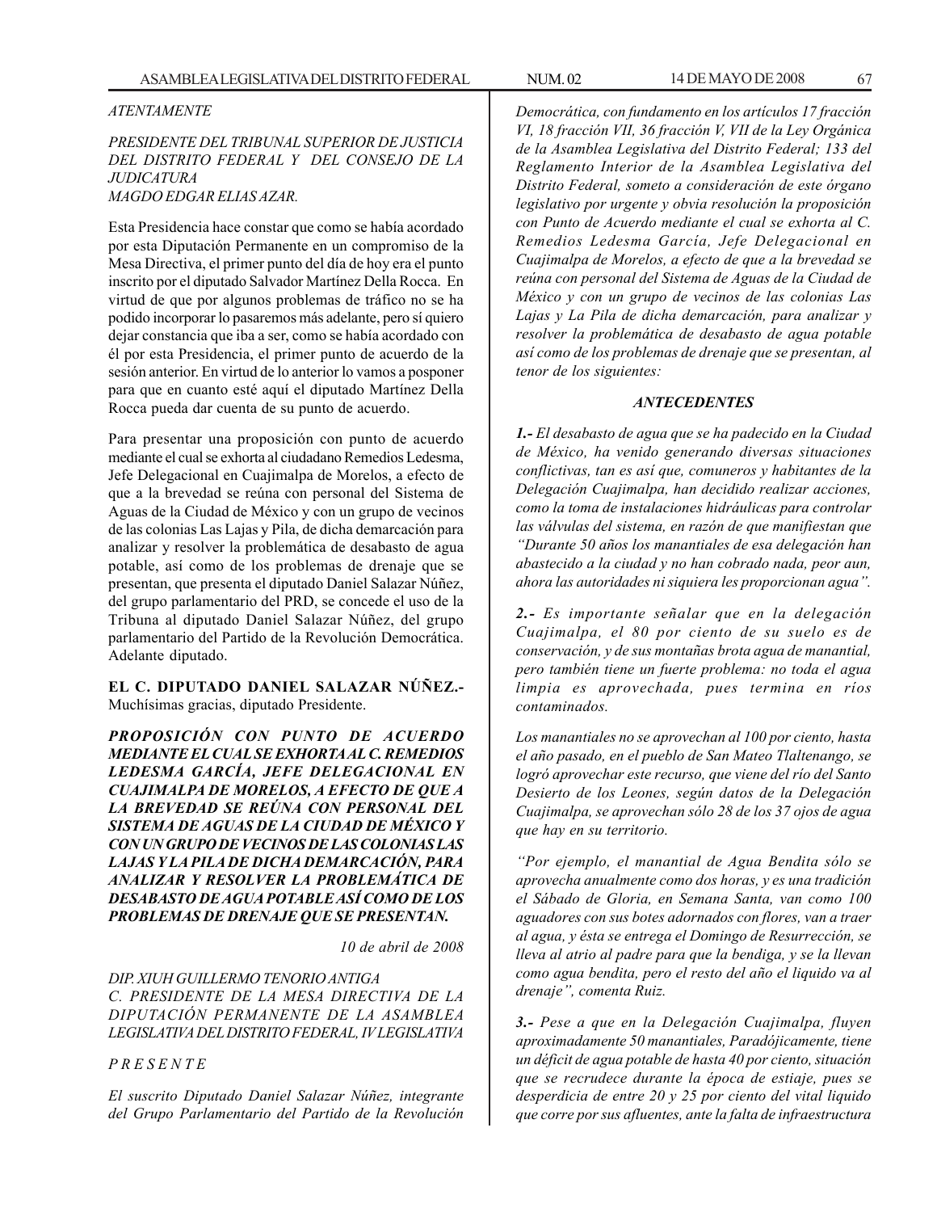*ATENTAMENTE*

*PRESIDENTE DEL TRIBUNAL SUPERIOR DE JUSTICIA DEL DISTRITO FEDERAL Y DEL CONSEJO DE LA JUDICATURA*
*MAGDO EDGAR ELIAS AZAR.*

Esta Presidencia hace constar que como se había acordado por esta Diputación Permanente en un compromiso de la Mesa Directiva, el primer punto del día de hoy era el punto inscrito por el diputado Salvador Martínez Della Rocca. En virtud de que por algunos problemas de tráfico no se ha podido incorporar lo pasaremos más adelante, pero sí quiero dejar constancia que iba a ser, como se había acordado con él por esta Presidencia, el primer punto de acuerdo de la sesión anterior. En virtud de lo anterior lo vamos a posponer para que en cuanto esté aquí el diputado Martínez Della Rocca pueda dar cuenta de su punto de acuerdo.

Para presentar una proposición con punto de acuerdo mediante el cual se exhorta al ciudadano Remedios Ledesma, Jefe Delegacional en Cuajimalpa de Morelos, a efecto de que a la brevedad se reúna con personal del Sistema de Aguas de la Ciudad de México y con un grupo de vecinos de las colonias Las Lajas y Pila, de dicha demarcación para analizar y resolver la problemática de desabasto de agua potable, así como de los problemas de drenaje que se presentan, que presenta el diputado Daniel Salazar Núñez, del grupo parlamentario del PRD, se concede el uso de la Tribuna al diputado Daniel Salazar Núñez, del grupo parlamentario del Partido de la Revolución Democrática. Adelante diputado.

**EL C. DIPUTADO DANIEL SALAZAR NÚÑEZ.-** Muchísimas gracias, diputado Presidente.

***PROPOSICIÓN CON PUNTO DE ACUERDO MEDIANTE EL CUAL SE EXHORTA AL C. REMEDIOS LEDESMA GARCÍA, JEFE DELEGACIONAL EN CUAJIMALPA DE MORELOS, A EFECTO DE QUE A LA BREVEDAD SE REÚNA CON PERSONAL DEL SISTEMA DE AGUAS DE LA CIUDAD DE MÉXICO Y CON UN GRUPO DE VECINOS DE LAS COLONIAS LAS LAJAS Y LA PILA DE DICHA DEMARCACIÓN, PARA ANALIZAR Y RESOLVER LA PROBLEMÁTICA DE DESABASTO DE AGUA POTABLE ASÍ COMO DE LOS PROBLEMAS DE DRENAJE QUE SE PRESENTAN.***

*10 de abril de 2008*

*DIP. XIUH GUILLERMO TENORIO ANTIGA*
*C. PRESIDENTE DE LA MESA DIRECTIVA DE LA DIPUTACIÓN PERMANENTE DE LA ASAMBLEA LEGISLATIVA DEL DISTRITO FEDERAL, IV LEGISLATIVA*

*P R E S E N T E*

*El suscrito Diputado Daniel Salazar Núñez, integrante del Grupo Parlamentario del Partido de la Revolución Democrática, con fundamento en los artículos 17 fracción VI, 18 fracción VII, 36 fracción V, VII de la Ley Orgánica de la Asamblea Legislativa del Distrito Federal; 133 del Reglamento Interior de la Asamblea Legislativa del Distrito Federal, someto a consideración de este órgano legislativo por urgente y obvia resolución la proposición con Punto de Acuerdo mediante el cual se exhorta al C. Remedios Ledesma García, Jefe Delegacional en Cuajimalpa de Morelos, a efecto de que a la brevedad se reúna con personal del Sistema de Aguas de la Ciudad de México y con un grupo de vecinos de las colonias Las Lajas y La Pila de dicha demarcación, para analizar y resolver la problemática de desabasto de agua potable así como de los problemas de drenaje que se presentan, al tenor de los siguientes:*

***ANTECEDENTES***

***1.-*** *El desabasto de agua que se ha padecido en la Ciudad de México, ha venido generando diversas situaciones conflictivas, tan es así que, comuneros y habitantes de la Delegación Cuajimalpa, han decidido realizar acciones, como la toma de instalaciones hidráulicas para controlar las válvulas del sistema, en razón de que manifiestan que "Durante 50 años los manantiales de esa delegación han abastecido a la ciudad y no han cobrado nada, peor aun, ahora las autoridades ni siquiera les proporcionan agua".*

***2.-*** *Es importante señalar que en la delegación Cuajimalpa, el 80 por ciento de su suelo es de conservación, y de sus montañas brota agua de manantial, pero también tiene un fuerte problema: no toda el agua limpia es aprovechada, pues termina en ríos contaminados.*

*Los manantiales no se aprovechan al 100 por ciento, hasta el año pasado, en el pueblo de San Mateo Tlaltenango, se logró aprovechar este recurso, que viene del río del Santo Desierto de los Leones, según datos de la Delegación Cuajimalpa, se aprovechan sólo 28 de los 37 ojos de agua que hay en su territorio.*

*"Por ejemplo, el manantial de Agua Bendita sólo se aprovecha anualmente como dos horas, y es una tradición el Sábado de Gloria, en Semana Santa, van como 100 aguadores con sus botes adornados con flores, van a traer al agua, y ésta se entrega el Domingo de Resurrección, se lleva al atrio al padre para que la bendiga, y se la llevan como agua bendita, pero el resto del año el liquido va al drenaje", comenta Ruiz.*

***3.-*** *Pese a que en la Delegación Cuajimalpa, fluyen aproximadamente 50 manantiales, Paradójicamente, tiene un déficit de agua potable de hasta 40 por ciento, situación que se recrudece durante la época de estiaje, pues se desperdicia de entre 20 y 25 por ciento del vital liquido que corre por sus afluentes, ante la falta de infraestructura*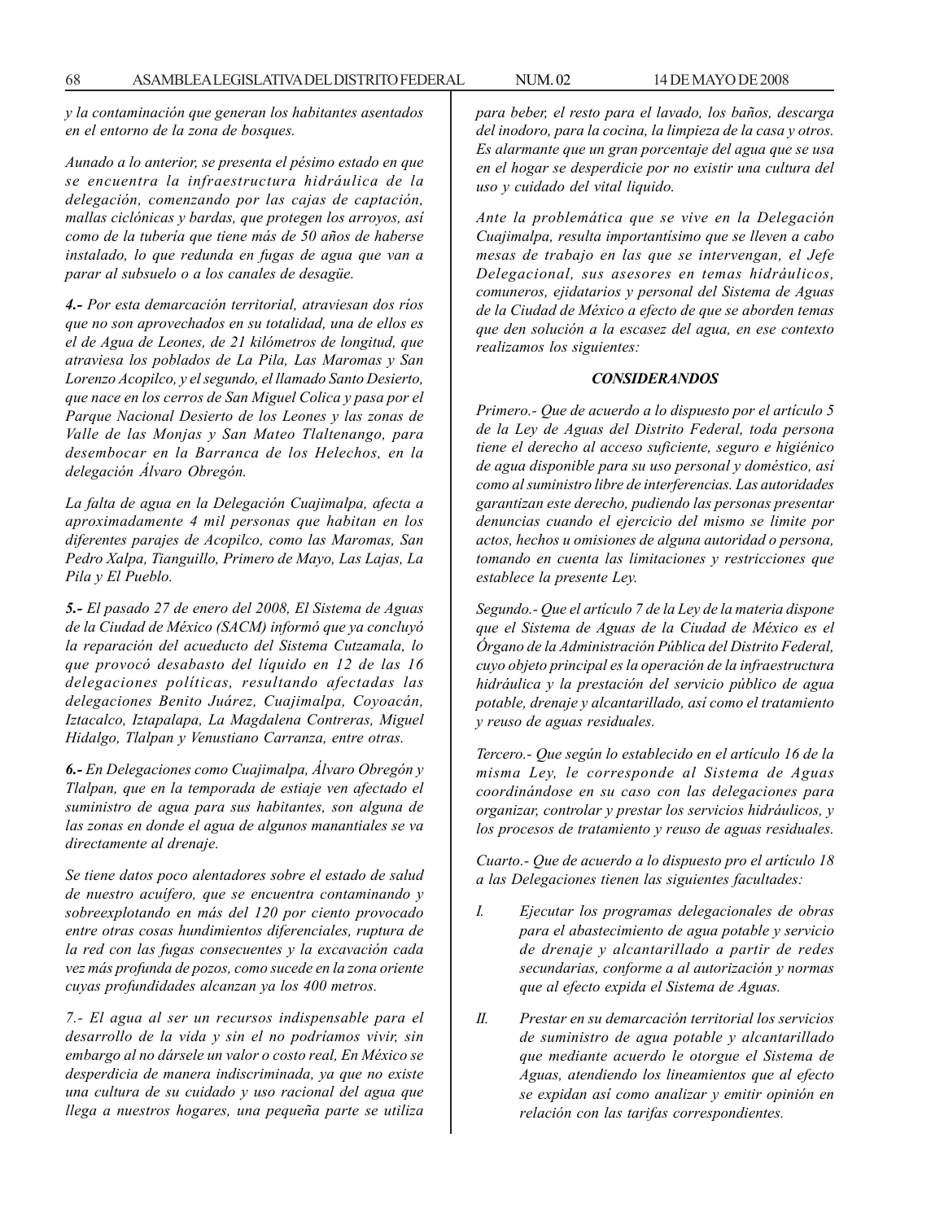*y la contaminación que generan los habitantes asentados en el entorno de la zona de bosques.*

*Aunado a lo anterior, se presenta el pésimo estado en que se encuentra la infraestructura hidráulica de la delegación, comenzando por las cajas de captación, mallas ciclónicas y bardas, que protegen los arroyos, así como de la tubería que tiene más de 50 años de haberse instalado, lo que redunda en fugas de agua que van a parar al subsuelo o a los canales de desagüe.*

***4.-** Por esta demarcación territorial, atraviesan dos ríos que no son aprovechados en su totalidad, una de ellos es el de Agua de Leones, de 21 kilómetros de longitud, que atraviesa los poblados de La Pila, Las Maromas y San Lorenzo Acopilco, y el segundo, el llamado Santo Desierto, que nace en los cerros de San Miguel Colica y pasa por el Parque Nacional Desierto de los Leones y las zonas de Valle de las Monjas y San Mateo Tlaltenango, para desembocar en la Barranca de los Helechos, en la delegación Álvaro Obregón.*

*La falta de agua en la Delegación Cuajimalpa, afecta a aproximadamente 4 mil personas que habitan en los diferentes parajes de Acopilco, como las Maromas, San Pedro Xalpa, Tianguillo, Primero de Mayo, Las Lajas, La Pila y El Pueblo.*

***5.-** El pasado 27 de enero del 2008, El Sistema de Aguas de la Ciudad de México (SACM) informó que ya concluyó la reparación del acueducto del Sistema Cutzamala, lo que provocó desabasto del líquido en 12 de las 16 delegaciones políticas, resultando afectadas las delegaciones Benito Juárez, Cuajimalpa, Coyoacán, Iztacalco, Iztapalapa, La Magdalena Contreras, Miguel Hidalgo, Tlalpan y Venustiano Carranza, entre otras.*

***6.-** En Delegaciones como Cuajimalpa, Álvaro Obregón y Tlalpan, que en la temporada de estiaje ven afectado el suministro de agua para sus habitantes, son alguna de las zonas en donde el agua de algunos manantiales se va directamente al drenaje.*

*Se tiene datos poco alentadores sobre el estado de salud de nuestro acuífero, que se encuentra contaminando y sobreexplotando en más del 120 por ciento provocado entre otras cosas hundimientos diferenciales, ruptura de la red con las fugas consecuentes y la excavación cada vez más profunda de pozos, como sucede en la zona oriente cuyas profundidades alcanzan ya los 400 metros.*

*7.- El agua al ser un recursos indispensable para el desarrollo de la vida y sin el no podríamos vivir, sin embargo al no dársele un valor o costo real, En México se desperdicia de manera indiscriminada, ya que no existe una cultura de su cuidado y uso racional del agua que llega a nuestros hogares, una pequeña parte se utiliza para beber, el resto para el lavado, los baños, descarga del inodoro, para la cocina, la limpieza de la casa y otros. Es alarmante que un gran porcentaje del agua que se usa en el hogar se desperdicie por no existir una cultura del uso y cuidado del vital liquido.*

*Ante la problemática que se vive en la Delegación Cuajimalpa, resulta importantísimo que se lleven a cabo mesas de trabajo en las que se intervengan, el Jefe Delegacional, sus asesores en temas hidráulicos, comuneros, ejidatarios y personal del Sistema de Aguas de la Ciudad de México a efecto de que se aborden temas que den solución a la escasez del agua, en ese contexto realizamos los siguientes:*

### ***CONSIDERANDOS***

*Primero.- Que de acuerdo a lo dispuesto por el artículo 5 de la Ley de Aguas del Distrito Federal, toda persona tiene el derecho al acceso suficiente, seguro e higiénico de agua disponible para su uso personal y doméstico, así como al suministro libre de interferencias. Las autoridades garantizan este derecho, pudiendo las personas presentar denuncias cuando el ejercicio del mismo se limite por actos, hechos u omisiones de alguna autoridad o persona, tomando en cuenta las limitaciones y restricciones que establece la presente Ley.*

*Segundo.- Que el artículo 7 de la Ley de la materia dispone que el Sistema de Aguas de la Ciudad de México es el Órgano de la Administración Pública del Distrito Federal, cuyo objeto principal es la operación de la infraestructura hidráulica y la prestación del servicio público de agua potable, drenaje y alcantarillado, así como el tratamiento y reuso de aguas residuales.*

*Tercero.- Que según lo establecido en el artículo 16 de la misma Ley, le corresponde al Sistema de Aguas coordinándose en su caso con las delegaciones para organizar, controlar y prestar los servicios hidráulicos, y los procesos de tratamiento y reuso de aguas residuales.*

*Cuarto.- Que de acuerdo a lo dispuesto pro el artículo 18 a las Delegaciones tienen las siguientes facultades:*

*I. Ejecutar los programas delegacionales de obras para el abastecimiento de agua potable y servicio de drenaje y alcantarillado a partir de redes secundarias, conforme a al autorización y normas que al efecto expida el Sistema de Aguas.*

*II. Prestar en su demarcación territorial los servicios de suministro de agua potable y alcantarillado que mediante acuerdo le otorgue el Sistema de Aguas, atendiendo los lineamientos que al efecto se expidan así como analizar y emitir opinión en relación con las tarifas correspondientes.*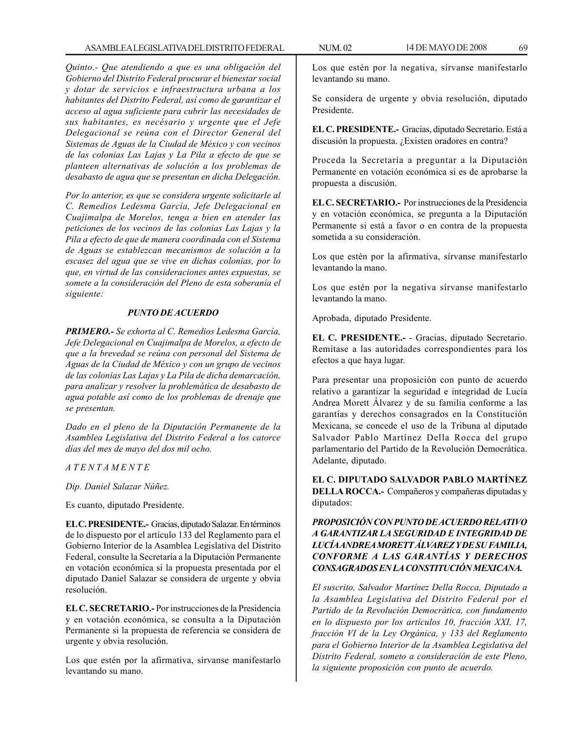*Quinto.- Que atendiendo a que es una obligación del Gobierno del Distrito Federal procurar el bienestar social y dotar de servicios e infraestructura urbana a los habitantes del Distrito Federal, así como de garantizar el acceso al agua suficiente para cubrir las necesidades de sus habitantes, es necésario y urgente que el Jefe Delegacional se reúna con el Director General del Sistemas de Aguas de la Ciudad de México y con vecinos de las colonias Las Lajas y La Pila a efecto de que se planteen alternativas de solución a los problemas de desabasto de agua que se presentan en dicha Delegación.*

*Por lo anterior, es que se considera urgente solicitarle al C. Remedios Ledesma García, Jefe Delegacional en Cuajimalpa de Morelos, tenga a bien en atender las peticiones de los vecinos de las colonias Las Lajas y la Pila a efecto de que de manera coordinada con el Sistema de Aguas se establezcan mecanismos de solución a la escasez del agua que se vive en dichas colonias, por lo que, en virtud de las consideraciones antes expuestas, se somete a la consideración del Pleno de esta soberanía el siguiente:*

***PUNTO DE ACUERDO***

***PRIMERO.-** Se exhorta al C. Remedios Ledesma García, Jefe Delegacional en Cuajimalpa de Morelos, a efecto de que a la brevedad se reúna con personal del Sistema de Aguas de la Ciudad de México y con un grupo de vecinos de las colonias Las Lajas y La Pila de dicha demarcación, para analizar y resolver la problemática de desabasto de agua potable así como de los problemas de drenaje que se presentan.*

*Dado en el pleno de la Diputación Permanente de la Asamblea Legislativa del Distrito Federal a los catorce días del mes de mayo del dos mil ocho.*

*A T E N T A M E N T E*

*Dip. Daniel Salazar Núñez.*

Es cuanto, diputado Presidente.

**EL C. PRESIDENTE.-** Gracias, diputado Salazar. En términos de lo dispuesto por el artículo 133 del Reglamento para el Gobierno Interior de la Asamblea Legislativa del Distrito Federal, consulte la Secretaría a la Diputación Permanente en votación económica si la propuesta presentada por el diputado Daniel Salazar se considera de urgente y obvia resolución.

**EL C. SECRETARIO.-** Por instrucciones de la Presidencia y en votación económica, se consulta a la Diputación Permanente si la propuesta de referencia se considera de urgente y obvia resolución.

Los que estén por la afirmativa, sírvanse manifestarlo levantando su mano.

Los que estén por la negativa, sírvanse manifestarlo levantando su mano.

Se considera de urgente y obvia resolución, diputado Presidente.

**EL C. PRESIDENTE.-** Gracias, diputado Secretario. Está a discusión la propuesta. ¿Existen oradores en contra?

Proceda la Secretaría a preguntar a la Diputación Permanente en votación económica si es de aprobarse la propuesta a discusión.

**EL C. SECRETARIO.-** Por instrucciones de la Presidencia y en votación económica, se pregunta a la Diputación Permanente si está a favor o en contra de la propuesta sometida a su consideración.

Los que estén por la afirmativa, sírvanse manifestarlo levantando la mano.

Los que estén por la negativa sírvanse manifestarlo levantando la mano.

Aprobada, diputado Presidente.

**EL C. PRESIDENTE.-** - Gracias, diputado Secretario. Remítase a las autoridades correspondientes para los efectos a que haya lugar.

Para presentar una proposición con punto de acuerdo relativo a garantizar la seguridad e integridad de Lucía Andrea Morett Álvarez y de su familia conforme a las garantías y derechos consagrados en la Constitución Mexicana, se concede el uso de la Tribuna al diputado Salvador Pablo Martínez Della Rocca del grupo parlamentario del Partido de la Revolución Democrática. Adelante, diputado.

**EL C. DIPUTADO SALVADOR PABLO MARTÍNEZ DELLA ROCCA.-** Compañeros y compañeras diputadas y diputados:

***PROPOSICIÓN CON PUNTO DE ACUERDO RELATIVO A GARANTIZAR LA SEGURIDAD E INTEGRIDAD DE LUCÍA ANDREA MORETT ÁLVAREZ Y DE SU FAMILIA, CONFORME A LAS GARANTÍAS Y DERECHOS CONSAGRADOS EN LA CONSTITUCIÓN MEXICANA.***

*El suscrito, Salvador Martínez Della Rocca, Diputado a la Asamblea Legislativa del Distrito Federal por el Partido de la Revolución Democrática, con fundamento en lo dispuesto por los artículos 10, fracción XXI, 17, fracción VI de la Ley Orgánica, y 133 del Reglamento para el Gobierno Interior de la Asamblea Legislativa del Distrito Federal, someto a consideración de este Pleno, la siguiente proposición con punto de acuerdo.*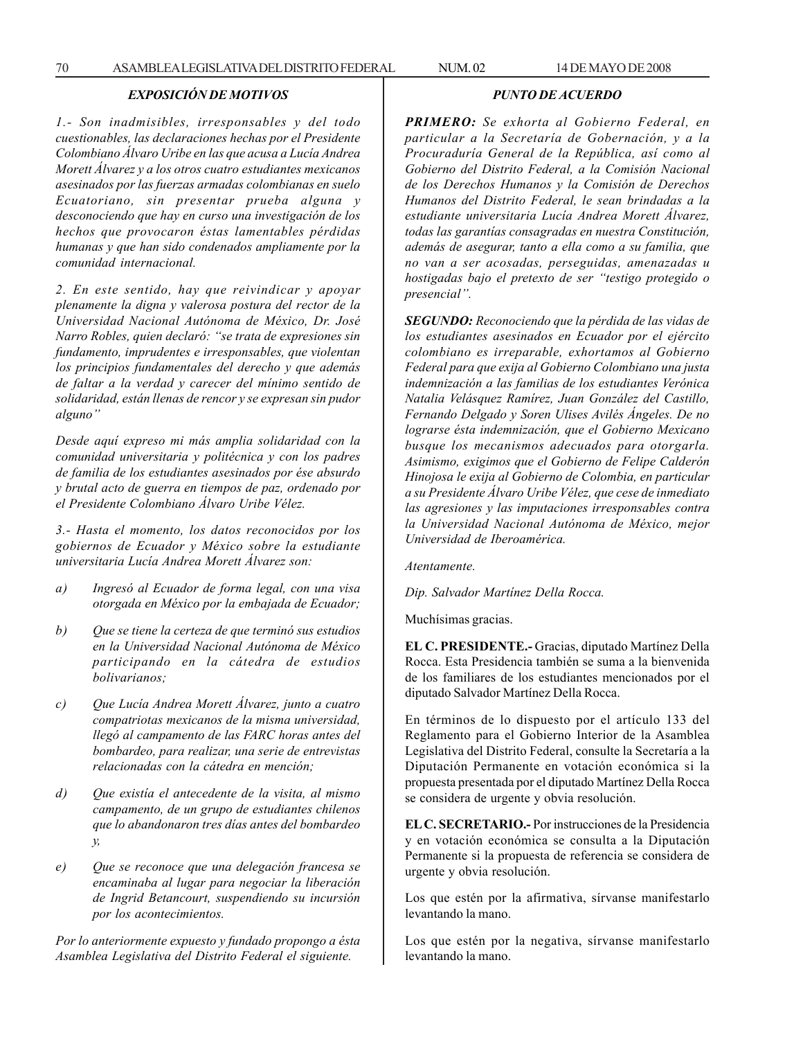### *EXPOSICIÓN DE MOTIVOS*

*1.- Son inadmisibles, irresponsables y del todo cuestionables, las declaraciones hechas por el Presidente Colombiano Álvaro Uribe en las que acusa a Lucía Andrea Morett Álvarez y a los otros cuatro estudiantes mexicanos asesinados por las fuerzas armadas colombianas en suelo Ecuatoriano, sin presentar prueba alguna y desconociendo que hay en curso una investigación de los hechos que provocaron éstas lamentables pérdidas humanas y que han sido condenados ampliamente por la comunidad internacional.*

*2. En este sentido, hay que reivindicar y apoyar plenamente la digna y valerosa postura del rector de la Universidad Nacional Autónoma de México, Dr. José Narro Robles, quien declaró: "se trata de expresiones sin fundamento, imprudentes e irresponsables, que violentan los principios fundamentales del derecho y que además de faltar a la verdad y carecer del mínimo sentido de solidaridad, están llenas de rencor y se expresan sin pudor alguno"*

*Desde aquí expreso mi más amplia solidaridad con la comunidad universitaria y politécnica y con los padres de familia de los estudiantes asesinados por ése absurdo y brutal acto de guerra en tiempos de paz, ordenado por el Presidente Colombiano Álvaro Uribe Vélez.*

*3.- Hasta el momento, los datos reconocidos por los gobiernos de Ecuador y México sobre la estudiante universitaria Lucía Andrea Morett Álvarez son:*

*a) Ingresó al Ecuador de forma legal, con una visa otorgada en México por la embajada de Ecuador;*

*b) Que se tiene la certeza de que terminó sus estudios en la Universidad Nacional Autónoma de México participando en la cátedra de estudios bolivarianos;*

*c) Que Lucía Andrea Morett Álvarez, junto a cuatro compatriotas mexicanos de la misma universidad, llegó al campamento de las FARC horas antes del bombardeo, para realizar, una serie de entrevistas relacionadas con la cátedra en mención;*

*d) Que existía el antecedente de la visita, al mismo campamento, de un grupo de estudiantes chilenos que lo abandonaron tres días antes del bombardeo y,*

*e) Que se reconoce que una delegación francesa se encaminaba al lugar para negociar la liberación de Ingrid Betancourt, suspendiendo su incursión por los acontecimientos.*

*Por lo anteriormente expuesto y fundado propongo a ésta Asamblea Legislativa del Distrito Federal el siguiente.*

### *PUNTO DE ACUERDO*

***PRIMERO:*** *Se exhorta al Gobierno Federal, en particular a la Secretaría de Gobernación, y a la Procuraduría General de la República, así como al Gobierno del Distrito Federal, a la Comisión Nacional de los Derechos Humanos y la Comisión de Derechos Humanos del Distrito Federal, le sean brindadas a la estudiante universitaria Lucía Andrea Morett Álvarez, todas las garantías consagradas en nuestra Constitución, además de asegurar, tanto a ella como a su familia, que no van a ser acosadas, perseguidas, amenazadas u hostigadas bajo el pretexto de ser "testigo protegido o presencial".*

***SEGUNDO:*** *Reconociendo que la pérdida de las vidas de los estudiantes asesinados en Ecuador por el ejército colombiano es irreparable, exhortamos al Gobierno Federal para que exija al Gobierno Colombiano una justa indemnización a las familias de los estudiantes Verónica Natalia Velásquez Ramírez, Juan González del Castillo, Fernando Delgado y Soren Ulises Avilés Ángeles. De no lograrse ésta indemnización, que el Gobierno Mexicano busque los mecanismos adecuados para otorgarla. Asimismo, exigimos que el Gobierno de Felipe Calderón Hinojosa le exija al Gobierno de Colombia, en particular a su Presidente Álvaro Uribe Vélez, que cese de inmediato las agresiones y las imputaciones irresponsables contra la Universidad Nacional Autónoma de México, mejor Universidad de Iberoamérica.*

*Atentamente.*

*Dip. Salvador Martínez Della Rocca.*

Muchísimas gracias.

**EL C. PRESIDENTE.-** Gracias, diputado Martínez Della Rocca. Esta Presidencia también se suma a la bienvenida de los familiares de los estudiantes mencionados por el diputado Salvador Martínez Della Rocca.

En términos de lo dispuesto por el artículo 133 del Reglamento para el Gobierno Interior de la Asamblea Legislativa del Distrito Federal, consulte la Secretaría a la Diputación Permanente en votación económica si la propuesta presentada por el diputado Martínez Della Rocca se considera de urgente y obvia resolución.

**EL C. SECRETARIO.-** Por instrucciones de la Presidencia y en votación económica se consulta a la Diputación Permanente si la propuesta de referencia se considera de urgente y obvia resolución.

Los que estén por la afirmativa, sírvanse manifestarlo levantando la mano.

Los que estén por la negativa, sírvanse manifestarlo levantando la mano.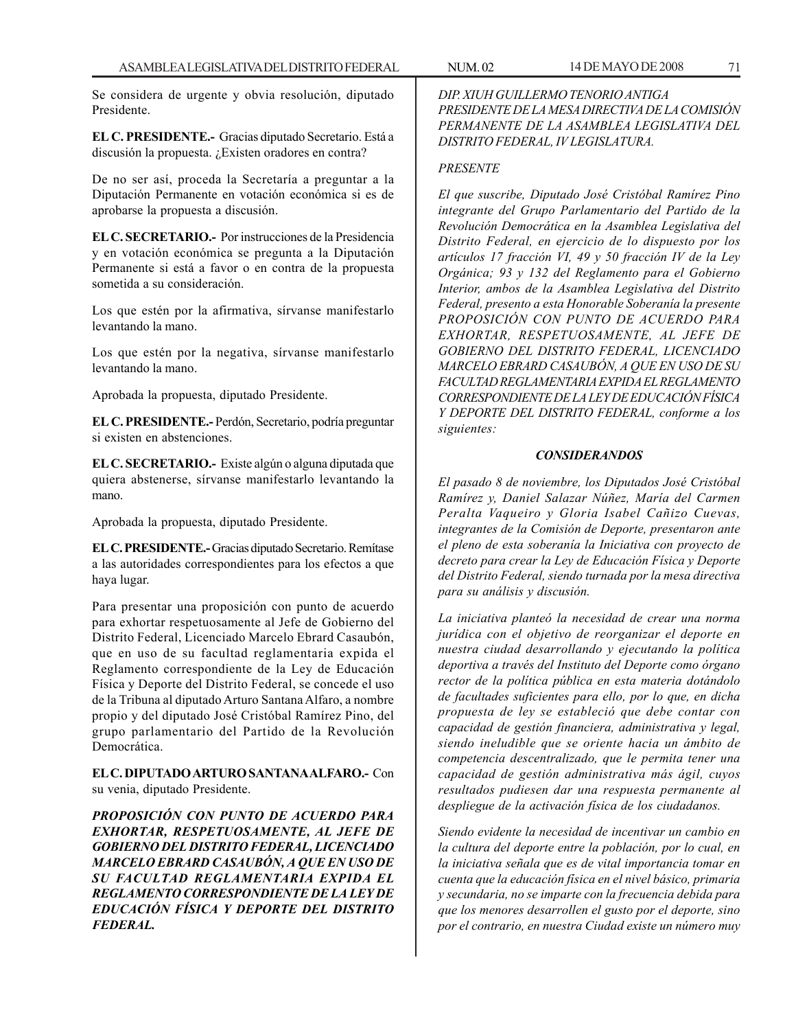Se considera de urgente y obvia resolución, diputado Presidente.

**EL C. PRESIDENTE.-** Gracias diputado Secretario. Está a discusión la propuesta. ¿Existen oradores en contra?

De no ser así, proceda la Secretaría a preguntar a la Diputación Permanente en votación económica si es de aprobarse la propuesta a discusión.

**EL C. SECRETARIO.-** Por instrucciones de la Presidencia y en votación económica se pregunta a la Diputación Permanente si está a favor o en contra de la propuesta sometida a su consideración.

Los que estén por la afirmativa, sírvanse manifestarlo levantando la mano.

Los que estén por la negativa, sírvanse manifestarlo levantando la mano.

Aprobada la propuesta, diputado Presidente.

**EL C. PRESIDENTE.-** Perdón, Secretario, podría preguntar si existen en abstenciones.

**EL C. SECRETARIO.-** Existe algún o alguna diputada que quiera abstenerse, sírvanse manifestarlo levantando la mano.

Aprobada la propuesta, diputado Presidente.

**EL C. PRESIDENTE.-** Gracias diputado Secretario. Remítase a las autoridades correspondientes para los efectos a que haya lugar.

Para presentar una proposición con punto de acuerdo para exhortar respetuosamente al Jefe de Gobierno del Distrito Federal, Licenciado Marcelo Ebrard Casaubón, que en uso de su facultad reglamentaria expida el Reglamento correspondiente de la Ley de Educación Física y Deporte del Distrito Federal, se concede el uso de la Tribuna al diputado Arturo Santana Alfaro, a nombre propio y del diputado José Cristóbal Ramírez Pino, del grupo parlamentario del Partido de la Revolución Democrática.

**EL C. DIPUTADO ARTURO SANTANA ALFARO.-** Con su venia, diputado Presidente.

***PROPOSICIÓN CON PUNTO DE ACUERDO PARA EXHORTAR, RESPETUOSAMENTE, AL JEFE DE GOBIERNO DEL DISTRITO FEDERAL, LICENCIADO MARCELO EBRARD CASAUBÓN, A QUE EN USO DE SU FACULTAD REGLAMENTARIA EXPIDA EL REGLAMENTO CORRESPONDIENTE DE LA LEY DE EDUCACIÓN FÍSICA Y DEPORTE DEL DISTRITO FEDERAL.***

*DIP. XIUH GUILLERMO TENORIO ANTIGA*
*PRESIDENTE DE LA MESA DIRECTIVA DE LA COMISIÓN PERMANENTE DE LA ASAMBLEA LEGISLATIVA DEL DISTRITO FEDERAL, IV LEGISLATURA.*

*PRESENTE*

*El que suscribe, Diputado José Cristóbal Ramírez Pino integrante del Grupo Parlamentario del Partido de la Revolución Democrática en la Asamblea Legislativa del Distrito Federal, en ejercicio de lo dispuesto por los artículos 17 fracción VI, 49 y 50 fracción IV de la Ley Orgánica; 93 y 132 del Reglamento para el Gobierno Interior, ambos de la Asamblea Legislativa del Distrito Federal, presento a esta Honorable Soberanía la presente PROPOSICIÓN CON PUNTO DE ACUERDO PARA EXHORTAR, RESPETUOSAMENTE, AL JEFE DE GOBIERNO DEL DISTRITO FEDERAL, LICENCIADO MARCELO EBRARD CASAUBÓN, A QUE EN USO DE SU FACULTAD REGLAMENTARIA EXPIDA EL REGLAMENTO CORRESPONDIENTE DE LA LEY DE EDUCACIÓN FÍSICA Y DEPORTE DEL DISTRITO FEDERAL, conforme a los siguientes:*

***CONSIDERANDOS***

*El pasado 8 de noviembre, los Diputados José Cristóbal Ramírez y, Daniel Salazar Núñez, María del Carmen Peralta Vaqueiro y Gloria Isabel Cañizo Cuevas, integrantes de la Comisión de Deporte, presentaron ante el pleno de esta soberanía la Iniciativa con proyecto de decreto para crear la Ley de Educación Física y Deporte del Distrito Federal, siendo turnada por la mesa directiva para su análisis y discusión.*

*La iniciativa planteó la necesidad de crear una norma jurídica con el objetivo de reorganizar el deporte en nuestra ciudad desarrollando y ejecutando la política deportiva a través del Instituto del Deporte como órgano rector de la política pública en esta materia dotándolo de facultades suficientes para ello, por lo que, en dicha propuesta de ley se estableció que debe contar con capacidad de gestión financiera, administrativa y legal, siendo ineludible que se oriente hacia un ámbito de competencia descentralizado, que le permita tener una capacidad de gestión administrativa más ágil, cuyos resultados pudiesen dar una respuesta permanente al despliegue de la activación física de los ciudadanos.*

*Siendo evidente la necesidad de incentivar un cambio en la cultura del deporte entre la población, por lo cual, en la iniciativa señala que es de vital importancia tomar en cuenta que la educación física en el nivel básico, primaria y secundaria, no se imparte con la frecuencia debida para que los menores desarrollen el gusto por el deporte, sino por el contrario, en nuestra Ciudad existe un número muy*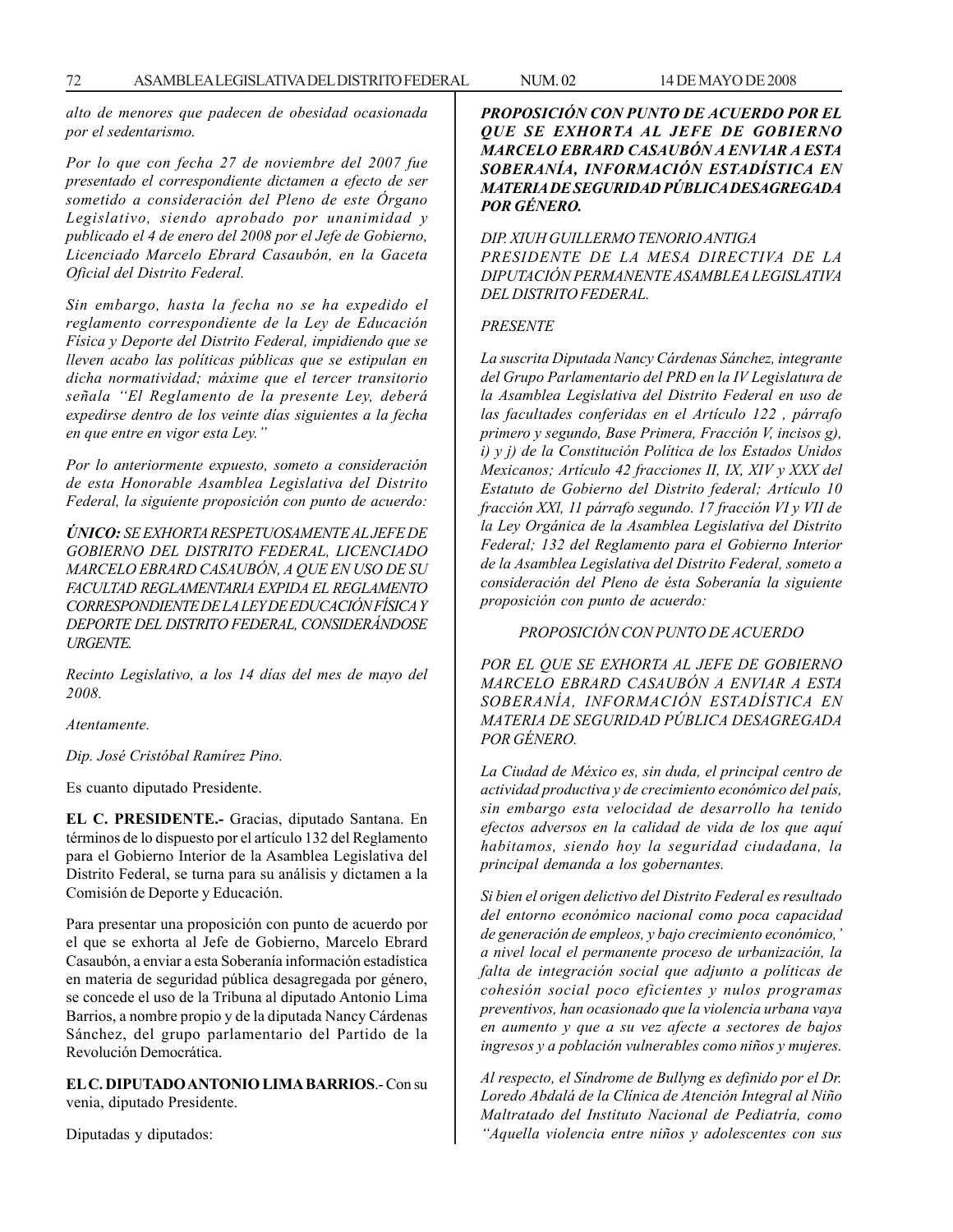*alto de menores que padecen de obesidad ocasionada por el sedentarismo.*

*Por lo que con fecha 27 de noviembre del 2007 fue presentado el correspondiente dictamen a efecto de ser sometido a consideración del Pleno de este Órgano Legislativo, siendo aprobado por unanimidad y publicado el 4 de enero del 2008 por el Jefe de Gobierno, Licenciado Marcelo Ebrard Casaubón, en la Gaceta Oficial del Distrito Federal.*

*Sin embargo, hasta la fecha no se ha expedido el reglamento correspondiente de la Ley de Educación Física y Deporte del Distrito Federal, impidiendo que se lleven acabo las políticas públicas que se estipulan en dicha normatividad; máxime que el tercer transitorio señala "El Reglamento de la presente Ley, deberá expedirse dentro de los veinte días siguientes a la fecha en que entre en vigor esta Ley."*

*Por lo anteriormente expuesto, someto a consideración de esta Honorable Asamblea Legislativa del Distrito Federal, la siguiente proposición con punto de acuerdo:*

***ÚNICO:*** *SE EXHORTA RESPETUOSAMENTE AL JEFE DE GOBIERNO DEL DISTRITO FEDERAL, LICENCIADO MARCELO EBRARD CASAUBÓN, A QUE EN USO DE SU FACULTAD REGLAMENTARIA EXPIDA EL REGLAMENTO CORRESPONDIENTE DE LA LEY DE EDUCACIÓN FÍSICA Y DEPORTE DEL DISTRITO FEDERAL, CONSIDERÁNDOSE URGENTE.*

*Recinto Legislativo, a los 14 días del mes de mayo del 2008.*

*Atentamente.*

*Dip. José Cristóbal Ramírez Pino.*

Es cuanto diputado Presidente.

**EL C. PRESIDENTE.-** Gracias, diputado Santana. En términos de lo dispuesto por el artículo 132 del Reglamento para el Gobierno Interior de la Asamblea Legislativa del Distrito Federal, se turna para su análisis y dictamen a la Comisión de Deporte y Educación.

Para presentar una proposición con punto de acuerdo por el que se exhorta al Jefe de Gobierno, Marcelo Ebrard Casaubón, a enviar a esta Soberanía información estadística en materia de seguridad pública desagregada por género, se concede el uso de la Tribuna al diputado Antonio Lima Barrios, a nombre propio y de la diputada Nancy Cárdenas Sánchez, del grupo parlamentario del Partido de la Revolución Democrática.

**EL C. DIPUTADO ANTONIO LIMA BARRIOS**.- Con su venia, diputado Presidente.

Diputadas y diputados:

***PROPOSICIÓN CON PUNTO DE ACUERDO POR EL QUE SE EXHORTA AL JEFE DE GOBIERNO MARCELO EBRARD CASAUBÓN A ENVIAR A ESTA SOBERANÍA, INFORMACIÓN ESTADÍSTICA EN MATERIA DE SEGURIDAD PÚBLICA DESAGREGADA POR GÉNERO.***

*DIP. XIUH GUILLERMO TENORIO ANTIGA*
*PRESIDENTE DE LA MESA DIRECTIVA DE LA DIPUTACIÓN PERMANENTE ASAMBLEA LEGISLATIVA DEL DISTRITO FEDERAL.*

*PRESENTE*

*La suscrita Diputada Nancy Cárdenas Sánchez, integrante del Grupo Parlamentario del PRD en la IV Legislatura de la Asamblea Legislativa del Distrito Federal en uso de las facultades conferidas en el Artículo 122 , párrafo primero y segundo, Base Primera, Fracción V, incisos g), i) y j) de la Constitución Política de los Estados Unidos Mexicanos; Artículo 42 fracciones II, IX, XIV y XXX del Estatuto de Gobierno del Distrito federal; Artículo 10 fracción XXI, 11 párrafo segundo. 17 fracción VI y VII de la Ley Orgánica de la Asamblea Legislativa del Distrito Federal; 132 del Reglamento para el Gobierno Interior de la Asamblea Legislativa del Distrito Federal, someto a consideración del Pleno de ésta Soberanía la siguiente proposición con punto de acuerdo:*

*PROPOSICIÓN CON PUNTO DE ACUERDO*

*POR EL QUE SE EXHORTA AL JEFE DE GOBIERNO MARCELO EBRARD CASAUBÓN A ENVIAR A ESTA SOBERANÍA, INFORMACIÓN ESTADÍSTICA EN MATERIA DE SEGURIDAD PÚBLICA DESAGREGADA POR GÉNERO.*

*La Ciudad de México es, sin duda, el principal centro de actividad productiva y de crecimiento económico del país, sin embargo esta velocidad de desarrollo ha tenido efectos adversos en la calidad de vida de los que aquí habitamos, siendo hoy la seguridad ciudadana, la principal demanda a los gobernantes.*

*Si bien el origen delictivo del Distrito Federal es resultado del entorno económico nacional como poca capacidad de generación de empleos, y bajo crecimiento económico,' a nivel local el permanente proceso de urbanización, la falta de integración social que adjunto a políticas de cohesión social poco eficientes y nulos programas preventivos, han ocasionado que la violencia urbana vaya en aumento y que a su vez afecte a sectores de bajos ingresos y a población vulnerables como niños y mujeres.*

*Al respecto, el Síndrome de Bullyng es definido por el Dr. Loredo Abdalá de la Clínica de Atención Integral al Niño Maltratado del Instituto Nacional de Pediatría, como "Aquella violencia entre niños y adolescentes con sus*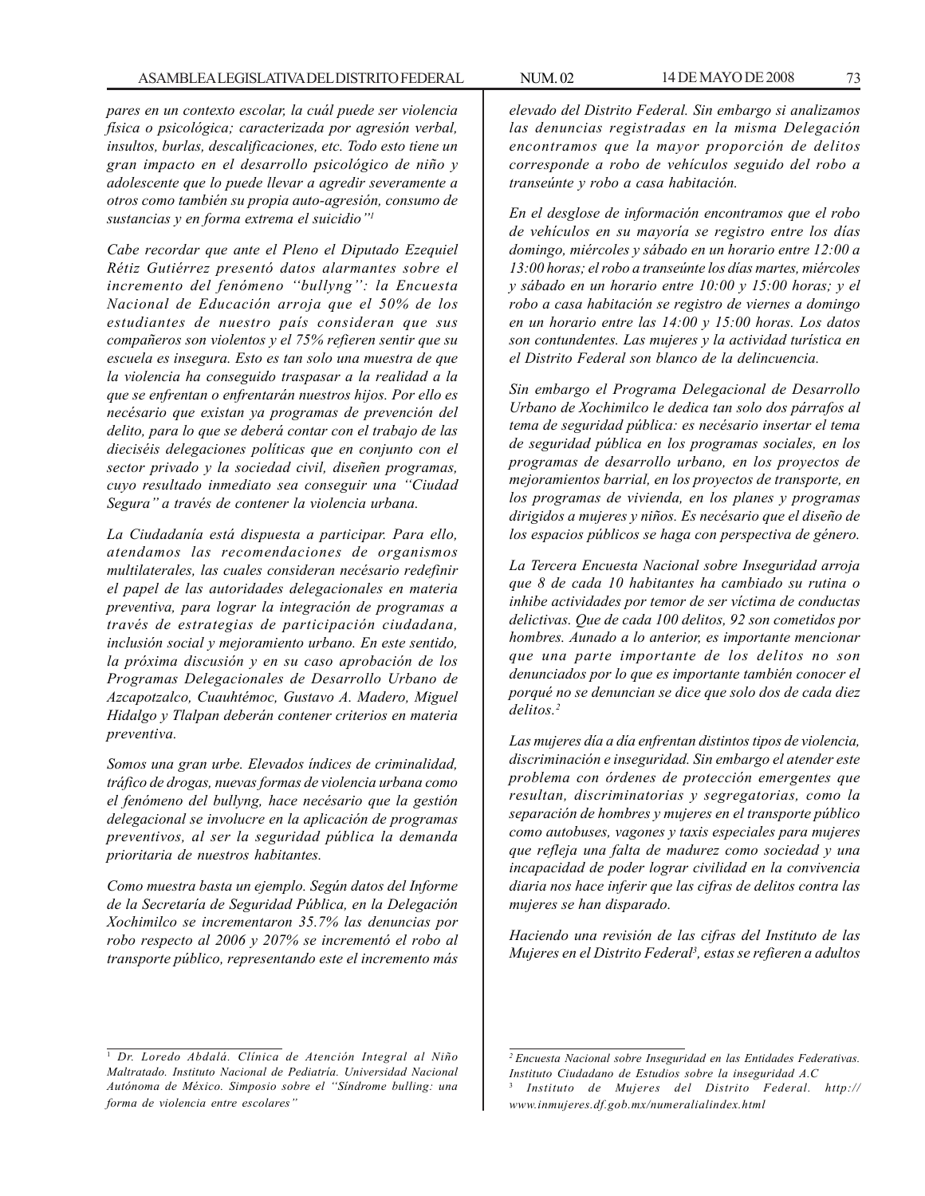*pares en un contexto escolar, la cuál puede ser violencia física o psicológica; caracterizada por agresión verbal, insultos, burlas, descalificaciones, etc. Todo esto tiene un gran impacto en el desarrollo psicológico de niño y adolescente que lo puede llevar a agredir severamente a otros como también su propia auto-agresión, consumo de sustancias y en forma extrema el suicidio"[1]*

*Cabe recordar que ante el Pleno el Diputado Ezequiel Rétiz Gutiérrez presentó datos alarmantes sobre el incremento del fenómeno "bullyng": la Encuesta Nacional de Educación arroja que el 50% de los estudiantes de nuestro país consideran que sus compañeros son violentos y el 75% refieren sentir que su escuela es insegura. Esto es tan solo una muestra de que la violencia ha conseguido traspasar a la realidad a la que se enfrentan o enfrentarán nuestros hijos. Por ello es necésario que existan ya programas de prevención del delito, para lo que se deberá contar con el trabajo de las dieciséis delegaciones políticas que en conjunto con el sector privado y la sociedad civil, diseñen programas, cuyo resultado inmediato sea conseguir una "Ciudad Segura" a través de contener la violencia urbana.*

*La Ciudadanía está dispuesta a participar. Para ello, atendamos las recomendaciones de organismos multilaterales, las cuales consideran necésario redefinir el papel de las autoridades delegacionales en materia preventiva, para lograr la integración de programas a través de estrategias de participación ciudadana, inclusión social y mejoramiento urbano. En este sentido, la próxima discusión y en su caso aprobación de los Programas Delegacionales de Desarrollo Urbano de Azcapotzalco, Cuauhtémoc, Gustavo A. Madero, Miguel Hidalgo y Tlalpan deberán contener criterios en materia preventiva.*

*Somos una gran urbe. Elevados índices de criminalidad, tráfico de drogas, nuevas formas de violencia urbana como el fenómeno del bullyng, hace necésario que la gestión delegacional se involucre en la aplicación de programas preventivos, al ser la seguridad pública la demanda prioritaria de nuestros habitantes.*

*Como muestra basta un ejemplo. Según datos del Informe de la Secretaría de Seguridad Pública, en la Delegación Xochimilco se incrementaron 35.7% las denuncias por robo respecto al 2006 y 207% se incrementó el robo al transporte público, representando este el incremento más elevado del Distrito Federal. Sin embargo si analizamos las denuncias registradas en la misma Delegación encontramos que la mayor proporción de delitos corresponde a robo de vehículos seguido del robo a transeúnte y robo a casa habitación.*

*En el desglose de información encontramos que el robo de vehículos en su mayoría se registro entre los días domingo, miércoles y sábado en un horario entre 12:00 a 13:00 horas; el robo a transeúnte los días martes, miércoles y sábado en un horario entre 10:00 y 15:00 horas; y el robo a casa habitación se registro de viernes a domingo en un horario entre las 14:00 y 15:00 horas. Los datos son contundentes. Las mujeres y la actividad turística en el Distrito Federal son blanco de la delincuencia.*

*Sin embargo el Programa Delegacional de Desarrollo Urbano de Xochimilco le dedica tan solo dos párrafos al tema de seguridad pública: es necésario insertar el tema de seguridad pública en los programas sociales, en los programas de desarrollo urbano, en los proyectos de mejoramientos barrial, en los proyectos de transporte, en los programas de vivienda, en los planes y programas dirigidos a mujeres y niños. Es necésario que el diseño de los espacios públicos se haga con perspectiva de género.*

*La Tercera Encuesta Nacional sobre Inseguridad arroja que 8 de cada 10 habitantes ha cambiado su rutina o inhibe actividades por temor de ser víctima de conductas delictivas. Que de cada 100 delitos, 92 son cometidos por hombres. Aunado a lo anterior, es importante mencionar que una parte importante de los delitos no son denunciados por lo que es importante también conocer el porqué no se denuncian se dice que solo dos de cada diez delitos.[2]*

*Las mujeres día a día enfrentan distintos tipos de violencia, discriminación e inseguridad. Sin embargo el atender este problema con órdenes de protección emergentes que resultan, discriminatorias y segregatorias, como la separación de hombres y mujeres en el transporte público como autobuses, vagones y taxis especiales para mujeres que refleja una falta de madurez como sociedad y una incapacidad de poder lograr civilidad en la convivencia diaria nos hace inferir que las cifras de delitos contra las mujeres se han disparado.*

*Haciendo una revisión de las cifras del Instituto de las Mujeres en el Distrito Federal[3], estas se refieren a adultos*

---

[1] *Dr. Loredo Abdalá. Clínica de Atención Integral al Niño Maltratado. Instituto Nacional de Pediatría. Universidad Nacional Autónoma de México. Simposio sobre el "Síndrome bulling: una forma de violencia entre escolares"*

[2] *Encuesta Nacional sobre Inseguridad en las Entidades Federativas. Instituto Ciudadano de Estudios sobre la inseguridad A.C*

[3] *Instituto de Mujeres del Distrito Federal. http://www.inmujeres.df.gob.mx/numeralialindex.html*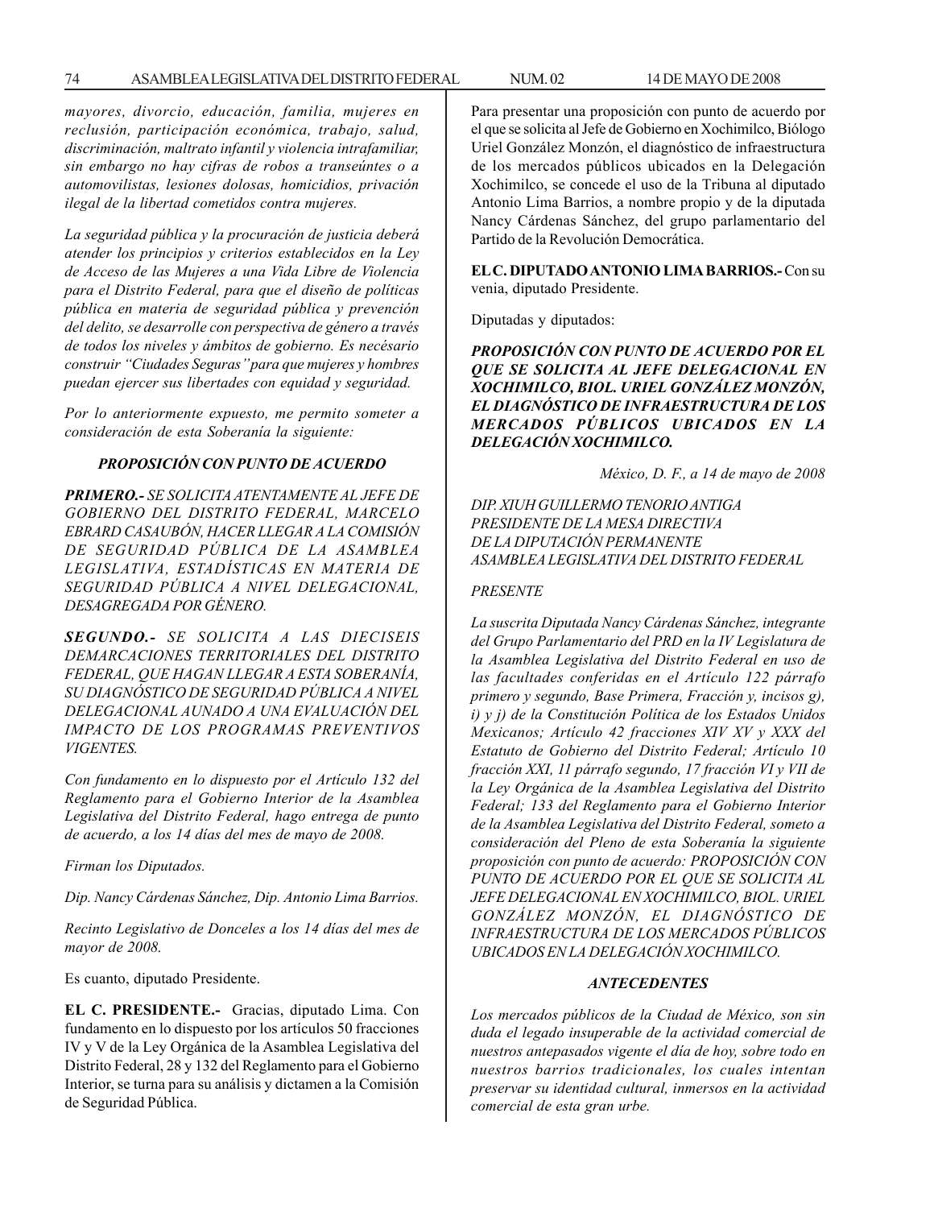*mayores, divorcio, educación, familia, mujeres en reclusión, participación económica, trabajo, salud, discriminación, maltrato infantil y violencia intrafamiliar, sin embargo no hay cifras de robos a transeúntes o a automovilistas, lesiones dolosas, homicidios, privación ilegal de la libertad cometidos contra mujeres.*

*La seguridad pública y la procuración de justicia deberá atender los principios y criterios establecidos en la Ley de Acceso de las Mujeres a una Vida Libre de Violencia para el Distrito Federal, para que el diseño de políticas pública en materia de seguridad pública y prevención del delito, se desarrolle con perspectiva de género a través de todos los niveles y ámbitos de gobierno. Es necésario construir "Ciudades Seguras" para que mujeres y hombres puedan ejercer sus libertades con equidad y seguridad.*

*Por lo anteriormente expuesto, me permito someter a consideración de esta Soberanía la siguiente:*

***PROPOSICIÓN CON PUNTO DE ACUERDO***

***PRIMERO.-*** *SE SOLICITA ATENTAMENTE AL JEFE DE GOBIERNO DEL DISTRITO FEDERAL, MARCELO EBRARD CASAUBÓN, HACER LLEGAR A LA COMISIÓN DE SEGURIDAD PÚBLICA DE LA ASAMBLEA LEGISLATIVA, ESTADÍSTICAS EN MATERIA DE SEGURIDAD PÚBLICA A NIVEL DELEGACIONAL, DESAGREGADA POR GÉNERO.*

***SEGUNDO.-*** *SE SOLICITA A LAS DIECISEIS DEMARCACIONES TERRITORIALES DEL DISTRITO FEDERAL, QUE HAGAN LLEGAR A ESTA SOBERANÍA, SU DIAGNÓSTICO DE SEGURIDAD PÚBLICA A NIVEL DELEGACIONAL AUNADO A UNA EVALUACIÓN DEL IMPACTO DE LOS PROGRAMAS PREVENTIVOS VIGENTES.*

*Con fundamento en lo dispuesto por el Artículo 132 del Reglamento para el Gobierno Interior de la Asamblea Legislativa del Distrito Federal, hago entrega de punto de acuerdo, a los 14 días del mes de mayo de 2008.*

*Firman los Diputados.*

*Dip. Nancy Cárdenas Sánchez, Dip. Antonio Lima Barrios.*

*Recinto Legislativo de Donceles a los 14 días del mes de mayor de 2008.*

Es cuanto, diputado Presidente.

**EL C. PRESIDENTE.-** Gracias, diputado Lima. Con fundamento en lo dispuesto por los artículos 50 fracciones IV y V de la Ley Orgánica de la Asamblea Legislativa del Distrito Federal, 28 y 132 del Reglamento para el Gobierno Interior, se turna para su análisis y dictamen a la Comisión de Seguridad Pública.

Para presentar una proposición con punto de acuerdo por el que se solicita al Jefe de Gobierno en Xochimilco, Biólogo Uriel González Monzón, el diagnóstico de infraestructura de los mercados públicos ubicados en la Delegación Xochimilco, se concede el uso de la Tribuna al diputado Antonio Lima Barrios, a nombre propio y de la diputada Nancy Cárdenas Sánchez, del grupo parlamentario del Partido de la Revolución Democrática.

**EL C. DIPUTADO ANTONIO LIMA BARRIOS.-** Con su venia, diputado Presidente.

Diputadas y diputados:

***PROPOSICIÓN CON PUNTO DE ACUERDO POR EL QUE SE SOLICITA AL JEFE DELEGACIONAL EN XOCHIMILCO, BIOL. URIEL GONZÁLEZ MONZÓN, EL DIAGNÓSTICO DE INFRAESTRUCTURA DE LOS MERCADOS PÚBLICOS UBICADOS EN LA DELEGACIÓN XOCHIMILCO.***

*México, D. F., a 14 de mayo de 2008*

*DIP. XIUH GUILLERMO TENORIO ANTIGA*
*PRESIDENTE DE LA MESA DIRECTIVA*
*DE LA DIPUTACIÓN PERMANENTE*
*ASAMBLEA LEGISLATIVA DEL DISTRITO FEDERAL*

*PRESENTE*

*La suscrita Diputada Nancy Cárdenas Sánchez, integrante del Grupo Parlamentario del PRD en la IV Legislatura de la Asamblea Legislativa del Distrito Federal en uso de las facultades conferidas en el Artículo 122 párrafo primero y segundo, Base Primera, Fracción y, incisos g), i) y j) de la Constitución Política de los Estados Unidos Mexicanos; Artículo 42 fracciones XIV XV y XXX del Estatuto de Gobierno del Distrito Federal; Artículo 10 fracción XXI, 11 párrafo segundo, 17 fracción VI y VII de la Ley Orgánica de la Asamblea Legislativa del Distrito Federal; 133 del Reglamento para el Gobierno Interior de la Asamblea Legislativa del Distrito Federal, someto a consideración del Pleno de esta Soberanía la siguiente proposición con punto de acuerdo: PROPOSICIÓN CON PUNTO DE ACUERDO POR EL QUE SE SOLICITA AL JEFE DELEGACIONAL EN XOCHIMILCO, BIOL. URIEL GONZÁLEZ MONZÓN, EL DIAGNÓSTICO DE INFRAESTRUCTURA DE LOS MERCADOS PÚBLICOS UBICADOS EN LA DELEGACIÓN XOCHIMILCO.*

***ANTECEDENTES***

*Los mercados públicos de la Ciudad de México, son sin duda el legado insuperable de la actividad comercial de nuestros antepasados vigente el día de hoy, sobre todo en nuestros barrios tradicionales, los cuales intentan preservar su identidad cultural, inmersos en la actividad comercial de esta gran urbe.*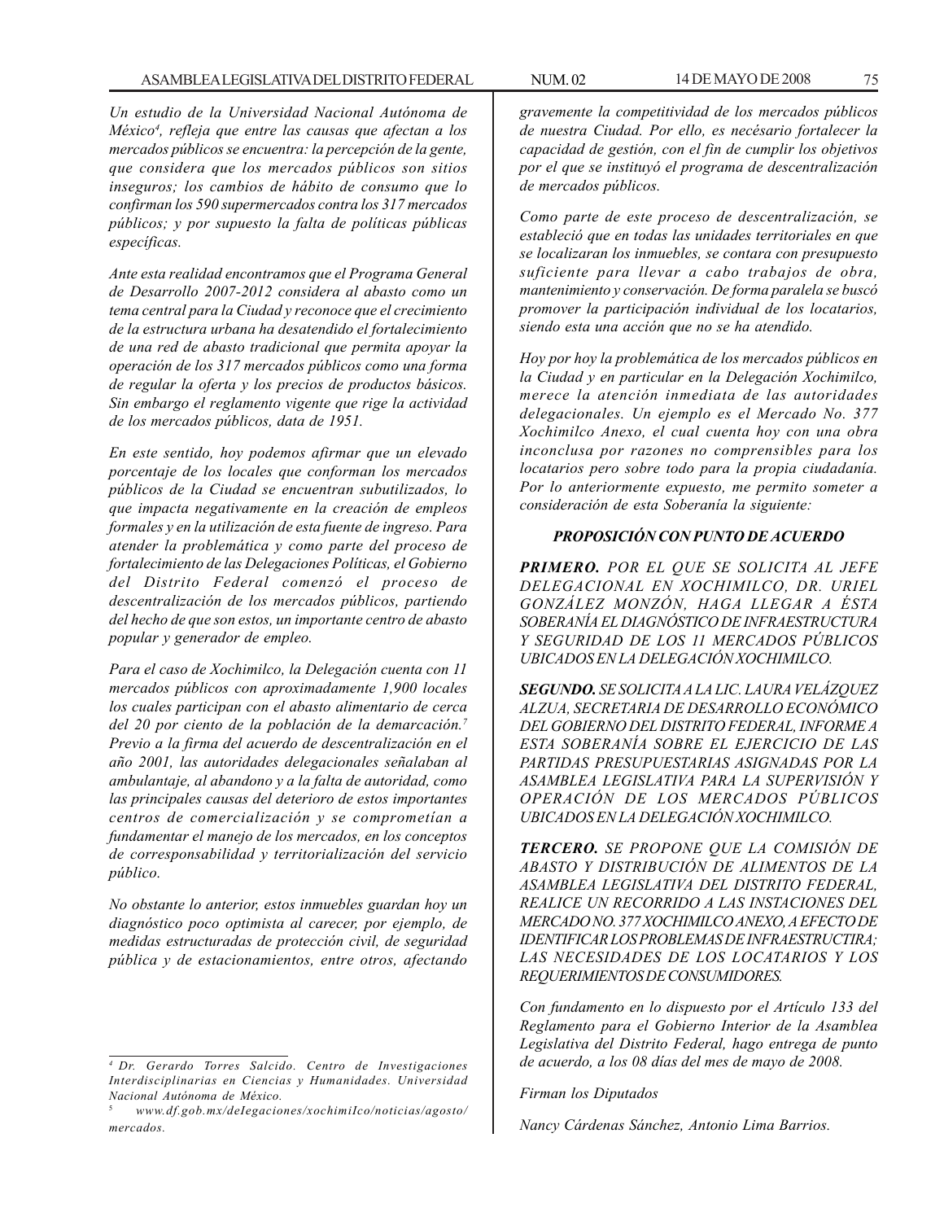*Un estudio de la Universidad Nacional Autónoma de México[4], refleja que entre las causas que afectan a los mercados públicos se encuentra: la percepción de la gente, que considera que los mercados públicos son sitios inseguros; los cambios de hábito de consumo que lo confirman los 590 supermercados contra los 317 mercados públicos; y por supuesto la falta de políticas públicas específicas.*

*Ante esta realidad encontramos que el Programa General de Desarrollo 2007-2012 considera al abasto como un tema central para la Ciudad y reconoce que el crecimiento de la estructura urbana ha desatendido el fortalecimiento de una red de abasto tradicional que permita apoyar la operación de los 317 mercados públicos como una forma de regular la oferta y los precios de productos básicos. Sin embargo el reglamento vigente que rige la actividad de los mercados públicos, data de 1951.*

*En este sentido, hoy podemos afirmar que un elevado porcentaje de los locales que conforman los mercados públicos de la Ciudad se encuentran subutilizados, lo que impacta negativamente en la creación de empleos formales y en la utilización de esta fuente de ingreso. Para atender la problemática y como parte del proceso de fortalecimiento de las Delegaciones Políticas, el Gobierno del Distrito Federal comenzó el proceso de descentralización de los mercados públicos, partiendo del hecho de que son estos, un importante centro de abasto popular y generador de empleo.*

*Para el caso de Xochimilco, la Delegación cuenta con 11 mercados públicos con aproximadamente 1,900 locales los cuales participan con el abasto alimentario de cerca del 20 por ciento de la población de la demarcación.[7] Previo a la firma del acuerdo de descentralización en el año 2001, las autoridades delegacionales señalaban al ambulantaje, al abandono y a la falta de autoridad, como las principales causas del deterioro de estos importantes centros de comercialización y se comprometían a fundamentar el manejo de los mercados, en los conceptos de corresponsabilidad y territorialización del servicio público.*

*No obstante lo anterior, estos inmuebles guardan hoy un diagnóstico poco optimista al carecer, por ejemplo, de medidas estructuradas de protección civil, de seguridad pública y de estacionamientos, entre otros, afectando gravemente la competitividad de los mercados públicos de nuestra Ciudad. Por ello, es necésario fortalecer la capacidad de gestión, con el fin de cumplir los objetivos por el que se instituyó el programa de descentralización de mercados públicos.*

*Como parte de este proceso de descentralización, se estableció que en todas las unidades territoriales en que se localizaran los inmuebles, se contara con presupuesto suficiente para llevar a cabo trabajos de obra, mantenimiento y conservación. De forma paralela se buscó promover la participación individual de los locatarios, siendo esta una acción que no se ha atendido.*

*Hoy por hoy la problemática de los mercados públicos en la Ciudad y en particular en la Delegación Xochimilco, merece la atención inmediata de las autoridades delegacionales. Un ejemplo es el Mercado No. 377 Xochimilco Anexo, el cual cuenta hoy con una obra inconclusa por razones no comprensibles para los locatarios pero sobre todo para la propia ciudadanía. Por lo anteriormente expuesto, me permito someter a consideración de esta Soberanía la siguiente:*

***PROPOSICIÓN CON PUNTO DE ACUERDO***

***PRIMERO.*** *POR EL QUE SE SOLICITA AL JEFE DELEGACIONAL EN XOCHIMILCO, DR. URIEL GONZÁLEZ MONZÓN, HAGA LLEGAR A ÉSTA SOBERANÍA EL DIAGNÓSTICO DE INFRAESTRUCTURA Y SEGURIDAD DE LOS 11 MERCADOS PÚBLICOS UBICADOS EN LA DELEGACIÓN XOCHIMILCO.*

***SEGUNDO.*** *SE SOLICITA A LA LIC. LAURA VELÁZQUEZ ALZUA, SECRETARIA DE DESARROLLO ECONÓMICO DEL GOBIERNO DEL DISTRITO FEDERAL, INFORME A ESTA SOBERANÍA SOBRE EL EJERCICIO DE LAS PARTIDAS PRESUPUESTARIAS ASIGNADAS POR LA ASAMBLEA LEGISLATIVA PARA LA SUPERVISIÓN Y OPERACIÓN DE LOS MERCADOS PÚBLICOS UBICADOS EN LA DELEGACIÓN XOCHIMILCO.*

***TERCERO.*** *SE PROPONE QUE LA COMISIÓN DE ABASTO Y DISTRIBUCIÓN DE ALIMENTOS DE LA ASAMBLEA LEGISLATIVA DEL DISTRITO FEDERAL, REALICE UN RECORRIDO A LAS INSTACIONES DEL MERCADO NO. 377 XOCHIMILCO ANEXO, A EFECTO DE IDENTIFICAR LOS PROBLEMAS DE INFRAESTRUCTIRA; LAS NECESIDADES DE LOS LOCATARIOS Y LOS REQUERIMIENTOS DE CONSUMIDORES.*

*Con fundamento en lo dispuesto por el Artículo 133 del Reglamento para el Gobierno Interior de la Asamblea Legislativa del Distrito Federal, hago entrega de punto de acuerdo, a los 08 días del mes de mayo de 2008.*

*Firman los Diputados*

*Nancy Cárdenas Sánchez, Antonio Lima Barrios.*

---

*[4] Dr. Gerardo Torres Salcido. Centro de Investigaciones Interdisciplinarias en Ciencias y Humanidades. Universidad Nacional Autónoma de México.*

*[5] www.df.gob.mx/delegaciones/xochimilco/noticias/agosto/mercados.*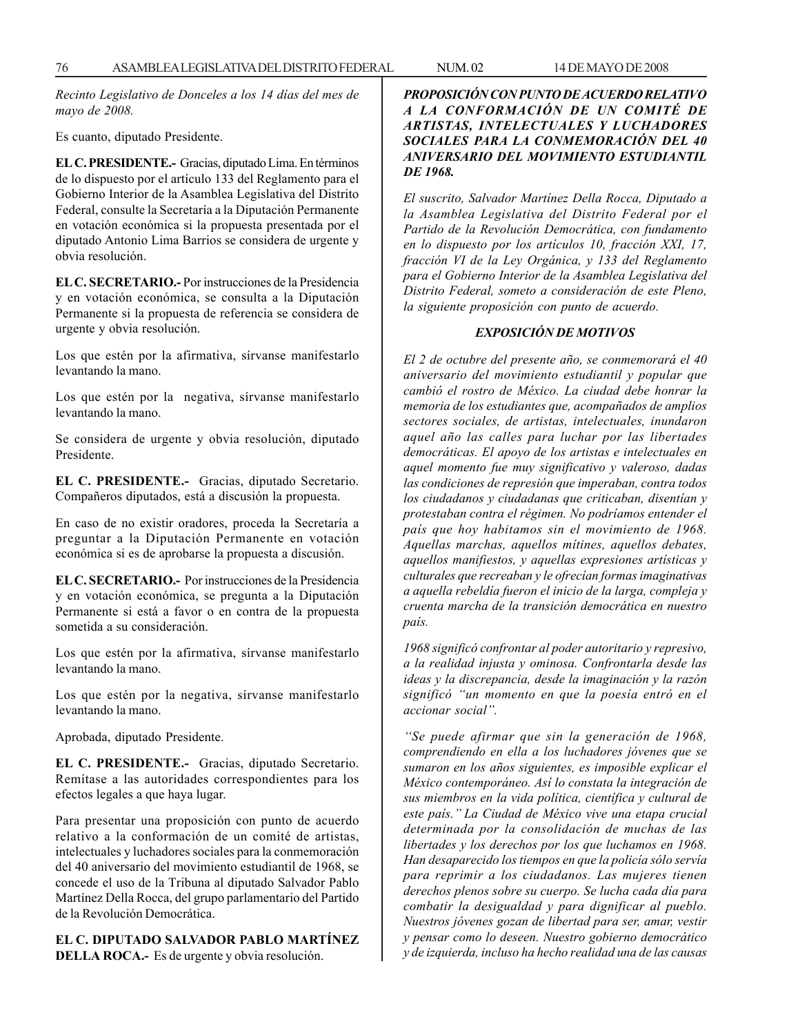*Recinto Legislativo de Donceles a los 14 días del mes de mayo de 2008.*

Es cuanto, diputado Presidente.

**EL C. PRESIDENTE.-** Gracias, diputado Lima. En términos de lo dispuesto por el artículo 133 del Reglamento para el Gobierno Interior de la Asamblea Legislativa del Distrito Federal, consulte la Secretaría a la Diputación Permanente en votación económica si la propuesta presentada por el diputado Antonio Lima Barrios se considera de urgente y obvia resolución.

**EL C. SECRETARIO.-** Por instrucciones de la Presidencia y en votación económica, se consulta a la Diputación Permanente si la propuesta de referencia se considera de urgente y obvia resolución.

Los que estén por la afirmativa, sírvanse manifestarlo levantando la mano.

Los que estén por la negativa, sírvanse manifestarlo levantando la mano.

Se considera de urgente y obvia resolución, diputado Presidente.

**EL C. PRESIDENTE.-** Gracias, diputado Secretario. Compañeros diputados, está a discusión la propuesta.

En caso de no existir oradores, proceda la Secretaría a preguntar a la Diputación Permanente en votación económica si es de aprobarse la propuesta a discusión.

**EL C. SECRETARIO.-** Por instrucciones de la Presidencia y en votación económica, se pregunta a la Diputación Permanente si está a favor o en contra de la propuesta sometida a su consideración.

Los que estén por la afirmativa, sírvanse manifestarlo levantando la mano.

Los que estén por la negativa, sírvanse manifestarlo levantando la mano.

Aprobada, diputado Presidente.

**EL C. PRESIDENTE.-** Gracias, diputado Secretario. Remítase a las autoridades correspondientes para los efectos legales a que haya lugar.

Para presentar una proposición con punto de acuerdo relativo a la conformación de un comité de artistas, intelectuales y luchadores sociales para la conmemoración del 40 aniversario del movimiento estudiantil de 1968, se concede el uso de la Tribuna al diputado Salvador Pablo Martínez Della Rocca, del grupo parlamentario del Partido de la Revolución Democrática.

**EL C. DIPUTADO SALVADOR PABLO MARTÍNEZ DELLA ROCA.-** Es de urgente y obvia resolución.

***PROPOSICIÓN CON PUNTO DE ACUERDO RELATIVO A LA CONFORMACIÓN DE UN COMITÉ DE ARTISTAS, INTELECTUALES Y LUCHADORES SOCIALES PARA LA CONMEMORACIÓN DEL 40 ANIVERSARIO DEL MOVIMIENTO ESTUDIANTIL DE 1968.***

*El suscrito, Salvador Martínez Della Rocca, Diputado a la Asamblea Legislativa del Distrito Federal por el Partido de la Revolución Democrática, con fundamento en lo dispuesto por los artículos 10, fracción XXI, 17, fracción VI de la Ley Orgánica, y 133 del Reglamento para el Gobierno Interior de la Asamblea Legislativa del Distrito Federal, someto a consideración de este Pleno, la siguiente proposición con punto de acuerdo.*

***EXPOSICIÓN DE MOTIVOS***

*El 2 de octubre del presente año, se conmemorará el 40 aniversario del movimiento estudiantil y popular que cambió el rostro de México. La ciudad debe honrar la memoria de los estudiantes que, acompañados de amplios sectores sociales, de artistas, intelectuales, inundaron aquel año las calles para luchar por las libertades democráticas. El apoyo de los artistas e intelectuales en aquel momento fue muy significativo y valeroso, dadas las condiciones de represión que imperaban, contra todos los ciudadanos y ciudadanas que criticaban, disentían y protestaban contra el régimen. No podríamos entender el país que hoy habitamos sin el movimiento de 1968. Aquellas marchas, aquellos mítines, aquellos debates, aquellos manifiestos, y aquellas expresiones artísticas y culturales que recreaban y le ofrecían formas imaginativas a aquella rebeldía fueron el inicio de la larga, compleja y cruenta marcha de la transición democrática en nuestro país.*

*1968 significó confrontar al poder autoritario y represivo, a la realidad injusta y ominosa. Confrontarla desde las ideas y la discrepancia, desde la imaginación y la razón significó "un momento en que la poesía entró en el accionar social".*

*"Se puede afirmar que sin la generación de 1968, comprendiendo en ella a los luchadores jóvenes que se sumaron en los años siguientes, es imposible explicar el México contemporáneo. Así lo constata la integración de sus miembros en la vida política, científica y cultural de este país." La Ciudad de México vive una etapa crucial determinada por la consolidación de muchas de las libertades y los derechos por los que luchamos en 1968. Han desaparecido los tiempos en que la policía sólo servía para reprimir a los ciudadanos. Las mujeres tienen derechos plenos sobre su cuerpo. Se lucha cada día para combatir la desigualdad y para dignificar al pueblo. Nuestros jóvenes gozan de libertad para ser, amar, vestir y pensar como lo deseen. Nuestro gobierno democrático y de izquierda, incluso ha hecho realidad una de las causas*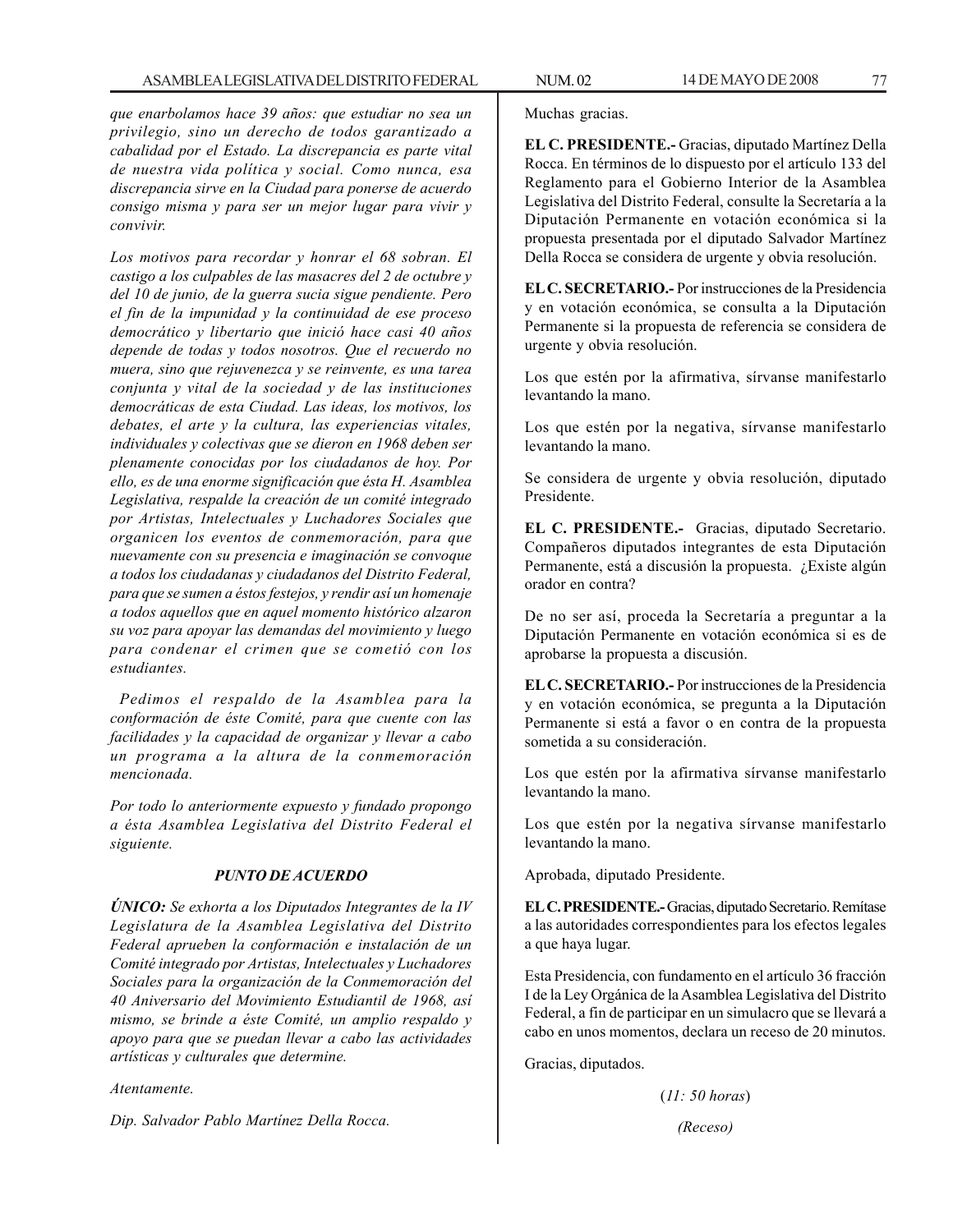*que enarbolamos hace 39 años: que estudiar no sea un privilegio, sino un derecho de todos garantizado a cabalidad por el Estado. La discrepancia es parte vital de nuestra vida política y social. Como nunca, esa discrepancia sirve en la Ciudad para ponerse de acuerdo consigo misma y para ser un mejor lugar para vivir y convivir.*

*Los motivos para recordar y honrar el 68 sobran. El castigo a los culpables de las masacres del 2 de octubre y del 10 de junio, de la guerra sucia sigue pendiente. Pero el fin de la impunidad y la continuidad de ese proceso democrático y libertario que inició hace casi 40 años depende de todas y todos nosotros. Que el recuerdo no muera, sino que rejuvenezca y se reinvente, es una tarea conjunta y vital de la sociedad y de las instituciones democráticas de esta Ciudad. Las ideas, los motivos, los debates, el arte y la cultura, las experiencias vitales, individuales y colectivas que se dieron en 1968 deben ser plenamente conocidas por los ciudadanos de hoy. Por ello, es de una enorme significación que ésta H. Asamblea Legislativa, respalde la creación de un comité integrado por Artistas, Intelectuales y Luchadores Sociales que organicen los eventos de conmemoración, para que nuevamente con su presencia e imaginación se convoque a todos los ciudadanas y ciudadanos del Distrito Federal, para que se sumen a éstos festejos, y rendir así un homenaje a todos aquellos que en aquel momento histórico alzaron su voz para apoyar las demandas del movimiento y luego para condenar el crimen que se cometió con los estudiantes.*

*Pedimos el respaldo de la Asamblea para la conformación de éste Comité, para que cuente con las facilidades y la capacidad de organizar y llevar a cabo un programa a la altura de la conmemoración mencionada.*

*Por todo lo anteriormente expuesto y fundado propongo a ésta Asamblea Legislativa del Distrito Federal el siguiente.*

***PUNTO DE ACUERDO***

***ÚNICO:** Se exhorta a los Diputados Integrantes de la IV Legislatura de la Asamblea Legislativa del Distrito Federal aprueben la conformación e instalación de un Comité integrado por Artistas, Intelectuales y Luchadores Sociales para la organización de la Conmemoración del 40 Aniversario del Movimiento Estudiantil de 1968, así mismo, se brinde a éste Comité, un amplio respaldo y apoyo para que se puedan llevar a cabo las actividades artísticas y culturales que determine.*

*Atentamente.*

*Dip. Salvador Pablo Martínez Della Rocca.*

Muchas gracias.

**EL C. PRESIDENTE.-** Gracias, diputado Martínez Della Rocca. En términos de lo dispuesto por el artículo 133 del Reglamento para el Gobierno Interior de la Asamblea Legislativa del Distrito Federal, consulte la Secretaría a la Diputación Permanente en votación económica si la propuesta presentada por el diputado Salvador Martínez Della Rocca se considera de urgente y obvia resolución.

**EL C. SECRETARIO.-** Por instrucciones de la Presidencia y en votación económica, se consulta a la Diputación Permanente si la propuesta de referencia se considera de urgente y obvia resolución.

Los que estén por la afirmativa, sírvanse manifestarlo levantando la mano.

Los que estén por la negativa, sírvanse manifestarlo levantando la mano.

Se considera de urgente y obvia resolución, diputado Presidente.

**EL C. PRESIDENTE.-** Gracias, diputado Secretario. Compañeros diputados integrantes de esta Diputación Permanente, está a discusión la propuesta. ¿Existe algún orador en contra?

De no ser así, proceda la Secretaría a preguntar a la Diputación Permanente en votación económica si es de aprobarse la propuesta a discusión.

**EL C. SECRETARIO.-** Por instrucciones de la Presidencia y en votación económica, se pregunta a la Diputación Permanente si está a favor o en contra de la propuesta sometida a su consideración.

Los que estén por la afirmativa sírvanse manifestarlo levantando la mano.

Los que estén por la negativa sírvanse manifestarlo levantando la mano.

Aprobada, diputado Presidente.

**EL C. PRESIDENTE.-** Gracias, diputado Secretario. Remítase a las autoridades correspondientes para los efectos legales a que haya lugar.

Esta Presidencia, con fundamento en el artículo 36 fracción I de la Ley Orgánica de la Asamblea Legislativa del Distrito Federal, a fin de participar en un simulacro que se llevará a cabo en unos momentos, declara un receso de 20 minutos.

Gracias, diputados.

(*11: 50 horas*)

*(Receso)*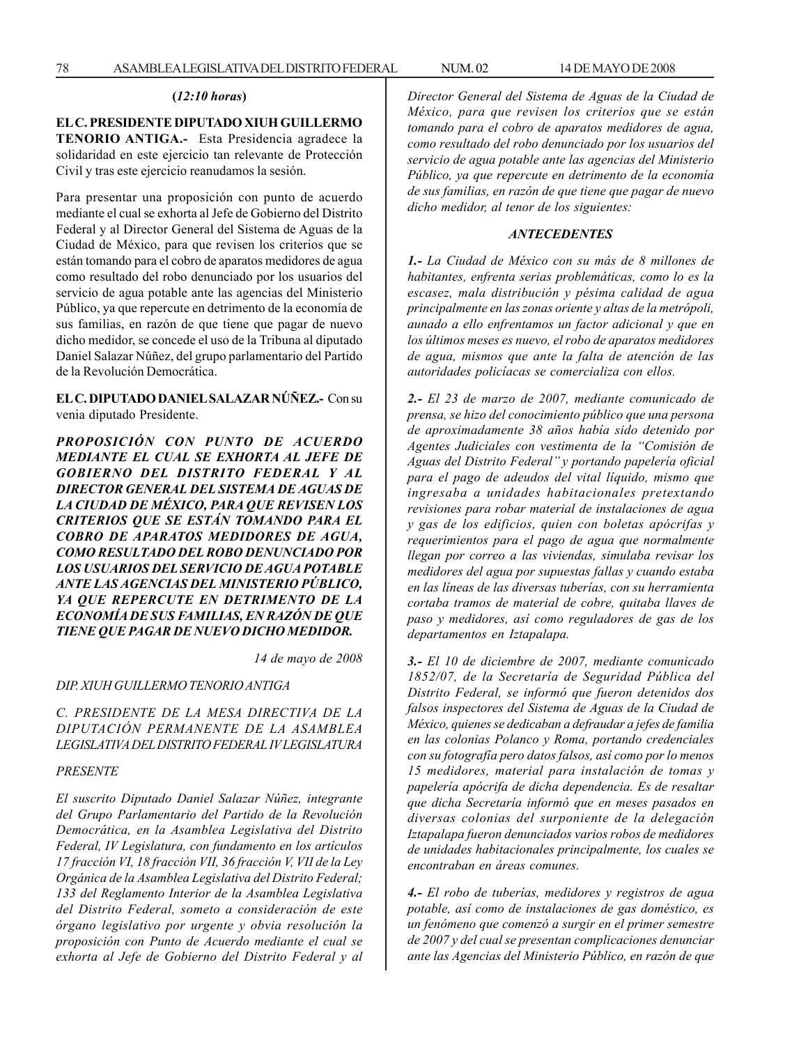**(*12:10 horas*)**

**EL C. PRESIDENTE DIPUTADO XIUH GUILLERMO TENORIO ANTIGA.-** Esta Presidencia agradece la solidaridad en este ejercicio tan relevante de Protección Civil y tras este ejercicio reanudamos la sesión.

Para presentar una proposición con punto de acuerdo mediante el cual se exhorta al Jefe de Gobierno del Distrito Federal y al Director General del Sistema de Aguas de la Ciudad de México, para que revisen los criterios que se están tomando para el cobro de aparatos medidores de agua como resultado del robo denunciado por los usuarios del servicio de agua potable ante las agencias del Ministerio Público, ya que repercute en detrimento de la economía de sus familias, en razón de que tiene que pagar de nuevo dicho medidor, se concede el uso de la Tribuna al diputado Daniel Salazar Núñez, del grupo parlamentario del Partido de la Revolución Democrática.

**EL C. DIPUTADO DANIEL SALAZAR NÚÑEZ.-** Con su venia diputado Presidente.

***PROPOSICIÓN CON PUNTO DE ACUERDO MEDIANTE EL CUAL SE EXHORTA AL JEFE DE GOBIERNO DEL DISTRITO FEDERAL Y AL DIRECTOR GENERAL DEL SISTEMA DE AGUAS DE LA CIUDAD DE MÉXICO, PARA QUE REVISEN LOS CRITERIOS QUE SE ESTÁN TOMANDO PARA EL COBRO DE APARATOS MEDIDORES DE AGUA, COMO RESULTADO DEL ROBO DENUNCIADO POR LOS USUARIOS DEL SERVICIO DE AGUA POTABLE ANTE LAS AGENCIAS DEL MINISTERIO PÚBLICO, YA QUE REPERCUTE EN DETRIMENTO DE LA ECONOMÍA DE SUS FAMILIAS, EN RAZÓN DE QUE TIENE QUE PAGAR DE NUEVO DICHO MEDIDOR.***

*14 de mayo de 2008*

*DIP. XIUH GUILLERMO TENORIO ANTIGA*

*C. PRESIDENTE DE LA MESA DIRECTIVA DE LA DIPUTACIÓN PERMANENTE DE LA ASAMBLEA LEGISLATIVA DEL DISTRITO FEDERAL IV LEGISLATURA*

*PRESENTE*

*El suscrito Diputado Daniel Salazar Núñez, integrante del Grupo Parlamentario del Partido de la Revolución Democrática, en la Asamblea Legislativa del Distrito Federal, IV Legislatura, con fundamento en los artículos 17 fracción VI, 18 fracción VII, 36 fracción V, VII de la Ley Orgánica de la Asamblea Legislativa del Distrito Federal; 133 del Reglamento Interior de la Asamblea Legislativa del Distrito Federal, someto a consideración de este órgano legislativo por urgente y obvia resolución la proposición con Punto de Acuerdo mediante el cual se exhorta al Jefe de Gobierno del Distrito Federal y al Director General del Sistema de Aguas de la Ciudad de México, para que revisen los criterios que se están tomando para el cobro de aparatos medidores de agua, como resultado del robo denunciado por los usuarios del servicio de agua potable ante las agencias del Ministerio Público, ya que repercute en detrimento de la economía de sus familias, en razón de que tiene que pagar de nuevo dicho medidor, al tenor de los siguientes:*

***ANTECEDENTES***

***1.-*** *La Ciudad de México con su más de 8 millones de habitantes, enfrenta serias problemáticas, como lo es la escasez, mala distribución y pésima calidad de agua principalmente en las zonas oriente y altas de la metrópoli, aunado a ello enfrentamos un factor adicional y que en los últimos meses es nuevo, el robo de aparatos medidores de agua, mismos que ante la falta de atención de las autoridades policíacas se comercializa con ellos.*

***2.-*** *El 23 de marzo de 2007, mediante comunicado de prensa, se hizo del conocimiento público que una persona de aproximadamente 38 años había sido detenido por Agentes Judiciales con vestimenta de la "Comisión de Aguas del Distrito Federal" y portando papelería oficial para el pago de adeudos del vital líquido, mismo que ingresaba a unidades habitacionales pretextando revisiones para robar material de instalaciones de agua y gas de los edificios, quien con boletas apócrifas y requerimientos para el pago de agua que normalmente llegan por correo a las viviendas, simulaba revisar los medidores del agua por supuestas fallas y cuando estaba en las líneas de las diversas tuberías, con su herramienta cortaba tramos de material de cobre, quitaba llaves de paso y medidores, así como reguladores de gas de los departamentos en Iztapalapa.*

***3.-*** *El 10 de diciembre de 2007, mediante comunicado 1852/07, de la Secretaría de Seguridad Pública del Distrito Federal, se informó que fueron detenidos dos falsos inspectores del Sistema de Aguas de la Ciudad de México, quienes se dedicaban a defraudar a jefes de familia en las colonias Polanco y Roma, portando credenciales con su fotografía pero datos falsos, así como por lo menos 15 medidores, material para instalación de tomas y papelería apócrifa de dicha dependencia. Es de resaltar que dicha Secretaría informó que en meses pasados en diversas colonias del surponiente de la delegación Iztapalapa fueron denunciados varios robos de medidores de unidades habitacionales principalmente, los cuales se encontraban en áreas comunes.*

***4.-*** *El robo de tuberías, medidores y registros de agua potable, así como de instalaciones de gas doméstico, es un fenómeno que comenzó a surgir en el primer semestre de 2007 y del cual se presentan complicaciones denunciar ante las Agencias del Ministerio Público, en razón de que*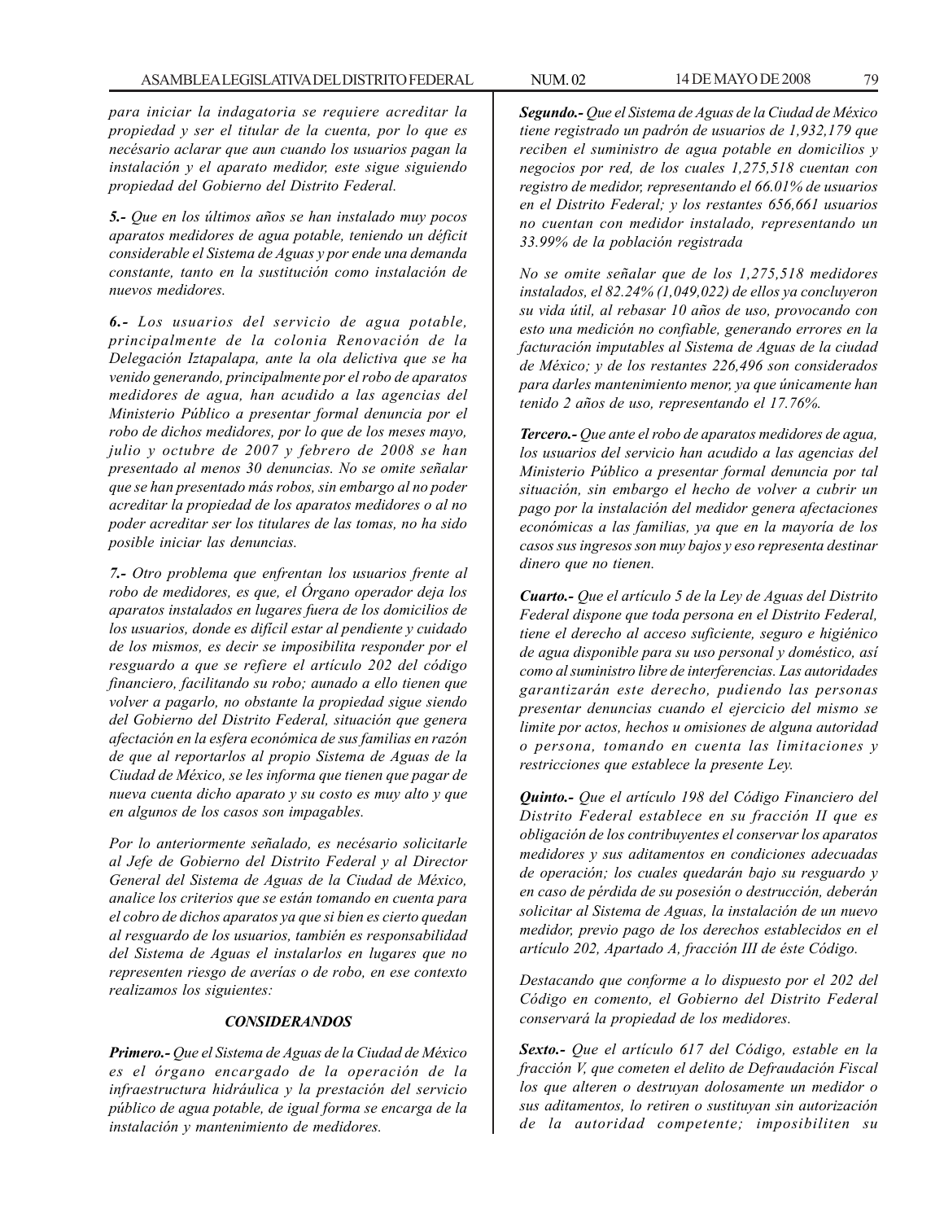*para iniciar la indagatoria se requiere acreditar la propiedad y ser el titular de la cuenta, por lo que es necésario aclarar que aun cuando los usuarios pagan la instalación y el aparato medidor, este sigue siguiendo propiedad del Gobierno del Distrito Federal.*

***5.-** Que en los últimos años se han instalado muy pocos aparatos medidores de agua potable, teniendo un déficit considerable el Sistema de Aguas y por ende una demanda constante, tanto en la sustitución como instalación de nuevos medidores.*

***6.-** Los usuarios del servicio de agua potable, principalmente de la colonia Renovación de la Delegación Iztapalapa, ante la ola delictiva que se ha venido generando, principalmente por el robo de aparatos medidores de agua, han acudido a las agencias del Ministerio Público a presentar formal denuncia por el robo de dichos medidores, por lo que de los meses mayo, julio y octubre de 2007 y febrero de 2008 se han presentado al menos 30 denuncias. No se omite señalar que se han presentado más robos, sin embargo al no poder acreditar la propiedad de los aparatos medidores o al no poder acreditar ser los titulares de las tomas, no ha sido posible iniciar las denuncias.*

***7.-** Otro problema que enfrentan los usuarios frente al robo de medidores, es que, el Órgano operador deja los aparatos instalados en lugares fuera de los domicilios de los usuarios, donde es difícil estar al pendiente y cuidado de los mismos, es decir se imposibilita responder por el resguardo a que se refiere el artículo 202 del código financiero, facilitando su robo; aunado a ello tienen que volver a pagarlo, no obstante la propiedad sigue siendo del Gobierno del Distrito Federal, situación que genera afectación en la esfera económica de sus familias en razón de que al reportarlos al propio Sistema de Aguas de la Ciudad de México, se les informa que tienen que pagar de nueva cuenta dicho aparato y su costo es muy alto y que en algunos de los casos son impagables.*

*Por lo anteriormente señalado, es necésario solicitarle al Jefe de Gobierno del Distrito Federal y al Director General del Sistema de Aguas de la Ciudad de México, analice los criterios que se están tomando en cuenta para el cobro de dichos aparatos ya que si bien es cierto quedan al resguardo de los usuarios, también es responsabilidad del Sistema de Aguas el instalarlos en lugares que no representen riesgo de averías o de robo, en ese contexto realizamos los siguientes:*

### ***CONSIDERANDOS***

***Primero.-** Que el Sistema de Aguas de la Ciudad de México es el órgano encargado de la operación de la infraestructura hidráulica y la prestación del servicio público de agua potable, de igual forma se encarga de la instalación y mantenimiento de medidores.*

***Segundo.-** Que el Sistema de Aguas de la Ciudad de México tiene registrado un padrón de usuarios de 1,932,179 que reciben el suministro de agua potable en domicilios y negocios por red, de los cuales 1,275,518 cuentan con registro de medidor, representando el 66.01% de usuarios en el Distrito Federal; y los restantes 656,661 usuarios no cuentan con medidor instalado, representando un 33.99% de la población registrada*

*No se omite señalar que de los 1,275,518 medidores instalados, el 82.24% (1,049,022) de ellos ya concluyeron su vida útil, al rebasar 10 años de uso, provocando con esto una medición no confiable, generando errores en la facturación imputables al Sistema de Aguas de la ciudad de México; y de los restantes 226,496 son considerados para darles mantenimiento menor, ya que únicamente han tenido 2 años de uso, representando el 17.76%.*

***Tercero.-** Que ante el robo de aparatos medidores de agua, los usuarios del servicio han acudido a las agencias del Ministerio Público a presentar formal denuncia por tal situación, sin embargo el hecho de volver a cubrir un pago por la instalación del medidor genera afectaciones económicas a las familias, ya que en la mayoría de los casos sus ingresos son muy bajos y eso representa destinar dinero que no tienen.*

***Cuarto.-** Que el artículo 5 de la Ley de Aguas del Distrito Federal dispone que toda persona en el Distrito Federal, tiene el derecho al acceso suficiente, seguro e higiénico de agua disponible para su uso personal y doméstico, así como al suministro libre de interferencias. Las autoridades garantizarán este derecho, pudiendo las personas presentar denuncias cuando el ejercicio del mismo se limite por actos, hechos u omisiones de alguna autoridad o persona, tomando en cuenta las limitaciones y restricciones que establece la presente Ley.*

***Quinto.-** Que el artículo 198 del Código Financiero del Distrito Federal establece en su fracción II que es obligación de los contribuyentes el conservar los aparatos medidores y sus aditamentos en condiciones adecuadas de operación; los cuales quedarán bajo su resguardo y en caso de pérdida de su posesión o destrucción, deberán solicitar al Sistema de Aguas, la instalación de un nuevo medidor, previo pago de los derechos establecidos en el artículo 202, Apartado A, fracción III de éste Código.*

*Destacando que conforme a lo dispuesto por el 202 del Código en comento, el Gobierno del Distrito Federal conservará la propiedad de los medidores.*

***Sexto.-** Que el artículo 617 del Código, estable en la fracción V, que cometen el delito de Defraudación Fiscal los que alteren o destruyan dolosamente un medidor o sus aditamentos, lo retiren o sustituyan sin autorización de la autoridad competente; imposibiliten su*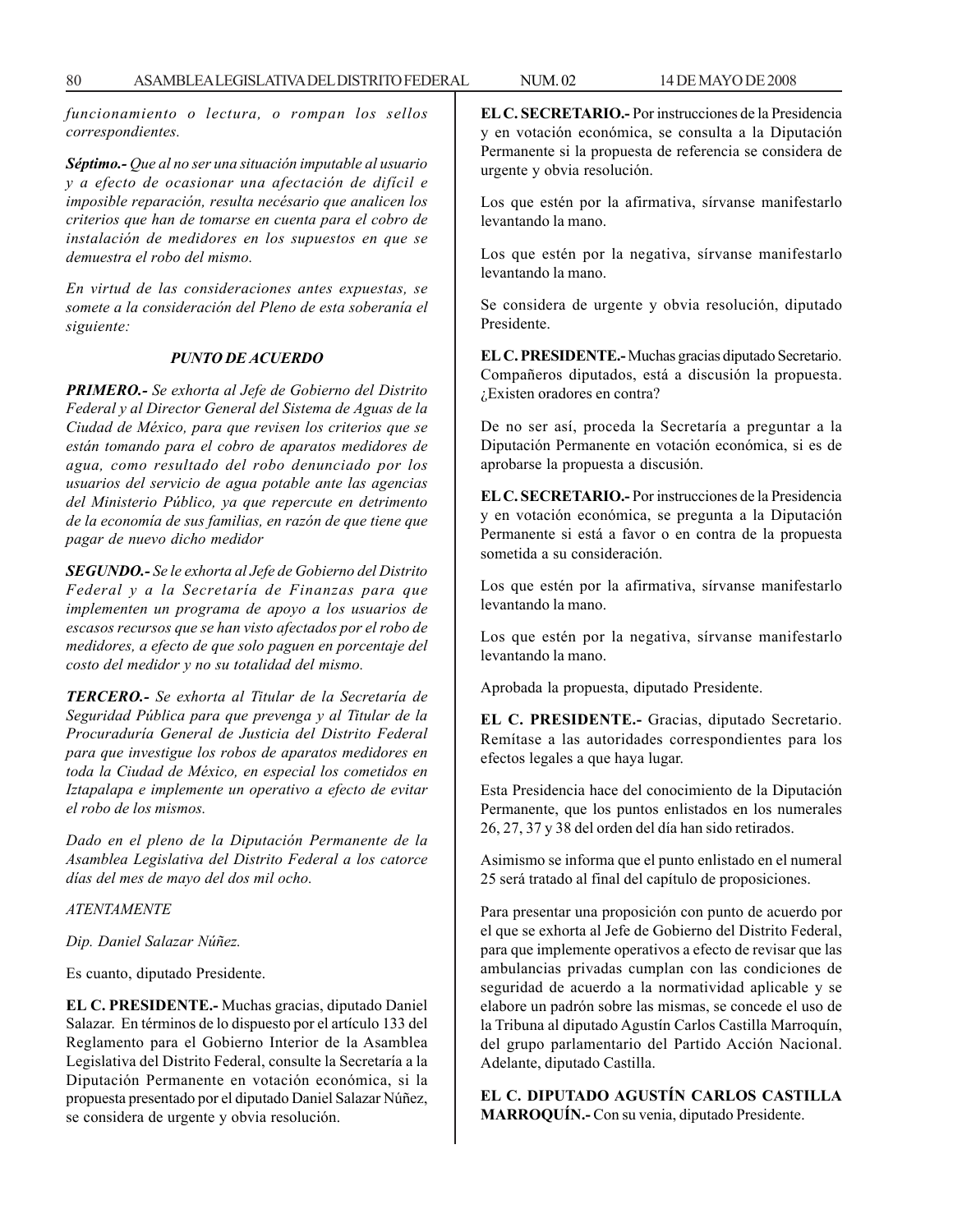*funcionamiento o lectura, o rompan los sellos correspondientes.*

***Séptimo.-*** *Que al no ser una situación imputable al usuario y a efecto de ocasionar una afectación de difícil e imposible reparación, resulta necésario que analicen los criterios que han de tomarse en cuenta para el cobro de instalación de medidores en los supuestos en que se demuestra el robo del mismo.*

*En virtud de las consideraciones antes expuestas, se somete a la consideración del Pleno de esta soberanía el siguiente:*

***PUNTO DE ACUERDO***

***PRIMERO.-*** *Se exhorta al Jefe de Gobierno del Distrito Federal y al Director General del Sistema de Aguas de la Ciudad de México, para que revisen los criterios que se están tomando para el cobro de aparatos medidores de agua, como resultado del robo denunciado por los usuarios del servicio de agua potable ante las agencias del Ministerio Público, ya que repercute en detrimento de la economía de sus familias, en razón de que tiene que pagar de nuevo dicho medidor*

***SEGUNDO.-*** *Se le exhorta al Jefe de Gobierno del Distrito Federal y a la Secretaría de Finanzas para que implementen un programa de apoyo a los usuarios de escasos recursos que se han visto afectados por el robo de medidores, a efecto de que solo paguen en porcentaje del costo del medidor y no su totalidad del mismo.*

***TERCERO.-*** *Se exhorta al Titular de la Secretaría de Seguridad Pública para que prevenga y al Titular de la Procuraduría General de Justicia del Distrito Federal para que investigue los robos de aparatos medidores en toda la Ciudad de México, en especial los cometidos en Iztapalapa e implemente un operativo a efecto de evitar el robo de los mismos.*

*Dado en el pleno de la Diputación Permanente de la Asamblea Legislativa del Distrito Federal a los catorce días del mes de mayo del dos mil ocho.*

*ATENTAMENTE*

*Dip. Daniel Salazar Núñez.*

Es cuanto, diputado Presidente.

**EL C. PRESIDENTE.-** Muchas gracias, diputado Daniel Salazar. En términos de lo dispuesto por el artículo 133 del Reglamento para el Gobierno Interior de la Asamblea Legislativa del Distrito Federal, consulte la Secretaría a la Diputación Permanente en votación económica, si la propuesta presentado por el diputado Daniel Salazar Núñez, se considera de urgente y obvia resolución.

**EL C. SECRETARIO.-** Por instrucciones de la Presidencia y en votación económica, se consulta a la Diputación Permanente si la propuesta de referencia se considera de urgente y obvia resolución.

Los que estén por la afirmativa, sírvanse manifestarlo levantando la mano.

Los que estén por la negativa, sírvanse manifestarlo levantando la mano.

Se considera de urgente y obvia resolución, diputado Presidente.

**EL C. PRESIDENTE.-** Muchas gracias diputado Secretario. Compañeros diputados, está a discusión la propuesta. ¿Existen oradores en contra?

De no ser así, proceda la Secretaría a preguntar a la Diputación Permanente en votación económica, si es de aprobarse la propuesta a discusión.

**EL C. SECRETARIO.-** Por instrucciones de la Presidencia y en votación económica, se pregunta a la Diputación Permanente si está a favor o en contra de la propuesta sometida a su consideración.

Los que estén por la afirmativa, sírvanse manifestarlo levantando la mano.

Los que estén por la negativa, sírvanse manifestarlo levantando la mano.

Aprobada la propuesta, diputado Presidente.

**EL C. PRESIDENTE.-** Gracias, diputado Secretario. Remítase a las autoridades correspondientes para los efectos legales a que haya lugar.

Esta Presidencia hace del conocimiento de la Diputación Permanente, que los puntos enlistados en los numerales 26, 27, 37 y 38 del orden del día han sido retirados.

Asimismo se informa que el punto enlistado en el numeral 25 será tratado al final del capítulo de proposiciones.

Para presentar una proposición con punto de acuerdo por el que se exhorta al Jefe de Gobierno del Distrito Federal, para que implemente operativos a efecto de revisar que las ambulancias privadas cumplan con las condiciones de seguridad de acuerdo a la normatividad aplicable y se elabore un padrón sobre las mismas, se concede el uso de la Tribuna al diputado Agustín Carlos Castilla Marroquín, del grupo parlamentario del Partido Acción Nacional. Adelante, diputado Castilla.

**EL C. DIPUTADO AGUSTÍN CARLOS CASTILLA MARROQUÍN.-** Con su venia, diputado Presidente.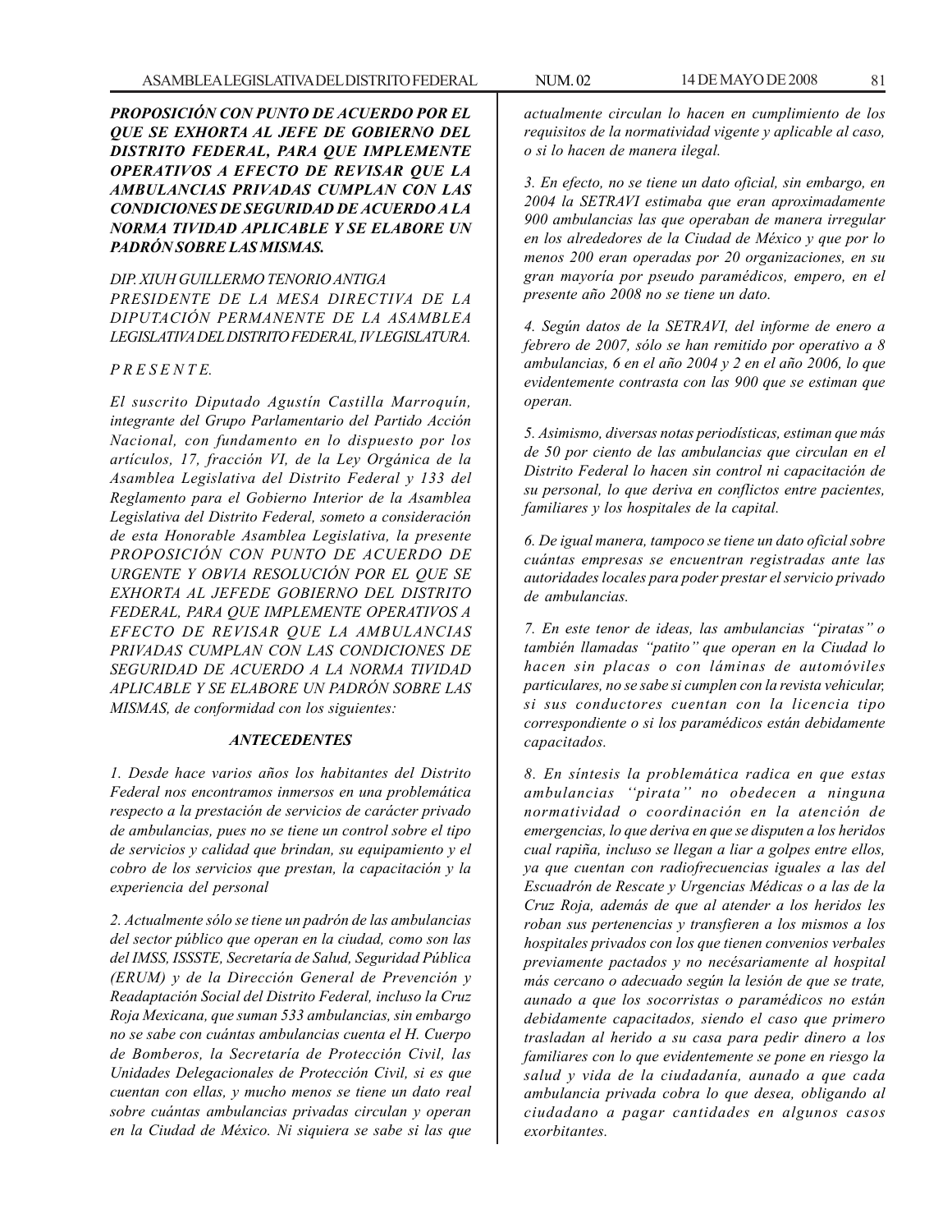***PROPOSICIÓN CON PUNTO DE ACUERDO POR EL QUE SE EXHORTA AL JEFE DE GOBIERNO DEL DISTRITO FEDERAL, PARA QUE IMPLEMENTE OPERATIVOS A EFECTO DE REVISAR QUE LA AMBULANCIAS PRIVADAS CUMPLAN CON LAS CONDICIONES DE SEGURIDAD DE ACUERDO A LA NORMA TIVIDAD APLICABLE Y SE ELABORE UN PADRÓN SOBRE LAS MISMAS.***

*DIP. XIUH GUILLERMO TENORIO ANTIGA*
*PRESIDENTE DE LA MESA DIRECTIVA DE LA DIPUTACIÓN PERMANENTE DE LA ASAMBLEA LEGISLATIVA DEL DISTRITO FEDERAL, IV LEGISLATURA.*

*P R E S E N T E.*

*El suscrito Diputado Agustín Castilla Marroquín, integrante del Grupo Parlamentario del Partido Acción Nacional, con fundamento en lo dispuesto por los artículos, 17, fracción VI, de la Ley Orgánica de la Asamblea Legislativa del Distrito Federal y 133 del Reglamento para el Gobierno Interior de la Asamblea Legislativa del Distrito Federal, someto a consideración de esta Honorable Asamblea Legislativa, la presente PROPOSICIÓN CON PUNTO DE ACUERDO DE URGENTE Y OBVIA RESOLUCIÓN POR EL QUE SE EXHORTA AL JEFEDE GOBIERNO DEL DISTRITO FEDERAL, PARA QUE IMPLEMENTE OPERATIVOS A EFECTO DE REVISAR QUE LA AMBULANCIAS PRIVADAS CUMPLAN CON LAS CONDICIONES DE SEGURIDAD DE ACUERDO A LA NORMA TIVIDAD APLICABLE Y SE ELABORE UN PADRÓN SOBRE LAS MISMAS, de conformidad con los siguientes:*

***ANTECEDENTES***

*1. Desde hace varios años los habitantes del Distrito Federal nos encontramos inmersos en una problemática respecto a la prestación de servicios de carácter privado de ambulancias, pues no se tiene un control sobre el tipo de servicios y calidad que brindan, su equipamiento y el cobro de los servicios que prestan, la capacitación y la experiencia del personal*

*2. Actualmente sólo se tiene un padrón de las ambulancias del sector público que operan en la ciudad, como son las del IMSS, ISSSTE, Secretaría de Salud, Seguridad Pública (ERUM) y de la Dirección General de Prevención y Readaptación Social del Distrito Federal, incluso la Cruz Roja Mexicana, que suman 533 ambulancias, sin embargo no se sabe con cuántas ambulancias cuenta el H. Cuerpo de Bomberos, la Secretaría de Protección Civil, las Unidades Delegacionales de Protección Civil, si es que cuentan con ellas, y mucho menos se tiene un dato real sobre cuántas ambulancias privadas circulan y operan en la Ciudad de México. Ni siquiera se sabe si las que actualmente circulan lo hacen en cumplimiento de los requisitos de la normatividad vigente y aplicable al caso, o si lo hacen de manera ilegal.*

*3. En efecto, no se tiene un dato oficial, sin embargo, en 2004 la SETRAVI estimaba que eran aproximadamente 900 ambulancias las que operaban de manera irregular en los alrededores de la Ciudad de México y que por lo menos 200 eran operadas por 20 organizaciones, en su gran mayoría por pseudo paramédicos, empero, en el presente año 2008 no se tiene un dato.*

*4. Según datos de la SETRAVI, del informe de enero a febrero de 2007, sólo se han remitido por operativo a 8 ambulancias, 6 en el año 2004 y 2 en el año 2006, lo que evidentemente contrasta con las 900 que se estiman que operan.*

*5. Asimismo, diversas notas periodísticas, estiman que más de 50 por ciento de las ambulancias que circulan en el Distrito Federal lo hacen sin control ni capacitación de su personal, lo que deriva en conflictos entre pacientes, familiares y los hospitales de la capital.*

*6. De igual manera, tampoco se tiene un dato oficial sobre cuántas empresas se encuentran registradas ante las autoridades locales para poder prestar el servicio privado de ambulancias.*

*7. En este tenor de ideas, las ambulancias "piratas" o también llamadas "patito" que operan en la Ciudad lo hacen sin placas o con láminas de automóviles particulares, no se sabe si cumplen con la revista vehicular, si sus conductores cuentan con la licencia tipo correspondiente o si los paramédicos están debidamente capacitados.*

*8. En síntesis la problemática radica en que estas ambulancias ''pirata'' no obedecen a ninguna normatividad o coordinación en la atención de emergencias, lo que deriva en que se disputen a los heridos cual rapiña, incluso se llegan a liar a golpes entre ellos, ya que cuentan con radiofrecuencias iguales a las del Escuadrón de Rescate y Urgencias Médicas o a las de la Cruz Roja, además de que al atender a los heridos les roban sus pertenencias y transfieren a los mismos a los hospitales privados con los que tienen convenios verbales previamente pactados y no necesariamente al hospital más cercano o adecuado según la lesión de que se trate, aunado a que los socorristas o paramédicos no están debidamente capacitados, siendo el caso que primero trasladan al herido a su casa para pedir dinero a los familiares con lo que evidentemente se pone en riesgo la salud y vida de la ciudadanía, aunado a que cada ambulancia privada cobra lo que desea, obligando al ciudadano a pagar cantidades en algunos casos exorbitantes.*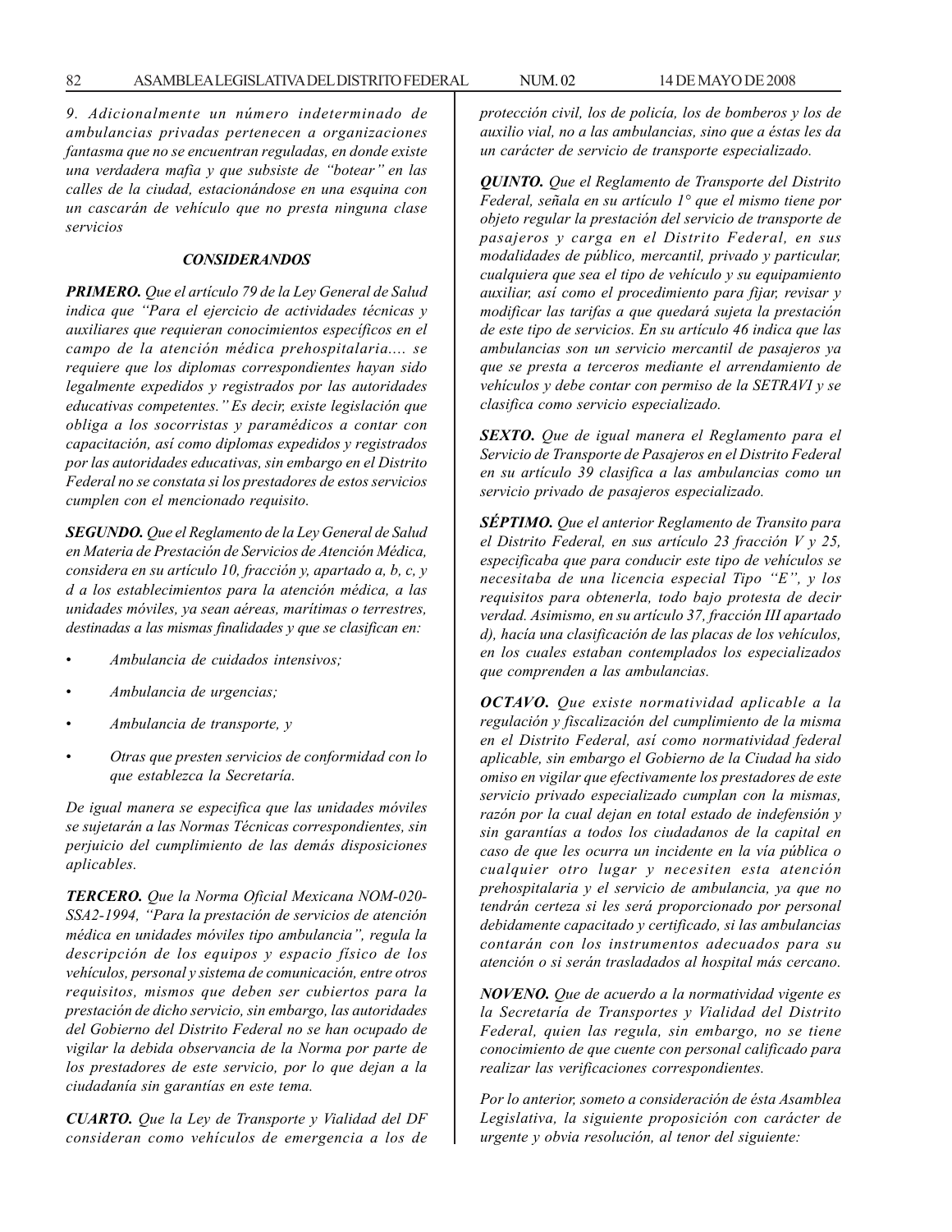*9. Adicionalmente un número indeterminado de ambulancias privadas pertenecen a organizaciones fantasma que no se encuentran reguladas, en donde existe una verdadera mafia y que subsiste de "botear" en las calles de la ciudad, estacionándose en una esquina con un cascarán de vehículo que no presta ninguna clase servicios*

### *CONSIDERANDOS*

***PRIMERO.** Que el artículo 79 de la Ley General de Salud indica que "Para el ejercicio de actividades técnicas y auxiliares que requieran conocimientos específicos en el campo de la atención médica prehospitalaria.... se requiere que los diplomas correspondientes hayan sido legalmente expedidos y registrados por las autoridades educativas competentes." Es decir, existe legislación que obliga a los socorristas y paramédicos a contar con capacitación, así como diplomas expedidos y registrados por las autoridades educativas, sin embargo en el Distrito Federal no se constata si los prestadores de estos servicios cumplen con el mencionado requisito.*

***SEGUNDO.** Que el Reglamento de la Ley General de Salud en Materia de Prestación de Servicios de Atención Médica, considera en su artículo 10, fracción y, apartado a, b, c, y d a los establecimientos para la atención médica, a las unidades móviles, ya sean aéreas, marítimas o terrestres, destinadas a las mismas finalidades y que se clasifican en:*

- *Ambulancia de cuidados intensivos;*
- *Ambulancia de urgencias;*
- *Ambulancia de transporte, y*
- *Otras que presten servicios de conformidad con lo que establezca la Secretaría.*

*De igual manera se especifica que las unidades móviles se sujetarán a las Normas Técnicas correspondientes, sin perjuicio del cumplimiento de las demás disposiciones aplicables.*

***TERCERO.** Que la Norma Oficial Mexicana NOM-020-SSA2-1994, "Para la prestación de servicios de atención médica en unidades móviles tipo ambulancia", regula la descripción de los equipos y espacio físico de los vehículos, personal y sistema de comunicación, entre otros requisitos, mismos que deben ser cubiertos para la prestación de dicho servicio, sin embargo, las autoridades del Gobierno del Distrito Federal no se han ocupado de vigilar la debida observancia de la Norma por parte de los prestadores de este servicio, por lo que dejan a la ciudadanía sin garantías en este tema.*

***CUARTO.** Que la Ley de Transporte y Vialidad del DF consideran como vehículos de emergencia a los de protección civil, los de policía, los de bomberos y los de auxilio vial, no a las ambulancias, sino que a éstas les da un carácter de servicio de transporte especializado.*

***QUINTO.** Que el Reglamento de Transporte del Distrito Federal, señala en su artículo 1° que el mismo tiene por objeto regular la prestación del servicio de transporte de pasajeros y carga en el Distrito Federal, en sus modalidades de público, mercantil, privado y particular, cualquiera que sea el tipo de vehículo y su equipamiento auxiliar, así como el procedimiento para fijar, revisar y modificar las tarifas a que quedará sujeta la prestación de este tipo de servicios. En su artículo 46 indica que las ambulancias son un servicio mercantil de pasajeros ya que se presta a terceros mediante el arrendamiento de vehículos y debe contar con permiso de la SETRAVI y se clasifica como servicio especializado.*

***SEXTO.** Que de igual manera el Reglamento para el Servicio de Transporte de Pasajeros en el Distrito Federal en su artículo 39 clasifica a las ambulancias como un servicio privado de pasajeros especializado.*

***SÉPTIMO.** Que el anterior Reglamento de Transito para el Distrito Federal, en sus artículo 23 fracción V y 25, especificaba que para conducir este tipo de vehículos se necesitaba de una licencia especial Tipo "E", y los requisitos para obtenerla, todo bajo protesta de decir verdad. Asimismo, en su artículo 37, fracción III apartado d), hacía una clasificación de las placas de los vehículos, en los cuales estaban contemplados los especializados que comprenden a las ambulancias.*

***OCTAVO.** Que existe normatividad aplicable a la regulación y fiscalización del cumplimiento de la misma en el Distrito Federal, así como normatividad federal aplicable, sin embargo el Gobierno de la Ciudad ha sido omiso en vigilar que efectivamente los prestadores de este servicio privado especializado cumplan con la mismas, razón por la cual dejan en total estado de indefensión y sin garantías a todos los ciudadanos de la capital en caso de que les ocurra un incidente en la vía pública o cualquier otro lugar y necesiten esta atención prehospitalaria y el servicio de ambulancia, ya que no tendrán certeza si les será proporcionado por personal debidamente capacitado y certificado, si las ambulancias contarán con los instrumentos adecuados para su atención o si serán trasladados al hospital más cercano.*

***NOVENO.** Que de acuerdo a la normatividad vigente es la Secretaría de Transportes y Vialidad del Distrito Federal, quien las regula, sin embargo, no se tiene conocimiento de que cuente con personal calificado para realizar las verificaciones correspondientes.*

*Por lo anterior, someto a consideración de ésta Asamblea Legislativa, la siguiente proposición con carácter de urgente y obvia resolución, al tenor del siguiente:*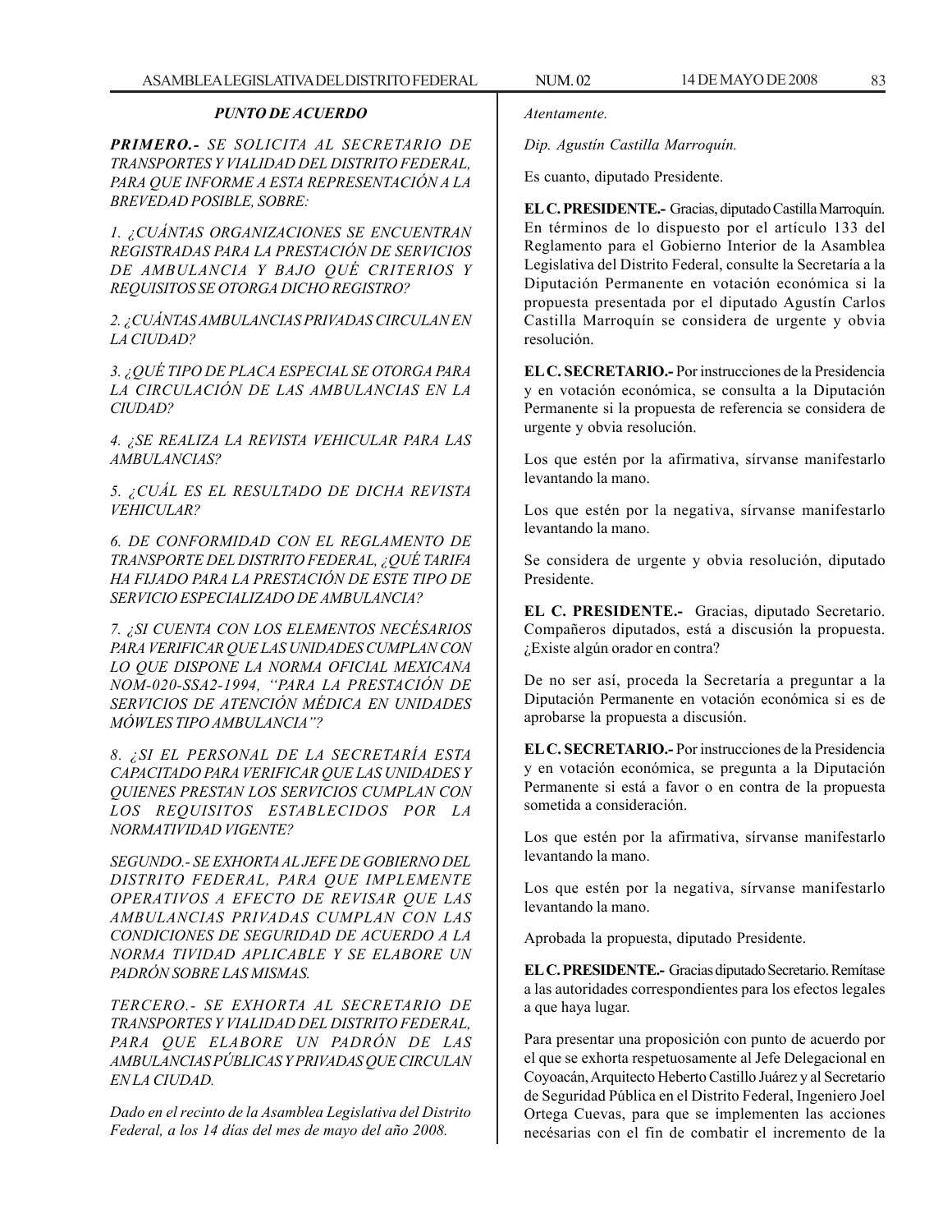***PUNTO DE ACUERDO***

***PRIMERO.-*** *SE SOLICITA AL SECRETARIO DE TRANSPORTES Y VIALIDAD DEL DISTRITO FEDERAL, PARA QUE INFORME A ESTA REPRESENTACIÓN A LA BREVEDAD POSIBLE, SOBRE:*

*1. ¿CUÁNTAS ORGANIZACIONES SE ENCUENTRAN REGISTRADAS PARA LA PRESTACIÓN DE SERVICIOS DE AMBULANCIA Y BAJO QUÉ CRITERIOS Y REQUISITOS SE OTORGA DICHO REGISTRO?*

*2. ¿CUÁNTAS AMBULANCIAS PRIVADAS CIRCULAN EN LA CIUDAD?*

*3. ¿QUÉ TIPO DE PLACA ESPECIAL SE OTORGA PARA LA CIRCULACIÓN DE LAS AMBULANCIAS EN LA CIUDAD?*

*4. ¿SE REALIZA LA REVISTA VEHICULAR PARA LAS AMBULANCIAS?*

*5. ¿CUÁL ES EL RESULTADO DE DICHA REVISTA VEHICULAR?*

*6. DE CONFORMIDAD CON EL REGLAMENTO DE TRANSPORTE DEL DISTRITO FEDERAL, ¿QUÉ TARIFA HA FIJADO PARA LA PRESTACIÓN DE ESTE TIPO DE SERVICIO ESPECIALIZADO DE AMBULANCIA?*

*7. ¿SI CUENTA CON LOS ELEMENTOS NECÉSARIOS PARA VERIFICAR QUE LAS UNIDADES CUMPLAN CON LO QUE DISPONE LA NORMA OFICIAL MEXICANA NOM-020-SSA2-1994, "PARA LA PRESTACIÓN DE SERVICIOS DE ATENCIÓN MÉDICA EN UNIDADES MÓWLES TIPO AMBULANCIA"?*

*8. ¿SI EL PERSONAL DE LA SECRETARÍA ESTA CAPACITADO PARA VERIFICAR QUE LAS UNIDADES Y QUIENES PRESTAN LOS SERVICIOS CUMPLAN CON LOS REQUISITOS ESTABLECIDOS POR LA NORMATIVIDAD VIGENTE?*

*SEGUNDO.- SE EXHORTA AL JEFE DE GOBIERNO DEL DISTRITO FEDERAL, PARA QUE IMPLEMENTE OPERATIVOS A EFECTO DE REVISAR QUE LAS AMBULANCIAS PRIVADAS CUMPLAN CON LAS CONDICIONES DE SEGURIDAD DE ACUERDO A LA NORMA TIVIDAD APLICABLE Y SE ELABORE UN PADRÓN SOBRE LAS MISMAS.*

*TERCERO.- SE EXHORTA AL SECRETARIO DE TRANSPORTES Y VIALIDAD DEL DISTRITO FEDERAL, PARA QUE ELABORE UN PADRÓN DE LAS AMBULANCIAS PÚBLICAS Y PRIVADAS QUE CIRCULAN EN LA CIUDAD.*

*Dado en el recinto de la Asamblea Legislativa del Distrito Federal, a los 14 días del mes de mayo del año 2008.*

*Atentamente.*

*Dip. Agustín Castilla Marroquín.*

Es cuanto, diputado Presidente.

**EL C. PRESIDENTE.-** Gracias, diputado Castilla Marroquín. En términos de lo dispuesto por el artículo 133 del Reglamento para el Gobierno Interior de la Asamblea Legislativa del Distrito Federal, consulte la Secretaría a la Diputación Permanente en votación económica si la propuesta presentada por el diputado Agustín Carlos Castilla Marroquín se considera de urgente y obvia resolución.

**EL C. SECRETARIO.-** Por instrucciones de la Presidencia y en votación económica, se consulta a la Diputación Permanente si la propuesta de referencia se considera de urgente y obvia resolución.

Los que estén por la afirmativa, sírvanse manifestarlo levantando la mano.

Los que estén por la negativa, sírvanse manifestarlo levantando la mano.

Se considera de urgente y obvia resolución, diputado Presidente.

**EL C. PRESIDENTE.-** Gracias, diputado Secretario. Compañeros diputados, está a discusión la propuesta. ¿Existe algún orador en contra?

De no ser así, proceda la Secretaría a preguntar a la Diputación Permanente en votación económica si es de aprobarse la propuesta a discusión.

**EL C. SECRETARIO.-** Por instrucciones de la Presidencia y en votación económica, se pregunta a la Diputación Permanente si está a favor o en contra de la propuesta sometida a consideración.

Los que estén por la afirmativa, sírvanse manifestarlo levantando la mano.

Los que estén por la negativa, sírvanse manifestarlo levantando la mano.

Aprobada la propuesta, diputado Presidente.

**EL C. PRESIDENTE.-** Gracias diputado Secretario. Remítase a las autoridades correspondientes para los efectos legales a que haya lugar.

Para presentar una proposición con punto de acuerdo por el que se exhorta respetuosamente al Jefe Delegacional en Coyoacán, Arquitecto Heberto Castillo Juárez y al Secretario de Seguridad Pública en el Distrito Federal, Ingeniero Joel Ortega Cuevas, para que se implementen las acciones necésarias con el fin de combatir el incremento de la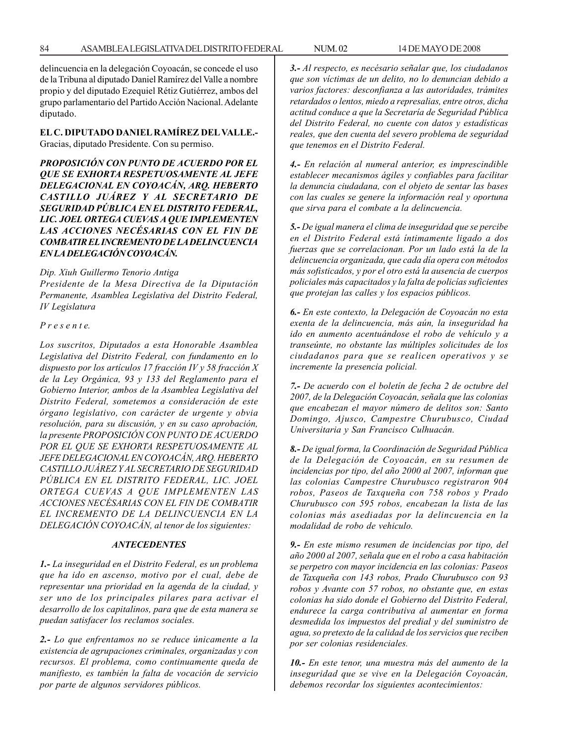delincuencia en la delegación Coyoacán, se concede el uso de la Tribuna al diputado Daniel Ramírez del Valle a nombre propio y del diputado Ezequiel Rétiz Gutiérrez, ambos del grupo parlamentario del Partido Acción Nacional. Adelante diputado.

**EL C. DIPUTADO DANIEL RAMÍREZ DEL VALLE.-** Gracias, diputado Presidente. Con su permiso.

***PROPOSICIÓN CON PUNTO DE ACUERDO POR EL QUE SE EXHORTA RESPETUOSAMENTE AL JEFE DELEGACIONAL EN COYOACÁN, ARQ. HEBERTO CASTILLO JUÁREZ Y AL SECRETARIO DE SEGURIDAD PÚBLICA EN EL DISTRITO FEDERAL, LIC. JOEL ORTEGA CUEVAS A QUE IMPLEMENTEN LAS ACCIONES NECÉSARIAS CON EL FIN DE COMBATIR EL INCREMENTO DE LA DELINCUENCIA EN LA DELEGACIÓN COYOACÁN.***

*Dip. Xiuh Guillermo Tenorio Antiga*
*Presidente de la Mesa Directiva de la Diputación Permanente, Asamblea Legislativa del Distrito Federal, IV Legislatura*

*P r e s e n t e.*

*Los suscritos, Diputados a esta Honorable Asamblea Legislativa del Distrito Federal, con fundamento en lo dispuesto por los artículos 17 fracción IV y 58 fracción X de la Ley Orgánica, 93 y 133 del Reglamento para el Gobierno Interior, ambos de la Asamblea Legislativa del Distrito Federal, sometemos a consideración de este órgano legislativo, con carácter de urgente y obvia resolución, para su discusión, y en su caso aprobación, la presente PROPOSICIÓN CON PUNTO DE ACUERDO POR EL QUE SE EXHORTA RESPETUOSAMENTE AL JEFE DELEGACIONAL EN COYOACÁN, ARQ. HEBERTO CASTILLO JUÁREZ Y AL SECRETARIO DE SEGURIDAD PÚBLICA EN EL DISTRITO FEDERAL, LIC. JOEL ORTEGA CUEVAS A QUE IMPLEMENTEN LAS ACCIONES NECÉSARIAS CON EL FIN DE COMBATIR EL INCREMENTO DE LA DELINCUENCIA EN LA DELEGACIÓN COYOACÁN, al tenor de los siguientes:*

***ANTECEDENTES***

***1.-** La inseguridad en el Distrito Federal, es un problema que ha ido en ascenso, motivo por el cual, debe de representar una prioridad en la agenda de la ciudad, y ser uno de los principales pilares para activar el desarrollo de los capitalinos, para que de esta manera se puedan satisfacer los reclamos sociales.*

***2.-** Lo que enfrentamos no se reduce únicamente a la existencia de agrupaciones criminales, organizadas y con recursos. El problema, como continuamente queda de manifiesto, es también la falta de vocación de servicio por parte de algunos servidores públicos.*

***3.-** Al respecto, es necésario señalar que, los ciudadanos que son víctimas de un delito, no lo denuncian debido a varios factores: desconfianza a las autoridades, trámites retardados o lentos, miedo a represalias, entre otros, dicha actitud conduce a que la Secretaría de Seguridad Pública del Distrito Federal, no cuente con datos y estadísticas reales, que den cuenta del severo problema de seguridad que tenemos en el Distrito Federal.*

***4.-** En relación al numeral anterior, es imprescindible establecer mecanismos ágiles y confiables para facilitar la denuncia ciudadana, con el objeto de sentar las bases con las cuales se genere la información real y oportuna que sirva para el combate a la delincuencia.*

***5.-** De igual manera el clima de inseguridad que se percibe en el Distrito Federal está íntimamente ligado a dos fuerzas que se correlacionan. Por un lado está la de la delincuencia organizada, que cada día opera con métodos más sofisticados, y por el otro está la ausencia de cuerpos policiales más capacitados y la falta de policías suficientes que protejan las calles y los espacios públicos.*

***6.-** En este contexto, la Delegación de Coyoacán no esta exenta de la delincuencia, más aún, la inseguridad ha ido en aumento acentuándose el robo de vehículo y a transeúnte, no obstante las múltiples solicitudes de los ciudadanos para que se realicen operativos y se incremente la presencia policial.*

***7.-** De acuerdo con el boletín de fecha 2 de octubre del 2007, de la Delegación Coyoacán, señala que las colonias que encabezan el mayor número de delitos son: Santo Domingo, Ajusco, Campestre Churubusco, Ciudad Universitaria y San Francisco Culhuacán.*

***8.-** De igual forma, la Coordinación de Seguridad Pública de la Delegación de Coyoacán, en su resumen de incidencias por tipo, del año 2000 al 2007, informan que las colonias Campestre Churubusco registraron 904 robos, Paseos de Taxqueña con 758 robos y Prado Churubusco con 595 robos, encabezan la lista de las colonias más asediadas por la delincuencia en la modalidad de robo de vehiculo.*

***9.-** En este mismo resumen de incidencias por tipo, del año 2000 al 2007, señala que en el robo a casa habitación se perpetro con mayor incidencia en las colonias: Paseos de Taxqueña con 143 robos, Prado Churubusco con 93 robos y Avante con 57 robos, no obstante que, en estas colonias ha sido donde el Gobierno del Distrito Federal, endurece la carga contributiva al aumentar en forma desmedida los impuestos del predial y del suministro de agua, so pretexto de la calidad de los servicios que reciben por ser colonias residenciales.*

***10.-** En este tenor, una muestra más del aumento de la inseguridad que se vive en la Delegación Coyoacán, debemos recordar los siguientes acontecimientos:*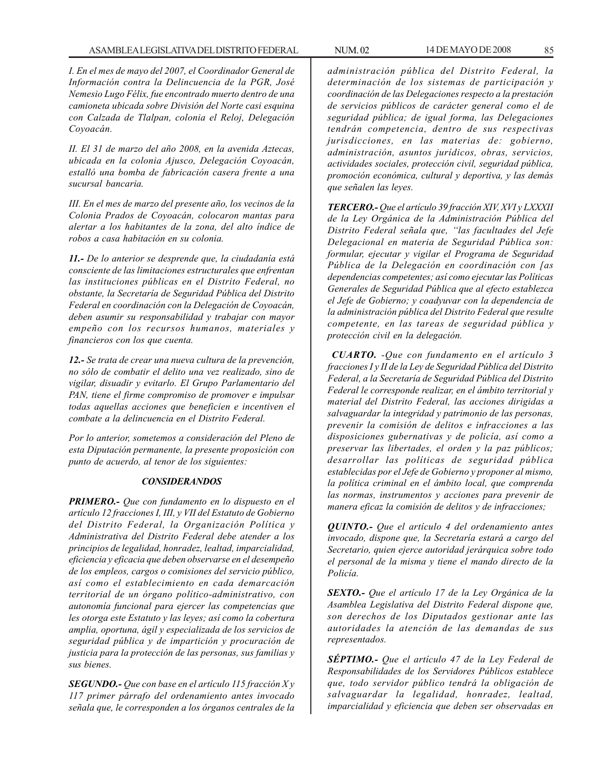*I. En el mes de mayo del 2007, el Coordinador General de Información contra la Delincuencia de la PGR, José Nemesio Lugo Félix, fue encontrado muerto dentro de una camioneta ubicada sobre División del Norte casi esquina con Calzada de Tlalpan, colonia el Reloj, Delegación Coyoacán.*

*II. El 31 de marzo del año 2008, en la avenida Aztecas, ubicada en la colonia Ajusco, Delegación Coyoacán, estalló una bomba de fabricación casera frente a una sucursal bancaria.*

*III. En el mes de marzo del presente año, los vecinos de la Colonia Prados de Coyoacán, colocaron mantas para alertar a los habitantes de la zona, del alto índice de robos a casa habitación en su colonia.*

***11.-*** *De lo anterior se desprende que, la ciudadanía está consciente de las limitaciones estructurales que enfrentan las instituciones públicas en el Distrito Federal, no obstante, la Secretaría de Seguridad Pública del Distrito Federal en coordinación con la Delegación de Coyoacán, deben asumir su responsabilidad y trabajar con mayor empeño con los recursos humanos, materiales y financieros con los que cuenta.*

***12.-*** *Se trata de crear una nueva cultura de la prevención, no sólo de combatir el delito una vez realizado, sino de vigilar, disuadir y evitarlo. El Grupo Parlamentario del PAN, tiene el firme compromiso de promover e impulsar todas aquellas acciones que beneficien e incentiven el combate a la delincuencia en el Distrito Federal.*

*Por lo anterior, sometemos a consideración del Pleno de esta Diputación permanente, la presente proposición con punto de acuerdo, al tenor de los siguientes:*

***CONSIDERANDOS***

***PRIMERO.-*** *Que con fundamento en lo dispuesto en el artículo 12 fracciones I, III, y VII del Estatuto de Gobierno del Distrito Federal, la Organización Política y Administrativa del Distrito Federal debe atender a los principios de legalidad, honradez, lealtad, imparcialidad, eficiencia y eficacia que deben observarse en el desempeño de los empleos, cargos o comisiones del servicio público, así como el establecimiento en cada demarcación territorial de un órgano político-administrativo, con autonomía funcional para ejercer las competencias que les otorga este Estatuto y las leyes; así como la cobertura amplia, oportuna, ágil y especializada de los servicios de seguridad pública y de impartición y procuración de justicia para la protección de las personas, sus familias y sus bienes.*

***SEGUNDO.-*** *Que con base en el artículo 115 fracción X y 117 primer párrafo del ordenamiento antes invocado señala que, le corresponden a los órganos centrales de la administración pública del Distrito Federal, la determinación de los sistemas de participación y coordinación de las Delegaciones respecto a la prestación de servicios públicos de carácter general como el de seguridad pública; de igual forma, las Delegaciones tendrán competencia, dentro de sus respectivas jurisdicciones, en las materias de: gobierno, administración, asuntos jurídicos, obras, servicios, actividades sociales, protección civil, seguridad pública, promoción económica, cultural y deportiva, y las demás que señalen las leyes.*

***TERCERO.-*** *Que el artículo 39 fracción XIV, XVI y LXXXII de la Ley Orgánica de la Administración Pública del Distrito Federal señala que, "las facultades del Jefe Delegacional en materia de Seguridad Pública son: formular, ejecutar y vigilar el Programa de Seguridad Pública de la Delegación en coordinación con [as dependencias competentes; así como ejecutar las Políticas Generales de Seguridad Pública que al efecto establezca el Jefe de Gobierno; y coadyuvar con la dependencia de la administración pública del Distrito Federal que resulte competente, en las tareas de seguridad pública y protección civil en la delegación.*

***CUARTO.*** *-Que con fundamento en el artículo 3 fracciones I y II de la Ley de Seguridad Pública del Distrito Federal, a la Secretaría de Seguridad Pública del Distrito Federal le corresponde realizar, en el ámbito territorial y material del Distrito Federal, las acciones dirigidas a salvaguardar la integridad y patrimonio de las personas, prevenir la comisión de delitos e infracciones a las disposiciones gubernativas y de policía, así como a preservar las libertades, el orden y la paz públicos; desarrollar las políticas de seguridad pública establecidas por el Jefe de Gobierno y proponer al mismo, la política criminal en el ámbito local, que comprenda las normas, instrumentos y acciones para prevenir de manera eficaz la comisión de delitos y de infracciones;*

***QUINTO.-*** *Que el artículo 4 del ordenamiento antes invocado, dispone que, la Secretaría estará a cargo del Secretario, quien ejerce autoridad jerárquica sobre todo el personal de la misma y tiene el mando directo de la Policía.*

***SEXTO.-*** *Que el artículo 17 de la Ley Orgánica de la Asamblea Legislativa del Distrito Federal dispone que, son derechos de los Diputados gestionar ante las autoridades la atención de las demandas de sus representados.*

***SÉPTIMO.-*** *Que el artículo 47 de la Ley Federal de Responsabilidades de los Servidores Públicos establece que, todo servidor público tendrá la obligación de salvaguardar la legalidad, honradez, lealtad, imparcialidad y eficiencia que deben ser observadas en*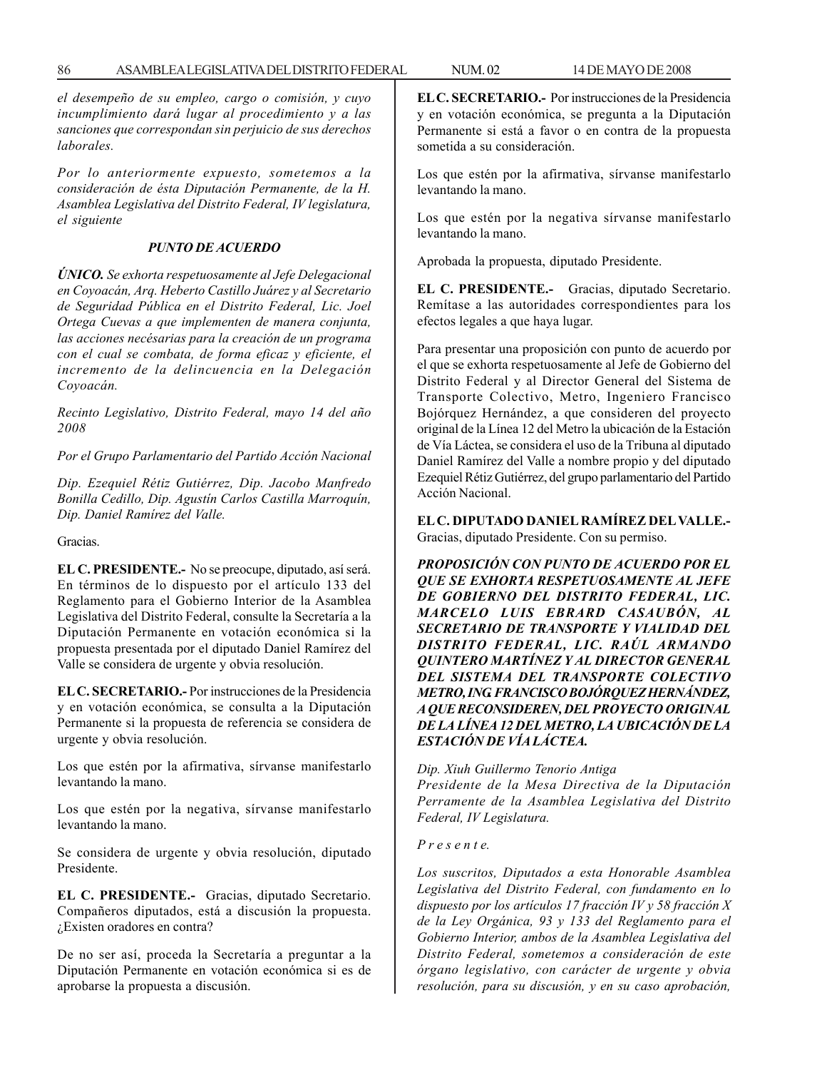*el desempeño de su empleo, cargo o comisión, y cuyo incumplimiento dará lugar al procedimiento y a las sanciones que correspondan sin perjuicio de sus derechos laborales.*

*Por lo anteriormente expuesto, sometemos a la consideración de ésta Diputación Permanente, de la H. Asamblea Legislativa del Distrito Federal, IV legislatura, el siguiente*

***PUNTO DE ACUERDO***

***ÚNICO.*** *Se exhorta respetuosamente al Jefe Delegacional en Coyoacán, Arq. Heberto Castillo Juárez y al Secretario de Seguridad Pública en el Distrito Federal, Lic. Joel Ortega Cuevas a que implementen de manera conjunta, las acciones necésarias para la creación de un programa con el cual se combata, de forma eficaz y eficiente, el incremento de la delincuencia en la Delegación Coyoacán.*

*Recinto Legislativo, Distrito Federal, mayo 14 del año 2008*

*Por el Grupo Parlamentario del Partido Acción Nacional*

*Dip. Ezequiel Rétiz Gutiérrez, Dip. Jacobo Manfredo Bonilla Cedillo, Dip. Agustín Carlos Castilla Marroquín, Dip. Daniel Ramírez del Valle.*

Gracias.

**EL C. PRESIDENTE.-** No se preocupe, diputado, así será. En términos de lo dispuesto por el artículo 133 del Reglamento para el Gobierno Interior de la Asamblea Legislativa del Distrito Federal, consulte la Secretaría a la Diputación Permanente en votación económica si la propuesta presentada por el diputado Daniel Ramírez del Valle se considera de urgente y obvia resolución.

**EL C. SECRETARIO.-** Por instrucciones de la Presidencia y en votación económica, se consulta a la Diputación Permanente si la propuesta de referencia se considera de urgente y obvia resolución.

Los que estén por la afirmativa, sírvanse manifestarlo levantando la mano.

Los que estén por la negativa, sírvanse manifestarlo levantando la mano.

Se considera de urgente y obvia resolución, diputado Presidente.

**EL C. PRESIDENTE.-** Gracias, diputado Secretario. Compañeros diputados, está a discusión la propuesta. ¿Existen oradores en contra?

De no ser así, proceda la Secretaría a preguntar a la Diputación Permanente en votación económica si es de aprobarse la propuesta a discusión.

**EL C. SECRETARIO.-** Por instrucciones de la Presidencia y en votación económica, se pregunta a la Diputación Permanente si está a favor o en contra de la propuesta sometida a su consideración.

Los que estén por la afirmativa, sírvanse manifestarlo levantando la mano.

Los que estén por la negativa sírvanse manifestarlo levantando la mano.

Aprobada la propuesta, diputado Presidente.

**EL C. PRESIDENTE.-** Gracias, diputado Secretario. Remítase a las autoridades correspondientes para los efectos legales a que haya lugar.

Para presentar una proposición con punto de acuerdo por el que se exhorta respetuosamente al Jefe de Gobierno del Distrito Federal y al Director General del Sistema de Transporte Colectivo, Metro, Ingeniero Francisco Bojórquez Hernández, a que consideren del proyecto original de la Línea 12 del Metro la ubicación de la Estación de Vía Láctea, se considera el uso de la Tribuna al diputado Daniel Ramírez del Valle a nombre propio y del diputado Ezequiel Rétiz Gutiérrez, del grupo parlamentario del Partido Acción Nacional.

**EL C. DIPUTADO DANIEL RAMÍREZ DEL VALLE.-** Gracias, diputado Presidente. Con su permiso.

***PROPOSICIÓN CON PUNTO DE ACUERDO POR EL QUE SE EXHORTA RESPETUOSAMENTE AL JEFE DE GOBIERNO DEL DISTRITO FEDERAL, LIC. MARCELO LUIS EBRARD CASAUBÓN, AL SECRETARIO DE TRANSPORTE Y VIALIDAD DEL DISTRITO FEDERAL, LIC. RAÚL ARMANDO QUINTERO MARTÍNEZ Y AL DIRECTOR GENERAL DEL SISTEMA DEL TRANSPORTE COLECTIVO METRO, ING FRANCISCO BOJÓRQUEZ HERNÁNDEZ, A QUE RECONSIDEREN, DEL PROYECTO ORIGINAL DE LA LÍNEA 12 DEL METRO, LA UBICACIÓN DE LA ESTACIÓN DE VÍA LÁCTEA.***

*Dip. Xiuh Guillermo Tenorio Antiga*
*Presidente de la Mesa Directiva de la Diputación Perramente de la Asamblea Legislativa del Distrito Federal, IV Legislatura.*

*P r e s e n t e.*

*Los suscritos, Diputados a esta Honorable Asamblea Legislativa del Distrito Federal, con fundamento en lo dispuesto por los artículos 17 fracción IV y 58 fracción X de la Ley Orgánica, 93 y 133 del Reglamento para el Gobierno Interior, ambos de la Asamblea Legislativa del Distrito Federal, sometemos a consideración de este órgano legislativo, con carácter de urgente y obvia resolución, para su discusión, y en su caso aprobación,*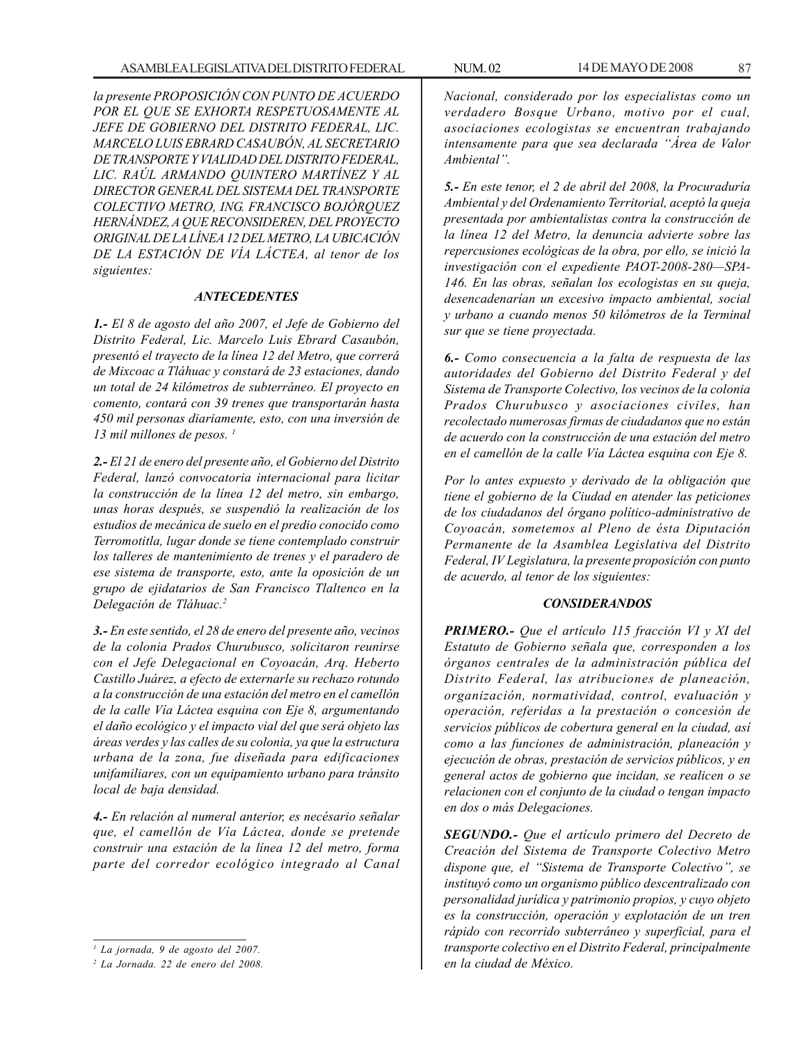*la presente PROPOSICIÓN CON PUNTO DE ACUERDO POR EL QUE SE EXHORTA RESPETUOSAMENTE AL JEFE DE GOBIERNO DEL DISTRITO FEDERAL, LIC. MARCELO LUIS EBRARD CASAUBÓN, AL SECRETARIO DE TRANSPORTE Y VIALIDAD DEL DISTRITO FEDERAL, LIC. RAÚL ARMANDO QUINTERO MARTÍNEZ Y AL DIRECTOR GENERAL DEL SISTEMA DEL TRANSPORTE COLECTIVO METRO, ING. FRANCISCO BOJÓRQUEZ HERNÁNDEZ, A QUE RECONSIDEREN, DEL PROYECTO ORIGINAL DE LA LÍNEA 12 DEL METRO, LA UBICACIÓN DE LA ESTACIÓN DE VÍA LÁCTEA, al tenor de los siguientes:*

### *ANTECEDENTES*

***1.-*** *El 8 de agosto del año 2007, el Jefe de Gobierno del Distrito Federal, Lic. Marcelo Luis Ebrard Casaubón, presentó el trayecto de la línea 12 del Metro, que correrá de Mixcoac a Tláhuac y constará de 23 estaciones, dando un total de 24 kilómetros de subterráneo. El proyecto en comento, contará con 39 trenes que transportarán hasta 450 mil personas diariamente, esto, con una inversión de 13 mil millones de pesos.* [1]

***2.-*** *El 21 de enero del presente año, el Gobierno del Distrito Federal, lanzó convocatoria internacional para licitar la construcción de la línea 12 del metro, sin embargo, unas horas después, se suspendió la realización de los estudios de mecánica de suelo en el predio conocido como Terromotitla, lugar donde se tiene contemplado construir los talleres de mantenimiento de trenes y el paradero de ese sistema de transporte, esto, ante la oposición de un grupo de ejidatarios de San Francisco Tlaltenco en la Delegación de Tláhuac.*[2]

***3.-*** *En este sentido, el 28 de enero del presente año, vecinos de la colonia Prados Churubusco, solicitaron reunirse con el Jefe Delegacional en Coyoacán, Arq. Heberto Castillo Juárez, a efecto de externarle su rechazo rotundo a la construcción de una estación del metro en el camellón de la calle Vía Láctea esquina con Eje 8, argumentando el daño ecológico y el impacto vial del que será objeto las áreas verdes y las calles de su colonia, ya que la estructura urbana de la zona, fue diseñada para edificaciones unifamiliares, con un equipamiento urbano para tránsito local de baja densidad.*

***4.-*** *En relación al numeral anterior, es necésario señalar que, el camellón de Vía Láctea, donde se pretende construir una estación de la línea 12 del metro, forma parte del corredor ecológico integrado al Canal Nacional, considerado por los especialistas como un verdadero Bosque Urbano, motivo por el cual, asociaciones ecologistas se encuentran trabajando intensamente para que sea declarada "Área de Valor Ambiental".*

***5.-*** *En este tenor, el 2 de abril del 2008, la Procuraduría Ambiental y del Ordenamiento Territorial, aceptó la queja presentada por ambientalistas contra la construcción de la línea 12 del Metro, la denuncia advierte sobre las repercusiones ecológicas de la obra, por ello, se inició la investigación con el expediente PAOT-2008-280—SPA-146. En las obras, señalan los ecologistas en su queja, desencadenarían un excesivo impacto ambiental, social y urbano a cuando menos 50 kilómetros de la Terminal sur que se tiene proyectada.*

***6.-*** *Como consecuencia a la falta de respuesta de las autoridades del Gobierno del Distrito Federal y del Sistema de Transporte Colectivo, los vecinos de la colonia Prados Churubusco y asociaciones civiles, han recolectado numerosas firmas de ciudadanos que no están de acuerdo con la construcción de una estación del metro en el camellón de la calle Vía Láctea esquina con Eje 8.*

*Por lo antes expuesto y derivado de la obligación que tiene el gobierno de la Ciudad en atender las peticiones de los ciudadanos del órgano político-administrativo de Coyoacán, sometemos al Pleno de ésta Diputación Permanente de la Asamblea Legislativa del Distrito Federal, IV Legislatura, la presente proposición con punto de acuerdo, al tenor de los siguientes:*

### *CONSIDERANDOS*

***PRIMERO.-*** *Que el artículo 115 fracción VI y XI del Estatuto de Gobierno señala que, corresponden a los órganos centrales de la administración pública del Distrito Federal, las atribuciones de planeación, organización, normatividad, control, evaluación y operación, referidas a la prestación o concesión de servicios públicos de cobertura general en la ciudad, así como a las funciones de administración, planeación y ejecución de obras, prestación de servicios públicos, y en general actos de gobierno que incidan, se realicen o se relacionen con el conjunto de la ciudad o tengan impacto en dos o más Delegaciones.*

***SEGUNDO.-*** *Que el artículo primero del Decreto de Creación del Sistema de Transporte Colectivo Metro dispone que, el "Sistema de Transporte Colectivo", se instituyó como un organismo público descentralizado con personalidad jurídica y patrimonio propios, y cuyo objeto es la construcción, operación y explotación de un tren rápido con recorrido subterráneo y superficial, para el transporte colectivo en el Distrito Federal, principalmente en la ciudad de México.*

---

[1] *La jornada, 9 de agosto del 2007.*

[2] *La Jornada. 22 de enero del 2008.*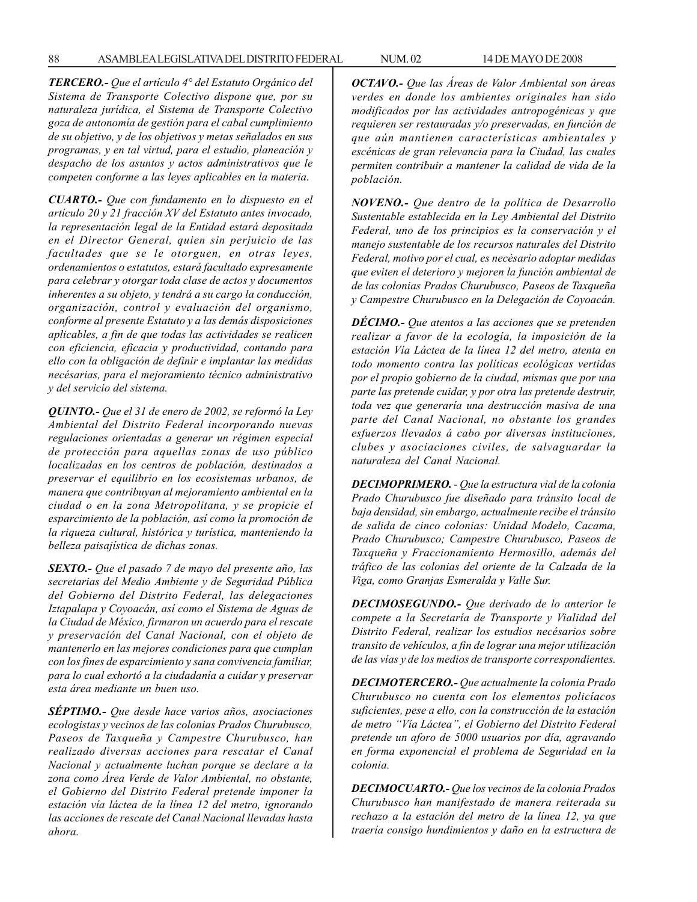***TERCERO.-*** *Que el artículo 4° del Estatuto Orgánico del Sistema de Transporte Colectivo dispone que, por su naturaleza jurídica, el Sistema de Transporte Colectivo goza de autonomía de gestión para el cabal cumplimiento de su objetivo, y de los objetivos y metas señalados en sus programas, y en tal virtud, para el estudio, planeación y despacho de los asuntos y actos administrativos que le competen conforme a las leyes aplicables en la materia.*

***CUARTO.-*** *Que con fundamento en lo dispuesto en el artículo 20 y 21 fracción XV del Estatuto antes invocado, la representación legal de la Entidad estará depositada en el Director General, quien sin perjuicio de las facultades que se le otorguen, en otras leyes, ordenamientos o estatutos, estará facultado expresamente para celebrar y otorgar toda clase de actos y documentos inherentes a su objeto, y tendrá a su cargo la conducción, organización, control y evaluación del organismo, conforme al presente Estatuto y a las demás disposiciones aplicables, a fin de que todas las actividades se realicen con eficiencia, eficacia y productividad, contando para ello con la obligación de definir e implantar las medidas necésarias, para el mejoramiento técnico administrativo y del servicio del sistema.*

***QUINTO.-*** *Que el 31 de enero de 2002, se reformó la Ley Ambiental del Distrito Federal incorporando nuevas regulaciones orientadas a generar un régimen especial de protección para aquellas zonas de uso público localizadas en los centros de población, destinados a preservar el equilibrio en los ecosistemas urbanos, de manera que contribuyan al mejoramiento ambiental en la ciudad o en la zona Metropolitana, y se propicie el esparcimiento de la población, así como la promoción de la riqueza cultural, histórica y turística, manteniendo la belleza paisajística de dichas zonas.*

***SEXTO.-*** *Que el pasado 7 de mayo del presente año, las secretarias del Medio Ambiente y de Seguridad Pública del Gobierno del Distrito Federal, las delegaciones Iztapalapa y Coyoacán, así como el Sistema de Aguas de la Ciudad de México, firmaron un acuerdo para el rescate y preservación del Canal Nacional, con el objeto de mantenerlo en las mejores condiciones para que cumplan con los fines de esparcimiento y sana convivencia familiar, para lo cual exhortó a la ciudadanía a cuidar y preservar esta área mediante un buen uso.*

***SÉPTIMO.-*** *Que desde hace varios años, asociaciones ecologistas y vecinos de las colonias Prados Churubusco, Paseos de Taxqueña y Campestre Churubusco, han realizado diversas acciones para rescatar el Canal Nacional y actualmente luchan porque se declare a la zona como Área Verde de Valor Ambiental, no obstante, el Gobierno del Distrito Federal pretende imponer la estación vía láctea de la línea 12 del metro, ignorando las acciones de rescate del Canal Nacional llevadas hasta ahora.*

***OCTAVO.-*** *Que las Áreas de Valor Ambiental son áreas verdes en donde los ambientes originales han sido modificados por las actividades antropogénicas y que requieren ser restauradas y/o preservadas, en función de que aún mantienen características ambientales y escénicas de gran relevancia para la Ciudad, las cuales permiten contribuir a mantener la calidad de vida de la población.*

***NOVENO.-*** *Que dentro de la política de Desarrollo Sustentable establecida en la Ley Ambiental del Distrito Federal, uno de los principios es la conservación y el manejo sustentable de los recursos naturales del Distrito Federal, motivo por el cual, es necésario adoptar medidas que eviten el deterioro y mejoren la función ambiental de de las colonias Prados Churubusco, Paseos de Taxqueña y Campestre Churubusco en la Delegación de Coyoacán.*

***DÉCIMO.-*** *Que atentos a las acciones que se pretenden realizar a favor de la ecología, la imposición de la estación Vía Láctea de la línea 12 del metro, atenta en todo momento contra las políticas ecológicas vertidas por el propio gobierno de la ciudad, mismas que por una parte las pretende cuidar, y por otra las pretende destruir, toda vez que generaría una destrucción masiva de una parte del Canal Nacional, no obstante los grandes esfuerzos llevados á cabo por diversas instituciones, clubes y asociaciones civiles, de salvaguardar la naturaleza del Canal Nacional.*

***DECIMOPRIMERO.*** *- Que la estructura vial de la colonia Prado Churubusco fue diseñado para tránsito local de baja densidad, sin embargo, actualmente recibe el tránsito de salida de cinco colonias: Unidad Modelo, Cacama, Prado Churubusco; Campestre Churubusco, Paseos de Taxqueña y Fraccionamiento Hermosillo, además del tráfico de las colonias del oriente de la Calzada de la Viga, como Granjas Esmeralda y Valle Sur.*

***DECIMOSEGUNDO.-*** *Que derivado de lo anterior le compete a la Secretaría de Transporte y Vialidad del Distrito Federal, realizar los estudios necésarios sobre transito de vehículos, a fin de lograr una mejor utilización de las vías y de los medios de transporte correspondientes.*

***DECIMOTERCERO.-*** *Que actualmente la colonia Prado Churubusco no cuenta con los elementos policíacos suficientes, pese a ello, con la construcción de la estación de metro "Vía Láctea", el Gobierno del Distrito Federal pretende un aforo de 5000 usuarios por día, agravando en forma exponencial el problema de Seguridad en la colonia.*

***DECIMOCUARTO.-*** *Que los vecinos de la colonia Prados Churubusco han manifestado de manera reiterada su rechazo a la estación del metro de la línea 12, ya que traería consigo hundimientos y daño en la estructura de*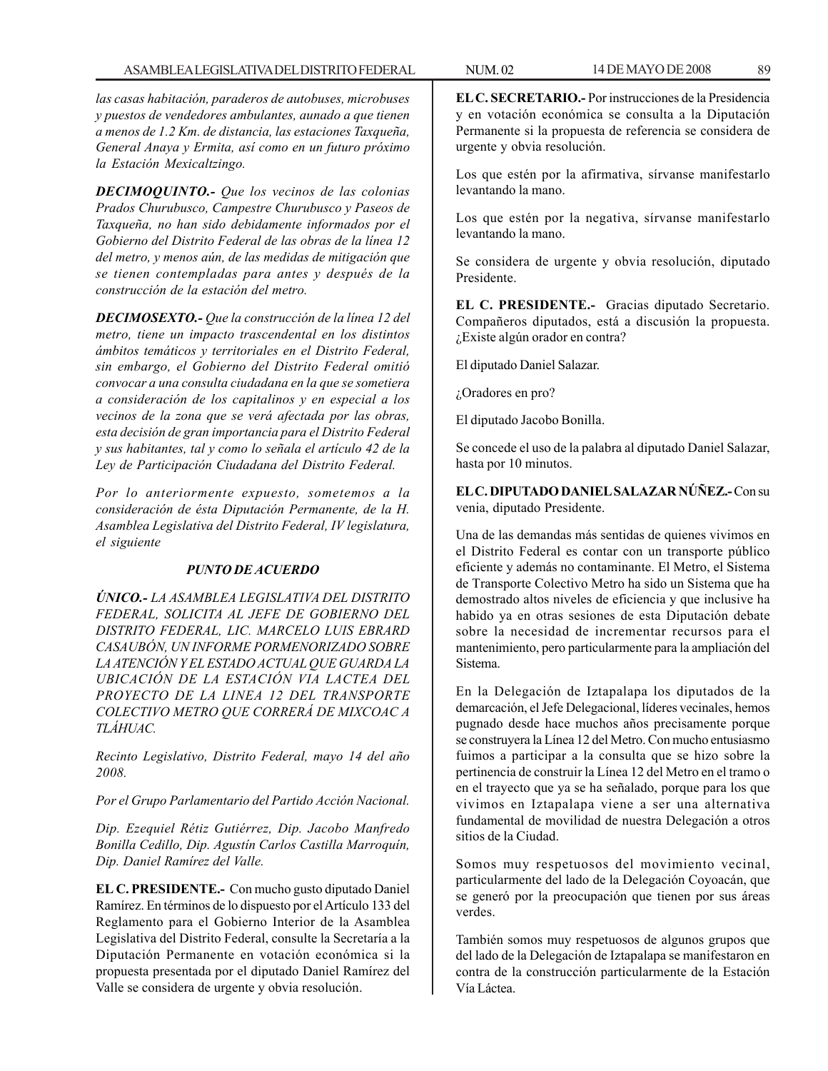*las casas habitación, paraderos de autobuses, microbuses y puestos de vendedores ambulantes, aunado a que tienen a menos de 1.2 Km. de distancia, las estaciones Taxqueña, General Anaya y Ermita, así como en un futuro próximo la Estación Mexicaltzingo.*

***DECIMOQUINTO.-*** *Que los vecinos de las colonias Prados Churubusco, Campestre Churubusco y Paseos de Taxqueña, no han sido debidamente informados por el Gobierno del Distrito Federal de las obras de la línea 12 del metro, y menos aún, de las medidas de mitigación que se tienen contempladas para antes y después de la construcción de la estación del metro.*

***DECIMOSEXTO.-*** *Que la construcción de la línea 12 del metro, tiene un impacto trascendental en los distintos ámbitos temáticos y territoriales en el Distrito Federal, sin embargo, el Gobierno del Distrito Federal omitió convocar a una consulta ciudadana en la que se sometiera a consideración de los capitalinos y en especial a los vecinos de la zona que se verá afectada por las obras, esta decisión de gran importancia para el Distrito Federal y sus habitantes, tal y como lo señala el artículo 42 de la Ley de Participación Ciudadana del Distrito Federal.*

*Por lo anteriormente expuesto, sometemos a la consideración de ésta Diputación Permanente, de la H. Asamblea Legislativa del Distrito Federal, IV legislatura, el siguiente*

***PUNTO DE ACUERDO***

***ÚNICO.-*** *LA ASAMBLEA LEGISLATIVA DEL DISTRITO FEDERAL, SOLICITA AL JEFE DE GOBIERNO DEL DISTRITO FEDERAL, LIC. MARCELO LUIS EBRARD CASAUBÓN, UN INFORME PORMENORIZADO SOBRE LA ATENCIÓN Y EL ESTADO ACTUAL QUE GUARDA LA UBICACIÓN DE LA ESTACIÓN VIA LACTEA DEL PROYECTO DE LA LINEA 12 DEL TRANSPORTE COLECTIVO METRO QUE CORRERÁ DE MIXCOAC A TLÁHUAC.*

*Recinto Legislativo, Distrito Federal, mayo 14 del año 2008.*

*Por el Grupo Parlamentario del Partido Acción Nacional.*

*Dip. Ezequiel Rétiz Gutiérrez, Dip. Jacobo Manfredo Bonilla Cedillo, Dip. Agustín Carlos Castilla Marroquín, Dip. Daniel Ramírez del Valle.*

**EL C. PRESIDENTE.-** Con mucho gusto diputado Daniel Ramírez. En términos de lo dispuesto por el Artículo 133 del Reglamento para el Gobierno Interior de la Asamblea Legislativa del Distrito Federal, consulte la Secretaría a la Diputación Permanente en votación económica si la propuesta presentada por el diputado Daniel Ramírez del Valle se considera de urgente y obvia resolución.

**EL C. SECRETARIO.-** Por instrucciones de la Presidencia y en votación económica se consulta a la Diputación Permanente si la propuesta de referencia se considera de urgente y obvia resolución.

Los que estén por la afirmativa, sírvanse manifestarlo levantando la mano.

Los que estén por la negativa, sírvanse manifestarlo levantando la mano.

Se considera de urgente y obvia resolución, diputado Presidente.

**EL C. PRESIDENTE.-** Gracias diputado Secretario. Compañeros diputados, está a discusión la propuesta. ¿Existe algún orador en contra?

El diputado Daniel Salazar.

¿Oradores en pro?

El diputado Jacobo Bonilla.

Se concede el uso de la palabra al diputado Daniel Salazar, hasta por 10 minutos.

**EL C. DIPUTADO DANIEL SALAZAR NÚÑEZ.-** Con su venia, diputado Presidente.

Una de las demandas más sentidas de quienes vivimos en el Distrito Federal es contar con un transporte público eficiente y además no contaminante. El Metro, el Sistema de Transporte Colectivo Metro ha sido un Sistema que ha demostrado altos niveles de eficiencia y que inclusive ha habido ya en otras sesiones de esta Diputación debate sobre la necesidad de incrementar recursos para el mantenimiento, pero particularmente para la ampliación del Sistema.

En la Delegación de Iztapalapa los diputados de la demarcación, el Jefe Delegacional, líderes vecinales, hemos pugnado desde hace muchos años precisamente porque se construyera la Línea 12 del Metro. Con mucho entusiasmo fuimos a participar a la consulta que se hizo sobre la pertinencia de construir la Línea 12 del Metro en el tramo o en el trayecto que ya se ha señalado, porque para los que vivimos en Iztapalapa viene a ser una alternativa fundamental de movilidad de nuestra Delegación a otros sitios de la Ciudad.

Somos muy respetuosos del movimiento vecinal, particularmente del lado de la Delegación Coyoacán, que se generó por la preocupación que tienen por sus áreas verdes.

También somos muy respetuosos de algunos grupos que del lado de la Delegación de Iztapalapa se manifestaron en contra de la construcción particularmente de la Estación Vía Láctea.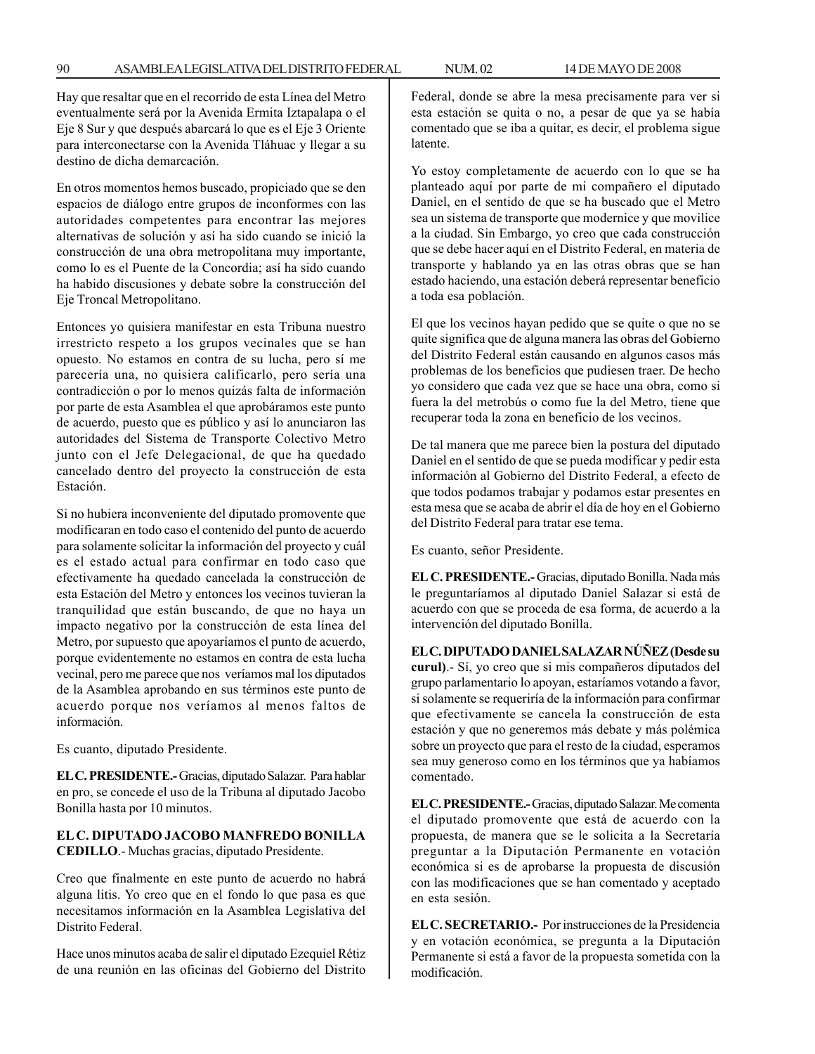Hay que resaltar que en el recorrido de esta Línea del Metro eventualmente será por la Avenida Ermita Iztapalapa o el Eje 8 Sur y que después abarcará lo que es el Eje 3 Oriente para interconectarse con la Avenida Tláhuac y llegar a su destino de dicha demarcación.

En otros momentos hemos buscado, propiciado que se den espacios de diálogo entre grupos de inconformes con las autoridades competentes para encontrar las mejores alternativas de solución y así ha sido cuando se inició la construcción de una obra metropolitana muy importante, como lo es el Puente de la Concordia; así ha sido cuando ha habido discusiones y debate sobre la construcción del Eje Troncal Metropolitano.

Entonces yo quisiera manifestar en esta Tribuna nuestro irrestricto respeto a los grupos vecinales que se han opuesto. No estamos en contra de su lucha, pero sí me parecería una, no quisiera calificarlo, pero sería una contradicción o por lo menos quizás falta de información por parte de esta Asamblea el que aprobáramos este punto de acuerdo, puesto que es público y así lo anunciaron las autoridades del Sistema de Transporte Colectivo Metro junto con el Jefe Delegacional, de que ha quedado cancelado dentro del proyecto la construcción de esta Estación.

Si no hubiera inconveniente del diputado promovente que modificaran en todo caso el contenido del punto de acuerdo para solamente solicitar la información del proyecto y cuál es el estado actual para confirmar en todo caso que efectivamente ha quedado cancelada la construcción de esta Estación del Metro y entonces los vecinos tuvieran la tranquilidad que están buscando, de que no haya un impacto negativo por la construcción de esta línea del Metro, por supuesto que apoyaríamos el punto de acuerdo, porque evidentemente no estamos en contra de esta lucha vecinal, pero me parece que nos veríamos mal los diputados de la Asamblea aprobando en sus términos este punto de acuerdo porque nos veríamos al menos faltos de información.

Es cuanto, diputado Presidente.

**EL C. PRESIDENTE.-** Gracias, diputado Salazar. Para hablar en pro, se concede el uso de la Tribuna al diputado Jacobo Bonilla hasta por 10 minutos.

**EL C. DIPUTADO JACOBO MANFREDO BONILLA CEDILLO**.- Muchas gracias, diputado Presidente.

Creo que finalmente en este punto de acuerdo no habrá alguna litis. Yo creo que en el fondo lo que pasa es que necesitamos información en la Asamblea Legislativa del Distrito Federal.

Hace unos minutos acaba de salir el diputado Ezequiel Rétiz de una reunión en las oficinas del Gobierno del Distrito Federal, donde se abre la mesa precisamente para ver si esta estación se quita o no, a pesar de que ya se había comentado que se iba a quitar, es decir, el problema sigue latente.

Yo estoy completamente de acuerdo con lo que se ha planteado aquí por parte de mi compañero el diputado Daniel, en el sentido de que se ha buscado que el Metro sea un sistema de transporte que modernice y que movilice a la ciudad. Sin Embargo, yo creo que cada construcción que se debe hacer aquí en el Distrito Federal, en materia de transporte y hablando ya en las otras obras que se han estado haciendo, una estación deberá representar beneficio a toda esa población.

El que los vecinos hayan pedido que se quite o que no se quite significa que de alguna manera las obras del Gobierno del Distrito Federal están causando en algunos casos más problemas de los beneficios que pudiesen traer. De hecho yo considero que cada vez que se hace una obra, como si fuera la del metrobús o como fue la del Metro, tiene que recuperar toda la zona en beneficio de los vecinos.

De tal manera que me parece bien la postura del diputado Daniel en el sentido de que se pueda modificar y pedir esta información al Gobierno del Distrito Federal, a efecto de que todos podamos trabajar y podamos estar presentes en esta mesa que se acaba de abrir el día de hoy en el Gobierno del Distrito Federal para tratar ese tema.

Es cuanto, señor Presidente.

**EL C. PRESIDENTE.-** Gracias, diputado Bonilla. Nada más le preguntaríamos al diputado Daniel Salazar si está de acuerdo con que se proceda de esa forma, de acuerdo a la intervención del diputado Bonilla.

**EL C. DIPUTADO DANIEL SALAZAR NÚÑEZ (Desde su curul)**.- Sí, yo creo que si mis compañeros diputados del grupo parlamentario lo apoyan, estaríamos votando a favor, si solamente se requeriría de la información para confirmar que efectivamente se cancela la construcción de esta estación y que no generemos más debate y más polémica sobre un proyecto que para el resto de la ciudad, esperamos sea muy generoso como en los términos que ya habíamos comentado.

**EL C. PRESIDENTE.-** Gracias, diputado Salazar. Me comenta el diputado promovente que está de acuerdo con la propuesta, de manera que se le solicita a la Secretaría preguntar a la Diputación Permanente en votación económica si es de aprobarse la propuesta de discusión con las modificaciones que se han comentado y aceptado en esta sesión.

**EL C. SECRETARIO.-** Por instrucciones de la Presidencia y en votación económica, se pregunta a la Diputación Permanente si está a favor de la propuesta sometida con la modificación.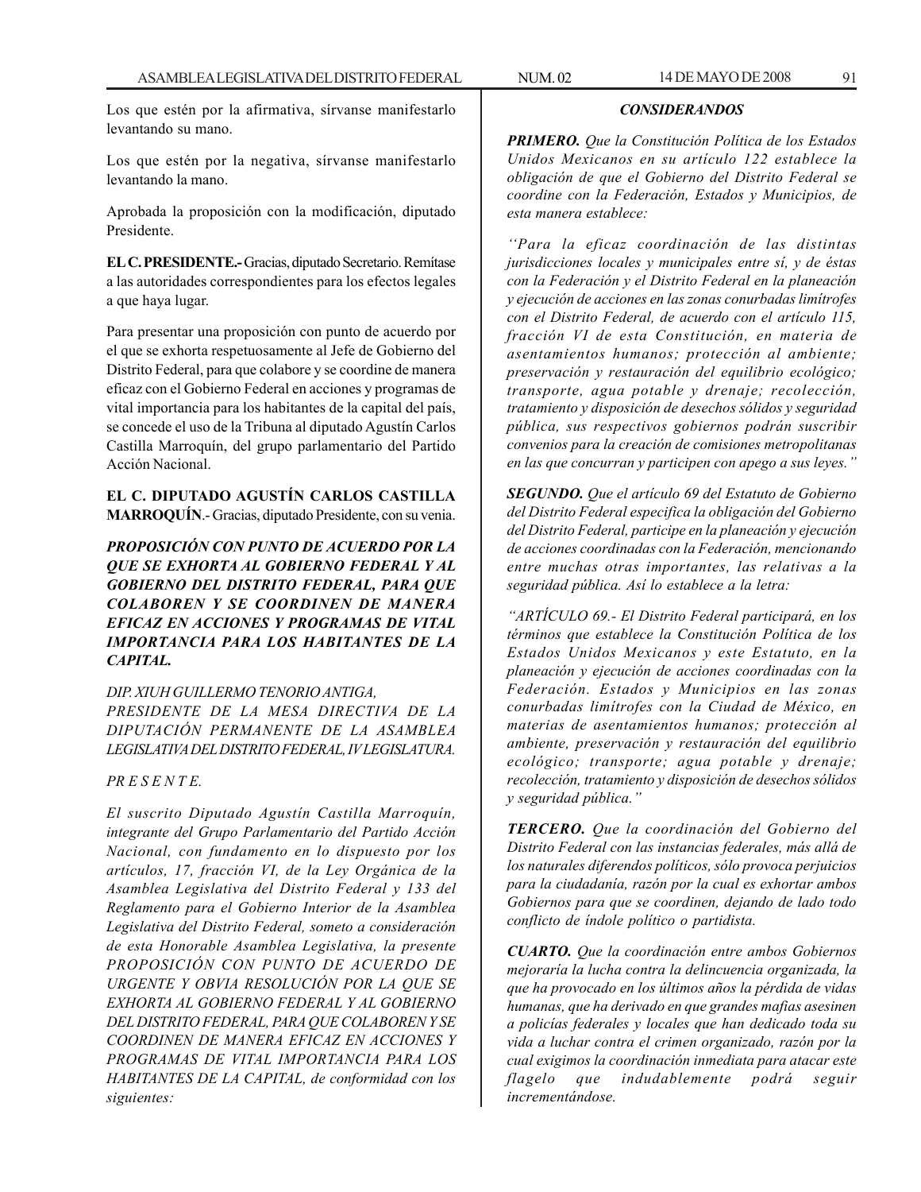Los que estén por la afirmativa, sírvanse manifestarlo levantando su mano.

Los que estén por la negativa, sírvanse manifestarlo levantando la mano.

Aprobada la proposición con la modificación, diputado Presidente.

**EL C. PRESIDENTE.-** Gracias, diputado Secretario. Remítase a las autoridades correspondientes para los efectos legales a que haya lugar.

Para presentar una proposición con punto de acuerdo por el que se exhorta respetuosamente al Jefe de Gobierno del Distrito Federal, para que colabore y se coordine de manera eficaz con el Gobierno Federal en acciones y programas de vital importancia para los habitantes de la capital del país, se concede el uso de la Tribuna al diputado Agustín Carlos Castilla Marroquín, del grupo parlamentario del Partido Acción Nacional.

**EL C. DIPUTADO AGUSTÍN CARLOS CASTILLA MARROQUÍN**.- Gracias, diputado Presidente, con su venia.

***PROPOSICIÓN CON PUNTO DE ACUERDO POR LA QUE SE EXHORTA AL GOBIERNO FEDERAL Y AL GOBIERNO DEL DISTRITO FEDERAL, PARA QUE COLABOREN Y SE COORDINEN DE MANERA EFICAZ EN ACCIONES Y PROGRAMAS DE VITAL IMPORTANCIA PARA LOS HABITANTES DE LA CAPITAL.***

*DIP. XIUH GUILLERMO TENORIO ANTIGA, PRESIDENTE DE LA MESA DIRECTIVA DE LA DIPUTACIÓN PERMANENTE DE LA ASAMBLEA LEGISLATIVA DEL DISTRITO FEDERAL, IV LEGISLATURA.*

*P R E S E N T E.*

*El suscrito Diputado Agustín Castilla Marroquín, integrante del Grupo Parlamentario del Partido Acción Nacional, con fundamento en lo dispuesto por los artículos, 17, fracción VI, de la Ley Orgánica de la Asamblea Legislativa del Distrito Federal y 133 del Reglamento para el Gobierno Interior de la Asamblea Legislativa del Distrito Federal, someto a consideración de esta Honorable Asamblea Legislativa, la presente PROPOSICIÓN CON PUNTO DE ACUERDO DE URGENTE Y OBVIA RESOLUCIÓN POR LA QUE SE EXHORTA AL GOBIERNO FEDERAL Y AL GOBIERNO DEL DISTRITO FEDERAL, PARA QUE COLABOREN Y SE COORDINEN DE MANERA EFICAZ EN ACCIONES Y PROGRAMAS DE VITAL IMPORTANCIA PARA LOS HABITANTES DE LA CAPITAL, de conformidad con los siguientes:*

***CONSIDERANDOS***

***PRIMERO.*** *Que la Constitución Política de los Estados Unidos Mexicanos en su artículo 122 establece la obligación de que el Gobierno del Distrito Federal se coordine con la Federación, Estados y Municipios, de esta manera establece:*

*''Para la eficaz coordinación de las distintas jurisdicciones locales y municipales entre sí, y de éstas con la Federación y el Distrito Federal en la planeación y ejecución de acciones en las zonas conurbadas limítrofes con el Distrito Federal, de acuerdo con el artículo 115, fracción VI de esta Constitución, en materia de asentamientos humanos; protección al ambiente; preservación y restauración del equilibrio ecológico; transporte, agua potable y drenaje; recolección, tratamiento y disposición de desechos sólidos y seguridad pública, sus respectivos gobiernos podrán suscribir convenios para la creación de comisiones metropolitanas en las que concurran y participen con apego a sus leyes.''*

***SEGUNDO.*** *Que el artículo 69 del Estatuto de Gobierno del Distrito Federal especifica la obligación del Gobierno del Distrito Federal, participe en la planeación y ejecución de acciones coordinadas con la Federación, mencionando entre muchas otras importantes, las relativas a la seguridad pública. Así lo establece a la letra:*

*''ARTÍCULO 69.- El Distrito Federal participará, en los términos que establece la Constitución Política de los Estados Unidos Mexicanos y este Estatuto, en la planeación y ejecución de acciones coordinadas con la Federación. Estados y Municipios en las zonas conurbadas limítrofes con la Ciudad de México, en materias de asentamientos humanos; protección al ambiente, preservación y restauración del equilibrio ecológico; transporte; agua potable y drenaje; recolección, tratamiento y disposición de desechos sólidos y seguridad pública.''*

***TERCERO.*** *Que la coordinación del Gobierno del Distrito Federal con las instancias federales, más allá de los naturales diferendos políticos, sólo provoca perjuicios para la ciudadanía, razón por la cual es exhortar ambos Gobiernos para que se coordinen, dejando de lado todo conflicto de índole político o partidista.*

***CUARTO.*** *Que la coordinación entre ambos Gobiernos mejoraría la lucha contra la delincuencia organizada, la que ha provocado en los últimos años la pérdida de vidas humanas, que ha derivado en que grandes mafias asesinen a policías federales y locales que han dedicado toda su vida a luchar contra el crimen organizado, razón por la cual exigimos la coordinación inmediata para atacar este flagelo que indudablemente podrá seguir incrementándose.*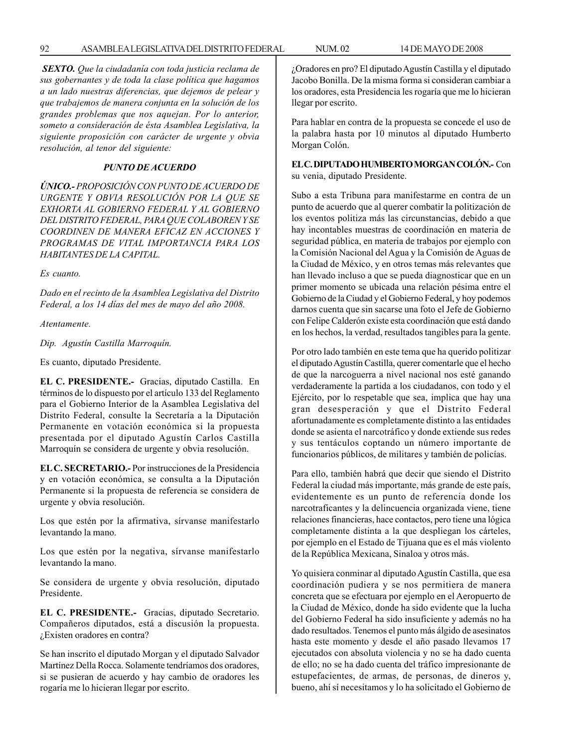***SEXTO.*** *Que la ciudadanía con toda justicia reclama de sus gobernantes y de toda la clase política que hagamos a un lado nuestras diferencias, que dejemos de pelear y que trabajemos de manera conjunta en la solución de los grandes problemas que nos aquejan. Por lo anterior, someto a consideración de ésta Asamblea Legislativa, la siguiente proposición con carácter de urgente y obvia resolución, al tenor del siguiente:*

***PUNTO DE ACUERDO***

***ÚNICO.-*** *PROPOSICIÓN CON PUNTO DE ACUERDO DE URGENTE Y OBVIA RESOLUCIÓN POR LA QUE SE EXHORTA AL GOBIERNO FEDERAL Y AL GOBIERNO DEL DISTRITO FEDERAL, PARA QUE COLABOREN Y SE COORDINEN DE MANERA EFICAZ EN ACCIONES Y PROGRAMAS DE VITAL IMPORTANCIA PARA LOS HABITANTES DE LA CAPITAL.*

*Es cuanto.*

*Dado en el recinto de la Asamblea Legislativa del Distrito Federal, a los 14 días del mes de mayo del año 2008.*

*Atentamente.*

*Dip. Agustín Castilla Marroquín.*

Es cuanto, diputado Presidente.

**EL C. PRESIDENTE.-** Gracias, diputado Castilla. En términos de lo dispuesto por el artículo 133 del Reglamento para el Gobierno Interior de la Asamblea Legislativa del Distrito Federal, consulte la Secretaría a la Diputación Permanente en votación económica si la propuesta presentada por el diputado Agustín Carlos Castilla Marroquín se considera de urgente y obvia resolución.

**EL C. SECRETARIO.-** Por instrucciones de la Presidencia y en votación económica, se consulta a la Diputación Permanente si la propuesta de referencia se considera de urgente y obvia resolución.

Los que estén por la afirmativa, sírvanse manifestarlo levantando la mano.

Los que estén por la negativa, sírvanse manifestarlo levantando la mano.

Se considera de urgente y obvia resolución, diputado Presidente.

**EL C. PRESIDENTE.-** Gracias, diputado Secretario. Compañeros diputados, está a discusión la propuesta. ¿Existen oradores en contra?

Se han inscrito el diputado Morgan y el diputado Salvador Martínez Della Rocca. Solamente tendríamos dos oradores, si se pusieran de acuerdo y hay cambio de oradores les rogaría me lo hicieran llegar por escrito.

¿Oradores en pro? El diputado Agustín Castilla y el diputado Jacobo Bonilla. De la misma forma si consideran cambiar a los oradores, esta Presidencia les rogaría que me lo hicieran llegar por escrito.

Para hablar en contra de la propuesta se concede el uso de la palabra hasta por 10 minutos al diputado Humberto Morgan Colón.

**EL C. DIPUTADO HUMBERTO MORGAN COLÓN.-** Con su venia, diputado Presidente.

Subo a esta Tribuna para manifestarme en contra de un punto de acuerdo que al querer combatir la politización de los eventos politiza más las circunstancias, debido a que hay incontables muestras de coordinación en materia de seguridad pública, en materia de trabajos por ejemplo con la Comisión Nacional del Agua y la Comisión de Aguas de la Ciudad de México, y en otros temas más relevantes que han llevado incluso a que se pueda diagnosticar que en un primer momento se ubicada una relación pésima entre el Gobierno de la Ciudad y el Gobierno Federal, y hoy podemos darnos cuenta que sin sacarse una foto el Jefe de Gobierno con Felipe Calderón existe esta coordinación que está dando en los hechos, la verdad, resultados tangibles para la gente.

Por otro lado también en este tema que ha querido politizar el diputado Agustín Castilla, querer comentarle que el hecho de que la narcoguerra a nivel nacional nos esté ganando verdaderamente la partida a los ciudadanos, con todo y el Ejército, por lo respetable que sea, implica que hay una gran desesperación y que el Distrito Federal afortunadamente es completamente distinto a las entidades donde se asienta el narcotráfico y donde extiende sus redes y sus tentáculos coptando un número importante de funcionarios públicos, de militares y también de policías.

Para ello, también habrá que decir que siendo el Distrito Federal la ciudad más importante, más grande de este país, evidentemente es un punto de referencia donde los narcotraficantes y la delincuencia organizada viene, tiene relaciones financieras, hace contactos, pero tiene una lógica completamente distinta a la que despliegan los cárteles, por ejemplo en el Estado de Tijuana que es el más violento de la República Mexicana, Sinaloa y otros más.

Yo quisiera conminar al diputado Agustín Castilla, que esa coordinación pudiera y se nos permitiera de manera concreta que se efectuara por ejemplo en el Aeropuerto de la Ciudad de México, donde ha sido evidente que la lucha del Gobierno Federal ha sido insuficiente y además no ha dado resultados. Tenemos el punto más álgido de asesinatos hasta este momento y desde el año pasado llevamos 17 ejecutados con absoluta violencia y no se ha dado cuenta de ello; no se ha dado cuenta del tráfico impresionante de estupefacientes, de armas, de personas, de dineros y, bueno, ahí sí necesitamos y lo ha solicitado el Gobierno de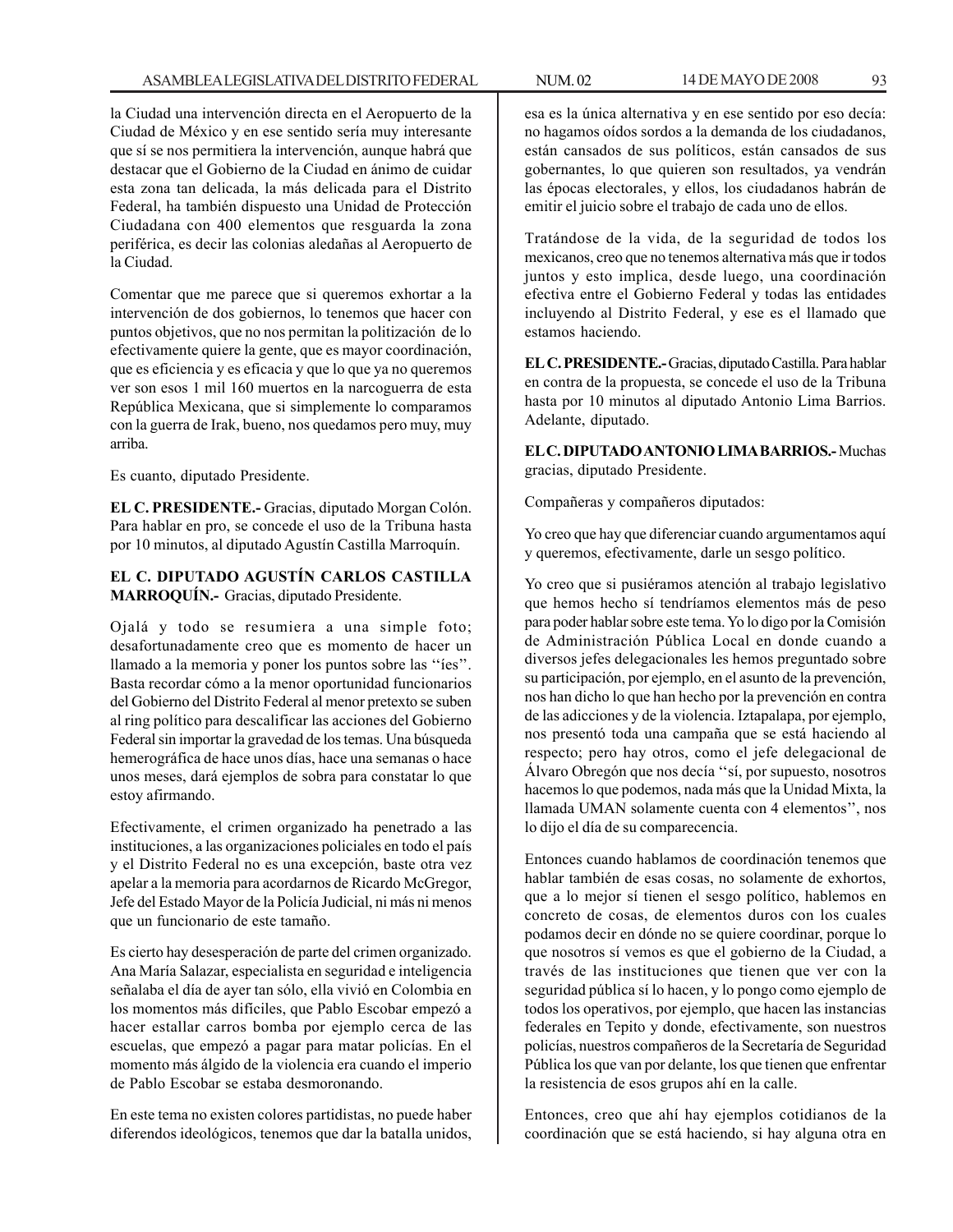la Ciudad una intervención directa en el Aeropuerto de la Ciudad de México y en ese sentido sería muy interesante que sí se nos permitiera la intervención, aunque habrá que destacar que el Gobierno de la Ciudad en ánimo de cuidar esta zona tan delicada, la más delicada para el Distrito Federal, ha también dispuesto una Unidad de Protección Ciudadana con 400 elementos que resguarda la zona periférica, es decir las colonias aledañas al Aeropuerto de la Ciudad.

Comentar que me parece que si queremos exhortar a la intervención de dos gobiernos, lo tenemos que hacer con puntos objetivos, que no nos permitan la politización de lo efectivamente quiere la gente, que es mayor coordinación, que es eficiencia y es eficacia y que lo que ya no queremos ver son esos 1 mil 160 muertos en la narcoguerra de esta República Mexicana, que si simplemente lo comparamos con la guerra de Irak, bueno, nos quedamos pero muy, muy arriba.

Es cuanto, diputado Presidente.

**EL C. PRESIDENTE.-** Gracias, diputado Morgan Colón. Para hablar en pro, se concede el uso de la Tribuna hasta por 10 minutos, al diputado Agustín Castilla Marroquín.

**EL C. DIPUTADO AGUSTÍN CARLOS CASTILLA MARROQUÍN.-** Gracias, diputado Presidente.

Ojalá y todo se resumiera a una simple foto; desafortunadamente creo que es momento de hacer un llamado a la memoria y poner los puntos sobre las ''íes''. Basta recordar cómo a la menor oportunidad funcionarios del Gobierno del Distrito Federal al menor pretexto se suben al ring político para descalificar las acciones del Gobierno Federal sin importar la gravedad de los temas. Una búsqueda hemerográfica de hace unos días, hace una semanas o hace unos meses, dará ejemplos de sobra para constatar lo que estoy afirmando.

Efectivamente, el crimen organizado ha penetrado a las instituciones, a las organizaciones policiales en todo el país y el Distrito Federal no es una excepción, baste otra vez apelar a la memoria para acordarnos de Ricardo McGregor, Jefe del Estado Mayor de la Policía Judicial, ni más ni menos que un funcionario de este tamaño.

Es cierto hay desesperación de parte del crimen organizado. Ana María Salazar, especialista en seguridad e inteligencia señalaba el día de ayer tan sólo, ella vivió en Colombia en los momentos más difíciles, que Pablo Escobar empezó a hacer estallar carros bomba por ejemplo cerca de las escuelas, que empezó a pagar para matar policías. En el momento más álgido de la violencia era cuando el imperio de Pablo Escobar se estaba desmoronando.

En este tema no existen colores partidistas, no puede haber diferendos ideológicos, tenemos que dar la batalla unidos, esa es la única alternativa y en ese sentido por eso decía: no hagamos oídos sordos a la demanda de los ciudadanos, están cansados de sus políticos, están cansados de sus gobernantes, lo que quieren son resultados, ya vendrán las épocas electorales, y ellos, los ciudadanos habrán de emitir el juicio sobre el trabajo de cada uno de ellos.

Tratándose de la vida, de la seguridad de todos los mexicanos, creo que no tenemos alternativa más que ir todos juntos y esto implica, desde luego, una coordinación efectiva entre el Gobierno Federal y todas las entidades incluyendo al Distrito Federal, y ese es el llamado que estamos haciendo.

**EL C. PRESIDENTE.-** Gracias, diputado Castilla. Para hablar en contra de la propuesta, se concede el uso de la Tribuna hasta por 10 minutos al diputado Antonio Lima Barrios. Adelante, diputado.

**EL C. DIPUTADO ANTONIO LIMA BARRIOS.-** Muchas gracias, diputado Presidente.

Compañeras y compañeros diputados:

Yo creo que hay que diferenciar cuando argumentamos aquí y queremos, efectivamente, darle un sesgo político.

Yo creo que si pusiéramos atención al trabajo legislativo que hemos hecho sí tendríamos elementos más de peso para poder hablar sobre este tema. Yo lo digo por la Comisión de Administración Pública Local en donde cuando a diversos jefes delegacionales les hemos preguntado sobre su participación, por ejemplo, en el asunto de la prevención, nos han dicho lo que han hecho por la prevención en contra de las adicciones y de la violencia. Iztapalapa, por ejemplo, nos presentó toda una campaña que se está haciendo al respecto; pero hay otros, como el jefe delegacional de Álvaro Obregón que nos decía ''sí, por supuesto, nosotros hacemos lo que podemos, nada más que la Unidad Mixta, la llamada UMAN solamente cuenta con 4 elementos'', nos lo dijo el día de su comparecencia.

Entonces cuando hablamos de coordinación tenemos que hablar también de esas cosas, no solamente de exhortos, que a lo mejor sí tienen el sesgo político, hablemos en concreto de cosas, de elementos duros con los cuales podamos decir en dónde no se quiere coordinar, porque lo que nosotros sí vemos es que el gobierno de la Ciudad, a través de las instituciones que tienen que ver con la seguridad pública sí lo hacen, y lo pongo como ejemplo de todos los operativos, por ejemplo, que hacen las instancias federales en Tepito y donde, efectivamente, son nuestros policías, nuestros compañeros de la Secretaría de Seguridad Pública los que van por delante, los que tienen que enfrentar la resistencia de esos grupos ahí en la calle.

Entonces, creo que ahí hay ejemplos cotidianos de la coordinación que se está haciendo, si hay alguna otra en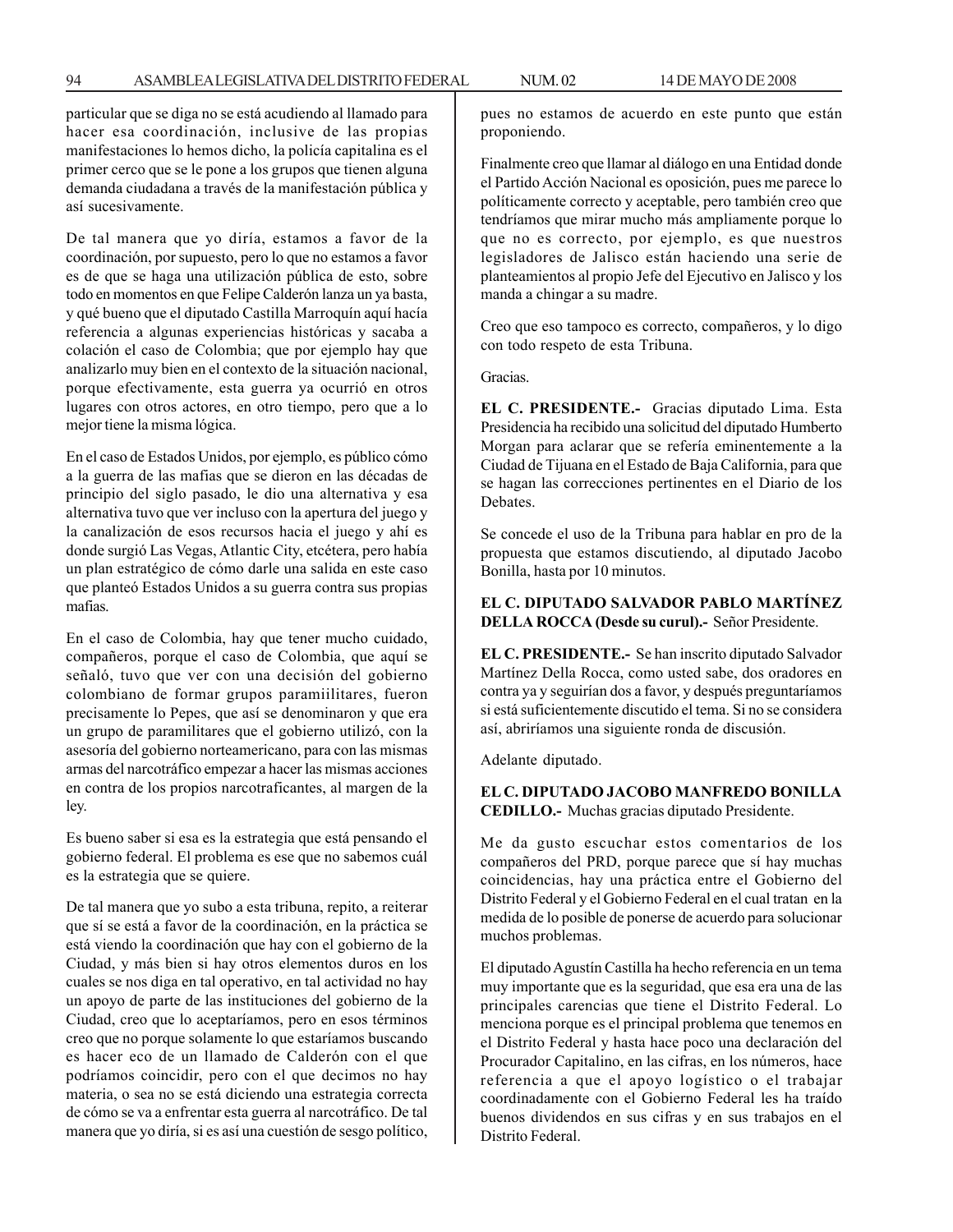particular que se diga no se está acudiendo al llamado para hacer esa coordinación, inclusive de las propias manifestaciones lo hemos dicho, la policía capitalina es el primer cerco que se le pone a los grupos que tienen alguna demanda ciudadana a través de la manifestación pública y así sucesivamente.

De tal manera que yo diría, estamos a favor de la coordinación, por supuesto, pero lo que no estamos a favor es de que se haga una utilización pública de esto, sobre todo en momentos en que Felipe Calderón lanza un ya basta, y qué bueno que el diputado Castilla Marroquín aquí hacía referencia a algunas experiencias históricas y sacaba a colación el caso de Colombia; que por ejemplo hay que analizarlo muy bien en el contexto de la situación nacional, porque efectivamente, esta guerra ya ocurrió en otros lugares con otros actores, en otro tiempo, pero que a lo mejor tiene la misma lógica.

En el caso de Estados Unidos, por ejemplo, es público cómo a la guerra de las mafias que se dieron en las décadas de principio del siglo pasado, le dio una alternativa y esa alternativa tuvo que ver incluso con la apertura del juego y la canalización de esos recursos hacia el juego y ahí es donde surgió Las Vegas, Atlantic City, etcétera, pero había un plan estratégico de cómo darle una salida en este caso que planteó Estados Unidos a su guerra contra sus propias mafias.

En el caso de Colombia, hay que tener mucho cuidado, compañeros, porque el caso de Colombia, que aquí se señaló, tuvo que ver con una decisión del gobierno colombiano de formar grupos paramiilitares, fueron precisamente lo Pepes, que así se denominaron y que era un grupo de paramilitares que el gobierno utilizó, con la asesoría del gobierno norteamericano, para con las mismas armas del narcotráfico empezar a hacer las mismas acciones en contra de los propios narcotraficantes, al margen de la ley.

Es bueno saber si esa es la estrategia que está pensando el gobierno federal. El problema es ese que no sabemos cuál es la estrategia que se quiere.

De tal manera que yo subo a esta tribuna, repito, a reiterar que sí se está a favor de la coordinación, en la práctica se está viendo la coordinación que hay con el gobierno de la Ciudad, y más bien si hay otros elementos duros en los cuales se nos diga en tal operativo, en tal actividad no hay un apoyo de parte de las instituciones del gobierno de la Ciudad, creo que lo aceptaríamos, pero en esos términos creo que no porque solamente lo que estaríamos buscando es hacer eco de un llamado de Calderón con el que podríamos coincidir, pero con el que decimos no hay materia, o sea no se está diciendo una estrategia correcta de cómo se va a enfrentar esta guerra al narcotráfico. De tal manera que yo diría, si es así una cuestión de sesgo político, pues no estamos de acuerdo en este punto que están proponiendo.

Finalmente creo que llamar al diálogo en una Entidad donde el Partido Acción Nacional es oposición, pues me parece lo políticamente correcto y aceptable, pero también creo que tendríamos que mirar mucho más ampliamente porque lo que no es correcto, por ejemplo, es que nuestros legisladores de Jalisco están haciendo una serie de planteamientos al propio Jefe del Ejecutivo en Jalisco y los manda a chingar a su madre.

Creo que eso tampoco es correcto, compañeros, y lo digo con todo respeto de esta Tribuna.

Gracias.

**EL C. PRESIDENTE.-** Gracias diputado Lima. Esta Presidencia ha recibido una solicitud del diputado Humberto Morgan para aclarar que se refería eminentemente a la Ciudad de Tijuana en el Estado de Baja California, para que se hagan las correcciones pertinentes en el Diario de los Debates.

Se concede el uso de la Tribuna para hablar en pro de la propuesta que estamos discutiendo, al diputado Jacobo Bonilla, hasta por 10 minutos.

**EL C. DIPUTADO SALVADOR PABLO MARTÍNEZ DELLA ROCCA (Desde su curul).-** Señor Presidente.

**EL C. PRESIDENTE.-** Se han inscrito diputado Salvador Martínez Della Rocca, como usted sabe, dos oradores en contra ya y seguirían dos a favor, y después preguntaríamos si está suficientemente discutido el tema. Si no se considera así, abriríamos una siguiente ronda de discusión.

Adelante diputado.

**EL C. DIPUTADO JACOBO MANFREDO BONILLA CEDILLO.-** Muchas gracias diputado Presidente.

Me da gusto escuchar estos comentarios de los compañeros del PRD, porque parece que sí hay muchas coincidencias, hay una práctica entre el Gobierno del Distrito Federal y el Gobierno Federal en el cual tratan en la medida de lo posible de ponerse de acuerdo para solucionar muchos problemas.

El diputado Agustín Castilla ha hecho referencia en un tema muy importante que es la seguridad, que esa era una de las principales carencias que tiene el Distrito Federal. Lo menciona porque es el principal problema que tenemos en el Distrito Federal y hasta hace poco una declaración del Procurador Capitalino, en las cifras, en los números, hace referencia a que el apoyo logístico o el trabajar coordinadamente con el Gobierno Federal les ha traído buenos dividendos en sus cifras y en sus trabajos en el Distrito Federal.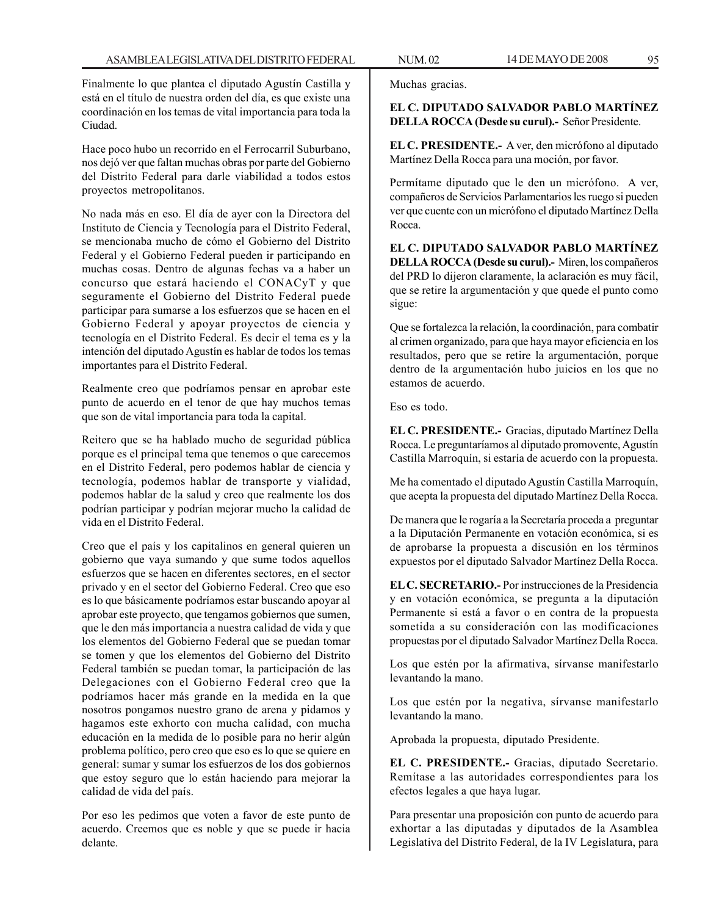Finalmente lo que plantea el diputado Agustín Castilla y está en el título de nuestra orden del día, es que existe una coordinación en los temas de vital importancia para toda la Ciudad.

Hace poco hubo un recorrido en el Ferrocarril Suburbano, nos dejó ver que faltan muchas obras por parte del Gobierno del Distrito Federal para darle viabilidad a todos estos proyectos metropolitanos.

No nada más en eso. El día de ayer con la Directora del Instituto de Ciencia y Tecnología para el Distrito Federal, se mencionaba mucho de cómo el Gobierno del Distrito Federal y el Gobierno Federal pueden ir participando en muchas cosas. Dentro de algunas fechas va a haber un concurso que estará haciendo el CONACyT y que seguramente el Gobierno del Distrito Federal puede participar para sumarse a los esfuerzos que se hacen en el Gobierno Federal y apoyar proyectos de ciencia y tecnología en el Distrito Federal. Es decir el tema es y la intención del diputado Agustín es hablar de todos los temas importantes para el Distrito Federal.

Realmente creo que podríamos pensar en aprobar este punto de acuerdo en el tenor de que hay muchos temas que son de vital importancia para toda la capital.

Reitero que se ha hablado mucho de seguridad pública porque es el principal tema que tenemos o que carecemos en el Distrito Federal, pero podemos hablar de ciencia y tecnología, podemos hablar de transporte y vialidad, podemos hablar de la salud y creo que realmente los dos podrían participar y podrían mejorar mucho la calidad de vida en el Distrito Federal.

Creo que el país y los capitalinos en general quieren un gobierno que vaya sumando y que sume todos aquellos esfuerzos que se hacen en diferentes sectores, en el sector privado y en el sector del Gobierno Federal. Creo que eso es lo que básicamente podríamos estar buscando apoyar al aprobar este proyecto, que tengamos gobiernos que sumen, que le den más importancia a nuestra calidad de vida y que los elementos del Gobierno Federal que se puedan tomar se tomen y que los elementos del Gobierno del Distrito Federal también se puedan tomar, la participación de las Delegaciones con el Gobierno Federal creo que la podríamos hacer más grande en la medida en la que nosotros pongamos nuestro grano de arena y pidamos y hagamos este exhorto con mucha calidad, con mucha educación en la medida de lo posible para no herir algún problema político, pero creo que eso es lo que se quiere en general: sumar y sumar los esfuerzos de los dos gobiernos que estoy seguro que lo están haciendo para mejorar la calidad de vida del país.

Por eso les pedimos que voten a favor de este punto de acuerdo. Creemos que es noble y que se puede ir hacia delante.

Muchas gracias.

**EL C. DIPUTADO SALVADOR PABLO MARTÍNEZ DELLA ROCCA (Desde su curul).-** Señor Presidente.

**EL C. PRESIDENTE.-** A ver, den micrófono al diputado Martínez Della Rocca para una moción, por favor.

Permítame diputado que le den un micrófono. A ver, compañeros de Servicios Parlamentarios les ruego si pueden ver que cuente con un micrófono el diputado Martínez Della Rocca.

**EL C. DIPUTADO SALVADOR PABLO MARTÍNEZ DELLA ROCCA (Desde su curul).-** Miren, los compañeros del PRD lo dijeron claramente, la aclaración es muy fácil, que se retire la argumentación y que quede el punto como sigue:

Que se fortalezca la relación, la coordinación, para combatir al crimen organizado, para que haya mayor eficiencia en los resultados, pero que se retire la argumentación, porque dentro de la argumentación hubo juicios en los que no estamos de acuerdo.

Eso es todo.

**EL C. PRESIDENTE.-** Gracias, diputado Martínez Della Rocca. Le preguntaríamos al diputado promovente, Agustín Castilla Marroquín, si estaría de acuerdo con la propuesta.

Me ha comentado el diputado Agustín Castilla Marroquín, que acepta la propuesta del diputado Martínez Della Rocca.

De manera que le rogaría a la Secretaría proceda a preguntar a la Diputación Permanente en votación económica, si es de aprobarse la propuesta a discusión en los términos expuestos por el diputado Salvador Martínez Della Rocca.

**EL C. SECRETARIO.-** Por instrucciones de la Presidencia y en votación económica, se pregunta a la diputación Permanente si está a favor o en contra de la propuesta sometida a su consideración con las modificaciones propuestas por el diputado Salvador Martínez Della Rocca.

Los que estén por la afirmativa, sírvanse manifestarlo levantando la mano.

Los que estén por la negativa, sírvanse manifestarlo levantando la mano.

Aprobada la propuesta, diputado Presidente.

**EL C. PRESIDENTE.-** Gracias, diputado Secretario. Remítase a las autoridades correspondientes para los efectos legales a que haya lugar.

Para presentar una proposición con punto de acuerdo para exhortar a las diputadas y diputados de la Asamblea Legislativa del Distrito Federal, de la IV Legislatura, para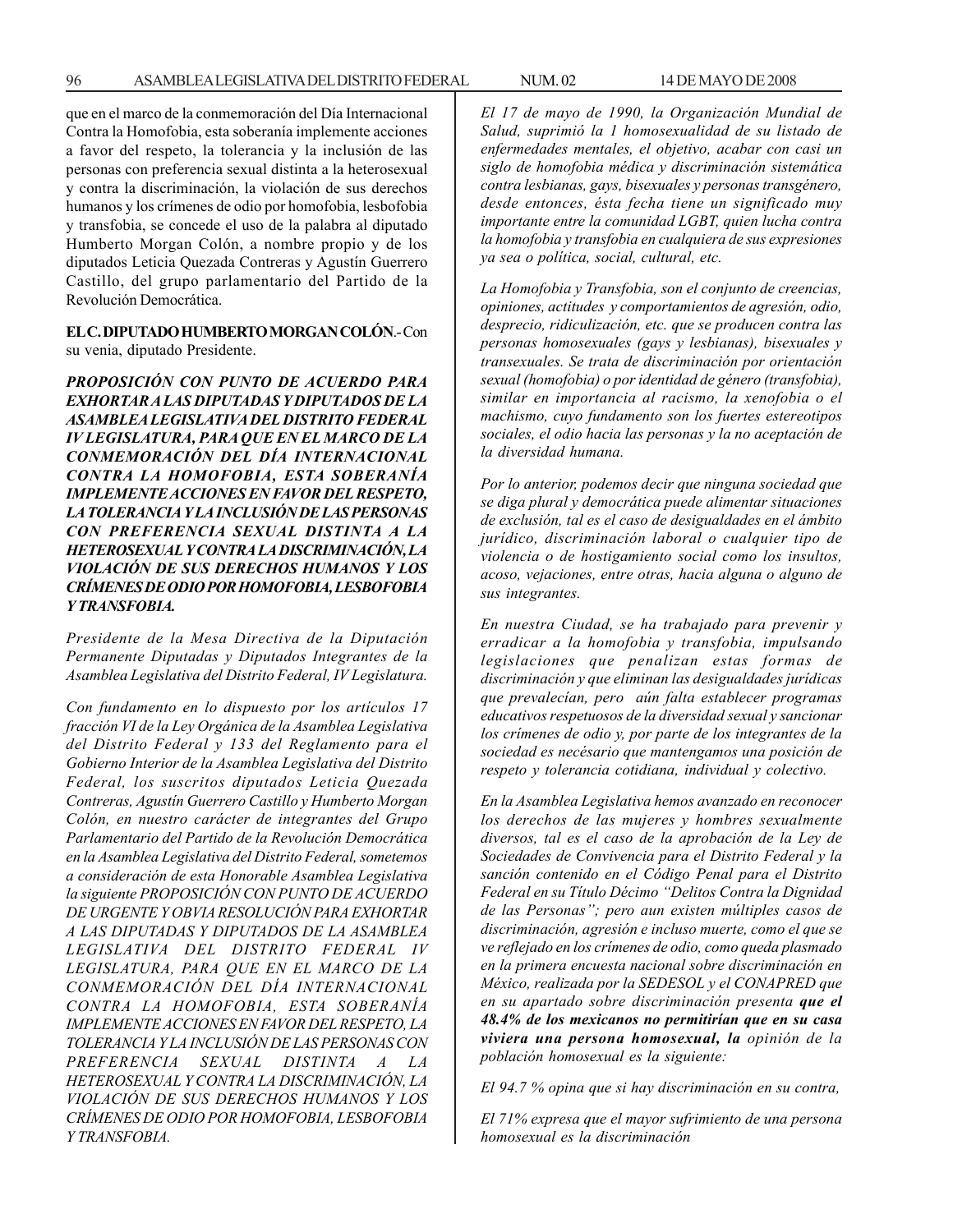que en el marco de la conmemoración del Día Internacional Contra la Homofobia, esta soberanía implemente acciones a favor del respeto, la tolerancia y la inclusión de las personas con preferencia sexual distinta a la heterosexual y contra la discriminación, la violación de sus derechos humanos y los crímenes de odio por homofobia, lesbofobia y transfobia, se concede el uso de la palabra al diputado Humberto Morgan Colón, a nombre propio y de los diputados Leticia Quezada Contreras y Agustín Guerrero Castillo, del grupo parlamentario del Partido de la Revolución Democrática.

**EL C. DIPUTADO HUMBERTO MORGAN COLÓN**.- Con su venia, diputado Presidente.

***PROPOSICIÓN CON PUNTO DE ACUERDO PARA EXHORTAR A LAS DIPUTADAS Y DIPUTADOS DE LA ASAMBLEA LEGISLATIVA DEL DISTRITO FEDERAL IV LEGISLATURA, PARA QUE EN EL MARCO DE LA CONMEMORACIÓN DEL DÍA INTERNACIONAL CONTRA LA HOMOFOBIA, ESTA SOBERANÍA IMPLEMENTE ACCIONES EN FAVOR DEL RESPETO, LA TOLERANCIA Y LA INCLUSIÓN DE LAS PERSONAS CON PREFERENCIA SEXUAL DISTINTA A LA HETEROSEXUAL Y CONTRA LA DISCRIMINACIÓN, LA VIOLACIÓN DE SUS DERECHOS HUMANOS Y LOS CRÍMENES DE ODIO POR HOMOFOBIA, LESBOFOBIA Y TRANSFOBIA.***

*Presidente de la Mesa Directiva de la Diputación Permanente Diputadas y Diputados Integrantes de la Asamblea Legislativa del Distrito Federal, IV Legislatura.*

*Con fundamento en lo dispuesto por los artículos 17 fracción VI de la Ley Orgánica de la Asamblea Legislativa del Distrito Federal y 133 del Reglamento para el Gobierno Interior de la Asamblea Legislativa del Distrito Federal, los suscritos diputados Leticia Quezada Contreras, Agustín Guerrero Castillo y Humberto Morgan Colón, en nuestro carácter de integrantes del Grupo Parlamentario del Partido de la Revolución Democrática en la Asamblea Legislativa del Distrito Federal, sometemos a consideración de esta Honorable Asamblea Legislativa la siguiente PROPOSICIÓN CON PUNTO DE ACUERDO DE URGENTE Y OBVIA RESOLUCIÓN PARA EXHORTAR A LAS DIPUTADAS Y DIPUTADOS DE LA ASAMBLEA LEGISLATIVA DEL DISTRITO FEDERAL IV LEGISLATURA, PARA QUE EN EL MARCO DE LA CONMEMORACIÓN DEL DÍA INTERNACIONAL CONTRA LA HOMOFOBIA, ESTA SOBERANÍA IMPLEMENTE ACCIONES EN FAVOR DEL RESPETO, LA TOLERANCIA Y LA INCLUSIÓN DE LAS PERSONAS CON PREFERENCIA SEXUAL DISTINTA A LA HETEROSEXUAL Y CONTRA LA DISCRIMINACIÓN, LA VIOLACIÓN DE SUS DERECHOS HUMANOS Y LOS CRÍMENES DE ODIO POR HOMOFOBIA, LESBOFOBIA Y TRANSFOBIA.*

*El 17 de mayo de 1990, la Organización Mundial de Salud, suprimió la 1 homosexualidad de su listado de enfermedades mentales, el objetivo, acabar con casi un siglo de homofobia médica y discriminación sistemática contra lesbianas, gays, bisexuales y personas transgénero, desde entonces, ésta fecha tiene un significado muy importante entre la comunidad LGBT, quien lucha contra la homofobia y transfobia en cualquiera de sus expresiones ya sea o política, social, cultural, etc.*

*La Homofobia y Transfobia, son el conjunto de creencias, opiniones, actitudes y comportamientos de agresión, odio, desprecio, ridiculización, etc. que se producen contra las personas homosexuales (gays y lesbianas), bisexuales y transexuales. Se trata de discriminación por orientación sexual (homofobia) o por identidad de género (transfobia), similar en importancia al racismo, la xenofobia o el machismo, cuyo fundamento son los fuertes estereotipos sociales, el odio hacia las personas y la no aceptación de la diversidad humana.*

*Por lo anterior, podemos decir que ninguna sociedad que se diga plural y democrática puede alimentar situaciones de exclusión, tal es el caso de desigualdades en el ámbito jurídico, discriminación laboral o cualquier tipo de violencia o de hostigamiento social como los insultos, acoso, vejaciones, entre otras, hacia alguna o alguno de sus integrantes.*

*En nuestra Ciudad, se ha trabajado para prevenir y erradicar a la homofobia y transfobia, impulsando legislaciones que penalizan estas formas de discriminación y que eliminan las desigualdades jurídicas que prevalecían, pero aún falta establecer programas educativos respetuosos de la diversidad sexual y sancionar los crímenes de odio y, por parte de los integrantes de la sociedad es necésario que mantengamos una posición de respeto y tolerancia cotidiana, individual y colectivo.*

*En la Asamblea Legislativa hemos avanzado en reconocer los derechos de las mujeres y hombres sexualmente diversos, tal es el caso de la aprobación de la Ley de Sociedades de Convivencia para el Distrito Federal y la sanción contenido en el Código Penal para el Distrito Federal en su Título Décimo "Delitos Contra la Dignidad de las Personas"; pero aun existen múltiples casos de discriminación, agresión e incluso muerte, como el que se ve reflejado en los crímenes de odio, como queda plasmado en la primera encuesta nacional sobre discriminación en México, realizada por la SEDESOL y el CONAPRED que en su apartado sobre discriminación presenta* ***que el 48.4% de los mexicanos no permitirían que en su casa viviera una persona homosexual, la*** *opinión de la población homosexual es la siguiente:*

*El 94.7 % opina que si hay discriminación en su contra,*

*El 71% expresa que el mayor sufrimiento de una persona homosexual es la discriminación*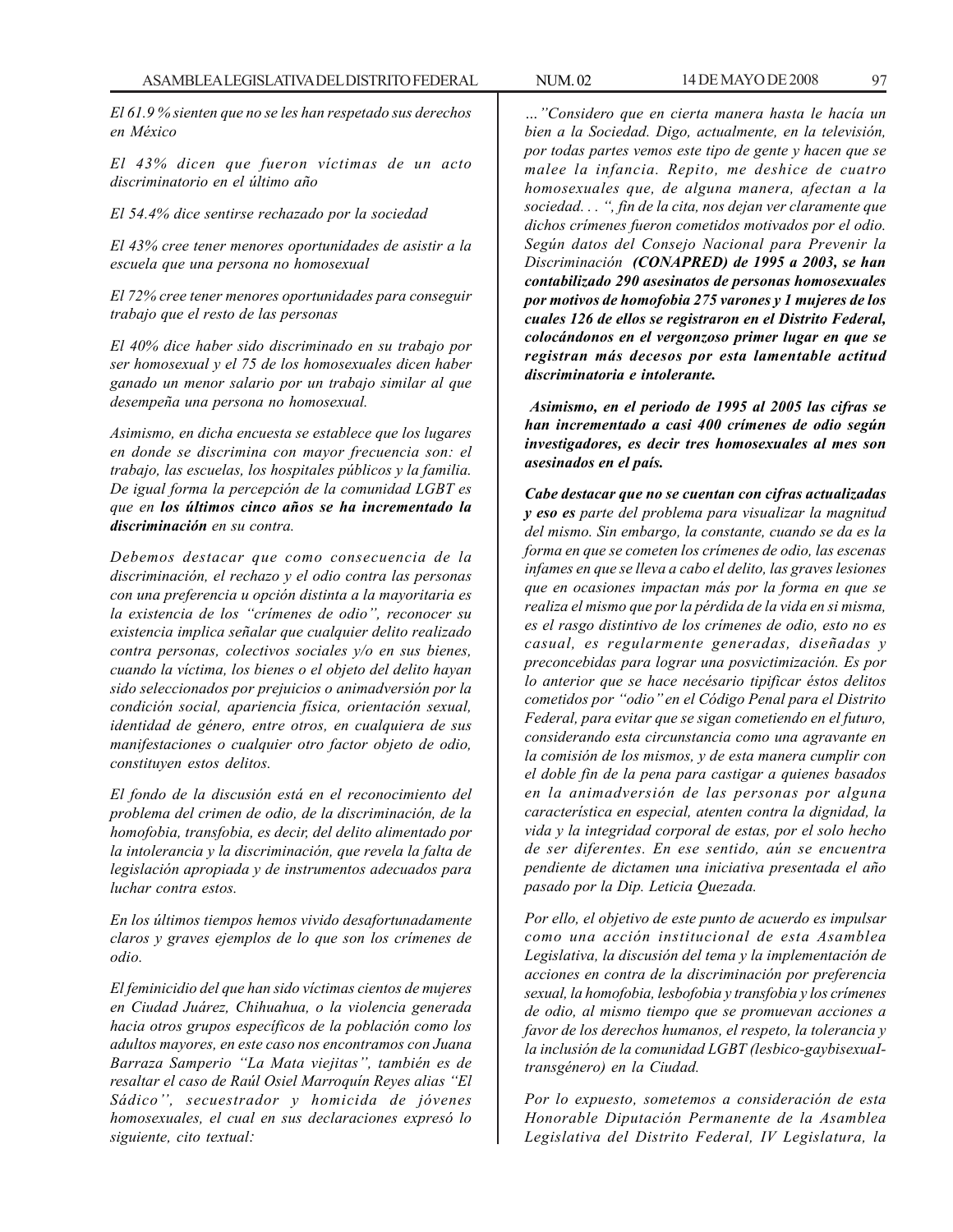*El 61.9 % sienten que no se les han respetado sus derechos en México*

*El 43% dicen que fueron víctimas de un acto discriminatorio en el último año*

*El 54.4% dice sentirse rechazado por la sociedad*

*El 43% cree tener menores oportunidades de asistir a la escuela que una persona no homosexual*

*El 72% cree tener menores oportunidades para conseguir trabajo que el resto de las personas*

*El 40% dice haber sido discriminado en su trabajo por ser homosexual y el 75 de los homosexuales dicen haber ganado un menor salario por un trabajo similar al que desempeña una persona no homosexual.*

*Asimismo, en dicha encuesta se establece que los lugares en donde se discrimina con mayor frecuencia son: el trabajo, las escuelas, los hospitales públicos y la familia. De igual forma la percepción de la comunidad LGBT es que en **los últimos cinco años se ha incrementado la discriminación** en su contra.*

*Debemos destacar que como consecuencia de la discriminación, el rechazo y el odio contra las personas con una preferencia u opción distinta a la mayoritaria es la existencia de los "crímenes de odio", reconocer su existencia implica señalar que cualquier delito realizado contra personas, colectivos sociales y/o en sus bienes, cuando la víctima, los bienes o el objeto del delito hayan sido seleccionados por prejuicios o animadversión por la condición social, apariencia física, orientación sexual, identidad de género, entre otros, en cualquiera de sus manifestaciones o cualquier otro factor objeto de odio, constituyen estos delitos.*

*El fondo de la discusión está en el reconocimiento del problema del crimen de odio, de la discriminación, de la homofobia, transfobia, es decir, del delito alimentado por la intolerancia y la discriminación, que revela la falta de legislación apropiada y de instrumentos adecuados para luchar contra estos.*

*En los últimos tiempos hemos vivido desafortunadamente claros y graves ejemplos de lo que son los crímenes de odio.*

*El feminicidio del que han sido víctimas cientos de mujeres en Ciudad Juárez, Chihuahua, o la violencia generada hacia otros grupos específicos de la población como los adultos mayores, en este caso nos encontramos con Juana Barraza Samperio "La Mata viejitas", también es de resaltar el caso de Raúl Osiel Marroquín Reyes alias "El Sádico", secuestrador y homicida de jóvenes homosexuales, el cual en sus declaraciones expresó lo siguiente, cito textual:*

*…"Considero que en cierta manera hasta le hacía un bien a la Sociedad. Digo, actualmente, en la televisión, por todas partes vemos este tipo de gente y hacen que se malee la infancia. Repito, me deshice de cuatro homosexuales que, de alguna manera, afectan a la sociedad. . . ", fin de la cita, nos dejan ver claramente que dichos crímenes fueron cometidos motivados por el odio. Según datos del Consejo Nacional para Prevenir la Discriminación **(CONAPRED) de 1995 a 2003, se han contabilizado 290 asesinatos de personas homosexuales por motivos de homofobia 275 varones y 1 mujeres de los cuales 126 de ellos se registraron en el Distrito Federal, colocándonos en el vergonzoso primer lugar en que se registran más decesos por esta lamentable actitud discriminatoria e intolerante.***

***Asimismo, en el periodo de 1995 al 2005 las cifras se han incrementado a casi 400 crímenes de odio según investigadores, es decir tres homosexuales al mes son asesinados en el país.***

***Cabe destacar que no se cuentan con cifras actualizadas y eso es** parte del problema para visualizar la magnitud del mismo. Sin embargo, la constante, cuando se da es la forma en que se cometen los crímenes de odio, las escenas infames en que se lleva a cabo el delito, las graves lesiones que en ocasiones impactan más por la forma en que se realiza el mismo que por la pérdida de la vida en si misma, es el rasgo distintivo de los crímenes de odio, esto no es casual, es regularmente generadas, diseñadas y preconcebidas para lograr una posvictimización. Es por lo anterior que se hace necésario tipificar éstos delitos cometidos por "odio" en el Código Penal para el Distrito Federal, para evitar que se sigan cometiendo en el futuro, considerando esta circunstancia como una agravante en la comisión de los mismos, y de esta manera cumplir con el doble fin de la pena para castigar a quienes basados en la animadversión de las personas por alguna característica en especial, atenten contra la dignidad, la vida y la integridad corporal de estas, por el solo hecho de ser diferentes. En ese sentido, aún se encuentra pendiente de dictamen una iniciativa presentada el año pasado por la Dip. Leticia Quezada.*

*Por ello, el objetivo de este punto de acuerdo es impulsar como una acción institucional de esta Asamblea Legislativa, la discusión del tema y la implementación de acciones en contra de la discriminación por preferencia sexual, la homofobia, lesbofobia y transfobia y los crímenes de odio, al mismo tiempo que se promuevan acciones a favor de los derechos humanos, el respeto, la tolerancia y la inclusión de la comunidad LGBT (lesbico-gaybisexual-transgénero) en la Ciudad.*

*Por lo expuesto, sometemos a consideración de esta Honorable Diputación Permanente de la Asamblea Legislativa del Distrito Federal, IV Legislatura, la*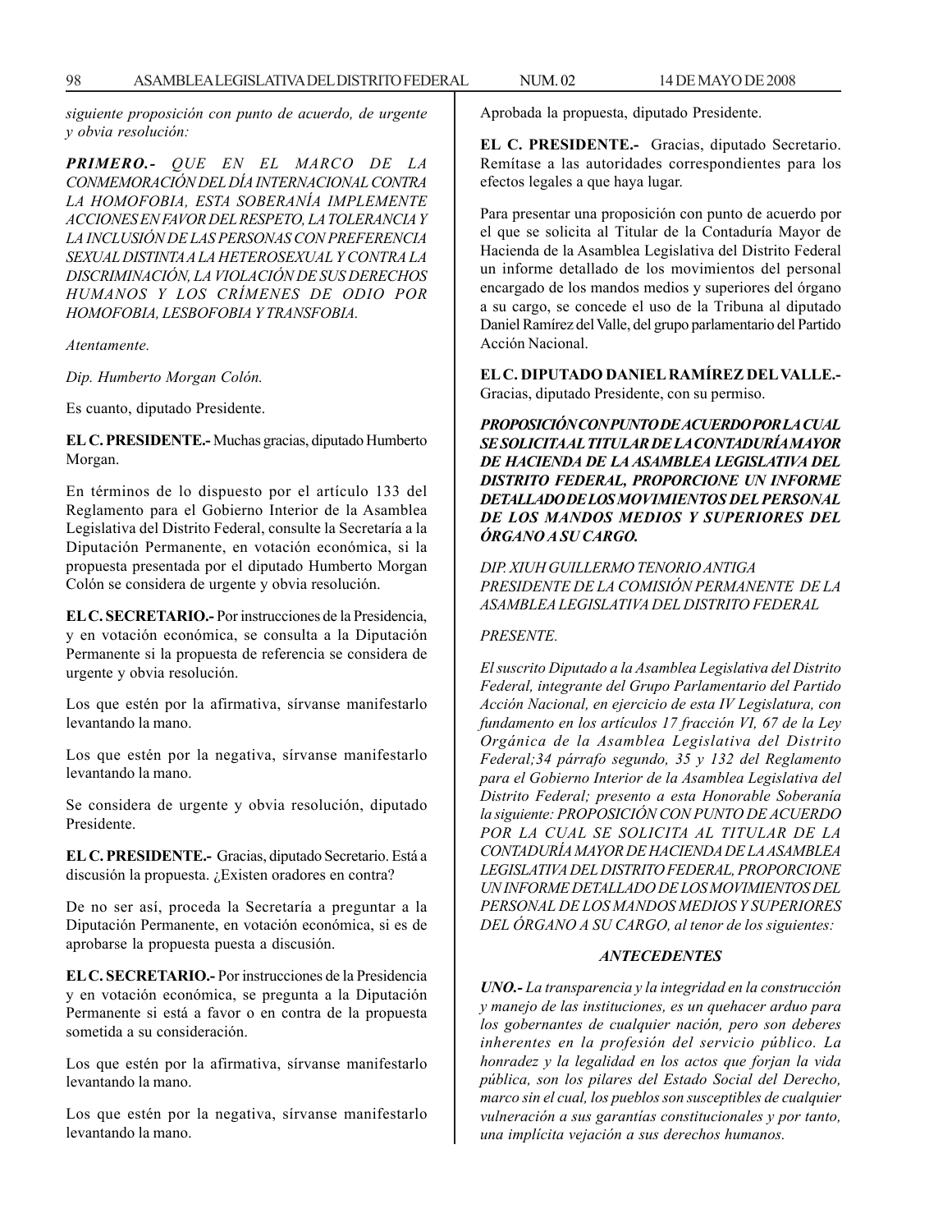*siguiente proposición con punto de acuerdo, de urgente y obvia resolución:*

***PRIMERO.-*** *QUE EN EL MARCO DE LA CONMEMORACIÓN DEL DÍA INTERNACIONAL CONTRA LA HOMOFOBIA, ESTA SOBERANÍA IMPLEMENTE ACCIONES EN FAVOR DEL RESPETO, LA TOLERANCIA Y LA INCLUSIÓN DE LAS PERSONAS CON PREFERENCIA SEXUAL DISTINTA A LA HETEROSEXUAL Y CONTRA LA DISCRIMINACIÓN, LA VIOLACIÓN DE SUS DERECHOS HUMANOS Y LOS CRÍMENES DE ODIO POR HOMOFOBIA, LESBOFOBIA Y TRANSFOBIA.*

*Atentamente.*

*Dip. Humberto Morgan Colón.*

Es cuanto, diputado Presidente.

**EL C. PRESIDENTE.-** Muchas gracias, diputado Humberto Morgan.

En términos de lo dispuesto por el artículo 133 del Reglamento para el Gobierno Interior de la Asamblea Legislativa del Distrito Federal, consulte la Secretaría a la Diputación Permanente, en votación económica, si la propuesta presentada por el diputado Humberto Morgan Colón se considera de urgente y obvia resolución.

**EL C. SECRETARIO.-** Por instrucciones de la Presidencia, y en votación económica, se consulta a la Diputación Permanente si la propuesta de referencia se considera de urgente y obvia resolución.

Los que estén por la afirmativa, sírvanse manifestarlo levantando la mano.

Los que estén por la negativa, sírvanse manifestarlo levantando la mano.

Se considera de urgente y obvia resolución, diputado Presidente.

**EL C. PRESIDENTE.-** Gracias, diputado Secretario. Está a discusión la propuesta. ¿Existen oradores en contra?

De no ser así, proceda la Secretaría a preguntar a la Diputación Permanente, en votación económica, si es de aprobarse la propuesta puesta a discusión.

**EL C. SECRETARIO.-** Por instrucciones de la Presidencia y en votación económica, se pregunta a la Diputación Permanente si está a favor o en contra de la propuesta sometida a su consideración.

Los que estén por la afirmativa, sírvanse manifestarlo levantando la mano.

Los que estén por la negativa, sírvanse manifestarlo levantando la mano.

Aprobada la propuesta, diputado Presidente.

**EL C. PRESIDENTE.-** Gracias, diputado Secretario. Remítase a las autoridades correspondientes para los efectos legales a que haya lugar.

Para presentar una proposición con punto de acuerdo por el que se solicita al Titular de la Contaduría Mayor de Hacienda de la Asamblea Legislativa del Distrito Federal un informe detallado de los movimientos del personal encargado de los mandos medios y superiores del órgano a su cargo, se concede el uso de la Tribuna al diputado Daniel Ramírez del Valle, del grupo parlamentario del Partido Acción Nacional.

**EL C. DIPUTADO DANIEL RAMÍREZ DEL VALLE.-** Gracias, diputado Presidente, con su permiso.

***PROPOSICIÓN CON PUNTO DE ACUERDO POR LA CUAL SE SOLICITA AL TITULAR DE LA CONTADURÍA MAYOR DE HACIENDA DE LA ASAMBLEA LEGISLATIVA DEL DISTRITO FEDERAL, PROPORCIONE UN INFORME DETALLADO DE LOS MOVIMIENTOS DEL PERSONAL DE LOS MANDOS MEDIOS Y SUPERIORES DEL ÓRGANO A SU CARGO.***

*DIP. XIUH GUILLERMO TENORIO ANTIGA*
*PRESIDENTE DE LA COMISIÓN PERMANENTE DE LA ASAMBLEA LEGISLATIVA DEL DISTRITO FEDERAL*

*PRESENTE.*

*El suscrito Diputado a la Asamblea Legislativa del Distrito Federal, integrante del Grupo Parlamentario del Partido Acción Nacional, en ejercicio de esta IV Legislatura, con fundamento en los artículos 17 fracción VI, 67 de la Ley Orgánica de la Asamblea Legislativa del Distrito Federal;34 párrafo segundo, 35 y 132 del Reglamento para el Gobierno Interior de la Asamblea Legislativa del Distrito Federal; presento a esta Honorable Soberanía la siguiente: PROPOSICIÓN CON PUNTO DE ACUERDO POR LA CUAL SE SOLICITA AL TITULAR DE LA CONTADURÍA MAYOR DE HACIENDA DE LA ASAMBLEA LEGISLATIVA DEL DISTRITO FEDERAL, PROPORCIONE UN INFORME DETALLADO DE LOS MOVIMIENTOS DEL PERSONAL DE LOS MANDOS MEDIOS Y SUPERIORES DEL ÓRGANO A SU CARGO, al tenor de los siguientes:*

***ANTECEDENTES***

***UNO.-*** *La transparencia y la integridad en la construcción y manejo de las instituciones, es un quehacer arduo para los gobernantes de cualquier nación, pero son deberes inherentes en la profesión del servicio público. La honradez y la legalidad en los actos que forjan la vida pública, son los pilares del Estado Social del Derecho, marco sin el cual, los pueblos son susceptibles de cualquier vulneración a sus garantías constitucionales y por tanto, una implícita vejación a sus derechos humanos.*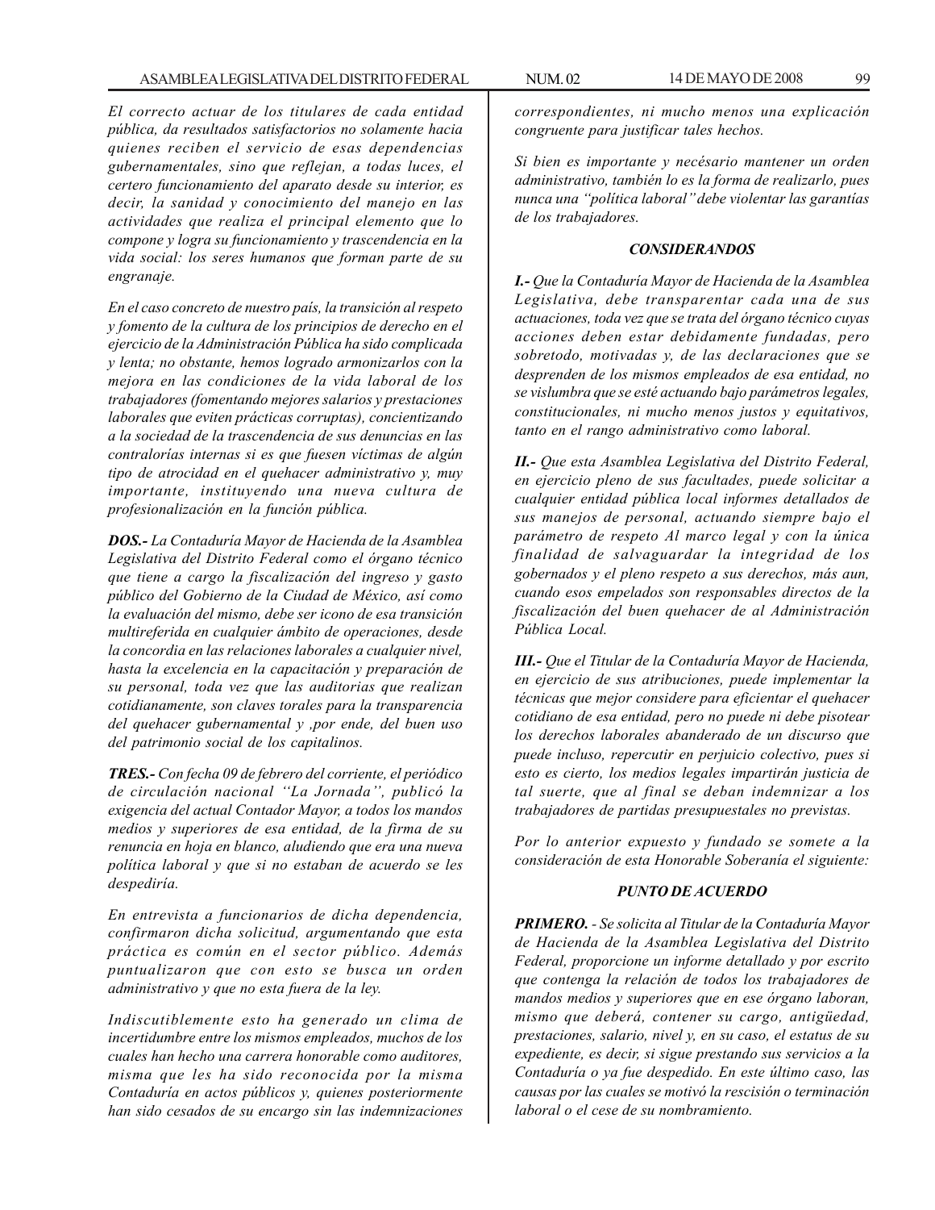*El correcto actuar de los titulares de cada entidad pública, da resultados satisfactorios no solamente hacia quienes reciben el servicio de esas dependencias gubernamentales, sino que reflejan, a todas luces, el certero funcionamiento del aparato desde su interior, es decir, la sanidad y conocimiento del manejo en las actividades que realiza el principal elemento que lo compone y logra su funcionamiento y trascendencia en la vida social: los seres humanos que forman parte de su engranaje.*

*En el caso concreto de nuestro país, la transición al respeto y fomento de la cultura de los principios de derecho en el ejercicio de la Administración Pública ha sido complicada y lenta; no obstante, hemos logrado armonizarlos con la mejora en las condiciones de la vida laboral de los trabajadores (fomentando mejores salarios y prestaciones laborales que eviten prácticas corruptas), concientizando a la sociedad de la trascendencia de sus denuncias en las contralorías internas si es que fuesen víctimas de algún tipo de atrocidad en el quehacer administrativo y, muy importante, instituyendo una nueva cultura de profesionalización en la función pública.*

***DOS.-*** *La Contaduría Mayor de Hacienda de la Asamblea Legislativa del Distrito Federal como el órgano técnico que tiene a cargo la fiscalización del ingreso y gasto público del Gobierno de la Ciudad de México, así como la evaluación del mismo, debe ser icono de esa transición multireferida en cualquier ámbito de operaciones, desde la concordia en las relaciones laborales a cualquier nivel, hasta la excelencia en la capacitación y preparación de su personal, toda vez que las auditorias que realizan cotidianamente, son claves torales para la transparencia del quehacer gubernamental y ,por ende, del buen uso del patrimonio social de los capitalinos.*

***TRES.-*** *Con fecha 09 de febrero del corriente, el periódico de circulación nacional "La Jornada", publicó la exigencia del actual Contador Mayor, a todos los mandos medios y superiores de esa entidad, de la firma de su renuncia en hoja en blanco, aludiendo que era una nueva política laboral y que si no estaban de acuerdo se les despediría.*

*En entrevista a funcionarios de dicha dependencia, confirmaron dicha solicitud, argumentando que esta práctica es común en el sector público. Además puntualizaron que con esto se busca un orden administrativo y que no esta fuera de la ley.*

*Indiscutiblemente esto ha generado un clima de incertidumbre entre los mismos empleados, muchos de los cuales han hecho una carrera honorable como auditores, misma que les ha sido reconocida por la misma Contaduría en actos públicos y, quienes posteriormente han sido cesados de su encargo sin las indemnizaciones correspondientes, ni mucho menos una explicación congruente para justificar tales hechos.*

*Si bien es importante y necésario mantener un orden administrativo, también lo es la forma de realizarlo, pues nunca una "política laboral" debe violentar las garantías de los trabajadores.*

### *CONSIDERANDOS*

***I.-*** *Que la Contaduría Mayor de Hacienda de la Asamblea Legislativa, debe transparentar cada una de sus actuaciones, toda vez que se trata del órgano técnico cuyas acciones deben estar debidamente fundadas, pero sobretodo, motivadas y, de las declaraciones que se desprenden de los mismos empleados de esa entidad, no se vislumbra que se esté actuando bajo parámetros legales, constitucionales, ni mucho menos justos y equitativos, tanto en el rango administrativo como laboral.*

***II.-*** *Que esta Asamblea Legislativa del Distrito Federal, en ejercicio pleno de sus facultades, puede solicitar a cualquier entidad pública local informes detallados de sus manejos de personal, actuando siempre bajo el parámetro de respeto Al marco legal y con la única finalidad de salvaguardar la integridad de los gobernados y el pleno respeto a sus derechos, más aun, cuando esos empelados son responsables directos de la fiscalización del buen quehacer de al Administración Pública Local.*

***III.-*** *Que el Titular de la Contaduría Mayor de Hacienda, en ejercicio de sus atribuciones, puede implementar la técnicas que mejor considere para eficientar el quehacer cotidiano de esa entidad, pero no puede ni debe pisotear los derechos laborales abanderado de un discurso que puede incluso, repercutir en perjuicio colectivo, pues si esto es cierto, los medios legales impartirán justicia de tal suerte, que al final se deban indemnizar a los trabajadores de partidas presupuestales no previstas.*

*Por lo anterior expuesto y fundado se somete a la consideración de esta Honorable Soberanía el siguiente:*

### *PUNTO DE ACUERDO*

***PRIMERO.*** *- Se solicita al Titular de la Contaduría Mayor de Hacienda de la Asamblea Legislativa del Distrito Federal, proporcione un informe detallado y por escrito que contenga la relación de todos los trabajadores de mandos medios y superiores que en ese órgano laboran, mismo que deberá, contener su cargo, antigüedad, prestaciones, salario, nivel y, en su caso, el estatus de su expediente, es decir, si sigue prestando sus servicios a la Contaduría o ya fue despedido. En este último caso, las causas por las cuales se motivó la rescisión o terminación laboral o el cese de su nombramiento.*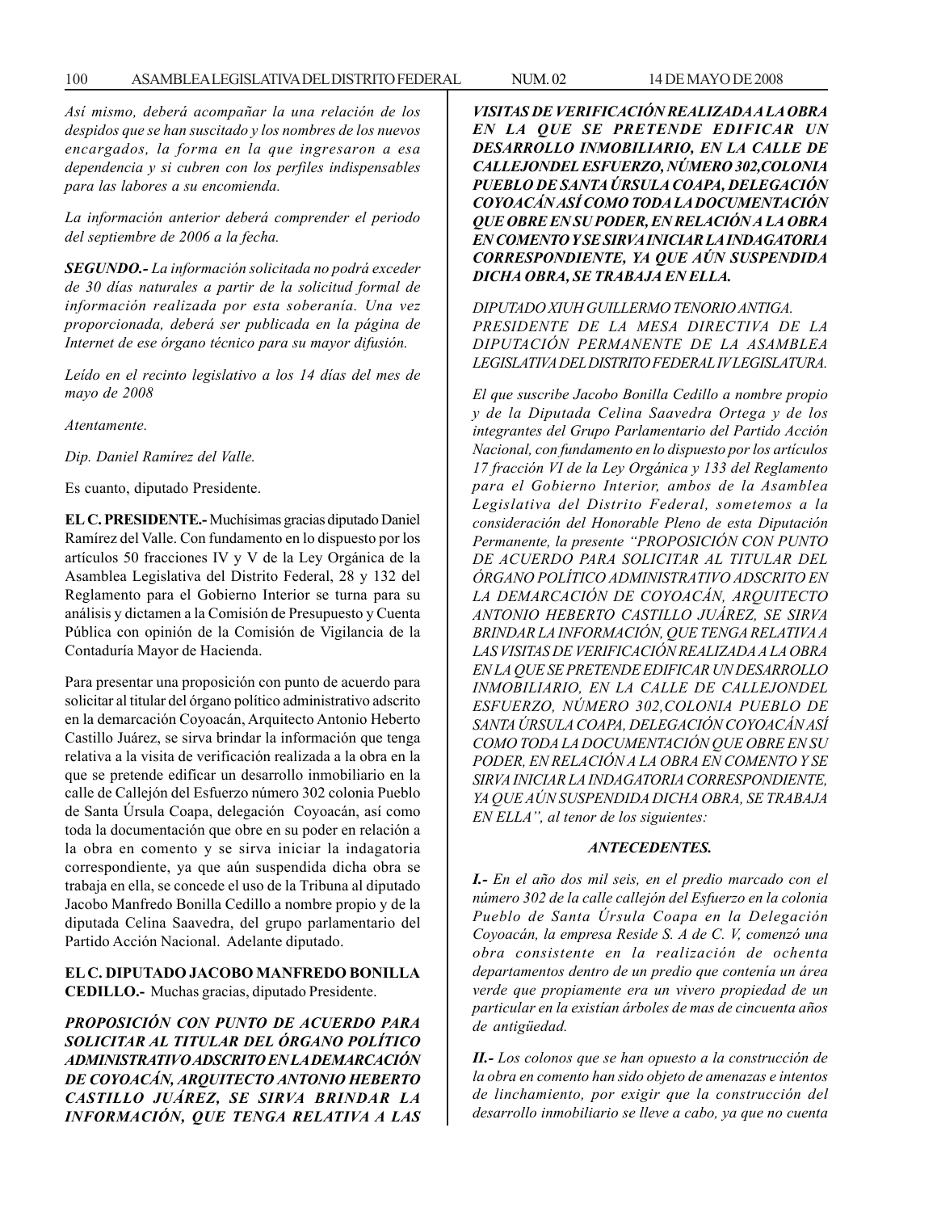*Así mismo, deberá acompañar la una relación de los despidos que se han suscitado y los nombres de los nuevos encargados, la forma en la que ingresaron a esa dependencia y si cubren con los perfiles indispensables para las labores a su encomienda.*

*La información anterior deberá comprender el periodo del septiembre de 2006 a la fecha.*

***SEGUNDO.-** La información solicitada no podrá exceder de 30 días naturales a partir de la solicitud formal de información realizada por esta soberanía. Una vez proporcionada, deberá ser publicada en la página de Internet de ese órgano técnico para su mayor difusión.*

*Leído en el recinto legislativo a los 14 días del mes de mayo de 2008*

*Atentamente.*

*Dip. Daniel Ramírez del Valle.*

Es cuanto, diputado Presidente.

**EL C. PRESIDENTE.-** Muchísimas gracias diputado Daniel Ramírez del Valle. Con fundamento en lo dispuesto por los artículos 50 fracciones IV y V de la Ley Orgánica de la Asamblea Legislativa del Distrito Federal, 28 y 132 del Reglamento para el Gobierno Interior se turna para su análisis y dictamen a la Comisión de Presupuesto y Cuenta Pública con opinión de la Comisión de Vigilancia de la Contaduría Mayor de Hacienda.

Para presentar una proposición con punto de acuerdo para solicitar al titular del órgano político administrativo adscrito en la demarcación Coyoacán, Arquitecto Antonio Heberto Castillo Juárez, se sirva brindar la información que tenga relativa a la visita de verificación realizada a la obra en la que se pretende edificar un desarrollo inmobiliario en la calle de Callejón del Esfuerzo número 302 colonia Pueblo de Santa Úrsula Coapa, delegación Coyoacán, así como toda la documentación que obre en su poder en relación a la obra en comento y se sirva iniciar la indagatoria correspondiente, ya que aún suspendida dicha obra se trabaja en ella, se concede el uso de la Tribuna al diputado Jacobo Manfredo Bonilla Cedillo a nombre propio y de la diputada Celina Saavedra, del grupo parlamentario del Partido Acción Nacional. Adelante diputado.

**EL C. DIPUTADO JACOBO MANFREDO BONILLA CEDILLO.-** Muchas gracias, diputado Presidente.

***PROPOSICIÓN CON PUNTO DE ACUERDO PARA SOLICITAR AL TITULAR DEL ÓRGANO POLÍTICO ADMINISTRATIVO ADSCRITO EN LA DEMARCACIÓN DE COYOACÁN, ARQUITECTO ANTONIO HEBERTO CASTILLO JUÁREZ, SE SIRVA BRINDAR LA INFORMACIÓN, QUE TENGA RELATIVA A LAS VISITAS DE VERIFICACIÓN REALIZADA A LA OBRA EN LA QUE SE PRETENDE EDIFICAR UN DESARROLLO INMOBILIARIO, EN LA CALLE DE CALLEJONDEL ESFUERZO, NÚMERO 302,COLONIA PUEBLO DE SANTA ÚRSULA COAPA, DELEGACIÓN COYOACÁN ASÍ COMO TODA LA DOCUMENTACIÓN QUE OBRE EN SU PODER, EN RELACIÓN A LA OBRA EN COMENTO Y SE SIRVA INICIAR LA INDAGATORIA CORRESPONDIENTE, YA QUE AÚN SUSPENDIDA DICHA OBRA, SE TRABAJA EN ELLA.***

*DIPUTADO XIUH GUILLERMO TENORIO ANTIGA.*
*PRESIDENTE DE LA MESA DIRECTIVA DE LA DIPUTACIÓN PERMANENTE DE LA ASAMBLEA LEGISLATIVA DEL DISTRITO FEDERAL IV LEGISLATURA.*

*El que suscribe Jacobo Bonilla Cedillo a nombre propio y de la Diputada Celina Saavedra Ortega y de los integrantes del Grupo Parlamentario del Partido Acción Nacional, con fundamento en lo dispuesto por los artículos 17 fracción VI de la Ley Orgánica y 133 del Reglamento para el Gobierno Interior, ambos de la Asamblea Legislativa del Distrito Federal, sometemos a la consideración del Honorable Pleno de esta Diputación Permanente, la presente "PROPOSICIÓN CON PUNTO DE ACUERDO PARA SOLICITAR AL TITULAR DEL ÓRGANO POLÍTICO ADMINISTRATIVO ADSCRITO EN LA DEMARCACIÓN DE COYOACÁN, ARQUITECTO ANTONIO HEBERTO CASTILLO JUÁREZ, SE SIRVA BRINDAR LA INFORMACIÓN, QUE TENGA RELATIVA A LAS VISITAS DE VERIFICACIÓN REALIZADA A LA OBRA EN LA QUE SE PRETENDE EDIFICAR UN DESARROLLO INMOBILIARIO, EN LA CALLE DE CALLEJONDEL ESFUERZO, NÚMERO 302,COLONIA PUEBLO DE SANTA ÚRSULA COAPA, DELEGACIÓN COYOACÁN ASÍ COMO TODA LA DOCUMENTACIÓN QUE OBRE EN SU PODER, EN RELACIÓN A LA OBRA EN COMENTO Y SE SIRVA INICIAR LA INDAGATORIA CORRESPONDIENTE, YA QUE AÚN SUSPENDIDA DICHA OBRA, SE TRABAJA EN ELLA", al tenor de los siguientes:*

***ANTECEDENTES.***

***I.-** En el año dos mil seis, en el predio marcado con el número 302 de la calle callejón del Esfuerzo en la colonia Pueblo de Santa Úrsula Coapa en la Delegación Coyoacán, la empresa Reside S. A de C. V, comenzó una obra consistente en la realización de ochenta departamentos dentro de un predio que contenía un área verde que propiamente era un vivero propiedad de un particular en la existían árboles de mas de cincuenta años de antigüedad.*

***II.-** Los colonos que se han opuesto a la construcción de la obra en comento han sido objeto de amenazas e intentos de linchamiento, por exigir que la construcción del desarrollo inmobiliario se lleve a cabo, ya que no cuenta*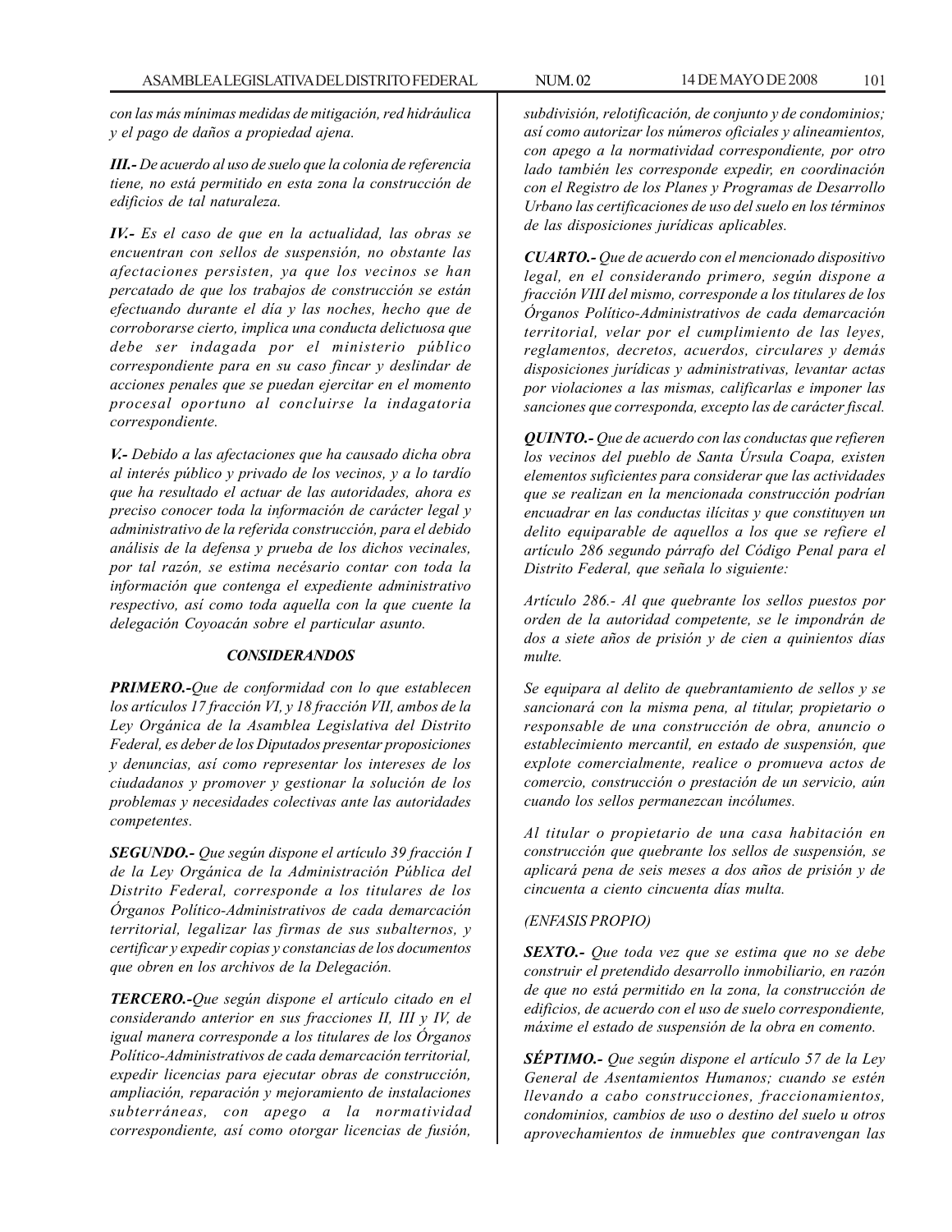*con las más mínimas medidas de mitigación, red hidráulica y el pago de daños a propiedad ajena.*

***III.-*** *De acuerdo al uso de suelo que la colonia de referencia tiene, no está permitido en esta zona la construcción de edificios de tal naturaleza.*

***IV.-*** *Es el caso de que en la actualidad, las obras se encuentran con sellos de suspensión, no obstante las afectaciones persisten, ya que los vecinos se han percatado de que los trabajos de construcción se están efectuando durante el día y las noches, hecho que de corroborarse cierto, implica una conducta delictuosa que debe ser indagada por el ministerio público correspondiente para en su caso fincar y deslindar de acciones penales que se puedan ejercitar en el momento procesal oportuno al concluirse la indagatoria correspondiente.*

***V.-*** *Debido a las afectaciones que ha causado dicha obra al interés público y privado de los vecinos, y a lo tardío que ha resultado el actuar de las autoridades, ahora es preciso conocer toda la información de carácter legal y administrativo de la referida construcción, para el debido análisis de la defensa y prueba de los dichos vecinales, por tal razón, se estima necésario contar con toda la información que contenga el expediente administrativo respectivo, así como toda aquella con la que cuente la delegación Coyoacán sobre el particular asunto.*

***CONSIDERANDOS***

***PRIMERO.-*** *Que de conformidad con lo que establecen los artículos 17 fracción VI, y 18 fracción VII, ambos de la Ley Orgánica de la Asamblea Legislativa del Distrito Federal, es deber de los Diputados presentar proposiciones y denuncias, así como representar los intereses de los ciudadanos y promover y gestionar la solución de los problemas y necesidades colectivas ante las autoridades competentes.*

***SEGUNDO.-*** *Que según dispone el artículo 39 fracción I de la Ley Orgánica de la Administración Pública del Distrito Federal, corresponde a los titulares de los Órganos Político-Administrativos de cada demarcación territorial, legalizar las firmas de sus subalternos, y certificar y expedir copias y constancias de los documentos que obren en los archivos de la Delegación.*

***TERCERO.-*** *Que según dispone el artículo citado en el considerando anterior en sus fracciones II, III y IV, de igual manera corresponde a los titulares de los Órganos Político-Administrativos de cada demarcación territorial, expedir licencias para ejecutar obras de construcción, ampliación, reparación y mejoramiento de instalaciones subterráneas, con apego a la normatividad correspondiente, así como otorgar licencias de fusión, subdivisión, relotificación, de conjunto y de condominios; así como autorizar los números oficiales y alineamientos, con apego a la normatividad correspondiente, por otro lado también les corresponde expedir, en coordinación con el Registro de los Planes y Programas de Desarrollo Urbano las certificaciones de uso del suelo en los términos de las disposiciones jurídicas aplicables.*

***CUARTO.-*** *Que de acuerdo con el mencionado dispositivo legal, en el considerando primero, según dispone a fracción VIII del mismo, corresponde a los titulares de los Órganos Político-Administrativos de cada demarcación territorial, velar por el cumplimiento de las leyes, reglamentos, decretos, acuerdos, circulares y demás disposiciones jurídicas y administrativas, levantar actas por violaciones a las mismas, calificarlas e imponer las sanciones que corresponda, excepto las de carácter fiscal.*

***QUINTO.-*** *Que de acuerdo con las conductas que refieren los vecinos del pueblo de Santa Úrsula Coapa, existen elementos suficientes para considerar que las actividades que se realizan en la mencionada construcción podrían encuadrar en las conductas ilícitas y que constituyen un delito equiparable de aquellos a los que se refiere el artículo 286 segundo párrafo del Código Penal para el Distrito Federal, que señala lo siguiente:*

*Artículo 286.- Al que quebrante los sellos puestos por orden de la autoridad competente, se le impondrán de dos a siete años de prisión y de cien a quinientos días multe.*

*Se equipara al delito de quebrantamiento de sellos y se sancionará con la misma pena, al titular, propietario o responsable de una construcción de obra, anuncio o establecimiento mercantil, en estado de suspensión, que explote comercialmente, realice o promueva actos de comercio, construcción o prestación de un servicio, aún cuando los sellos permanezcan incólumes.*

*Al titular o propietario de una casa habitación en construcción que quebrante los sellos de suspensión, se aplicará pena de seis meses a dos años de prisión y de cincuenta a ciento cincuenta días multa.*

*(ENFASIS PROPIO)*

***SEXTO.-*** *Que toda vez que se estima que no se debe construir el pretendido desarrollo inmobiliario, en razón de que no está permitido en la zona, la construcción de edificios, de acuerdo con el uso de suelo correspondiente, máxime el estado de suspensión de la obra en comento.*

***SÉPTIMO.-*** *Que según dispone el artículo 57 de la Ley General de Asentamientos Humanos; cuando se estén llevando a cabo construcciones, fraccionamientos, condominios, cambios de uso o destino del suelo u otros aprovechamientos de inmuebles que contravengan las*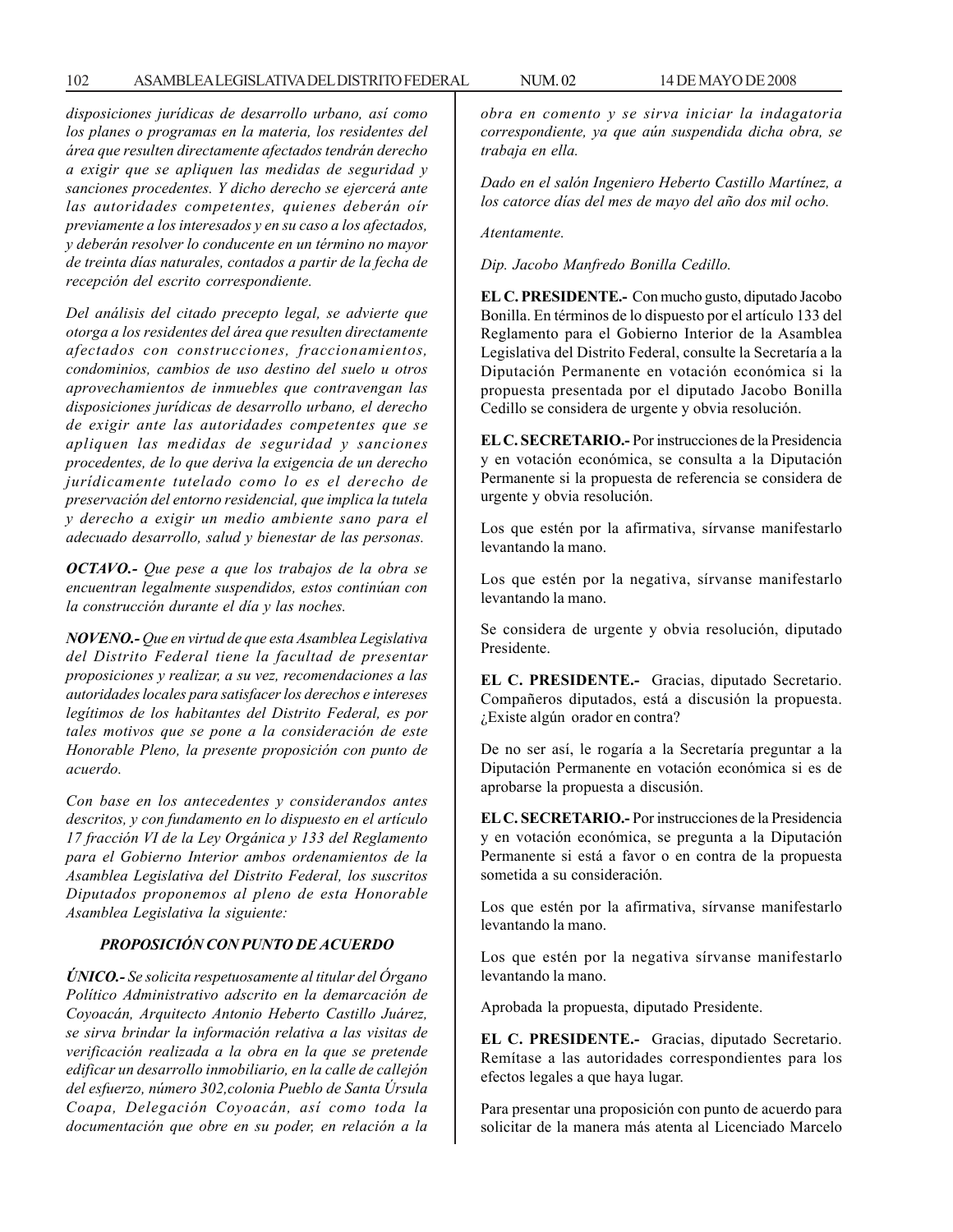*disposiciones jurídicas de desarrollo urbano, así como los planes o programas en la materia, los residentes del área que resulten directamente afectados tendrán derecho a exigir que se apliquen las medidas de seguridad y sanciones procedentes. Y dicho derecho se ejercerá ante las autoridades competentes, quienes deberán oír previamente a los interesados y en su caso a los afectados, y deberán resolver lo conducente en un término no mayor de treinta días naturales, contados a partir de la fecha de recepción del escrito correspondiente.*

*Del análisis del citado precepto legal, se advierte que otorga a los residentes del área que resulten directamente afectados con construcciones, fraccionamientos, condominios, cambios de uso destino del suelo u otros aprovechamientos de inmuebles que contravengan las disposiciones jurídicas de desarrollo urbano, el derecho de exigir ante las autoridades competentes que se apliquen las medidas de seguridad y sanciones procedentes, de lo que deriva la exigencia de un derecho jurídicamente tutelado como lo es el derecho de preservación del entorno residencial, que implica la tutela y derecho a exigir un medio ambiente sano para el adecuado desarrollo, salud y bienestar de las personas.*

***OCTAVO.-*** *Que pese a que los trabajos de la obra se encuentran legalmente suspendidos, estos continúan con la construcción durante el día y las noches.*

***NOVENO.-*** *Que en virtud de que esta Asamblea Legislativa del Distrito Federal tiene la facultad de presentar proposiciones y realizar, a su vez, recomendaciones a las autoridades locales para satisfacer los derechos e intereses legítimos de los habitantes del Distrito Federal, es por tales motivos que se pone a la consideración de este Honorable Pleno, la presente proposición con punto de acuerdo.*

*Con base en los antecedentes y considerandos antes descritos, y con fundamento en lo dispuesto en el artículo 17 fracción VI de la Ley Orgánica y 133 del Reglamento para el Gobierno Interior ambos ordenamientos de la Asamblea Legislativa del Distrito Federal, los suscritos Diputados proponemos al pleno de esta Honorable Asamblea Legislativa la siguiente:*

***PROPOSICIÓN CON PUNTO DE ACUERDO***

***ÚNICO.-*** *Se solicita respetuosamente al titular del Órgano Político Administrativo adscrito en la demarcación de Coyoacán, Arquitecto Antonio Heberto Castillo Juárez, se sirva brindar la información relativa a las visitas de verificación realizada a la obra en la que se pretende edificar un desarrollo inmobiliario, en la calle de callejón del esfuerzo, número 302,colonia Pueblo de Santa Úrsula Coapa, Delegación Coyoacán, así como toda la documentación que obre en su poder, en relación a la obra en comento y se sirva iniciar la indagatoria correspondiente, ya que aún suspendida dicha obra, se trabaja en ella.*

*Dado en el salón Ingeniero Heberto Castillo Martínez, a los catorce días del mes de mayo del año dos mil ocho.*

*Atentamente.*

*Dip. Jacobo Manfredo Bonilla Cedillo.*

**EL C. PRESIDENTE.-** Con mucho gusto, diputado Jacobo Bonilla. En términos de lo dispuesto por el artículo 133 del Reglamento para el Gobierno Interior de la Asamblea Legislativa del Distrito Federal, consulte la Secretaría a la Diputación Permanente en votación económica si la propuesta presentada por el diputado Jacobo Bonilla Cedillo se considera de urgente y obvia resolución.

**EL C. SECRETARIO.-** Por instrucciones de la Presidencia y en votación económica, se consulta a la Diputación Permanente si la propuesta de referencia se considera de urgente y obvia resolución.

Los que estén por la afirmativa, sírvanse manifestarlo levantando la mano.

Los que estén por la negativa, sírvanse manifestarlo levantando la mano.

Se considera de urgente y obvia resolución, diputado Presidente.

**EL C. PRESIDENTE.-** Gracias, diputado Secretario. Compañeros diputados, está a discusión la propuesta. ¿Existe algún orador en contra?

De no ser así, le rogaría a la Secretaría preguntar a la Diputación Permanente en votación económica si es de aprobarse la propuesta a discusión.

**EL C. SECRETARIO.-** Por instrucciones de la Presidencia y en votación económica, se pregunta a la Diputación Permanente si está a favor o en contra de la propuesta sometida a su consideración.

Los que estén por la afirmativa, sírvanse manifestarlo levantando la mano.

Los que estén por la negativa sírvanse manifestarlo levantando la mano.

Aprobada la propuesta, diputado Presidente.

**EL C. PRESIDENTE.-** Gracias, diputado Secretario. Remítase a las autoridades correspondientes para los efectos legales a que haya lugar.

Para presentar una proposición con punto de acuerdo para solicitar de la manera más atenta al Licenciado Marcelo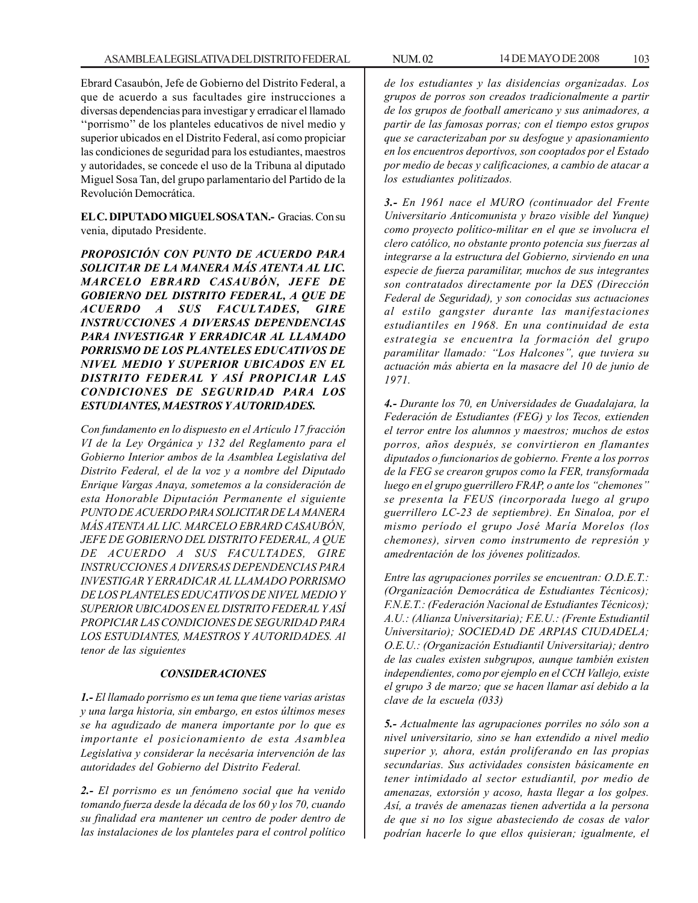Ebrard Casaubón, Jefe de Gobierno del Distrito Federal, a que de acuerdo a sus facultades gire instrucciones a diversas dependencias para investigar y erradicar el llamado ''porrismo'' de los planteles educativos de nivel medio y superior ubicados en el Distrito Federal, así como propiciar las condiciones de seguridad para los estudiantes, maestros y autoridades, se concede el uso de la Tribuna al diputado Miguel Sosa Tan, del grupo parlamentario del Partido de la Revolución Democrática.

**EL C. DIPUTADO MIGUEL SOSA TAN.-** Gracias. Con su venia, diputado Presidente.

***PROPOSICIÓN CON PUNTO DE ACUERDO PARA SOLICITAR DE LA MANERA MÁS ATENTA AL LIC. MARCELO EBRARD CASAUBÓN, JEFE DE GOBIERNO DEL DISTRITO FEDERAL, A QUE DE ACUERDO A SUS FACULTADES, GIRE INSTRUCCIONES A DIVERSAS DEPENDENCIAS PARA INVESTIGAR Y ERRADICAR AL LLAMADO PORRISMO DE LOS PLANTELES EDUCATIVOS DE NIVEL MEDIO Y SUPERIOR UBICADOS EN EL DISTRITO FEDERAL Y ASÍ PROPICIAR LAS CONDICIONES DE SEGURIDAD PARA LOS ESTUDIANTES, MAESTROS Y AUTORIDADES.***

*Con fundamento en lo dispuesto en el Artículo 17 fracción VI de la Ley Orgánica y 132 del Reglamento para el Gobierno Interior ambos de la Asamblea Legislativa del Distrito Federal, el de la voz y a nombre del Diputado Enrique Vargas Anaya, sometemos a la consideración de esta Honorable Diputación Permanente el siguiente PUNTO DE ACUERDO PARA SOLICITAR DE LA MANERA MÁS ATENTA AL LIC. MARCELO EBRARD CASAUBÓN, JEFE DE GOBIERNO DEL DISTRITO FEDERAL, A QUE DE ACUERDO A SUS FACULTADES, GIRE INSTRUCCIONES A DIVERSAS DEPENDENCIAS PARA INVESTIGAR Y ERRADICAR AL LLAMADO PORRISMO DE LOS PLANTELES EDUCATIVOS DE NIVEL MEDIO Y SUPERIOR UBICADOS EN EL DISTRITO FEDERAL Y ASÍ PROPICIAR LAS CONDICIONES DE SEGURIDAD PARA LOS ESTUDIANTES, MAESTROS Y AUTORIDADES. Al tenor de las siguientes*

***CONSIDERACIONES***

***1.-*** *El llamado porrismo es un tema que tiene varias aristas y una larga historia, sin embargo, en estos últimos meses se ha agudizado de manera importante por lo que es importante el posicionamiento de esta Asamblea Legislativa y considerar la necésaria intervención de las autoridades del Gobierno del Distrito Federal.*

***2.-*** *El porrismo es un fenómeno social que ha venido tomando fuerza desde la década de los 60 y los 70, cuando su finalidad era mantener un centro de poder dentro de las instalaciones de los planteles para el control político de los estudiantes y las disidencias organizadas. Los grupos de porros son creados tradicionalmente a partir de los grupos de football americano y sus animadores, a partir de las famosas porras; con el tiempo estos grupos que se caracterizaban por su desfogue y apasionamiento en los encuentros deportivos, son cooptados por el Estado por medio de becas y calificaciones, a cambio de atacar a los estudiantes politizados.*

***3.-*** *En 1961 nace el MURO (continuador del Frente Universitario Anticomunista y brazo visible del Yunque) como proyecto político-militar en el que se involucra el clero católico, no obstante pronto potencia sus fuerzas al integrarse a la estructura del Gobierno, sirviendo en una especie de fuerza paramilitar, muchos de sus integrantes son contratados directamente por la DES (Dirección Federal de Seguridad), y son conocidas sus actuaciones al estilo gangster durante las manifestaciones estudiantiles en 1968. En una continuidad de esta estrategia se encuentra la formación del grupo paramilitar llamado: "Los Halcones", que tuviera su actuación más abierta en la masacre del 10 de junio de 1971.*

***4.-*** *Durante los 70, en Universidades de Guadalajara, la Federación de Estudiantes (FEG) y los Tecos, extienden el terror entre los alumnos y maestros; muchos de estos porros, años después, se convirtieron en flamantes diputados o funcionarios de gobierno. Frente a los porros de la FEG se crearon grupos como la FER, transformada luego en el grupo guerrillero FRAP, o ante los "chemones" se presenta la FEUS (incorporada luego al grupo guerrillero LC-23 de septiembre). En Sinaloa, por el mismo período el grupo José María Morelos (los chemones), sirven como instrumento de represión y amedrentación de los jóvenes politizados.*

*Entre las agrupaciones porriles se encuentran: O.D.E.T.: (Organización Democrática de Estudiantes Técnicos); F.N.E.T.: (Federación Nacional de Estudiantes Técnicos); A.U.: (Alianza Universitaria); F.E.U.: (Frente Estudiantil Universitario); SOCIEDAD DE ARPIAS CIUDADELA; O.E.U.: (Organización Estudiantil Universitaria); dentro de las cuales existen subgrupos, aunque también existen independientes, como por ejemplo en el CCH Vallejo, existe el grupo 3 de marzo; que se hacen llamar así debido a la clave de la escuela (033)*

***5.-*** *Actualmente las agrupaciones porriles no sólo son a nivel universitario, sino se han extendido a nivel medio superior y, ahora, están proliferando en las propias secundarias. Sus actividades consisten básicamente en tener intimidado al sector estudiantil, por medio de amenazas, extorsión y acoso, hasta llegar a los golpes. Así, a través de amenazas tienen advertida a la persona de que si no los sigue abasteciendo de cosas de valor podrían hacerle lo que ellos quisieran; igualmente, el*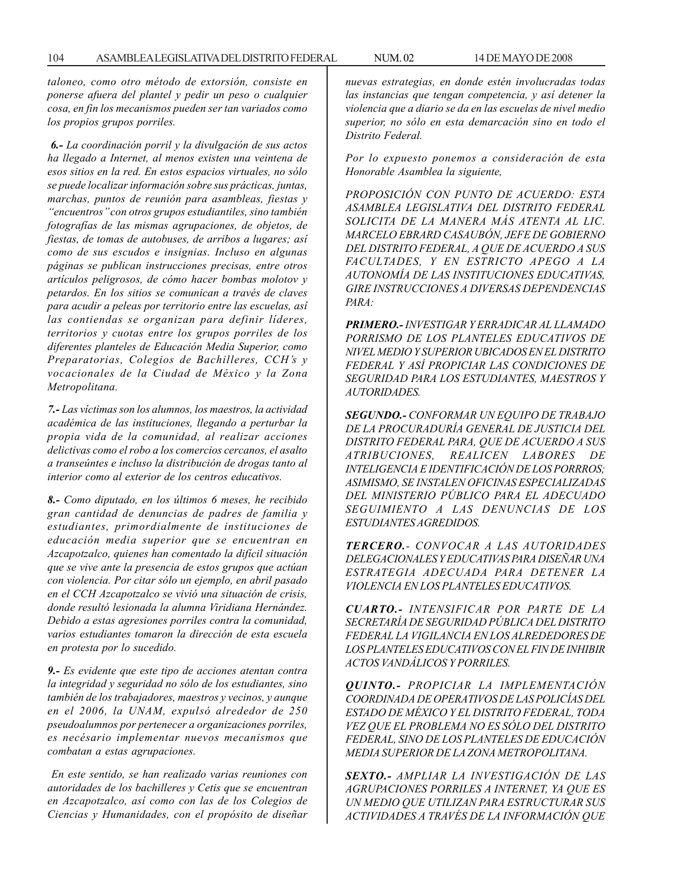*taloneo, como otro método de extorsión, consiste en ponerse afuera del plantel y pedir un peso o cualquier cosa, en fin los mecanismos pueden ser tan variados como los propios grupos porriles.*

***6.-*** *La coordinación porril y la divulgación de sus actos ha llegado a Internet, al menos existen una veintena de esos sitios en la red. En estos espacios virtuales, no sólo se puede localizar información sobre sus prácticas, juntas, marchas, puntos de reunión para asambleas, fiestas y "encuentros" con otros grupos estudiantiles, sino también fotografías de las mismas agrupaciones, de objetos, de fiestas, de tomas de autobuses, de arribos a lugares; así como de sus escudos e insignias. Incluso en algunas páginas se publican instrucciones precisas, entre otros artículos peligrosos, de cómo hacer bombas molotov y petardos. En los sitios se comunican a través de claves para acudir a peleas por territorio entre las escuelas, así las contiendas se organizan para definir líderes, territorios y cuotas entre los grupos porriles de los diferentes planteles de Educación Media Superior, como Preparatorias, Colegios de Bachilleres, CCH's y vocacionales de la Ciudad de México y la Zona Metropolitana.*

***7.-*** *Las víctimas son los alumnos, los maestros, la actividad académica de las instituciones, llegando a perturbar la propia vida de la comunidad, al realizar acciones delictivas como el robo a los comercios cercanos, el asalto a transeúntes e incluso la distribución de drogas tanto al interior como al exterior de los centros educativos.*

***8.-*** *Como diputado, en los últimos 6 meses, he recibido gran cantidad de denuncias de padres de familia y estudiantes, primordialmente de instituciones de educación media superior que se encuentran en Azcapotzalco, quienes han comentado la difícil situación que se vive ante la presencia de estos grupos que actúan con violencia. Por citar sólo un ejemplo, en abril pasado en el CCH Azcapotzalco se vivió una situación de crisis, donde resultó lesionada la alumna Viridiana Hernández. Debido a estas agresiones porriles contra la comunidad, varios estudiantes tomaron la dirección de esta escuela en protesta por lo sucedido.*

***9.-*** *Es evidente que este tipo de acciones atentan contra la integridad y seguridad no sólo de los estudiantes, sino también de los trabajadores, maestros y vecinos, y aunque en el 2006, la UNAM, expulsó alrededor de 250 pseudoalumnos por pertenecer a organizaciones porriles, es necésario implementar nuevos mecanismos que combatan a estas agrupaciones.*

*En este sentido, se han realizado varias reuniones con autoridades de los bachilleres y Cetis que se encuentran en Azcapotzalco, así como con las de los Colegios de Ciencias y Humanidades, con el propósito de diseñar nuevas estrategias, en donde estén involucradas todas las instancias que tengan competencia, y así detener la violencia que a diario se da en las escuelas de nivel medio superior, no sólo en esta demarcación sino en todo el Distrito Federal.*

*Por lo expuesto ponemos a consideración de esta Honorable Asamblea la siguiente,*

*PROPOSICIÓN CON PUNTO DE ACUERDO: ESTA ASAMBLEA LEGISLATIVA DEL DISTRITO FEDERAL SOLICITA DE LA MANERA MÁS ATENTA AL LIC. MARCELO EBRARD CASAUBÓN, JEFE DE GOBIERNO DEL DISTRITO FEDERAL, A QUE DE ACUERDO A SUS FACULTADES, Y EN ESTRICTO APEGO A LA AUTONOMÍA DE LAS INSTITUCIONES EDUCATIVAS, GIRE INSTRUCCIONES A DIVERSAS DEPENDENCIAS PARA:*

***PRIMERO.-*** *INVESTIGAR Y ERRADICAR AL LLAMADO PORRISMO DE LOS PLANTELES EDUCATIVOS DE NIVEL MEDIO Y SUPERIOR UBICADOS EN EL DISTRITO FEDERAL Y ASÍ PROPICIAR LAS CONDICIONES DE SEGURIDAD PARA LOS ESTUDIANTES, MAESTROS Y AUTORIDADES.*

***SEGUNDO.-*** *CONFORMAR UN EQUIPO DE TRABAJO DE LA PROCURADURÍA GENERAL DE JUSTICIA DEL DISTRITO FEDERAL PARA, QUE DE ACUERDO A SUS ATRIBUCIONES, REALICEN LABORES DE INTELIGENCIA E IDENTIFICACIÓN DE LOS PORRROS; ASIMISMO, SE INSTALEN OFICINAS ESPECIALIZADAS DEL MINISTERIO PÚBLICO PARA EL ADECUADO SEGUIMIENTO A LAS DENUNCIAS DE LOS ESTUDIANTES AGREDIDOS.*

***TERCERO.-*** *CONVOCAR A LAS AUTORIDADES DELEGACIONALES Y EDUCATIVAS PARA DISEÑAR UNA ESTRATEGIA ADECUADA PARA DETENER LA VIOLENCIA EN LOS PLANTELES EDUCATIVOS.*

***CUARTO.-*** *INTENSIFICAR POR PARTE DE LA SECRETARÍA DE SEGURIDAD PÚBLICA DEL DISTRITO FEDERAL LA VIGILANCIA EN LOS ALREDEDORES DE LOS PLANTELES EDUCATIVOS CON EL FIN DE INHIBIR ACTOS VANDÁLICOS Y PORRILES.*

***QUINTO.-*** *PROPICIAR LA IMPLEMENTACIÓN COORDINADA DE OPERATIVOS DE LAS POLICÍAS DEL ESTADO DE MÉXICO Y EL DISTRITO FEDERAL, TODA VEZ QUE EL PROBLEMA NO ES SÓLO DEL DISTRITO FEDERAL, SINO DE LOS PLANTELES DE EDUCACIÓN MEDIA SUPERIOR DE LA ZONA METROPOLITANA.*

***SEXTO.-*** *AMPLIAR LA INVESTIGACIÓN DE LAS AGRUPACIONES PORRILES A INTERNET, YA QUE ES UN MEDIO QUE UTILIZAN PARA ESTRUCTURAR SUS ACTIVIDADES A TRAVÉS DE LA INFORMACIÓN QUE*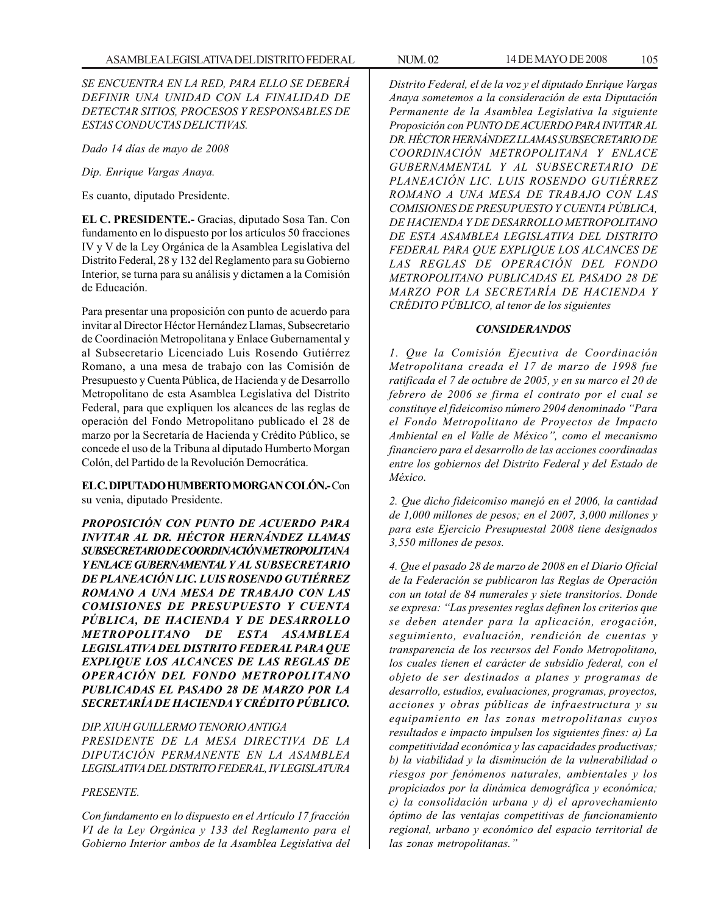*SE ENCUENTRA EN LA RED, PARA ELLO SE DEBERÁ DEFINIR UNA UNIDAD CON LA FINALIDAD DE DETECTAR SITIOS, PROCESOS Y RESPONSABLES DE ESTAS CONDUCTAS DELICTIVAS.*

*Dado 14 días de mayo de 2008*

*Dip. Enrique Vargas Anaya.*

Es cuanto, diputado Presidente.

**EL C. PRESIDENTE.-** Gracias, diputado Sosa Tan. Con fundamento en lo dispuesto por los artículos 50 fracciones IV y V de la Ley Orgánica de la Asamblea Legislativa del Distrito Federal, 28 y 132 del Reglamento para su Gobierno Interior, se turna para su análisis y dictamen a la Comisión de Educación.

Para presentar una proposición con punto de acuerdo para invitar al Director Héctor Hernández Llamas, Subsecretario de Coordinación Metropolitana y Enlace Gubernamental y al Subsecretario Licenciado Luis Rosendo Gutiérrez Romano, a una mesa de trabajo con las Comisión de Presupuesto y Cuenta Pública, de Hacienda y de Desarrollo Metropolitano de esta Asamblea Legislativa del Distrito Federal, para que expliquen los alcances de las reglas de operación del Fondo Metropolitano publicado el 28 de marzo por la Secretaría de Hacienda y Crédito Público, se concede el uso de la Tribuna al diputado Humberto Morgan Colón, del Partido de la Revolución Democrática.

**EL C. DIPUTADO HUMBERTO MORGAN COLÓN.-** Con su venia, diputado Presidente.

***PROPOSICIÓN CON PUNTO DE ACUERDO PARA INVITAR AL DR. HÉCTOR HERNÁNDEZ LLAMAS SUBSECRETARIO DE COORDINACIÓN METROPOLITANA Y ENLACE GUBERNAMENTAL Y AL SUBSECRETARIO DE PLANEACIÓN LIC. LUIS ROSENDO GUTIÉRREZ ROMANO A UNA MESA DE TRABAJO CON LAS COMISIONES DE PRESUPUESTO Y CUENTA PÚBLICA, DE HACIENDA Y DE DESARROLLO METROPOLITANO DE ESTA ASAMBLEA LEGISLATIVA DEL DISTRITO FEDERAL PARA QUE EXPLIQUE LOS ALCANCES DE LAS REGLAS DE OPERACIÓN DEL FONDO METROPOLITANO PUBLICADAS EL PASADO 28 DE MARZO POR LA SECRETARÍA DE HACIENDA Y CRÉDITO PÚBLICO.***

*DIP. XIUH GUILLERMO TENORIO ANTIGA*
*PRESIDENTE DE LA MESA DIRECTIVA DE LA DIPUTACIÓN PERMANENTE EN LA ASAMBLEA LEGISLATIVA DEL DISTRITO FEDERAL, IV LEGISLATURA*

*PRESENTE.*

*Con fundamento en lo dispuesto en el Artículo 17 fracción VI de la Ley Orgánica y 133 del Reglamento para el Gobierno Interior ambos de la Asamblea Legislativa del Distrito Federal, el de la voz y el diputado Enrique Vargas Anaya sometemos a la consideración de esta Diputación Permanente de la Asamblea Legislativa la siguiente Proposición con PUNTO DE ACUERDO PARA INVITAR AL DR. HÉCTOR HERNÁNDEZ LLAMAS SUBSECRETARIO DE COORDINACIÓN METROPOLITANA Y ENLACE GUBERNAMENTAL Y AL SUBSECRETARIO DE PLANEACIÓN LIC. LUIS ROSENDO GUTIÉRREZ ROMANO A UNA MESA DE TRABAJO CON LAS COMISIONES DE PRESUPUESTO Y CUENTA PÚBLICA, DE HACIENDA Y DE DESARROLLO METROPOLITANO DE ESTA ASAMBLEA LEGISLATIVA DEL DISTRITO FEDERAL PARA QUE EXPLIQUE LOS ALCANCES DE LAS REGLAS DE OPERACIÓN DEL FONDO METROPOLITANO PUBLICADAS EL PASADO 28 DE MARZO POR LA SECRETARÍA DE HACIENDA Y CRÉDITO PÚBLICO, al tenor de los siguientes*

***CONSIDERANDOS***

*1. Que la Comisión Ejecutiva de Coordinación Metropolitana creada el 17 de marzo de 1998 fue ratificada el 7 de octubre de 2005, y en su marco el 20 de febrero de 2006 se firma el contrato por el cual se constituye el fideicomiso número 2904 denominado "Para el Fondo Metropolitano de Proyectos de Impacto Ambiental en el Valle de México", como el mecanismo financiero para el desarrollo de las acciones coordinadas entre los gobiernos del Distrito Federal y del Estado de México.*

*2. Que dicho fideicomiso manejó en el 2006, la cantidad de 1,000 millones de pesos; en el 2007, 3,000 millones y para este Ejercicio Presupuestal 2008 tiene designados 3,550 millones de pesos.*

*4. Que el pasado 28 de marzo de 2008 en el Diario Oficial de la Federación se publicaron las Reglas de Operación con un total de 84 numerales y siete transitorios. Donde se expresa: "Las presentes reglas definen los criterios que se deben atender para la aplicación, erogación, seguimiento, evaluación, rendición de cuentas y transparencia de los recursos del Fondo Metropolitano, los cuales tienen el carácter de subsidio federal, con el objeto de ser destinados a planes y programas de desarrollo, estudios, evaluaciones, programas, proyectos, acciones y obras públicas de infraestructura y su equipamiento en las zonas metropolitanas cuyos resultados e impacto impulsen los siguientes fines: a) La competitividad económica y las capacidades productivas; b) la viabilidad y la disminución de la vulnerabilidad o riesgos por fenómenos naturales, ambientales y los propiciados por la dinámica demográfica y económica; c) la consolidación urbana y d) el aprovechamiento óptimo de las ventajas competitivas de funcionamiento regional, urbano y económico del espacio territorial de las zonas metropolitanas."*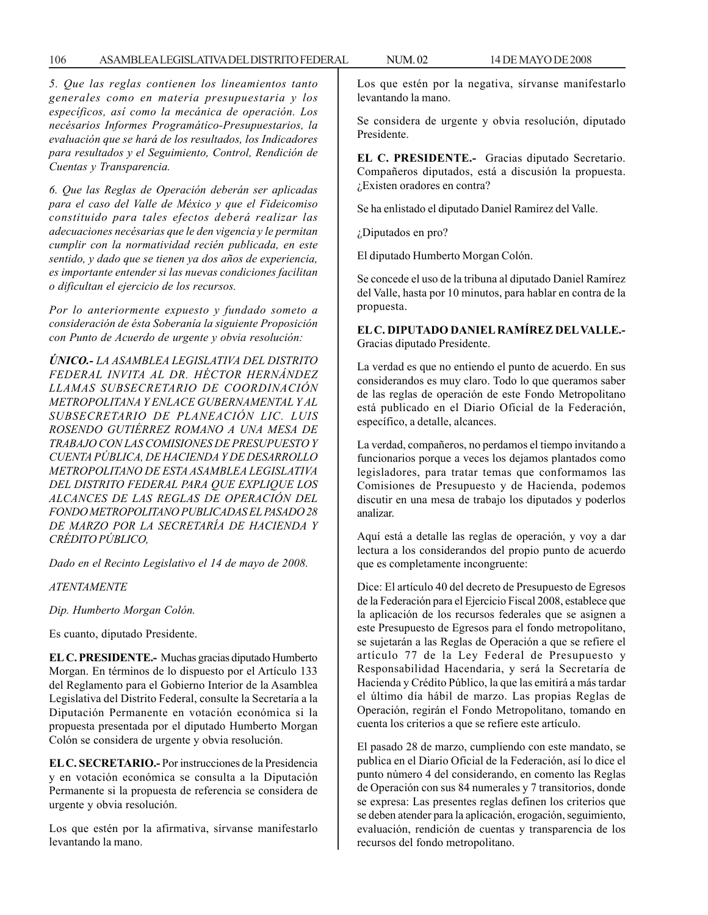*5. Que las reglas contienen los lineamientos tanto generales como en materia presupuestaria y los específicos, así como la mecánica de operación. Los necésarios Informes Programático-Presupuestarios, la evaluación que se hará de los resultados, los Indicadores para resultados y el Seguimiento, Control, Rendición de Cuentas y Transparencia.*

*6. Que las Reglas de Operación deberán ser aplicadas para el caso del Valle de México y que el Fideicomiso constituido para tales efectos deberá realizar las adecuaciones necésarias que le den vigencia y le permitan cumplir con la normatividad recién publicada, en este sentido, y dado que se tienen ya dos años de experiencia, es importante entender si las nuevas condiciones facilitan o dificultan el ejercicio de los recursos.*

*Por lo anteriormente expuesto y fundado someto a consideración de ésta Soberanía la siguiente Proposición con Punto de Acuerdo de urgente y obvia resolución:*

***ÚNICO.-*** *LA ASAMBLEA LEGISLATIVA DEL DISTRITO FEDERAL INVITA AL DR. HÉCTOR HERNÁNDEZ LLAMAS SUBSECRETARIO DE COORDINACIÓN METROPOLITANA Y ENLACE GUBERNAMENTAL Y AL SUBSECRETARIO DE PLANEACIÓN LIC. LUIS ROSENDO GUTIÉRREZ ROMANO A UNA MESA DE TRABAJO CON LAS COMISIONES DE PRESUPUESTO Y CUENTA PÚBLICA, DE HACIENDA Y DE DESARROLLO METROPOLITANO DE ESTA ASAMBLEA LEGISLATIVA DEL DISTRITO FEDERAL PARA QUE EXPLIQUE LOS ALCANCES DE LAS REGLAS DE OPERACIÓN DEL FONDO METROPOLITANO PUBLICADAS EL PASADO 28 DE MARZO POR LA SECRETARÍA DE HACIENDA Y CRÉDITO PÚBLICO,*

*Dado en el Recinto Legislativo el 14 de mayo de 2008.*

*ATENTAMENTE*

*Dip. Humberto Morgan Colón.*

Es cuanto, diputado Presidente.

**EL C. PRESIDENTE.-** Muchas gracias diputado Humberto Morgan. En términos de lo dispuesto por el Artículo 133 del Reglamento para el Gobierno Interior de la Asamblea Legislativa del Distrito Federal, consulte la Secretaría a la Diputación Permanente en votación económica si la propuesta presentada por el diputado Humberto Morgan Colón se considera de urgente y obvia resolución.

**EL C. SECRETARIO.-** Por instrucciones de la Presidencia y en votación económica se consulta a la Diputación Permanente si la propuesta de referencia se considera de urgente y obvia resolución.

Los que estén por la afirmativa, sírvanse manifestarlo levantando la mano.

Los que estén por la negativa, sírvanse manifestarlo levantando la mano.

Se considera de urgente y obvia resolución, diputado Presidente.

**EL C. PRESIDENTE.-** Gracias diputado Secretario. Compañeros diputados, está a discusión la propuesta. ¿Existen oradores en contra?

Se ha enlistado el diputado Daniel Ramírez del Valle.

¿Diputados en pro?

El diputado Humberto Morgan Colón.

Se concede el uso de la tribuna al diputado Daniel Ramírez del Valle, hasta por 10 minutos, para hablar en contra de la propuesta.

**EL C. DIPUTADO DANIEL RAMÍREZ DEL VALLE.-** Gracias diputado Presidente.

La verdad es que no entiendo el punto de acuerdo. En sus considerandos es muy claro. Todo lo que queramos saber de las reglas de operación de este Fondo Metropolitano está publicado en el Diario Oficial de la Federación, específico, a detalle, alcances.

La verdad, compañeros, no perdamos el tiempo invitando a funcionarios porque a veces los dejamos plantados como legisladores, para tratar temas que conformamos las Comisiones de Presupuesto y de Hacienda, podemos discutir en una mesa de trabajo los diputados y poderlos analizar.

Aquí está a detalle las reglas de operación, y voy a dar lectura a los considerandos del propio punto de acuerdo que es completamente incongruente:

Dice: El artículo 40 del decreto de Presupuesto de Egresos de la Federación para el Ejercicio Fiscal 2008, establece que la aplicación de los recursos federales que se asignen a este Presupuesto de Egresos para el fondo metropolitano, se sujetarán a las Reglas de Operación a que se refiere el artículo 77 de la Ley Federal de Presupuesto y Responsabilidad Hacendaria, y será la Secretaría de Hacienda y Crédito Público, la que las emitirá a más tardar el último día hábil de marzo. Las propias Reglas de Operación, regirán el Fondo Metropolitano, tomando en cuenta los criterios a que se refiere este artículo.

El pasado 28 de marzo, cumpliendo con este mandato, se publica en el Diario Oficial de la Federación, así lo dice el punto número 4 del considerando, en comento las Reglas de Operación con sus 84 numerales y 7 transitorios, donde se expresa: Las presentes reglas definen los criterios que se deben atender para la aplicación, erogación, seguimiento, evaluación, rendición de cuentas y transparencia de los recursos del fondo metropolitano.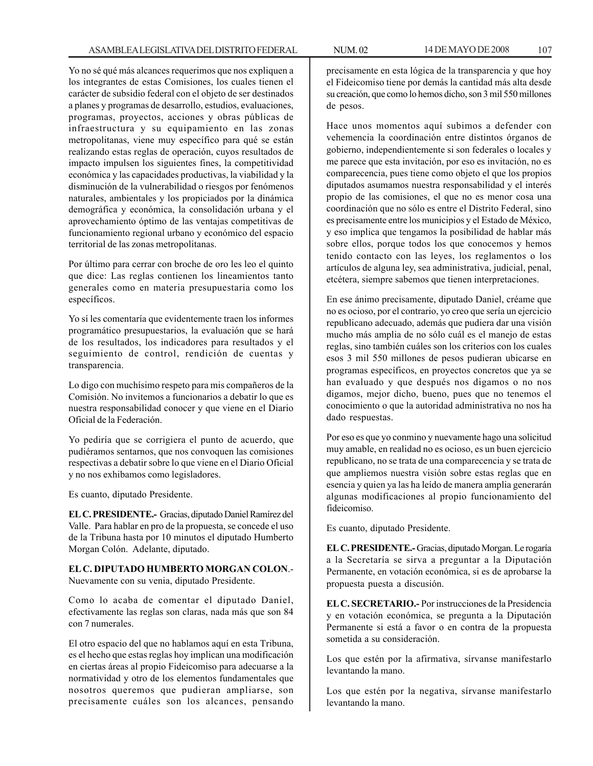Yo no sé qué más alcances requerimos que nos expliquen a los integrantes de estas Comisiones, los cuales tienen el carácter de subsidio federal con el objeto de ser destinados a planes y programas de desarrollo, estudios, evaluaciones, programas, proyectos, acciones y obras públicas de infraestructura y su equipamiento en las zonas metropolitanas, viene muy específico para qué se están realizando estas reglas de operación, cuyos resultados de impacto impulsen los siguientes fines, la competitividad económica y las capacidades productivas, la viabilidad y la disminución de la vulnerabilidad o riesgos por fenómenos naturales, ambientales y los propiciados por la dinámica demográfica y económica, la consolidación urbana y el aprovechamiento óptimo de las ventajas competitivas de funcionamiento regional urbano y económico del espacio territorial de las zonas metropolitanas.

Por último para cerrar con broche de oro les leo el quinto que dice: Las reglas contienen los lineamientos tanto generales como en materia presupuestaria como los específicos.

Yo sí les comentaría que evidentemente traen los informes programático presupuestarios, la evaluación que se hará de los resultados, los indicadores para resultados y el seguimiento de control, rendición de cuentas y transparencia.

Lo digo con muchísimo respeto para mis compañeros de la Comisión. No invitemos a funcionarios a debatir lo que es nuestra responsabilidad conocer y que viene en el Diario Oficial de la Federación.

Yo pediría que se corrigiera el punto de acuerdo, que pudiéramos sentarnos, que nos convoquen las comisiones respectivas a debatir sobre lo que viene en el Diario Oficial y no nos exhibamos como legisladores.

Es cuanto, diputado Presidente.

**EL C. PRESIDENTE.-** Gracias, diputado Daniel Ramírez del Valle. Para hablar en pro de la propuesta, se concede el uso de la Tribuna hasta por 10 minutos el diputado Humberto Morgan Colón. Adelante, diputado.

**EL C. DIPUTADO HUMBERTO MORGAN COLON**.- Nuevamente con su venia, diputado Presidente.

Como lo acaba de comentar el diputado Daniel, efectivamente las reglas son claras, nada más que son 84 con 7 numerales.

El otro espacio del que no hablamos aquí en esta Tribuna, es el hecho que estas reglas hoy implican una modificación en ciertas áreas al propio Fideicomiso para adecuarse a la normatividad y otro de los elementos fundamentales que nosotros queremos que pudieran ampliarse, son precisamente cuáles son los alcances, pensando precisamente en esta lógica de la transparencia y que hoy el Fideicomiso tiene por demás la cantidad más alta desde su creación, que como lo hemos dicho, son 3 mil 550 millones de pesos.

Hace unos momentos aquí subimos a defender con vehemencia la coordinación entre distintos órganos de gobierno, independientemente si son federales o locales y me parece que esta invitación, por eso es invitación, no es comparecencia, pues tiene como objeto el que los propios diputados asumamos nuestra responsabilidad y el interés propio de las comisiones, el que no es menor cosa una coordinación que no sólo es entre el Distrito Federal, sino es precisamente entre los municipios y el Estado de México, y eso implica que tengamos la posibilidad de hablar más sobre ellos, porque todos los que conocemos y hemos tenido contacto con las leyes, los reglamentos o los artículos de alguna ley, sea administrativa, judicial, penal, etcétera, siempre sabemos que tienen interpretaciones.

En ese ánimo precisamente, diputado Daniel, créame que no es ocioso, por el contrario, yo creo que sería un ejercicio republicano adecuado, además que pudiera dar una visión mucho más amplia de no sólo cuál es el manejo de estas reglas, sino también cuáles son los criterios con los cuales esos 3 mil 550 millones de pesos pudieran ubicarse en programas específicos, en proyectos concretos que ya se han evaluado y que después nos digamos o no nos digamos, mejor dicho, bueno, pues que no tenemos el conocimiento o que la autoridad administrativa no nos ha dado respuestas.

Por eso es que yo conmino y nuevamente hago una solicitud muy amable, en realidad no es ocioso, es un buen ejercicio republicano, no se trata de una comparecencia y se trata de que ampliemos nuestra visión sobre estas reglas que en esencia y quien ya las ha leído de manera amplia generarán algunas modificaciones al propio funcionamiento del fideicomiso.

Es cuanto, diputado Presidente.

**EL C. PRESIDENTE.-** Gracias, diputado Morgan. Le rogaría a la Secretaría se sirva a preguntar a la Diputación Permanente, en votación económica, si es de aprobarse la propuesta puesta a discusión.

**EL C. SECRETARIO.-** Por instrucciones de la Presidencia y en votación económica, se pregunta a la Diputación Permanente si está a favor o en contra de la propuesta sometida a su consideración.

Los que estén por la afirmativa, sírvanse manifestarlo levantando la mano.

Los que estén por la negativa, sírvanse manifestarlo levantando la mano.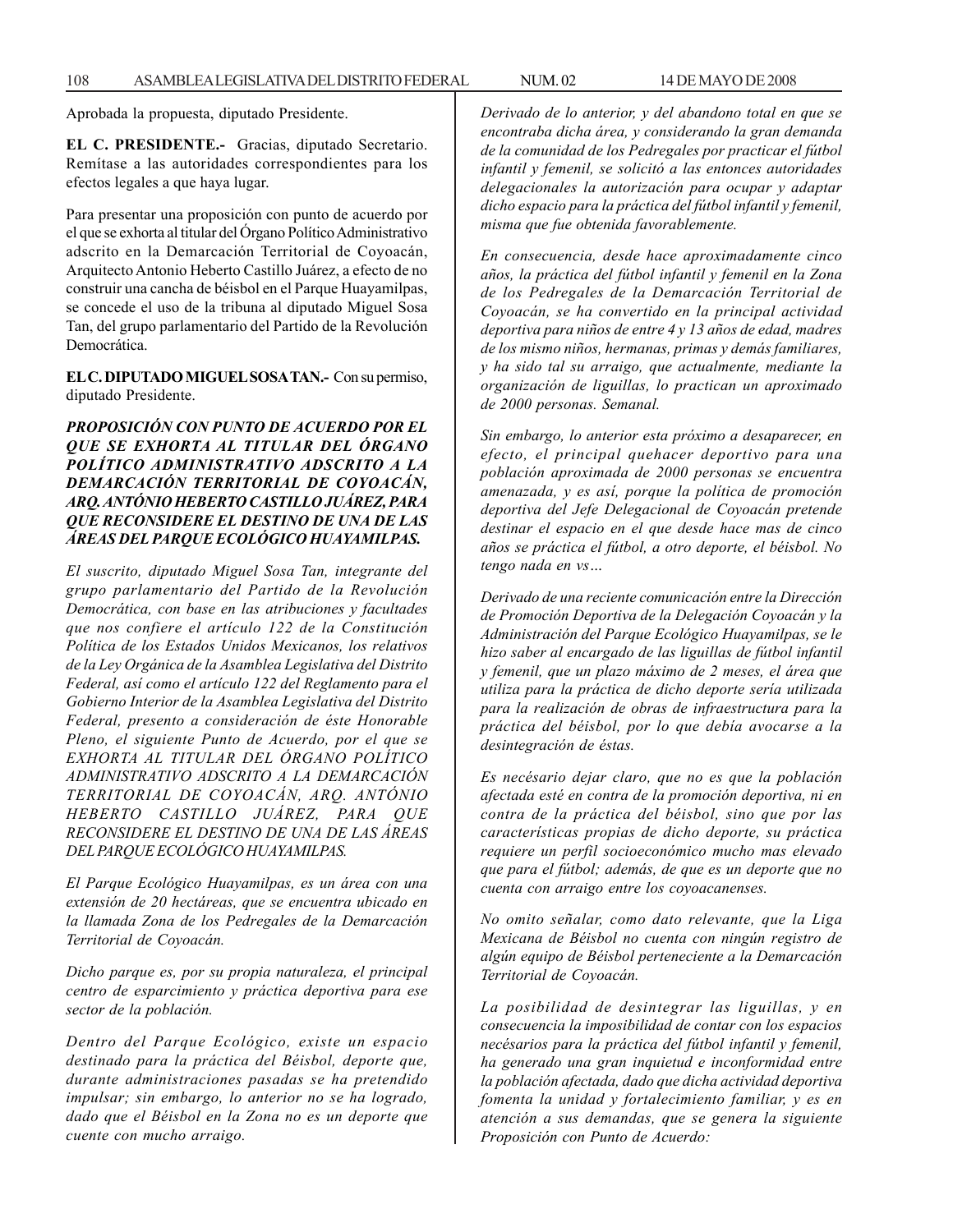Aprobada la propuesta, diputado Presidente.

**EL C. PRESIDENTE.-** Gracias, diputado Secretario. Remítase a las autoridades correspondientes para los efectos legales a que haya lugar.

Para presentar una proposición con punto de acuerdo por el que se exhorta al titular del Órgano Político Administrativo adscrito en la Demarcación Territorial de Coyoacán, Arquitecto Antonio Heberto Castillo Juárez, a efecto de no construir una cancha de béisbol en el Parque Huayamilpas, se concede el uso de la tribuna al diputado Miguel Sosa Tan, del grupo parlamentario del Partido de la Revolución Democrática.

**EL C. DIPUTADO MIGUEL SOSA TAN.-** Con su permiso, diputado Presidente.

***PROPOSICIÓN CON PUNTO DE ACUERDO POR EL QUE SE EXHORTA AL TITULAR DEL ÓRGANO POLÍTICO ADMINISTRATIVO ADSCRITO A LA DEMARCACIÓN TERRITORIAL DE COYOACÁN, ARQ. ANTÓNIO HEBERTO CASTILLO JUÁREZ, PARA QUE RECONSIDERE EL DESTINO DE UNA DE LAS ÁREAS DEL PARQUE ECOLÓGICO HUAYAMILPAS.***

*El suscrito, diputado Miguel Sosa Tan, integrante del grupo parlamentario del Partido de la Revolución Democrática, con base en las atribuciones y facultades que nos confiere el artículo 122 de la Constitución Política de los Estados Unidos Mexicanos, los relativos de la Ley Orgánica de la Asamblea Legislativa del Distrito Federal, así como el artículo 122 del Reglamento para el Gobierno Interior de la Asamblea Legislativa del Distrito Federal, presento a consideración de éste Honorable Pleno, el siguiente Punto de Acuerdo, por el que se EXHORTA AL TITULAR DEL ÓRGANO POLÍTICO ADMINISTRATIVO ADSCRITO A LA DEMARCACIÓN TERRITORIAL DE COYOACÁN, ARQ. ANTÓNIO HEBERTO CASTILLO JUÁREZ, PARA QUE RECONSIDERE EL DESTINO DE UNA DE LAS ÁREAS DEL PARQUE ECOLÓGICO HUAYAMILPAS.*

*El Parque Ecológico Huayamilpas, es un área con una extensión de 20 hectáreas, que se encuentra ubicado en la llamada Zona de los Pedregales de la Demarcación Territorial de Coyoacán.*

*Dicho parque es, por su propia naturaleza, el principal centro de esparcimiento y práctica deportiva para ese sector de la población.*

*Dentro del Parque Ecológico, existe un espacio destinado para la práctica del Béisbol, deporte que, durante administraciones pasadas se ha pretendido impulsar; sin embargo, lo anterior no se ha logrado, dado que el Béisbol en la Zona no es un deporte que cuente con mucho arraigo.*

*Derivado de lo anterior, y del abandono total en que se encontraba dicha área, y considerando la gran demanda de la comunidad de los Pedregales por practicar el fútbol infantil y femenil, se solicitó a las entonces autoridades delegacionales la autorización para ocupar y adaptar dicho espacio para la práctica del fútbol infantil y femenil, misma que fue obtenida favorablemente.*

*En consecuencia, desde hace aproximadamente cinco años, la práctica del fútbol infantil y femenil en la Zona de los Pedregales de la Demarcación Territorial de Coyoacán, se ha convertido en la principal actividad deportiva para niños de entre 4 y 13 años de edad, madres de los mismo niños, hermanas, primas y demás familiares, y ha sido tal su arraigo, que actualmente, mediante la organización de liguillas, lo practican un aproximado de 2000 personas. Semanal.*

*Sin embargo, lo anterior esta próximo a desaparecer, en efecto, el principal quehacer deportivo para una población aproximada de 2000 personas se encuentra amenazada, y es así, porque la política de promoción deportiva del Jefe Delegacional de Coyoacán pretende destinar el espacio en el que desde hace mas de cinco años se práctica el fútbol, a otro deporte, el béisbol. No tengo nada en vs…*

*Derivado de una reciente comunicación entre la Dirección de Promoción Deportiva de la Delegación Coyoacán y la Administración del Parque Ecológico Huayamilpas, se le hizo saber al encargado de las liguillas de fútbol infantil y femenil, que un plazo máximo de 2 meses, el área que utiliza para la práctica de dicho deporte sería utilizada para la realización de obras de infraestructura para la práctica del béisbol, por lo que debía avocarse a la desintegración de éstas.*

*Es necésario dejar claro, que no es que la población afectada esté en contra de la promoción deportiva, ni en contra de la práctica del béisbol, sino que por las características propias de dicho deporte, su práctica requiere un perfil socioeconómico mucho mas elevado que para el fútbol; además, de que es un deporte que no cuenta con arraigo entre los coyoacanenses.*

*No omito señalar, como dato relevante, que la Liga Mexicana de Béisbol no cuenta con ningún registro de algún equipo de Béisbol perteneciente a la Demarcación Territorial de Coyoacán.*

*La posibilidad de desintegrar las liguillas, y en consecuencia la imposibilidad de contar con los espacios necésarios para la práctica del fútbol infantil y femenil, ha generado una gran inquietud e inconformidad entre la población afectada, dado que dicha actividad deportiva fomenta la unidad y fortalecimiento familiar, y es en atención a sus demandas, que se genera la siguiente Proposición con Punto de Acuerdo:*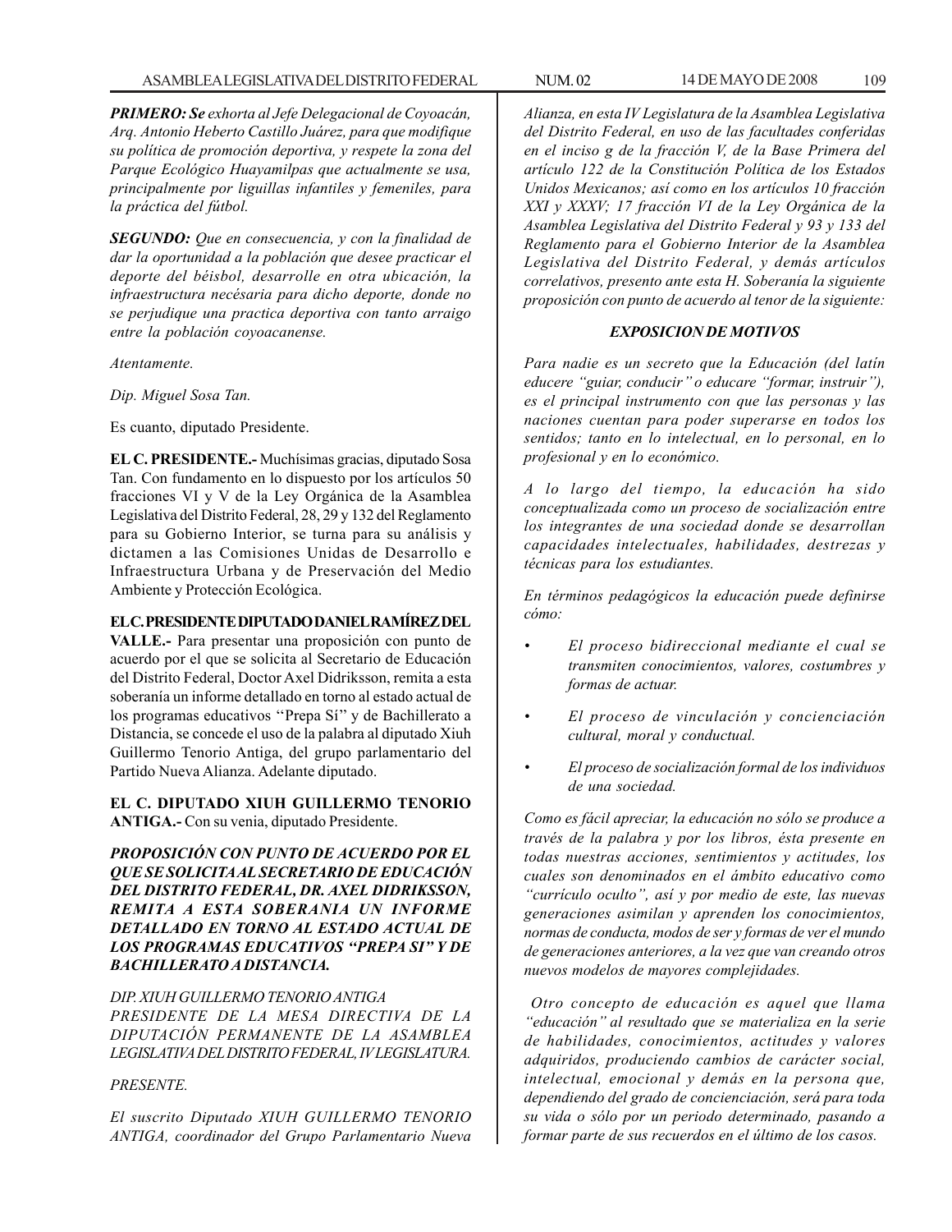***PRIMERO: Se** exhorta al Jefe Delegacional de Coyoacán, Arq. Antonio Heberto Castillo Juárez, para que modifique su política de promoción deportiva, y respete la zona del Parque Ecológico Huayamilpas que actualmente se usa, principalmente por liguillas infantiles y femeniles, para la práctica del fútbol.*

***SEGUNDO:** Que en consecuencia, y con la finalidad de dar la oportunidad a la población que desee practicar el deporte del béisbol, desarrolle en otra ubicación, la infraestructura necésaria para dicho deporte, donde no se perjudique una practica deportiva con tanto arraigo entre la población coyoacanense.*

*Atentamente.*

*Dip. Miguel Sosa Tan.*

Es cuanto, diputado Presidente.

**EL C. PRESIDENTE.-** Muchísimas gracias, diputado Sosa Tan. Con fundamento en lo dispuesto por los artículos 50 fracciones VI y V de la Ley Orgánica de la Asamblea Legislativa del Distrito Federal, 28, 29 y 132 del Reglamento para su Gobierno Interior, se turna para su análisis y dictamen a las Comisiones Unidas de Desarrollo e Infraestructura Urbana y de Preservación del Medio Ambiente y Protección Ecológica.

**EL C. PRESIDENTE DIPUTADO DANIEL RAMÍREZ DEL VALLE.-** Para presentar una proposición con punto de acuerdo por el que se solicita al Secretario de Educación del Distrito Federal, Doctor Axel Didriksson, remita a esta soberanía un informe detallado en torno al estado actual de los programas educativos ''Prepa Sí'' y de Bachillerato a Distancia, se concede el uso de la palabra al diputado Xiuh Guillermo Tenorio Antiga, del grupo parlamentario del Partido Nueva Alianza. Adelante diputado.

**EL C. DIPUTADO XIUH GUILLERMO TENORIO ANTIGA.-** Con su venia, diputado Presidente.

***PROPOSICIÓN CON PUNTO DE ACUERDO POR EL QUE SE SOLICITA AL SECRETARIO DE EDUCACIÓN DEL DISTRITO FEDERAL, DR. AXEL DIDRIKSSON, REMITA A ESTA SOBERANIA UN INFORME DETALLADO EN TORNO AL ESTADO ACTUAL DE LOS PROGRAMAS EDUCATIVOS "PREPA SI" Y DE BACHILLERATO A DISTANCIA.***

*DIP. XIUH GUILLERMO TENORIO ANTIGA*
*PRESIDENTE DE LA MESA DIRECTIVA DE LA DIPUTACIÓN PERMANENTE DE LA ASAMBLEA LEGISLATIVA DEL DISTRITO FEDERAL, IV LEGISLATURA.*

*PRESENTE.*

*El suscrito Diputado XIUH GUILLERMO TENORIO ANTIGA, coordinador del Grupo Parlamentario Nueva Alianza, en esta IV Legislatura de la Asamblea Legislativa del Distrito Federal, en uso de las facultades conferidas en el inciso g de la fracción V, de la Base Primera del artículo 122 de la Constitución Política de los Estados Unidos Mexicanos; así como en los artículos 10 fracción XXI y XXXV; 17 fracción VI de la Ley Orgánica de la Asamblea Legislativa del Distrito Federal y 93 y 133 del Reglamento para el Gobierno Interior de la Asamblea Legislativa del Distrito Federal, y demás artículos correlativos, presento ante esta H. Soberanía la siguiente proposición con punto de acuerdo al tenor de la siguiente:*

***EXPOSICION DE MOTIVOS***

*Para nadie es un secreto que la Educación (del latín educere "guiar, conducir" o educare "formar, instruir"), es el principal instrumento con que las personas y las naciones cuentan para poder superarse en todos los sentidos; tanto en lo intelectual, en lo personal, en lo profesional y en lo económico.*

*A lo largo del tiempo, la educación ha sido conceptualizada como un proceso de socialización entre los integrantes de una sociedad donde se desarrollan capacidades intelectuales, habilidades, destrezas y técnicas para los estudiantes.*

*En términos pedagógicos la educación puede definirse cómo:*

- *El proceso bidireccional mediante el cual se transmiten conocimientos, valores, costumbres y formas de actuar.*
- *El proceso de vinculación y concienciación cultural, moral y conductual.*
- *El proceso de socialización formal de los individuos de una sociedad.*

*Como es fácil apreciar, la educación no sólo se produce a través de la palabra y por los libros, ésta presente en todas nuestras acciones, sentimientos y actitudes, los cuales son denominados en el ámbito educativo como "currículo oculto", así y por medio de este, las nuevas generaciones asimilan y aprenden los conocimientos, normas de conducta, modos de ser y formas de ver el mundo de generaciones anteriores, a la vez que van creando otros nuevos modelos de mayores complejidades.*

*Otro concepto de educación es aquel que llama "educación" al resultado que se materializa en la serie de habilidades, conocimientos, actitudes y valores adquiridos, produciendo cambios de carácter social, intelectual, emocional y demás en la persona que, dependiendo del grado de concienciación, será para toda su vida o sólo por un periodo determinado, pasando a formar parte de sus recuerdos en el último de los casos.*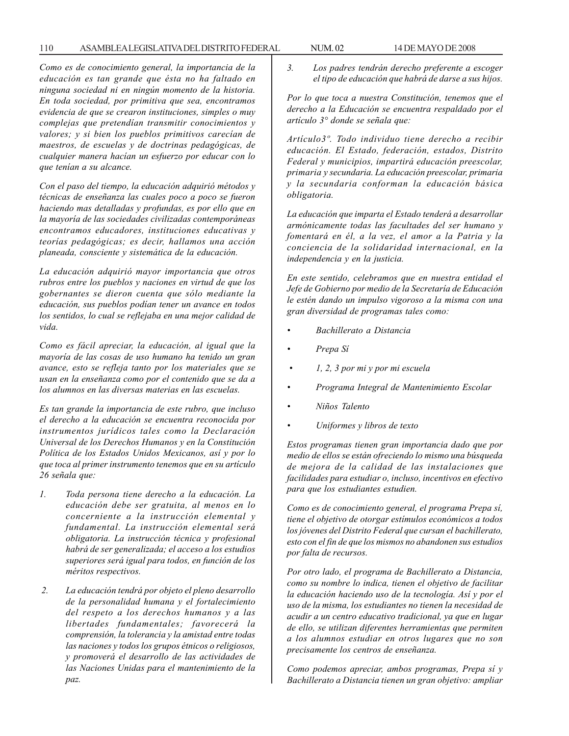*Como es de conocimiento general, la importancia de la educación es tan grande que ésta no ha faltado en ninguna sociedad ni en ningún momento de la historia. En toda sociedad, por primitiva que sea, encontramos evidencia de que se crearon instituciones, simples o muy complejas que pretendían transmitir conocimientos y valores; y si bien los pueblos primitivos carecían de maestros, de escuelas y de doctrinas pedagógicas, de cualquier manera hacían un esfuerzo por educar con lo que tenían a su alcance.*

*Con el paso del tiempo, la educación adquirió métodos y técnicas de enseñanza las cuales poco a poco se fueron haciendo mas detalladas y profundas, es por ello que en la mayoría de las sociedades civilizadas contemporáneas encontramos educadores, instituciones educativas y teorías pedagógicas; es decir, hallamos una acción planeada, consciente y sistemática de la educación.*

*La educación adquirió mayor importancia que otros rubros entre los pueblos y naciones en virtud de que los gobernantes se dieron cuenta que sólo mediante la educación, sus pueblos podían tener un avance en todos los sentidos, lo cual se reflejaba en una mejor calidad de vida.*

*Como es fácil apreciar, la educación, al igual que la mayoría de las cosas de uso humano ha tenido un gran avance, esto se refleja tanto por los materiales que se usan en la enseñanza como por el contenido que se da a los alumnos en las diversas materias en las escuelas.*

*Es tan grande la importancia de este rubro, que incluso el derecho a la educación se encuentra reconocida por instrumentos jurídicos tales como la Declaración Universal de los Derechos Humanos y en la Constitución Política de los Estados Unidos Mexicanos, así y por lo que toca al primer instrumento tenemos que en su artículo 26 señala que:*

1. *Toda persona tiene derecho a la educación. La educación debe ser gratuita, al menos en lo concerniente a la instrucción elemental y fundamental. La instrucción elemental será obligatoria. La instrucción técnica y profesional habrá de ser generalizada; el acceso a los estudios superiores será igual para todos, en función de los méritos respectivos.*
2. *La educación tendrá por objeto el pleno desarrollo de la personalidad humana y el fortalecimiento del respeto a los derechos humanos y a las libertades fundamentales; favorecerá la comprensión, la tolerancia y la amistad entre todas las naciones y todos los grupos étnicos o religiosos, y promoverá el desarrollo de las actividades de las Naciones Unidas para el mantenimiento de la paz.*
3. *Los padres tendrán derecho preferente a escoger el tipo de educación que habrá de darse a sus hijos.*

*Por lo que toca a nuestra Constitución, tenemos que el derecho a la Educación se encuentra respaldado por el artículo 3° donde se señala que:*

*Artículo3º. Todo individuo tiene derecho a recibir educación. El Estado, federación, estados, Distrito Federal y municipios, impartirá educación preescolar, primaria y secundaria. La educación preescolar, primaria y la secundaria conforman la educación básica obligatoria.*

*La educación que imparta el Estado tenderá a desarrollar armónicamente todas las facultades del ser humano y fomentará en él, a la vez, el amor a la Patria y la conciencia de la solidaridad internacional, en la independencia y en la justicia.*

*En este sentido, celebramos que en nuestra entidad el Jefe de Gobierno por medio de la Secretaría de Educación le estén dando un impulso vigoroso a la misma con una gran diversidad de programas tales como:*

- *Bachillerato a Distancia*
- *Prepa Sí*
- *1, 2, 3 por mi y por mi escuela*
- *Programa Integral de Mantenimiento Escolar*
- *Niños Talento*
- *Uniformes y libros de texto*

*Estos programas tienen gran importancia dado que por medio de ellos se están ofreciendo lo mismo una búsqueda de mejora de la calidad de las instalaciones que facilidades para estudiar o, incluso, incentivos en efectivo para que los estudiantes estudien.*

*Como es de conocimiento general, el programa Prepa sí, tiene el objetivo de otorgar estímulos económicos a todos los jóvenes del Distrito Federal que cursan el bachillerato, esto con el fin de que los mismos no abandonen sus estudios por falta de recursos.*

*Por otro lado, el programa de Bachillerato a Distancia, como su nombre lo indica, tienen el objetivo de facilitar la educación haciendo uso de la tecnología. Así y por el uso de la misma, los estudiantes no tienen la necesidad de acudir a un centro educativo tradicional, ya que en lugar de ello, se utilizan diferentes herramientas que permiten a los alumnos estudiar en otros lugares que no son precisamente los centros de enseñanza.*

*Como podemos apreciar, ambos programas, Prepa sí y Bachillerato a Distancia tienen un gran objetivo: ampliar*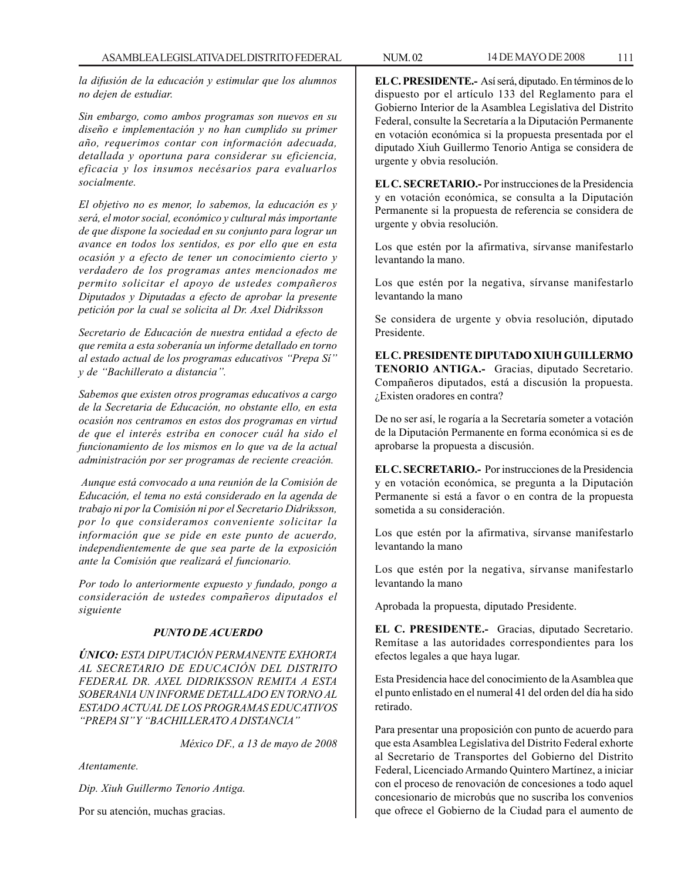*la difusión de la educación y estimular que los alumnos no dejen de estudiar.*

*Sin embargo, como ambos programas son nuevos en su diseño e implementación y no han cumplido su primer año, requerimos contar con información adecuada, detallada y oportuna para considerar su eficiencia, eficacia y los insumos necésarios para evaluarlos socialmente.*

*El objetivo no es menor, lo sabemos, la educación es y será, el motor social, económico y cultural más importante de que dispone la sociedad en su conjunto para lograr un avance en todos los sentidos, es por ello que en esta ocasión y a efecto de tener un conocimiento cierto y verdadero de los programas antes mencionados me permito solicitar el apoyo de ustedes compañeros Diputados y Diputadas a efecto de aprobar la presente petición por la cual se solicita al Dr. Axel Didriksson*

*Secretario de Educación de nuestra entidad a efecto de que remita a esta soberanía un informe detallado en torno al estado actual de los programas educativos "Prepa Sí" y de "Bachillerato a distancia".*

*Sabemos que existen otros programas educativos a cargo de la Secretaria de Educación, no obstante ello, en esta ocasión nos centramos en estos dos programas en virtud de que el interés estriba en conocer cuál ha sido el funcionamiento de los mismos en lo que va de la actual administración por ser programas de reciente creación.*

*Aunque está convocado a una reunión de la Comisión de Educación, el tema no está considerado en la agenda de trabajo ni por la Comisión ni por el Secretario Didriksson, por lo que consideramos conveniente solicitar la información que se pide en este punto de acuerdo, independientemente de que sea parte de la exposición ante la Comisión que realizará el funcionario.*

*Por todo lo anteriormente expuesto y fundado, pongo a consideración de ustedes compañeros diputados el siguiente*

***PUNTO DE ACUERDO***

***ÚNICO:*** *ESTA DIPUTACIÓN PERMANENTE EXHORTA AL SECRETARIO DE EDUCACIÓN DEL DISTRITO FEDERAL DR. AXEL DIDRIKSSON REMITA A ESTA SOBERANIA UN INFORME DETALLADO EN TORNO AL ESTADO ACTUAL DE LOS PROGRAMAS EDUCATIVOS "PREPA SI" Y "BACHILLERATO A DISTANCIA"*

*México DF., a 13 de mayo de 2008*

*Atentamente.*

*Dip. Xiuh Guillermo Tenorio Antiga.*

Por su atención, muchas gracias.

**EL C. PRESIDENTE.-** Así será, diputado. En términos de lo dispuesto por el artículo 133 del Reglamento para el Gobierno Interior de la Asamblea Legislativa del Distrito Federal, consulte la Secretaría a la Diputación Permanente en votación económica si la propuesta presentada por el diputado Xiuh Guillermo Tenorio Antiga se considera de urgente y obvia resolución.

**EL C. SECRETARIO.-** Por instrucciones de la Presidencia y en votación económica, se consulta a la Diputación Permanente si la propuesta de referencia se considera de urgente y obvia resolución.

Los que estén por la afirmativa, sírvanse manifestarlo levantando la mano.

Los que estén por la negativa, sírvanse manifestarlo levantando la mano

Se considera de urgente y obvia resolución, diputado Presidente.

**EL C. PRESIDENTE DIPUTADO XIUH GUILLERMO TENORIO ANTIGA.-** Gracias, diputado Secretario. Compañeros diputados, está a discusión la propuesta. ¿Existen oradores en contra?

De no ser así, le rogaría a la Secretaría someter a votación de la Diputación Permanente en forma económica si es de aprobarse la propuesta a discusión.

**EL C. SECRETARIO.-** Por instrucciones de la Presidencia y en votación económica, se pregunta a la Diputación Permanente si está a favor o en contra de la propuesta sometida a su consideración.

Los que estén por la afirmativa, sírvanse manifestarlo levantando la mano

Los que estén por la negativa, sírvanse manifestarlo levantando la mano

Aprobada la propuesta, diputado Presidente.

**EL C. PRESIDENTE.-** Gracias, diputado Secretario. Remítase a las autoridades correspondientes para los efectos legales a que haya lugar.

Esta Presidencia hace del conocimiento de la Asamblea que el punto enlistado en el numeral 41 del orden del día ha sido retirado.

Para presentar una proposición con punto de acuerdo para que esta Asamblea Legislativa del Distrito Federal exhorte al Secretario de Transportes del Gobierno del Distrito Federal, Licenciado Armando Quintero Martínez, a iniciar con el proceso de renovación de concesiones a todo aquel concesionario de microbús que no suscriba los convenios que ofrece el Gobierno de la Ciudad para el aumento de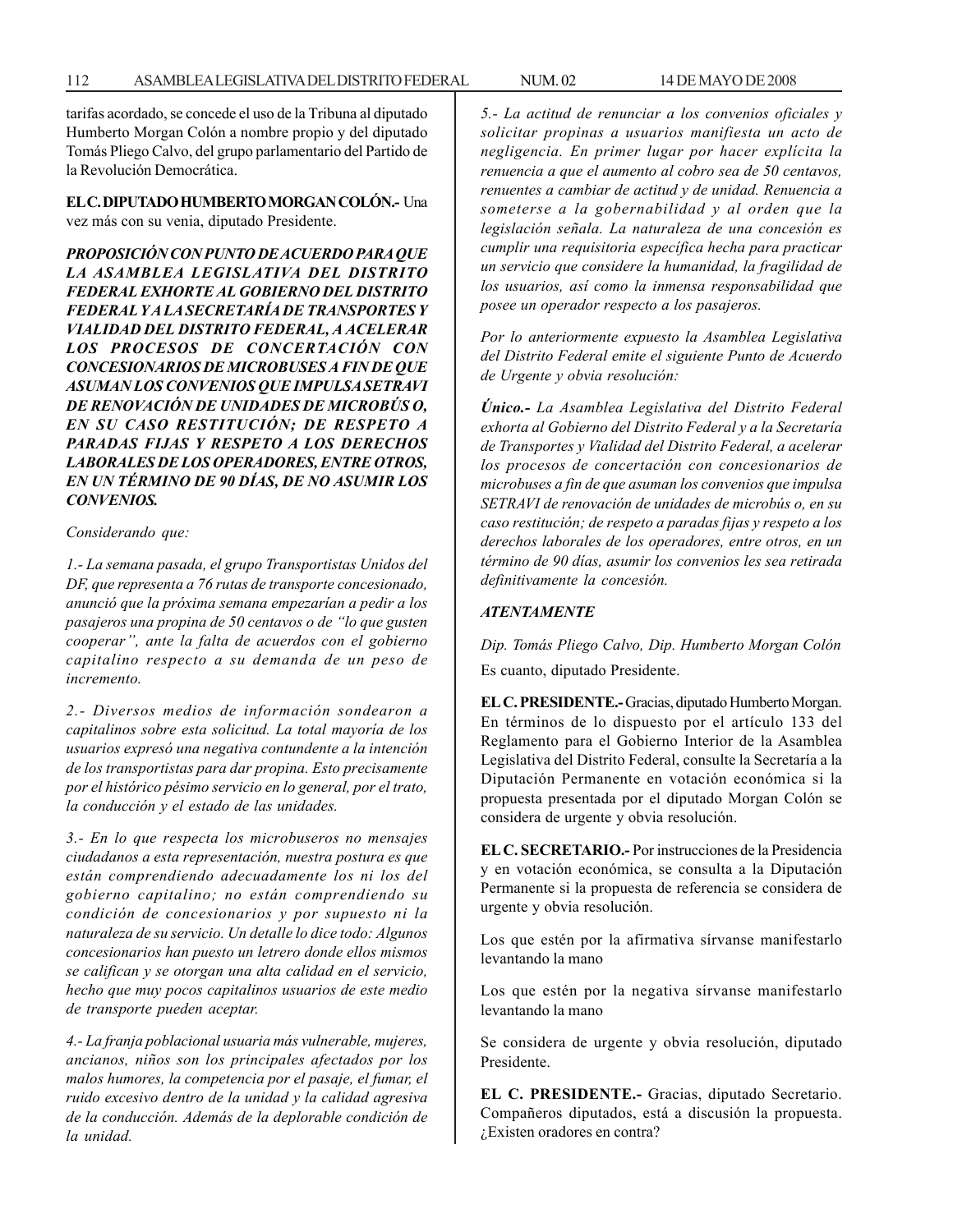tarifas acordado, se concede el uso de la Tribuna al diputado Humberto Morgan Colón a nombre propio y del diputado Tomás Pliego Calvo, del grupo parlamentario del Partido de la Revolución Democrática.

**EL C. DIPUTADO HUMBERTO MORGAN COLÓN.-** Una vez más con su venia, diputado Presidente.

***PROPOSICIÓN CON PUNTO DE ACUERDO PARA QUE LA ASAMBLEA LEGISLATIVA DEL DISTRITO FEDERAL EXHORTE AL GOBIERNO DEL DISTRITO FEDERAL Y A LA SECRETARÍA DE TRANSPORTES Y VIALIDAD DEL DISTRITO FEDERAL, A ACELERAR LOS PROCESOS DE CONCERTACIÓN CON CONCESIONARIOS DE MICROBUSES A FIN DE QUE ASUMAN LOS CONVENIOS QUE IMPULSA SETRAVI DE RENOVACIÓN DE UNIDADES DE MICROBÚS O, EN SU CASO RESTITUCIÓN; DE RESPETO A PARADAS FIJAS Y RESPETO A LOS DERECHOS LABORALES DE LOS OPERADORES, ENTRE OTROS, EN UN TÉRMINO DE 90 DÍAS, DE NO ASUMIR LOS CONVENIOS.***

*Considerando que:*

*1.- La semana pasada, el grupo Transportistas Unidos del DF, que representa a 76 rutas de transporte concesionado, anunció que la próxima semana empezarían a pedir a los pasajeros una propina de 50 centavos o de "lo que gusten cooperar", ante la falta de acuerdos con el gobierno capitalino respecto a su demanda de un peso de incremento.*

*2.- Diversos medios de información sondearon a capitalinos sobre esta solicitud. La total mayoría de los usuarios expresó una negativa contundente a la intención de los transportistas para dar propina. Esto precisamente por el histórico pésimo servicio en lo general, por el trato, la conducción y el estado de las unidades.*

*3.- En lo que respecta los microbuseros no mensajes ciudadanos a esta representación, nuestra postura es que están comprendiendo adecuadamente los ni los del gobierno capitalino; no están comprendiendo su condición de concesionarios y por supuesto ni la naturaleza de su servicio. Un detalle lo dice todo: Algunos concesionarios han puesto un letrero donde ellos mismos se califican y se otorgan una alta calidad en el servicio, hecho que muy pocos capitalinos usuarios de este medio de transporte pueden aceptar.*

*4.- La franja poblacional usuaria más vulnerable, mujeres, ancianos, niños son los principales afectados por los malos humores, la competencia por el pasaje, el fumar, el ruido excesivo dentro de la unidad y la calidad agresiva de la conducción. Además de la deplorable condición de la unidad.*

*5.- La actitud de renunciar a los convenios oficiales y solicitar propinas a usuarios manifiesta un acto de negligencia. En primer lugar por hacer explícita la renuncia a que el aumento al cobro sea de 50 centavos, renuentes a cambiar de actitud y de unidad. Renuncia a someterse a la gobernabilidad y al orden que la legislación señala. La naturaleza de una concesión es cumplir una requisitoria específica hecha para practicar un servicio que considere la humanidad, la fragilidad de los usuarios, así como la inmensa responsabilidad que posee un operador respecto a los pasajeros.*

*Por lo anteriormente expuesto la Asamblea Legislativa del Distrito Federal emite el siguiente Punto de Acuerdo de Urgente y obvia resolución:*

***Único.-*** *La Asamblea Legislativa del Distrito Federal exhorta al Gobierno del Distrito Federal y a la Secretaría de Transportes y Vialidad del Distrito Federal, a acelerar los procesos de concertación con concesionarios de microbuses a fin de que asuman los convenios que impulsa SETRAVI de renovación de unidades de microbús o, en su caso restitución; de respeto a paradas fijas y respeto a los derechos laborales de los operadores, entre otros, en un término de 90 días, asumir los convenios les sea retirada definitivamente la concesión.*

***ATENTAMENTE***

*Dip. Tomás Pliego Calvo, Dip. Humberto Morgan Colón*

Es cuanto, diputado Presidente.

**EL C. PRESIDENTE.-** Gracias, diputado Humberto Morgan. En términos de lo dispuesto por el artículo 133 del Reglamento para el Gobierno Interior de la Asamblea Legislativa del Distrito Federal, consulte la Secretaría a la Diputación Permanente en votación económica si la propuesta presentada por el diputado Morgan Colón se considera de urgente y obvia resolución.

**EL C. SECRETARIO.-** Por instrucciones de la Presidencia y en votación económica, se consulta a la Diputación Permanente si la propuesta de referencia se considera de urgente y obvia resolución.

Los que estén por la afirmativa sírvanse manifestarlo levantando la mano

Los que estén por la negativa sírvanse manifestarlo levantando la mano

Se considera de urgente y obvia resolución, diputado Presidente.

**EL C. PRESIDENTE.-** Gracias, diputado Secretario. Compañeros diputados, está a discusión la propuesta. ¿Existen oradores en contra?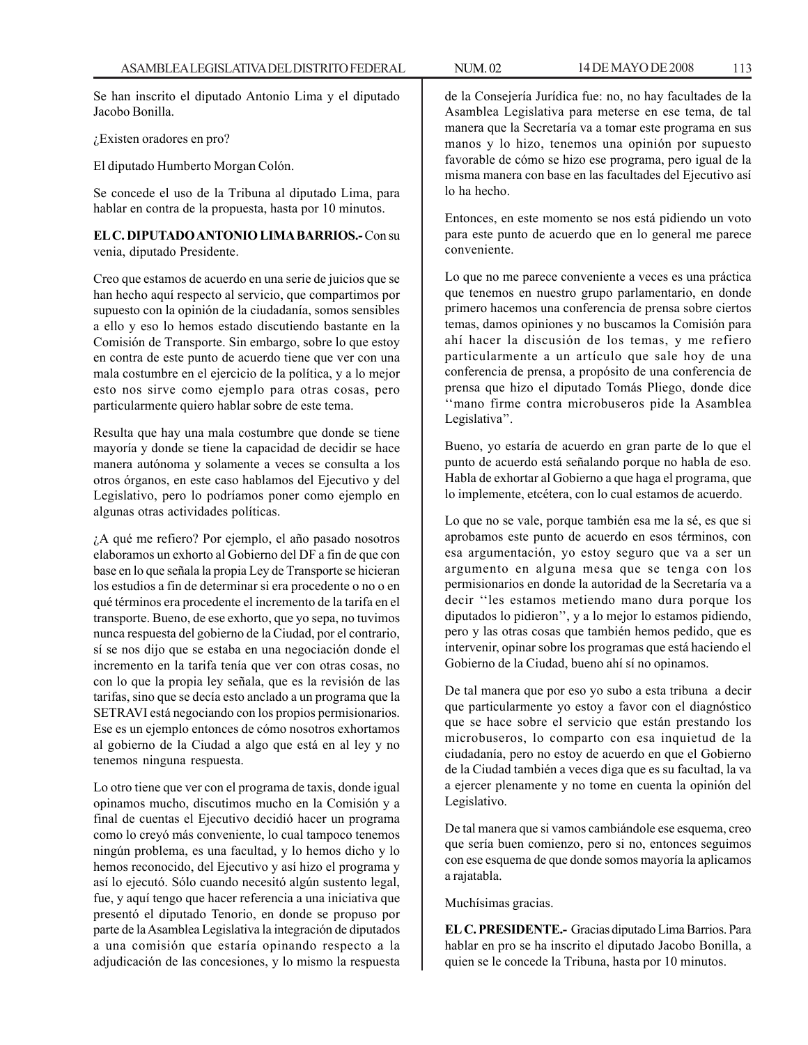Se han inscrito el diputado Antonio Lima y el diputado Jacobo Bonilla.

¿Existen oradores en pro?

El diputado Humberto Morgan Colón.

Se concede el uso de la Tribuna al diputado Lima, para hablar en contra de la propuesta, hasta por 10 minutos.

**EL C. DIPUTADO ANTONIO LIMA BARRIOS.-** Con su venia, diputado Presidente.

Creo que estamos de acuerdo en una serie de juicios que se han hecho aquí respecto al servicio, que compartimos por supuesto con la opinión de la ciudadanía, somos sensibles a ello y eso lo hemos estado discutiendo bastante en la Comisión de Transporte. Sin embargo, sobre lo que estoy en contra de este punto de acuerdo tiene que ver con una mala costumbre en el ejercicio de la política, y a lo mejor esto nos sirve como ejemplo para otras cosas, pero particularmente quiero hablar sobre de este tema.

Resulta que hay una mala costumbre que donde se tiene mayoría y donde se tiene la capacidad de decidir se hace manera autónoma y solamente a veces se consulta a los otros órganos, en este caso hablamos del Ejecutivo y del Legislativo, pero lo podríamos poner como ejemplo en algunas otras actividades políticas.

¿A qué me refiero? Por ejemplo, el año pasado nosotros elaboramos un exhorto al Gobierno del DF a fin de que con base en lo que señala la propia Ley de Transporte se hicieran los estudios a fin de determinar si era procedente o no o en qué términos era procedente el incremento de la tarifa en el transporte. Bueno, de ese exhorto, que yo sepa, no tuvimos nunca respuesta del gobierno de la Ciudad, por el contrario, sí se nos dijo que se estaba en una negociación donde el incremento en la tarifa tenía que ver con otras cosas, no con lo que la propia ley señala, que es la revisión de las tarifas, sino que se decía esto anclado a un programa que la SETRAVI está negociando con los propios permisionarios. Ese es un ejemplo entonces de cómo nosotros exhortamos al gobierno de la Ciudad a algo que está en al ley y no tenemos ninguna respuesta.

Lo otro tiene que ver con el programa de taxis, donde igual opinamos mucho, discutimos mucho en la Comisión y a final de cuentas el Ejecutivo decidió hacer un programa como lo creyó más conveniente, lo cual tampoco tenemos ningún problema, es una facultad, y lo hemos dicho y lo hemos reconocido, del Ejecutivo y así hizo el programa y así lo ejecutó. Sólo cuando necesitó algún sustento legal, fue, y aquí tengo que hacer referencia a una iniciativa que presentó el diputado Tenorio, en donde se propuso por parte de la Asamblea Legislativa la integración de diputados a una comisión que estaría opinando respecto a la adjudicación de las concesiones, y lo mismo la respuesta de la Consejería Jurídica fue: no, no hay facultades de la Asamblea Legislativa para meterse en ese tema, de tal manera que la Secretaría va a tomar este programa en sus manos y lo hizo, tenemos una opinión por supuesto favorable de cómo se hizo ese programa, pero igual de la misma manera con base en las facultades del Ejecutivo así lo ha hecho.

Entonces, en este momento se nos está pidiendo un voto para este punto de acuerdo que en lo general me parece conveniente.

Lo que no me parece conveniente a veces es una práctica que tenemos en nuestro grupo parlamentario, en donde primero hacemos una conferencia de prensa sobre ciertos temas, damos opiniones y no buscamos la Comisión para ahí hacer la discusión de los temas, y me refiero particularmente a un artículo que sale hoy de una conferencia de prensa, a propósito de una conferencia de prensa que hizo el diputado Tomás Pliego, donde dice ''mano firme contra microbuseros pide la Asamblea Legislativa''.

Bueno, yo estaría de acuerdo en gran parte de lo que el punto de acuerdo está señalando porque no habla de eso. Habla de exhortar al Gobierno a que haga el programa, que lo implemente, etcétera, con lo cual estamos de acuerdo.

Lo que no se vale, porque también esa me la sé, es que si aprobamos este punto de acuerdo en esos términos, con esa argumentación, yo estoy seguro que va a ser un argumento en alguna mesa que se tenga con los permisionarios en donde la autoridad de la Secretaría va a decir ''les estamos metiendo mano dura porque los diputados lo pidieron'', y a lo mejor lo estamos pidiendo, pero y las otras cosas que también hemos pedido, que es intervenir, opinar sobre los programas que está haciendo el Gobierno de la Ciudad, bueno ahí sí no opinamos.

De tal manera que por eso yo subo a esta tribuna a decir que particularmente yo estoy a favor con el diagnóstico que se hace sobre el servicio que están prestando los microbuseros, lo comparto con esa inquietud de la ciudadanía, pero no estoy de acuerdo en que el Gobierno de la Ciudad también a veces diga que es su facultad, la va a ejercer plenamente y no tome en cuenta la opinión del Legislativo.

De tal manera que si vamos cambiándole ese esquema, creo que sería buen comienzo, pero si no, entonces seguimos con ese esquema de que donde somos mayoría la aplicamos a rajatabla.

Muchísimas gracias.

**EL C. PRESIDENTE.-** Gracias diputado Lima Barrios. Para hablar en pro se ha inscrito el diputado Jacobo Bonilla, a quien se le concede la Tribuna, hasta por 10 minutos.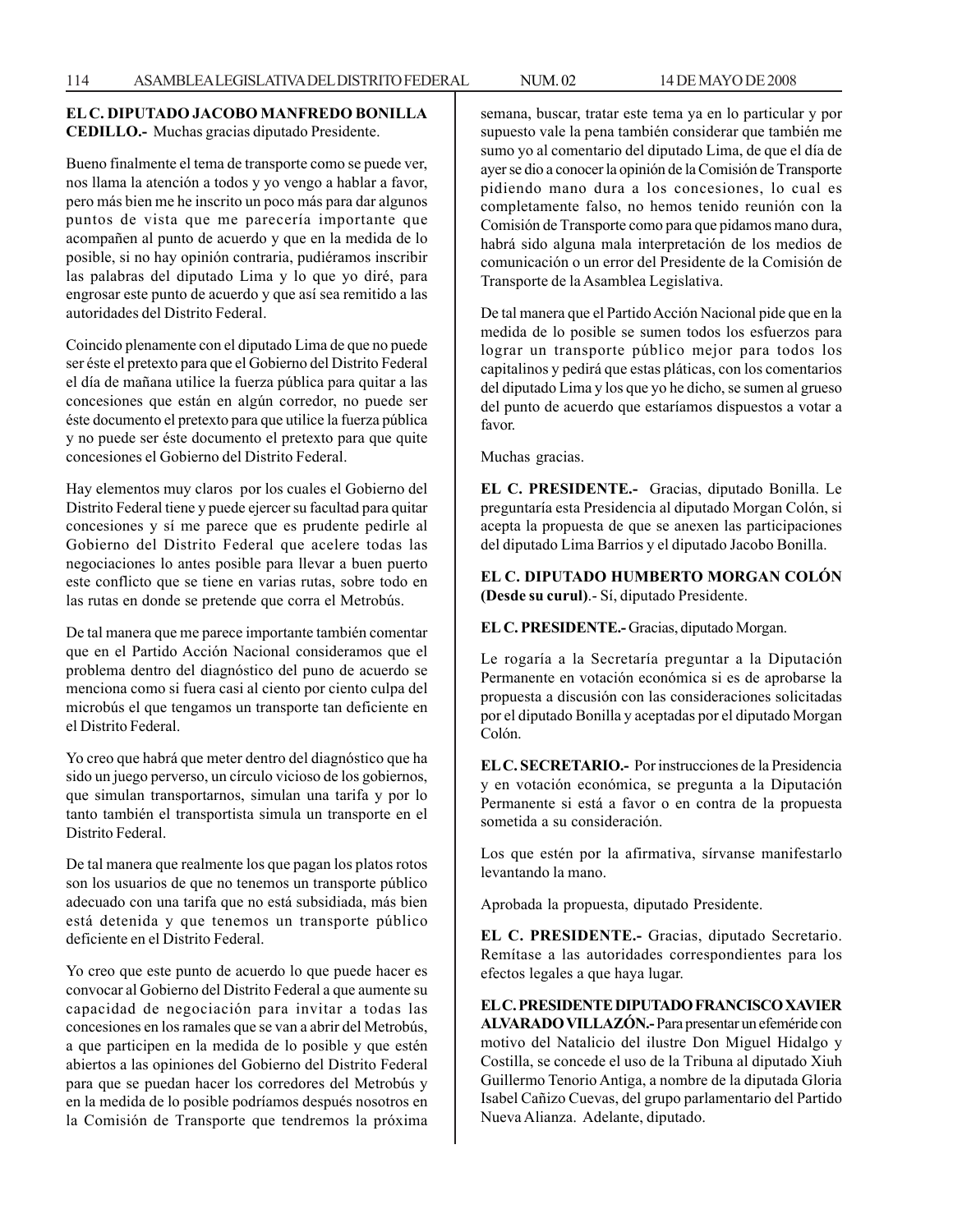**EL C. DIPUTADO JACOBO MANFREDO BONILLA CEDILLO.-** Muchas gracias diputado Presidente.

Bueno finalmente el tema de transporte como se puede ver, nos llama la atención a todos y yo vengo a hablar a favor, pero más bien me he inscrito un poco más para dar algunos puntos de vista que me parecería importante que acompañen al punto de acuerdo y que en la medida de lo posible, si no hay opinión contraria, pudiéramos inscribir las palabras del diputado Lima y lo que yo diré, para engrosar este punto de acuerdo y que así sea remitido a las autoridades del Distrito Federal.

Coincido plenamente con el diputado Lima de que no puede ser éste el pretexto para que el Gobierno del Distrito Federal el día de mañana utilice la fuerza pública para quitar a las concesiones que están en algún corredor, no puede ser éste documento el pretexto para que utilice la fuerza pública y no puede ser éste documento el pretexto para que quite concesiones el Gobierno del Distrito Federal.

Hay elementos muy claros por los cuales el Gobierno del Distrito Federal tiene y puede ejercer su facultad para quitar concesiones y sí me parece que es prudente pedirle al Gobierno del Distrito Federal que acelere todas las negociaciones lo antes posible para llevar a buen puerto este conflicto que se tiene en varias rutas, sobre todo en las rutas en donde se pretende que corra el Metrobús.

De tal manera que me parece importante también comentar que en el Partido Acción Nacional consideramos que el problema dentro del diagnóstico del puno de acuerdo se menciona como si fuera casi al ciento por ciento culpa del microbús el que tengamos un transporte tan deficiente en el Distrito Federal.

Yo creo que habrá que meter dentro del diagnóstico que ha sido un juego perverso, un círculo vicioso de los gobiernos, que simulan transportarnos, simulan una tarifa y por lo tanto también el transportista simula un transporte en el Distrito Federal.

De tal manera que realmente los que pagan los platos rotos son los usuarios de que no tenemos un transporte público adecuado con una tarifa que no está subsidiada, más bien está detenida y que tenemos un transporte público deficiente en el Distrito Federal.

Yo creo que este punto de acuerdo lo que puede hacer es convocar al Gobierno del Distrito Federal a que aumente su capacidad de negociación para invitar a todas las concesiones en los ramales que se van a abrir del Metrobús, a que participen en la medida de lo posible y que estén abiertos a las opiniones del Gobierno del Distrito Federal para que se puedan hacer los corredores del Metrobús y en la medida de lo posible podríamos después nosotros en la Comisión de Transporte que tendremos la próxima semana, buscar, tratar este tema ya en lo particular y por supuesto vale la pena también considerar que también me sumo yo al comentario del diputado Lima, de que el día de ayer se dio a conocer la opinión de la Comisión de Transporte pidiendo mano dura a los concesiones, lo cual es completamente falso, no hemos tenido reunión con la Comisión de Transporte como para que pidamos mano dura, habrá sido alguna mala interpretación de los medios de comunicación o un error del Presidente de la Comisión de Transporte de la Asamblea Legislativa.

De tal manera que el Partido Acción Nacional pide que en la medida de lo posible se sumen todos los esfuerzos para lograr un transporte público mejor para todos los capitalinos y pedirá que estas pláticas, con los comentarios del diputado Lima y los que yo he dicho, se sumen al grueso del punto de acuerdo que estaríamos dispuestos a votar a favor.

Muchas gracias.

**EL C. PRESIDENTE.-** Gracias, diputado Bonilla. Le preguntaría esta Presidencia al diputado Morgan Colón, si acepta la propuesta de que se anexen las participaciones del diputado Lima Barrios y el diputado Jacobo Bonilla.

**EL C. DIPUTADO HUMBERTO MORGAN COLÓN (Desde su curul)**.- Sí, diputado Presidente.

**EL C. PRESIDENTE.-** Gracias, diputado Morgan.

Le rogaría a la Secretaría preguntar a la Diputación Permanente en votación económica si es de aprobarse la propuesta a discusión con las consideraciones solicitadas por el diputado Bonilla y aceptadas por el diputado Morgan Colón.

**EL C. SECRETARIO.-** Por instrucciones de la Presidencia y en votación económica, se pregunta a la Diputación Permanente si está a favor o en contra de la propuesta sometida a su consideración.

Los que estén por la afirmativa, sírvanse manifestarlo levantando la mano.

Aprobada la propuesta, diputado Presidente.

**EL C. PRESIDENTE.-** Gracias, diputado Secretario. Remítase a las autoridades correspondientes para los efectos legales a que haya lugar.

**EL C. PRESIDENTE DIPUTADO FRANCISCO XAVIER ALVARADO VILLAZÓN.-** Para presentar un efeméride con motivo del Natalicio del ilustre Don Miguel Hidalgo y Costilla, se concede el uso de la Tribuna al diputado Xiuh Guillermo Tenorio Antiga, a nombre de la diputada Gloria Isabel Cañizo Cuevas, del grupo parlamentario del Partido Nueva Alianza. Adelante, diputado.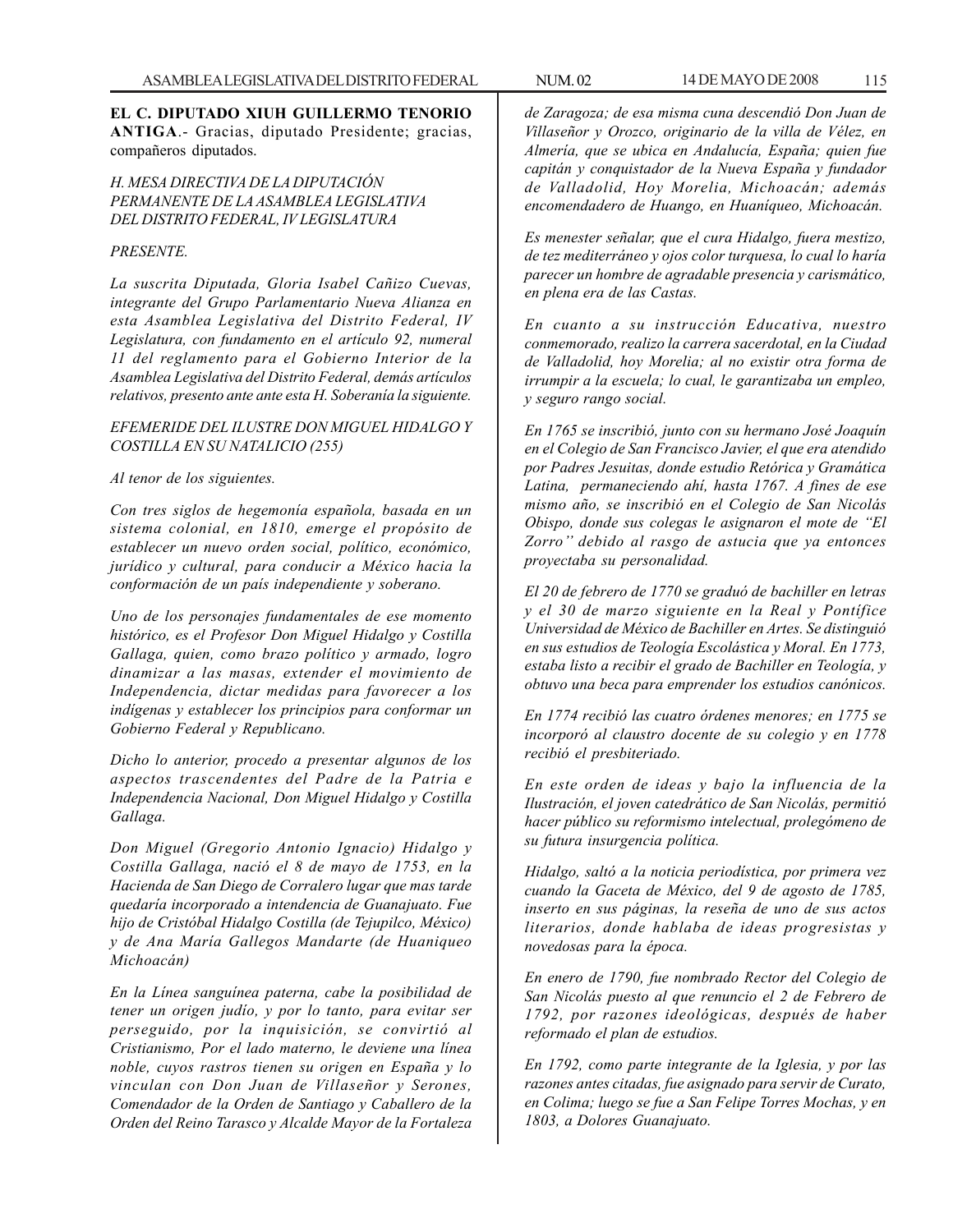**EL C. DIPUTADO XIUH GUILLERMO TENORIO ANTIGA**.- Gracias, diputado Presidente; gracias, compañeros diputados.

*H. MESA DIRECTIVA DE LA DIPUTACIÓN PERMANENTE DE LA ASAMBLEA LEGISLATIVA DEL DISTRITO FEDERAL, IV LEGISLATURA*

*PRESENTE.*

*La suscrita Diputada, Gloria Isabel Cañizo Cuevas, integrante del Grupo Parlamentario Nueva Alianza en esta Asamblea Legislativa del Distrito Federal, IV Legislatura, con fundamento en el artículo 92, numeral 11 del reglamento para el Gobierno Interior de la Asamblea Legislativa del Distrito Federal, demás artículos relativos, presento ante ante esta H. Soberanía la siguiente.*

*EFEMERIDE DEL ILUSTRE DON MIGUEL HIDALGO Y COSTILLA EN SU NATALICIO (255)*

*Al tenor de los siguientes.*

*Con tres siglos de hegemonía española, basada en un sistema colonial, en 1810, emerge el propósito de establecer un nuevo orden social, político, económico, jurídico y cultural, para conducir a México hacia la conformación de un país independiente y soberano.*

*Uno de los personajes fundamentales de ese momento histórico, es el Profesor Don Miguel Hidalgo y Costilla Gallaga, quien, como brazo político y armado, logro dinamizar a las masas, extender el movimiento de Independencia, dictar medidas para favorecer a los indígenas y establecer los principios para conformar un Gobierno Federal y Republicano.*

*Dicho lo anterior, procedo a presentar algunos de los aspectos trascendentes del Padre de la Patria e Independencia Nacional, Don Miguel Hidalgo y Costilla Gallaga.*

*Don Miguel (Gregorio Antonio Ignacio) Hidalgo y Costilla Gallaga, nació el 8 de mayo de 1753, en la Hacienda de San Diego de Corralero lugar que mas tarde quedaría incorporado a intendencia de Guanajuato. Fue hijo de Cristóbal Hidalgo Costilla (de Tejupilco, México) y de Ana María Gallegos Mandarte (de Huaniqueo Michoacán)*

*En la Línea sanguínea paterna, cabe la posibilidad de tener un origen judío, y por lo tanto, para evitar ser perseguido, por la inquisición, se convirtió al Cristianismo, Por el lado materno, le deviene una línea noble, cuyos rastros tienen su origen en España y lo vinculan con Don Juan de Villaseñor y Serones, Comendador de la Orden de Santiago y Caballero de la Orden del Reino Tarasco y Alcalde Mayor de la Fortaleza de Zaragoza; de esa misma cuna descendió Don Juan de Villaseñor y Orozco, originario de la villa de Vélez, en Almería, que se ubica en Andalucía, España; quien fue capitán y conquistador de la Nueva España y fundador de Valladolid, Hoy Morelia, Michoacán; además encomendadero de Huango, en Huaniqueo, Michoacán.*

*Es menester señalar, que el cura Hidalgo, fuera mestizo, de tez mediterráneo y ojos color turquesa, lo cual lo haría parecer un hombre de agradable presencia y carismático, en plena era de las Castas.*

*En cuanto a su instrucción Educativa, nuestro conmemorado, realizo la carrera sacerdotal, en la Ciudad de Valladolid, hoy Morelia; al no existir otra forma de irrumpir a la escuela; lo cual, le garantizaba un empleo, y seguro rango social.*

*En 1765 se inscribió, junto con su hermano José Joaquín en el Colegio de San Francisco Javier, el que era atendido por Padres Jesuitas, donde estudio Retórica y Gramática Latina, permaneciendo ahí, hasta 1767. A fines de ese mismo año, se inscribió en el Colegio de San Nicolás Obispo, donde sus colegas le asignaron el mote de "El Zorro" debido al rasgo de astucia que ya entonces proyectaba su personalidad.*

*El 20 de febrero de 1770 se graduó de bachiller en letras y el 30 de marzo siguiente en la Real y Pontífice Universidad de México de Bachiller en Artes. Se distinguió en sus estudios de Teología Escolástica y Moral. En 1773, estaba listo a recibir el grado de Bachiller en Teología, y obtuvo una beca para emprender los estudios canónicos.*

*En 1774 recibió las cuatro órdenes menores; en 1775 se incorporó al claustro docente de su colegio y en 1778 recibió el presbiteriado.*

*En este orden de ideas y bajo la influencia de la Ilustración, el joven catedrático de San Nicolás, permitió hacer público su reformismo intelectual, prolegómeno de su futura insurgencia política.*

*Hidalgo, saltó a la noticia periodística, por primera vez cuando la Gaceta de México, del 9 de agosto de 1785, inserto en sus páginas, la reseña de uno de sus actos literarios, donde hablaba de ideas progresistas y novedosas para la época.*

*En enero de 1790, fue nombrado Rector del Colegio de San Nicolás puesto al que renuncio el 2 de Febrero de 1792, por razones ideológicas, después de haber reformado el plan de estudios.*

*En 1792, como parte integrante de la Iglesia, y por las razones antes citadas, fue asignado para servir de Curato, en Colima; luego se fue a San Felipe Torres Mochas, y en 1803, a Dolores Guanajuato.*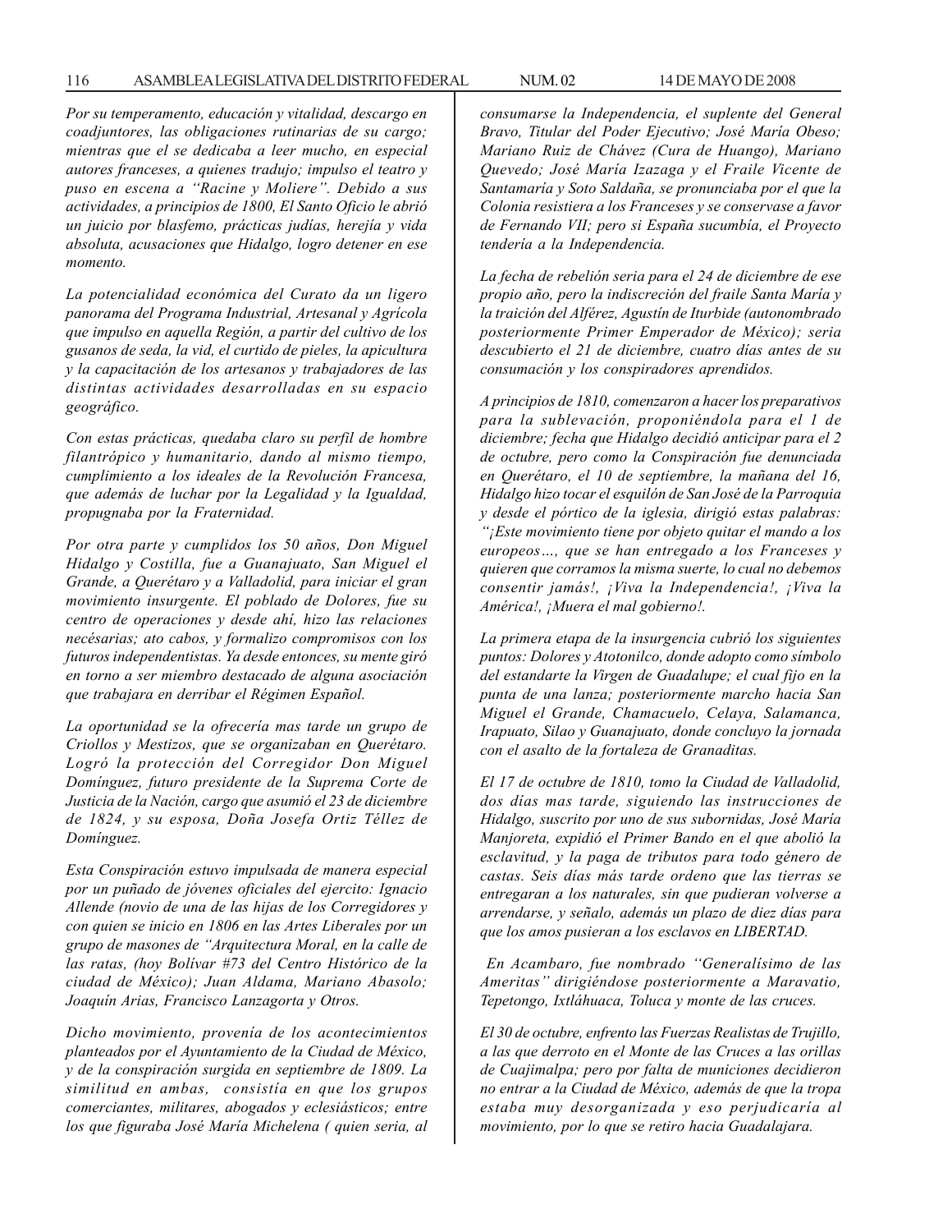*Por su temperamento, educación y vitalidad, descargo en coadjuntores, las obligaciones rutinarias de su cargo; mientras que el se dedicaba a leer mucho, en especial autores franceses, a quienes tradujo; impulso el teatro y puso en escena a "Racine y Moliere". Debido a sus actividades, a principios de 1800, El Santo Oficio le abrió un juicio por blasfemo, prácticas judías, herejía y vida absoluta, acusaciones que Hidalgo, logro detener en ese momento.*

*La potencialidad económica del Curato da un ligero panorama del Programa Industrial, Artesanal y Agrícola que impulso en aquella Región, a partir del cultivo de los gusanos de seda, la vid, el curtido de pieles, la apicultura y la capacitación de los artesanos y trabajadores de las distintas actividades desarrolladas en su espacio geográfico.*

*Con estas prácticas, quedaba claro su perfil de hombre filantrópico y humanitario, dando al mismo tiempo, cumplimiento a los ideales de la Revolución Francesa, que además de luchar por la Legalidad y la Igualdad, propugnaba por la Fraternidad.*

*Por otra parte y cumplidos los 50 años, Don Miguel Hidalgo y Costilla, fue a Guanajuato, San Miguel el Grande, a Querétaro y a Valladolid, para iniciar el gran movimiento insurgente. El poblado de Dolores, fue su centro de operaciones y desde ahí, hizo las relaciones necésarias; ato cabos, y formalizo compromisos con los futuros independentistas. Ya desde entonces, su mente giró en torno a ser miembro destacado de alguna asociación que trabajara en derribar el Régimen Español.*

*La oportunidad se la ofrecería mas tarde un grupo de Criollos y Mestizos, que se organizaban en Querétaro. Logró la protección del Corregidor Don Miguel Domínguez, futuro presidente de la Suprema Corte de Justicia de la Nación, cargo que asumió el 23 de diciembre de 1824, y su esposa, Doña Josefa Ortiz Téllez de Domínguez.*

*Esta Conspiración estuvo impulsada de manera especial por un puñado de jóvenes oficiales del ejercito: Ignacio Allende (novio de una de las hijas de los Corregidores y con quien se inicio en 1806 en las Artes Liberales por un grupo de masones de "Arquitectura Moral, en la calle de las ratas, (hoy Bolívar #73 del Centro Histórico de la ciudad de México); Juan Aldama, Mariano Abasolo; Joaquín Arias, Francisco Lanzagorta y Otros.*

*Dicho movimiento, provenía de los acontecimientos planteados por el Ayuntamiento de la Ciudad de México, y de la conspiración surgida en septiembre de 1809. La similitud en ambas, consistía en que los grupos comerciantes, militares, abogados y eclesiásticos; entre los que figuraba José María Michelena ( quien seria, al consumarse la Independencia, el suplente del General Bravo, Titular del Poder Ejecutivo; José María Obeso; Mariano Ruiz de Chávez (Cura de Huango), Mariano Quevedo; José María Izazaga y el Fraile Vicente de Santamaría y Soto Saldaña, se pronunciaba por el que la Colonia resistiera a los Franceses y se conservase a favor de Fernando VII; pero si España sucumbía, el Proyecto tendería a la Independencia.*

*La fecha de rebelión seria para el 24 de diciembre de ese propio año, pero la indiscreción del fraile Santa María y la traición del Alférez, Agustín de Iturbide (autonombrado posteriormente Primer Emperador de México); seria descubierto el 21 de diciembre, cuatro días antes de su consumación y los conspiradores aprendidos.*

*A principios de 1810, comenzaron a hacer los preparativos para la sublevación, proponiéndola para el 1 de diciembre; fecha que Hidalgo decidió anticipar para el 2 de octubre, pero como la Conspiración fue denunciada en Querétaro, el 10 de septiembre, la mañana del 16, Hidalgo hizo tocar el esquilón de San José de la Parroquia y desde el pórtico de la iglesia, dirigió estas palabras: "¡Este movimiento tiene por objeto quitar el mando a los europeos…, que se han entregado a los Franceses y quieren que corramos la misma suerte, lo cual no debemos consentir jamás!, ¡Viva la Independencia!, ¡Viva la América!, ¡Muera el mal gobierno!.*

*La primera etapa de la insurgencia cubrió los siguientes puntos: Dolores y Atotonilco, donde adopto como símbolo del estandarte la Virgen de Guadalupe; el cual fijo en la punta de una lanza; posteriormente marcho hacia San Miguel el Grande, Chamacuelo, Celaya, Salamanca, Irapuato, Silao y Guanajuato, donde concluyo la jornada con el asalto de la fortaleza de Granaditas.*

*El 17 de octubre de 1810, tomo la Ciudad de Valladolid, dos días mas tarde, siguiendo las instrucciones de Hidalgo, suscrito por uno de sus subornidas, José María Manjoreta, expidió el Primer Bando en el que abolió la esclavitud, y la paga de tributos para todo género de castas. Seis días más tarde ordeno que las tierras se entregaran a los naturales, sin que pudieran volverse a arrendarse, y señalo, además un plazo de diez días para que los amos pusieran a los esclavos en LIBERTAD.*

*En Acambaro, fue nombrado "Generalísimo de las Ameritas" dirigiéndose posteriormente a Maravatio, Tepetongo, Ixtláhuaca, Toluca y monte de las cruces.*

*El 30 de octubre, enfrento las Fuerzas Realistas de Trujillo, a las que derroto en el Monte de las Cruces a las orillas de Cuajimalpa; pero por falta de municiones decidieron no entrar a la Ciudad de México, además de que la tropa estaba muy desorganizada y eso perjudicaría al movimiento, por lo que se retiro hacia Guadalajara.*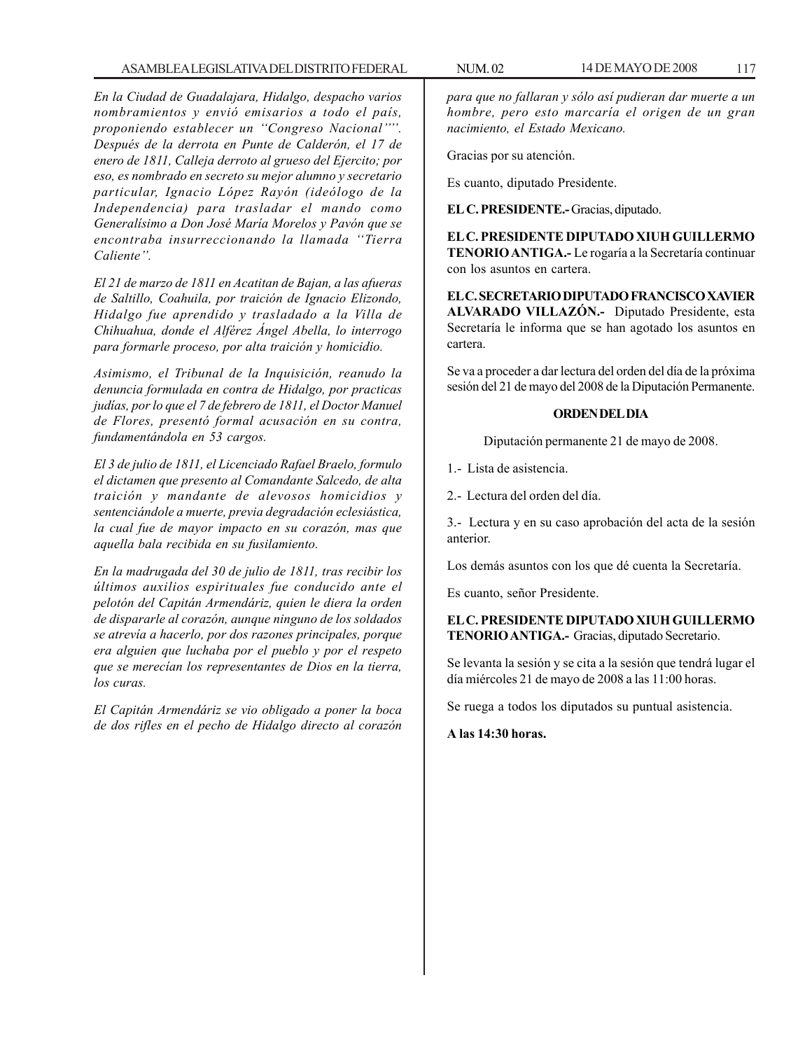*En la Ciudad de Guadalajara, Hidalgo, despacho varios nombramientos y envió emisarios a todo el país, proponiendo establecer un "Congreso Nacional"". Después de la derrota en Punte de Calderón, el 17 de enero de 1811, Calleja derroto al grueso del Ejercito; por eso, es nombrado en secreto su mejor alumno y secretario particular, Ignacio López Rayón (ideólogo de la Independencia) para trasladar el mando como Generalísimo a Don José María Morelos y Pavón que se encontraba insurreccionando la llamada "Tierra Caliente".*

*El 21 de marzo de 1811 en Acatitan de Bajan, a las afueras de Saltillo, Coahuila, por traición de Ignacio Elizondo, Hidalgo fue aprendido y trasladado a la Villa de Chihuahua, donde el Alférez Ángel Abella, lo interrogo para formarle proceso, por alta traición y homicidio.*

*Asimismo, el Tribunal de la Inquisición, reanudo la denuncia formulada en contra de Hidalgo, por practicas judías, por lo que el 7 de febrero de 1811, el Doctor Manuel de Flores, presentó formal acusación en su contra, fundamentándola en 53 cargos.*

*El 3 de julio de 1811, el Licenciado Rafael Braelo, formulo el dictamen que presento al Comandante Salcedo, de alta traición y mandante de alevosos homicidios y sentenciándole a muerte, previa degradación eclesiástica, la cual fue de mayor impacto en su corazón, mas que aquella bala recibida en su fusilamiento.*

*En la madrugada del 30 de julio de 1811, tras recibir los últimos auxilios espirituales fue conducido ante el pelotón del Capitán Armendáriz, quien le diera la orden de dispararle al corazón, aunque ninguno de los soldados se atrevía a hacerlo, por dos razones principales, porque era alguien que luchaba por el pueblo y por el respeto que se merecían los representantes de Dios en la tierra, los curas.*

*El Capitán Armendáriz se vio obligado a poner la boca de dos rifles en el pecho de Hidalgo directo al corazón para que no fallaran y sólo así pudieran dar muerte a un hombre, pero esto marcaría el origen de un gran nacimiento, el Estado Mexicano.*

Gracias por su atención.

Es cuanto, diputado Presidente.

**EL C. PRESIDENTE.-** Gracias, diputado.

**EL C. PRESIDENTE DIPUTADO XIUH GUILLERMO TENORIO ANTIGA.-** Le rogaría a la Secretaría continuar con los asuntos en cartera.

**EL C. SECRETARIO DIPUTADO FRANCISCO XAVIER ALVARADO VILLAZÓN.-** Diputado Presidente, esta Secretaría le informa que se han agotado los asuntos en cartera.

Se va a proceder a dar lectura del orden del día de la próxima sesión del 21 de mayo del 2008 de la Diputación Permanente.

**ORDEN DEL DIA**

Diputación permanente 21 de mayo de 2008.

1.- Lista de asistencia.

2.- Lectura del orden del día.

3.- Lectura y en su caso aprobación del acta de la sesión anterior.

Los demás asuntos con los que dé cuenta la Secretaría.

Es cuanto, señor Presidente.

**EL C. PRESIDENTE DIPUTADO XIUH GUILLERMO TENORIO ANTIGA.-** Gracias, diputado Secretario.

Se levanta la sesión y se cita a la sesión que tendrá lugar el día miércoles 21 de mayo de 2008 a las 11:00 horas.

Se ruega a todos los diputados su puntual asistencia.

**A las 14:30 horas.**